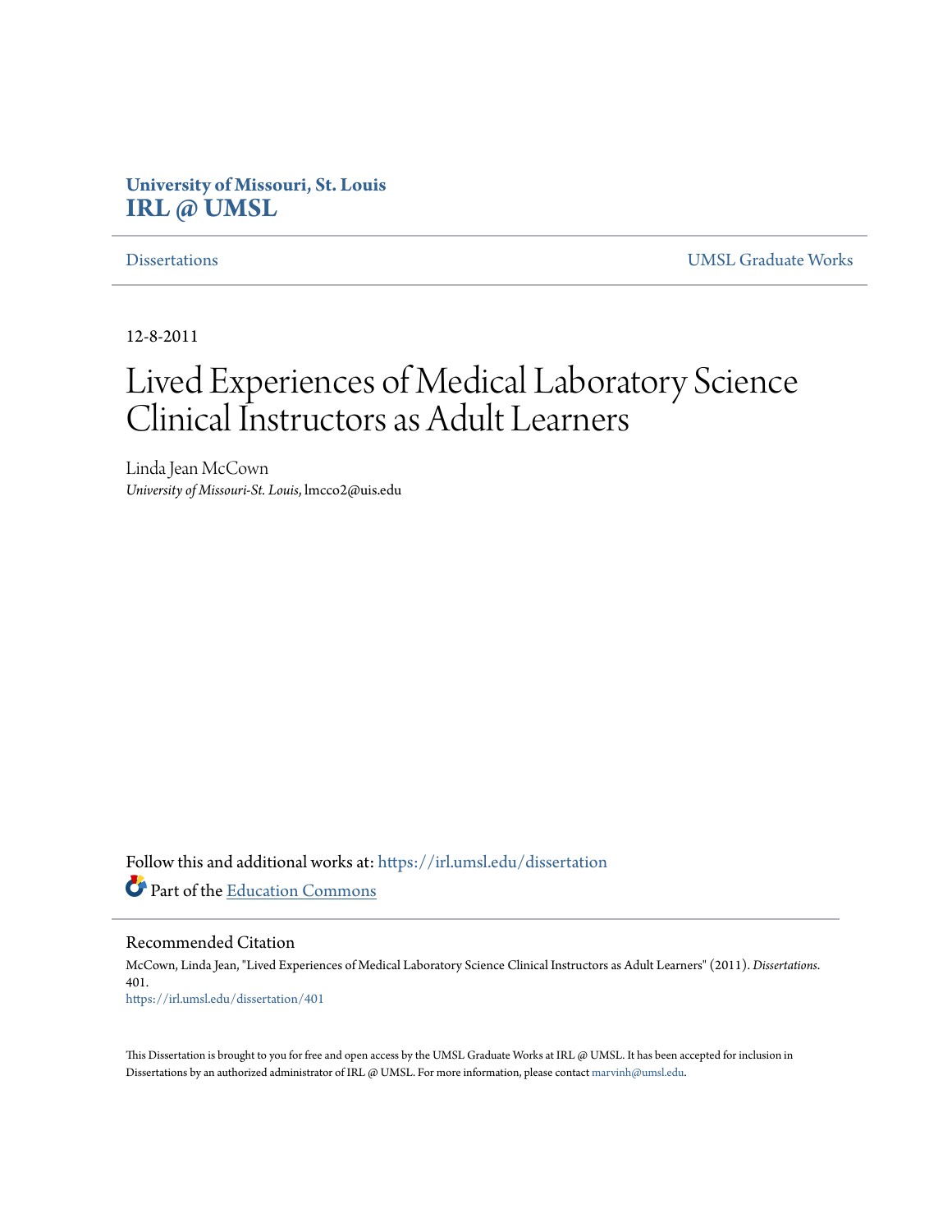**University of Missouri, St. Louis**
**IRL @ UMSL**

Dissertations | UMSL Graduate Works

12-8-2011

# Lived Experiences of Medical Laboratory Science Clinical Instructors as Adult Learners

Linda Jean McCown
*University of Missouri-St. Louis*, lmcco2@uis.edu

Follow this and additional works at: https://irl.umsl.edu/dissertation

Part of the Education Commons

## Recommended Citation

McCown, Linda Jean, "Lived Experiences of Medical Laboratory Science Clinical Instructors as Adult Learners" (2011). *Dissertations*. 401.
https://irl.umsl.edu/dissertation/401

This Dissertation is brought to you for free and open access by the UMSL Graduate Works at IRL @ UMSL. It has been accepted for inclusion in Dissertations by an authorized administrator of IRL @ UMSL. For more information, please contact marvinh@umsl.edu.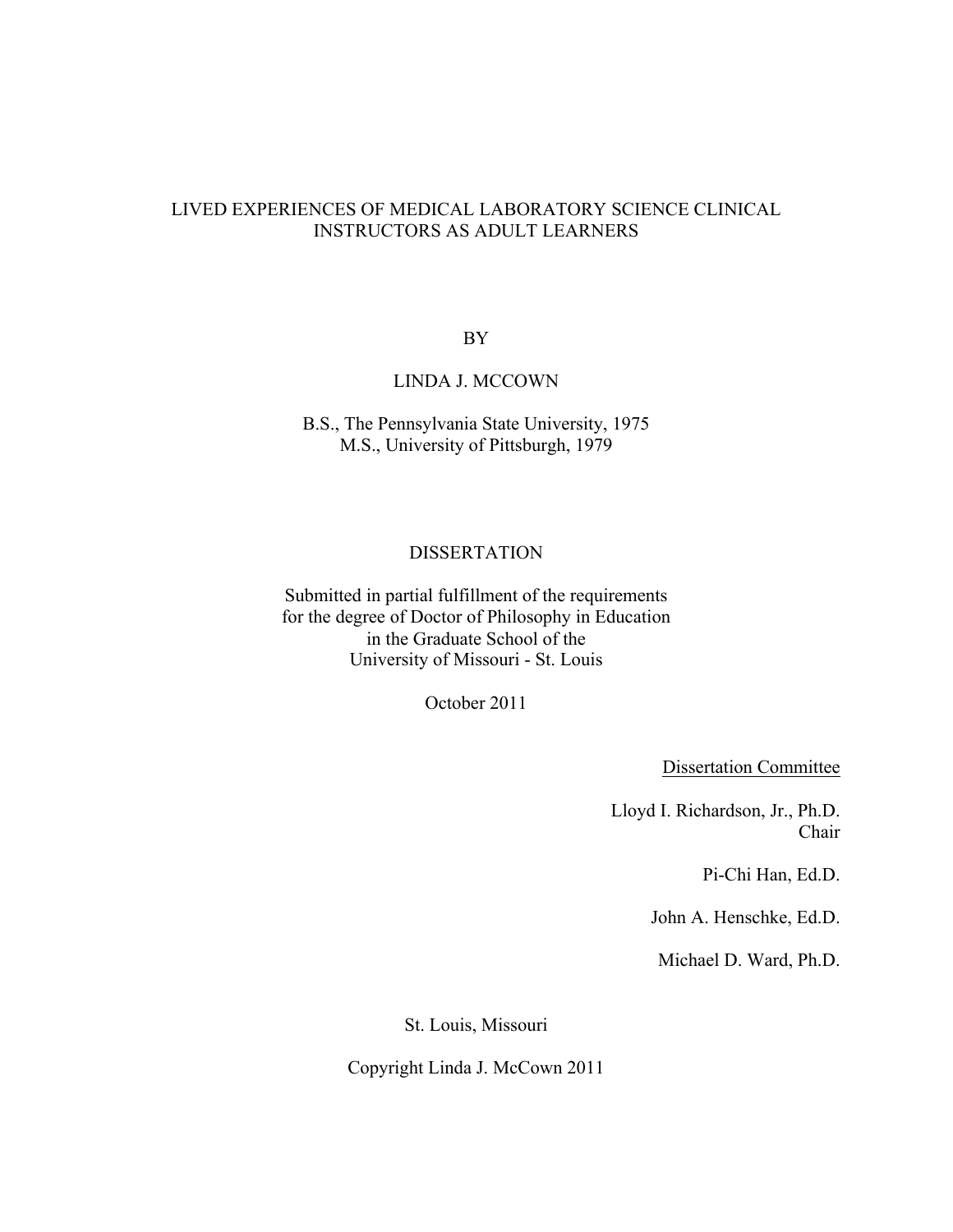# LIVED EXPERIENCES OF MEDICAL LABORATORY SCIENCE CLINICAL INSTRUCTORS AS ADULT LEARNERS

BY

LINDA J. MCCOWN

B.S., The Pennsylvania State University, 1975
M.S., University of Pittsburgh, 1979

DISSERTATION

Submitted in partial fulfillment of the requirements for the degree of Doctor of Philosophy in Education in the Graduate School of the University of Missouri - St. Louis

October 2011

Dissertation Committee

Lloyd I. Richardson, Jr., Ph.D.
Chair

Pi-Chi Han, Ed.D.

John A. Henschke, Ed.D.

Michael D. Ward, Ph.D.

St. Louis, Missouri

Copyright Linda J. McCown 2011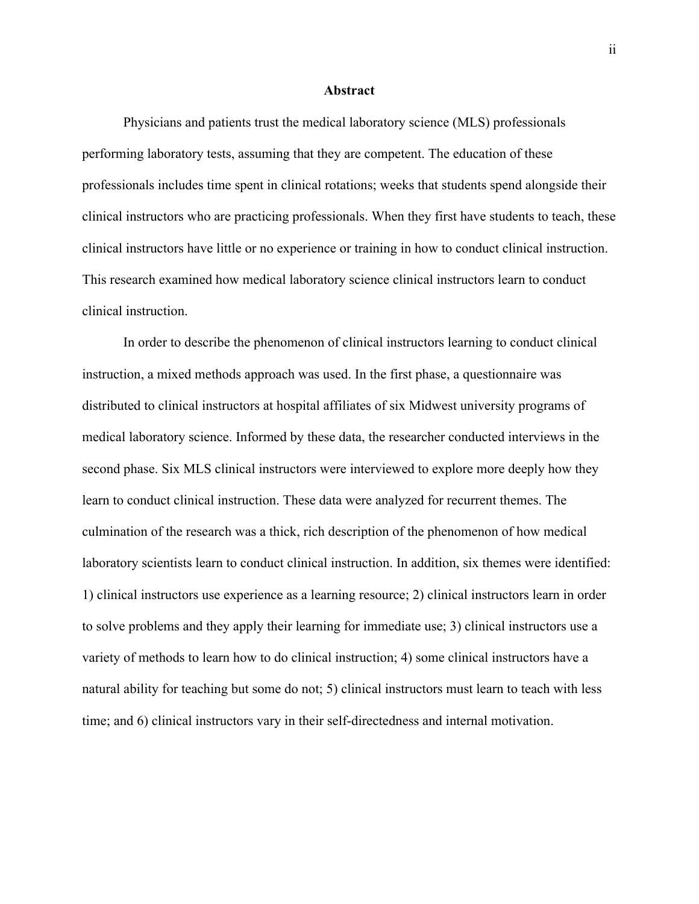## Abstract

Physicians and patients trust the medical laboratory science (MLS) professionals performing laboratory tests, assuming that they are competent. The education of these professionals includes time spent in clinical rotations; weeks that students spend alongside their clinical instructors who are practicing professionals. When they first have students to teach, these clinical instructors have little or no experience or training in how to conduct clinical instruction. This research examined how medical laboratory science clinical instructors learn to conduct clinical instruction.

In order to describe the phenomenon of clinical instructors learning to conduct clinical instruction, a mixed methods approach was used. In the first phase, a questionnaire was distributed to clinical instructors at hospital affiliates of six Midwest university programs of medical laboratory science. Informed by these data, the researcher conducted interviews in the second phase. Six MLS clinical instructors were interviewed to explore more deeply how they learn to conduct clinical instruction. These data were analyzed for recurrent themes. The culmination of the research was a thick, rich description of the phenomenon of how medical laboratory scientists learn to conduct clinical instruction. In addition, six themes were identified: 1) clinical instructors use experience as a learning resource; 2) clinical instructors learn in order to solve problems and they apply their learning for immediate use; 3) clinical instructors use a variety of methods to learn how to do clinical instruction; 4) some clinical instructors have a natural ability for teaching but some do not; 5) clinical instructors must learn to teach with less time; and 6) clinical instructors vary in their self-directedness and internal motivation.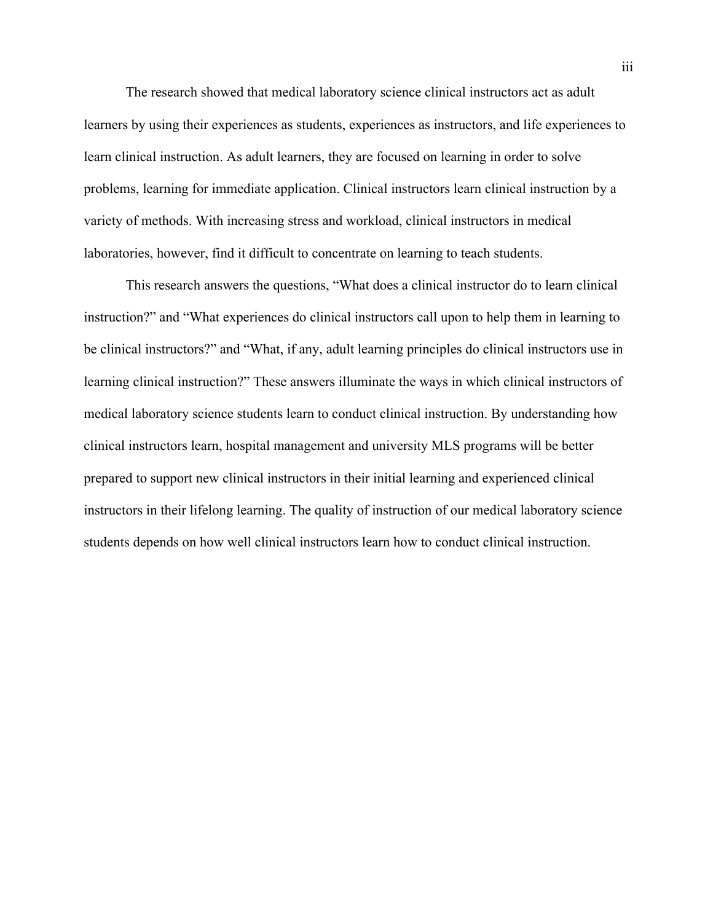The research showed that medical laboratory science clinical instructors act as adult learners by using their experiences as students, experiences as instructors, and life experiences to learn clinical instruction. As adult learners, they are focused on learning in order to solve problems, learning for immediate application. Clinical instructors learn clinical instruction by a variety of methods. With increasing stress and workload, clinical instructors in medical laboratories, however, find it difficult to concentrate on learning to teach students.

This research answers the questions, "What does a clinical instructor do to learn clinical instruction?" and "What experiences do clinical instructors call upon to help them in learning to be clinical instructors?" and "What, if any, adult learning principles do clinical instructors use in learning clinical instruction?" These answers illuminate the ways in which clinical instructors of medical laboratory science students learn to conduct clinical instruction. By understanding how clinical instructors learn, hospital management and university MLS programs will be better prepared to support new clinical instructors in their initial learning and experienced clinical instructors in their lifelong learning. The quality of instruction of our medical laboratory science students depends on how well clinical instructors learn how to conduct clinical instruction.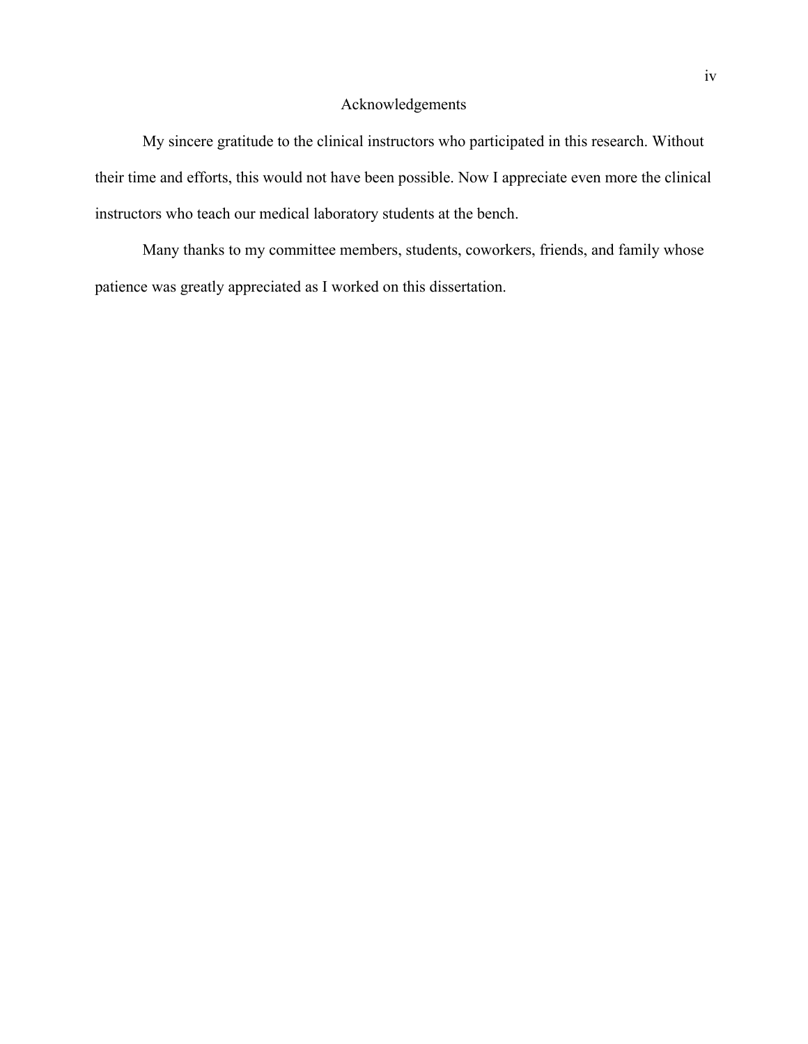# Acknowledgements

My sincere gratitude to the clinical instructors who participated in this research. Without their time and efforts, this would not have been possible. Now I appreciate even more the clinical instructors who teach our medical laboratory students at the bench.

Many thanks to my committee members, students, coworkers, friends, and family whose patience was greatly appreciated as I worked on this dissertation.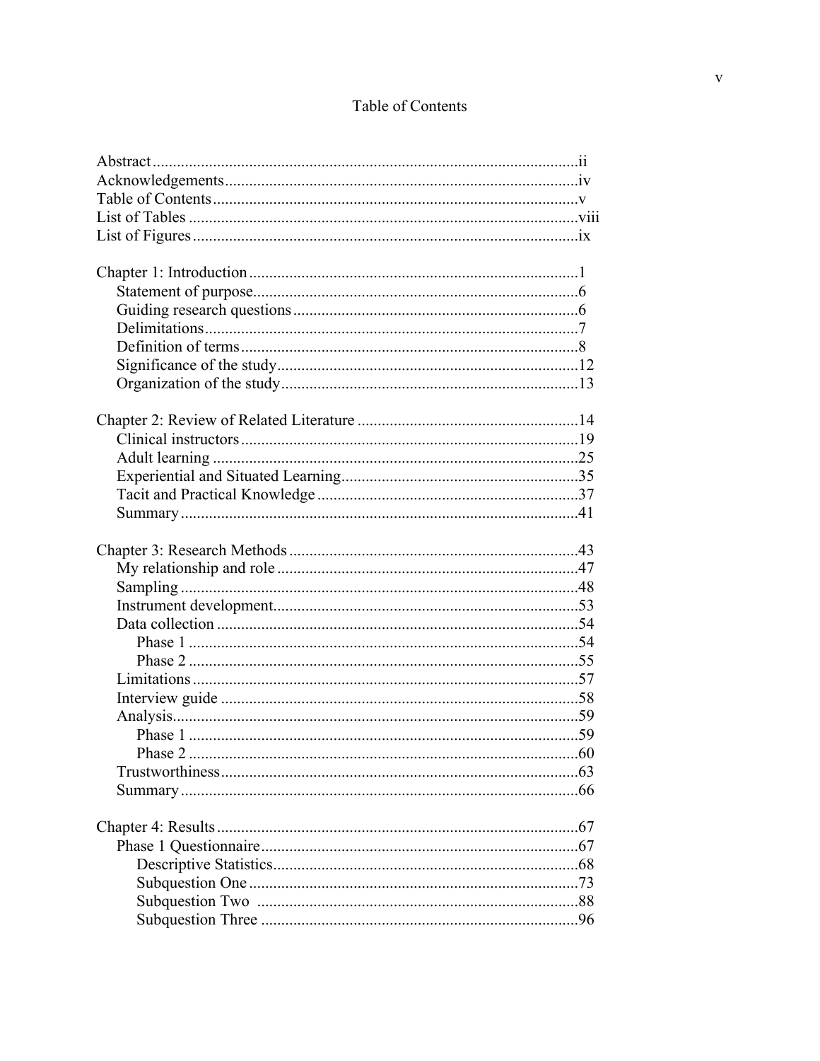# Table of Contents

Abstract ii
Acknowledgements iv
Table of Contents v
List of Tables viii
List of Figures ix

Chapter 1: Introduction 1
- Statement of purpose 6
- Guiding research questions 6
- Delimitations 7
- Definition of terms 8
- Significance of the study 12
- Organization of the study 13

Chapter 2: Review of Related Literature 14
- Clinical instructors 19
- Adult learning 25
- Experiential and Situated Learning 35
- Tacit and Practical Knowledge 37
- Summary 41

Chapter 3: Research Methods 43
- My relationship and role 47
- Sampling 48
- Instrument development 53
- Data collection 54
  - Phase 1 54
  - Phase 2 55
- Limitations 57
- Interview guide 58
- Analysis 59
  - Phase 1 59
  - Phase 2 60
- Trustworthiness 63
- Summary 66

Chapter 4: Results 67
- Phase 1 Questionnaire 67
  - Descriptive Statistics 68
  - Subquestion One 73
  - Subquestion Two 88
  - Subquestion Three 96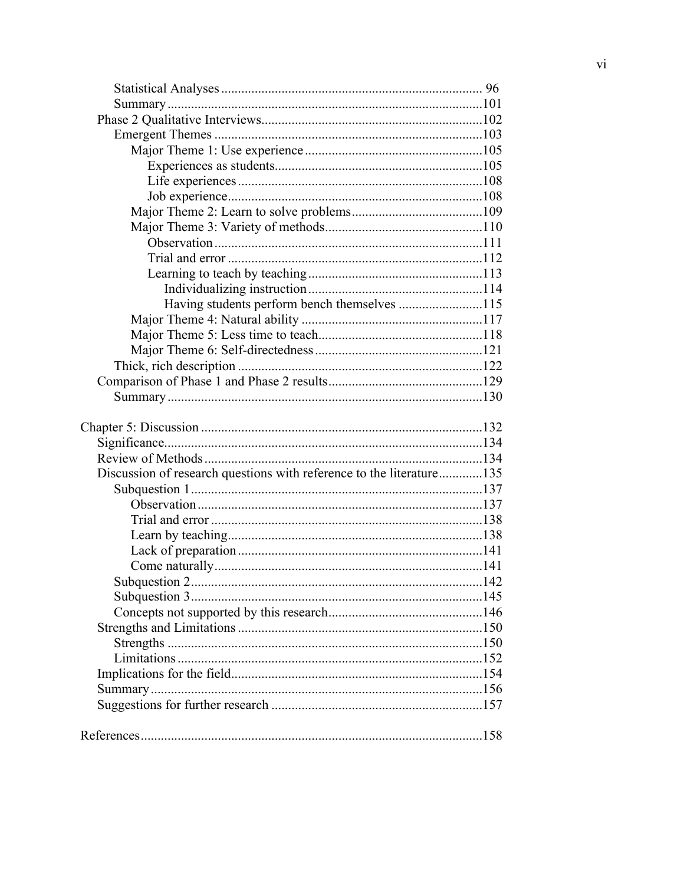Statistical Analyses ............................................................................ 96
Summary ............................................................................................101
Phase 2 Qualitative Interviews.................................................................102
Emergent Themes ...............................................................................103
Major Theme 1: Use experience ....................................................105
Experiences as students.............................................................105
Life experiences........................................................................108
Job experience...........................................................................108
Major Theme 2: Learn to solve problems......................................109
Major Theme 3: Variety of methods..............................................110
Observation...............................................................................111
Trial and error ...........................................................................112
Learning to teach by teaching...................................................113
Individualizing instruction...................................................114
Having students perform bench themselves .........................115
Major Theme 4: Natural ability .....................................................117
Major Theme 5: Less time to teach.................................................118
Major Theme 6: Self-directedness.................................................121
Thick, rich description .........................................................................122
Comparison of Phase 1 and Phase 2 results.............................................129
Summary ............................................................................................130

Chapter 5: Discussion ..................................................................................132
Significance.............................................................................................134
Review of Methods..................................................................................134
Discussion of research questions with reference to the literature.............135
Subquestion 1......................................................................................137
Observation....................................................................................137
Trial and error ................................................................................138
Learn by teaching...........................................................................138
Lack of preparation........................................................................141
Come naturally...............................................................................141
Subquestion 2......................................................................................142
Subquestion 3......................................................................................145
Concepts not supported by this research.............................................146
Strengths and Limitations ........................................................................150
Strengths ............................................................................................150
Limitations..........................................................................................152
Implications for the field..........................................................................154
Summary ..................................................................................................156
Suggestions for further research ..............................................................157

References....................................................................................................158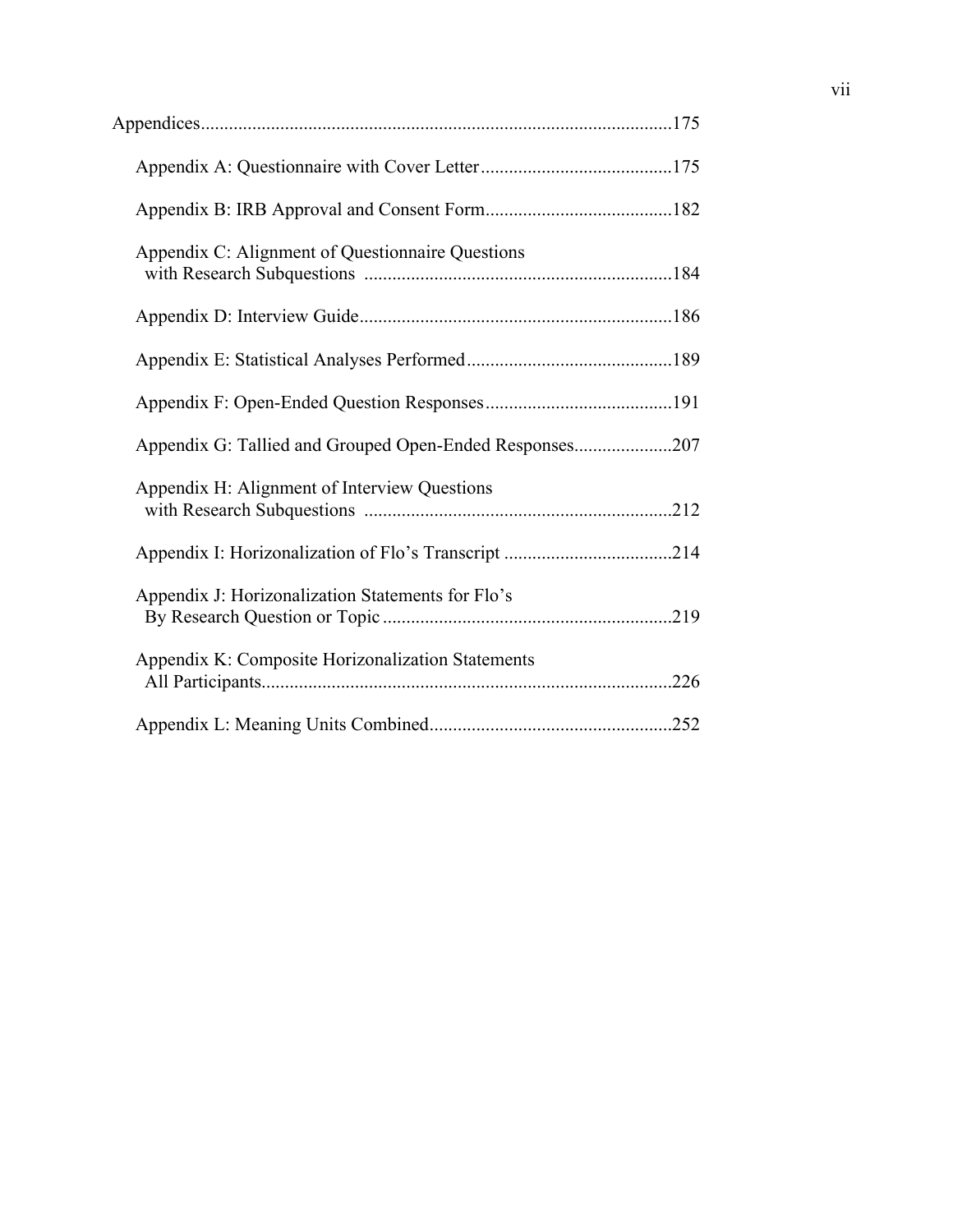Appendices....................................................................................................175

Appendix A: Questionnaire with Cover Letter.........................................175

Appendix B: IRB Approval and Consent Form........................................182

Appendix C: Alignment of Questionnaire Questions with Research Subquestions .................................................................184

Appendix D: Interview Guide..................................................................186

Appendix E: Statistical Analyses Performed............................................189

Appendix F: Open-Ended Question Responses........................................191

Appendix G: Tallied and Grouped Open-Ended Responses.....................207

Appendix H: Alignment of Interview Questions with Research Subquestions .................................................................212

Appendix I: Horizonalization of Flo's Transcript ....................................214

Appendix J: Horizonalization Statements for Flo's By Research Question or Topic .............................................................219

Appendix K: Composite Horizonalization Statements All Participants.......................................................................................226

Appendix L: Meaning Units Combined...................................................252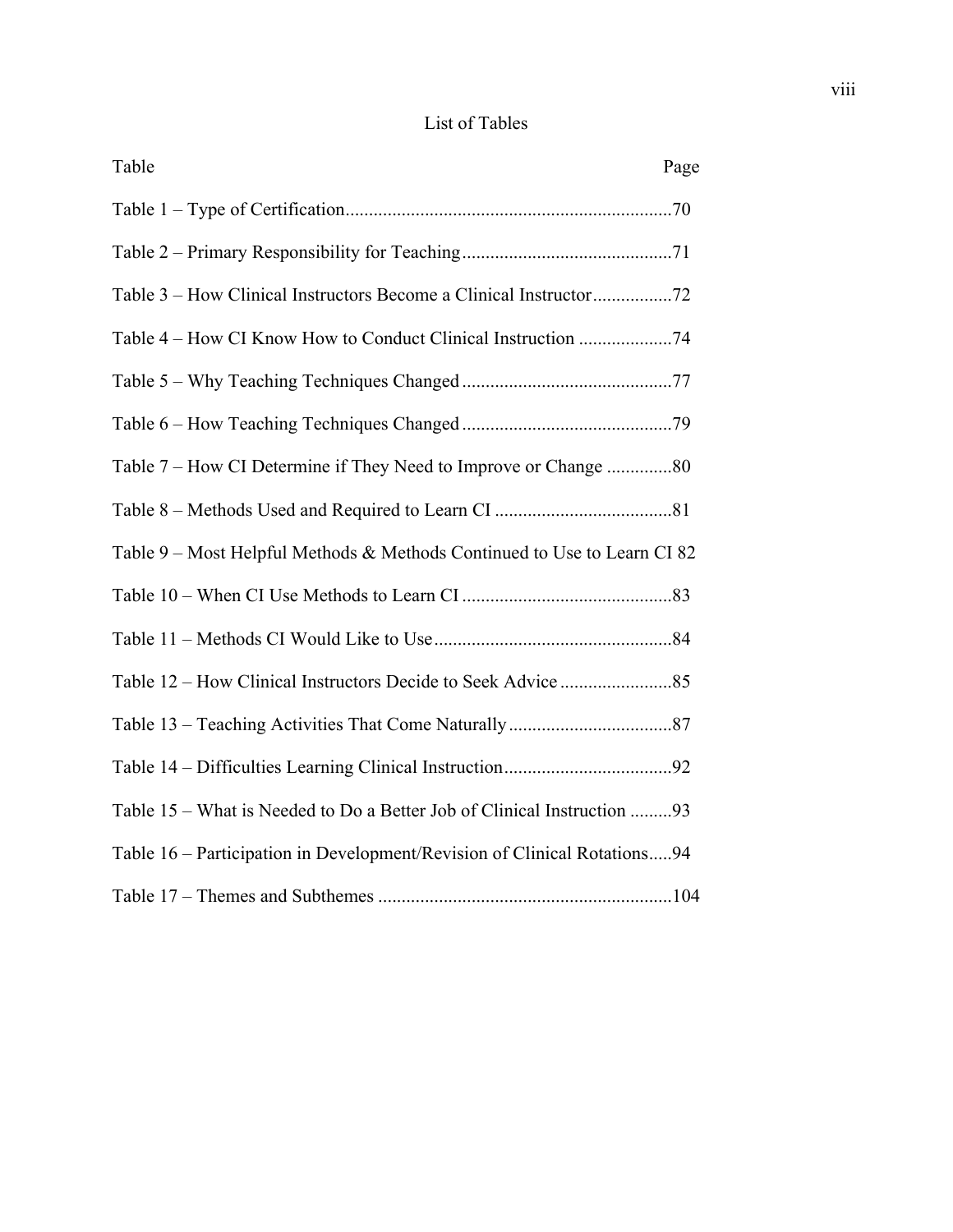# List of Tables

| Table | Page |
|---|---|
| Table 1 – Type of Certification | 70 |
| Table 2 – Primary Responsibility for Teaching | 71 |
| Table 3 – How Clinical Instructors Become a Clinical Instructor | 72 |
| Table 4 – How CI Know How to Conduct Clinical Instruction | 74 |
| Table 5 – Why Teaching Techniques Changed | 77 |
| Table 6 – How Teaching Techniques Changed | 79 |
| Table 7 – How CI Determine if They Need to Improve or Change | 80 |
| Table 8 – Methods Used and Required to Learn CI | 81 |
| Table 9 – Most Helpful Methods & Methods Continued to Use to Learn CI | 82 |
| Table 10 – When CI Use Methods to Learn CI | 83 |
| Table 11 – Methods CI Would Like to Use | 84 |
| Table 12 – How Clinical Instructors Decide to Seek Advice | 85 |
| Table 13 – Teaching Activities That Come Naturally | 87 |
| Table 14 – Difficulties Learning Clinical Instruction | 92 |
| Table 15 – What is Needed to Do a Better Job of Clinical Instruction | 93 |
| Table 16 – Participation in Development/Revision of Clinical Rotations | 94 |
| Table 17 – Themes and Subthemes | 104 |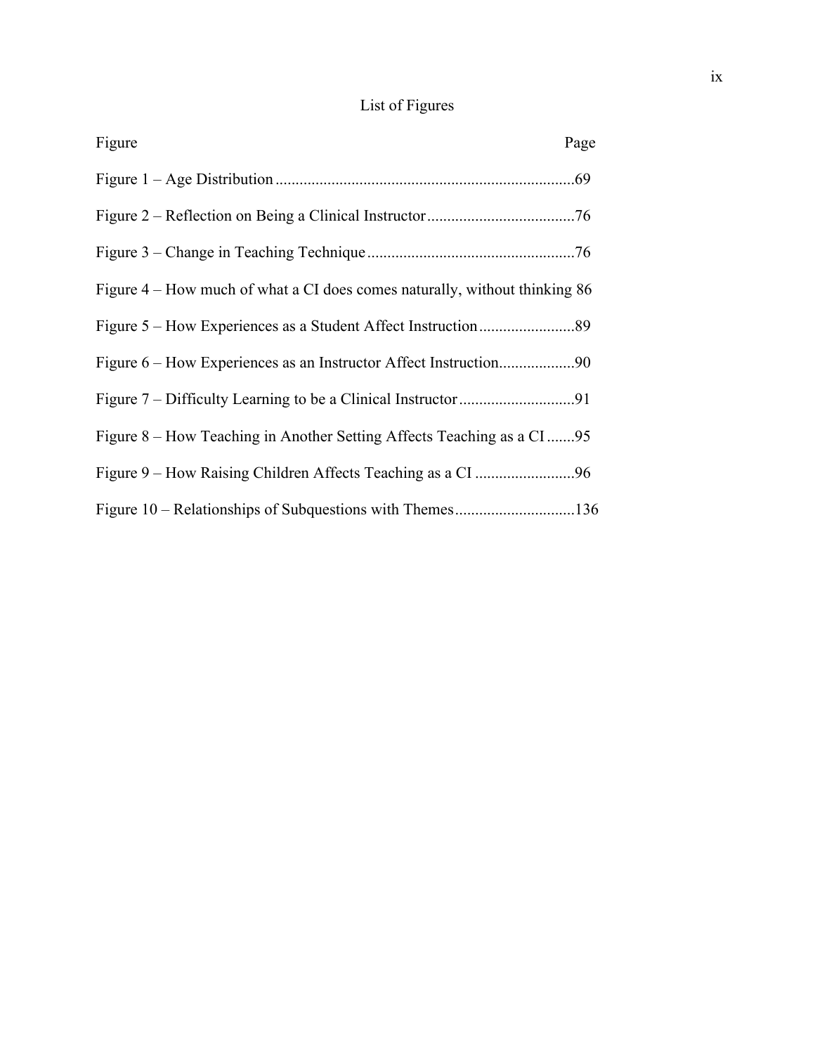# List of Figures

| Figure | Page |
|---|---|
| Figure 1 – Age Distribution | 69 |
| Figure 2 – Reflection on Being a Clinical Instructor | 76 |
| Figure 3 – Change in Teaching Technique | 76 |
| Figure 4 – How much of what a CI does comes naturally, without thinking | 86 |
| Figure 5 – How Experiences as a Student Affect Instruction | 89 |
| Figure 6 – How Experiences as an Instructor Affect Instruction | 90 |
| Figure 7 – Difficulty Learning to be a Clinical Instructor | 91 |
| Figure 8 – How Teaching in Another Setting Affects Teaching as a CI | 95 |
| Figure 9 – How Raising Children Affects Teaching as a CI | 96 |
| Figure 10 – Relationships of Subquestions with Themes | 136 |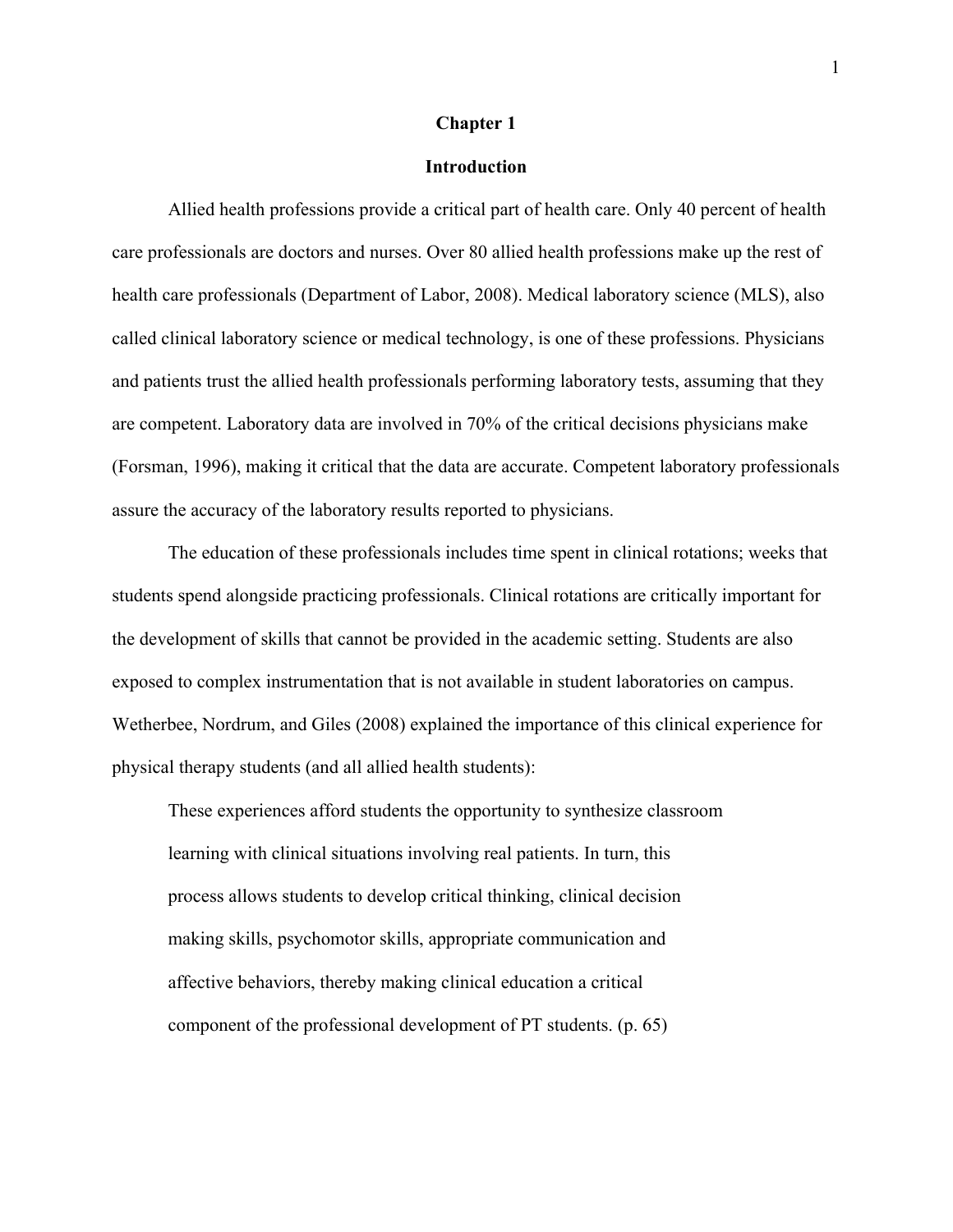# Chapter 1

## Introduction

Allied health professions provide a critical part of health care. Only 40 percent of health care professionals are doctors and nurses. Over 80 allied health professions make up the rest of health care professionals (Department of Labor, 2008). Medical laboratory science (MLS), also called clinical laboratory science or medical technology, is one of these professions. Physicians and patients trust the allied health professionals performing laboratory tests, assuming that they are competent. Laboratory data are involved in 70% of the critical decisions physicians make (Forsman, 1996), making it critical that the data are accurate. Competent laboratory professionals assure the accuracy of the laboratory results reported to physicians.

The education of these professionals includes time spent in clinical rotations; weeks that students spend alongside practicing professionals. Clinical rotations are critically important for the development of skills that cannot be provided in the academic setting. Students are also exposed to complex instrumentation that is not available in student laboratories on campus. Wetherbee, Nordrum, and Giles (2008) explained the importance of this clinical experience for physical therapy students (and all allied health students):

> These experiences afford students the opportunity to synthesize classroom learning with clinical situations involving real patients. In turn, this process allows students to develop critical thinking, clinical decision making skills, psychomotor skills, appropriate communication and affective behaviors, thereby making clinical education a critical component of the professional development of PT students. (p. 65)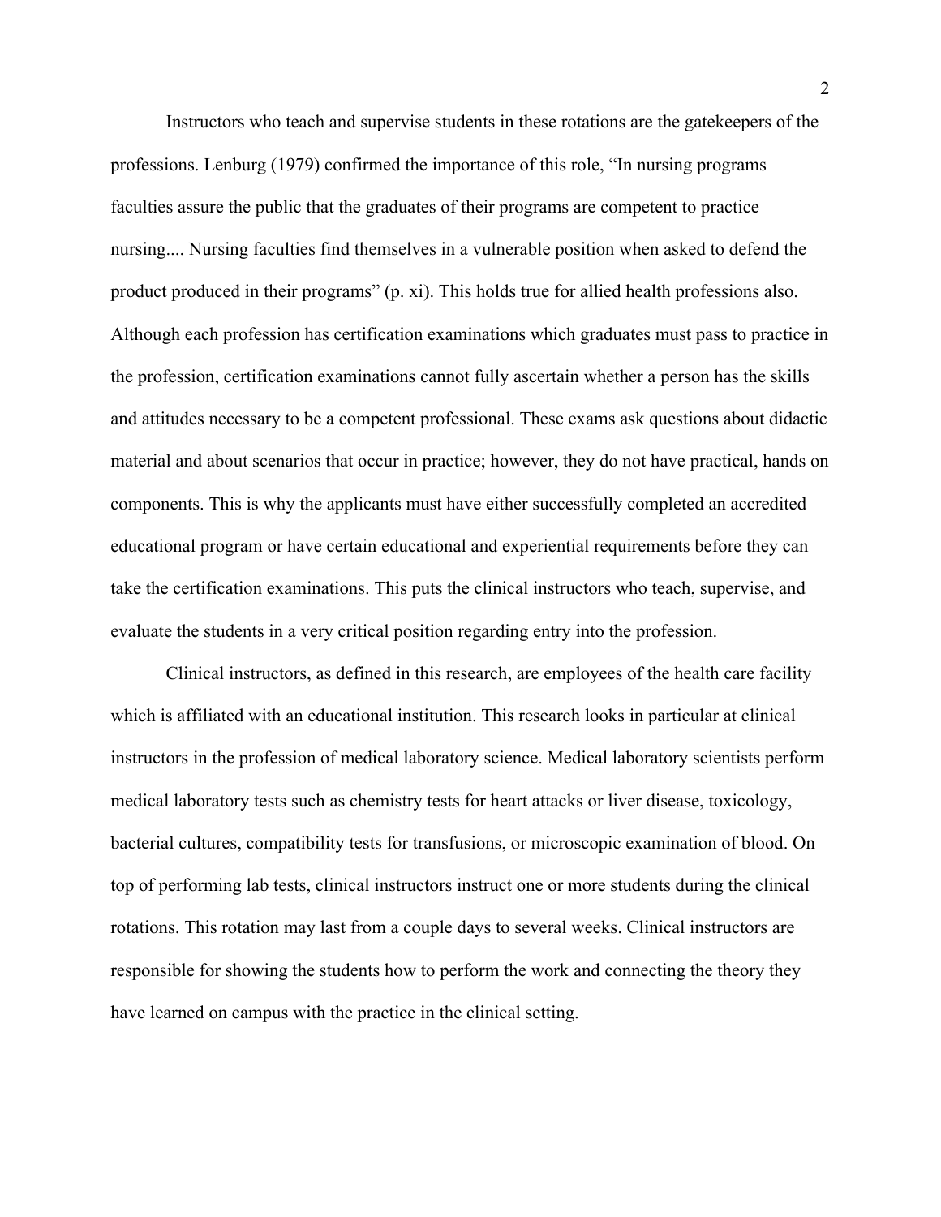Instructors who teach and supervise students in these rotations are the gatekeepers of the professions. Lenburg (1979) confirmed the importance of this role, "In nursing programs faculties assure the public that the graduates of their programs are competent to practice nursing.... Nursing faculties find themselves in a vulnerable position when asked to defend the product produced in their programs" (p. xi). This holds true for allied health professions also. Although each profession has certification examinations which graduates must pass to practice in the profession, certification examinations cannot fully ascertain whether a person has the skills and attitudes necessary to be a competent professional. These exams ask questions about didactic material and about scenarios that occur in practice; however, they do not have practical, hands on components. This is why the applicants must have either successfully completed an accredited educational program or have certain educational and experiential requirements before they can take the certification examinations. This puts the clinical instructors who teach, supervise, and evaluate the students in a very critical position regarding entry into the profession.

Clinical instructors, as defined in this research, are employees of the health care facility which is affiliated with an educational institution. This research looks in particular at clinical instructors in the profession of medical laboratory science. Medical laboratory scientists perform medical laboratory tests such as chemistry tests for heart attacks or liver disease, toxicology, bacterial cultures, compatibility tests for transfusions, or microscopic examination of blood. On top of performing lab tests, clinical instructors instruct one or more students during the clinical rotations. This rotation may last from a couple days to several weeks. Clinical instructors are responsible for showing the students how to perform the work and connecting the theory they have learned on campus with the practice in the clinical setting.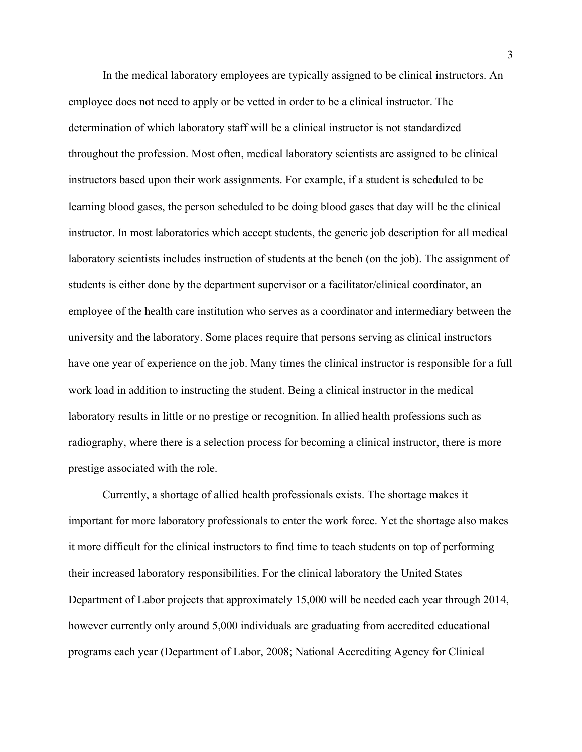In the medical laboratory employees are typically assigned to be clinical instructors. An employee does not need to apply or be vetted in order to be a clinical instructor. The determination of which laboratory staff will be a clinical instructor is not standardized throughout the profession. Most often, medical laboratory scientists are assigned to be clinical instructors based upon their work assignments. For example, if a student is scheduled to be learning blood gases, the person scheduled to be doing blood gases that day will be the clinical instructor. In most laboratories which accept students, the generic job description for all medical laboratory scientists includes instruction of students at the bench (on the job). The assignment of students is either done by the department supervisor or a facilitator/clinical coordinator, an employee of the health care institution who serves as a coordinator and intermediary between the university and the laboratory. Some places require that persons serving as clinical instructors have one year of experience on the job. Many times the clinical instructor is responsible for a full work load in addition to instructing the student. Being a clinical instructor in the medical laboratory results in little or no prestige or recognition. In allied health professions such as radiography, where there is a selection process for becoming a clinical instructor, there is more prestige associated with the role.

Currently, a shortage of allied health professionals exists. The shortage makes it important for more laboratory professionals to enter the work force. Yet the shortage also makes it more difficult for the clinical instructors to find time to teach students on top of performing their increased laboratory responsibilities. For the clinical laboratory the United States Department of Labor projects that approximately 15,000 will be needed each year through 2014, however currently only around 5,000 individuals are graduating from accredited educational programs each year (Department of Labor, 2008; National Accrediting Agency for Clinical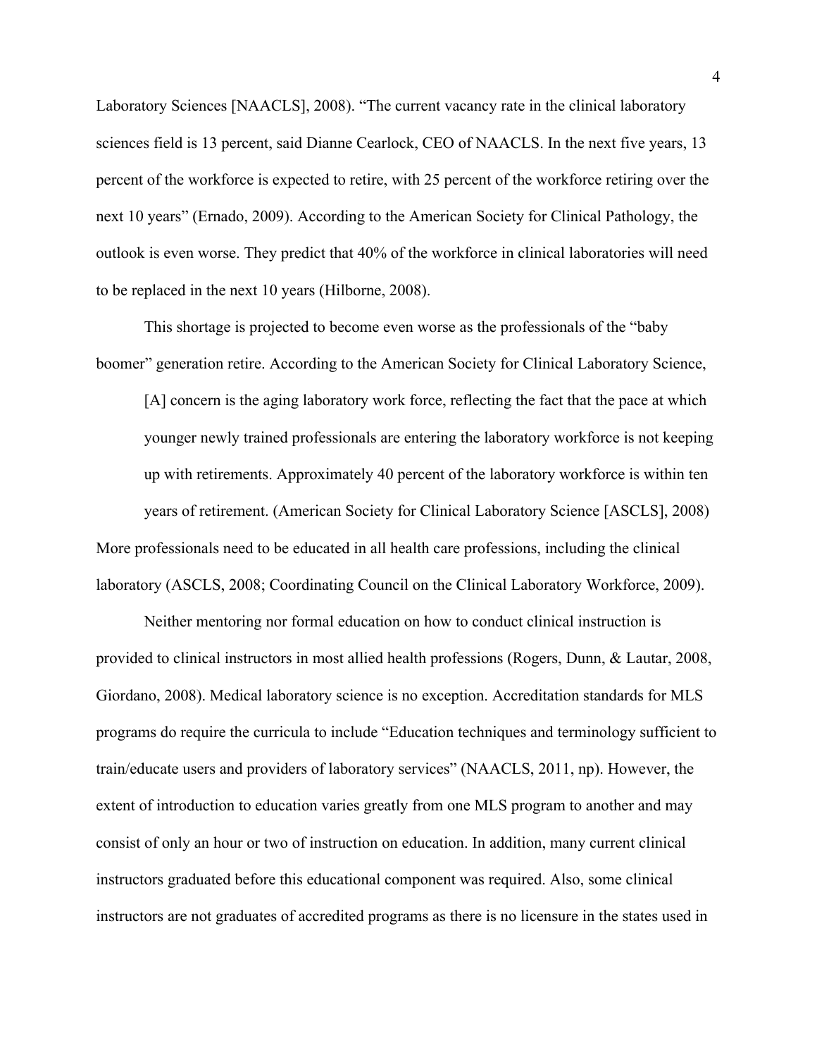Laboratory Sciences [NAACLS], 2008). “The current vacancy rate in the clinical laboratory sciences field is 13 percent, said Dianne Cearlock, CEO of NAACLS. In the next five years, 13 percent of the workforce is expected to retire, with 25 percent of the workforce retiring over the next 10 years” (Ernado, 2009). According to the American Society for Clinical Pathology, the outlook is even worse. They predict that 40% of the workforce in clinical laboratories will need to be replaced in the next 10 years (Hilborne, 2008).

This shortage is projected to become even worse as the professionals of the “baby boomer” generation retire. According to the American Society for Clinical Laboratory Science,

> [A] concern is the aging laboratory work force, reflecting the fact that the pace at which younger newly trained professionals are entering the laboratory workforce is not keeping up with retirements. Approximately 40 percent of the laboratory workforce is within ten years of retirement. (American Society for Clinical Laboratory Science [ASCLS], 2008)

More professionals need to be educated in all health care professions, including the clinical laboratory (ASCLS, 2008; Coordinating Council on the Clinical Laboratory Workforce, 2009).

Neither mentoring nor formal education on how to conduct clinical instruction is provided to clinical instructors in most allied health professions (Rogers, Dunn, & Lautar, 2008, Giordano, 2008). Medical laboratory science is no exception. Accreditation standards for MLS programs do require the curricula to include “Education techniques and terminology sufficient to train/educate users and providers of laboratory services” (NAACLS, 2011, np). However, the extent of introduction to education varies greatly from one MLS program to another and may consist of only an hour or two of instruction on education. In addition, many current clinical instructors graduated before this educational component was required. Also, some clinical instructors are not graduates of accredited programs as there is no licensure in the states used in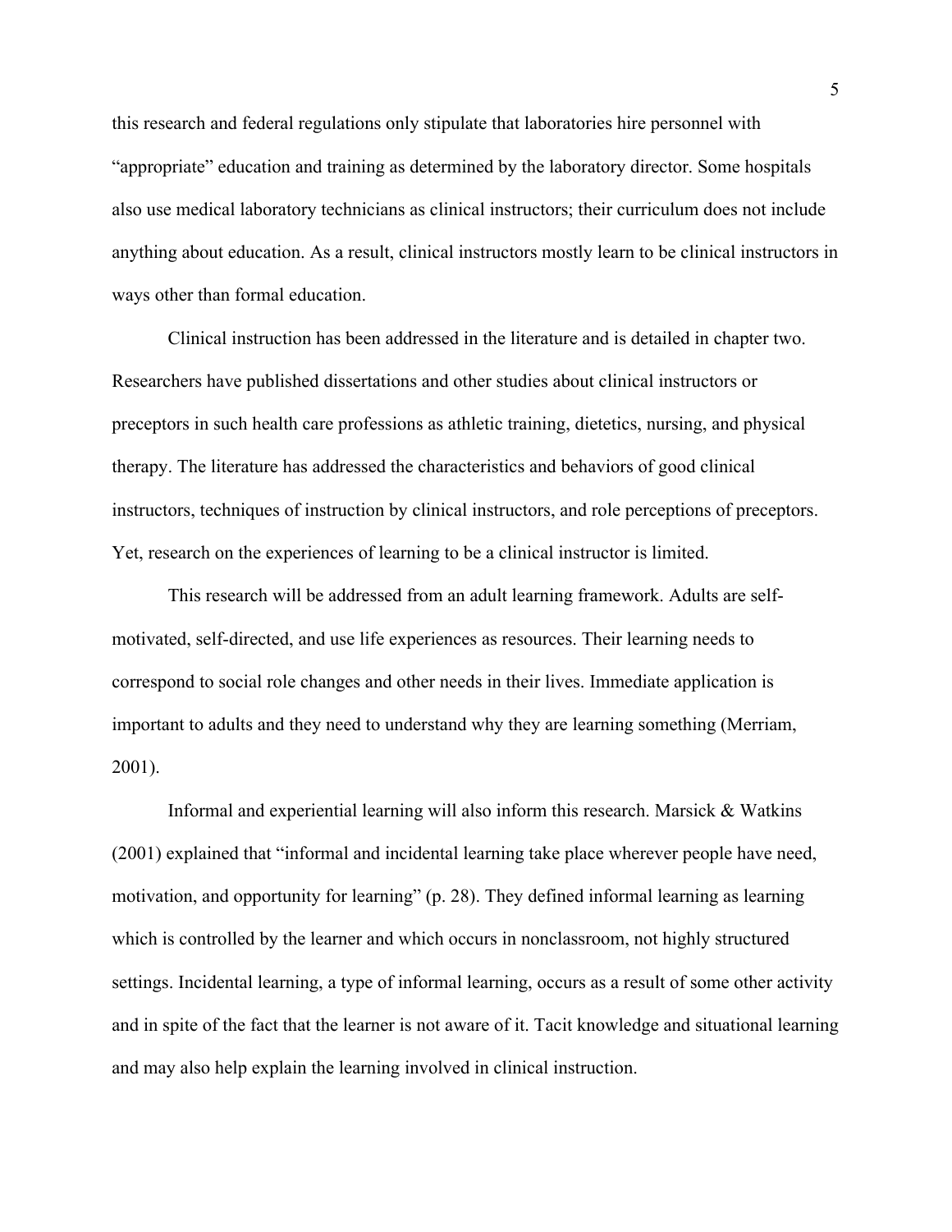this research and federal regulations only stipulate that laboratories hire personnel with "appropriate" education and training as determined by the laboratory director. Some hospitals also use medical laboratory technicians as clinical instructors; their curriculum does not include anything about education. As a result, clinical instructors mostly learn to be clinical instructors in ways other than formal education.

Clinical instruction has been addressed in the literature and is detailed in chapter two. Researchers have published dissertations and other studies about clinical instructors or preceptors in such health care professions as athletic training, dietetics, nursing, and physical therapy. The literature has addressed the characteristics and behaviors of good clinical instructors, techniques of instruction by clinical instructors, and role perceptions of preceptors. Yet, research on the experiences of learning to be a clinical instructor is limited.

This research will be addressed from an adult learning framework. Adults are self-motivated, self-directed, and use life experiences as resources. Their learning needs to correspond to social role changes and other needs in their lives. Immediate application is important to adults and they need to understand why they are learning something (Merriam, 2001).

Informal and experiential learning will also inform this research. Marsick & Watkins (2001) explained that "informal and incidental learning take place wherever people have need, motivation, and opportunity for learning" (p. 28). They defined informal learning as learning which is controlled by the learner and which occurs in nonclassroom, not highly structured settings. Incidental learning, a type of informal learning, occurs as a result of some other activity and in spite of the fact that the learner is not aware of it. Tacit knowledge and situational learning and may also help explain the learning involved in clinical instruction.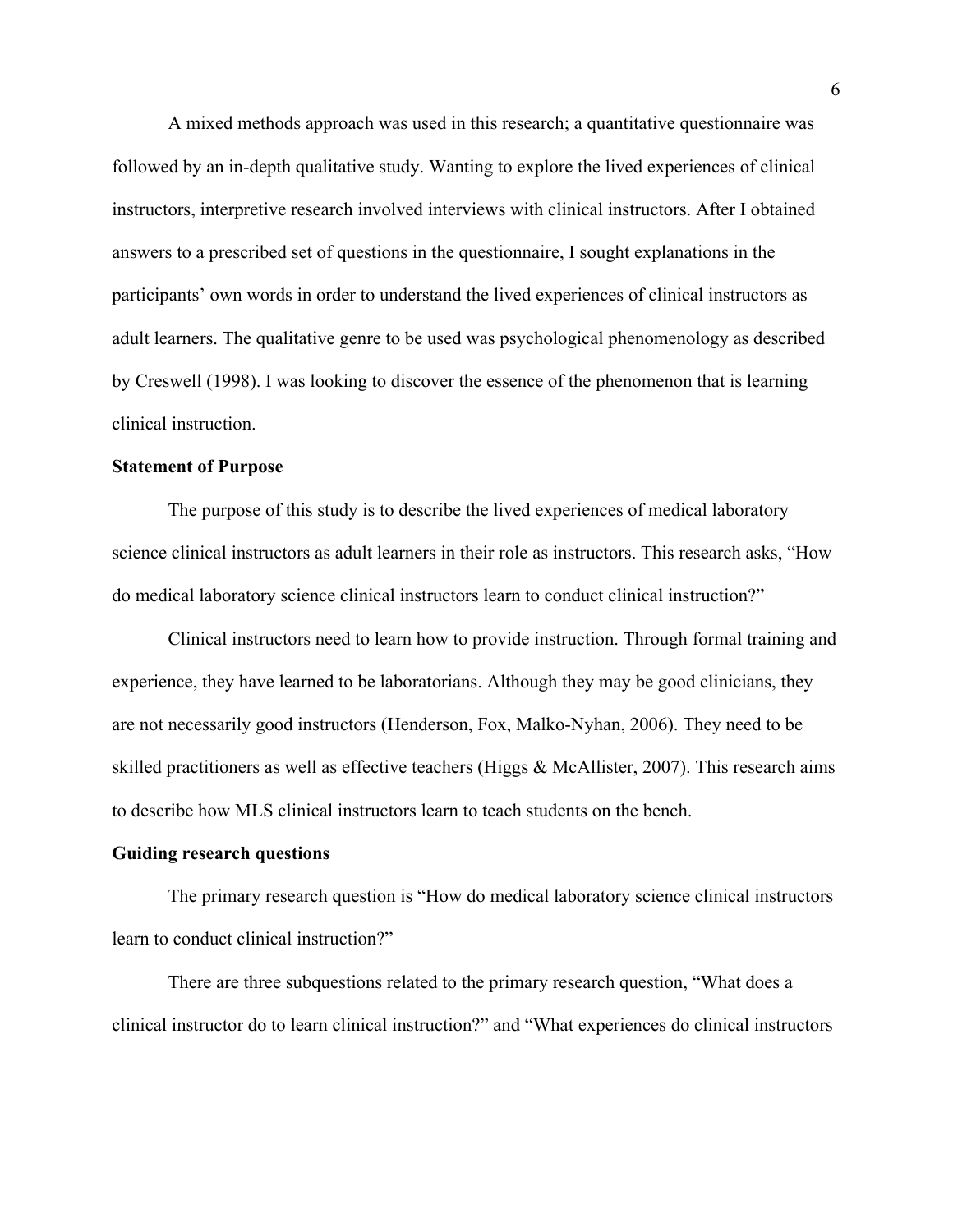A mixed methods approach was used in this research; a quantitative questionnaire was followed by an in-depth qualitative study. Wanting to explore the lived experiences of clinical instructors, interpretive research involved interviews with clinical instructors. After I obtained answers to a prescribed set of questions in the questionnaire, I sought explanations in the participants' own words in order to understand the lived experiences of clinical instructors as adult learners. The qualitative genre to be used was psychological phenomenology as described by Creswell (1998). I was looking to discover the essence of the phenomenon that is learning clinical instruction.

**Statement of Purpose**

The purpose of this study is to describe the lived experiences of medical laboratory science clinical instructors as adult learners in their role as instructors. This research asks, "How do medical laboratory science clinical instructors learn to conduct clinical instruction?"

Clinical instructors need to learn how to provide instruction. Through formal training and experience, they have learned to be laboratorians. Although they may be good clinicians, they are not necessarily good instructors (Henderson, Fox, Malko-Nyhan, 2006). They need to be skilled practitioners as well as effective teachers (Higgs & McAllister, 2007). This research aims to describe how MLS clinical instructors learn to teach students on the bench.

**Guiding research questions**

The primary research question is "How do medical laboratory science clinical instructors learn to conduct clinical instruction?"

There are three subquestions related to the primary research question, "What does a clinical instructor do to learn clinical instruction?" and "What experiences do clinical instructors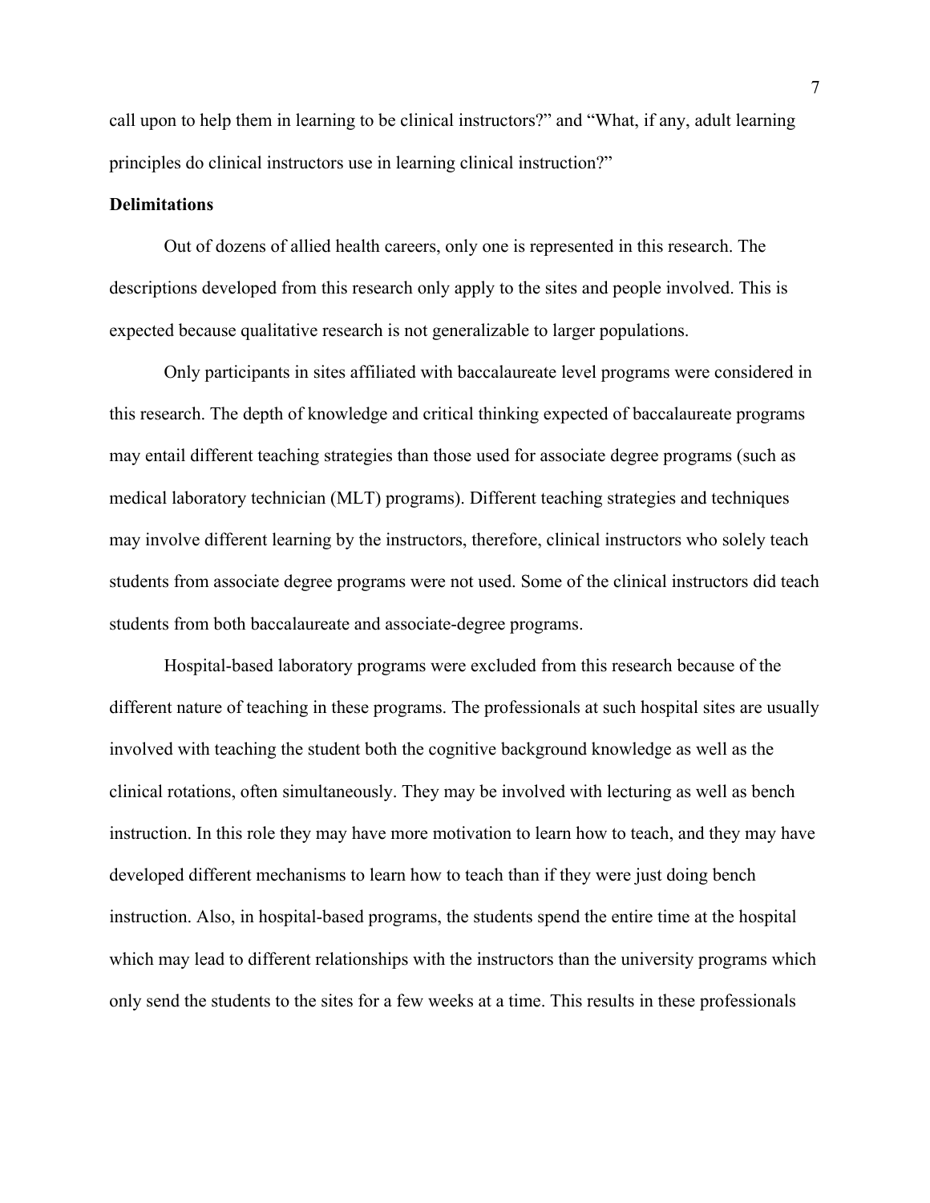call upon to help them in learning to be clinical instructors?" and "What, if any, adult learning principles do clinical instructors use in learning clinical instruction?"

**Delimitations**

Out of dozens of allied health careers, only one is represented in this research. The descriptions developed from this research only apply to the sites and people involved. This is expected because qualitative research is not generalizable to larger populations.

Only participants in sites affiliated with baccalaureate level programs were considered in this research. The depth of knowledge and critical thinking expected of baccalaureate programs may entail different teaching strategies than those used for associate degree programs (such as medical laboratory technician (MLT) programs). Different teaching strategies and techniques may involve different learning by the instructors, therefore, clinical instructors who solely teach students from associate degree programs were not used. Some of the clinical instructors did teach students from both baccalaureate and associate-degree programs.

Hospital-based laboratory programs were excluded from this research because of the different nature of teaching in these programs. The professionals at such hospital sites are usually involved with teaching the student both the cognitive background knowledge as well as the clinical rotations, often simultaneously. They may be involved with lecturing as well as bench instruction. In this role they may have more motivation to learn how to teach, and they may have developed different mechanisms to learn how to teach than if they were just doing bench instruction. Also, in hospital-based programs, the students spend the entire time at the hospital which may lead to different relationships with the instructors than the university programs which only send the students to the sites for a few weeks at a time. This results in these professionals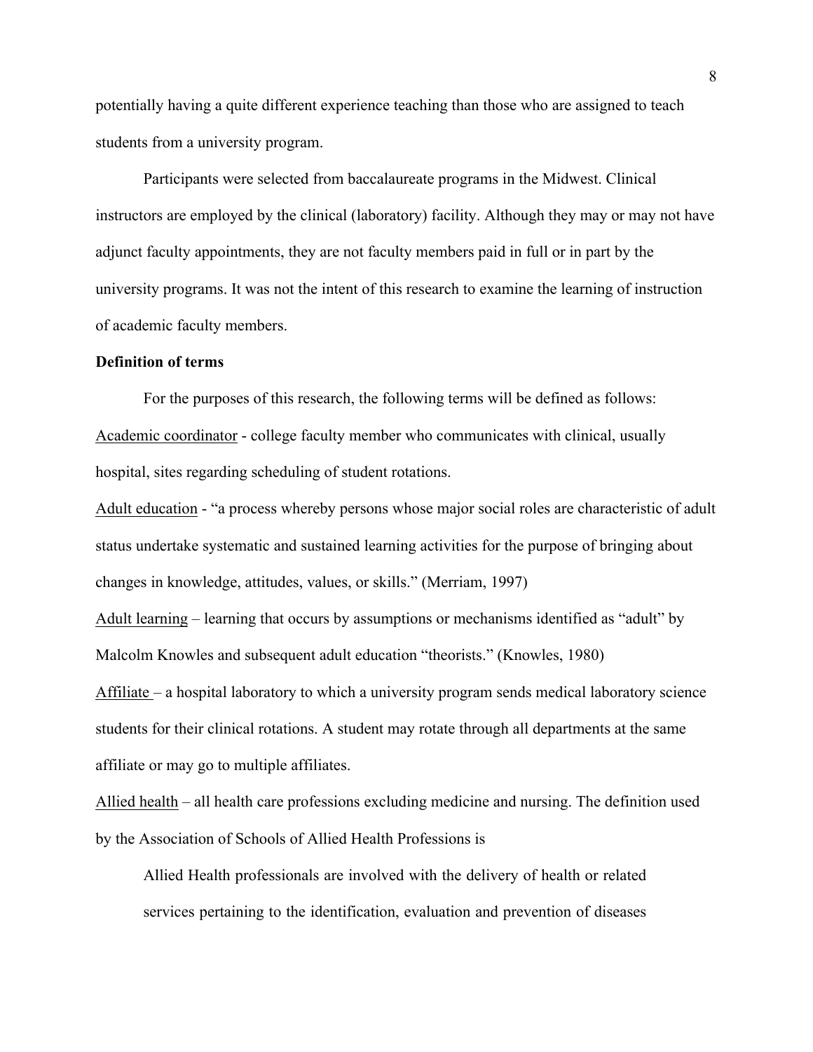potentially having a quite different experience teaching than those who are assigned to teach students from a university program.

Participants were selected from baccalaureate programs in the Midwest. Clinical instructors are employed by the clinical (laboratory) facility. Although they may or may not have adjunct faculty appointments, they are not faculty members paid in full or in part by the university programs. It was not the intent of this research to examine the learning of instruction of academic faculty members.

**Definition of terms**

For the purposes of this research, the following terms will be defined as follows:

Academic coordinator - college faculty member who communicates with clinical, usually hospital, sites regarding scheduling of student rotations.

Adult education - "a process whereby persons whose major social roles are characteristic of adult status undertake systematic and sustained learning activities for the purpose of bringing about changes in knowledge, attitudes, values, or skills." (Merriam, 1997)

Adult learning – learning that occurs by assumptions or mechanisms identified as "adult" by Malcolm Knowles and subsequent adult education "theorists." (Knowles, 1980)

Affiliate – a hospital laboratory to which a university program sends medical laboratory science students for their clinical rotations. A student may rotate through all departments at the same affiliate or may go to multiple affiliates.

Allied health – all health care professions excluding medicine and nursing. The definition used by the Association of Schools of Allied Health Professions is

> Allied Health professionals are involved with the delivery of health or related services pertaining to the identification, evaluation and prevention of diseases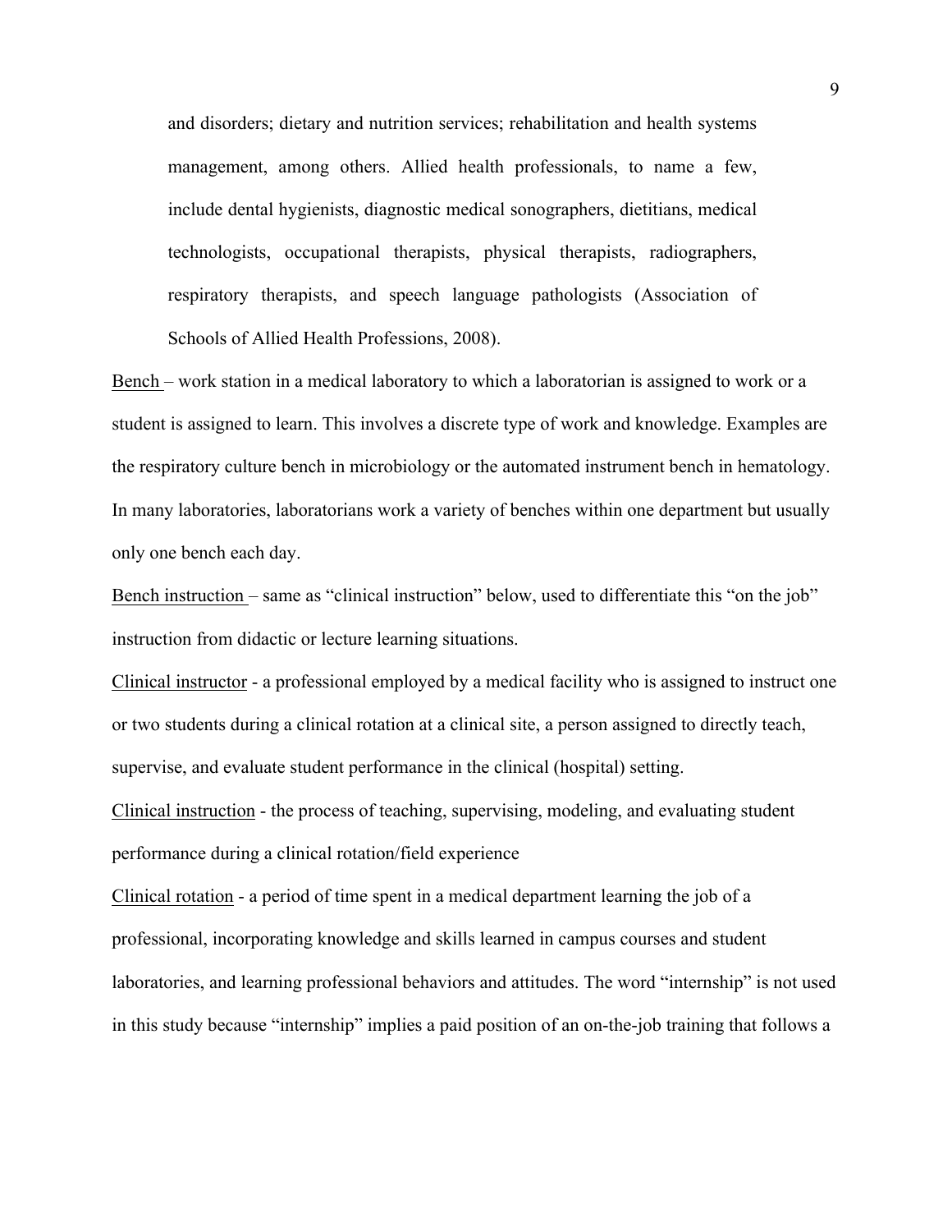and disorders; dietary and nutrition services; rehabilitation and health systems management, among others. Allied health professionals, to name a few, include dental hygienists, diagnostic medical sonographers, dietitians, medical technologists, occupational therapists, physical therapists, radiographers, respiratory therapists, and speech language pathologists (Association of Schools of Allied Health Professions, 2008).

<u>Bench</u> – work station in a medical laboratory to which a laboratorian is assigned to work or a student is assigned to learn. This involves a discrete type of work and knowledge. Examples are the respiratory culture bench in microbiology or the automated instrument bench in hematology. In many laboratories, laboratorians work a variety of benches within one department but usually only one bench each day.

<u>Bench instruction</u> – same as "clinical instruction" below, used to differentiate this "on the job" instruction from didactic or lecture learning situations.

<u>Clinical instructor</u> - a professional employed by a medical facility who is assigned to instruct one or two students during a clinical rotation at a clinical site, a person assigned to directly teach, supervise, and evaluate student performance in the clinical (hospital) setting.

<u>Clinical instruction</u> - the process of teaching, supervising, modeling, and evaluating student performance during a clinical rotation/field experience

<u>Clinical rotation</u> - a period of time spent in a medical department learning the job of a professional, incorporating knowledge and skills learned in campus courses and student laboratories, and learning professional behaviors and attitudes. The word "internship" is not used in this study because "internship" implies a paid position of an on-the-job training that follows a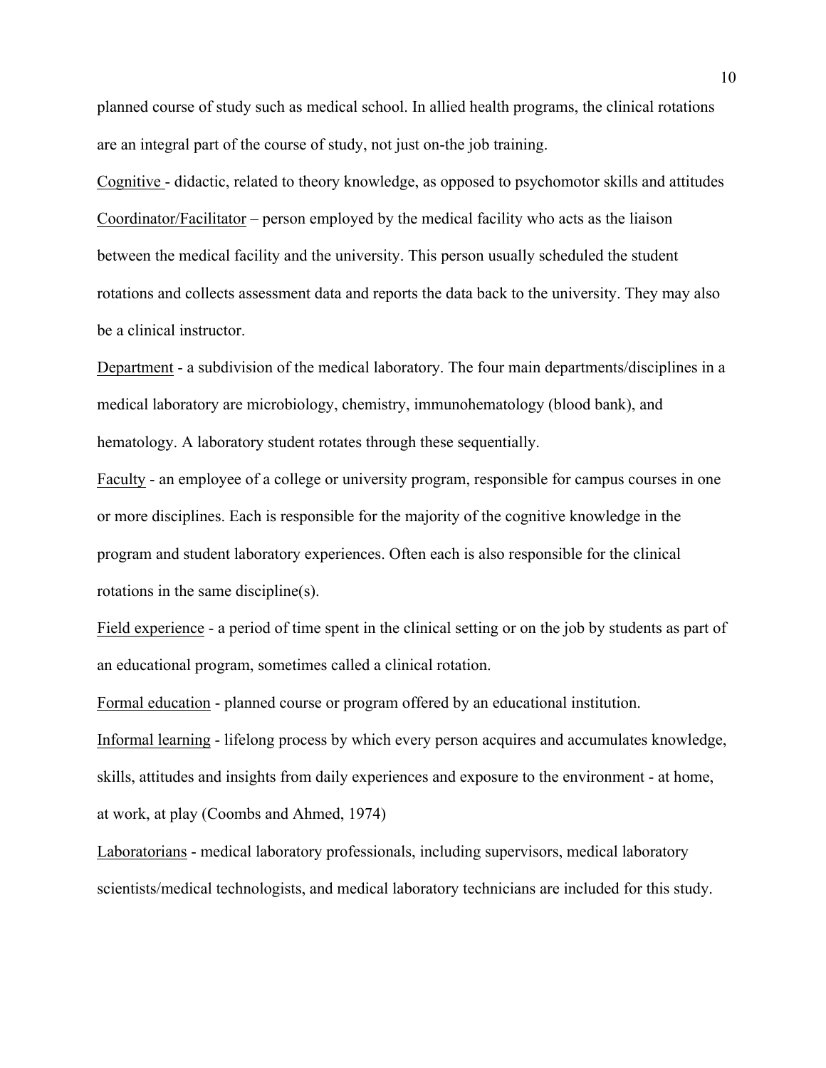planned course of study such as medical school. In allied health programs, the clinical rotations are an integral part of the course of study, not just on-the job training.

<u>Cognitive</u> - didactic, related to theory knowledge, as opposed to psychomotor skills and attitudes

<u>Coordinator/Facilitator</u> – person employed by the medical facility who acts as the liaison between the medical facility and the university. This person usually scheduled the student rotations and collects assessment data and reports the data back to the university. They may also be a clinical instructor.

<u>Department</u> - a subdivision of the medical laboratory. The four main departments/disciplines in a medical laboratory are microbiology, chemistry, immunohematology (blood bank), and hematology. A laboratory student rotates through these sequentially.

<u>Faculty</u> - an employee of a college or university program, responsible for campus courses in one or more disciplines. Each is responsible for the majority of the cognitive knowledge in the program and student laboratory experiences. Often each is also responsible for the clinical rotations in the same discipline(s).

<u>Field experience</u> - a period of time spent in the clinical setting or on the job by students as part of an educational program, sometimes called a clinical rotation.

<u>Formal education</u> - planned course or program offered by an educational institution.

<u>Informal learning</u> - lifelong process by which every person acquires and accumulates knowledge, skills, attitudes and insights from daily experiences and exposure to the environment - at home, at work, at play (Coombs and Ahmed, 1974)

<u>Laboratorians</u> - medical laboratory professionals, including supervisors, medical laboratory scientists/medical technologists, and medical laboratory technicians are included for this study.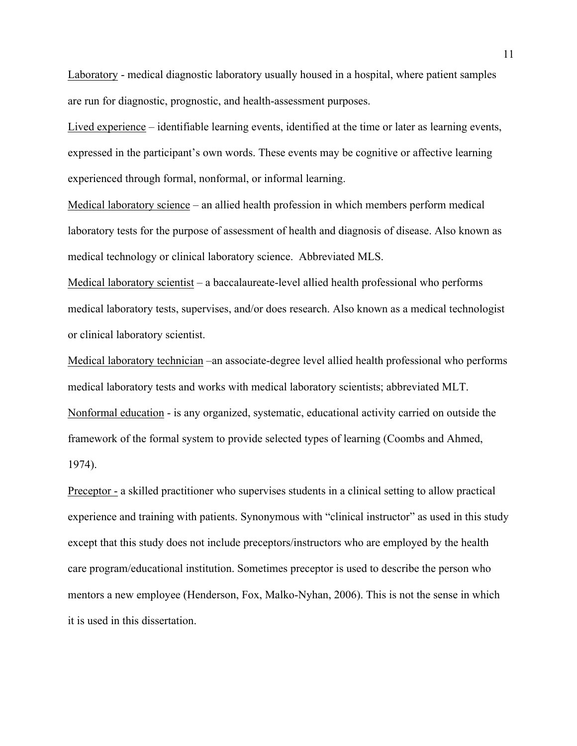Laboratory - medical diagnostic laboratory usually housed in a hospital, where patient samples are run for diagnostic, prognostic, and health-assessment purposes.

Lived experience – identifiable learning events, identified at the time or later as learning events, expressed in the participant's own words. These events may be cognitive or affective learning experienced through formal, nonformal, or informal learning.

Medical laboratory science – an allied health profession in which members perform medical laboratory tests for the purpose of assessment of health and diagnosis of disease. Also known as medical technology or clinical laboratory science. Abbreviated MLS.

Medical laboratory scientist – a baccalaureate-level allied health professional who performs medical laboratory tests, supervises, and/or does research. Also known as a medical technologist or clinical laboratory scientist.

Medical laboratory technician –an associate-degree level allied health professional who performs medical laboratory tests and works with medical laboratory scientists; abbreviated MLT.

Nonformal education - is any organized, systematic, educational activity carried on outside the framework of the formal system to provide selected types of learning (Coombs and Ahmed, 1974).

Preceptor - a skilled practitioner who supervises students in a clinical setting to allow practical experience and training with patients. Synonymous with "clinical instructor" as used in this study except that this study does not include preceptors/instructors who are employed by the health care program/educational institution. Sometimes preceptor is used to describe the person who mentors a new employee (Henderson, Fox, Malko-Nyhan, 2006). This is not the sense in which it is used in this dissertation.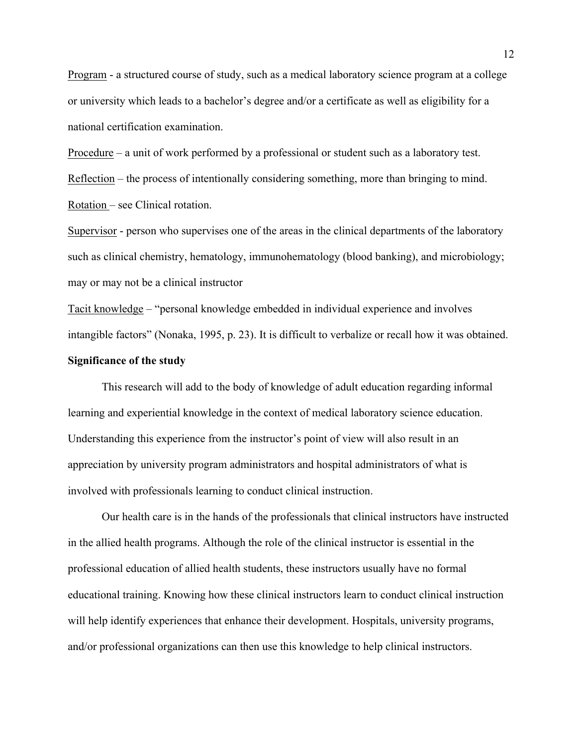Program - a structured course of study, such as a medical laboratory science program at a college or university which leads to a bachelor's degree and/or a certificate as well as eligibility for a national certification examination.

Procedure – a unit of work performed by a professional or student such as a laboratory test.

Reflection – the process of intentionally considering something, more than bringing to mind.

Rotation – see Clinical rotation.

Supervisor - person who supervises one of the areas in the clinical departments of the laboratory such as clinical chemistry, hematology, immunohematology (blood banking), and microbiology; may or may not be a clinical instructor

Tacit knowledge – "personal knowledge embedded in individual experience and involves intangible factors" (Nonaka, 1995, p. 23). It is difficult to verbalize or recall how it was obtained.

**Significance of the study**

This research will add to the body of knowledge of adult education regarding informal learning and experiential knowledge in the context of medical laboratory science education. Understanding this experience from the instructor's point of view will also result in an appreciation by university program administrators and hospital administrators of what is involved with professionals learning to conduct clinical instruction.

Our health care is in the hands of the professionals that clinical instructors have instructed in the allied health programs. Although the role of the clinical instructor is essential in the professional education of allied health students, these instructors usually have no formal educational training. Knowing how these clinical instructors learn to conduct clinical instruction will help identify experiences that enhance their development. Hospitals, university programs, and/or professional organizations can then use this knowledge to help clinical instructors.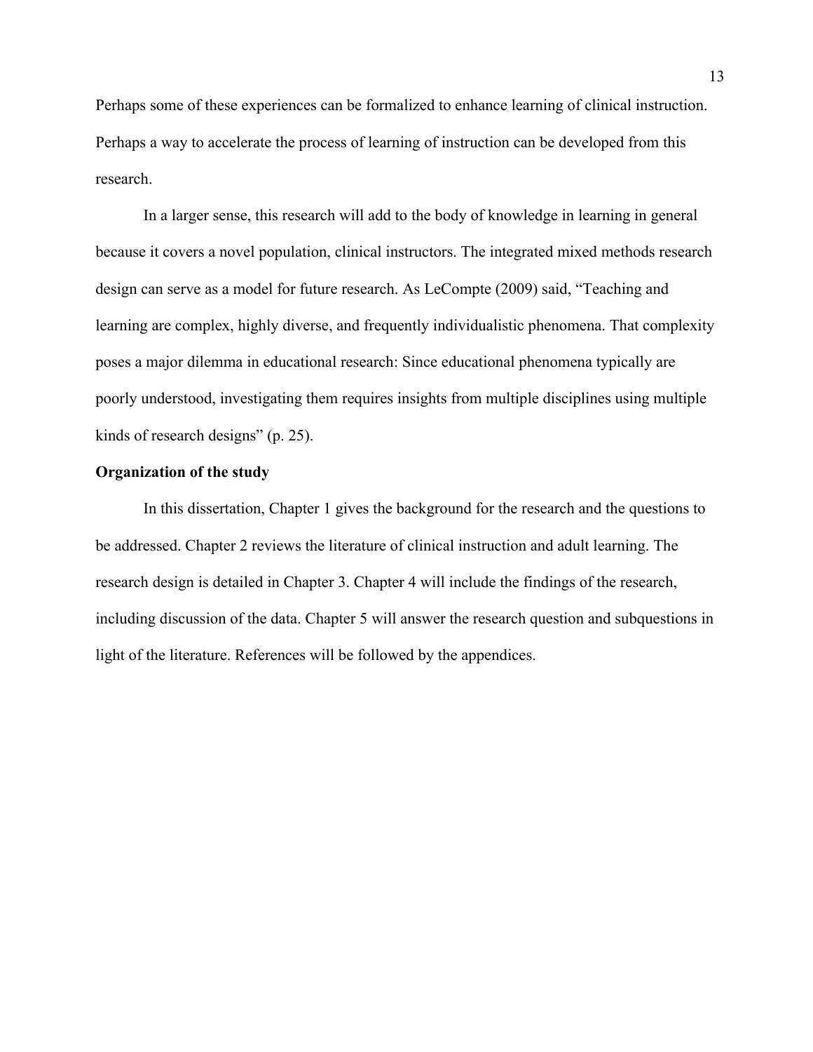Perhaps some of these experiences can be formalized to enhance learning of clinical instruction. Perhaps a way to accelerate the process of learning of instruction can be developed from this research.

In a larger sense, this research will add to the body of knowledge in learning in general because it covers a novel population, clinical instructors. The integrated mixed methods research design can serve as a model for future research. As LeCompte (2009) said, "Teaching and learning are complex, highly diverse, and frequently individualistic phenomena. That complexity poses a major dilemma in educational research: Since educational phenomena typically are poorly understood, investigating them requires insights from multiple disciplines using multiple kinds of research designs" (p. 25).

**Organization of the study**

In this dissertation, Chapter 1 gives the background for the research and the questions to be addressed. Chapter 2 reviews the literature of clinical instruction and adult learning. The research design is detailed in Chapter 3. Chapter 4 will include the findings of the research, including discussion of the data. Chapter 5 will answer the research question and subquestions in light of the literature. References will be followed by the appendices.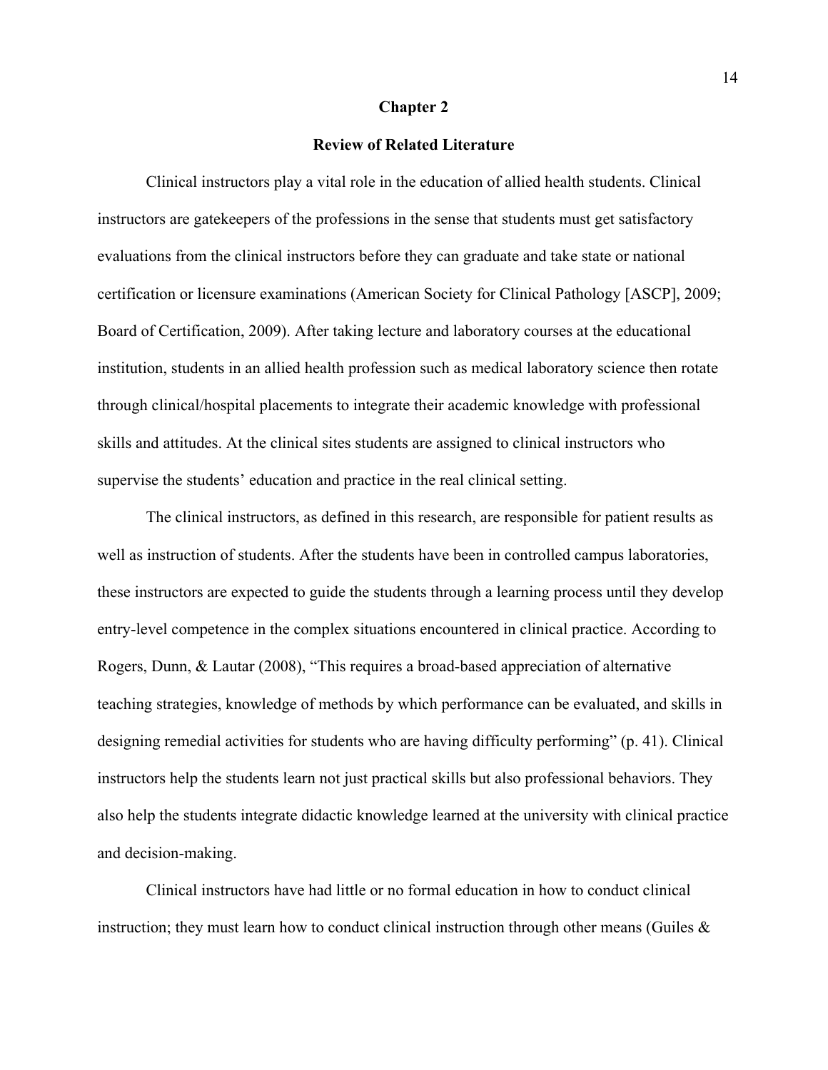# Chapter 2

## Review of Related Literature

Clinical instructors play a vital role in the education of allied health students. Clinical instructors are gatekeepers of the professions in the sense that students must get satisfactory evaluations from the clinical instructors before they can graduate and take state or national certification or licensure examinations (American Society for Clinical Pathology [ASCP], 2009; Board of Certification, 2009). After taking lecture and laboratory courses at the educational institution, students in an allied health profession such as medical laboratory science then rotate through clinical/hospital placements to integrate their academic knowledge with professional skills and attitudes. At the clinical sites students are assigned to clinical instructors who supervise the students' education and practice in the real clinical setting.

The clinical instructors, as defined in this research, are responsible for patient results as well as instruction of students. After the students have been in controlled campus laboratories, these instructors are expected to guide the students through a learning process until they develop entry-level competence in the complex situations encountered in clinical practice. According to Rogers, Dunn, & Lautar (2008), "This requires a broad-based appreciation of alternative teaching strategies, knowledge of methods by which performance can be evaluated, and skills in designing remedial activities for students who are having difficulty performing" (p. 41). Clinical instructors help the students learn not just practical skills but also professional behaviors. They also help the students integrate didactic knowledge learned at the university with clinical practice and decision-making.

Clinical instructors have had little or no formal education in how to conduct clinical instruction; they must learn how to conduct clinical instruction through other means (Guiles &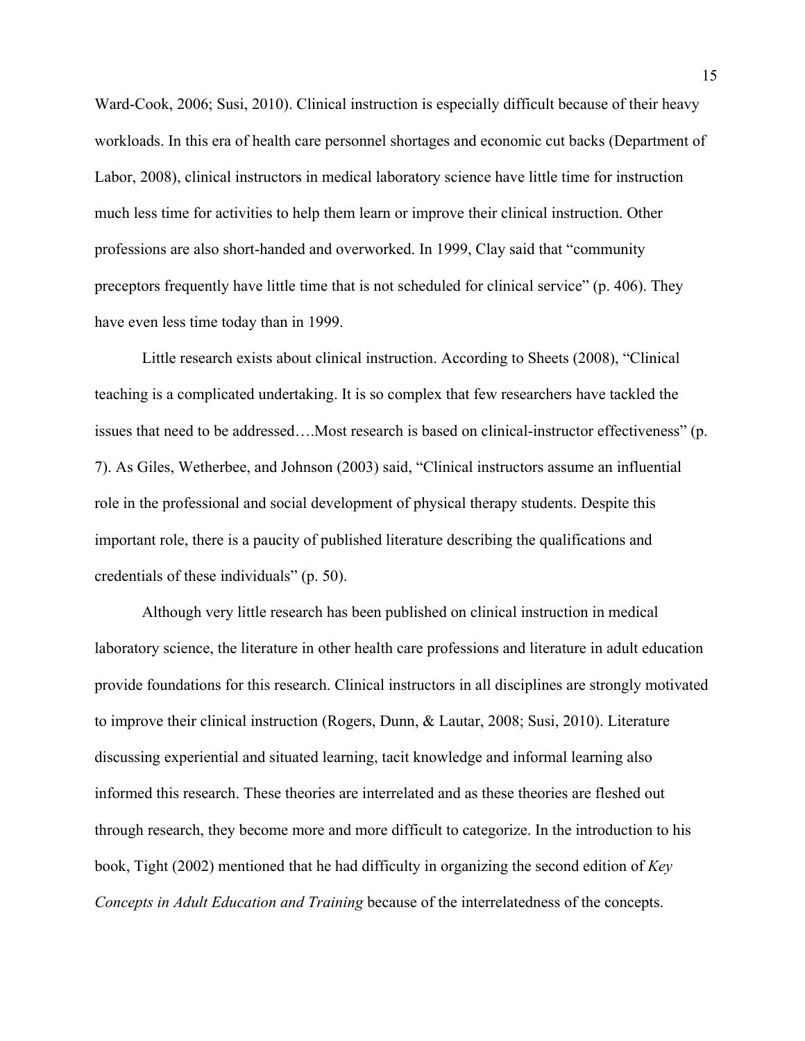Ward-Cook, 2006; Susi, 2010). Clinical instruction is especially difficult because of their heavy workloads. In this era of health care personnel shortages and economic cut backs (Department of Labor, 2008), clinical instructors in medical laboratory science have little time for instruction much less time for activities to help them learn or improve their clinical instruction. Other professions are also short-handed and overworked. In 1999, Clay said that "community preceptors frequently have little time that is not scheduled for clinical service" (p. 406). They have even less time today than in 1999.

Little research exists about clinical instruction. According to Sheets (2008), "Clinical teaching is a complicated undertaking. It is so complex that few researchers have tackled the issues that need to be addressed….Most research is based on clinical-instructor effectiveness" (p. 7). As Giles, Wetherbee, and Johnson (2003) said, "Clinical instructors assume an influential role in the professional and social development of physical therapy students. Despite this important role, there is a paucity of published literature describing the qualifications and credentials of these individuals" (p. 50).

Although very little research has been published on clinical instruction in medical laboratory science, the literature in other health care professions and literature in adult education provide foundations for this research. Clinical instructors in all disciplines are strongly motivated to improve their clinical instruction (Rogers, Dunn, & Lautar, 2008; Susi, 2010). Literature discussing experiential and situated learning, tacit knowledge and informal learning also informed this research. These theories are interrelated and as these theories are fleshed out through research, they become more and more difficult to categorize. In the introduction to his book, Tight (2002) mentioned that he had difficulty in organizing the second edition of *Key Concepts in Adult Education and Training* because of the interrelatedness of the concepts.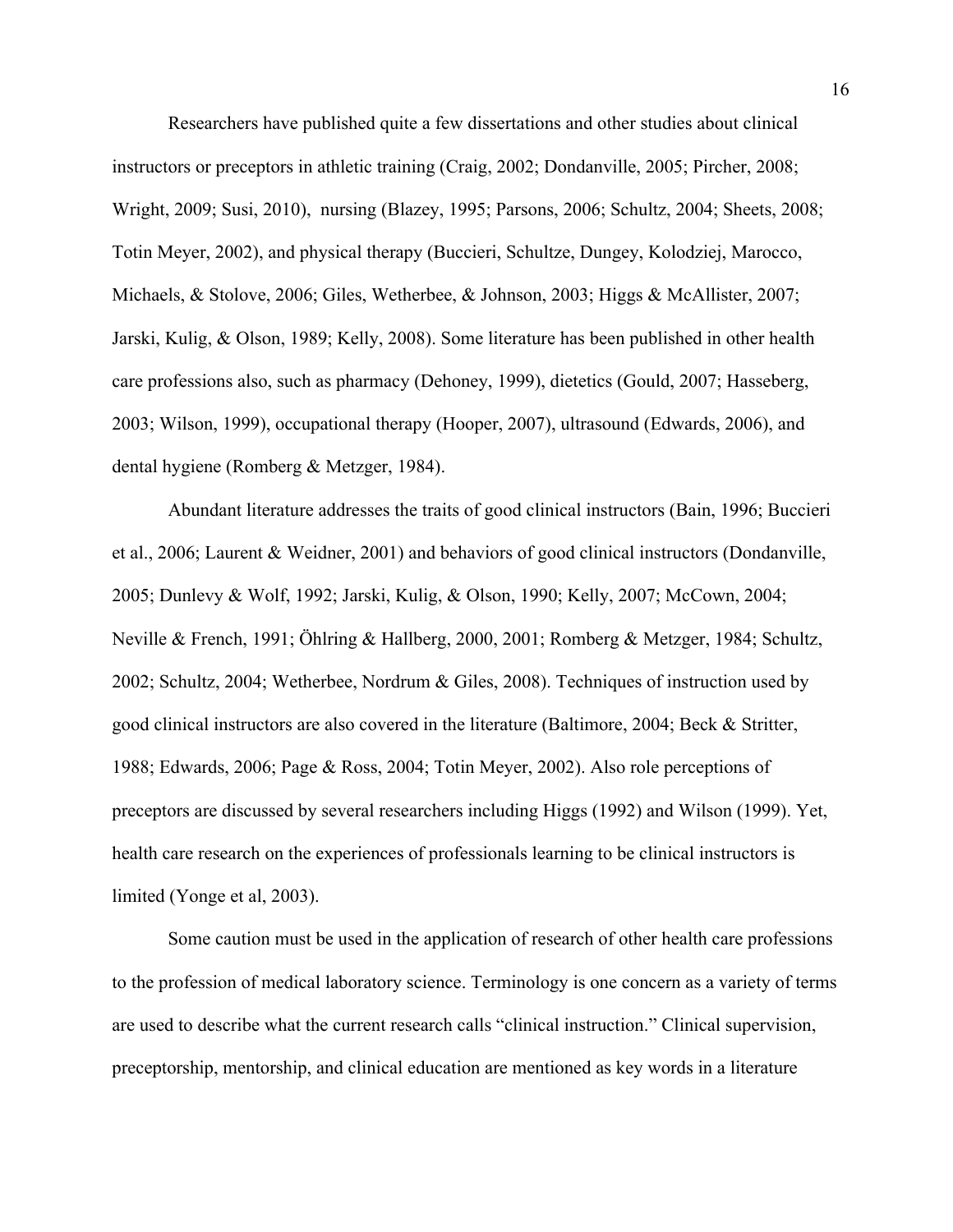Researchers have published quite a few dissertations and other studies about clinical instructors or preceptors in athletic training (Craig, 2002; Dondanville, 2005; Pircher, 2008; Wright, 2009; Susi, 2010), nursing (Blazey, 1995; Parsons, 2006; Schultz, 2004; Sheets, 2008; Totin Meyer, 2002), and physical therapy (Buccieri, Schultze, Dungey, Kolodziej, Marocco, Michaels, & Stolove, 2006; Giles, Wetherbee, & Johnson, 2003; Higgs & McAllister, 2007; Jarski, Kulig, & Olson, 1989; Kelly, 2008). Some literature has been published in other health care professions also, such as pharmacy (Dehoney, 1999), dietetics (Gould, 2007; Hasseberg, 2003; Wilson, 1999), occupational therapy (Hooper, 2007), ultrasound (Edwards, 2006), and dental hygiene (Romberg & Metzger, 1984).

Abundant literature addresses the traits of good clinical instructors (Bain, 1996; Buccieri et al., 2006; Laurent & Weidner, 2001) and behaviors of good clinical instructors (Dondanville, 2005; Dunlevy & Wolf, 1992; Jarski, Kulig, & Olson, 1990; Kelly, 2007; McCown, 2004; Neville & French, 1991; Öhlring & Hallberg, 2000, 2001; Romberg & Metzger, 1984; Schultz, 2002; Schultz, 2004; Wetherbee, Nordrum & Giles, 2008). Techniques of instruction used by good clinical instructors are also covered in the literature (Baltimore, 2004; Beck & Stritter, 1988; Edwards, 2006; Page & Ross, 2004; Totin Meyer, 2002). Also role perceptions of preceptors are discussed by several researchers including Higgs (1992) and Wilson (1999). Yet, health care research on the experiences of professionals learning to be clinical instructors is limited (Yonge et al, 2003).

Some caution must be used in the application of research of other health care professions to the profession of medical laboratory science. Terminology is one concern as a variety of terms are used to describe what the current research calls "clinical instruction." Clinical supervision, preceptorship, mentorship, and clinical education are mentioned as key words in a literature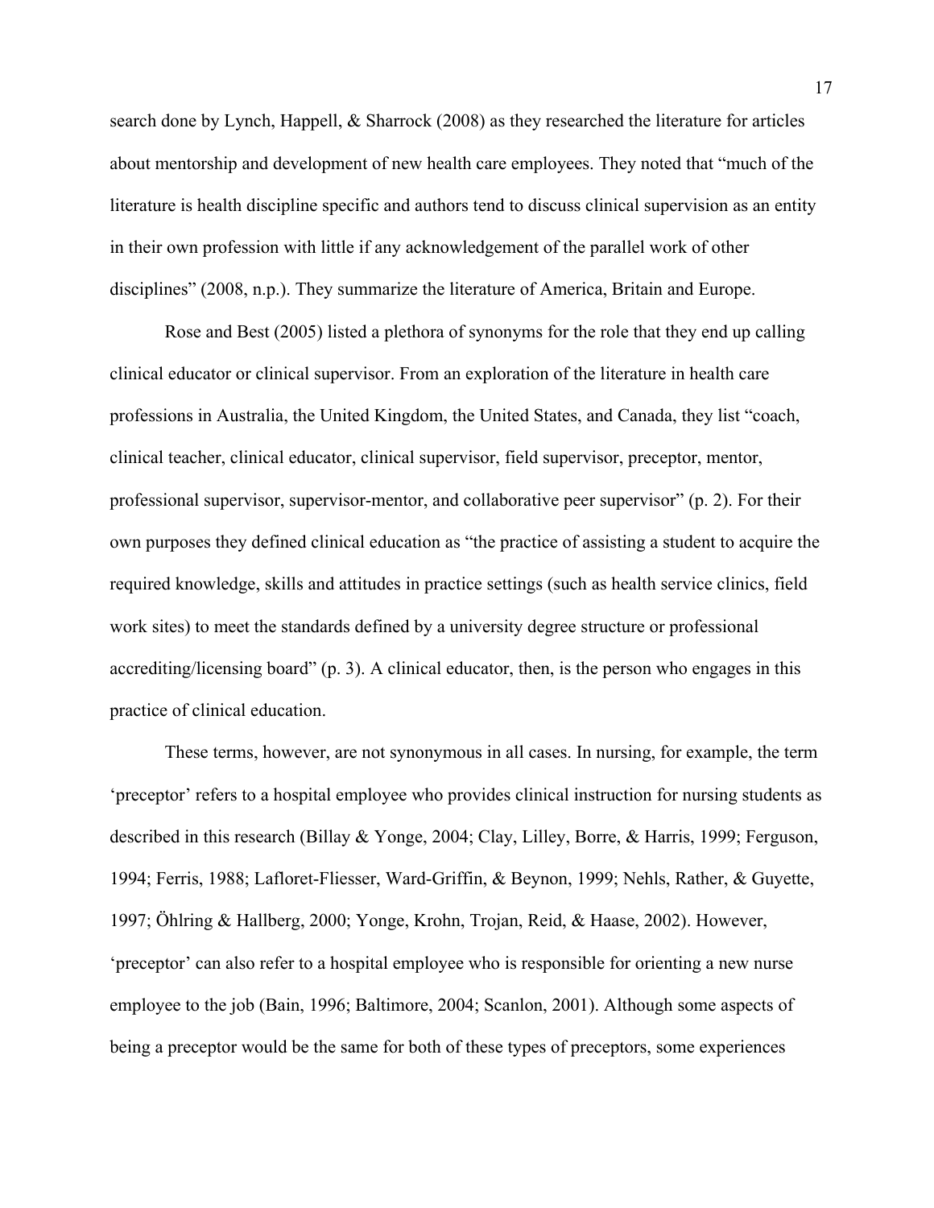search done by Lynch, Happell, & Sharrock (2008) as they researched the literature for articles about mentorship and development of new health care employees. They noted that "much of the literature is health discipline specific and authors tend to discuss clinical supervision as an entity in their own profession with little if any acknowledgement of the parallel work of other disciplines" (2008, n.p.). They summarize the literature of America, Britain and Europe.

Rose and Best (2005) listed a plethora of synonyms for the role that they end up calling clinical educator or clinical supervisor. From an exploration of the literature in health care professions in Australia, the United Kingdom, the United States, and Canada, they list "coach, clinical teacher, clinical educator, clinical supervisor, field supervisor, preceptor, mentor, professional supervisor, supervisor-mentor, and collaborative peer supervisor" (p. 2). For their own purposes they defined clinical education as "the practice of assisting a student to acquire the required knowledge, skills and attitudes in practice settings (such as health service clinics, field work sites) to meet the standards defined by a university degree structure or professional accrediting/licensing board" (p. 3). A clinical educator, then, is the person who engages in this practice of clinical education.

These terms, however, are not synonymous in all cases. In nursing, for example, the term 'preceptor' refers to a hospital employee who provides clinical instruction for nursing students as described in this research (Billay & Yonge, 2004; Clay, Lilley, Borre, & Harris, 1999; Ferguson, 1994; Ferris, 1988; Lafloret-Fliesser, Ward-Griffin, & Beynon, 1999; Nehls, Rather, & Guyette, 1997; Öhlring & Hallberg, 2000; Yonge, Krohn, Trojan, Reid, & Haase, 2002). However, 'preceptor' can also refer to a hospital employee who is responsible for orienting a new nurse employee to the job (Bain, 1996; Baltimore, 2004; Scanlon, 2001). Although some aspects of being a preceptor would be the same for both of these types of preceptors, some experiences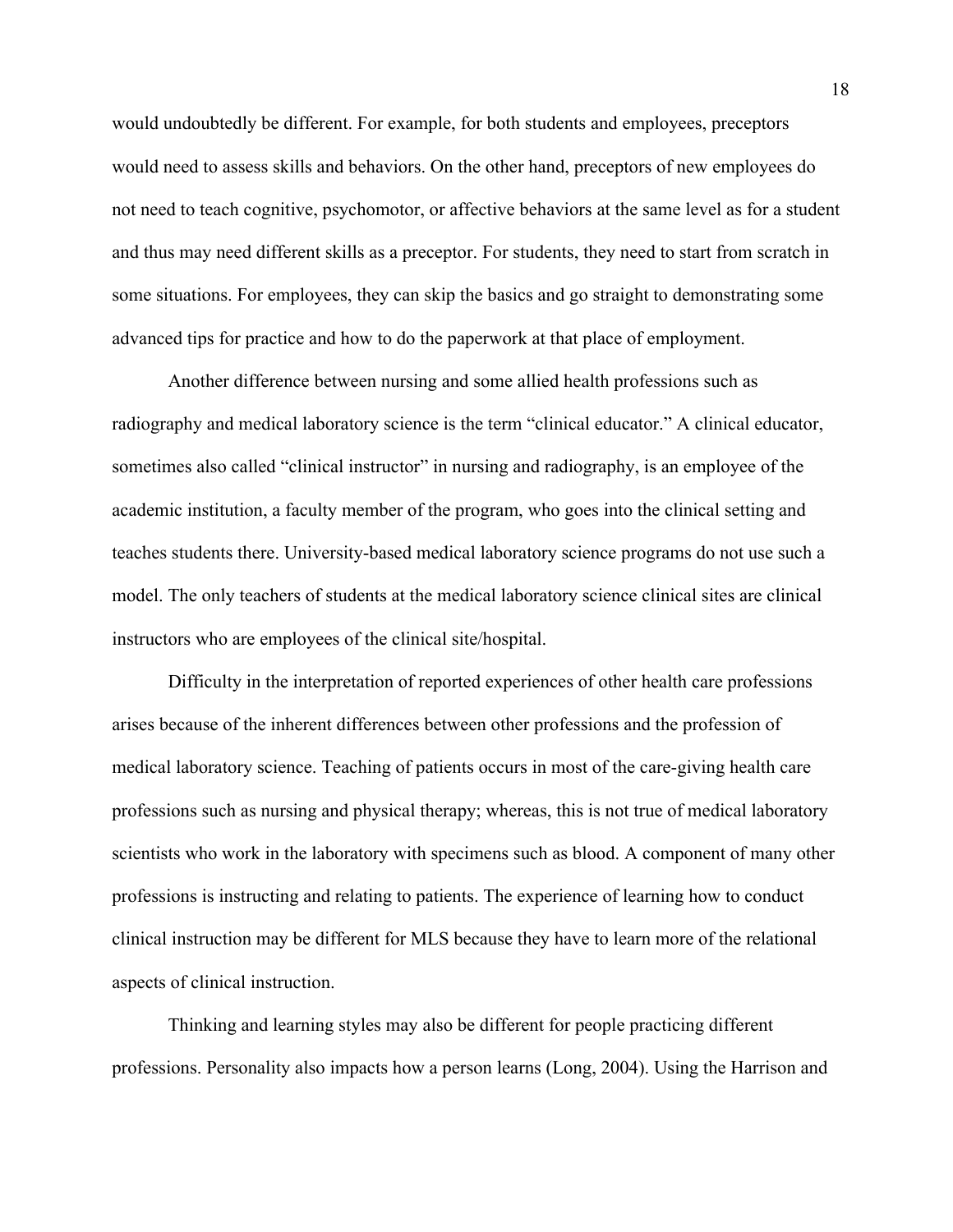would undoubtedly be different. For example, for both students and employees, preceptors would need to assess skills and behaviors. On the other hand, preceptors of new employees do not need to teach cognitive, psychomotor, or affective behaviors at the same level as for a student and thus may need different skills as a preceptor. For students, they need to start from scratch in some situations. For employees, they can skip the basics and go straight to demonstrating some advanced tips for practice and how to do the paperwork at that place of employment.

Another difference between nursing and some allied health professions such as radiography and medical laboratory science is the term "clinical educator." A clinical educator, sometimes also called "clinical instructor" in nursing and radiography, is an employee of the academic institution, a faculty member of the program, who goes into the clinical setting and teaches students there. University-based medical laboratory science programs do not use such a model. The only teachers of students at the medical laboratory science clinical sites are clinical instructors who are employees of the clinical site/hospital.

Difficulty in the interpretation of reported experiences of other health care professions arises because of the inherent differences between other professions and the profession of medical laboratory science. Teaching of patients occurs in most of the care-giving health care professions such as nursing and physical therapy; whereas, this is not true of medical laboratory scientists who work in the laboratory with specimens such as blood. A component of many other professions is instructing and relating to patients. The experience of learning how to conduct clinical instruction may be different for MLS because they have to learn more of the relational aspects of clinical instruction.

Thinking and learning styles may also be different for people practicing different professions. Personality also impacts how a person learns (Long, 2004). Using the Harrison and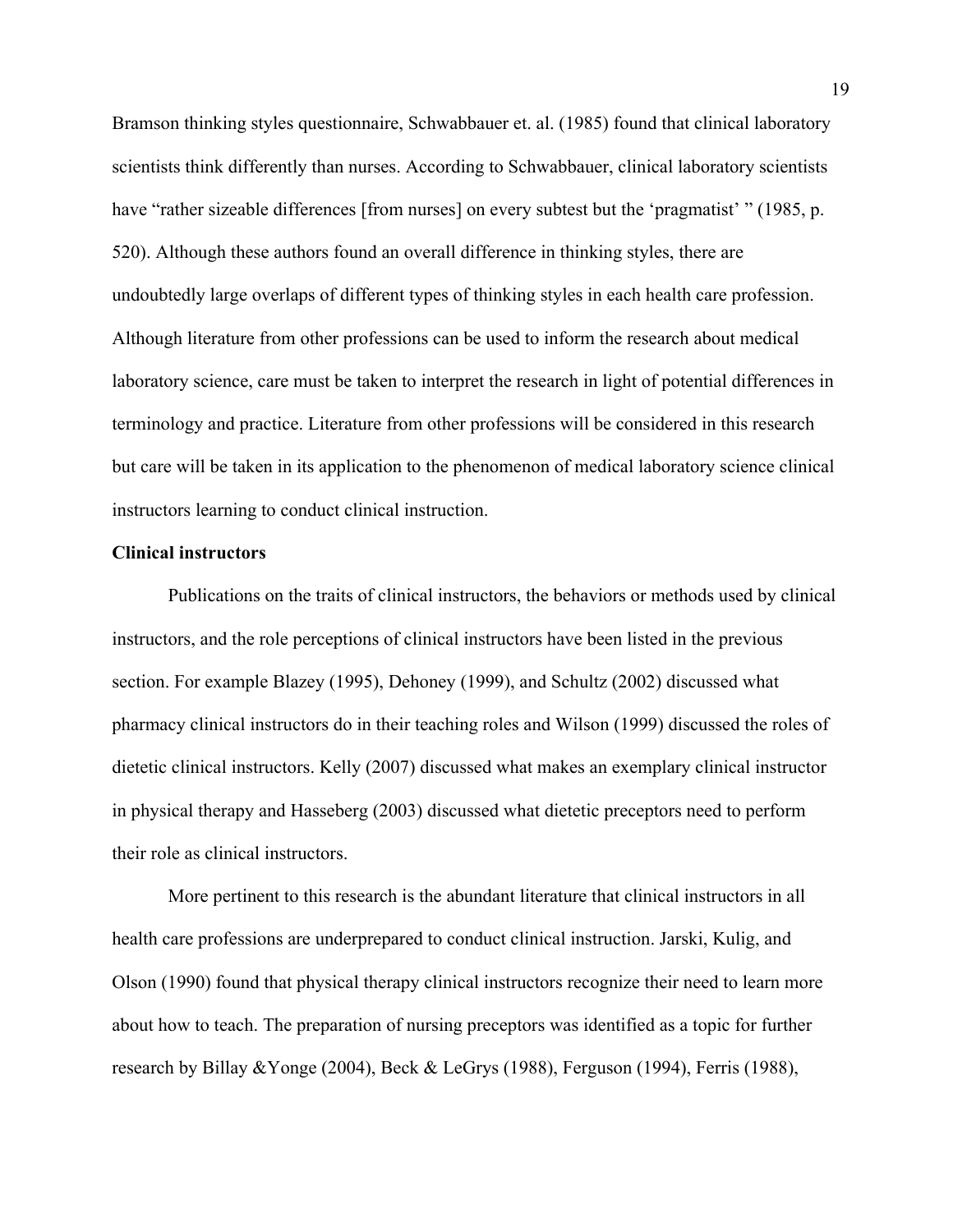Bramson thinking styles questionnaire, Schwabbauer et. al. (1985) found that clinical laboratory scientists think differently than nurses. According to Schwabbauer, clinical laboratory scientists have "rather sizeable differences [from nurses] on every subtest but the 'pragmatist' " (1985, p. 520). Although these authors found an overall difference in thinking styles, there are undoubtedly large overlaps of different types of thinking styles in each health care profession. Although literature from other professions can be used to inform the research about medical laboratory science, care must be taken to interpret the research in light of potential differences in terminology and practice. Literature from other professions will be considered in this research but care will be taken in its application to the phenomenon of medical laboratory science clinical instructors learning to conduct clinical instruction.

**Clinical instructors**

Publications on the traits of clinical instructors, the behaviors or methods used by clinical instructors, and the role perceptions of clinical instructors have been listed in the previous section. For example Blazey (1995), Dehoney (1999), and Schultz (2002) discussed what pharmacy clinical instructors do in their teaching roles and Wilson (1999) discussed the roles of dietetic clinical instructors. Kelly (2007) discussed what makes an exemplary clinical instructor in physical therapy and Hasseberg (2003) discussed what dietetic preceptors need to perform their role as clinical instructors.

More pertinent to this research is the abundant literature that clinical instructors in all health care professions are underprepared to conduct clinical instruction. Jarski, Kulig, and Olson (1990) found that physical therapy clinical instructors recognize their need to learn more about how to teach. The preparation of nursing preceptors was identified as a topic for further research by Billay &Yonge (2004), Beck & LeGrys (1988), Ferguson (1994), Ferris (1988),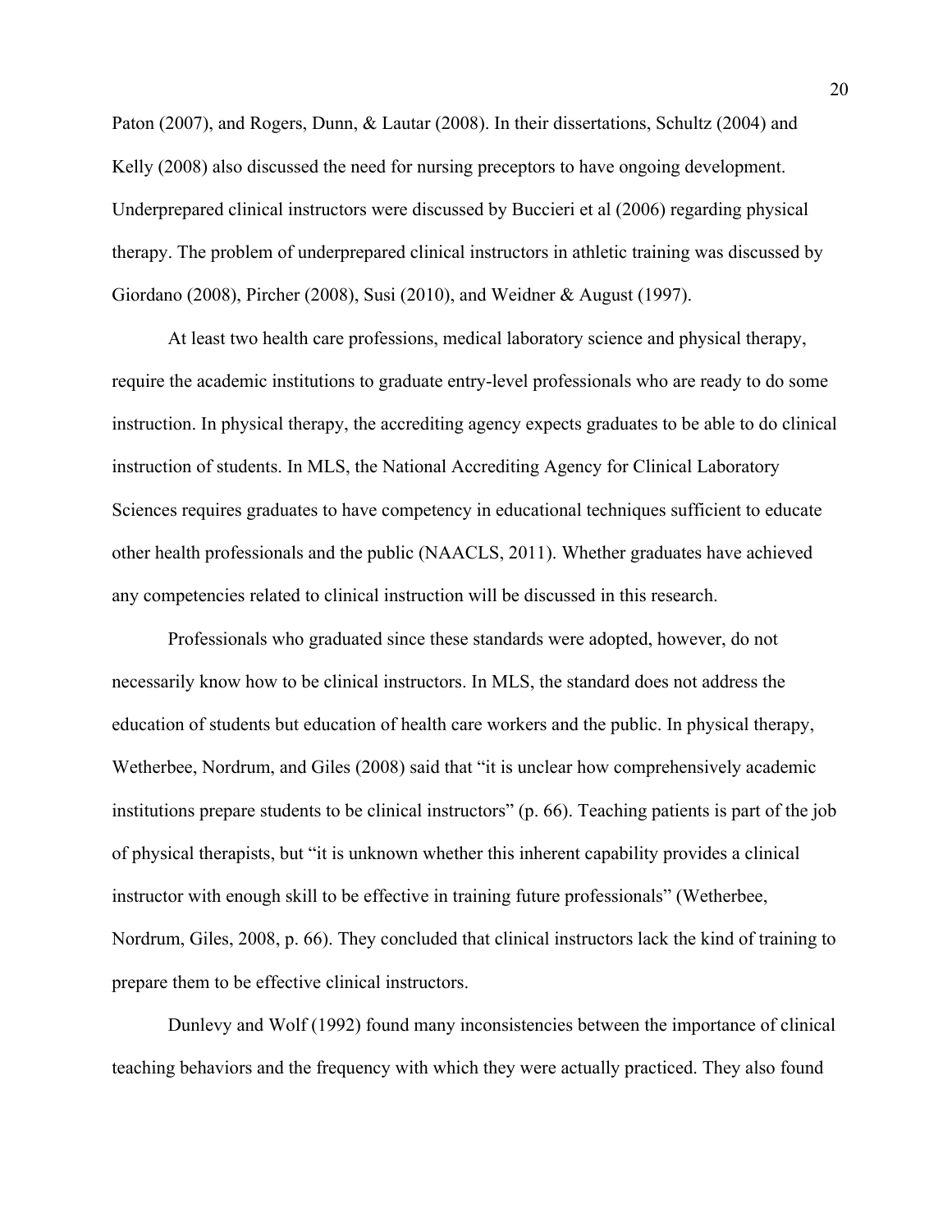Paton (2007), and Rogers, Dunn, & Lautar (2008). In their dissertations, Schultz (2004) and Kelly (2008) also discussed the need for nursing preceptors to have ongoing development. Underprepared clinical instructors were discussed by Buccieri et al (2006) regarding physical therapy. The problem of underprepared clinical instructors in athletic training was discussed by Giordano (2008), Pircher (2008), Susi (2010), and Weidner & August (1997).

At least two health care professions, medical laboratory science and physical therapy, require the academic institutions to graduate entry-level professionals who are ready to do some instruction. In physical therapy, the accrediting agency expects graduates to be able to do clinical instruction of students. In MLS, the National Accrediting Agency for Clinical Laboratory Sciences requires graduates to have competency in educational techniques sufficient to educate other health professionals and the public (NAACLS, 2011). Whether graduates have achieved any competencies related to clinical instruction will be discussed in this research.

Professionals who graduated since these standards were adopted, however, do not necessarily know how to be clinical instructors. In MLS, the standard does not address the education of students but education of health care workers and the public. In physical therapy, Wetherbee, Nordrum, and Giles (2008) said that "it is unclear how comprehensively academic institutions prepare students to be clinical instructors" (p. 66). Teaching patients is part of the job of physical therapists, but "it is unknown whether this inherent capability provides a clinical instructor with enough skill to be effective in training future professionals" (Wetherbee, Nordrum, Giles, 2008, p. 66). They concluded that clinical instructors lack the kind of training to prepare them to be effective clinical instructors.

Dunlevy and Wolf (1992) found many inconsistencies between the importance of clinical teaching behaviors and the frequency with which they were actually practiced. They also found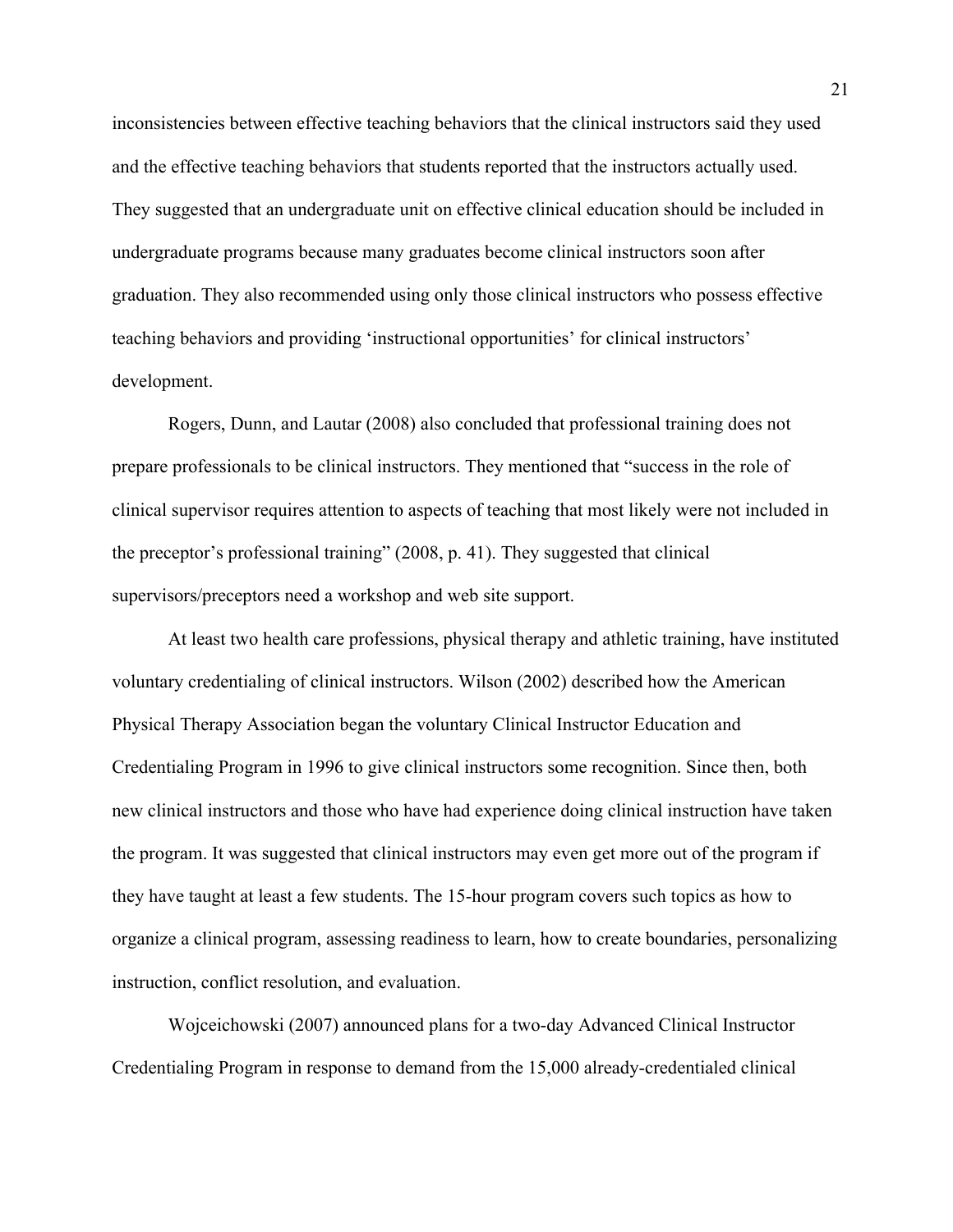inconsistencies between effective teaching behaviors that the clinical instructors said they used and the effective teaching behaviors that students reported that the instructors actually used. They suggested that an undergraduate unit on effective clinical education should be included in undergraduate programs because many graduates become clinical instructors soon after graduation. They also recommended using only those clinical instructors who possess effective teaching behaviors and providing 'instructional opportunities' for clinical instructors' development.

Rogers, Dunn, and Lautar (2008) also concluded that professional training does not prepare professionals to be clinical instructors. They mentioned that "success in the role of clinical supervisor requires attention to aspects of teaching that most likely were not included in the preceptor's professional training" (2008, p. 41). They suggested that clinical supervisors/preceptors need a workshop and web site support.

At least two health care professions, physical therapy and athletic training, have instituted voluntary credentialing of clinical instructors. Wilson (2002) described how the American Physical Therapy Association began the voluntary Clinical Instructor Education and Credentialing Program in 1996 to give clinical instructors some recognition. Since then, both new clinical instructors and those who have had experience doing clinical instruction have taken the program. It was suggested that clinical instructors may even get more out of the program if they have taught at least a few students. The 15-hour program covers such topics as how to organize a clinical program, assessing readiness to learn, how to create boundaries, personalizing instruction, conflict resolution, and evaluation.

Wojceichowski (2007) announced plans for a two-day Advanced Clinical Instructor Credentialing Program in response to demand from the 15,000 already-credentialed clinical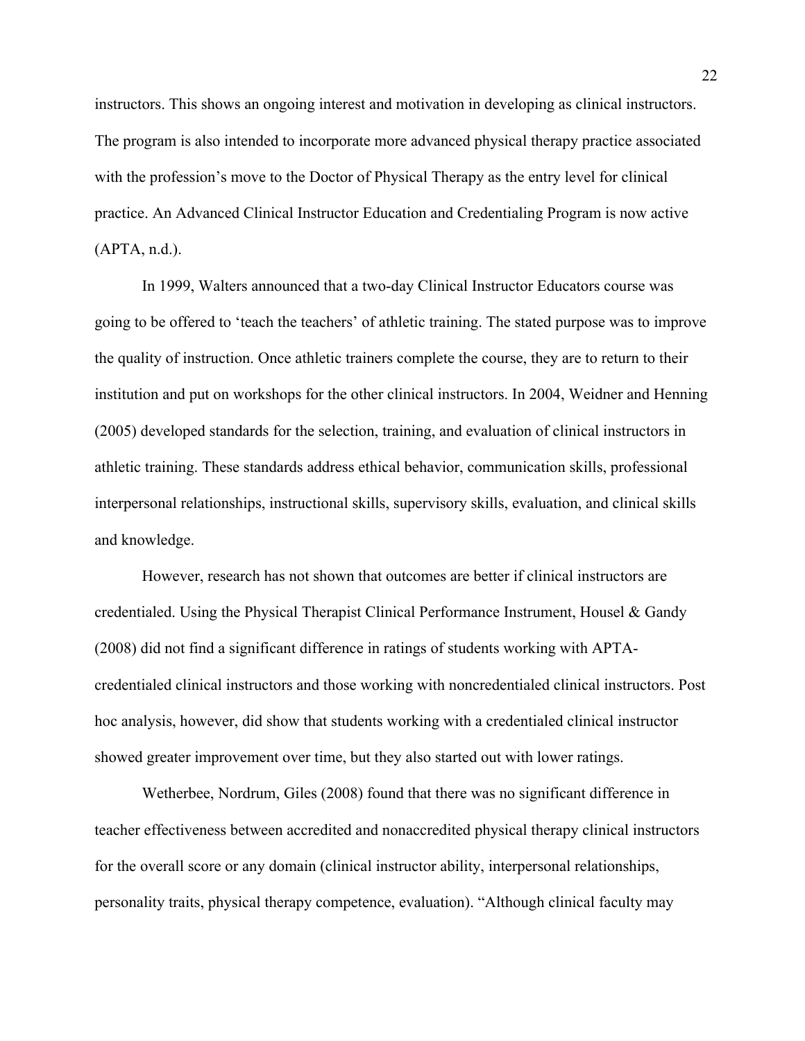instructors. This shows an ongoing interest and motivation in developing as clinical instructors. The program is also intended to incorporate more advanced physical therapy practice associated with the profession's move to the Doctor of Physical Therapy as the entry level for clinical practice. An Advanced Clinical Instructor Education and Credentialing Program is now active (APTA, n.d.).

In 1999, Walters announced that a two-day Clinical Instructor Educators course was going to be offered to 'teach the teachers' of athletic training. The stated purpose was to improve the quality of instruction. Once athletic trainers complete the course, they are to return to their institution and put on workshops for the other clinical instructors. In 2004, Weidner and Henning (2005) developed standards for the selection, training, and evaluation of clinical instructors in athletic training. These standards address ethical behavior, communication skills, professional interpersonal relationships, instructional skills, supervisory skills, evaluation, and clinical skills and knowledge.

However, research has not shown that outcomes are better if clinical instructors are credentialed. Using the Physical Therapist Clinical Performance Instrument, Housel & Gandy (2008) did not find a significant difference in ratings of students working with APTA-credentialed clinical instructors and those working with noncredentialed clinical instructors. Post hoc analysis, however, did show that students working with a credentialed clinical instructor showed greater improvement over time, but they also started out with lower ratings.

Wetherbee, Nordrum, Giles (2008) found that there was no significant difference in teacher effectiveness between accredited and nonaccredited physical therapy clinical instructors for the overall score or any domain (clinical instructor ability, interpersonal relationships, personality traits, physical therapy competence, evaluation). "Although clinical faculty may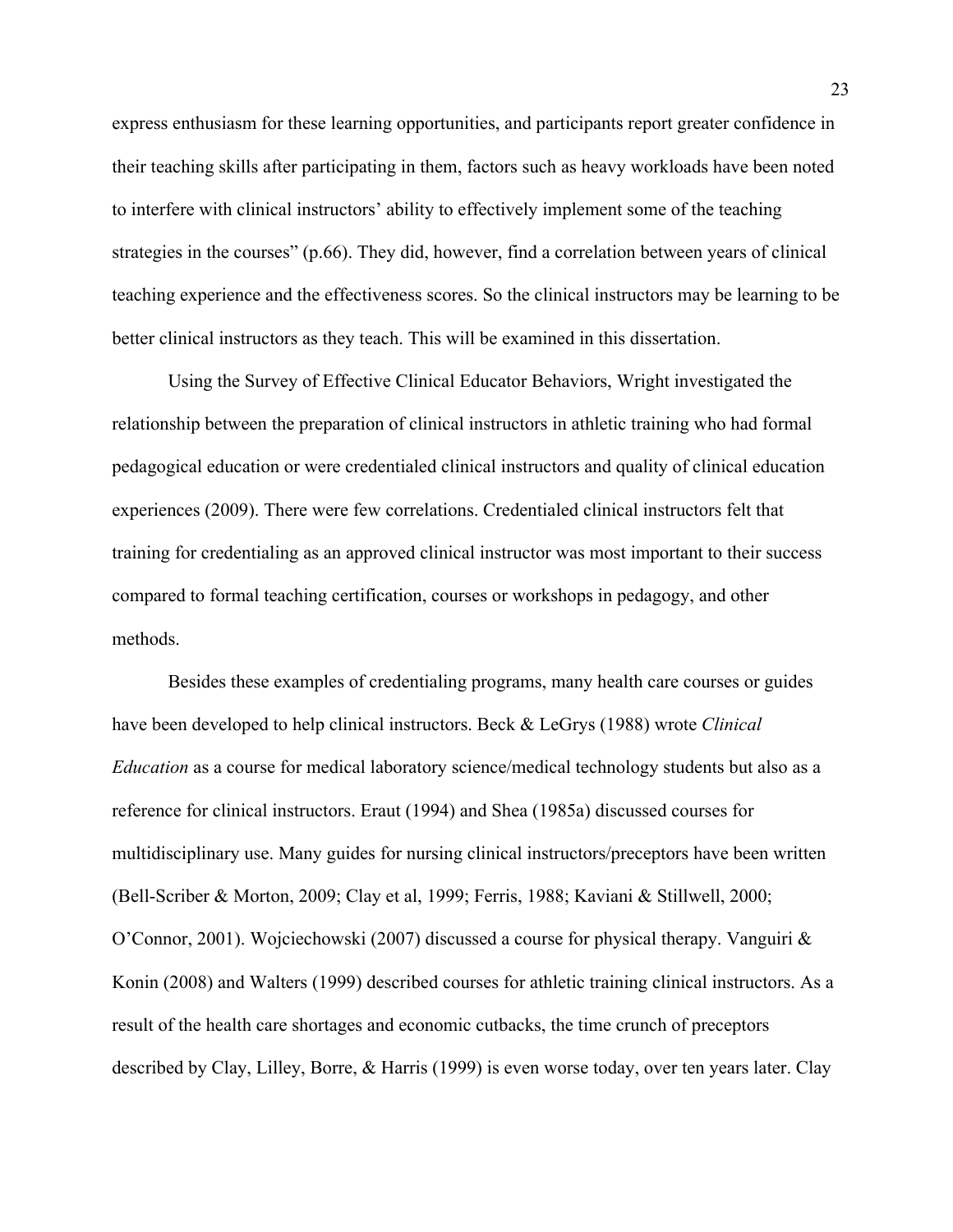express enthusiasm for these learning opportunities, and participants report greater confidence in their teaching skills after participating in them, factors such as heavy workloads have been noted to interfere with clinical instructors' ability to effectively implement some of the teaching strategies in the courses" (p.66). They did, however, find a correlation between years of clinical teaching experience and the effectiveness scores. So the clinical instructors may be learning to be better clinical instructors as they teach. This will be examined in this dissertation.

Using the Survey of Effective Clinical Educator Behaviors, Wright investigated the relationship between the preparation of clinical instructors in athletic training who had formal pedagogical education or were credentialed clinical instructors and quality of clinical education experiences (2009). There were few correlations. Credentialed clinical instructors felt that training for credentialing as an approved clinical instructor was most important to their success compared to formal teaching certification, courses or workshops in pedagogy, and other methods.

Besides these examples of credentialing programs, many health care courses or guides have been developed to help clinical instructors. Beck & LeGrys (1988) wrote *Clinical Education* as a course for medical laboratory science/medical technology students but also as a reference for clinical instructors. Eraut (1994) and Shea (1985a) discussed courses for multidisciplinary use. Many guides for nursing clinical instructors/preceptors have been written (Bell-Scriber & Morton, 2009; Clay et al, 1999; Ferris, 1988; Kaviani & Stillwell, 2000; O'Connor, 2001). Wojciechowski (2007) discussed a course for physical therapy. Vanguiri & Konin (2008) and Walters (1999) described courses for athletic training clinical instructors. As a result of the health care shortages and economic cutbacks, the time crunch of preceptors described by Clay, Lilley, Borre, & Harris (1999) is even worse today, over ten years later. Clay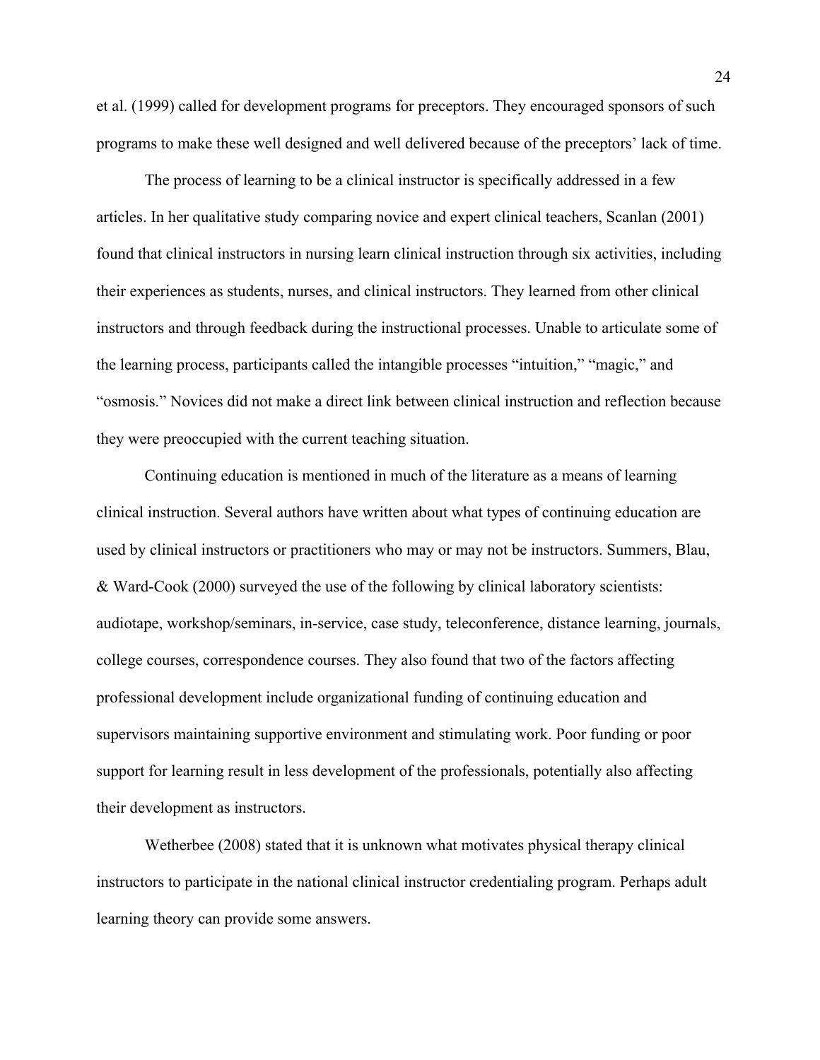et al. (1999) called for development programs for preceptors. They encouraged sponsors of such programs to make these well designed and well delivered because of the preceptors' lack of time.

The process of learning to be a clinical instructor is specifically addressed in a few articles. In her qualitative study comparing novice and expert clinical teachers, Scanlan (2001) found that clinical instructors in nursing learn clinical instruction through six activities, including their experiences as students, nurses, and clinical instructors. They learned from other clinical instructors and through feedback during the instructional processes. Unable to articulate some of the learning process, participants called the intangible processes "intuition," "magic," and "osmosis." Novices did not make a direct link between clinical instruction and reflection because they were preoccupied with the current teaching situation.

Continuing education is mentioned in much of the literature as a means of learning clinical instruction. Several authors have written about what types of continuing education are used by clinical instructors or practitioners who may or may not be instructors. Summers, Blau, & Ward-Cook (2000) surveyed the use of the following by clinical laboratory scientists: audiotape, workshop/seminars, in-service, case study, teleconference, distance learning, journals, college courses, correspondence courses. They also found that two of the factors affecting professional development include organizational funding of continuing education and supervisors maintaining supportive environment and stimulating work. Poor funding or poor support for learning result in less development of the professionals, potentially also affecting their development as instructors.

Wetherbee (2008) stated that it is unknown what motivates physical therapy clinical instructors to participate in the national clinical instructor credentialing program. Perhaps adult learning theory can provide some answers.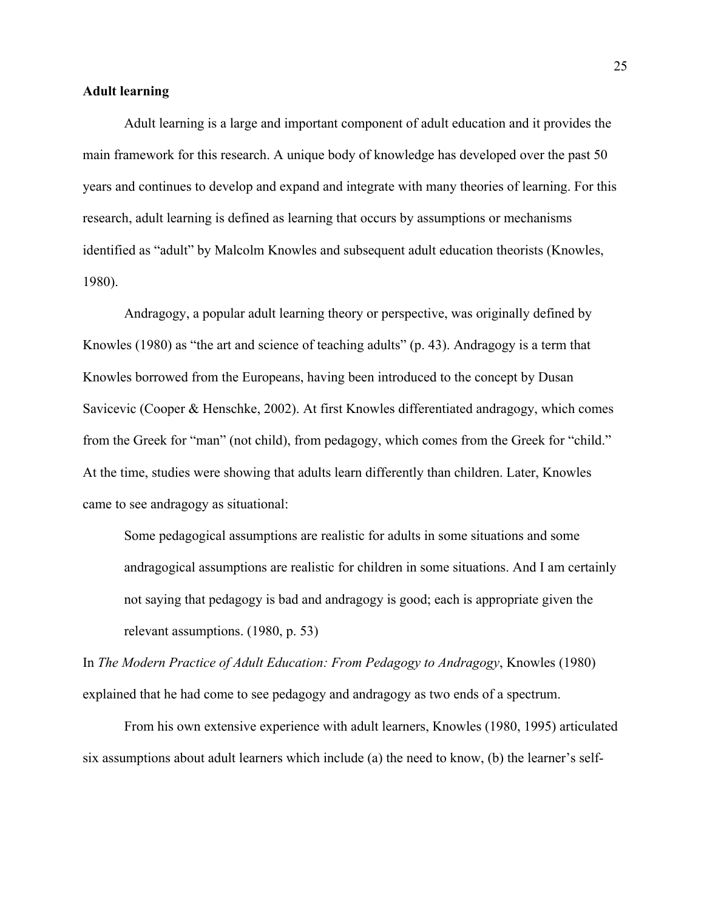**Adult learning**

Adult learning is a large and important component of adult education and it provides the main framework for this research. A unique body of knowledge has developed over the past 50 years and continues to develop and expand and integrate with many theories of learning. For this research, adult learning is defined as learning that occurs by assumptions or mechanisms identified as "adult" by Malcolm Knowles and subsequent adult education theorists (Knowles, 1980).

Andragogy, a popular adult learning theory or perspective, was originally defined by Knowles (1980) as "the art and science of teaching adults" (p. 43). Andragogy is a term that Knowles borrowed from the Europeans, having been introduced to the concept by Dusan Savicevic (Cooper & Henschke, 2002). At first Knowles differentiated andragogy, which comes from the Greek for "man" (not child), from pedagogy, which comes from the Greek for "child." At the time, studies were showing that adults learn differently than children. Later, Knowles came to see andragogy as situational:

> Some pedagogical assumptions are realistic for adults in some situations and some andragogical assumptions are realistic for children in some situations. And I am certainly not saying that pedagogy is bad and andragogy is good; each is appropriate given the relevant assumptions. (1980, p. 53)

In *The Modern Practice of Adult Education: From Pedagogy to Andragogy*, Knowles (1980) explained that he had come to see pedagogy and andragogy as two ends of a spectrum.

From his own extensive experience with adult learners, Knowles (1980, 1995) articulated six assumptions about adult learners which include (a) the need to know, (b) the learner's self-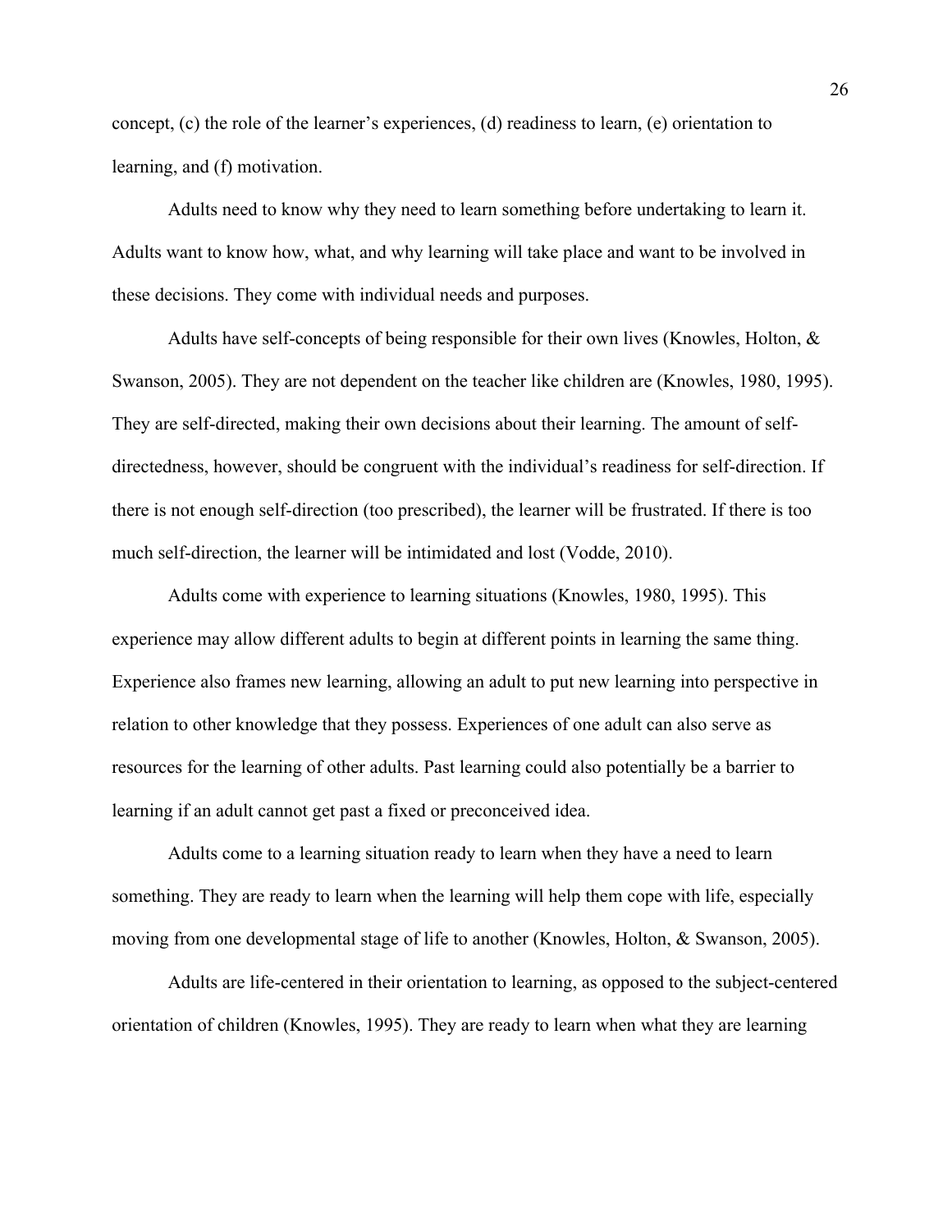concept, (c) the role of the learner's experiences, (d) readiness to learn, (e) orientation to learning, and (f) motivation.

Adults need to know why they need to learn something before undertaking to learn it. Adults want to know how, what, and why learning will take place and want to be involved in these decisions. They come with individual needs and purposes.

Adults have self-concepts of being responsible for their own lives (Knowles, Holton, & Swanson, 2005). They are not dependent on the teacher like children are (Knowles, 1980, 1995). They are self-directed, making their own decisions about their learning. The amount of self-directedness, however, should be congruent with the individual's readiness for self-direction. If there is not enough self-direction (too prescribed), the learner will be frustrated. If there is too much self-direction, the learner will be intimidated and lost (Vodde, 2010).

Adults come with experience to learning situations (Knowles, 1980, 1995). This experience may allow different adults to begin at different points in learning the same thing. Experience also frames new learning, allowing an adult to put new learning into perspective in relation to other knowledge that they possess. Experiences of one adult can also serve as resources for the learning of other adults. Past learning could also potentially be a barrier to learning if an adult cannot get past a fixed or preconceived idea.

Adults come to a learning situation ready to learn when they have a need to learn something. They are ready to learn when the learning will help them cope with life, especially moving from one developmental stage of life to another (Knowles, Holton, & Swanson, 2005).

Adults are life-centered in their orientation to learning, as opposed to the subject-centered orientation of children (Knowles, 1995). They are ready to learn when what they are learning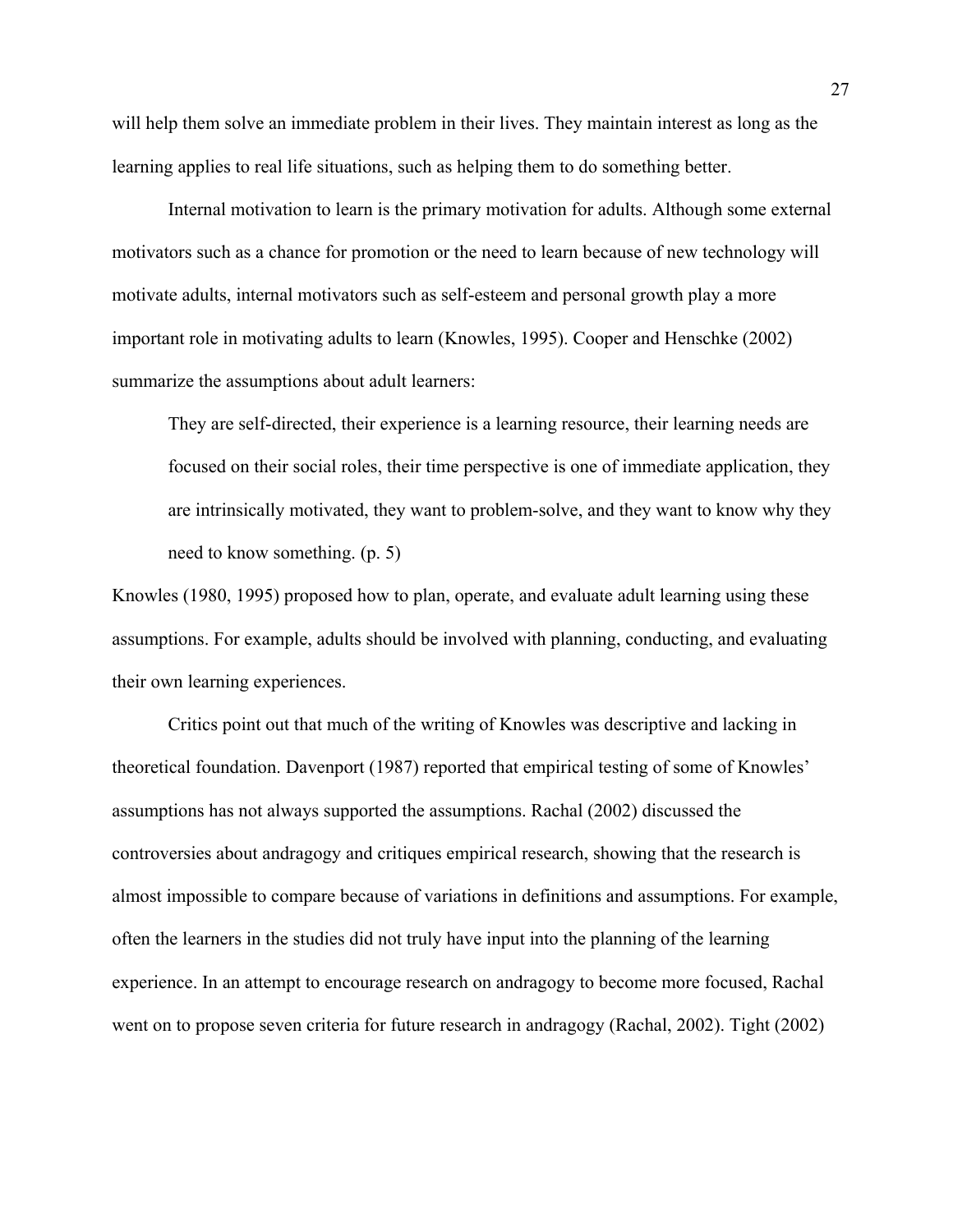will help them solve an immediate problem in their lives. They maintain interest as long as the learning applies to real life situations, such as helping them to do something better.

Internal motivation to learn is the primary motivation for adults. Although some external motivators such as a chance for promotion or the need to learn because of new technology will motivate adults, internal motivators such as self-esteem and personal growth play a more important role in motivating adults to learn (Knowles, 1995). Cooper and Henschke (2002) summarize the assumptions about adult learners:

> They are self-directed, their experience is a learning resource, their learning needs are focused on their social roles, their time perspective is one of immediate application, they are intrinsically motivated, they want to problem-solve, and they want to know why they need to know something. (p. 5)

Knowles (1980, 1995) proposed how to plan, operate, and evaluate adult learning using these assumptions. For example, adults should be involved with planning, conducting, and evaluating their own learning experiences.

Critics point out that much of the writing of Knowles was descriptive and lacking in theoretical foundation. Davenport (1987) reported that empirical testing of some of Knowles' assumptions has not always supported the assumptions. Rachal (2002) discussed the controversies about andragogy and critiques empirical research, showing that the research is almost impossible to compare because of variations in definitions and assumptions. For example, often the learners in the studies did not truly have input into the planning of the learning experience. In an attempt to encourage research on andragogy to become more focused, Rachal went on to propose seven criteria for future research in andragogy (Rachal, 2002). Tight (2002)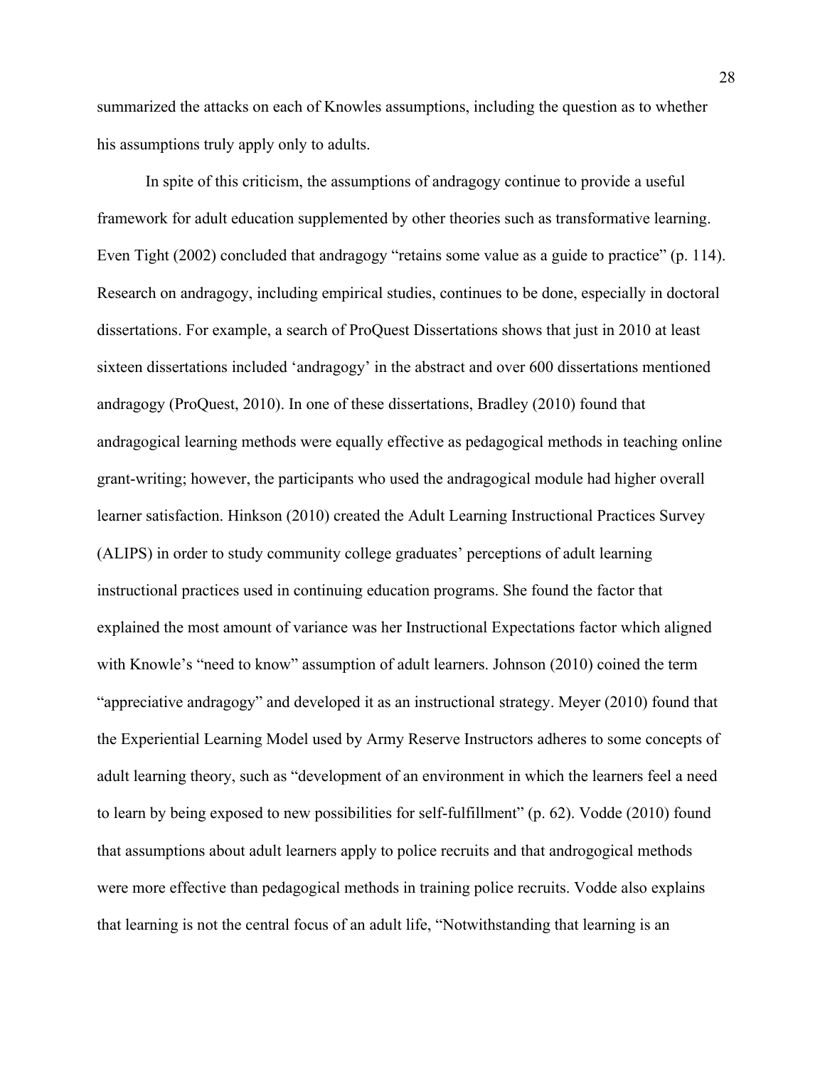summarized the attacks on each of Knowles assumptions, including the question as to whether his assumptions truly apply only to adults.

In spite of this criticism, the assumptions of andragogy continue to provide a useful framework for adult education supplemented by other theories such as transformative learning. Even Tight (2002) concluded that andragogy "retains some value as a guide to practice" (p. 114). Research on andragogy, including empirical studies, continues to be done, especially in doctoral dissertations. For example, a search of ProQuest Dissertations shows that just in 2010 at least sixteen dissertations included 'andragogy' in the abstract and over 600 dissertations mentioned andragogy (ProQuest, 2010). In one of these dissertations, Bradley (2010) found that andragogical learning methods were equally effective as pedagogical methods in teaching online grant-writing; however, the participants who used the andragogical module had higher overall learner satisfaction. Hinkson (2010) created the Adult Learning Instructional Practices Survey (ALIPS) in order to study community college graduates' perceptions of adult learning instructional practices used in continuing education programs. She found the factor that explained the most amount of variance was her Instructional Expectations factor which aligned with Knowle's "need to know" assumption of adult learners. Johnson (2010) coined the term "appreciative andragogy" and developed it as an instructional strategy. Meyer (2010) found that the Experiential Learning Model used by Army Reserve Instructors adheres to some concepts of adult learning theory, such as "development of an environment in which the learners feel a need to learn by being exposed to new possibilities for self-fulfillment" (p. 62). Vodde (2010) found that assumptions about adult learners apply to police recruits and that androgogical methods were more effective than pedagogical methods in training police recruits. Vodde also explains that learning is not the central focus of an adult life, "Notwithstanding that learning is an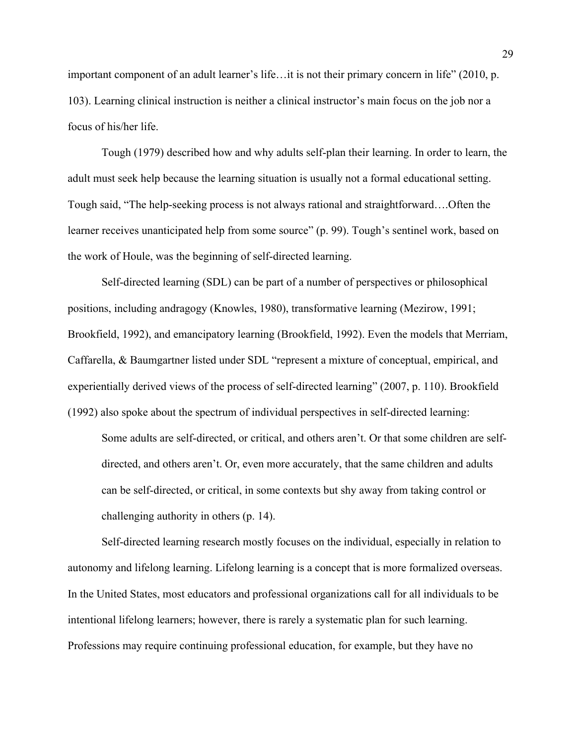important component of an adult learner's life…it is not their primary concern in life" (2010, p. 103). Learning clinical instruction is neither a clinical instructor's main focus on the job nor a focus of his/her life.

Tough (1979) described how and why adults self-plan their learning. In order to learn, the adult must seek help because the learning situation is usually not a formal educational setting. Tough said, "The help-seeking process is not always rational and straightforward….Often the learner receives unanticipated help from some source" (p. 99). Tough's sentinel work, based on the work of Houle, was the beginning of self-directed learning.

Self-directed learning (SDL) can be part of a number of perspectives or philosophical positions, including andragogy (Knowles, 1980), transformative learning (Mezirow, 1991; Brookfield, 1992), and emancipatory learning (Brookfield, 1992). Even the models that Merriam, Caffarella, & Baumgartner listed under SDL "represent a mixture of conceptual, empirical, and experientially derived views of the process of self-directed learning" (2007, p. 110). Brookfield (1992) also spoke about the spectrum of individual perspectives in self-directed learning:

> Some adults are self-directed, or critical, and others aren't. Or that some children are self-directed, and others aren't. Or, even more accurately, that the same children and adults can be self-directed, or critical, in some contexts but shy away from taking control or challenging authority in others (p. 14).

Self-directed learning research mostly focuses on the individual, especially in relation to autonomy and lifelong learning. Lifelong learning is a concept that is more formalized overseas. In the United States, most educators and professional organizations call for all individuals to be intentional lifelong learners; however, there is rarely a systematic plan for such learning. Professions may require continuing professional education, for example, but they have no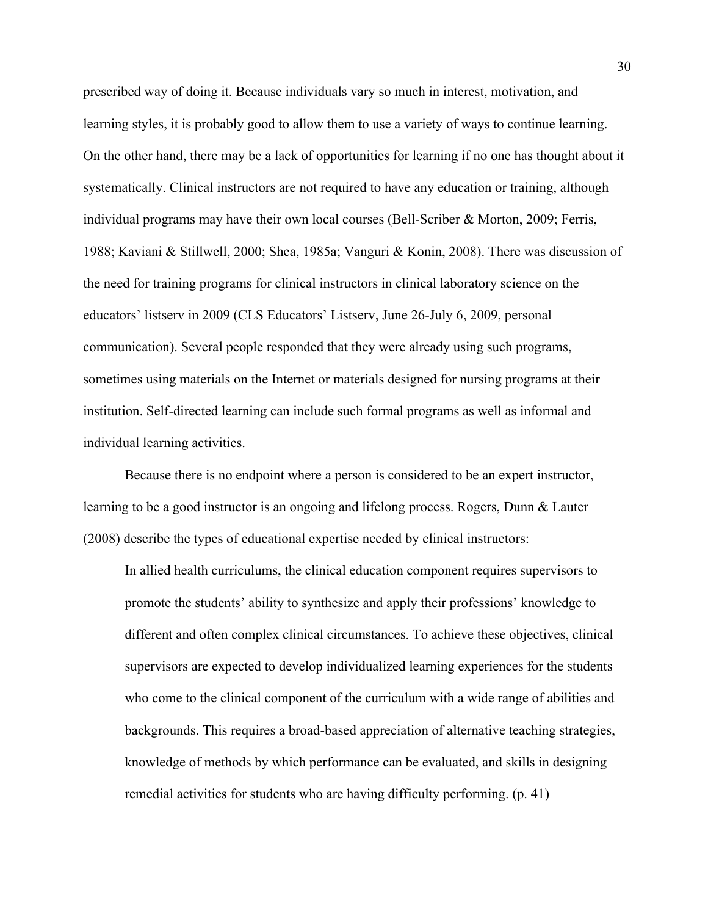prescribed way of doing it. Because individuals vary so much in interest, motivation, and learning styles, it is probably good to allow them to use a variety of ways to continue learning. On the other hand, there may be a lack of opportunities for learning if no one has thought about it systematically. Clinical instructors are not required to have any education or training, although individual programs may have their own local courses (Bell-Scriber & Morton, 2009; Ferris, 1988; Kaviani & Stillwell, 2000; Shea, 1985a; Vanguri & Konin, 2008). There was discussion of the need for training programs for clinical instructors in clinical laboratory science on the educators' listserv in 2009 (CLS Educators' Listserv, June 26-July 6, 2009, personal communication). Several people responded that they were already using such programs, sometimes using materials on the Internet or materials designed for nursing programs at their institution. Self-directed learning can include such formal programs as well as informal and individual learning activities.

Because there is no endpoint where a person is considered to be an expert instructor, learning to be a good instructor is an ongoing and lifelong process. Rogers, Dunn & Lauter (2008) describe the types of educational expertise needed by clinical instructors:

> In allied health curriculums, the clinical education component requires supervisors to promote the students' ability to synthesize and apply their professions' knowledge to different and often complex clinical circumstances. To achieve these objectives, clinical supervisors are expected to develop individualized learning experiences for the students who come to the clinical component of the curriculum with a wide range of abilities and backgrounds. This requires a broad-based appreciation of alternative teaching strategies, knowledge of methods by which performance can be evaluated, and skills in designing remedial activities for students who are having difficulty performing. (p. 41)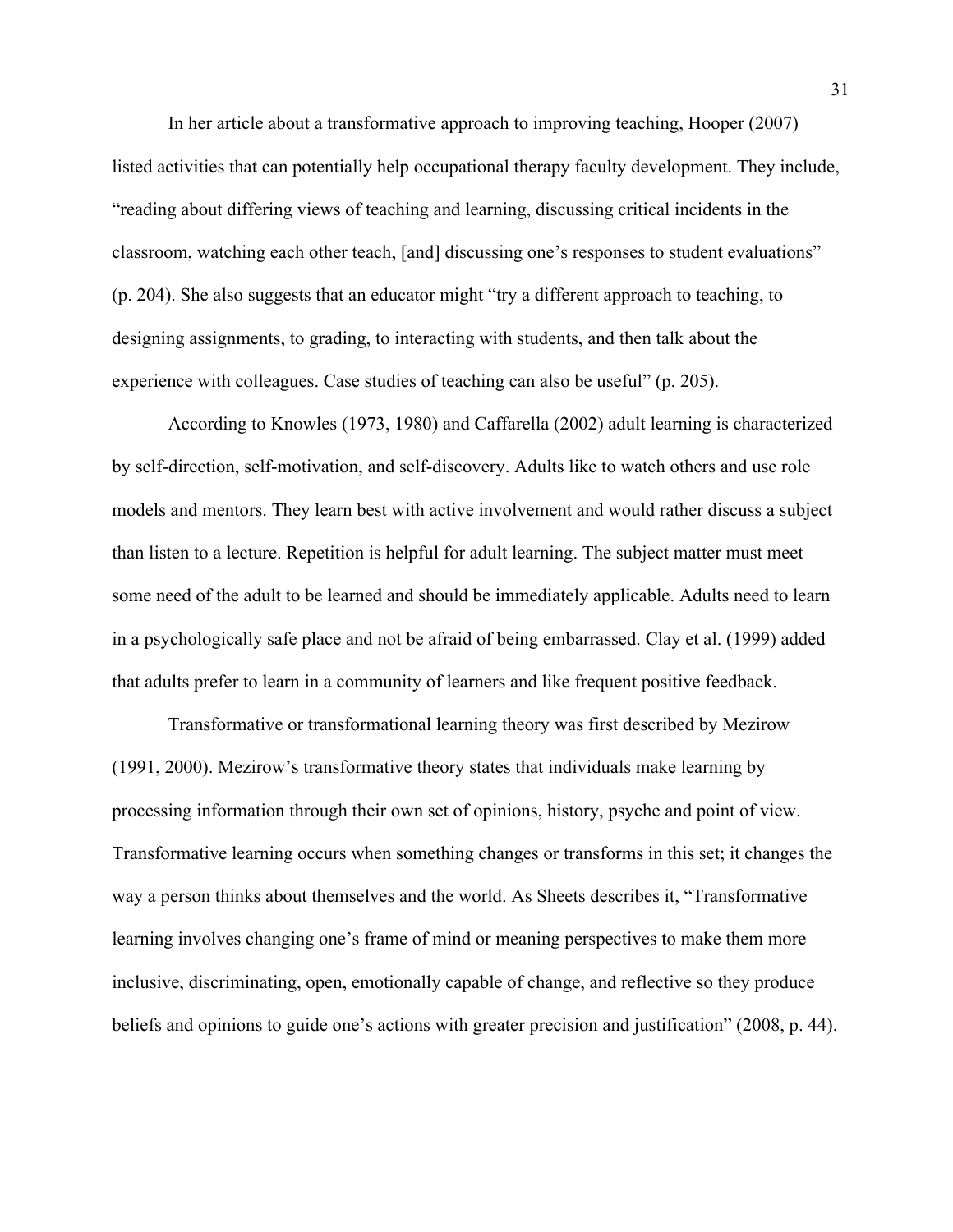In her article about a transformative approach to improving teaching, Hooper (2007) listed activities that can potentially help occupational therapy faculty development. They include, "reading about differing views of teaching and learning, discussing critical incidents in the classroom, watching each other teach, [and] discussing one's responses to student evaluations" (p. 204). She also suggests that an educator might "try a different approach to teaching, to designing assignments, to grading, to interacting with students, and then talk about the experience with colleagues. Case studies of teaching can also be useful" (p. 205).

According to Knowles (1973, 1980) and Caffarella (2002) adult learning is characterized by self-direction, self-motivation, and self-discovery. Adults like to watch others and use role models and mentors. They learn best with active involvement and would rather discuss a subject than listen to a lecture. Repetition is helpful for adult learning. The subject matter must meet some need of the adult to be learned and should be immediately applicable. Adults need to learn in a psychologically safe place and not be afraid of being embarrassed. Clay et al. (1999) added that adults prefer to learn in a community of learners and like frequent positive feedback.

Transformative or transformational learning theory was first described by Mezirow (1991, 2000). Mezirow's transformative theory states that individuals make learning by processing information through their own set of opinions, history, psyche and point of view. Transformative learning occurs when something changes or transforms in this set; it changes the way a person thinks about themselves and the world. As Sheets describes it, "Transformative learning involves changing one's frame of mind or meaning perspectives to make them more inclusive, discriminating, open, emotionally capable of change, and reflective so they produce beliefs and opinions to guide one's actions with greater precision and justification" (2008, p. 44).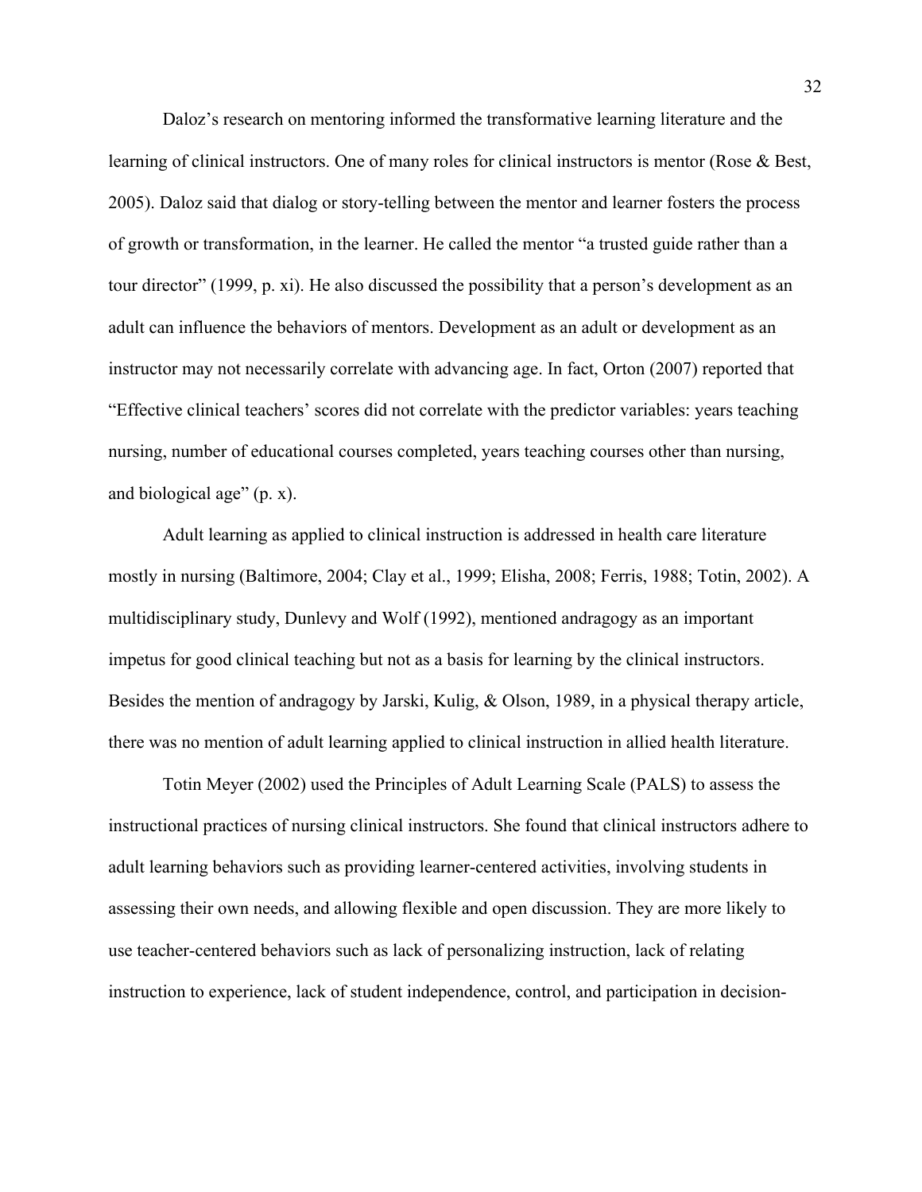Daloz's research on mentoring informed the transformative learning literature and the learning of clinical instructors. One of many roles for clinical instructors is mentor (Rose & Best, 2005). Daloz said that dialog or story-telling between the mentor and learner fosters the process of growth or transformation, in the learner. He called the mentor "a trusted guide rather than a tour director" (1999, p. xi). He also discussed the possibility that a person's development as an adult can influence the behaviors of mentors. Development as an adult or development as an instructor may not necessarily correlate with advancing age. In fact, Orton (2007) reported that "Effective clinical teachers' scores did not correlate with the predictor variables: years teaching nursing, number of educational courses completed, years teaching courses other than nursing, and biological age" (p. x).

Adult learning as applied to clinical instruction is addressed in health care literature mostly in nursing (Baltimore, 2004; Clay et al., 1999; Elisha, 2008; Ferris, 1988; Totin, 2002). A multidisciplinary study, Dunlevy and Wolf (1992), mentioned andragogy as an important impetus for good clinical teaching but not as a basis for learning by the clinical instructors. Besides the mention of andragogy by Jarski, Kulig, & Olson, 1989, in a physical therapy article, there was no mention of adult learning applied to clinical instruction in allied health literature.

Totin Meyer (2002) used the Principles of Adult Learning Scale (PALS) to assess the instructional practices of nursing clinical instructors. She found that clinical instructors adhere to adult learning behaviors such as providing learner-centered activities, involving students in assessing their own needs, and allowing flexible and open discussion. They are more likely to use teacher-centered behaviors such as lack of personalizing instruction, lack of relating instruction to experience, lack of student independence, control, and participation in decision-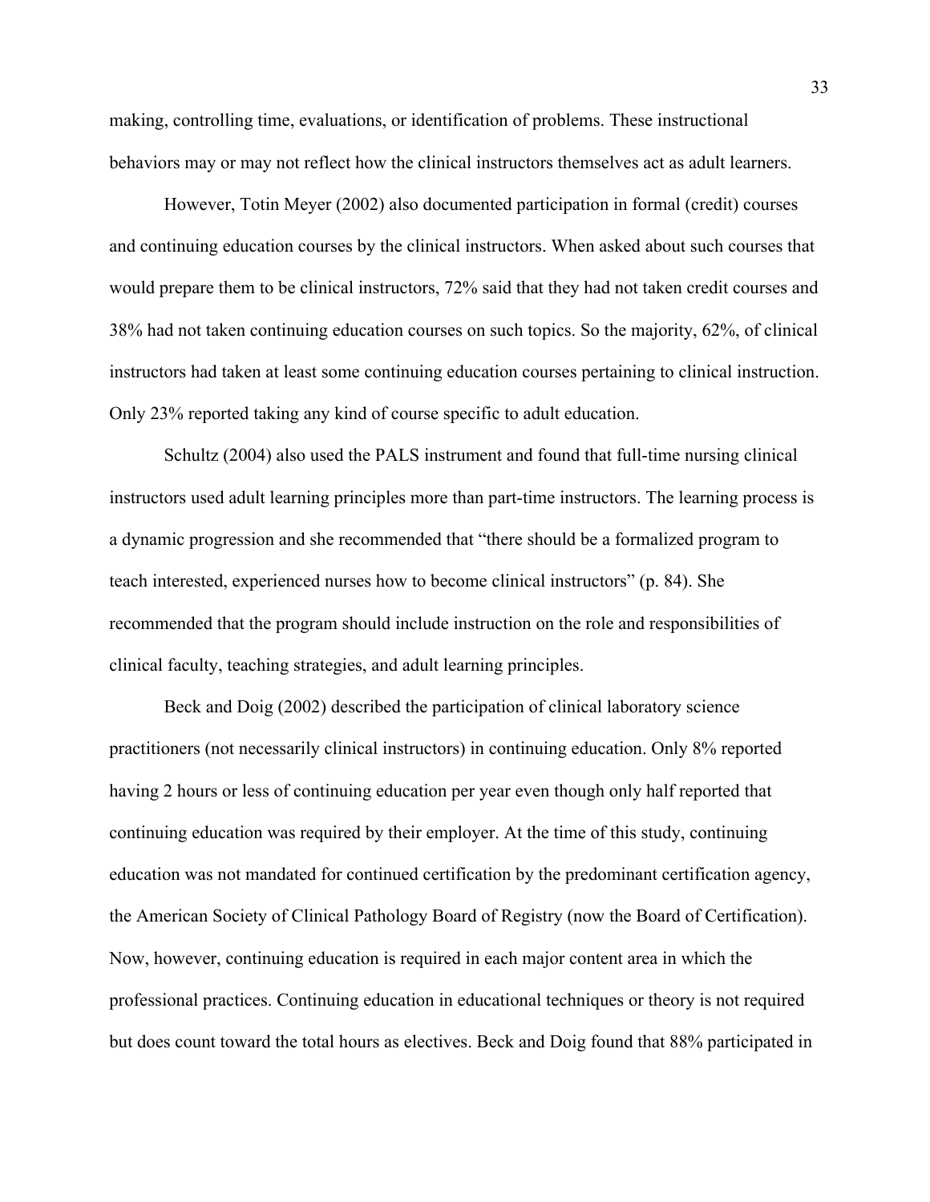making, controlling time, evaluations, or identification of problems. These instructional behaviors may or may not reflect how the clinical instructors themselves act as adult learners.

However, Totin Meyer (2002) also documented participation in formal (credit) courses and continuing education courses by the clinical instructors. When asked about such courses that would prepare them to be clinical instructors, 72% said that they had not taken credit courses and 38% had not taken continuing education courses on such topics. So the majority, 62%, of clinical instructors had taken at least some continuing education courses pertaining to clinical instruction. Only 23% reported taking any kind of course specific to adult education.

Schultz (2004) also used the PALS instrument and found that full-time nursing clinical instructors used adult learning principles more than part-time instructors. The learning process is a dynamic progression and she recommended that "there should be a formalized program to teach interested, experienced nurses how to become clinical instructors" (p. 84). She recommended that the program should include instruction on the role and responsibilities of clinical faculty, teaching strategies, and adult learning principles.

Beck and Doig (2002) described the participation of clinical laboratory science practitioners (not necessarily clinical instructors) in continuing education. Only 8% reported having 2 hours or less of continuing education per year even though only half reported that continuing education was required by their employer. At the time of this study, continuing education was not mandated for continued certification by the predominant certification agency, the American Society of Clinical Pathology Board of Registry (now the Board of Certification). Now, however, continuing education is required in each major content area in which the professional practices. Continuing education in educational techniques or theory is not required but does count toward the total hours as electives. Beck and Doig found that 88% participated in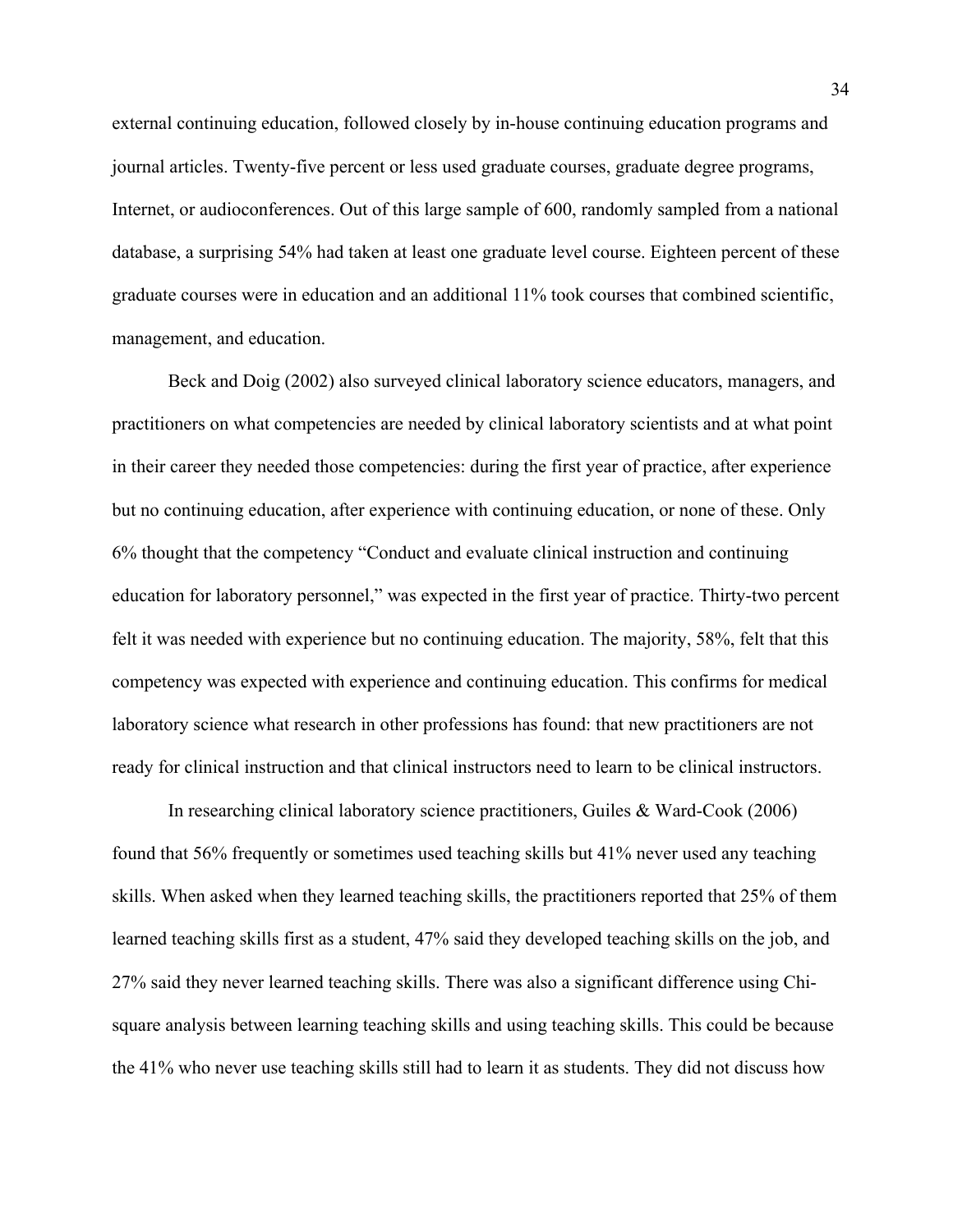external continuing education, followed closely by in-house continuing education programs and journal articles. Twenty-five percent or less used graduate courses, graduate degree programs, Internet, or audioconferences. Out of this large sample of 600, randomly sampled from a national database, a surprising 54% had taken at least one graduate level course. Eighteen percent of these graduate courses were in education and an additional 11% took courses that combined scientific, management, and education.

Beck and Doig (2002) also surveyed clinical laboratory science educators, managers, and practitioners on what competencies are needed by clinical laboratory scientists and at what point in their career they needed those competencies: during the first year of practice, after experience but no continuing education, after experience with continuing education, or none of these. Only 6% thought that the competency "Conduct and evaluate clinical instruction and continuing education for laboratory personnel," was expected in the first year of practice. Thirty-two percent felt it was needed with experience but no continuing education. The majority, 58%, felt that this competency was expected with experience and continuing education. This confirms for medical laboratory science what research in other professions has found: that new practitioners are not ready for clinical instruction and that clinical instructors need to learn to be clinical instructors.

In researching clinical laboratory science practitioners, Guiles & Ward-Cook (2006) found that 56% frequently or sometimes used teaching skills but 41% never used any teaching skills. When asked when they learned teaching skills, the practitioners reported that 25% of them learned teaching skills first as a student, 47% said they developed teaching skills on the job, and 27% said they never learned teaching skills. There was also a significant difference using Chi-square analysis between learning teaching skills and using teaching skills. This could be because the 41% who never use teaching skills still had to learn it as students. They did not discuss how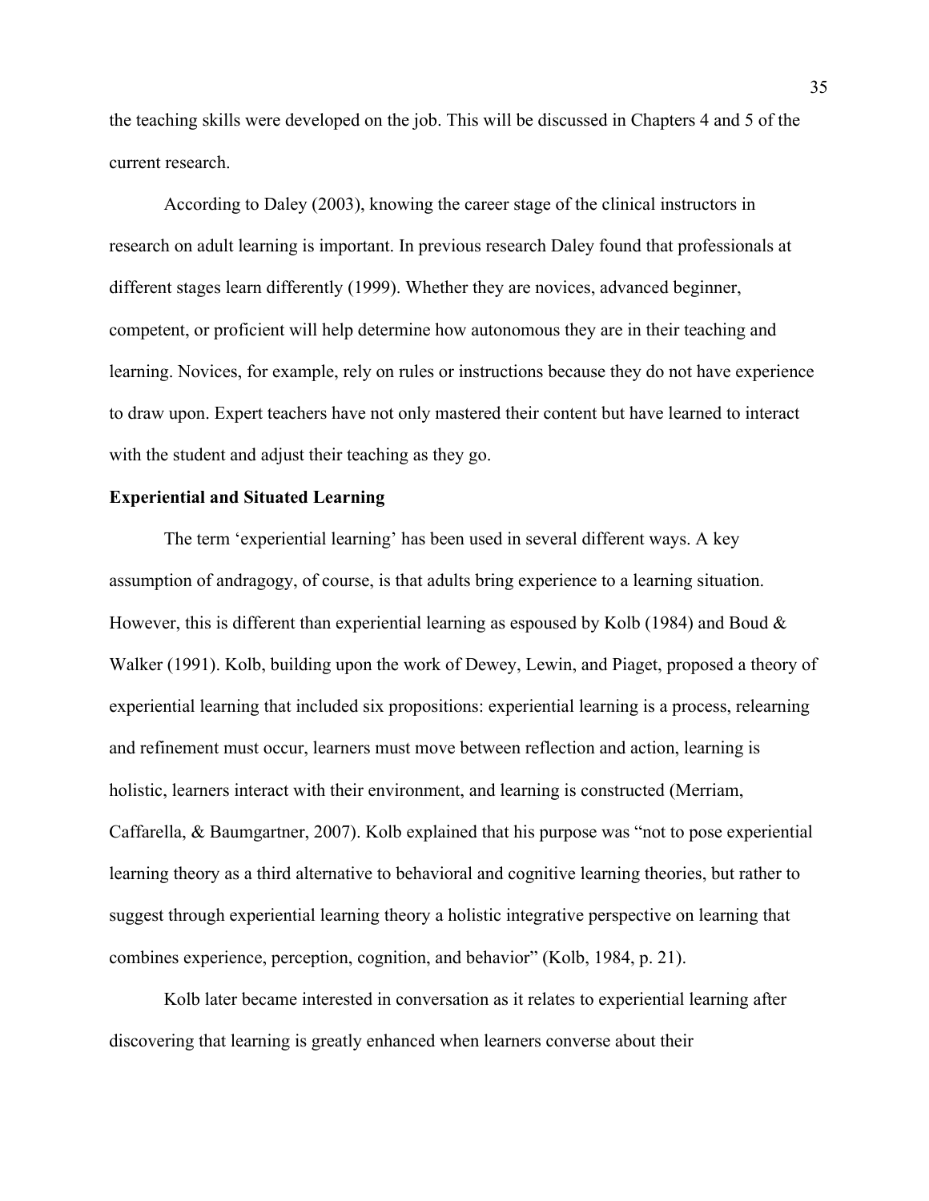the teaching skills were developed on the job. This will be discussed in Chapters 4 and 5 of the current research.

According to Daley (2003), knowing the career stage of the clinical instructors in research on adult learning is important. In previous research Daley found that professionals at different stages learn differently (1999). Whether they are novices, advanced beginner, competent, or proficient will help determine how autonomous they are in their teaching and learning. Novices, for example, rely on rules or instructions because they do not have experience to draw upon. Expert teachers have not only mastered their content but have learned to interact with the student and adjust their teaching as they go.

**Experiential and Situated Learning**

The term 'experiential learning' has been used in several different ways. A key assumption of andragogy, of course, is that adults bring experience to a learning situation. However, this is different than experiential learning as espoused by Kolb (1984) and Boud & Walker (1991). Kolb, building upon the work of Dewey, Lewin, and Piaget, proposed a theory of experiential learning that included six propositions: experiential learning is a process, relearning and refinement must occur, learners must move between reflection and action, learning is holistic, learners interact with their environment, and learning is constructed (Merriam, Caffarella, & Baumgartner, 2007). Kolb explained that his purpose was "not to pose experiential learning theory as a third alternative to behavioral and cognitive learning theories, but rather to suggest through experiential learning theory a holistic integrative perspective on learning that combines experience, perception, cognition, and behavior" (Kolb, 1984, p. 21).

Kolb later became interested in conversation as it relates to experiential learning after discovering that learning is greatly enhanced when learners converse about their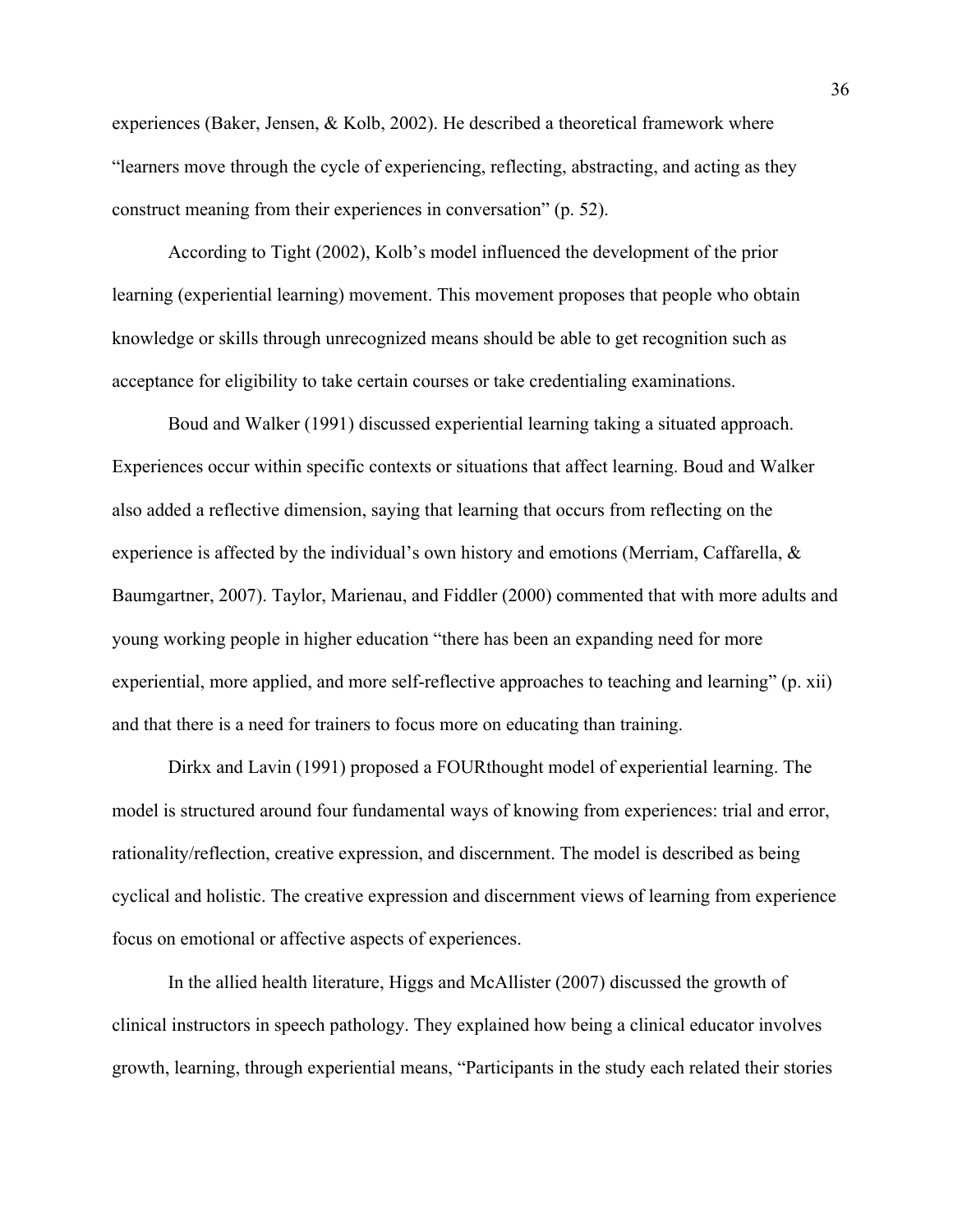experiences (Baker, Jensen, & Kolb, 2002). He described a theoretical framework where "learners move through the cycle of experiencing, reflecting, abstracting, and acting as they construct meaning from their experiences in conversation" (p. 52).

According to Tight (2002), Kolb's model influenced the development of the prior learning (experiential learning) movement. This movement proposes that people who obtain knowledge or skills through unrecognized means should be able to get recognition such as acceptance for eligibility to take certain courses or take credentialing examinations.

Boud and Walker (1991) discussed experiential learning taking a situated approach. Experiences occur within specific contexts or situations that affect learning. Boud and Walker also added a reflective dimension, saying that learning that occurs from reflecting on the experience is affected by the individual's own history and emotions (Merriam, Caffarella, & Baumgartner, 2007). Taylor, Marienau, and Fiddler (2000) commented that with more adults and young working people in higher education "there has been an expanding need for more experiential, more applied, and more self-reflective approaches to teaching and learning" (p. xii) and that there is a need for trainers to focus more on educating than training.

Dirkx and Lavin (1991) proposed a FOURthought model of experiential learning. The model is structured around four fundamental ways of knowing from experiences: trial and error, rationality/reflection, creative expression, and discernment. The model is described as being cyclical and holistic. The creative expression and discernment views of learning from experience focus on emotional or affective aspects of experiences.

In the allied health literature, Higgs and McAllister (2007) discussed the growth of clinical instructors in speech pathology. They explained how being a clinical educator involves growth, learning, through experiential means, "Participants in the study each related their stories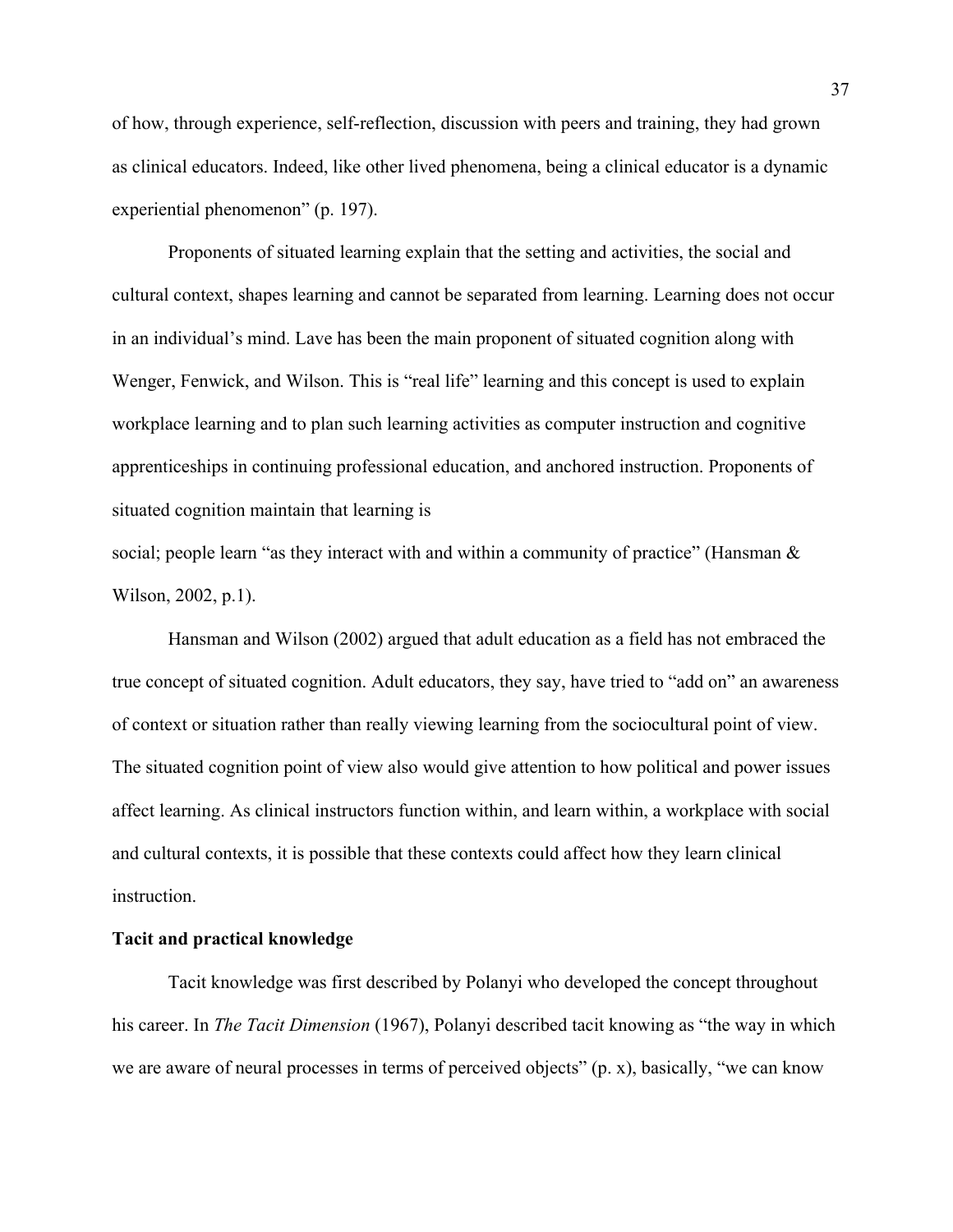of how, through experience, self-reflection, discussion with peers and training, they had grown as clinical educators. Indeed, like other lived phenomena, being a clinical educator is a dynamic experiential phenomenon" (p. 197).

Proponents of situated learning explain that the setting and activities, the social and cultural context, shapes learning and cannot be separated from learning. Learning does not occur in an individual's mind. Lave has been the main proponent of situated cognition along with Wenger, Fenwick, and Wilson. This is "real life" learning and this concept is used to explain workplace learning and to plan such learning activities as computer instruction and cognitive apprenticeships in continuing professional education, and anchored instruction. Proponents of situated cognition maintain that learning is social; people learn "as they interact with and within a community of practice" (Hansman & Wilson, 2002, p.1).

Hansman and Wilson (2002) argued that adult education as a field has not embraced the true concept of situated cognition. Adult educators, they say, have tried to "add on" an awareness of context or situation rather than really viewing learning from the sociocultural point of view. The situated cognition point of view also would give attention to how political and power issues affect learning. As clinical instructors function within, and learn within, a workplace with social and cultural contexts, it is possible that these contexts could affect how they learn clinical instruction.

**Tacit and practical knowledge**

Tacit knowledge was first described by Polanyi who developed the concept throughout his career. In *The Tacit Dimension* (1967), Polanyi described tacit knowing as "the way in which we are aware of neural processes in terms of perceived objects" (p. x), basically, "we can know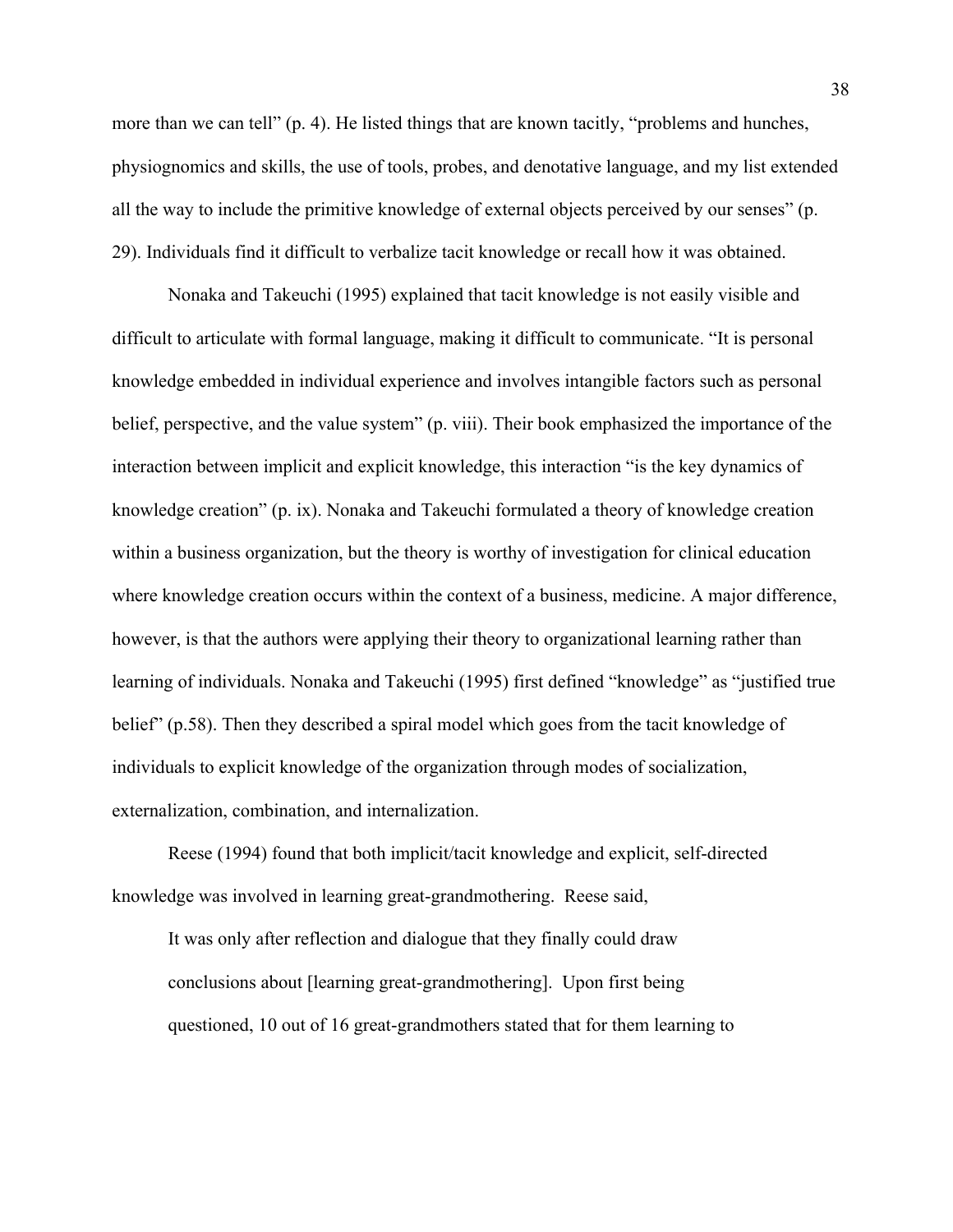more than we can tell" (p. 4). He listed things that are known tacitly, "problems and hunches, physiognomics and skills, the use of tools, probes, and denotative language, and my list extended all the way to include the primitive knowledge of external objects perceived by our senses" (p. 29). Individuals find it difficult to verbalize tacit knowledge or recall how it was obtained.

Nonaka and Takeuchi (1995) explained that tacit knowledge is not easily visible and difficult to articulate with formal language, making it difficult to communicate. "It is personal knowledge embedded in individual experience and involves intangible factors such as personal belief, perspective, and the value system" (p. viii). Their book emphasized the importance of the interaction between implicit and explicit knowledge, this interaction "is the key dynamics of knowledge creation" (p. ix). Nonaka and Takeuchi formulated a theory of knowledge creation within a business organization, but the theory is worthy of investigation for clinical education where knowledge creation occurs within the context of a business, medicine. A major difference, however, is that the authors were applying their theory to organizational learning rather than learning of individuals. Nonaka and Takeuchi (1995) first defined "knowledge" as "justified true belief" (p.58). Then they described a spiral model which goes from the tacit knowledge of individuals to explicit knowledge of the organization through modes of socialization, externalization, combination, and internalization.

Reese (1994) found that both implicit/tacit knowledge and explicit, self-directed knowledge was involved in learning great-grandmothering. Reese said,

> It was only after reflection and dialogue that they finally could draw conclusions about [learning great-grandmothering]. Upon first being questioned, 10 out of 16 great-grandmothers stated that for them learning to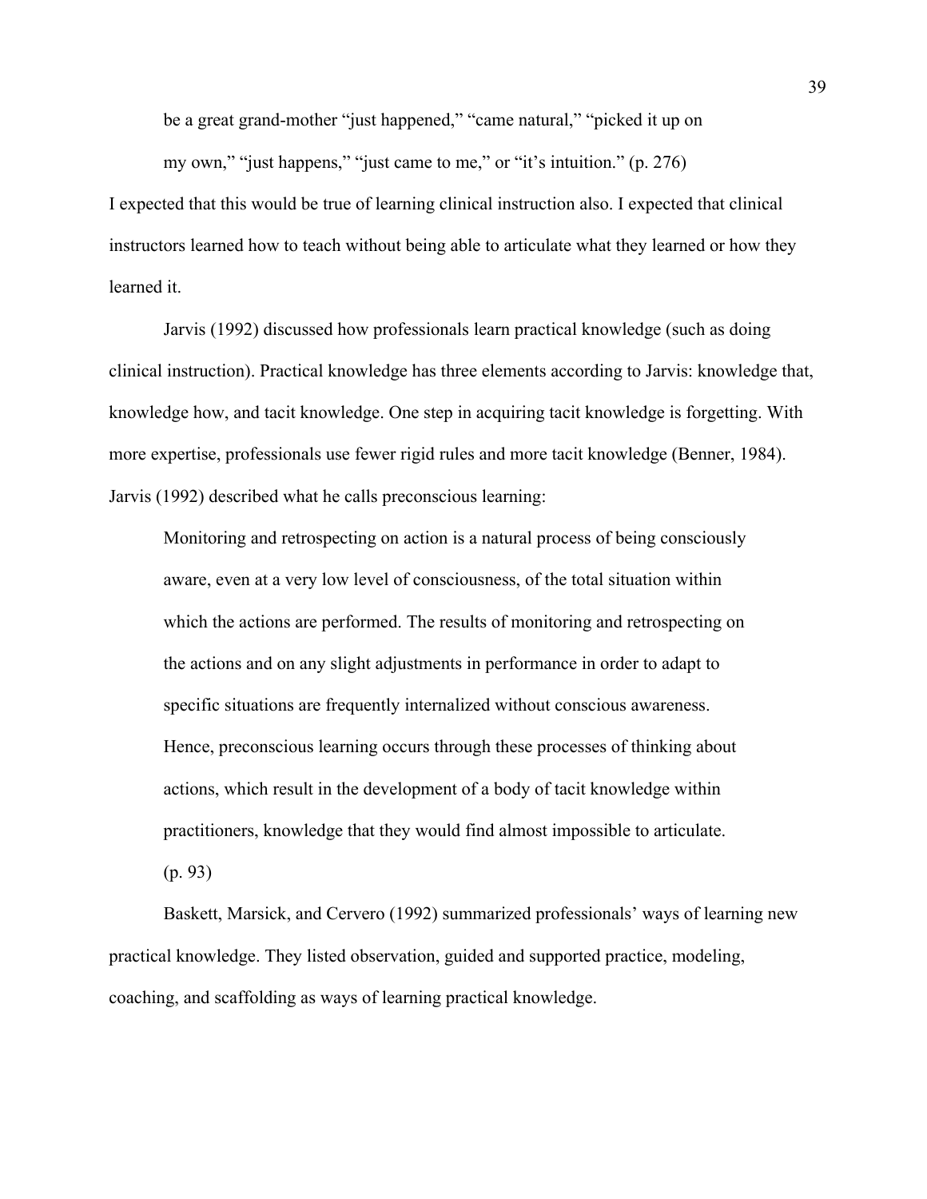> be a great grand-mother "just happened," "came natural," "picked it up on my own," "just happens," "just came to me," or "it's intuition." (p. 276)

I expected that this would be true of learning clinical instruction also. I expected that clinical instructors learned how to teach without being able to articulate what they learned or how they learned it.

Jarvis (1992) discussed how professionals learn practical knowledge (such as doing clinical instruction). Practical knowledge has three elements according to Jarvis: knowledge that, knowledge how, and tacit knowledge. One step in acquiring tacit knowledge is forgetting. With more expertise, professionals use fewer rigid rules and more tacit knowledge (Benner, 1984). Jarvis (1992) described what he calls preconscious learning:

> Monitoring and retrospecting on action is a natural process of being consciously aware, even at a very low level of consciousness, of the total situation within which the actions are performed. The results of monitoring and retrospecting on the actions and on any slight adjustments in performance in order to adapt to specific situations are frequently internalized without conscious awareness. Hence, preconscious learning occurs through these processes of thinking about actions, which result in the development of a body of tacit knowledge within practitioners, knowledge that they would find almost impossible to articulate. (p. 93)

Baskett, Marsick, and Cervero (1992) summarized professionals' ways of learning new practical knowledge. They listed observation, guided and supported practice, modeling, coaching, and scaffolding as ways of learning practical knowledge.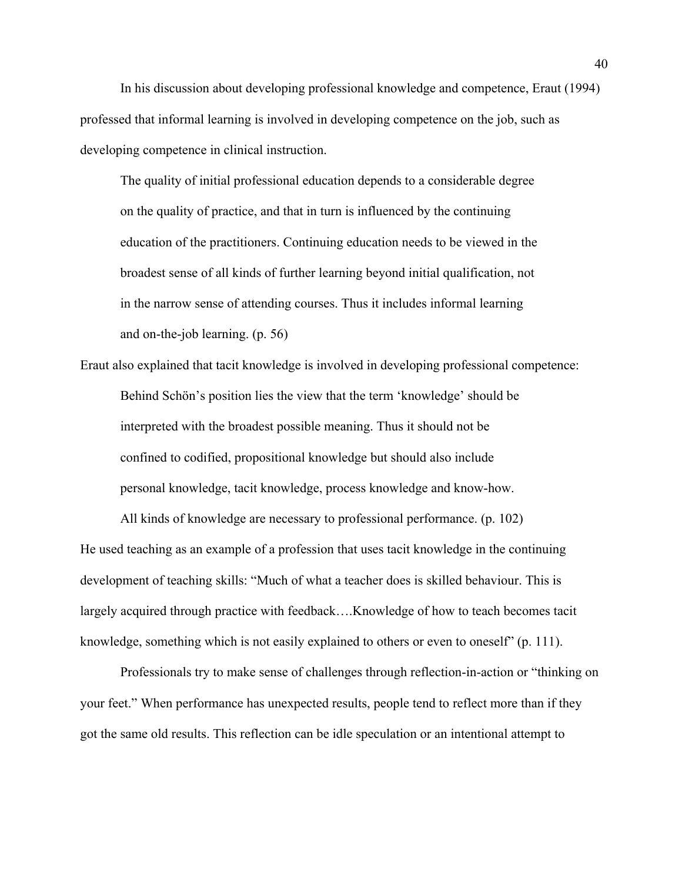In his discussion about developing professional knowledge and competence, Eraut (1994) professed that informal learning is involved in developing competence on the job, such as developing competence in clinical instruction.

> The quality of initial professional education depends to a considerable degree on the quality of practice, and that in turn is influenced by the continuing education of the practitioners. Continuing education needs to be viewed in the broadest sense of all kinds of further learning beyond initial qualification, not in the narrow sense of attending courses. Thus it includes informal learning and on-the-job learning. (p. 56)

Eraut also explained that tacit knowledge is involved in developing professional competence:

> Behind Schön's position lies the view that the term 'knowledge' should be interpreted with the broadest possible meaning. Thus it should not be confined to codified, propositional knowledge but should also include personal knowledge, tacit knowledge, process knowledge and know-how.
>
> All kinds of knowledge are necessary to professional performance. (p. 102)

He used teaching as an example of a profession that uses tacit knowledge in the continuing development of teaching skills: "Much of what a teacher does is skilled behaviour. This is largely acquired through practice with feedback….Knowledge of how to teach becomes tacit knowledge, something which is not easily explained to others or even to oneself" (p. 111).

Professionals try to make sense of challenges through reflection-in-action or "thinking on your feet." When performance has unexpected results, people tend to reflect more than if they got the same old results. This reflection can be idle speculation or an intentional attempt to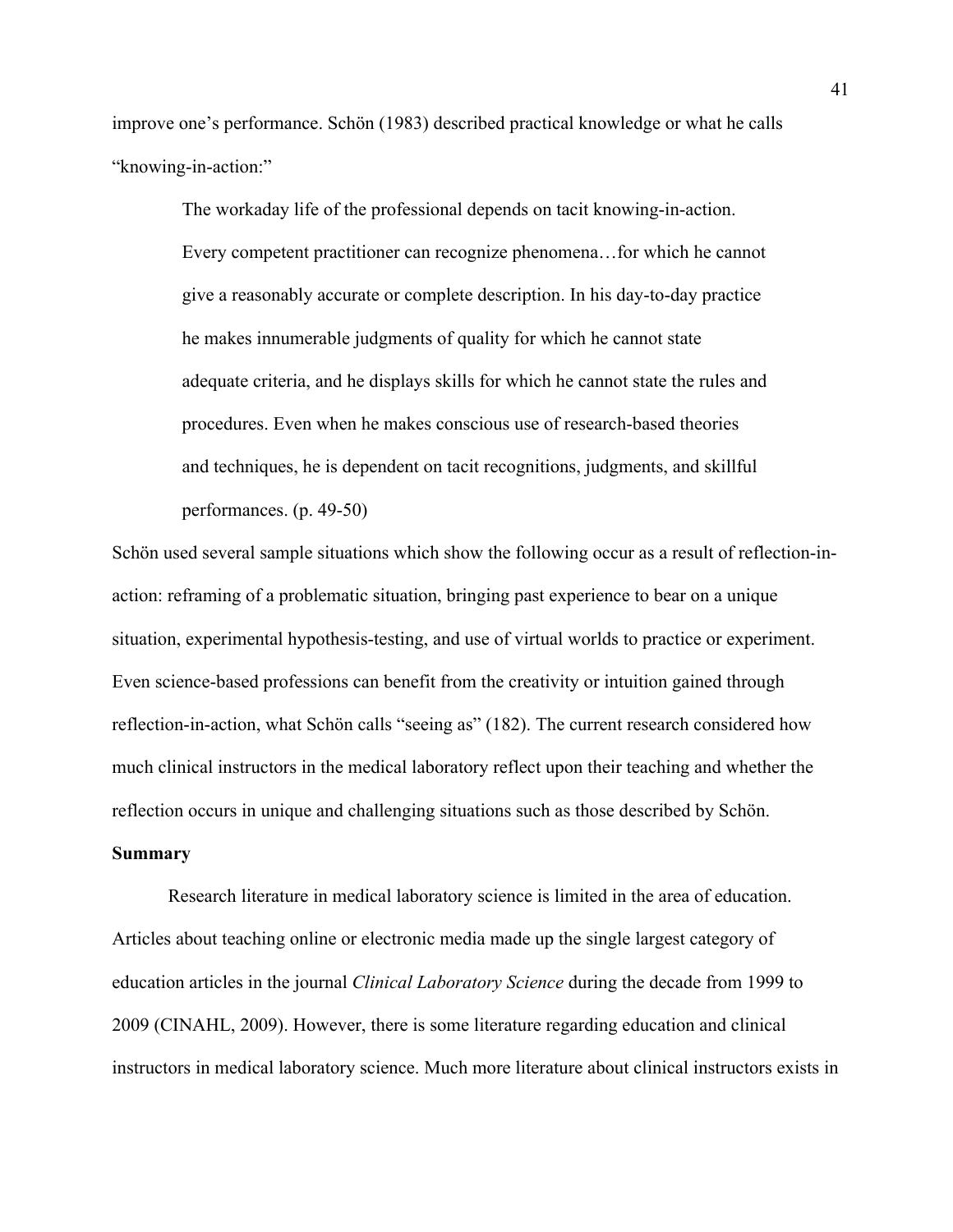improve one's performance. Schön (1983) described practical knowledge or what he calls "knowing-in-action:"

> The workaday life of the professional depends on tacit knowing-in-action. Every competent practitioner can recognize phenomena…for which he cannot give a reasonably accurate or complete description. In his day-to-day practice he makes innumerable judgments of quality for which he cannot state adequate criteria, and he displays skills for which he cannot state the rules and procedures. Even when he makes conscious use of research-based theories and techniques, he is dependent on tacit recognitions, judgments, and skillful performances. (p. 49-50)

Schön used several sample situations which show the following occur as a result of reflection-in-action: reframing of a problematic situation, bringing past experience to bear on a unique situation, experimental hypothesis-testing, and use of virtual worlds to practice or experiment. Even science-based professions can benefit from the creativity or intuition gained through reflection-in-action, what Schön calls "seeing as" (182). The current research considered how much clinical instructors in the medical laboratory reflect upon their teaching and whether the reflection occurs in unique and challenging situations such as those described by Schön.

**Summary**

Research literature in medical laboratory science is limited in the area of education. Articles about teaching online or electronic media made up the single largest category of education articles in the journal *Clinical Laboratory Science* during the decade from 1999 to 2009 (CINAHL, 2009). However, there is some literature regarding education and clinical instructors in medical laboratory science. Much more literature about clinical instructors exists in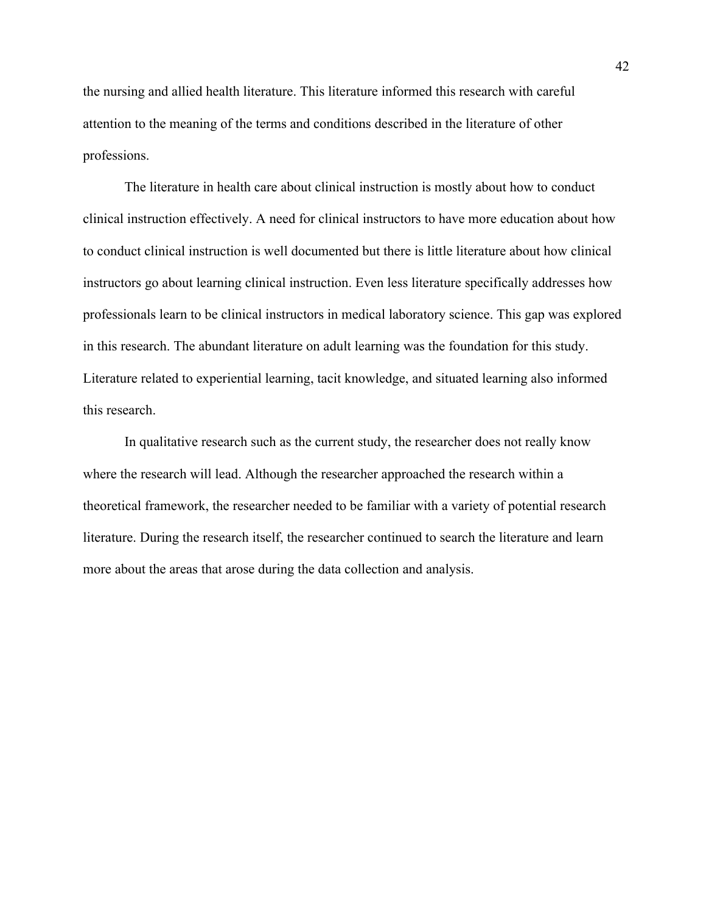the nursing and allied health literature. This literature informed this research with careful attention to the meaning of the terms and conditions described in the literature of other professions.

The literature in health care about clinical instruction is mostly about how to conduct clinical instruction effectively. A need for clinical instructors to have more education about how to conduct clinical instruction is well documented but there is little literature about how clinical instructors go about learning clinical instruction. Even less literature specifically addresses how professionals learn to be clinical instructors in medical laboratory science. This gap was explored in this research. The abundant literature on adult learning was the foundation for this study. Literature related to experiential learning, tacit knowledge, and situated learning also informed this research.

In qualitative research such as the current study, the researcher does not really know where the research will lead. Although the researcher approached the research within a theoretical framework, the researcher needed to be familiar with a variety of potential research literature. During the research itself, the researcher continued to search the literature and learn more about the areas that arose during the data collection and analysis.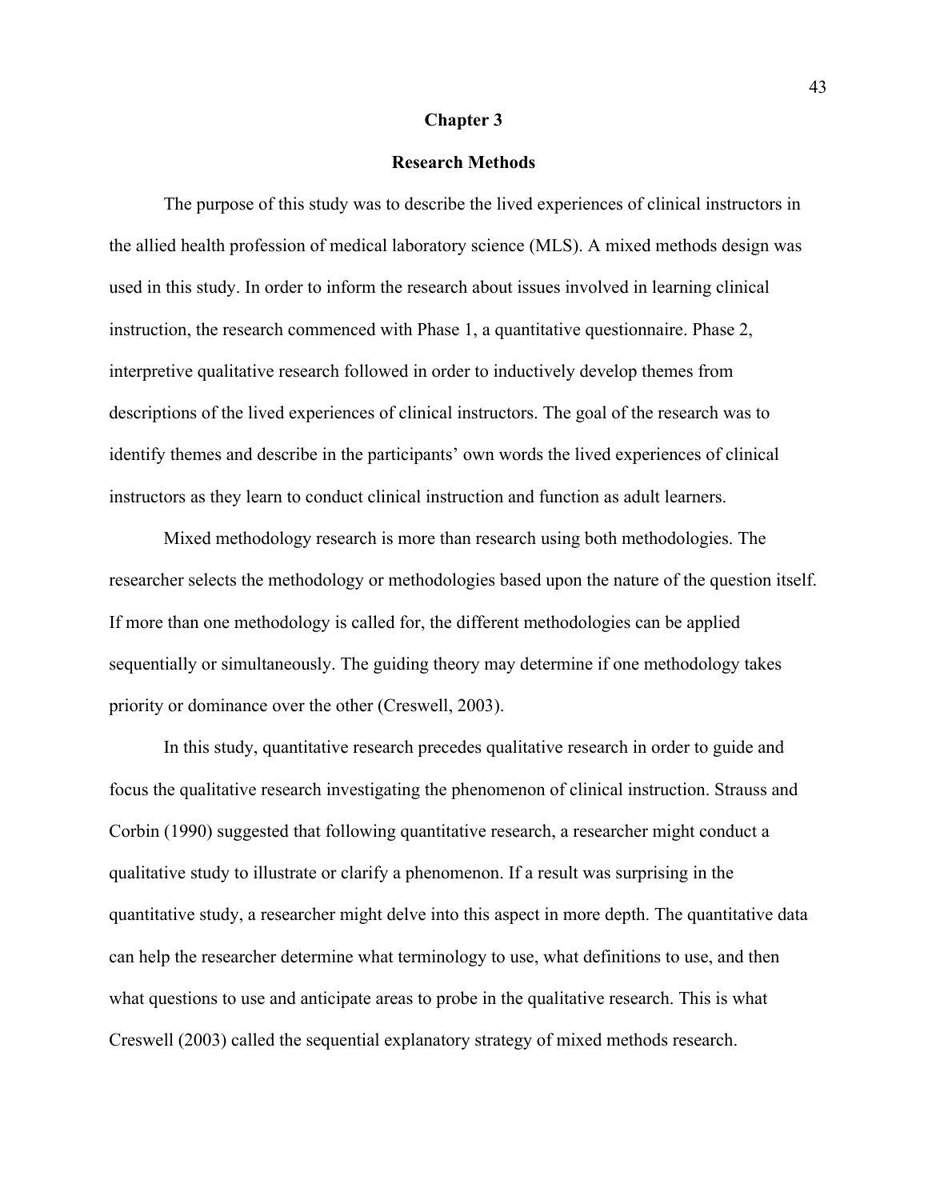# Chapter 3

## Research Methods

The purpose of this study was to describe the lived experiences of clinical instructors in the allied health profession of medical laboratory science (MLS). A mixed methods design was used in this study. In order to inform the research about issues involved in learning clinical instruction, the research commenced with Phase 1, a quantitative questionnaire. Phase 2, interpretive qualitative research followed in order to inductively develop themes from descriptions of the lived experiences of clinical instructors. The goal of the research was to identify themes and describe in the participants' own words the lived experiences of clinical instructors as they learn to conduct clinical instruction and function as adult learners.

Mixed methodology research is more than research using both methodologies. The researcher selects the methodology or methodologies based upon the nature of the question itself. If more than one methodology is called for, the different methodologies can be applied sequentially or simultaneously. The guiding theory may determine if one methodology takes priority or dominance over the other (Creswell, 2003).

In this study, quantitative research precedes qualitative research in order to guide and focus the qualitative research investigating the phenomenon of clinical instruction. Strauss and Corbin (1990) suggested that following quantitative research, a researcher might conduct a qualitative study to illustrate or clarify a phenomenon. If a result was surprising in the quantitative study, a researcher might delve into this aspect in more depth. The quantitative data can help the researcher determine what terminology to use, what definitions to use, and then what questions to use and anticipate areas to probe in the qualitative research. This is what Creswell (2003) called the sequential explanatory strategy of mixed methods research.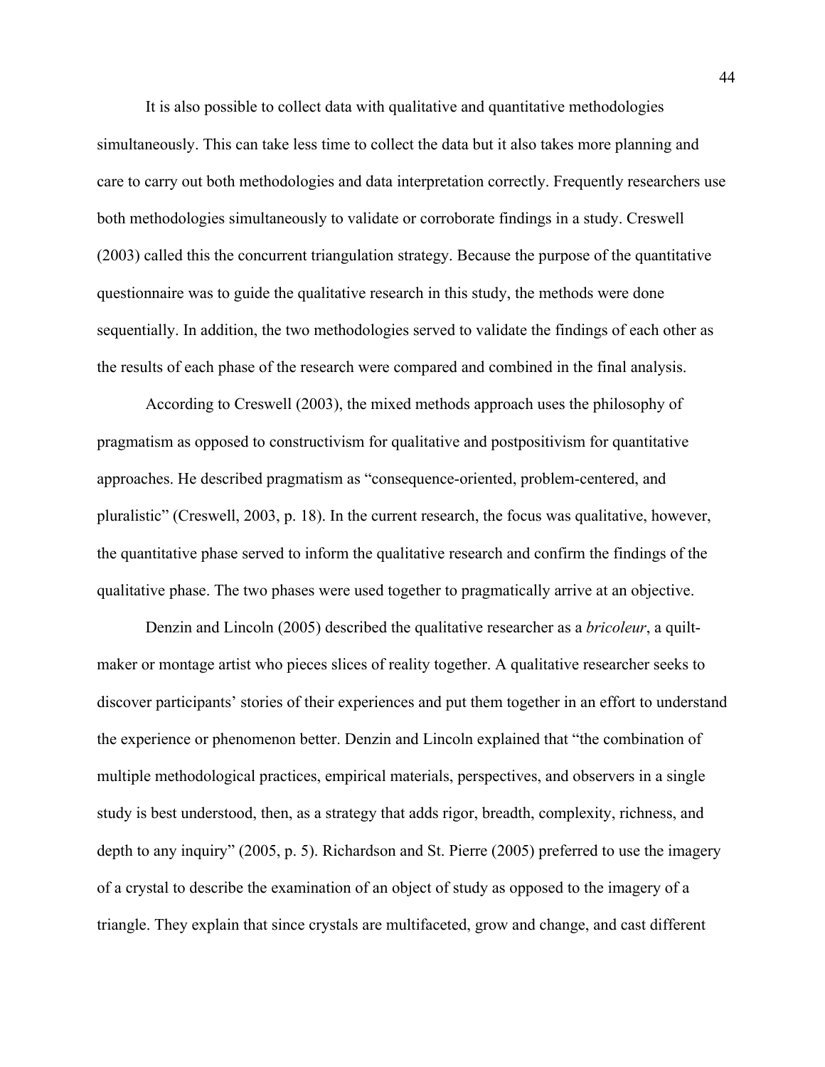It is also possible to collect data with qualitative and quantitative methodologies simultaneously. This can take less time to collect the data but it also takes more planning and care to carry out both methodologies and data interpretation correctly. Frequently researchers use both methodologies simultaneously to validate or corroborate findings in a study. Creswell (2003) called this the concurrent triangulation strategy. Because the purpose of the quantitative questionnaire was to guide the qualitative research in this study, the methods were done sequentially. In addition, the two methodologies served to validate the findings of each other as the results of each phase of the research were compared and combined in the final analysis.

According to Creswell (2003), the mixed methods approach uses the philosophy of pragmatism as opposed to constructivism for qualitative and postpositivism for quantitative approaches. He described pragmatism as "consequence-oriented, problem-centered, and pluralistic" (Creswell, 2003, p. 18). In the current research, the focus was qualitative, however, the quantitative phase served to inform the qualitative research and confirm the findings of the qualitative phase. The two phases were used together to pragmatically arrive at an objective.

Denzin and Lincoln (2005) described the qualitative researcher as a *bricoleur*, a quilt-maker or montage artist who pieces slices of reality together. A qualitative researcher seeks to discover participants' stories of their experiences and put them together in an effort to understand the experience or phenomenon better. Denzin and Lincoln explained that "the combination of multiple methodological practices, empirical materials, perspectives, and observers in a single study is best understood, then, as a strategy that adds rigor, breadth, complexity, richness, and depth to any inquiry" (2005, p. 5). Richardson and St. Pierre (2005) preferred to use the imagery of a crystal to describe the examination of an object of study as opposed to the imagery of a triangle. They explain that since crystals are multifaceted, grow and change, and cast different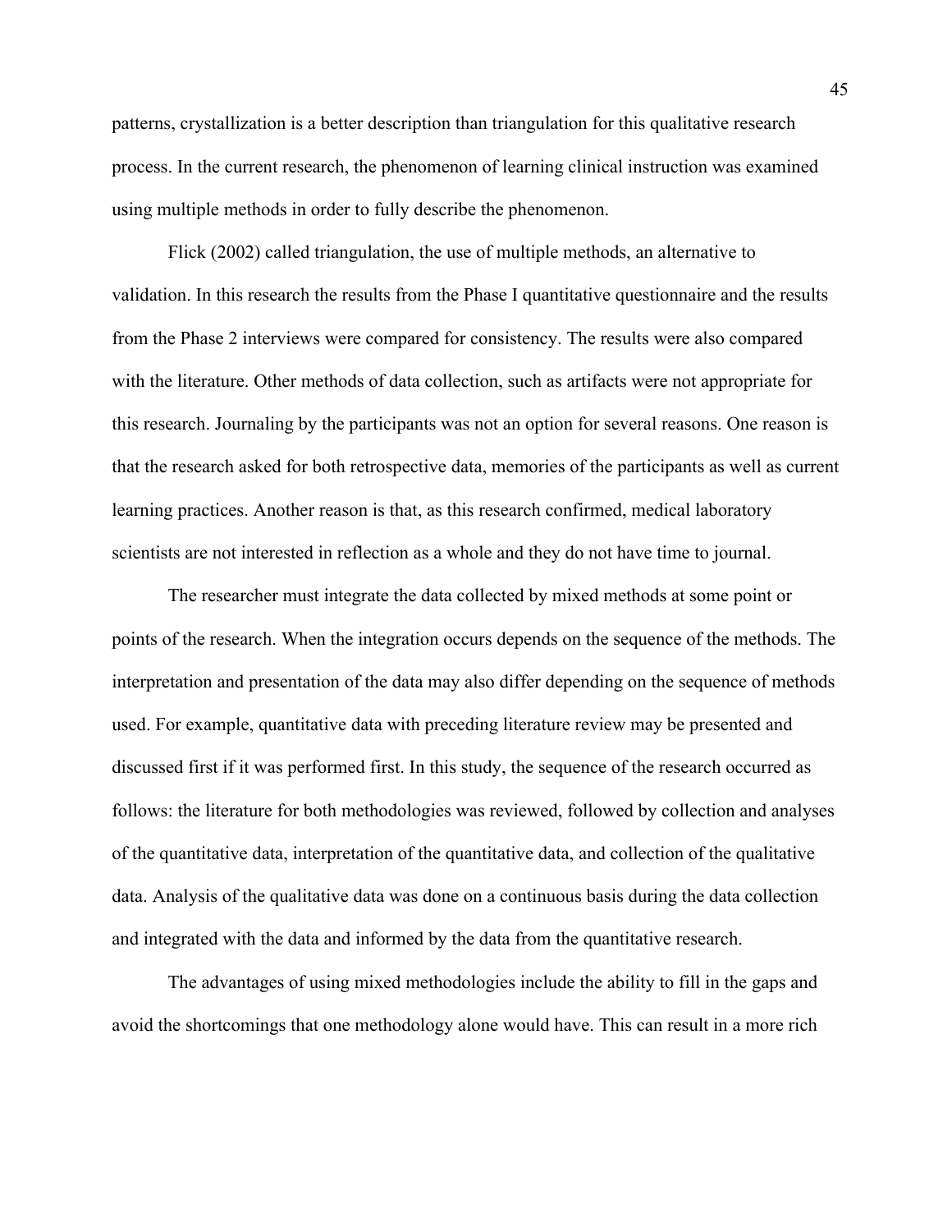patterns, crystallization is a better description than triangulation for this qualitative research process. In the current research, the phenomenon of learning clinical instruction was examined using multiple methods in order to fully describe the phenomenon.

Flick (2002) called triangulation, the use of multiple methods, an alternative to validation. In this research the results from the Phase I quantitative questionnaire and the results from the Phase 2 interviews were compared for consistency. The results were also compared with the literature. Other methods of data collection, such as artifacts were not appropriate for this research. Journaling by the participants was not an option for several reasons. One reason is that the research asked for both retrospective data, memories of the participants as well as current learning practices. Another reason is that, as this research confirmed, medical laboratory scientists are not interested in reflection as a whole and they do not have time to journal.

The researcher must integrate the data collected by mixed methods at some point or points of the research. When the integration occurs depends on the sequence of the methods. The interpretation and presentation of the data may also differ depending on the sequence of methods used. For example, quantitative data with preceding literature review may be presented and discussed first if it was performed first. In this study, the sequence of the research occurred as follows: the literature for both methodologies was reviewed, followed by collection and analyses of the quantitative data, interpretation of the quantitative data, and collection of the qualitative data. Analysis of the qualitative data was done on a continuous basis during the data collection and integrated with the data and informed by the data from the quantitative research.

The advantages of using mixed methodologies include the ability to fill in the gaps and avoid the shortcomings that one methodology alone would have. This can result in a more rich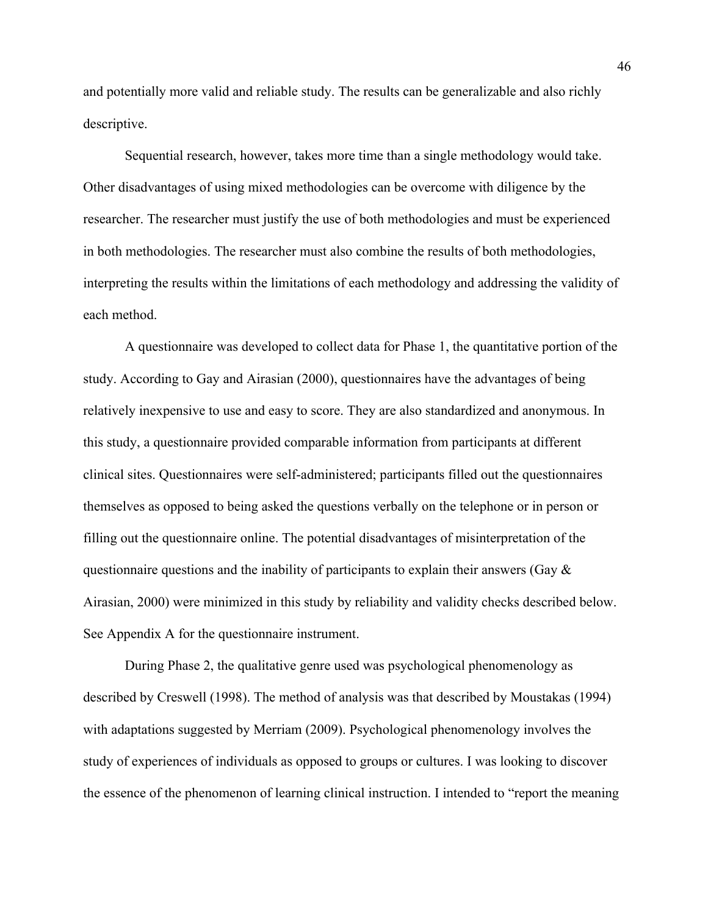and potentially more valid and reliable study. The results can be generalizable and also richly descriptive.

Sequential research, however, takes more time than a single methodology would take. Other disadvantages of using mixed methodologies can be overcome with diligence by the researcher. The researcher must justify the use of both methodologies and must be experienced in both methodologies. The researcher must also combine the results of both methodologies, interpreting the results within the limitations of each methodology and addressing the validity of each method.

A questionnaire was developed to collect data for Phase 1, the quantitative portion of the study. According to Gay and Airasian (2000), questionnaires have the advantages of being relatively inexpensive to use and easy to score. They are also standardized and anonymous. In this study, a questionnaire provided comparable information from participants at different clinical sites. Questionnaires were self-administered; participants filled out the questionnaires themselves as opposed to being asked the questions verbally on the telephone or in person or filling out the questionnaire online. The potential disadvantages of misinterpretation of the questionnaire questions and the inability of participants to explain their answers (Gay & Airasian, 2000) were minimized in this study by reliability and validity checks described below. See Appendix A for the questionnaire instrument.

During Phase 2, the qualitative genre used was psychological phenomenology as described by Creswell (1998). The method of analysis was that described by Moustakas (1994) with adaptations suggested by Merriam (2009). Psychological phenomenology involves the study of experiences of individuals as opposed to groups or cultures. I was looking to discover the essence of the phenomenon of learning clinical instruction. I intended to "report the meaning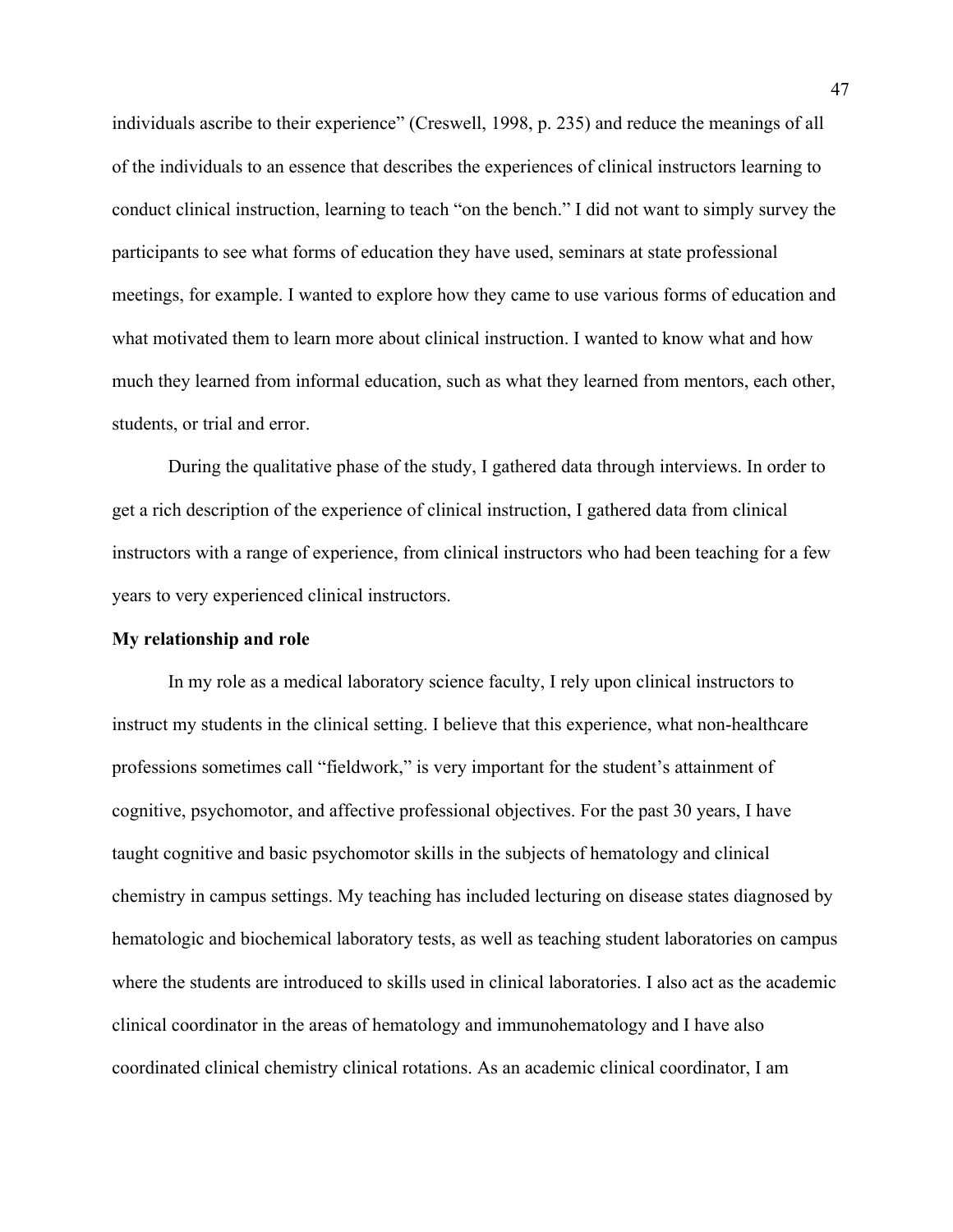individuals ascribe to their experience" (Creswell, 1998, p. 235) and reduce the meanings of all of the individuals to an essence that describes the experiences of clinical instructors learning to conduct clinical instruction, learning to teach "on the bench." I did not want to simply survey the participants to see what forms of education they have used, seminars at state professional meetings, for example. I wanted to explore how they came to use various forms of education and what motivated them to learn more about clinical instruction. I wanted to know what and how much they learned from informal education, such as what they learned from mentors, each other, students, or trial and error.

During the qualitative phase of the study, I gathered data through interviews. In order to get a rich description of the experience of clinical instruction, I gathered data from clinical instructors with a range of experience, from clinical instructors who had been teaching for a few years to very experienced clinical instructors.

**My relationship and role**

In my role as a medical laboratory science faculty, I rely upon clinical instructors to instruct my students in the clinical setting. I believe that this experience, what non-healthcare professions sometimes call "fieldwork," is very important for the student's attainment of cognitive, psychomotor, and affective professional objectives. For the past 30 years, I have taught cognitive and basic psychomotor skills in the subjects of hematology and clinical chemistry in campus settings. My teaching has included lecturing on disease states diagnosed by hematologic and biochemical laboratory tests, as well as teaching student laboratories on campus where the students are introduced to skills used in clinical laboratories. I also act as the academic clinical coordinator in the areas of hematology and immunohematology and I have also coordinated clinical chemistry clinical rotations. As an academic clinical coordinator, I am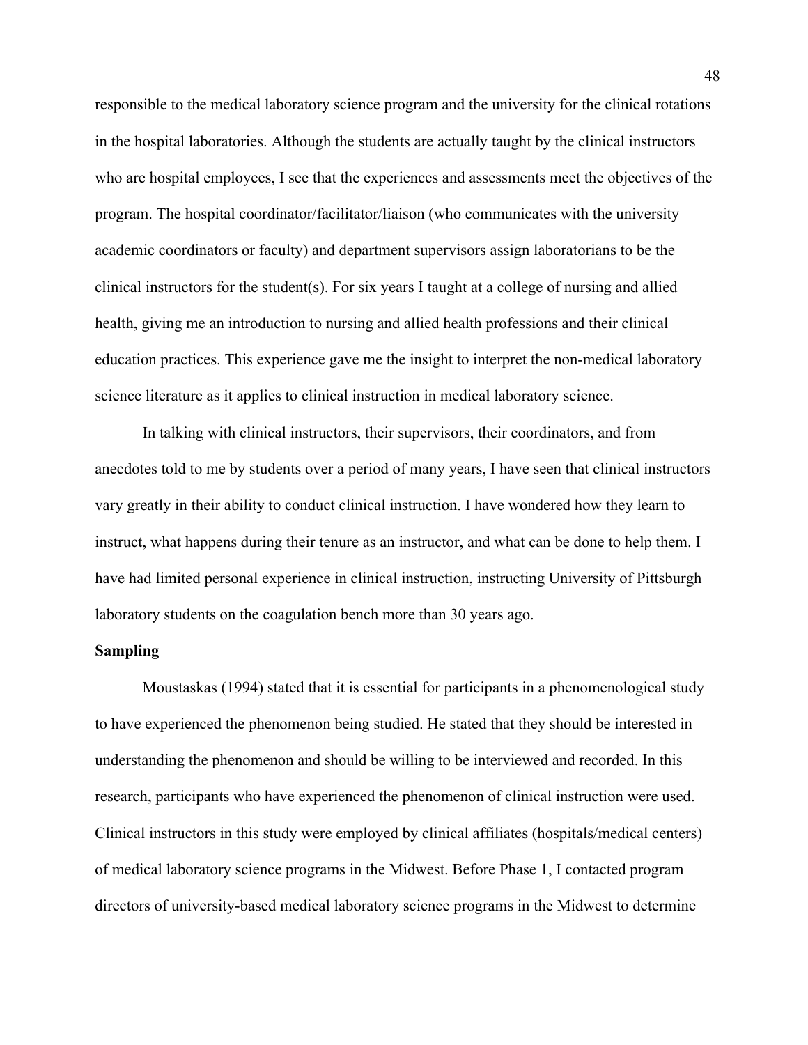responsible to the medical laboratory science program and the university for the clinical rotations in the hospital laboratories. Although the students are actually taught by the clinical instructors who are hospital employees, I see that the experiences and assessments meet the objectives of the program. The hospital coordinator/facilitator/liaison (who communicates with the university academic coordinators or faculty) and department supervisors assign laboratorians to be the clinical instructors for the student(s). For six years I taught at a college of nursing and allied health, giving me an introduction to nursing and allied health professions and their clinical education practices. This experience gave me the insight to interpret the non-medical laboratory science literature as it applies to clinical instruction in medical laboratory science.

In talking with clinical instructors, their supervisors, their coordinators, and from anecdotes told to me by students over a period of many years, I have seen that clinical instructors vary greatly in their ability to conduct clinical instruction. I have wondered how they learn to instruct, what happens during their tenure as an instructor, and what can be done to help them. I have had limited personal experience in clinical instruction, instructing University of Pittsburgh laboratory students on the coagulation bench more than 30 years ago.

**Sampling**

Moustaskas (1994) stated that it is essential for participants in a phenomenological study to have experienced the phenomenon being studied. He stated that they should be interested in understanding the phenomenon and should be willing to be interviewed and recorded. In this research, participants who have experienced the phenomenon of clinical instruction were used. Clinical instructors in this study were employed by clinical affiliates (hospitals/medical centers) of medical laboratory science programs in the Midwest. Before Phase 1, I contacted program directors of university-based medical laboratory science programs in the Midwest to determine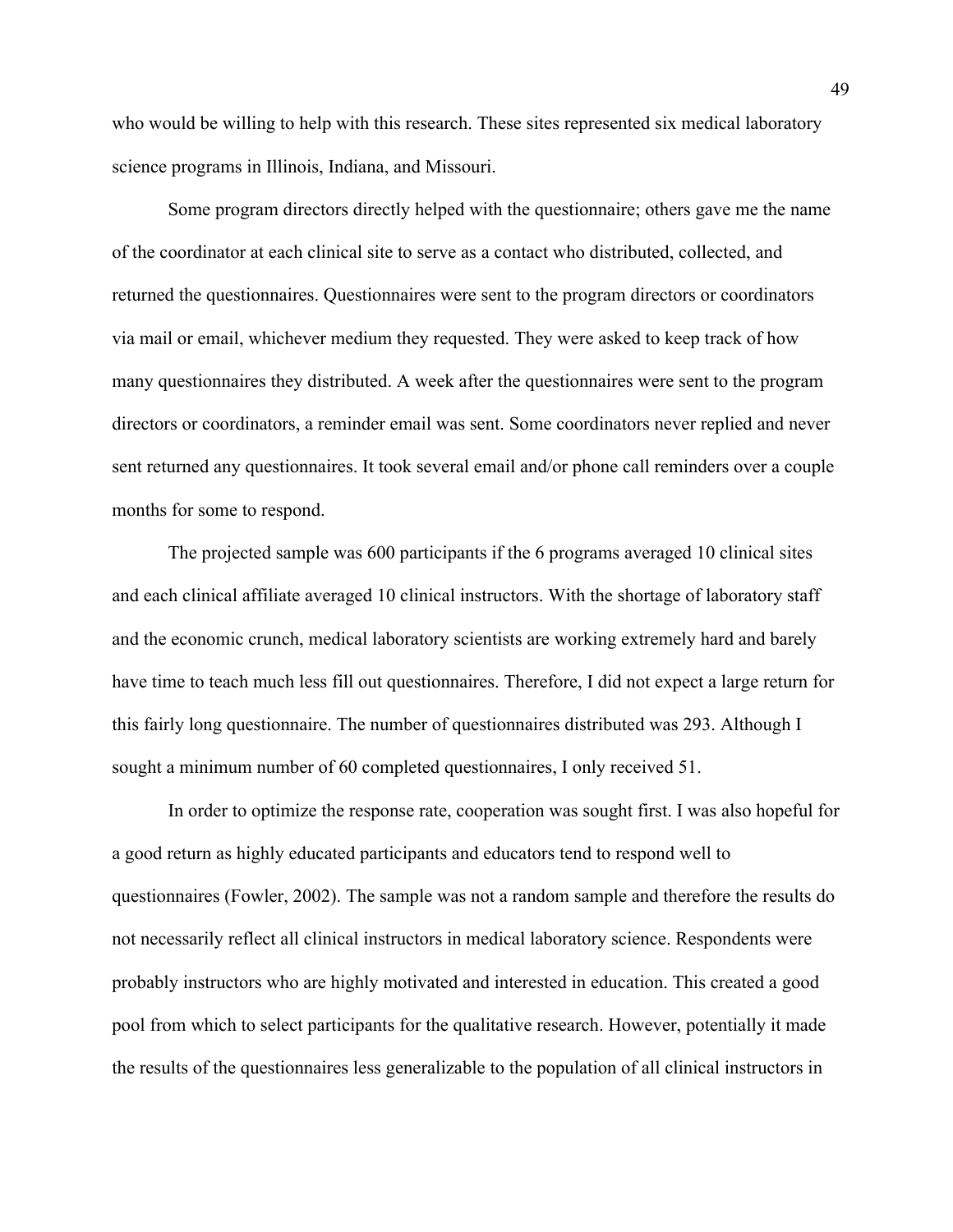who would be willing to help with this research. These sites represented six medical laboratory science programs in Illinois, Indiana, and Missouri.

Some program directors directly helped with the questionnaire; others gave me the name of the coordinator at each clinical site to serve as a contact who distributed, collected, and returned the questionnaires. Questionnaires were sent to the program directors or coordinators via mail or email, whichever medium they requested. They were asked to keep track of how many questionnaires they distributed. A week after the questionnaires were sent to the program directors or coordinators, a reminder email was sent. Some coordinators never replied and never sent returned any questionnaires. It took several email and/or phone call reminders over a couple months for some to respond.

The projected sample was 600 participants if the 6 programs averaged 10 clinical sites and each clinical affiliate averaged 10 clinical instructors. With the shortage of laboratory staff and the economic crunch, medical laboratory scientists are working extremely hard and barely have time to teach much less fill out questionnaires. Therefore, I did not expect a large return for this fairly long questionnaire. The number of questionnaires distributed was 293. Although I sought a minimum number of 60 completed questionnaires, I only received 51.

In order to optimize the response rate, cooperation was sought first. I was also hopeful for a good return as highly educated participants and educators tend to respond well to questionnaires (Fowler, 2002). The sample was not a random sample and therefore the results do not necessarily reflect all clinical instructors in medical laboratory science. Respondents were probably instructors who are highly motivated and interested in education. This created a good pool from which to select participants for the qualitative research. However, potentially it made the results of the questionnaires less generalizable to the population of all clinical instructors in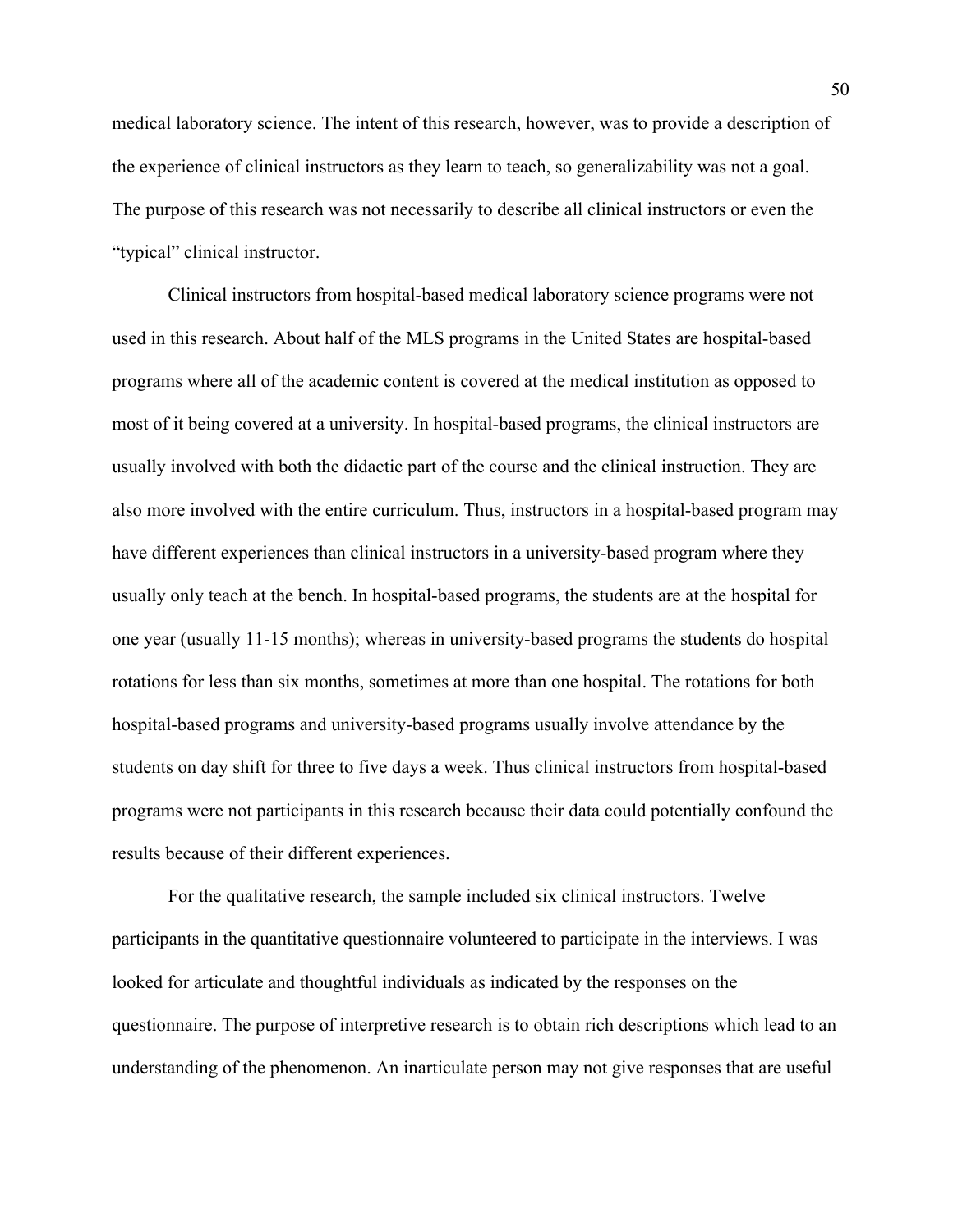medical laboratory science. The intent of this research, however, was to provide a description of the experience of clinical instructors as they learn to teach, so generalizability was not a goal. The purpose of this research was not necessarily to describe all clinical instructors or even the "typical" clinical instructor.

Clinical instructors from hospital-based medical laboratory science programs were not used in this research. About half of the MLS programs in the United States are hospital-based programs where all of the academic content is covered at the medical institution as opposed to most of it being covered at a university. In hospital-based programs, the clinical instructors are usually involved with both the didactic part of the course and the clinical instruction. They are also more involved with the entire curriculum. Thus, instructors in a hospital-based program may have different experiences than clinical instructors in a university-based program where they usually only teach at the bench. In hospital-based programs, the students are at the hospital for one year (usually 11-15 months); whereas in university-based programs the students do hospital rotations for less than six months, sometimes at more than one hospital. The rotations for both hospital-based programs and university-based programs usually involve attendance by the students on day shift for three to five days a week. Thus clinical instructors from hospital-based programs were not participants in this research because their data could potentially confound the results because of their different experiences.

For the qualitative research, the sample included six clinical instructors. Twelve participants in the quantitative questionnaire volunteered to participate in the interviews. I was looked for articulate and thoughtful individuals as indicated by the responses on the questionnaire. The purpose of interpretive research is to obtain rich descriptions which lead to an understanding of the phenomenon. An inarticulate person may not give responses that are useful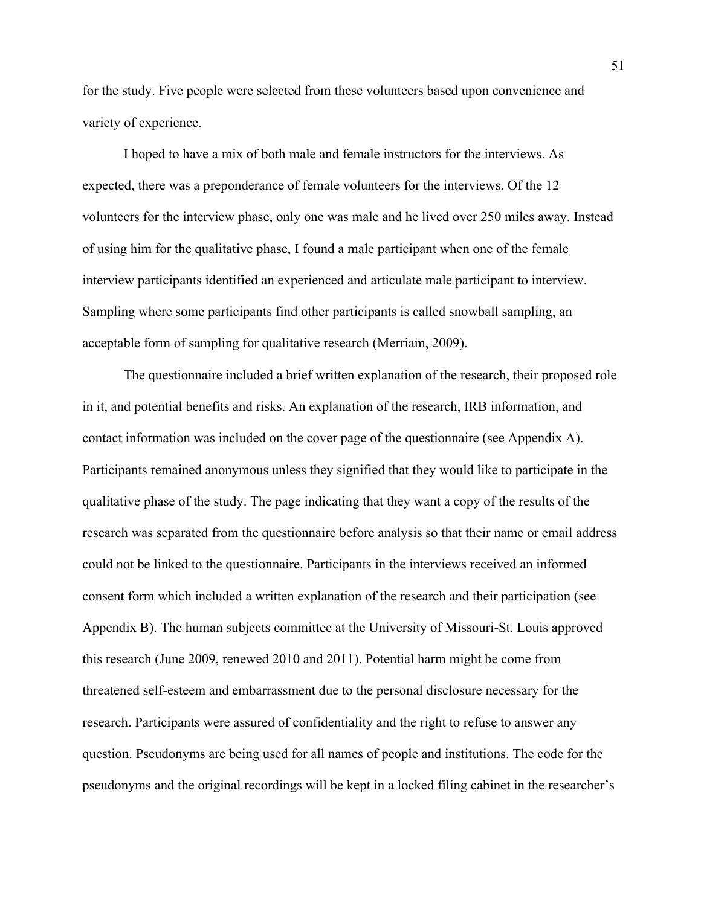for the study. Five people were selected from these volunteers based upon convenience and variety of experience.

I hoped to have a mix of both male and female instructors for the interviews. As expected, there was a preponderance of female volunteers for the interviews. Of the 12 volunteers for the interview phase, only one was male and he lived over 250 miles away. Instead of using him for the qualitative phase, I found a male participant when one of the female interview participants identified an experienced and articulate male participant to interview. Sampling where some participants find other participants is called snowball sampling, an acceptable form of sampling for qualitative research (Merriam, 2009).

The questionnaire included a brief written explanation of the research, their proposed role in it, and potential benefits and risks. An explanation of the research, IRB information, and contact information was included on the cover page of the questionnaire (see Appendix A). Participants remained anonymous unless they signified that they would like to participate in the qualitative phase of the study. The page indicating that they want a copy of the results of the research was separated from the questionnaire before analysis so that their name or email address could not be linked to the questionnaire. Participants in the interviews received an informed consent form which included a written explanation of the research and their participation (see Appendix B). The human subjects committee at the University of Missouri-St. Louis approved this research (June 2009, renewed 2010 and 2011). Potential harm might be come from threatened self-esteem and embarrassment due to the personal disclosure necessary for the research. Participants were assured of confidentiality and the right to refuse to answer any question. Pseudonyms are being used for all names of people and institutions. The code for the pseudonyms and the original recordings will be kept in a locked filing cabinet in the researcher's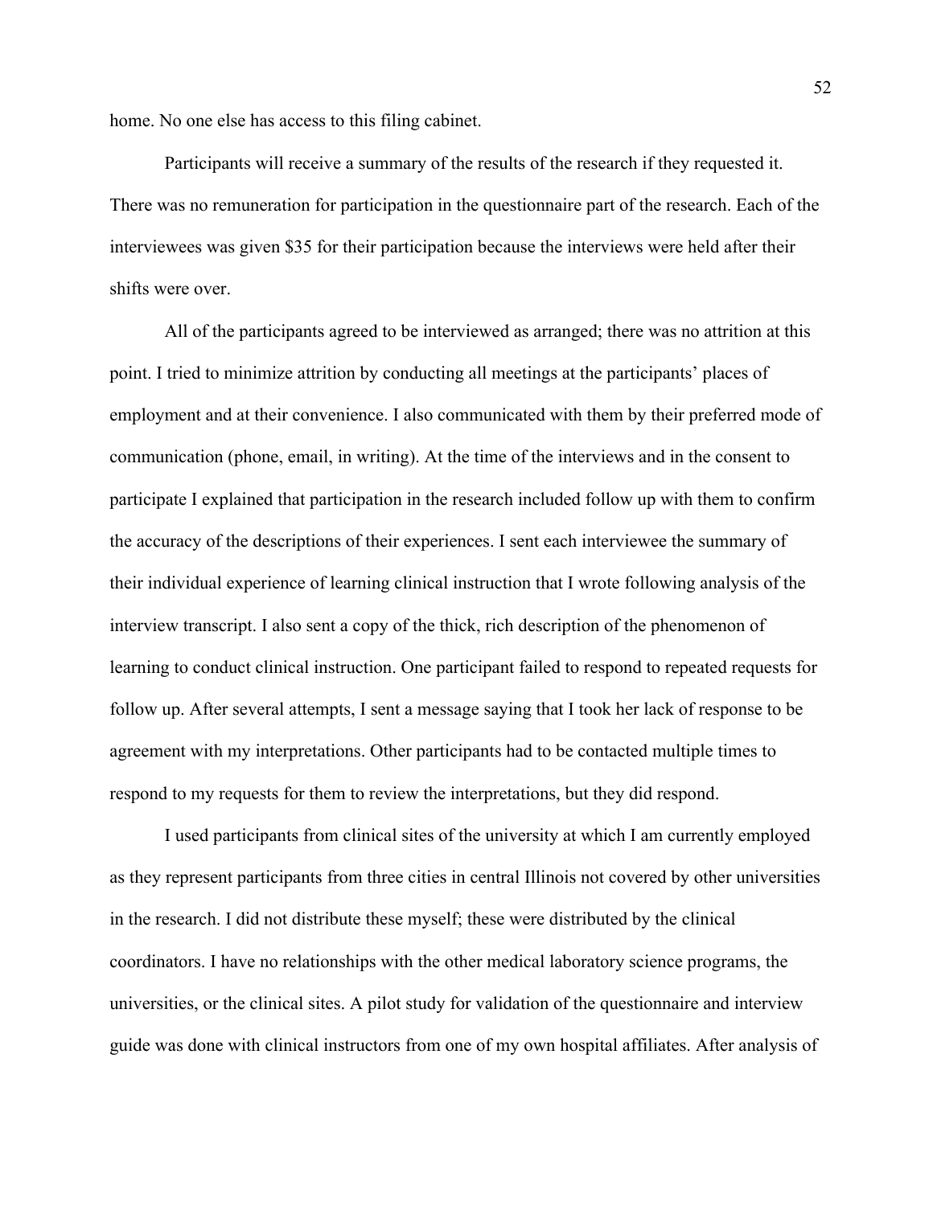home. No one else has access to this filing cabinet.

Participants will receive a summary of the results of the research if they requested it. There was no remuneration for participation in the questionnaire part of the research. Each of the interviewees was given $35 for their participation because the interviews were held after their shifts were over.

All of the participants agreed to be interviewed as arranged; there was no attrition at this point. I tried to minimize attrition by conducting all meetings at the participants' places of employment and at their convenience. I also communicated with them by their preferred mode of communication (phone, email, in writing). At the time of the interviews and in the consent to participate I explained that participation in the research included follow up with them to confirm the accuracy of the descriptions of their experiences. I sent each interviewee the summary of their individual experience of learning clinical instruction that I wrote following analysis of the interview transcript. I also sent a copy of the thick, rich description of the phenomenon of learning to conduct clinical instruction. One participant failed to respond to repeated requests for follow up. After several attempts, I sent a message saying that I took her lack of response to be agreement with my interpretations. Other participants had to be contacted multiple times to respond to my requests for them to review the interpretations, but they did respond.

I used participants from clinical sites of the university at which I am currently employed as they represent participants from three cities in central Illinois not covered by other universities in the research. I did not distribute these myself; these were distributed by the clinical coordinators. I have no relationships with the other medical laboratory science programs, the universities, or the clinical sites. A pilot study for validation of the questionnaire and interview guide was done with clinical instructors from one of my own hospital affiliates. After analysis of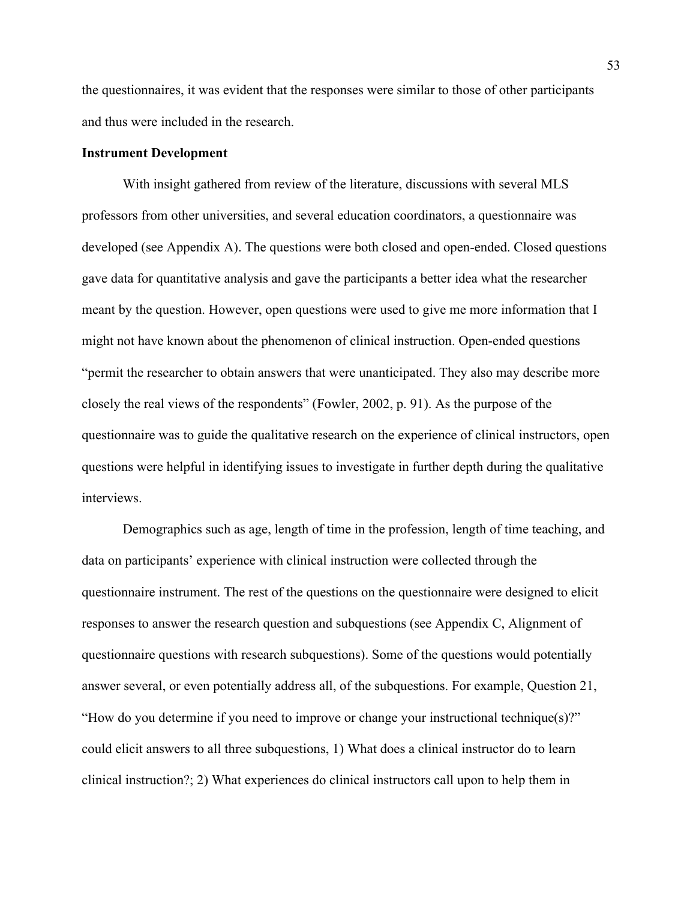the questionnaires, it was evident that the responses were similar to those of other participants and thus were included in the research.

**Instrument Development**

With insight gathered from review of the literature, discussions with several MLS professors from other universities, and several education coordinators, a questionnaire was developed (see Appendix A). The questions were both closed and open-ended. Closed questions gave data for quantitative analysis and gave the participants a better idea what the researcher meant by the question. However, open questions were used to give me more information that I might not have known about the phenomenon of clinical instruction. Open-ended questions "permit the researcher to obtain answers that were unanticipated. They also may describe more closely the real views of the respondents" (Fowler, 2002, p. 91). As the purpose of the questionnaire was to guide the qualitative research on the experience of clinical instructors, open questions were helpful in identifying issues to investigate in further depth during the qualitative interviews.

Demographics such as age, length of time in the profession, length of time teaching, and data on participants' experience with clinical instruction were collected through the questionnaire instrument. The rest of the questions on the questionnaire were designed to elicit responses to answer the research question and subquestions (see Appendix C, Alignment of questionnaire questions with research subquestions). Some of the questions would potentially answer several, or even potentially address all, of the subquestions. For example, Question 21, "How do you determine if you need to improve or change your instructional technique(s)?" could elicit answers to all three subquestions, 1) What does a clinical instructor do to learn clinical instruction?; 2) What experiences do clinical instructors call upon to help them in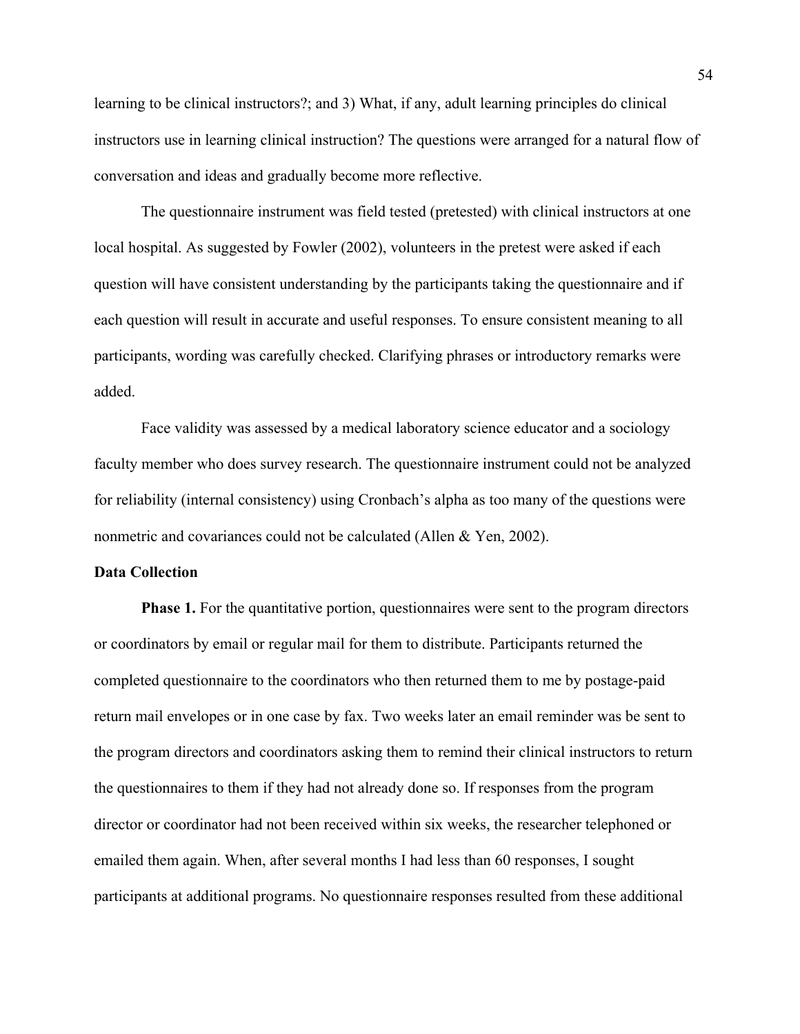learning to be clinical instructors?; and 3) What, if any, adult learning principles do clinical instructors use in learning clinical instruction? The questions were arranged for a natural flow of conversation and ideas and gradually become more reflective.

The questionnaire instrument was field tested (pretested) with clinical instructors at one local hospital. As suggested by Fowler (2002), volunteers in the pretest were asked if each question will have consistent understanding by the participants taking the questionnaire and if each question will result in accurate and useful responses. To ensure consistent meaning to all participants, wording was carefully checked. Clarifying phrases or introductory remarks were added.

Face validity was assessed by a medical laboratory science educator and a sociology faculty member who does survey research. The questionnaire instrument could not be analyzed for reliability (internal consistency) using Cronbach's alpha as too many of the questions were nonmetric and covariances could not be calculated (Allen & Yen, 2002).

## Data Collection

**Phase 1.** For the quantitative portion, questionnaires were sent to the program directors or coordinators by email or regular mail for them to distribute. Participants returned the completed questionnaire to the coordinators who then returned them to me by postage-paid return mail envelopes or in one case by fax. Two weeks later an email reminder was be sent to the program directors and coordinators asking them to remind their clinical instructors to return the questionnaires to them if they had not already done so. If responses from the program director or coordinator had not been received within six weeks, the researcher telephoned or emailed them again. When, after several months I had less than 60 responses, I sought participants at additional programs. No questionnaire responses resulted from these additional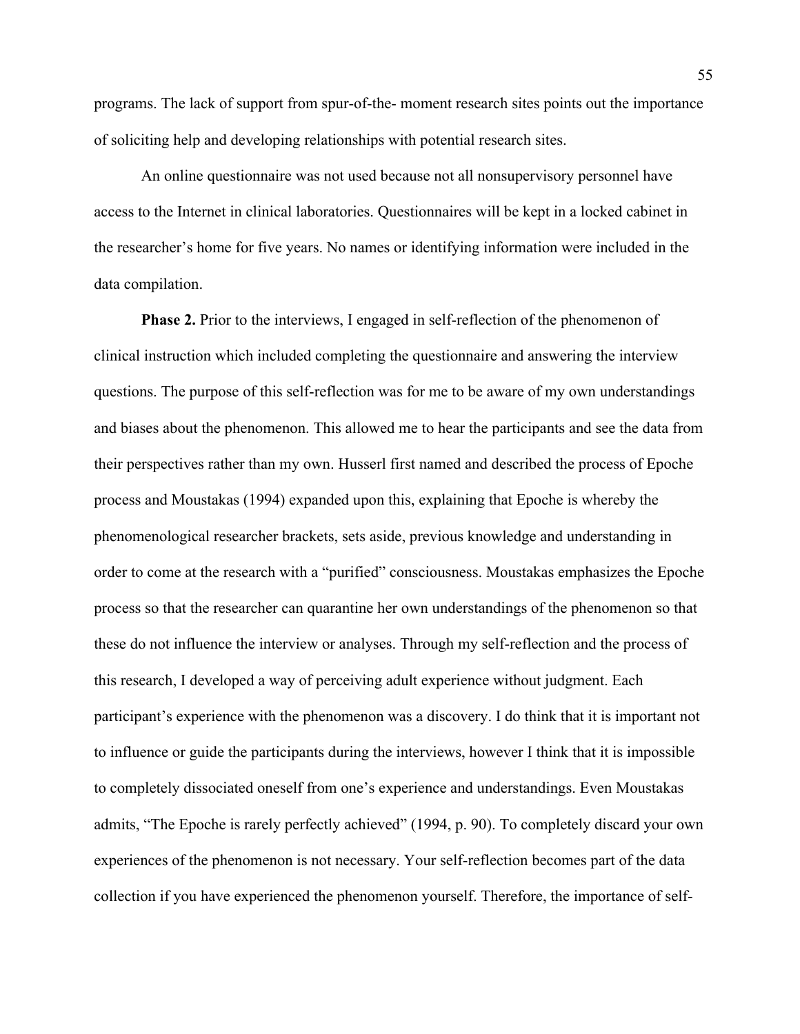programs. The lack of support from spur-of-the- moment research sites points out the importance of soliciting help and developing relationships with potential research sites.

An online questionnaire was not used because not all nonsupervisory personnel have access to the Internet in clinical laboratories. Questionnaires will be kept in a locked cabinet in the researcher's home for five years. No names or identifying information were included in the data compilation.

**Phase 2.** Prior to the interviews, I engaged in self-reflection of the phenomenon of clinical instruction which included completing the questionnaire and answering the interview questions. The purpose of this self-reflection was for me to be aware of my own understandings and biases about the phenomenon. This allowed me to hear the participants and see the data from their perspectives rather than my own. Husserl first named and described the process of Epoche process and Moustakas (1994) expanded upon this, explaining that Epoche is whereby the phenomenological researcher brackets, sets aside, previous knowledge and understanding in order to come at the research with a "purified" consciousness. Moustakas emphasizes the Epoche process so that the researcher can quarantine her own understandings of the phenomenon so that these do not influence the interview or analyses. Through my self-reflection and the process of this research, I developed a way of perceiving adult experience without judgment. Each participant's experience with the phenomenon was a discovery. I do think that it is important not to influence or guide the participants during the interviews, however I think that it is impossible to completely dissociated oneself from one's experience and understandings. Even Moustakas admits, "The Epoche is rarely perfectly achieved" (1994, p. 90). To completely discard your own experiences of the phenomenon is not necessary. Your self-reflection becomes part of the data collection if you have experienced the phenomenon yourself. Therefore, the importance of self-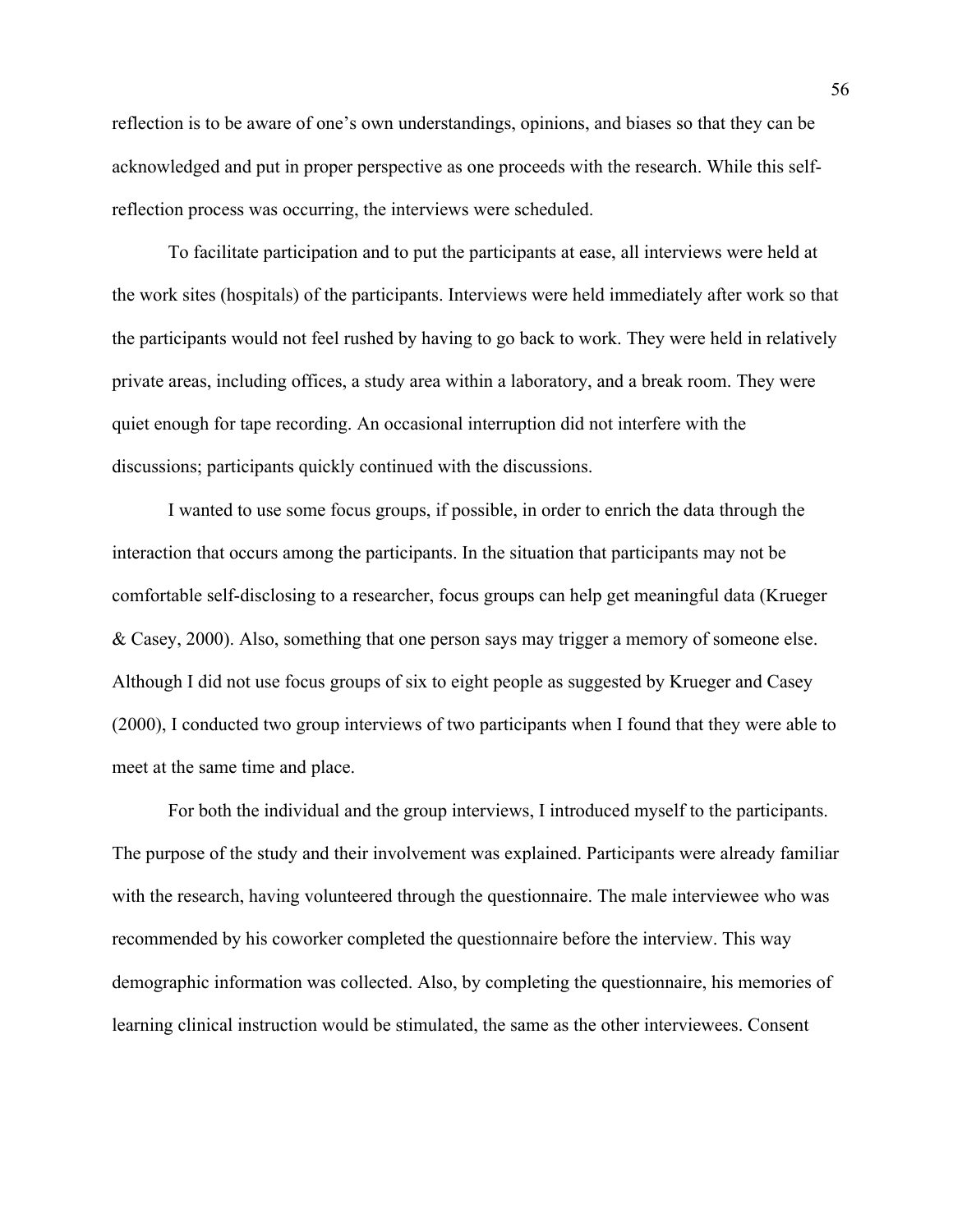reflection is to be aware of one's own understandings, opinions, and biases so that they can be acknowledged and put in proper perspective as one proceeds with the research. While this self-reflection process was occurring, the interviews were scheduled.

To facilitate participation and to put the participants at ease, all interviews were held at the work sites (hospitals) of the participants. Interviews were held immediately after work so that the participants would not feel rushed by having to go back to work. They were held in relatively private areas, including offices, a study area within a laboratory, and a break room. They were quiet enough for tape recording. An occasional interruption did not interfere with the discussions; participants quickly continued with the discussions.

I wanted to use some focus groups, if possible, in order to enrich the data through the interaction that occurs among the participants. In the situation that participants may not be comfortable self-disclosing to a researcher, focus groups can help get meaningful data (Krueger & Casey, 2000). Also, something that one person says may trigger a memory of someone else. Although I did not use focus groups of six to eight people as suggested by Krueger and Casey (2000), I conducted two group interviews of two participants when I found that they were able to meet at the same time and place.

For both the individual and the group interviews, I introduced myself to the participants. The purpose of the study and their involvement was explained. Participants were already familiar with the research, having volunteered through the questionnaire. The male interviewee who was recommended by his coworker completed the questionnaire before the interview. This way demographic information was collected. Also, by completing the questionnaire, his memories of learning clinical instruction would be stimulated, the same as the other interviewees. Consent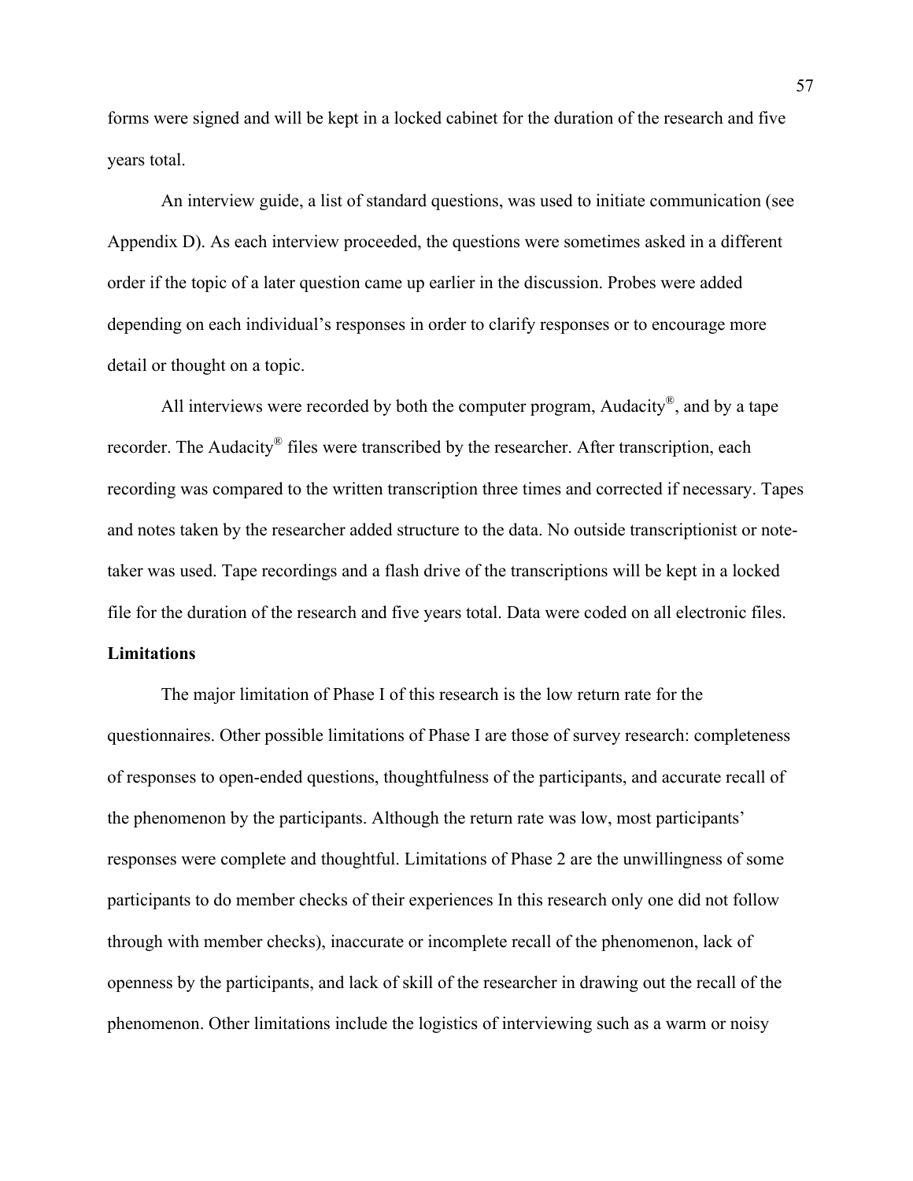forms were signed and will be kept in a locked cabinet for the duration of the research and five years total.

An interview guide, a list of standard questions, was used to initiate communication (see Appendix D). As each interview proceeded, the questions were sometimes asked in a different order if the topic of a later question came up earlier in the discussion. Probes were added depending on each individual's responses in order to clarify responses or to encourage more detail or thought on a topic.

All interviews were recorded by both the computer program, Audacity®, and by a tape recorder. The Audacity® files were transcribed by the researcher. After transcription, each recording was compared to the written transcription three times and corrected if necessary. Tapes and notes taken by the researcher added structure to the data. No outside transcriptionist or note-taker was used. Tape recordings and a flash drive of the transcriptions will be kept in a locked file for the duration of the research and five years total. Data were coded on all electronic files.

**Limitations**

The major limitation of Phase I of this research is the low return rate for the questionnaires. Other possible limitations of Phase I are those of survey research: completeness of responses to open-ended questions, thoughtfulness of the participants, and accurate recall of the phenomenon by the participants. Although the return rate was low, most participants' responses were complete and thoughtful. Limitations of Phase 2 are the unwillingness of some participants to do member checks of their experiences In this research only one did not follow through with member checks), inaccurate or incomplete recall of the phenomenon, lack of openness by the participants, and lack of skill of the researcher in drawing out the recall of the phenomenon. Other limitations include the logistics of interviewing such as a warm or noisy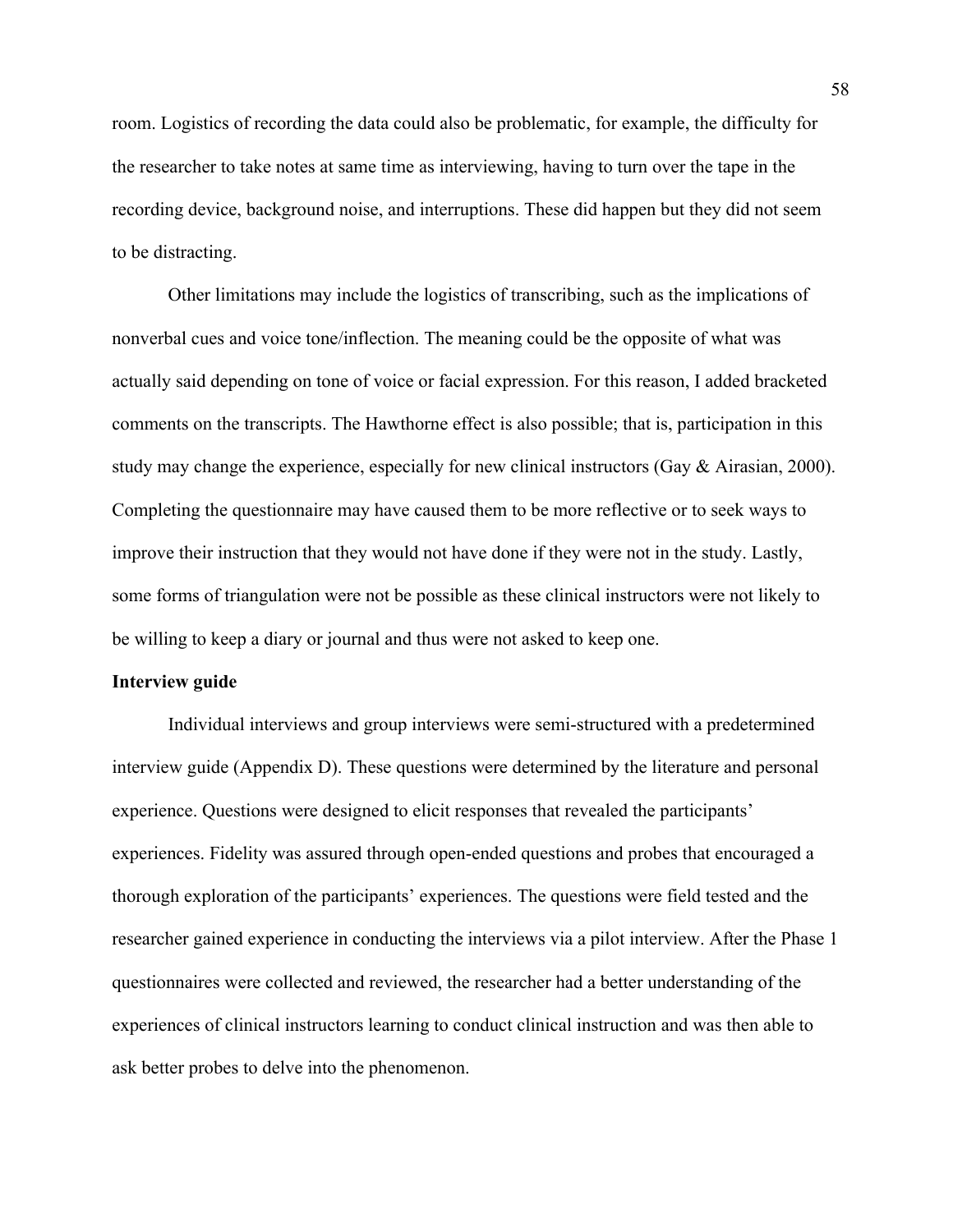room. Logistics of recording the data could also be problematic, for example, the difficulty for the researcher to take notes at same time as interviewing, having to turn over the tape in the recording device, background noise, and interruptions. These did happen but they did not seem to be distracting.

Other limitations may include the logistics of transcribing, such as the implications of nonverbal cues and voice tone/inflection. The meaning could be the opposite of what was actually said depending on tone of voice or facial expression. For this reason, I added bracketed comments on the transcripts. The Hawthorne effect is also possible; that is, participation in this study may change the experience, especially for new clinical instructors (Gay & Airasian, 2000). Completing the questionnaire may have caused them to be more reflective or to seek ways to improve their instruction that they would not have done if they were not in the study. Lastly, some forms of triangulation were not be possible as these clinical instructors were not likely to be willing to keep a diary or journal and thus were not asked to keep one.

**Interview guide**

Individual interviews and group interviews were semi-structured with a predetermined interview guide (Appendix D). These questions were determined by the literature and personal experience. Questions were designed to elicit responses that revealed the participants' experiences. Fidelity was assured through open-ended questions and probes that encouraged a thorough exploration of the participants' experiences. The questions were field tested and the researcher gained experience in conducting the interviews via a pilot interview. After the Phase 1 questionnaires were collected and reviewed, the researcher had a better understanding of the experiences of clinical instructors learning to conduct clinical instruction and was then able to ask better probes to delve into the phenomenon.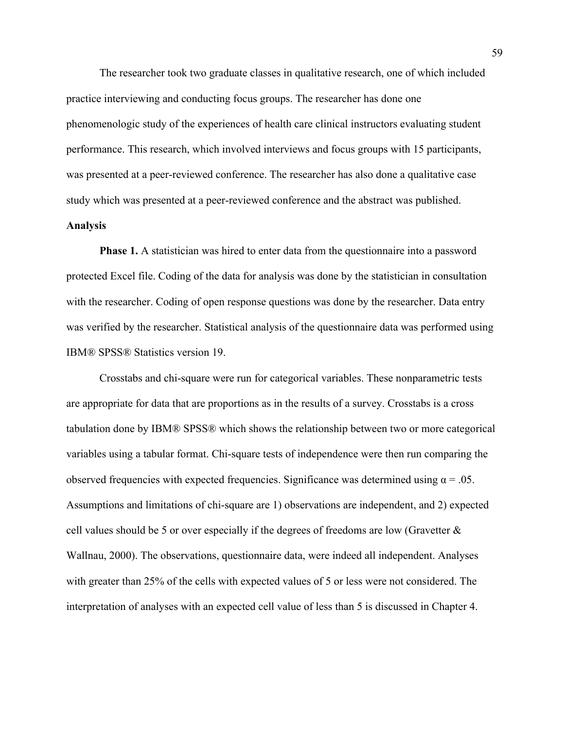The researcher took two graduate classes in qualitative research, one of which included practice interviewing and conducting focus groups. The researcher has done one phenomenologic study of the experiences of health care clinical instructors evaluating student performance. This research, which involved interviews and focus groups with 15 participants, was presented at a peer-reviewed conference. The researcher has also done a qualitative case study which was presented at a peer-reviewed conference and the abstract was published.

**Analysis**

**Phase 1.** A statistician was hired to enter data from the questionnaire into a password protected Excel file. Coding of the data for analysis was done by the statistician in consultation with the researcher. Coding of open response questions was done by the researcher. Data entry was verified by the researcher. Statistical analysis of the questionnaire data was performed using IBM® SPSS® Statistics version 19.

Crosstabs and chi-square were run for categorical variables. These nonparametric tests are appropriate for data that are proportions as in the results of a survey. Crosstabs is a cross tabulation done by IBM® SPSS® which shows the relationship between two or more categorical variables using a tabular format. Chi-square tests of independence were then run comparing the observed frequencies with expected frequencies. Significance was determined using $\alpha = .05$. Assumptions and limitations of chi-square are 1) observations are independent, and 2) expected cell values should be 5 or over especially if the degrees of freedoms are low (Gravetter & Wallnau, 2000). The observations, questionnaire data, were indeed all independent. Analyses with greater than 25% of the cells with expected values of 5 or less were not considered. The interpretation of analyses with an expected cell value of less than 5 is discussed in Chapter 4.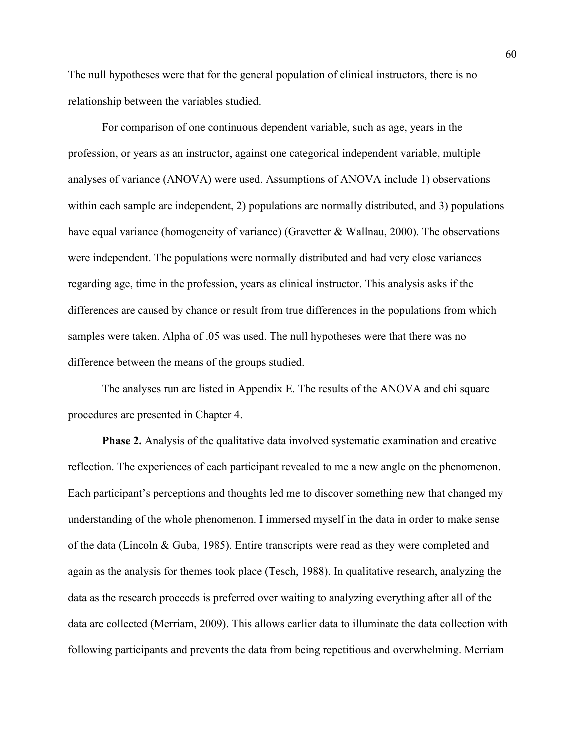The null hypotheses were that for the general population of clinical instructors, there is no relationship between the variables studied.

For comparison of one continuous dependent variable, such as age, years in the profession, or years as an instructor, against one categorical independent variable, multiple analyses of variance (ANOVA) were used. Assumptions of ANOVA include 1) observations within each sample are independent, 2) populations are normally distributed, and 3) populations have equal variance (homogeneity of variance) (Gravetter & Wallnau, 2000). The observations were independent. The populations were normally distributed and had very close variances regarding age, time in the profession, years as clinical instructor. This analysis asks if the differences are caused by chance or result from true differences in the populations from which samples were taken. Alpha of .05 was used. The null hypotheses were that there was no difference between the means of the groups studied.

The analyses run are listed in Appendix E. The results of the ANOVA and chi square procedures are presented in Chapter 4.

**Phase 2.** Analysis of the qualitative data involved systematic examination and creative reflection. The experiences of each participant revealed to me a new angle on the phenomenon. Each participant's perceptions and thoughts led me to discover something new that changed my understanding of the whole phenomenon. I immersed myself in the data in order to make sense of the data (Lincoln & Guba, 1985). Entire transcripts were read as they were completed and again as the analysis for themes took place (Tesch, 1988). In qualitative research, analyzing the data as the research proceeds is preferred over waiting to analyzing everything after all of the data are collected (Merriam, 2009). This allows earlier data to illuminate the data collection with following participants and prevents the data from being repetitious and overwhelming. Merriam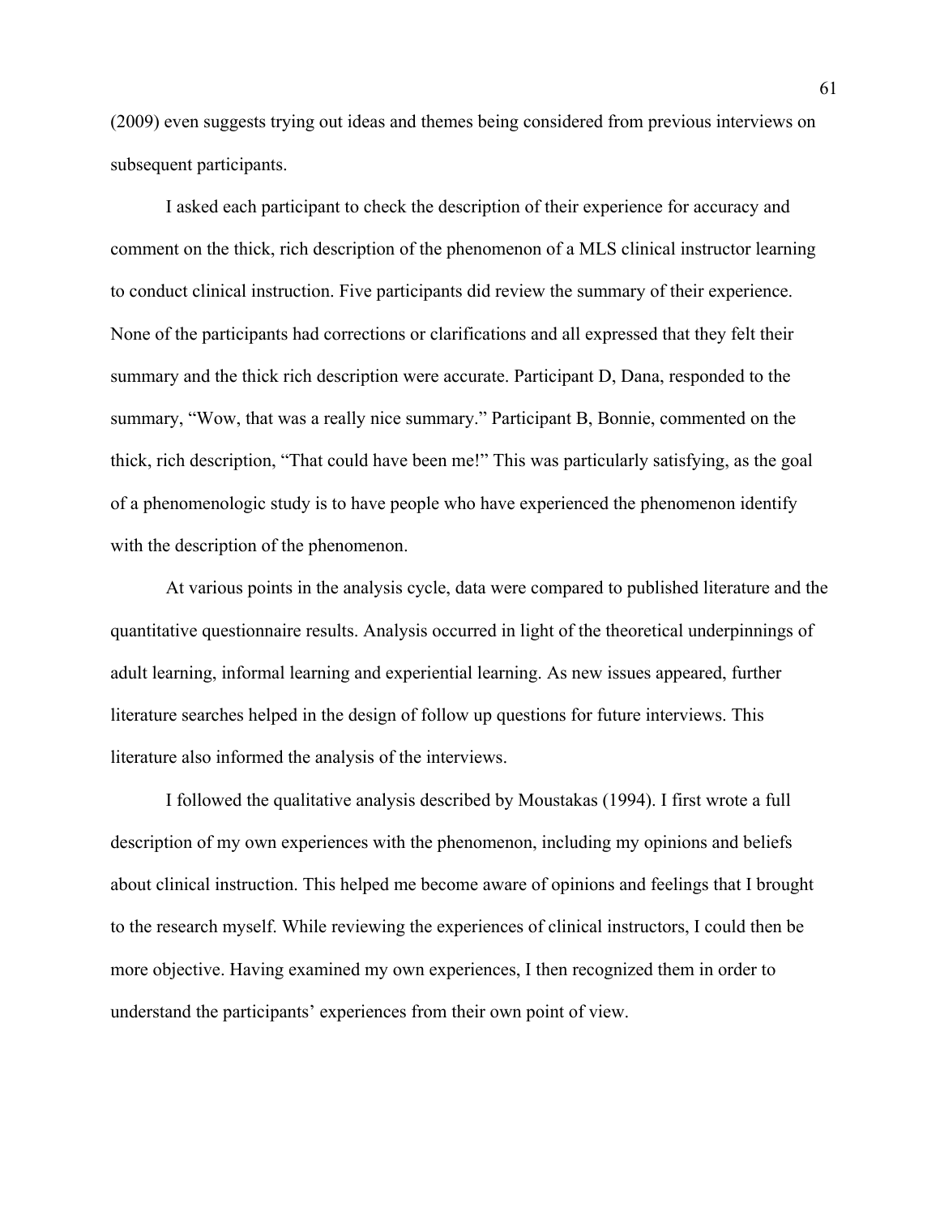(2009) even suggests trying out ideas and themes being considered from previous interviews on subsequent participants.

I asked each participant to check the description of their experience for accuracy and comment on the thick, rich description of the phenomenon of a MLS clinical instructor learning to conduct clinical instruction. Five participants did review the summary of their experience. None of the participants had corrections or clarifications and all expressed that they felt their summary and the thick rich description were accurate. Participant D, Dana, responded to the summary, "Wow, that was a really nice summary." Participant B, Bonnie, commented on the thick, rich description, "That could have been me!" This was particularly satisfying, as the goal of a phenomenologic study is to have people who have experienced the phenomenon identify with the description of the phenomenon.

At various points in the analysis cycle, data were compared to published literature and the quantitative questionnaire results. Analysis occurred in light of the theoretical underpinnings of adult learning, informal learning and experiential learning. As new issues appeared, further literature searches helped in the design of follow up questions for future interviews. This literature also informed the analysis of the interviews.

I followed the qualitative analysis described by Moustakas (1994). I first wrote a full description of my own experiences with the phenomenon, including my opinions and beliefs about clinical instruction. This helped me become aware of opinions and feelings that I brought to the research myself. While reviewing the experiences of clinical instructors, I could then be more objective. Having examined my own experiences, I then recognized them in order to understand the participants' experiences from their own point of view.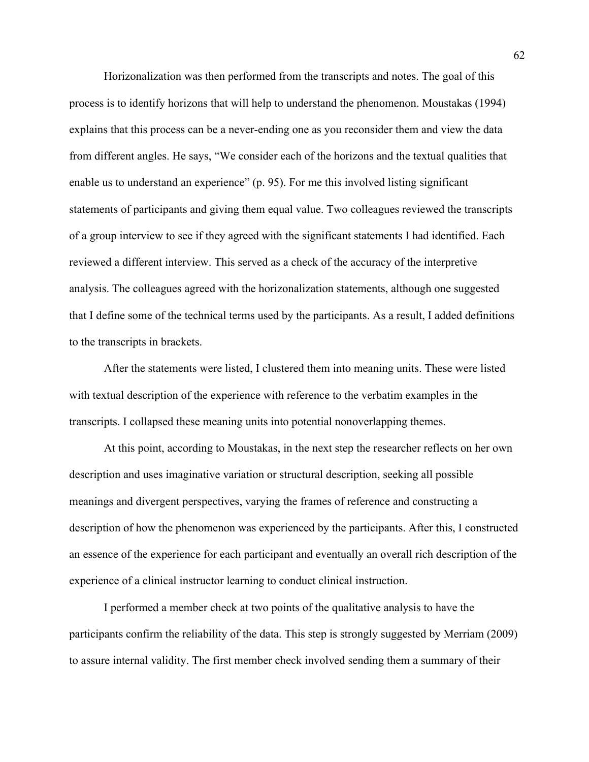Horizonalization was then performed from the transcripts and notes. The goal of this process is to identify horizons that will help to understand the phenomenon. Moustakas (1994) explains that this process can be a never-ending one as you reconsider them and view the data from different angles. He says, "We consider each of the horizons and the textual qualities that enable us to understand an experience" (p. 95). For me this involved listing significant statements of participants and giving them equal value. Two colleagues reviewed the transcripts of a group interview to see if they agreed with the significant statements I had identified. Each reviewed a different interview. This served as a check of the accuracy of the interpretive analysis. The colleagues agreed with the horizonalization statements, although one suggested that I define some of the technical terms used by the participants. As a result, I added definitions to the transcripts in brackets.

After the statements were listed, I clustered them into meaning units. These were listed with textual description of the experience with reference to the verbatim examples in the transcripts. I collapsed these meaning units into potential nonoverlapping themes.

At this point, according to Moustakas, in the next step the researcher reflects on her own description and uses imaginative variation or structural description, seeking all possible meanings and divergent perspectives, varying the frames of reference and constructing a description of how the phenomenon was experienced by the participants. After this, I constructed an essence of the experience for each participant and eventually an overall rich description of the experience of a clinical instructor learning to conduct clinical instruction.

I performed a member check at two points of the qualitative analysis to have the participants confirm the reliability of the data. This step is strongly suggested by Merriam (2009) to assure internal validity. The first member check involved sending them a summary of their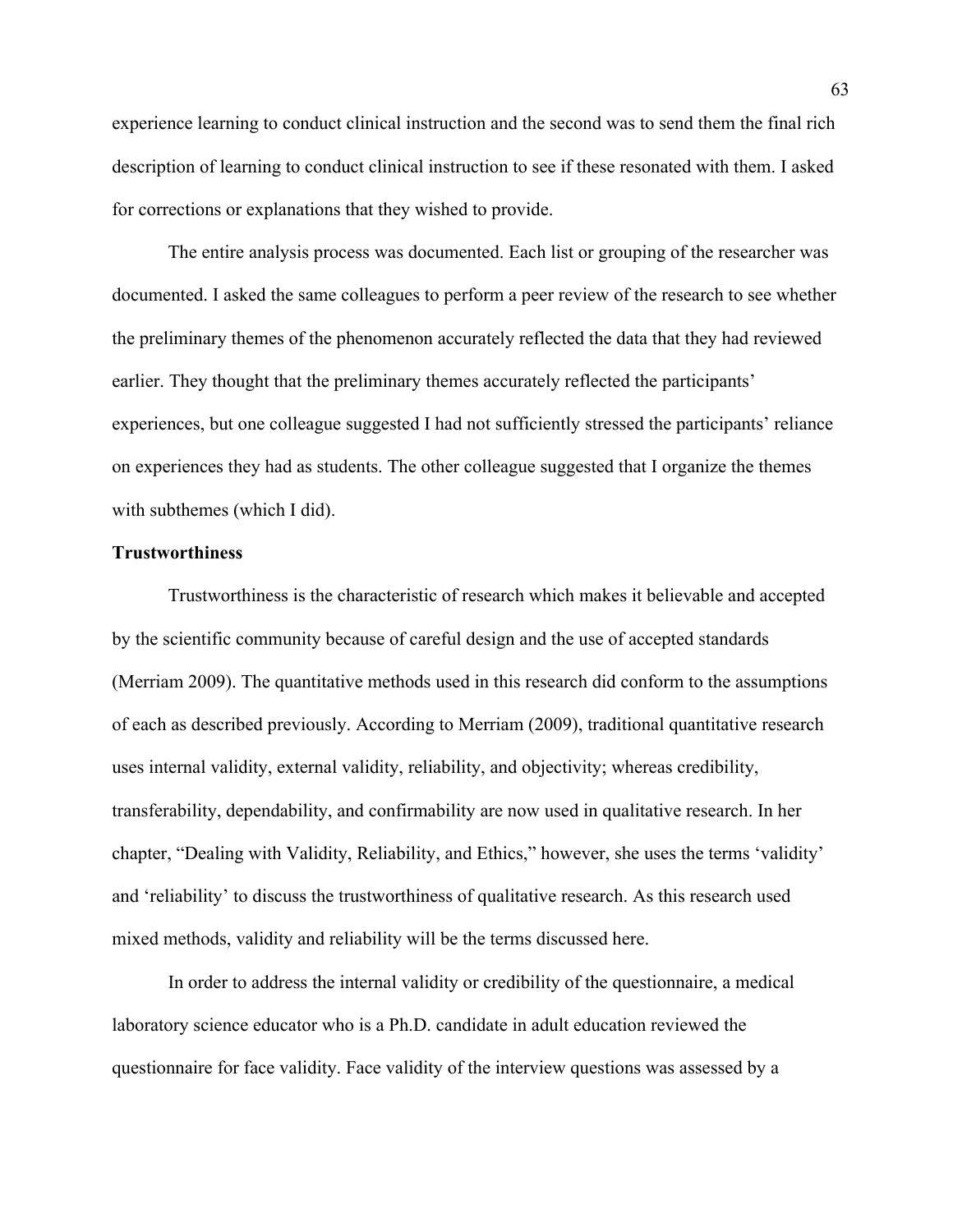experience learning to conduct clinical instruction and the second was to send them the final rich description of learning to conduct clinical instruction to see if these resonated with them. I asked for corrections or explanations that they wished to provide.

The entire analysis process was documented. Each list or grouping of the researcher was documented. I asked the same colleagues to perform a peer review of the research to see whether the preliminary themes of the phenomenon accurately reflected the data that they had reviewed earlier. They thought that the preliminary themes accurately reflected the participants' experiences, but one colleague suggested I had not sufficiently stressed the participants' reliance on experiences they had as students. The other colleague suggested that I organize the themes with subthemes (which I did).

**Trustworthiness**

Trustworthiness is the characteristic of research which makes it believable and accepted by the scientific community because of careful design and the use of accepted standards (Merriam 2009). The quantitative methods used in this research did conform to the assumptions of each as described previously. According to Merriam (2009), traditional quantitative research uses internal validity, external validity, reliability, and objectivity; whereas credibility, transferability, dependability, and confirmability are now used in qualitative research. In her chapter, "Dealing with Validity, Reliability, and Ethics," however, she uses the terms 'validity' and 'reliability' to discuss the trustworthiness of qualitative research. As this research used mixed methods, validity and reliability will be the terms discussed here.

In order to address the internal validity or credibility of the questionnaire, a medical laboratory science educator who is a Ph.D. candidate in adult education reviewed the questionnaire for face validity. Face validity of the interview questions was assessed by a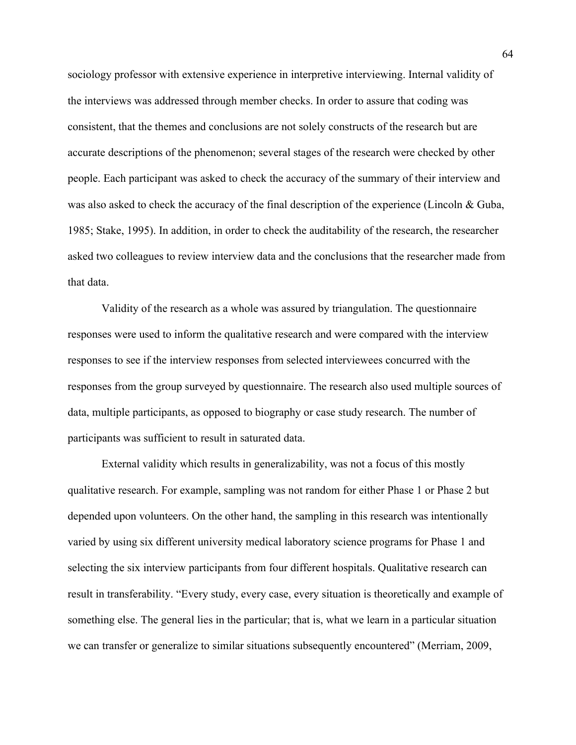sociology professor with extensive experience in interpretive interviewing. Internal validity of the interviews was addressed through member checks. In order to assure that coding was consistent, that the themes and conclusions are not solely constructs of the research but are accurate descriptions of the phenomenon; several stages of the research were checked by other people. Each participant was asked to check the accuracy of the summary of their interview and was also asked to check the accuracy of the final description of the experience (Lincoln & Guba, 1985; Stake, 1995). In addition, in order to check the auditability of the research, the researcher asked two colleagues to review interview data and the conclusions that the researcher made from that data.

Validity of the research as a whole was assured by triangulation. The questionnaire responses were used to inform the qualitative research and were compared with the interview responses to see if the interview responses from selected interviewees concurred with the responses from the group surveyed by questionnaire. The research also used multiple sources of data, multiple participants, as opposed to biography or case study research. The number of participants was sufficient to result in saturated data.

External validity which results in generalizability, was not a focus of this mostly qualitative research. For example, sampling was not random for either Phase 1 or Phase 2 but depended upon volunteers. On the other hand, the sampling in this research was intentionally varied by using six different university medical laboratory science programs for Phase 1 and selecting the six interview participants from four different hospitals. Qualitative research can result in transferability. "Every study, every case, every situation is theoretically and example of something else. The general lies in the particular; that is, what we learn in a particular situation we can transfer or generalize to similar situations subsequently encountered" (Merriam, 2009,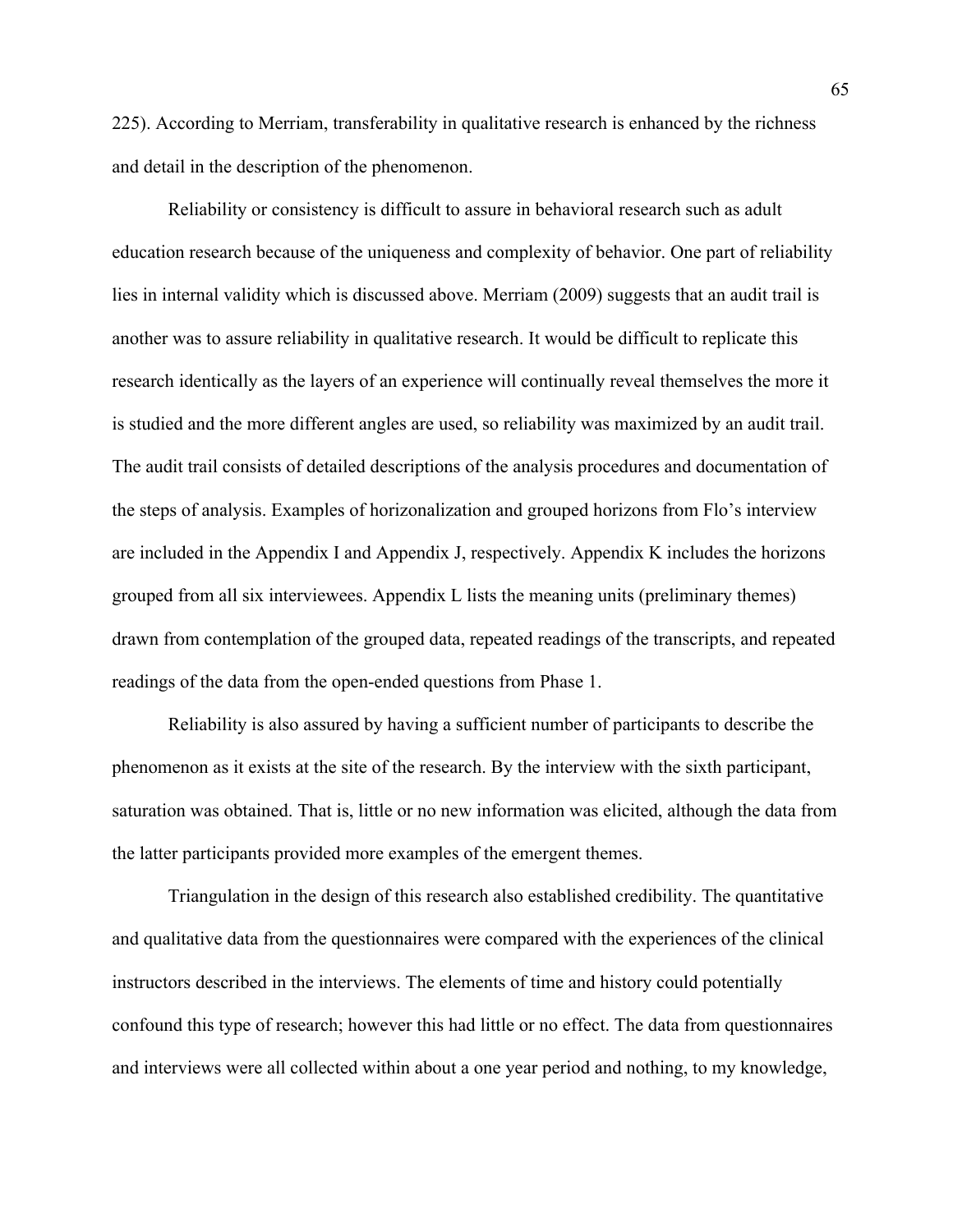225). According to Merriam, transferability in qualitative research is enhanced by the richness and detail in the description of the phenomenon.

Reliability or consistency is difficult to assure in behavioral research such as adult education research because of the uniqueness and complexity of behavior. One part of reliability lies in internal validity which is discussed above. Merriam (2009) suggests that an audit trail is another was to assure reliability in qualitative research. It would be difficult to replicate this research identically as the layers of an experience will continually reveal themselves the more it is studied and the more different angles are used, so reliability was maximized by an audit trail. The audit trail consists of detailed descriptions of the analysis procedures and documentation of the steps of analysis. Examples of horizonalization and grouped horizons from Flo's interview are included in the Appendix I and Appendix J, respectively. Appendix K includes the horizons grouped from all six interviewees. Appendix L lists the meaning units (preliminary themes) drawn from contemplation of the grouped data, repeated readings of the transcripts, and repeated readings of the data from the open-ended questions from Phase 1.

Reliability is also assured by having a sufficient number of participants to describe the phenomenon as it exists at the site of the research. By the interview with the sixth participant, saturation was obtained. That is, little or no new information was elicited, although the data from the latter participants provided more examples of the emergent themes.

Triangulation in the design of this research also established credibility. The quantitative and qualitative data from the questionnaires were compared with the experiences of the clinical instructors described in the interviews. The elements of time and history could potentially confound this type of research; however this had little or no effect. The data from questionnaires and interviews were all collected within about a one year period and nothing, to my knowledge,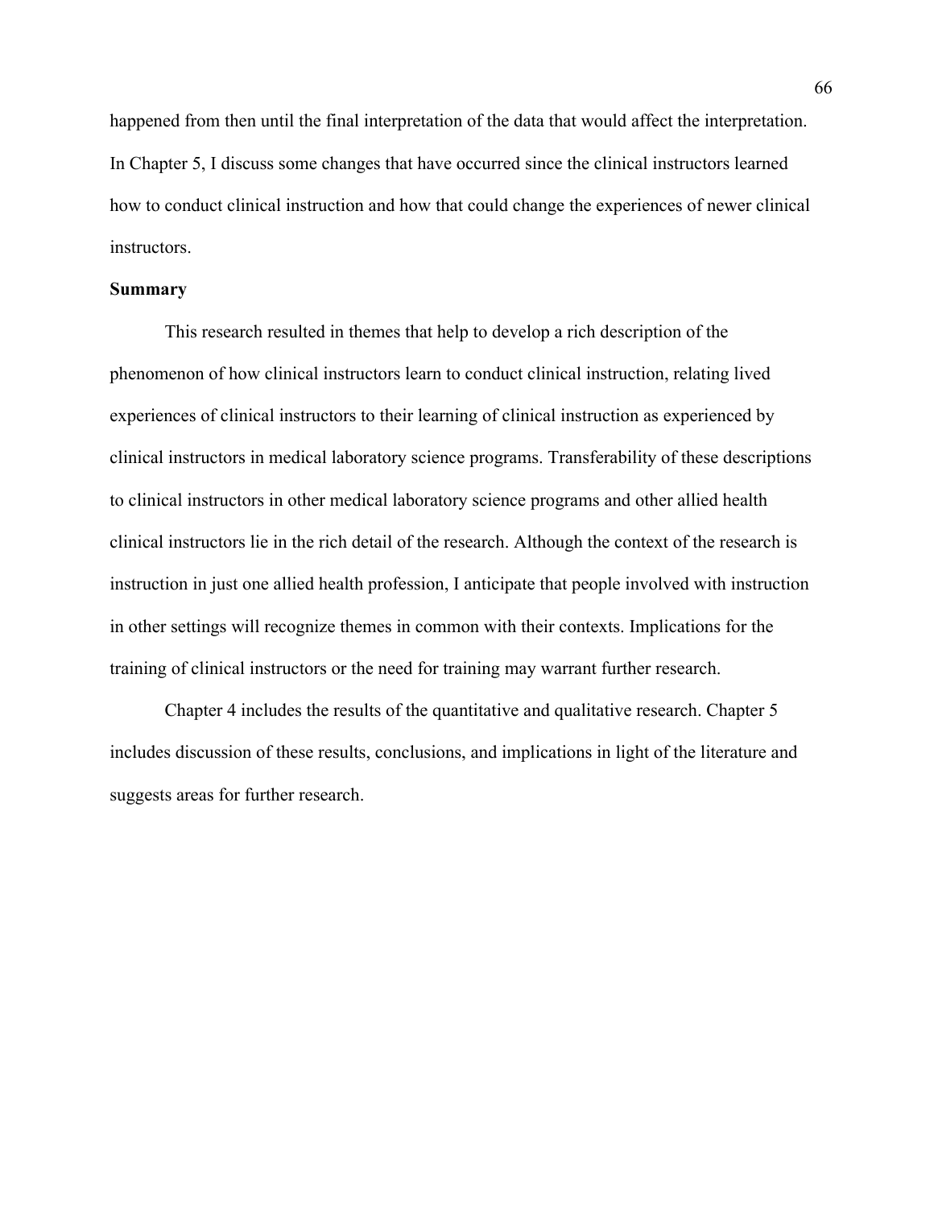happened from then until the final interpretation of the data that would affect the interpretation. In Chapter 5, I discuss some changes that have occurred since the clinical instructors learned how to conduct clinical instruction and how that could change the experiences of newer clinical instructors.

**Summary**

This research resulted in themes that help to develop a rich description of the phenomenon of how clinical instructors learn to conduct clinical instruction, relating lived experiences of clinical instructors to their learning of clinical instruction as experienced by clinical instructors in medical laboratory science programs. Transferability of these descriptions to clinical instructors in other medical laboratory science programs and other allied health clinical instructors lie in the rich detail of the research. Although the context of the research is instruction in just one allied health profession, I anticipate that people involved with instruction in other settings will recognize themes in common with their contexts. Implications for the training of clinical instructors or the need for training may warrant further research.

Chapter 4 includes the results of the quantitative and qualitative research. Chapter 5 includes discussion of these results, conclusions, and implications in light of the literature and suggests areas for further research.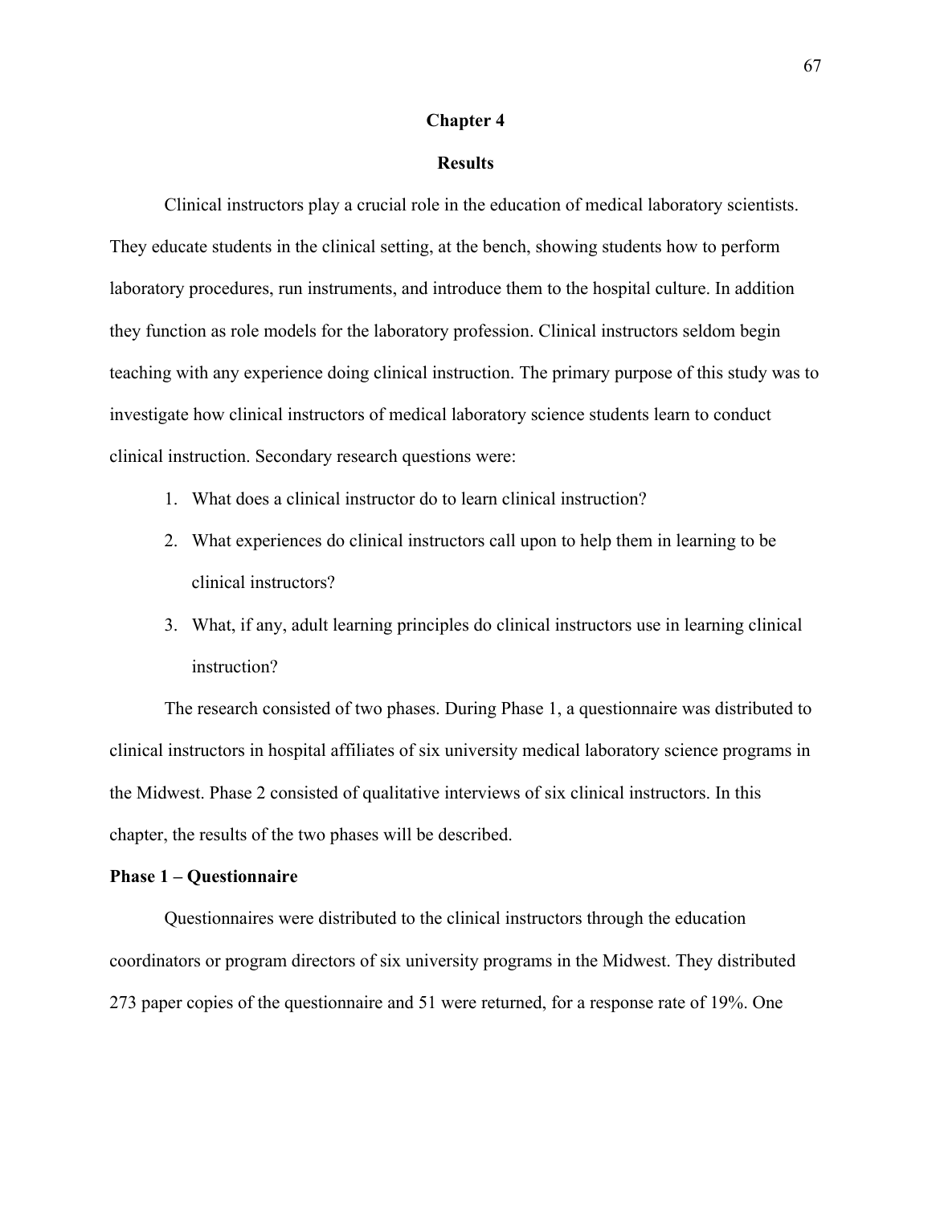# Chapter 4

# Results

Clinical instructors play a crucial role in the education of medical laboratory scientists. They educate students in the clinical setting, at the bench, showing students how to perform laboratory procedures, run instruments, and introduce them to the hospital culture. In addition they function as role models for the laboratory profession. Clinical instructors seldom begin teaching with any experience doing clinical instruction. The primary purpose of this study was to investigate how clinical instructors of medical laboratory science students learn to conduct clinical instruction. Secondary research questions were:

1. What does a clinical instructor do to learn clinical instruction?
2. What experiences do clinical instructors call upon to help them in learning to be clinical instructors?
3. What, if any, adult learning principles do clinical instructors use in learning clinical instruction?

The research consisted of two phases. During Phase 1, a questionnaire was distributed to clinical instructors in hospital affiliates of six university medical laboratory science programs in the Midwest. Phase 2 consisted of qualitative interviews of six clinical instructors. In this chapter, the results of the two phases will be described.

## Phase 1 – Questionnaire

Questionnaires were distributed to the clinical instructors through the education coordinators or program directors of six university programs in the Midwest. They distributed 273 paper copies of the questionnaire and 51 were returned, for a response rate of 19%. One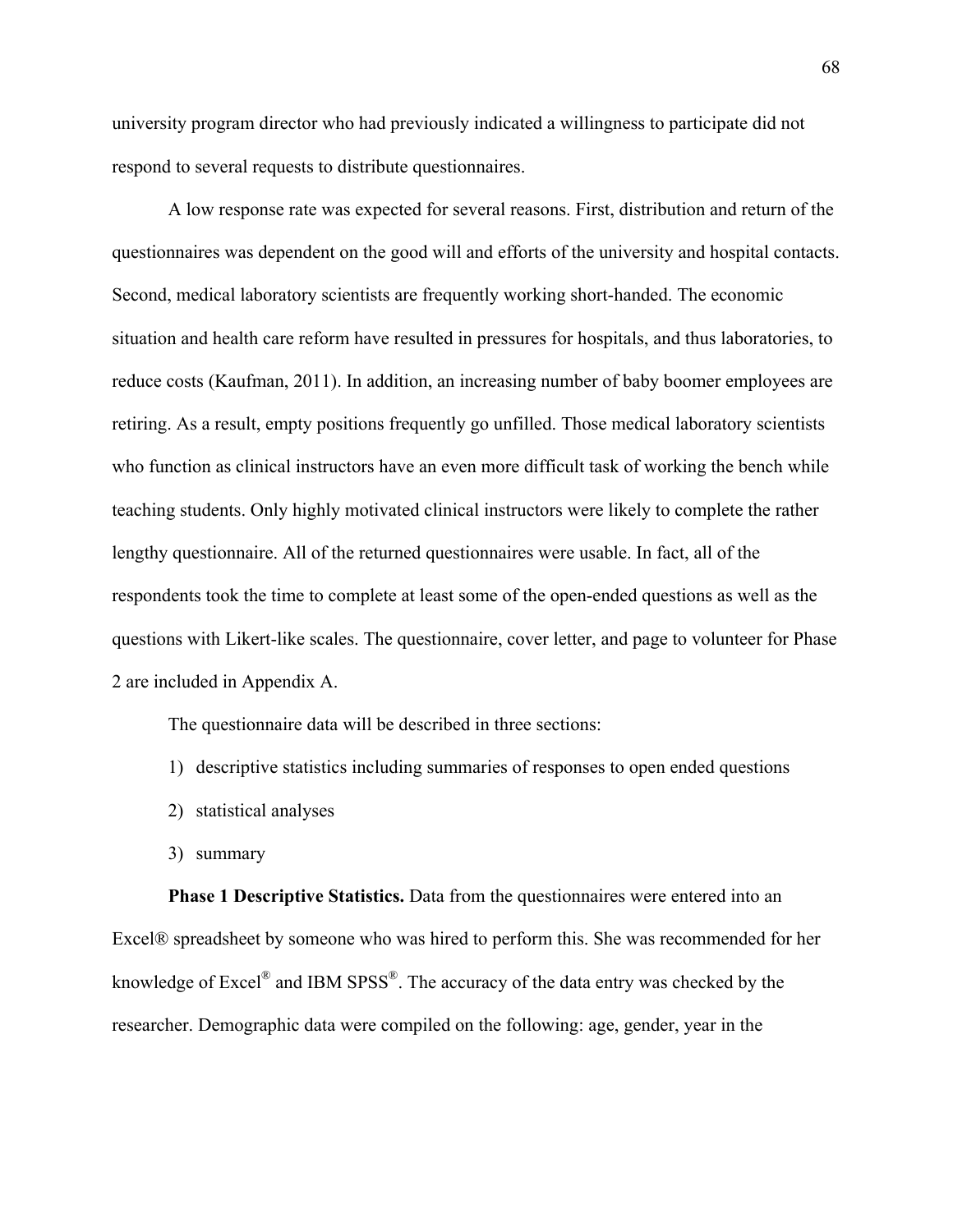university program director who had previously indicated a willingness to participate did not respond to several requests to distribute questionnaires.

A low response rate was expected for several reasons. First, distribution and return of the questionnaires was dependent on the good will and efforts of the university and hospital contacts. Second, medical laboratory scientists are frequently working short-handed. The economic situation and health care reform have resulted in pressures for hospitals, and thus laboratories, to reduce costs (Kaufman, 2011). In addition, an increasing number of baby boomer employees are retiring. As a result, empty positions frequently go unfilled. Those medical laboratory scientists who function as clinical instructors have an even more difficult task of working the bench while teaching students. Only highly motivated clinical instructors were likely to complete the rather lengthy questionnaire. All of the returned questionnaires were usable. In fact, all of the respondents took the time to complete at least some of the open-ended questions as well as the questions with Likert-like scales. The questionnaire, cover letter, and page to volunteer for Phase 2 are included in Appendix A.

The questionnaire data will be described in three sections:

1) descriptive statistics including summaries of responses to open ended questions
2) statistical analyses
3) summary

**Phase 1 Descriptive Statistics.** Data from the questionnaires were entered into an Excel® spreadsheet by someone who was hired to perform this. She was recommended for her knowledge of Excel® and IBM SPSS®. The accuracy of the data entry was checked by the researcher. Demographic data were compiled on the following: age, gender, year in the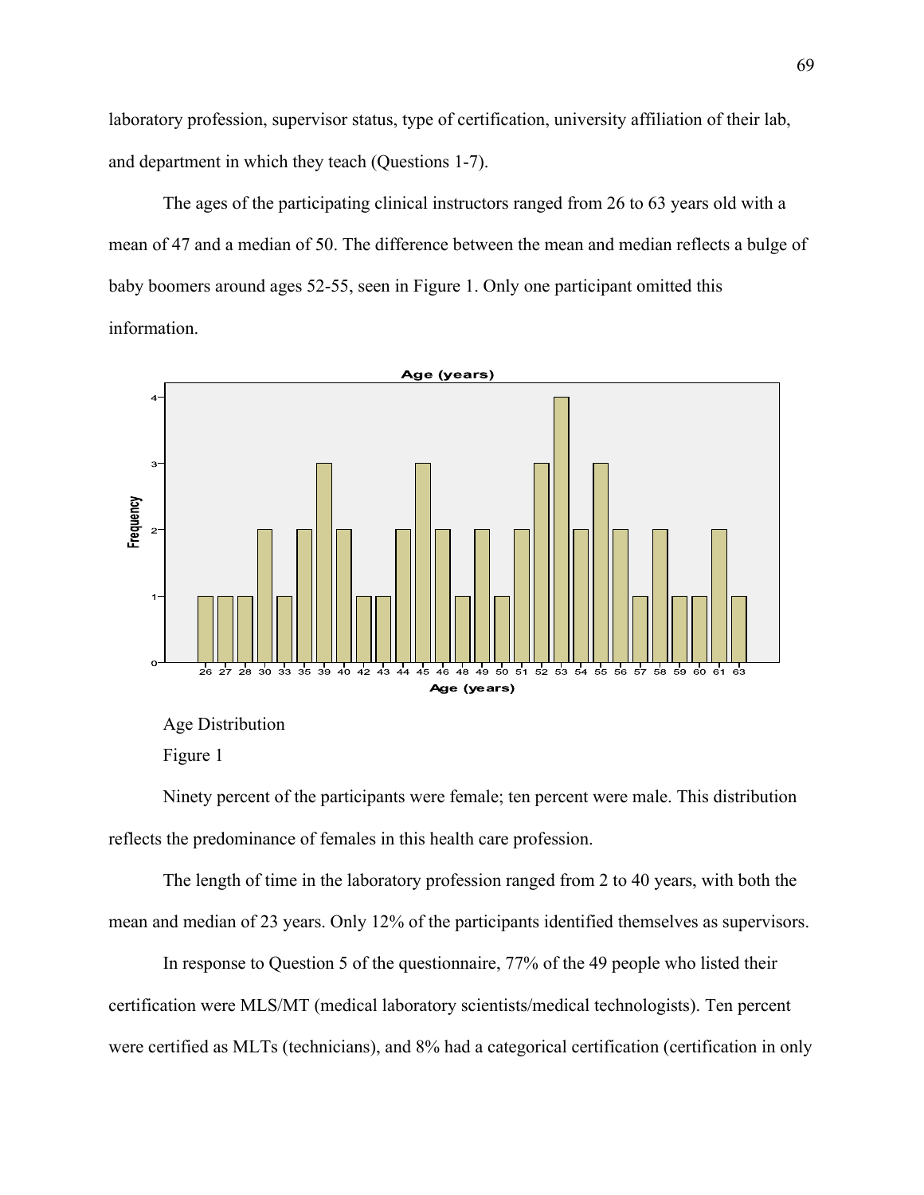laboratory profession, supervisor status, type of certification, university affiliation of their lab, and department in which they teach (Questions 1-7).

The ages of the participating clinical instructors ranged from 26 to 63 years old with a mean of 47 and a median of 50. The difference between the mean and median reflects a bulge of baby boomers around ages 52-55, seen in Figure 1. Only one participant omitted this information.

Age Distribution

Figure 1

Ninety percent of the participants were female; ten percent were male. This distribution reflects the predominance of females in this health care profession.

The length of time in the laboratory profession ranged from 2 to 40 years, with both the mean and median of 23 years. Only 12% of the participants identified themselves as supervisors.

In response to Question 5 of the questionnaire, 77% of the 49 people who listed their certification were MLS/MT (medical laboratory scientists/medical technologists). Ten percent were certified as MLTs (technicians), and 8% had a categorical certification (certification in only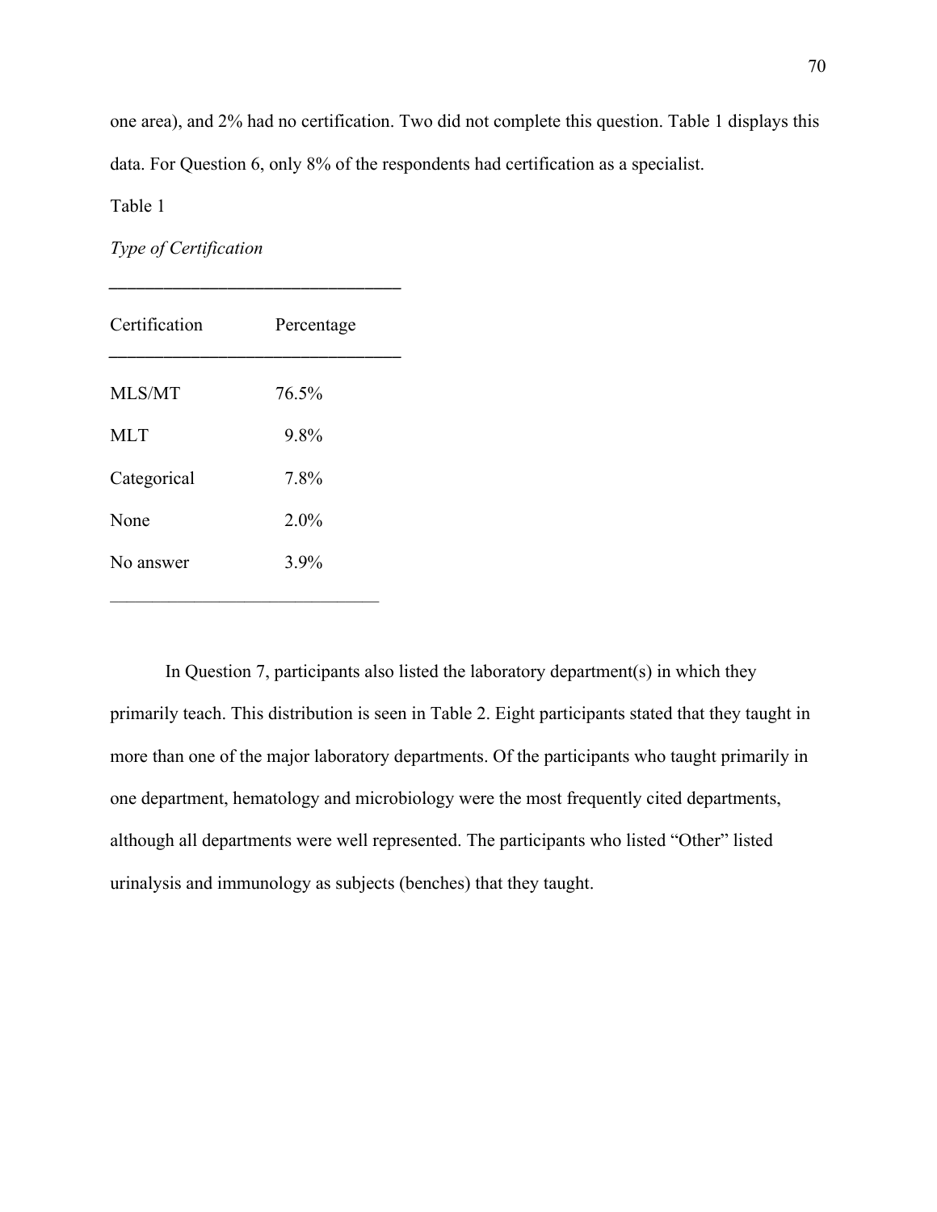one area), and 2% had no certification. Two did not complete this question. Table 1 displays this data. For Question 6, only 8% of the respondents had certification as a specialist.

Table 1

*Type of Certification*

| Certification | Percentage |
|---|---|
| MLS/MT | 76.5% |
| MLT | 9.8% |
| Categorical | 7.8% |
| None | 2.0% |
| No answer | 3.9% |

In Question 7, participants also listed the laboratory department(s) in which they primarily teach. This distribution is seen in Table 2. Eight participants stated that they taught in more than one of the major laboratory departments. Of the participants who taught primarily in one department, hematology and microbiology were the most frequently cited departments, although all departments were well represented. The participants who listed "Other" listed urinalysis and immunology as subjects (benches) that they taught.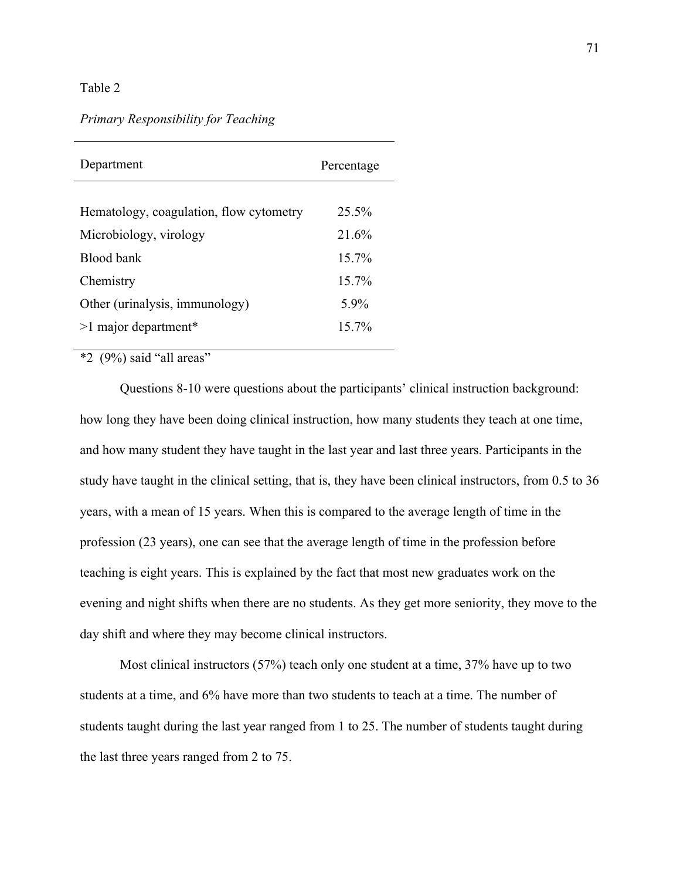Table 2

*Primary Responsibility for Teaching*

| Department | Percentage |
|---|---|
| Hematology, coagulation, flow cytometry | 25.5% |
| Microbiology, virology | 21.6% |
| Blood bank | 15.7% |
| Chemistry | 15.7% |
| Other (urinalysis, immunology) | 5.9% |
| >1 major department* | 15.7% |

*2 (9%) said "all areas"

Questions 8-10 were questions about the participants' clinical instruction background: how long they have been doing clinical instruction, how many students they teach at one time, and how many student they have taught in the last year and last three years. Participants in the study have taught in the clinical setting, that is, they have been clinical instructors, from 0.5 to 36 years, with a mean of 15 years. When this is compared to the average length of time in the profession (23 years), one can see that the average length of time in the profession before teaching is eight years. This is explained by the fact that most new graduates work on the evening and night shifts when there are no students. As they get more seniority, they move to the day shift and where they may become clinical instructors.

Most clinical instructors (57%) teach only one student at a time, 37% have up to two students at a time, and 6% have more than two students to teach at a time. The number of students taught during the last year ranged from 1 to 25. The number of students taught during the last three years ranged from 2 to 75.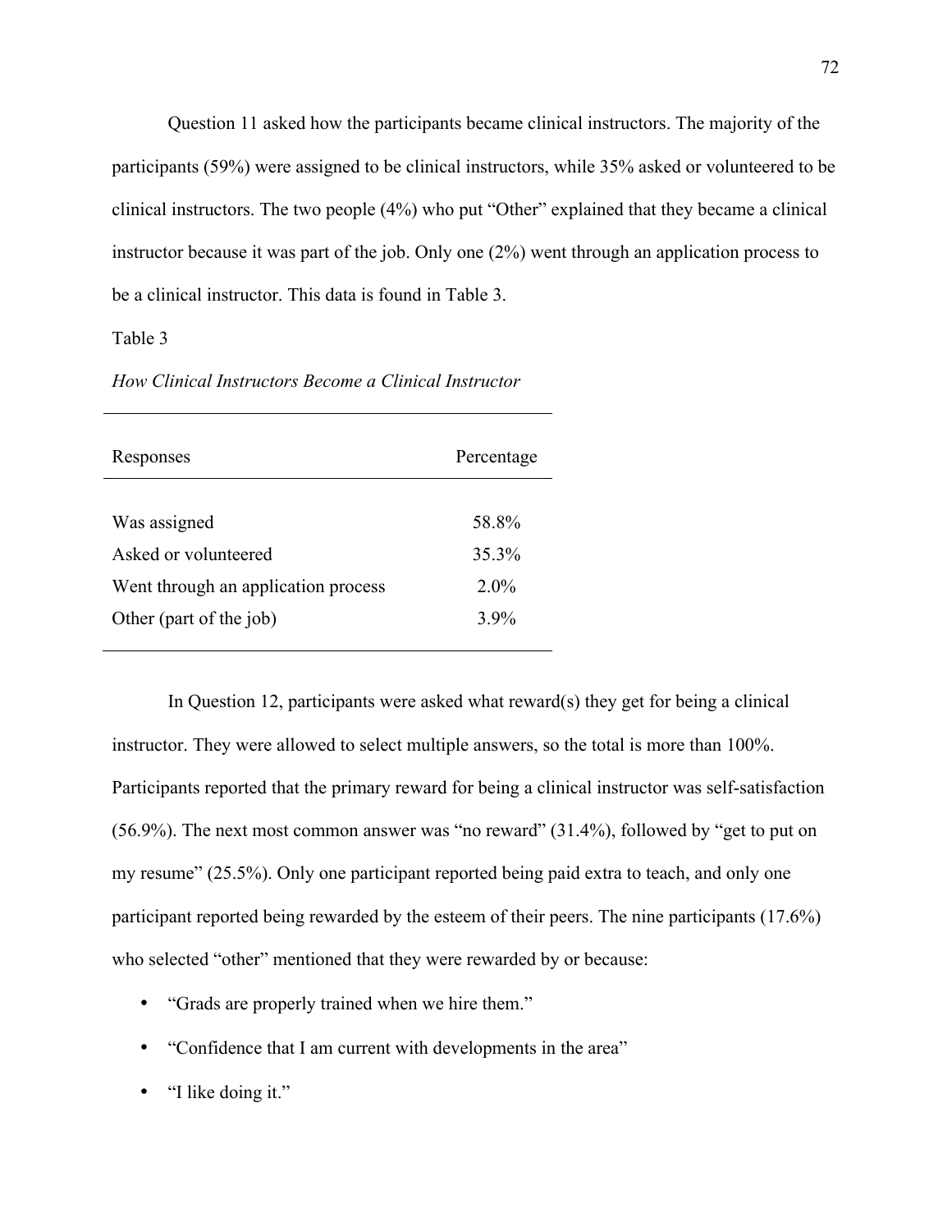Question 11 asked how the participants became clinical instructors. The majority of the participants (59%) were assigned to be clinical instructors, while 35% asked or volunteered to be clinical instructors. The two people (4%) who put “Other” explained that they became a clinical instructor because it was part of the job. Only one (2%) went through an application process to be a clinical instructor. This data is found in Table 3.

Table 3

*How Clinical Instructors Become a Clinical Instructor*

| Responses | Percentage |
|---|---|
| Was assigned | 58.8% |
| Asked or volunteered | 35.3% |
| Went through an application process | 2.0% |
| Other (part of the job) | 3.9% |

In Question 12, participants were asked what reward(s) they get for being a clinical instructor. They were allowed to select multiple answers, so the total is more than 100%. Participants reported that the primary reward for being a clinical instructor was self-satisfaction (56.9%). The next most common answer was “no reward” (31.4%), followed by “get to put on my resume” (25.5%). Only one participant reported being paid extra to teach, and only one participant reported being rewarded by the esteem of their peers. The nine participants (17.6%) who selected “other” mentioned that they were rewarded by or because:

- “Grads are properly trained when we hire them.”
- “Confidence that I am current with developments in the area”
- “I like doing it.”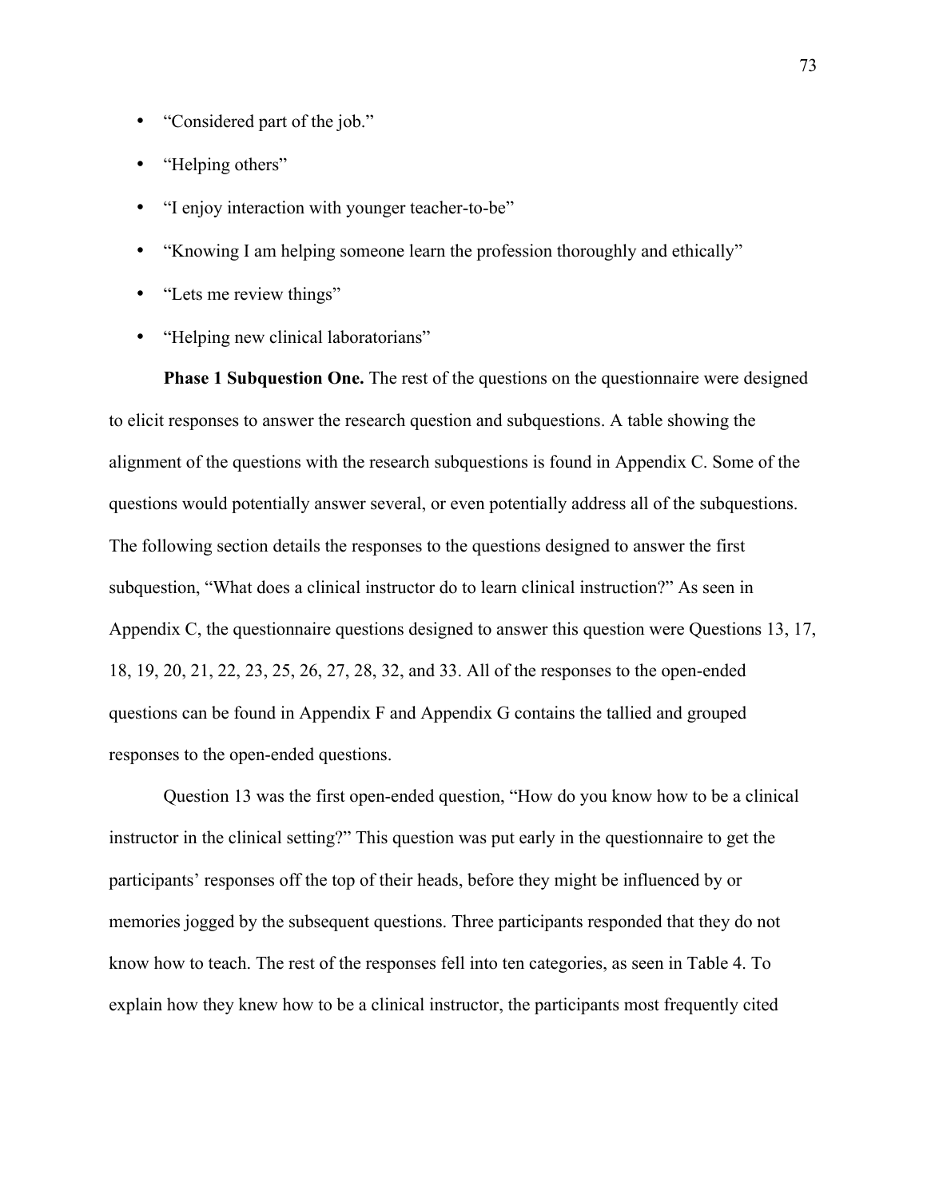- “Considered part of the job.”
- “Helping others”
- “I enjoy interaction with younger teacher-to-be”
- “Knowing I am helping someone learn the profession thoroughly and ethically”
- “Lets me review things”
- “Helping new clinical laboratorians”

**Phase 1 Subquestion One.** The rest of the questions on the questionnaire were designed to elicit responses to answer the research question and subquestions. A table showing the alignment of the questions with the research subquestions is found in Appendix C. Some of the questions would potentially answer several, or even potentially address all of the subquestions. The following section details the responses to the questions designed to answer the first subquestion, “What does a clinical instructor do to learn clinical instruction?” As seen in Appendix C, the questionnaire questions designed to answer this question were Questions 13, 17, 18, 19, 20, 21, 22, 23, 25, 26, 27, 28, 32, and 33. All of the responses to the open-ended questions can be found in Appendix F and Appendix G contains the tallied and grouped responses to the open-ended questions.

Question 13 was the first open-ended question, “How do you know how to be a clinical instructor in the clinical setting?” This question was put early in the questionnaire to get the participants’ responses off the top of their heads, before they might be influenced by or memories jogged by the subsequent questions. Three participants responded that they do not know how to teach. The rest of the responses fell into ten categories, as seen in Table 4. To explain how they knew how to be a clinical instructor, the participants most frequently cited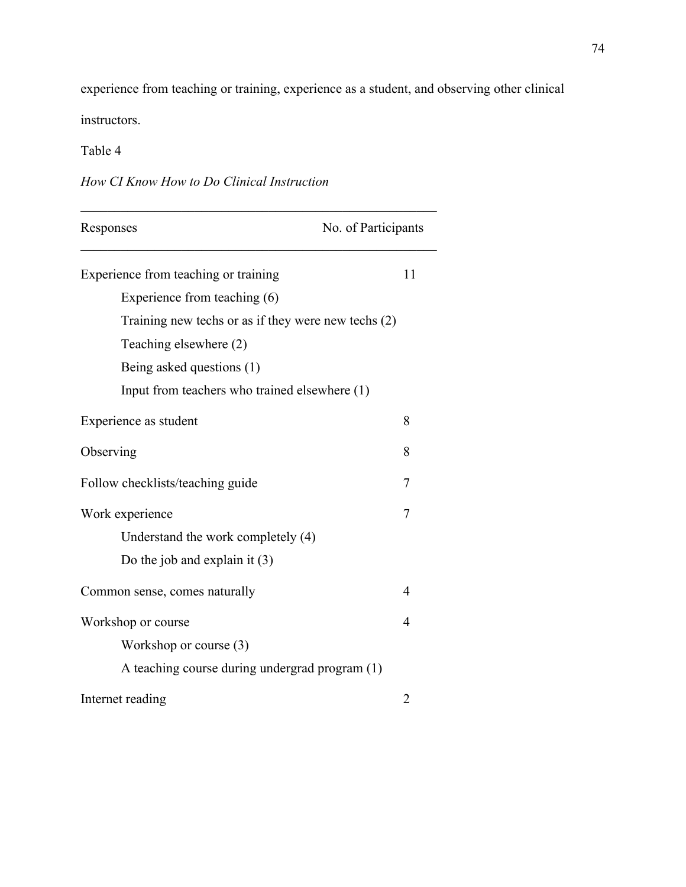experience from teaching or training, experience as a student, and observing other clinical instructors.

Table 4

*How CI Know How to Do Clinical Instruction*

| Responses | No. of Participants |
| --- | --- |
| Experience from teaching or training | 11 |
| &nbsp;&nbsp;&nbsp;&nbsp;Experience from teaching (6) | |
| &nbsp;&nbsp;&nbsp;&nbsp;Training new techs or as if they were new techs (2) | |
| &nbsp;&nbsp;&nbsp;&nbsp;Teaching elsewhere (2) | |
| &nbsp;&nbsp;&nbsp;&nbsp;Being asked questions (1) | |
| &nbsp;&nbsp;&nbsp;&nbsp;Input from teachers who trained elsewhere (1) | |
| Experience as student | 8 |
| Observing | 8 |
| Follow checklists/teaching guide | 7 |
| Work experience | 7 |
| &nbsp;&nbsp;&nbsp;&nbsp;Understand the work completely (4) | |
| &nbsp;&nbsp;&nbsp;&nbsp;Do the job and explain it (3) | |
| Common sense, comes naturally | 4 |
| Workshop or course | 4 |
| &nbsp;&nbsp;&nbsp;&nbsp;Workshop or course (3) | |
| &nbsp;&nbsp;&nbsp;&nbsp;A teaching course during undergrad program (1) | |
| Internet reading | 2 |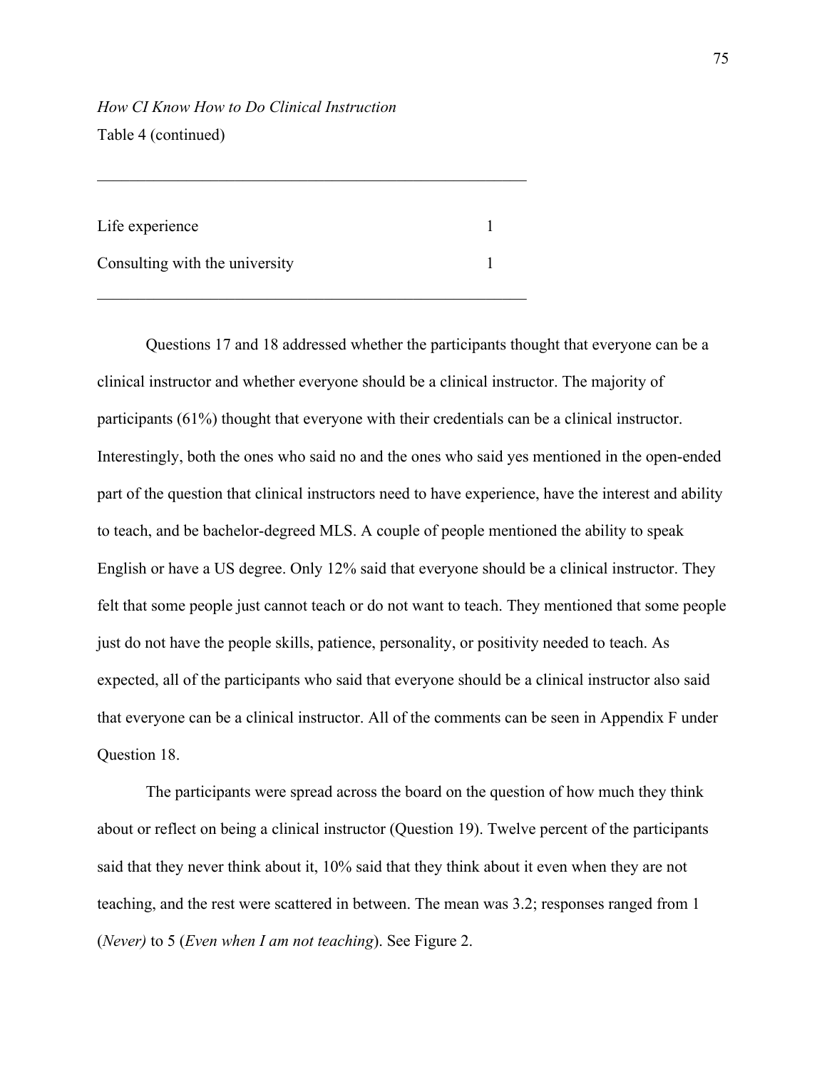*How CI Know How to Do Clinical Instruction*

Table 4 (continued)

| | |
|---|---|
| Life experience | 1 |
| Consulting with the university | 1 |

Questions 17 and 18 addressed whether the participants thought that everyone can be a clinical instructor and whether everyone should be a clinical instructor. The majority of participants (61%) thought that everyone with their credentials can be a clinical instructor. Interestingly, both the ones who said no and the ones who said yes mentioned in the open-ended part of the question that clinical instructors need to have experience, have the interest and ability to teach, and be bachelor-degreed MLS. A couple of people mentioned the ability to speak English or have a US degree. Only 12% said that everyone should be a clinical instructor. They felt that some people just cannot teach or do not want to teach. They mentioned that some people just do not have the people skills, patience, personality, or positivity needed to teach. As expected, all of the participants who said that everyone should be a clinical instructor also said that everyone can be a clinical instructor. All of the comments can be seen in Appendix F under Question 18.

The participants were spread across the board on the question of how much they think about or reflect on being a clinical instructor (Question 19). Twelve percent of the participants said that they never think about it, 10% said that they think about it even when they are not teaching, and the rest were scattered in between. The mean was 3.2; responses ranged from 1 (*Never)* to 5 (*Even when I am not teaching*). See Figure 2.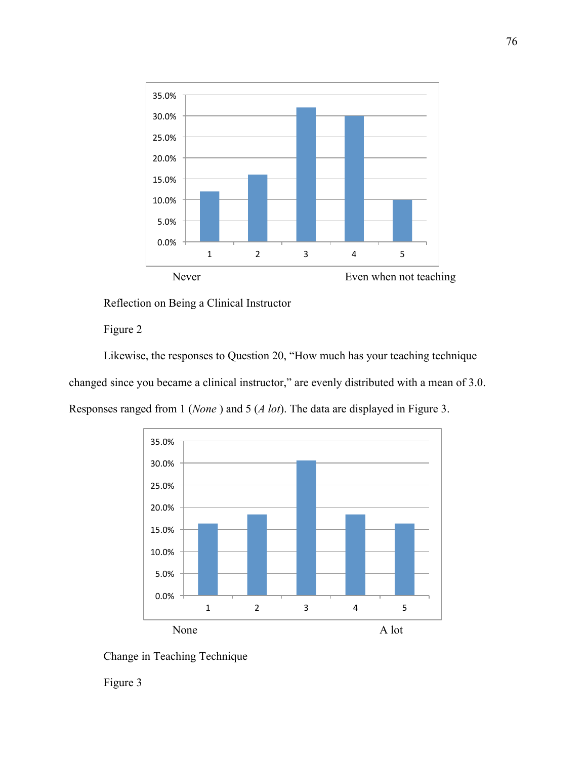Never Even when not teaching

Reflection on Being a Clinical Instructor

Figure 2

Likewise, the responses to Question 20, “How much has your teaching technique changed since you became a clinical instructor,” are evenly distributed with a mean of 3.0. Responses ranged from 1 (*None* ) and 5 (*A lot*). The data are displayed in Figure 3.

None A lot

Change in Teaching Technique

Figure 3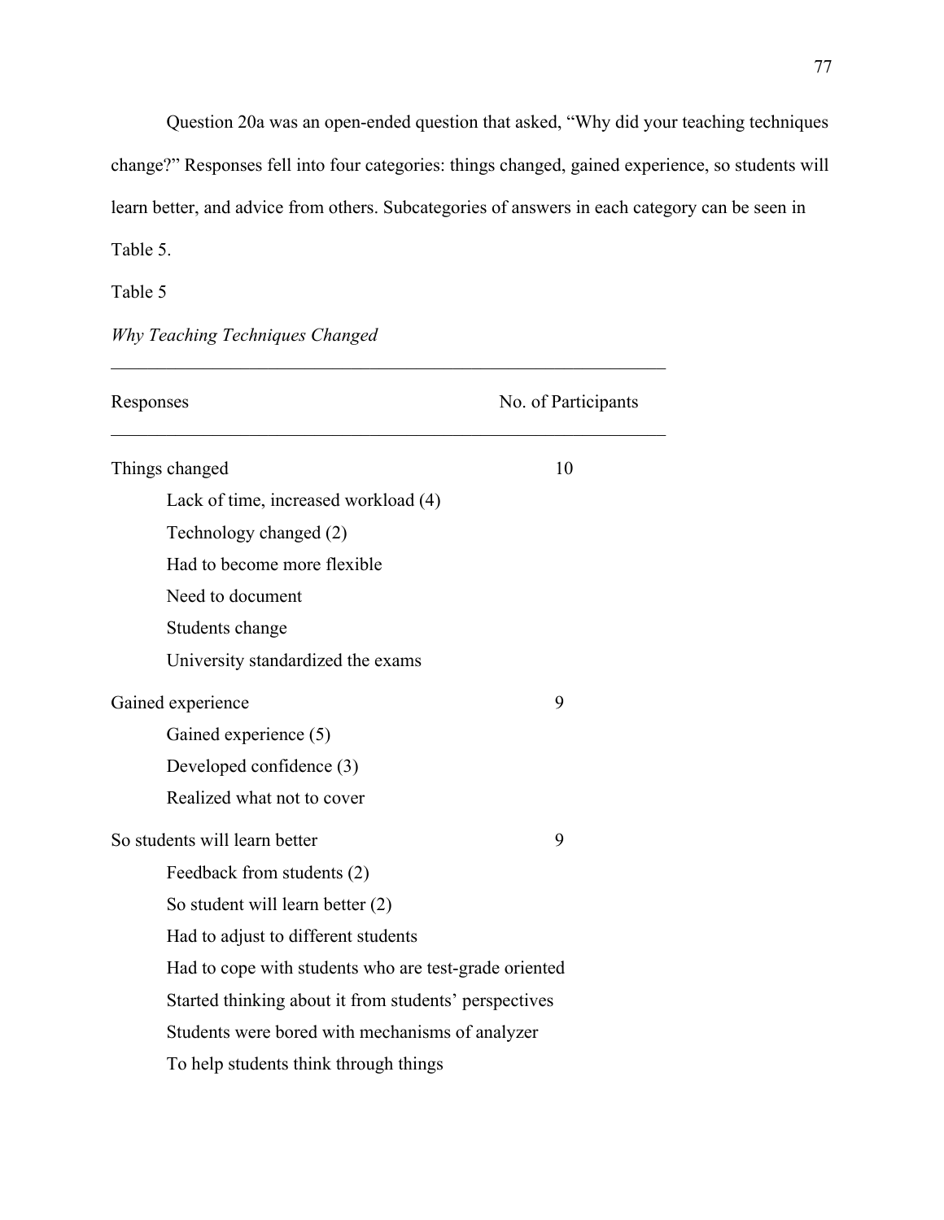Question 20a was an open-ended question that asked, "Why did your teaching techniques change?" Responses fell into four categories: things changed, gained experience, so students will learn better, and advice from others. Subcategories of answers in each category can be seen in Table 5.

Table 5

*Why Teaching Techniques Changed*

| Responses | No. of Participants |
|---|---|
| Things changed | 10 |
| Lack of time, increased workload (4) | |
| Technology changed (2) | |
| Had to become more flexible | |
| Need to document | |
| Students change | |
| University standardized the exams | |
| Gained experience | 9 |
| Gained experience (5) | |
| Developed confidence (3) | |
| Realized what not to cover | |
| So students will learn better | 9 |
| Feedback from students (2) | |
| So student will learn better (2) | |
| Had to adjust to different students | |
| Had to cope with students who are test-grade oriented | |
| Started thinking about it from students' perspectives | |
| Students were bored with mechanisms of analyzer | |
| To help students think through things | |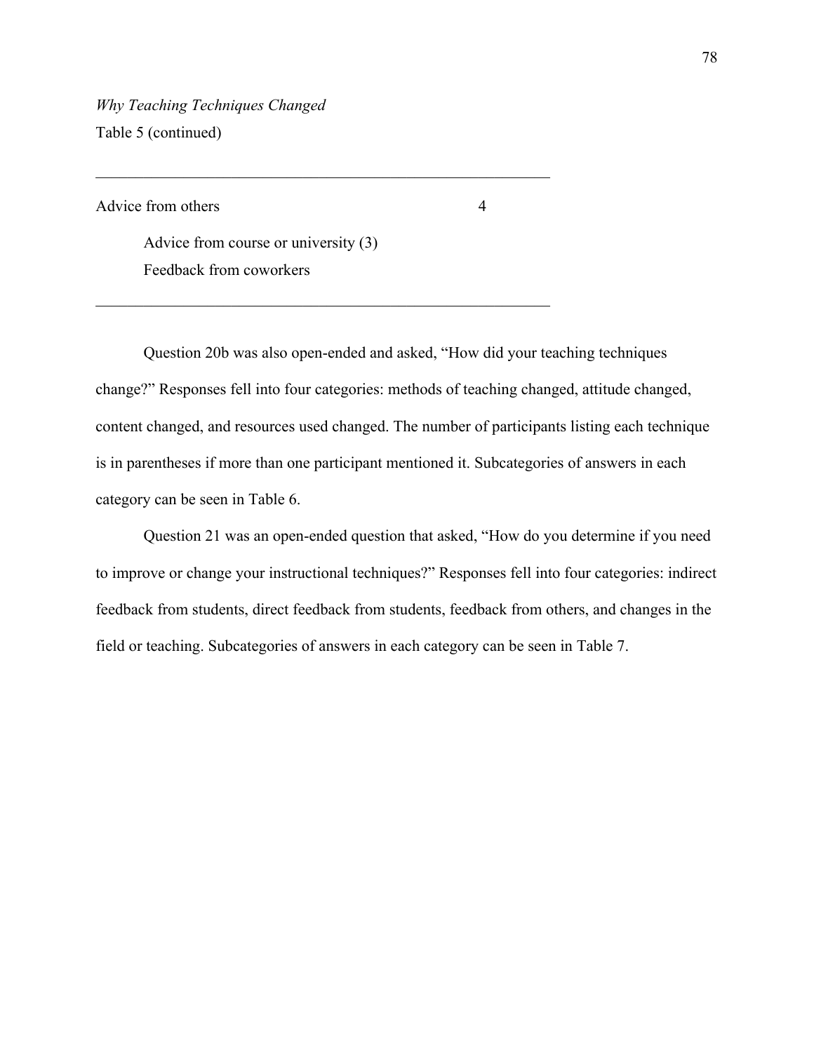*Why Teaching Techniques Changed*

Table 5 (continued)

| | |
|---|---|
| Advice from others | 4 |
| Advice from course or university (3) | |
| Feedback from coworkers | |

Question 20b was also open-ended and asked, “How did your teaching techniques change?” Responses fell into four categories: methods of teaching changed, attitude changed, content changed, and resources used changed. The number of participants listing each technique is in parentheses if more than one participant mentioned it. Subcategories of answers in each category can be seen in Table 6.

Question 21 was an open-ended question that asked, “How do you determine if you need to improve or change your instructional techniques?” Responses fell into four categories: indirect feedback from students, direct feedback from students, feedback from others, and changes in the field or teaching. Subcategories of answers in each category can be seen in Table 7.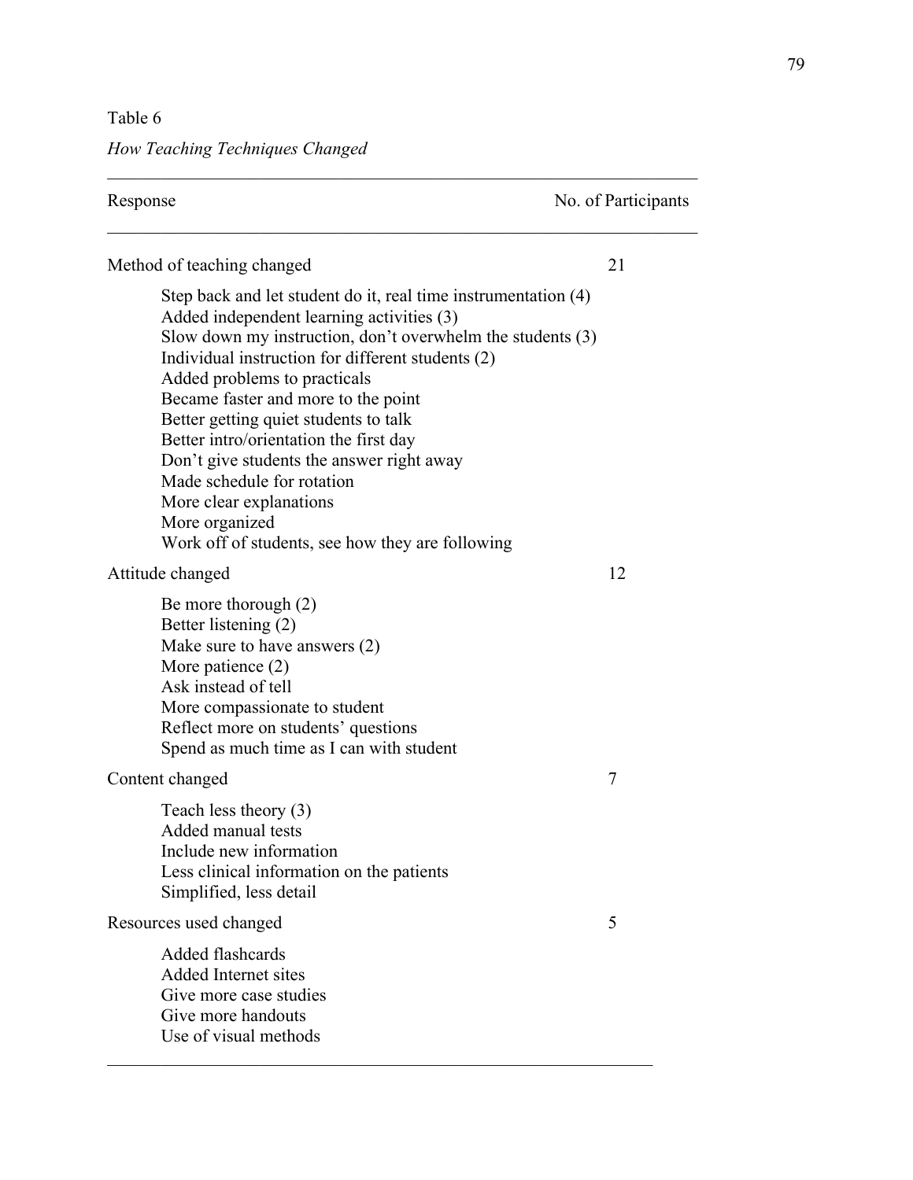Table 6

*How Teaching Techniques Changed*

| Response | No. of Participants |
| --- | --- |
| Method of teaching changed | 21 |
| Step back and let student do it, real time instrumentation (4) | |
| Added independent learning activities (3) | |
| Slow down my instruction, don't overwhelm the students (3) | |
| Individual instruction for different students (2) | |
| Added problems to practicals | |
| Became faster and more to the point | |
| Better getting quiet students to talk | |
| Better intro/orientation the first day | |
| Don't give students the answer right away | |
| Made schedule for rotation | |
| More clear explanations | |
| More organized | |
| Work off of students, see how they are following | |
| Attitude changed | 12 |
| Be more thorough (2) | |
| Better listening (2) | |
| Make sure to have answers (2) | |
| More patience (2) | |
| Ask instead of tell | |
| More compassionate to student | |
| Reflect more on students' questions | |
| Spend as much time as I can with student | |
| Content changed | 7 |
| Teach less theory (3) | |
| Added manual tests | |
| Include new information | |
| Less clinical information on the patients | |
| Simplified, less detail | |
| Resources used changed | 5 |
| Added flashcards | |
| Added Internet sites | |
| Give more case studies | |
| Give more handouts | |
| Use of visual methods | |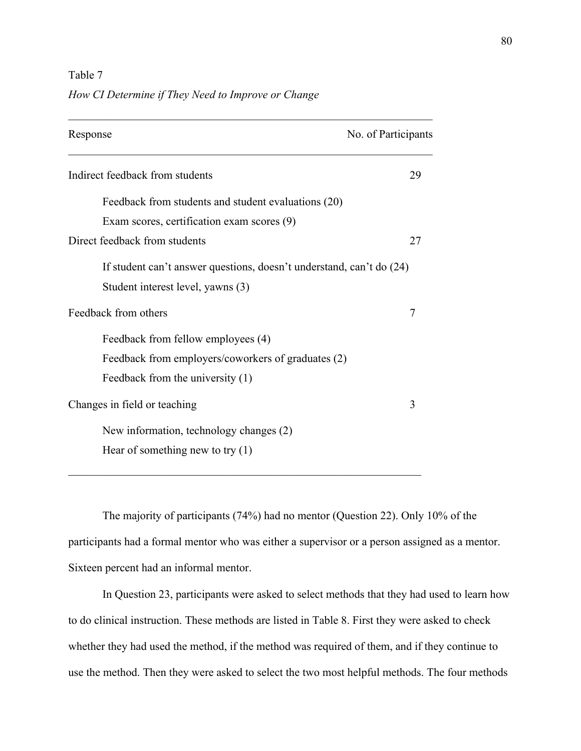Table 7

*How CI Determine if They Need to Improve or Change*

| Response | No. of Participants |
|---|---|
| Indirect feedback from students | 29 |
| Feedback from students and student evaluations (20) | |
| Exam scores, certification exam scores (9) | |
| Direct feedback from students | 27 |
| If student can't answer questions, doesn't understand, can't do (24) | |
| Student interest level, yawns (3) | |
| Feedback from others | 7 |
| Feedback from fellow employees (4) | |
| Feedback from employers/coworkers of graduates (2) | |
| Feedback from the university (1) | |
| Changes in field or teaching | 3 |
| New information, technology changes (2) | |
| Hear of something new to try (1) | |

The majority of participants (74%) had no mentor (Question 22). Only 10% of the participants had a formal mentor who was either a supervisor or a person assigned as a mentor. Sixteen percent had an informal mentor.

In Question 23, participants were asked to select methods that they had used to learn how to do clinical instruction. These methods are listed in Table 8. First they were asked to check whether they had used the method, if the method was required of them, and if they continue to use the method. Then they were asked to select the two most helpful methods. The four methods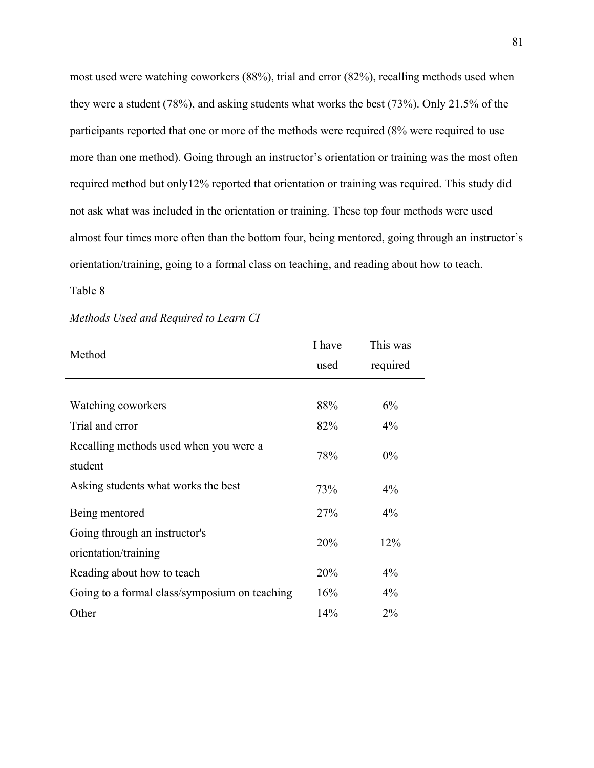most used were watching coworkers (88%), trial and error (82%), recalling methods used when they were a student (78%), and asking students what works the best (73%). Only 21.5% of the participants reported that one or more of the methods were required (8% were required to use more than one method). Going through an instructor's orientation or training was the most often required method but only12% reported that orientation or training was required. This study did not ask what was included in the orientation or training. These top four methods were used almost four times more often than the bottom four, being mentored, going through an instructor's orientation/training, going to a formal class on teaching, and reading about how to teach.

Table 8

*Methods Used and Required to Learn CI*

| Method | I have used | This was required |
|---|---|---|
| Watching coworkers | 88% | 6% |
| Trial and error | 82% | 4% |
| Recalling methods used when you were a student | 78% | 0% |
| Asking students what works the best | 73% | 4% |
| Being mentored | 27% | 4% |
| Going through an instructor's orientation/training | 20% | 12% |
| Reading about how to teach | 20% | 4% |
| Going to a formal class/symposium on teaching | 16% | 4% |
| Other | 14% | 2% |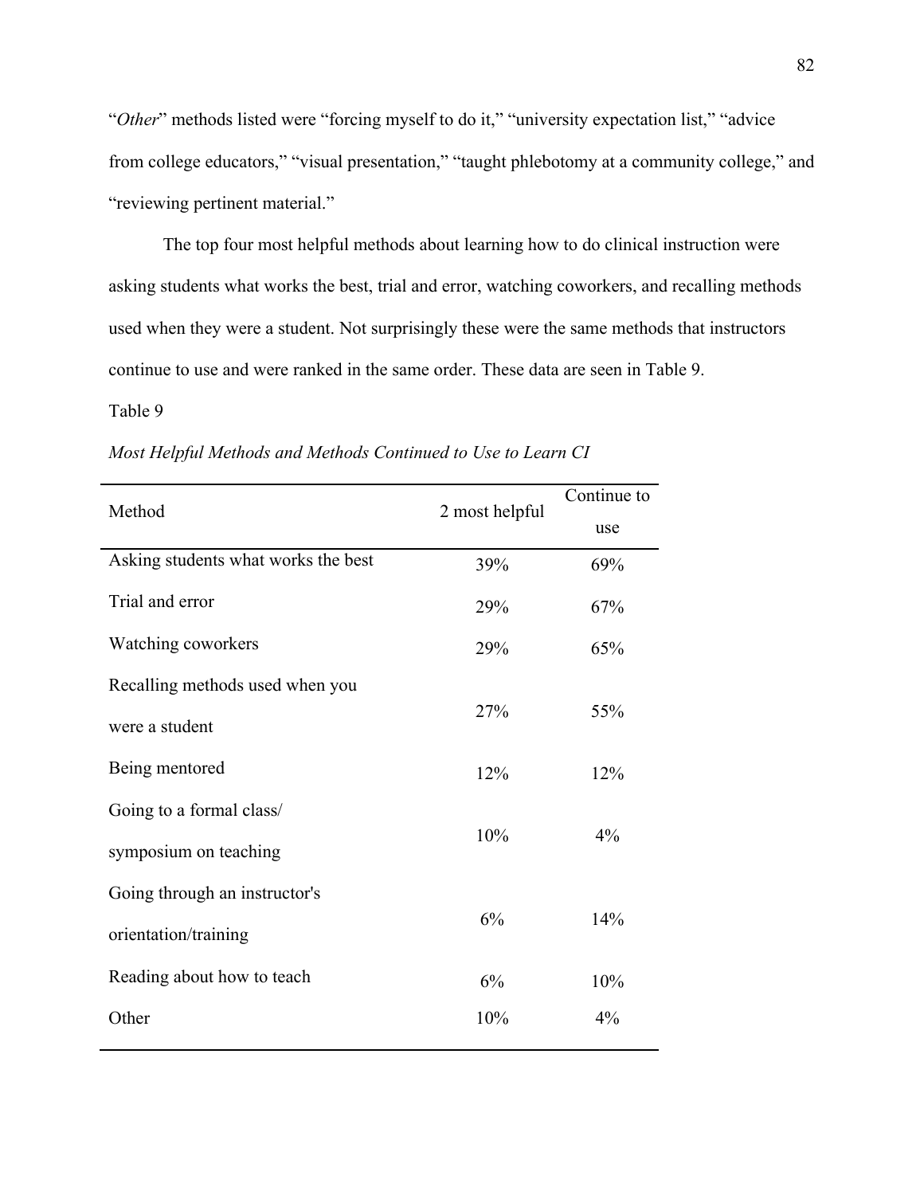"*Other*" methods listed were "forcing myself to do it," "university expectation list," "advice from college educators," "visual presentation," "taught phlebotomy at a community college," and "reviewing pertinent material."

The top four most helpful methods about learning how to do clinical instruction were asking students what works the best, trial and error, watching coworkers, and recalling methods used when they were a student. Not surprisingly these were the same methods that instructors continue to use and were ranked in the same order. These data are seen in Table 9.

Table 9

*Most Helpful Methods and Methods Continued to Use to Learn CI*

| Method | 2 most helpful | Continue to use |
|---|---|---|
| Asking students what works the best | 39% | 69% |
| Trial and error | 29% | 67% |
| Watching coworkers | 29% | 65% |
| Recalling methods used when you were a student | 27% | 55% |
| Being mentored | 12% | 12% |
| Going to a formal class/ symposium on teaching | 10% | 4% |
| Going through an instructor's orientation/training | 6% | 14% |
| Reading about how to teach | 6% | 10% |
| Other | 10% | 4% |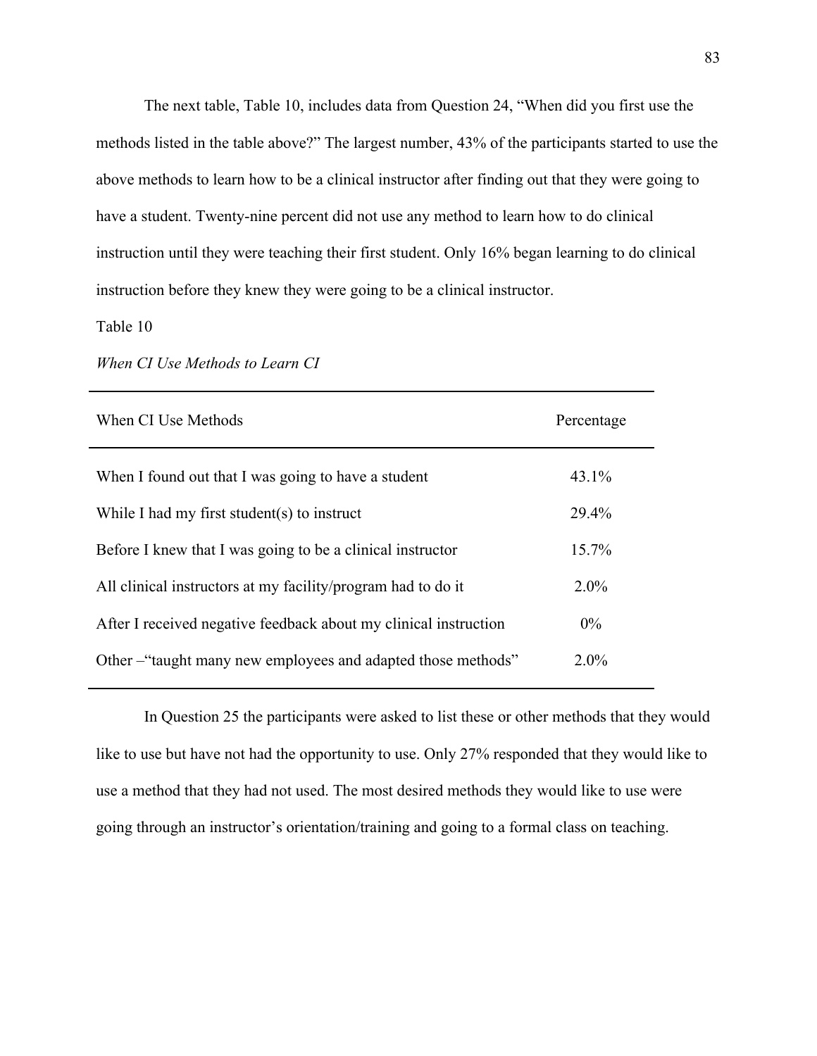The next table, Table 10, includes data from Question 24, "When did you first use the methods listed in the table above?" The largest number, 43% of the participants started to use the above methods to learn how to be a clinical instructor after finding out that they were going to have a student. Twenty-nine percent did not use any method to learn how to do clinical instruction until they were teaching their first student. Only 16% began learning to do clinical instruction before they knew they were going to be a clinical instructor.

Table 10

*When CI Use Methods to Learn CI*

| When CI Use Methods | Percentage |
|---|---|
| When I found out that I was going to have a student | 43.1% |
| While I had my first student(s) to instruct | 29.4% |
| Before I knew that I was going to be a clinical instructor | 15.7% |
| All clinical instructors at my facility/program had to do it | 2.0% |
| After I received negative feedback about my clinical instruction | 0% |
| Other –"taught many new employees and adapted those methods" | 2.0% |

In Question 25 the participants were asked to list these or other methods that they would like to use but have not had the opportunity to use. Only 27% responded that they would like to use a method that they had not used. The most desired methods they would like to use were going through an instructor's orientation/training and going to a formal class on teaching.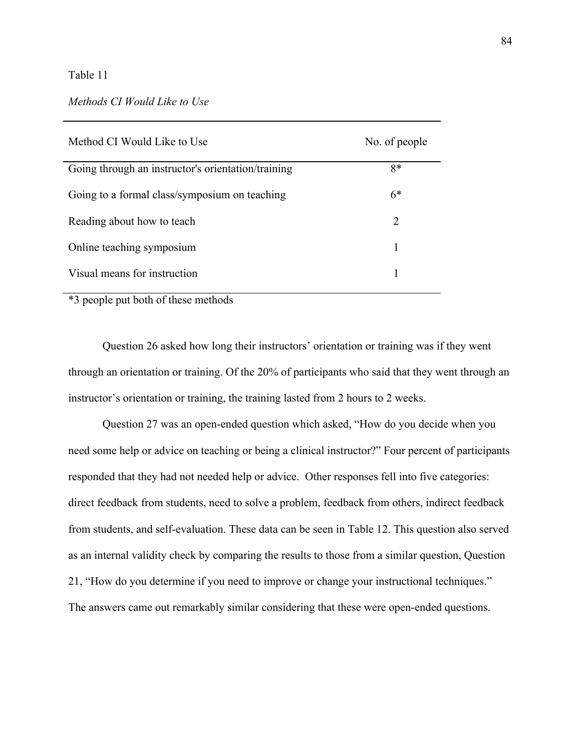Table 11

*Methods CI Would Like to Use*

| Method CI Would Like to Use | No. of people |
|---|---|
| Going through an instructor's orientation/training | 8* |
| Going to a formal class/symposium on teaching | 6* |
| Reading about how to teach | 2 |
| Online teaching symposium | 1 |
| Visual means for instruction | 1 |

*3 people put both of these methods

Question 26 asked how long their instructors' orientation or training was if they went through an orientation or training. Of the 20% of participants who said that they went through an instructor's orientation or training, the training lasted from 2 hours to 2 weeks.

Question 27 was an open-ended question which asked, "How do you decide when you need some help or advice on teaching or being a clinical instructor?" Four percent of participants responded that they had not needed help or advice. Other responses fell into five categories: direct feedback from students, need to solve a problem, feedback from others, indirect feedback from students, and self-evaluation. These data can be seen in Table 12. This question also served as an internal validity check by comparing the results to those from a similar question, Question 21, "How do you determine if you need to improve or change your instructional techniques." The answers came out remarkably similar considering that these were open-ended questions.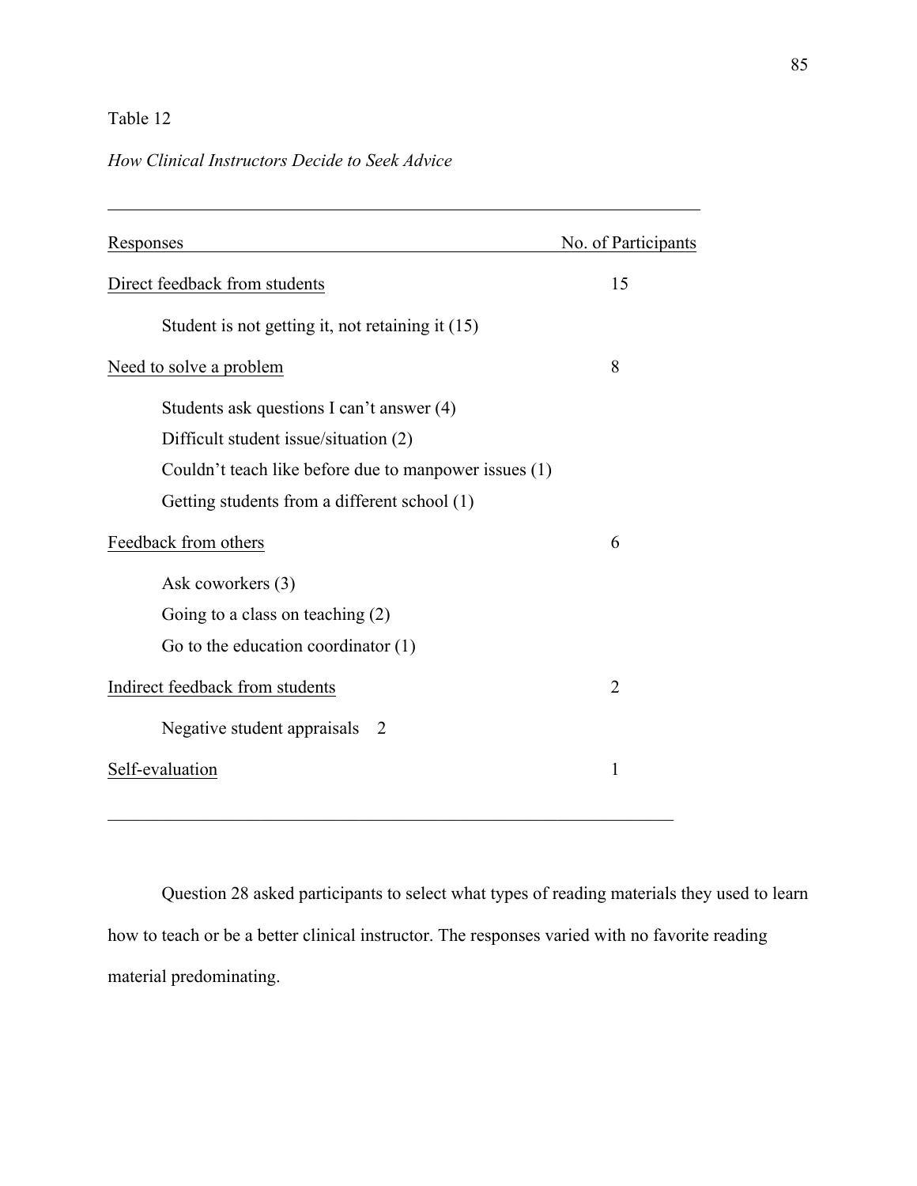Table 12

*How Clinical Instructors Decide to Seek Advice*

| Responses | No. of Participants |
|---|---|
| Direct feedback from students | 15 |
| Student is not getting it, not retaining it (15) | |
| Need to solve a problem | 8 |
| Students ask questions I can't answer (4) | |
| Difficult student issue/situation (2) | |
| Couldn't teach like before due to manpower issues (1) | |
| Getting students from a different school (1) | |
| Feedback from others | 6 |
| Ask coworkers (3) | |
| Going to a class on teaching (2) | |
| Go to the education coordinator (1) | |
| Indirect feedback from students | 2 |
| Negative student appraisals 2 | |
| Self-evaluation | 1 |

Question 28 asked participants to select what types of reading materials they used to learn how to teach or be a better clinical instructor. The responses varied with no favorite reading material predominating.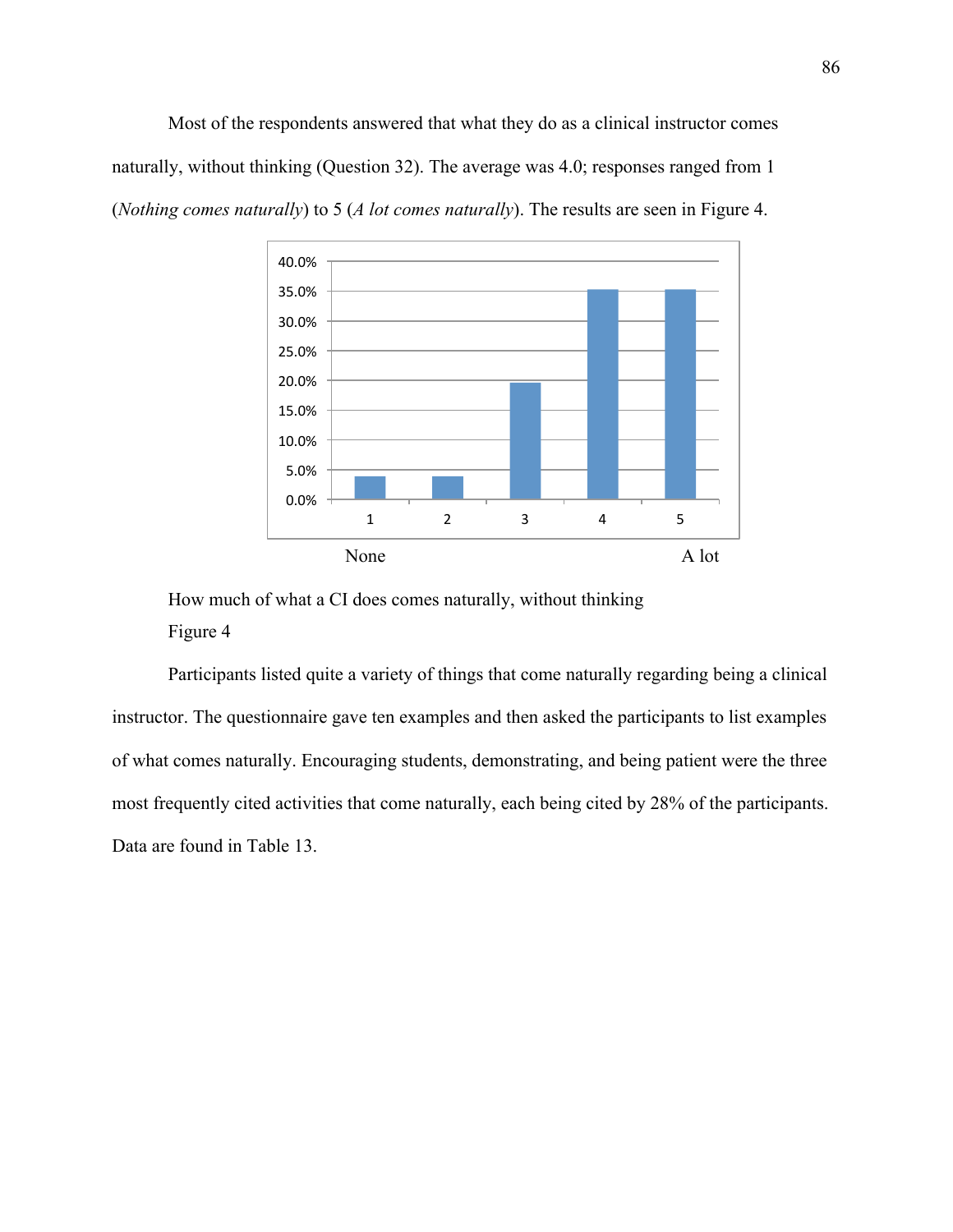Most of the respondents answered that what they do as a clinical instructor comes naturally, without thinking (Question 32). The average was 4.0; responses ranged from 1 (*Nothing comes naturally*) to 5 (*A lot comes naturally*). The results are seen in Figure 4.

How much of what a CI does comes naturally, without thinking

Figure 4

Participants listed quite a variety of things that come naturally regarding being a clinical instructor. The questionnaire gave ten examples and then asked the participants to list examples of what comes naturally. Encouraging students, demonstrating, and being patient were the three most frequently cited activities that come naturally, each being cited by 28% of the participants. Data are found in Table 13.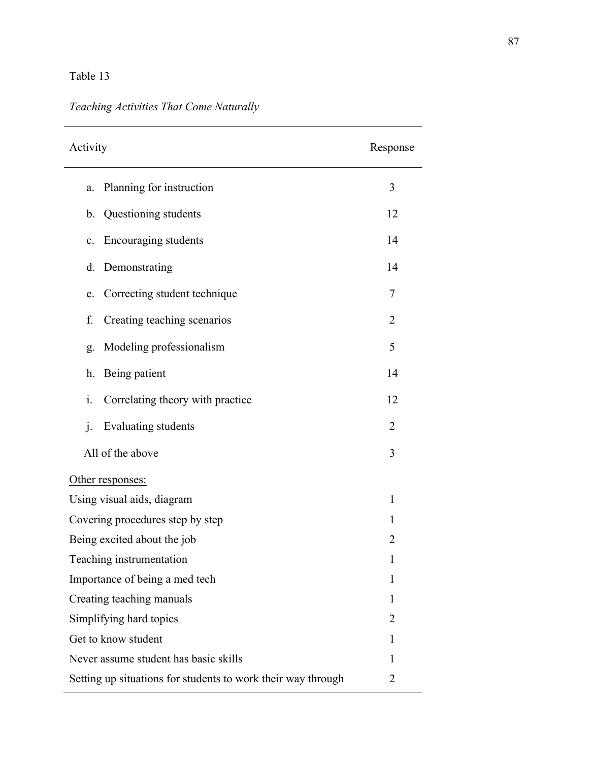Table 13

*Teaching Activities That Come Naturally*

| Activity | Response |
|---|---|
| a. Planning for instruction | 3 |
| b. Questioning students | 12 |
| c. Encouraging students | 14 |
| d. Demonstrating | 14 |
| e. Correcting student technique | 7 |
| f. Creating teaching scenarios | 2 |
| g. Modeling professionalism | 5 |
| h. Being patient | 14 |
| i. Correlating theory with practice | 12 |
| j. Evaluating students | 2 |
| All of the above | 3 |
| Other responses: | |
| Using visual aids, diagram | 1 |
| Covering procedures step by step | 1 |
| Being excited about the job | 2 |
| Teaching instrumentation | 1 |
| Importance of being a med tech | 1 |
| Creating teaching manuals | 1 |
| Simplifying hard topics | 2 |
| Get to know student | 1 |
| Never assume student has basic skills | 1 |
| Setting up situations for students to work their way through | 2 |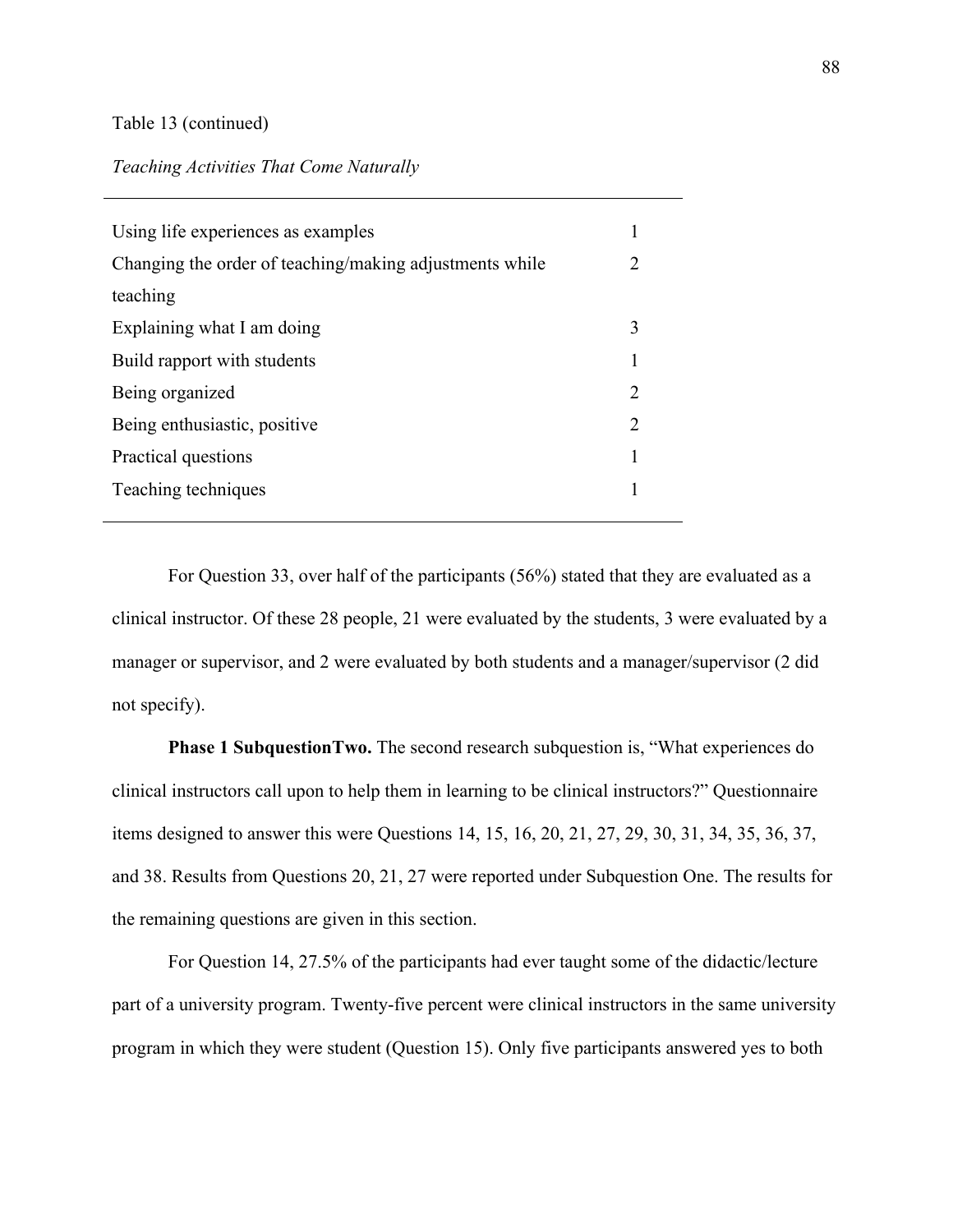Table 13 (continued)

*Teaching Activities That Come Naturally*

| | |
|---|---|
| Using life experiences as examples | 1 |
| Changing the order of teaching/making adjustments while teaching | 2 |
| Explaining what I am doing | 3 |
| Build rapport with students | 1 |
| Being organized | 2 |
| Being enthusiastic, positive | 2 |
| Practical questions | 1 |
| Teaching techniques | 1 |

For Question 33, over half of the participants (56%) stated that they are evaluated as a clinical instructor. Of these 28 people, 21 were evaluated by the students, 3 were evaluated by a manager or supervisor, and 2 were evaluated by both students and a manager/supervisor (2 did not specify).

**Phase 1 SubquestionTwo.** The second research subquestion is, "What experiences do clinical instructors call upon to help them in learning to be clinical instructors?" Questionnaire items designed to answer this were Questions 14, 15, 16, 20, 21, 27, 29, 30, 31, 34, 35, 36, 37, and 38. Results from Questions 20, 21, 27 were reported under Subquestion One. The results for the remaining questions are given in this section.

For Question 14, 27.5% of the participants had ever taught some of the didactic/lecture part of a university program. Twenty-five percent were clinical instructors in the same university program in which they were student (Question 15). Only five participants answered yes to both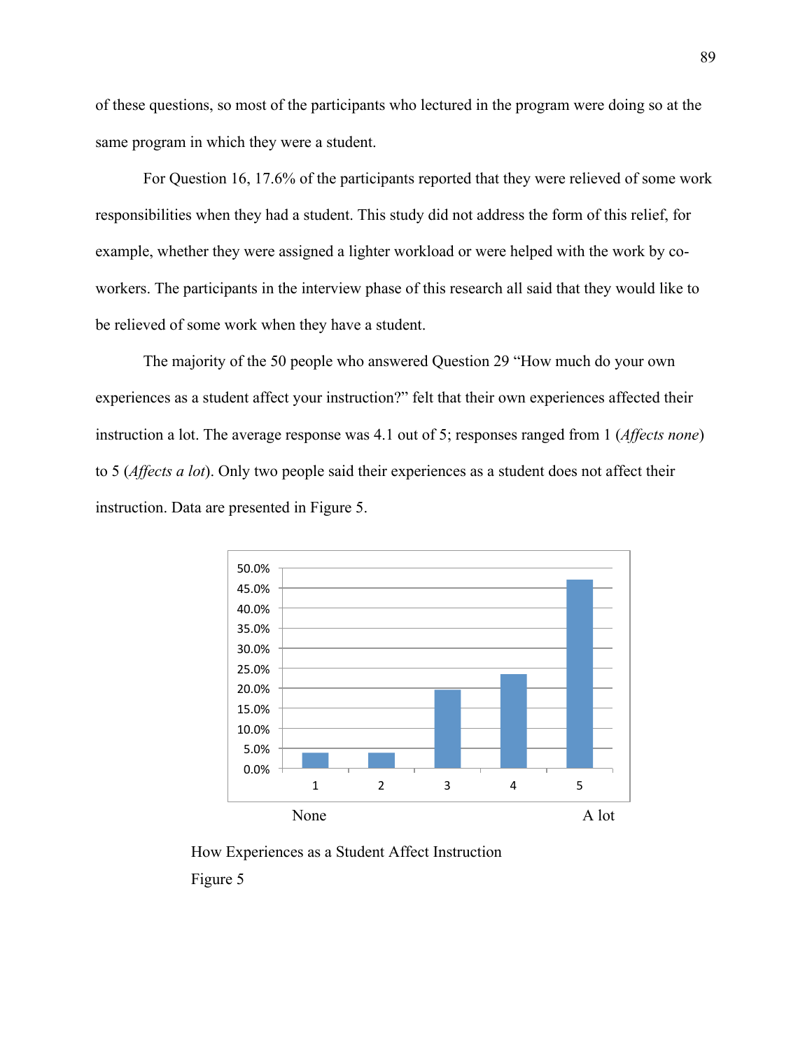of these questions, so most of the participants who lectured in the program were doing so at the same program in which they were a student.

For Question 16, 17.6% of the participants reported that they were relieved of some work responsibilities when they had a student. This study did not address the form of this relief, for example, whether they were assigned a lighter workload or were helped with the work by co-workers. The participants in the interview phase of this research all said that they would like to be relieved of some work when they have a student.

The majority of the 50 people who answered Question 29 "How much do your own experiences as a student affect your instruction?" felt that their own experiences affected their instruction a lot. The average response was 4.1 out of 5; responses ranged from 1 (*Affects none*) to 5 (*Affects a lot*). Only two people said their experiences as a student does not affect their instruction. Data are presented in Figure 5.

How Experiences as a Student Affect Instruction

Figure 5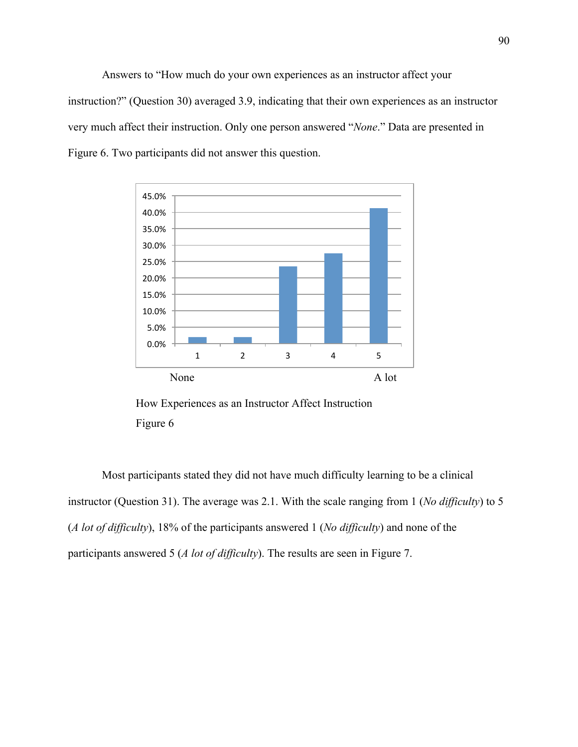Answers to "How much do your own experiences as an instructor affect your instruction?" (Question 30) averaged 3.9, indicating that their own experiences as an instructor very much affect their instruction. Only one person answered "*None*." Data are presented in Figure 6. Two participants did not answer this question.

None A lot

How Experiences as an Instructor Affect Instruction

Figure 6

Most participants stated they did not have much difficulty learning to be a clinical instructor (Question 31). The average was 2.1. With the scale ranging from 1 (*No difficulty*) to 5 (*A lot of difficulty*), 18% of the participants answered 1 (*No difficulty*) and none of the participants answered 5 (*A lot of difficulty*). The results are seen in Figure 7.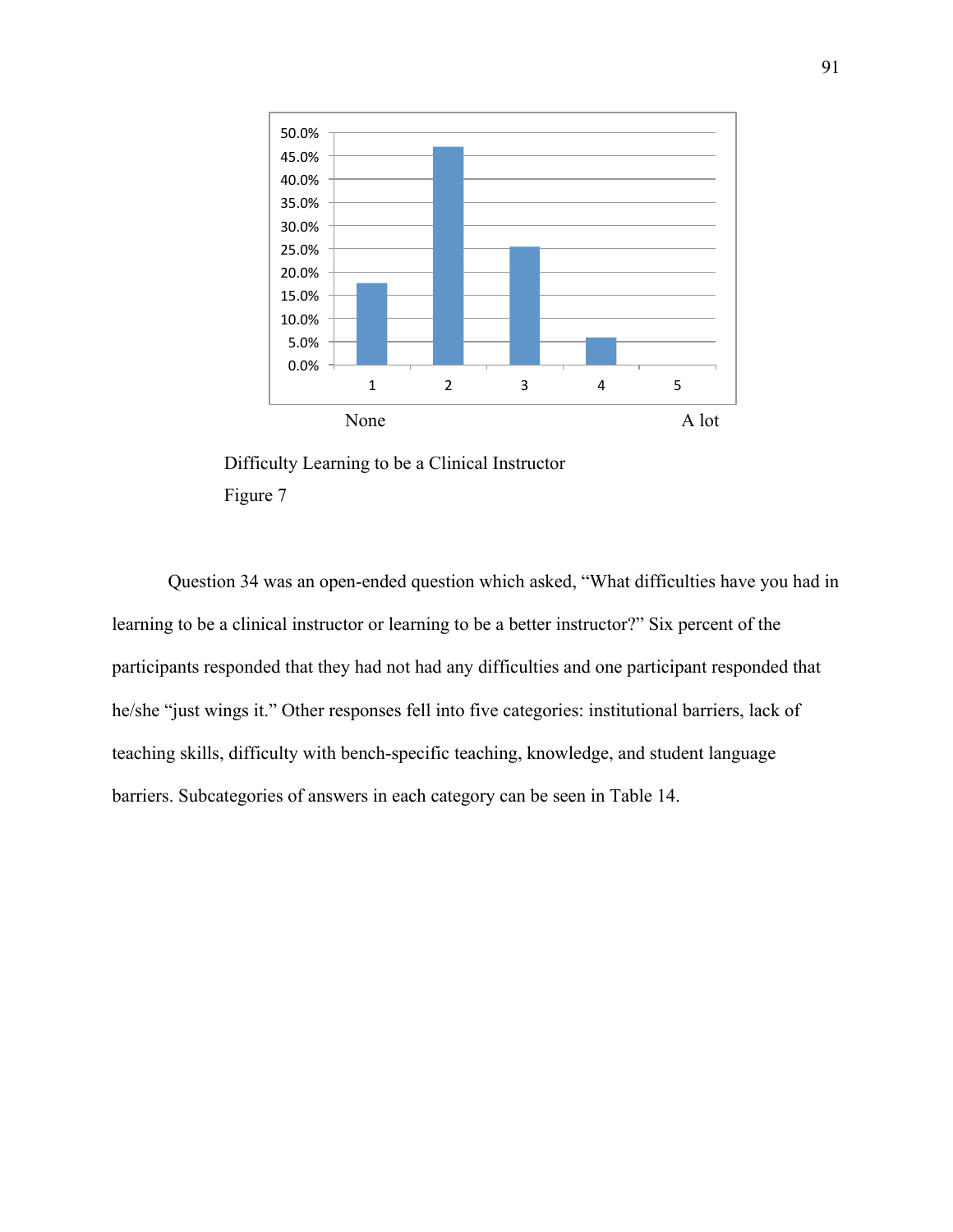None A lot

Difficulty Learning to be a Clinical Instructor
Figure 7

Question 34 was an open-ended question which asked, “What difficulties have you had in learning to be a clinical instructor or learning to be a better instructor?” Six percent of the participants responded that they had not had any difficulties and one participant responded that he/she “just wings it.” Other responses fell into five categories: institutional barriers, lack of teaching skills, difficulty with bench-specific teaching, knowledge, and student language barriers. Subcategories of answers in each category can be seen in Table 14.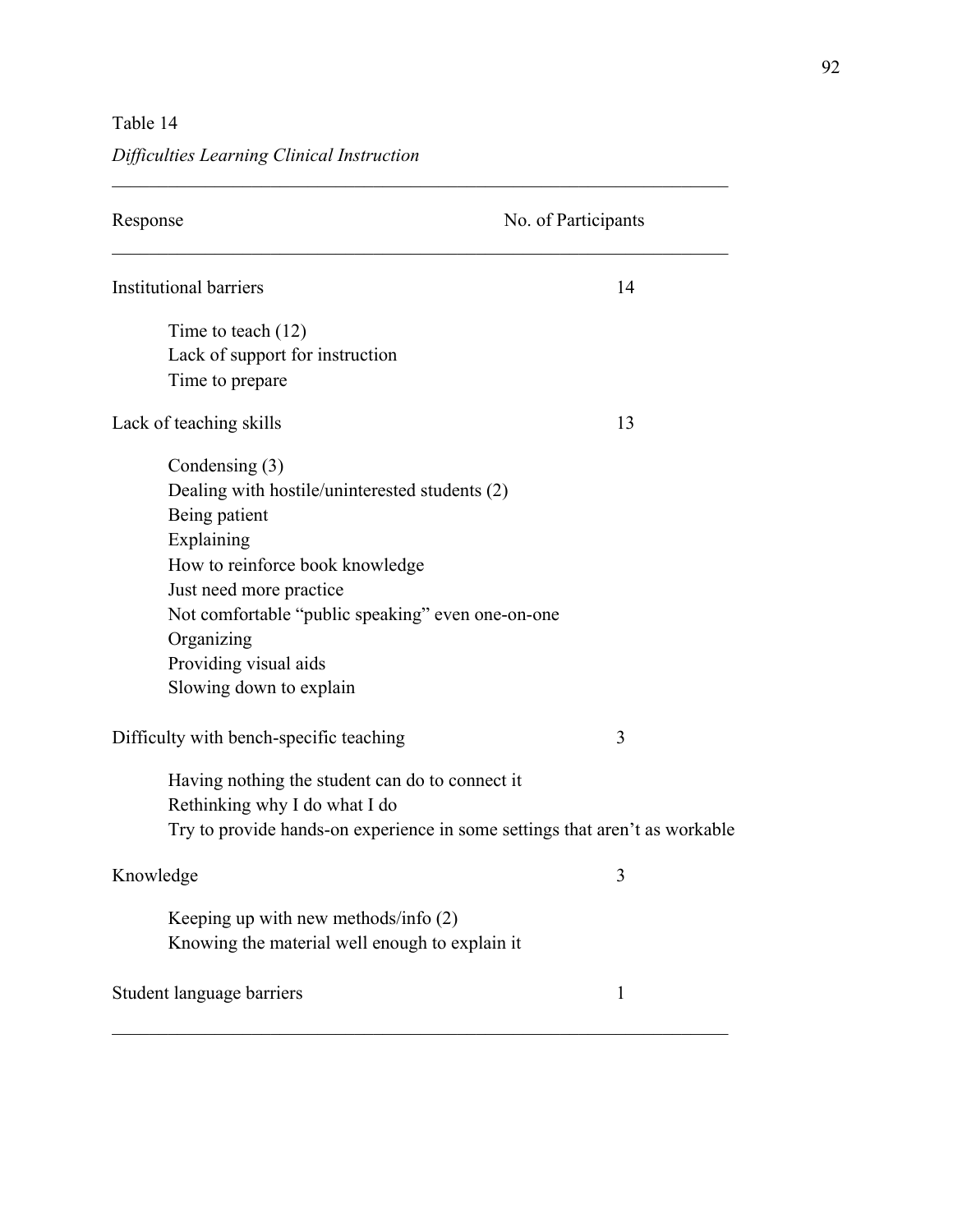Table 14

*Difficulties Learning Clinical Instruction*

| Response | No. of Participants |
| --- | --- |
| Institutional barriers | 14 |
| Time to teach (12) | |
| Lack of support for instruction | |
| Time to prepare | |
| Lack of teaching skills | 13 |
| Condensing (3) | |
| Dealing with hostile/uninterested students (2) | |
| Being patient | |
| Explaining | |
| How to reinforce book knowledge | |
| Just need more practice | |
| Not comfortable "public speaking" even one-on-one | |
| Organizing | |
| Providing visual aids | |
| Slowing down to explain | |
| Difficulty with bench-specific teaching | 3 |
| Having nothing the student can do to connect it | |
| Rethinking why I do what I do | |
| Try to provide hands-on experience in some settings that aren't as workable | |
| Knowledge | 3 |
| Keeping up with new methods/info (2) | |
| Knowing the material well enough to explain it | |
| Student language barriers | 1 |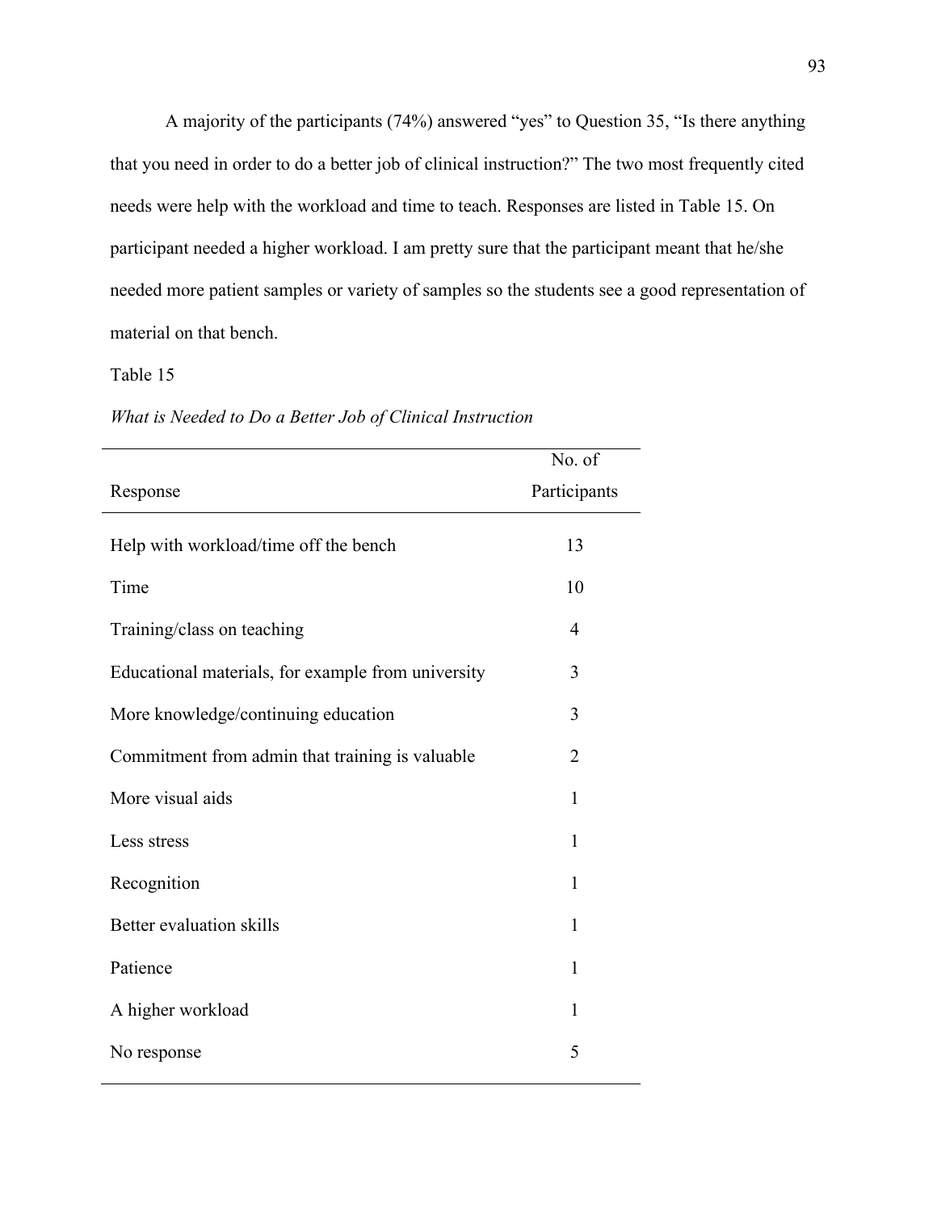A majority of the participants (74%) answered "yes" to Question 35, "Is there anything that you need in order to do a better job of clinical instruction?" The two most frequently cited needs were help with the workload and time to teach. Responses are listed in Table 15. On participant needed a higher workload. I am pretty sure that the participant meant that he/she needed more patient samples or variety of samples so the students see a good representation of material on that bench.

Table 15

*What is Needed to Do a Better Job of Clinical Instruction*

| Response | No. of Participants |
|---|---|
| Help with workload/time off the bench | 13 |
| Time | 10 |
| Training/class on teaching | 4 |
| Educational materials, for example from university | 3 |
| More knowledge/continuing education | 3 |
| Commitment from admin that training is valuable | 2 |
| More visual aids | 1 |
| Less stress | 1 |
| Recognition | 1 |
| Better evaluation skills | 1 |
| Patience | 1 |
| A higher workload | 1 |
| No response | 5 |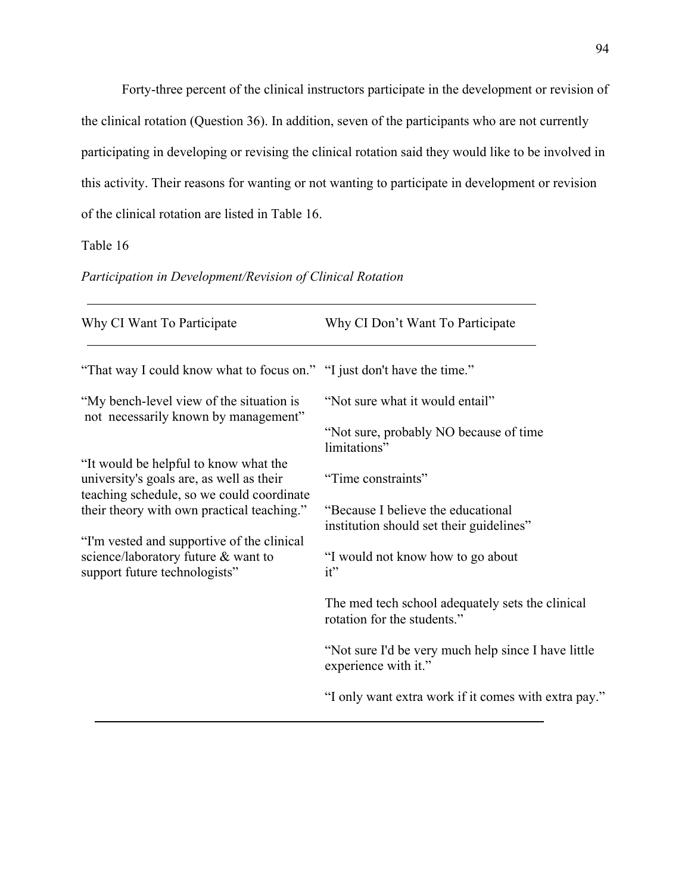Forty-three percent of the clinical instructors participate in the development or revision of the clinical rotation (Question 36). In addition, seven of the participants who are not currently participating in developing or revising the clinical rotation said they would like to be involved in this activity. Their reasons for wanting or not wanting to participate in development or revision of the clinical rotation are listed in Table 16.

Table 16

*Participation in Development/Revision of Clinical Rotation*

| Why CI Want To Participate | Why CI Don't Want To Participate |
|---|---|
| "That way I could know what to focus on." | "I just don't have the time." |
| "My bench-level view of the situation is not necessarily known by management" | "Not sure what it would entail" |
| | "Not sure, probably NO because of time limitations" |
| "It would be helpful to know what the university's goals are, as well as their teaching schedule, so we could coordinate their theory with own practical teaching." | "Time constraints" |
| | "Because I believe the educational institution should set their guidelines" |
| "I'm vested and supportive of the clinical science/laboratory future & want to support future technologists" | "I would not know how to go about it" |
| | The med tech school adequately sets the clinical rotation for the students." |
| | "Not sure I'd be very much help since I have little experience with it." |
| | "I only want extra work if it comes with extra pay." |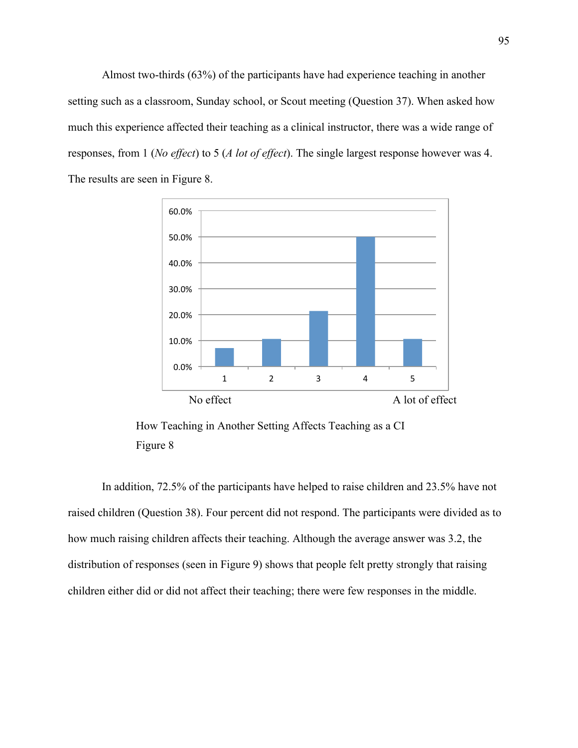Almost two-thirds (63%) of the participants have had experience teaching in another setting such as a classroom, Sunday school, or Scout meeting (Question 37). When asked how much this experience affected their teaching as a clinical instructor, there was a wide range of responses, from 1 (*No effect*) to 5 (*A lot of effect*). The single largest response however was 4. The results are seen in Figure 8.

How Teaching in Another Setting Affects Teaching as a CI
Figure 8

In addition, 72.5% of the participants have helped to raise children and 23.5% have not raised children (Question 38). Four percent did not respond. The participants were divided as to how much raising children affects their teaching. Although the average answer was 3.2, the distribution of responses (seen in Figure 9) shows that people felt pretty strongly that raising children either did or did not affect their teaching; there were few responses in the middle.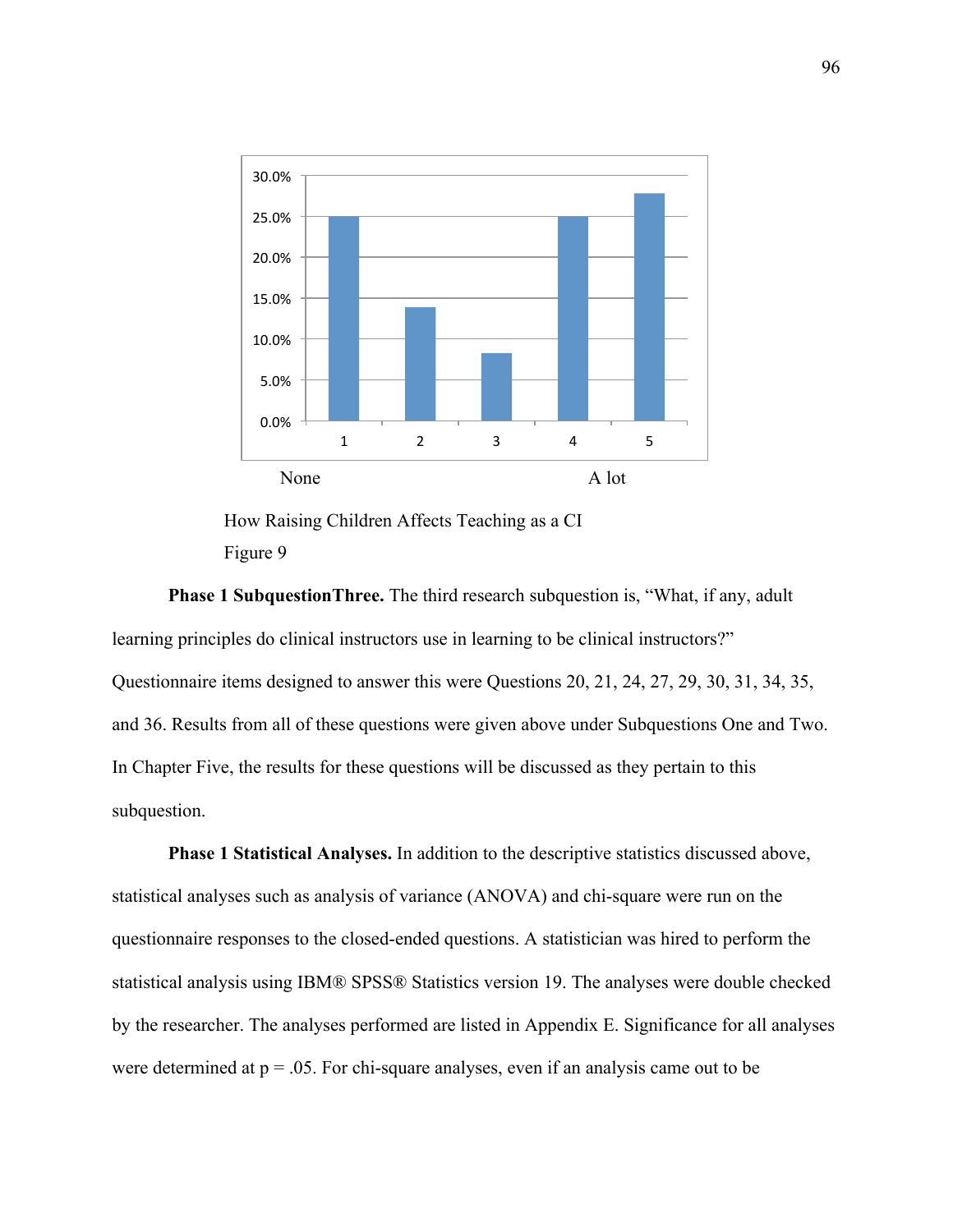None A lot

How Raising Children Affects Teaching as a CI

Figure 9

**Phase 1 SubquestionThree.** The third research subquestion is, "What, if any, adult learning principles do clinical instructors use in learning to be clinical instructors?" Questionnaire items designed to answer this were Questions 20, 21, 24, 27, 29, 30, 31, 34, 35, and 36. Results from all of these questions were given above under Subquestions One and Two. In Chapter Five, the results for these questions will be discussed as they pertain to this subquestion.

**Phase 1 Statistical Analyses.** In addition to the descriptive statistics discussed above, statistical analyses such as analysis of variance (ANOVA) and chi-square were run on the questionnaire responses to the closed-ended questions. A statistician was hired to perform the statistical analysis using IBM® SPSS® Statistics version 19. The analyses were double checked by the researcher. The analyses performed are listed in Appendix E. Significance for all analyses were determined at p = .05. For chi-square analyses, even if an analysis came out to be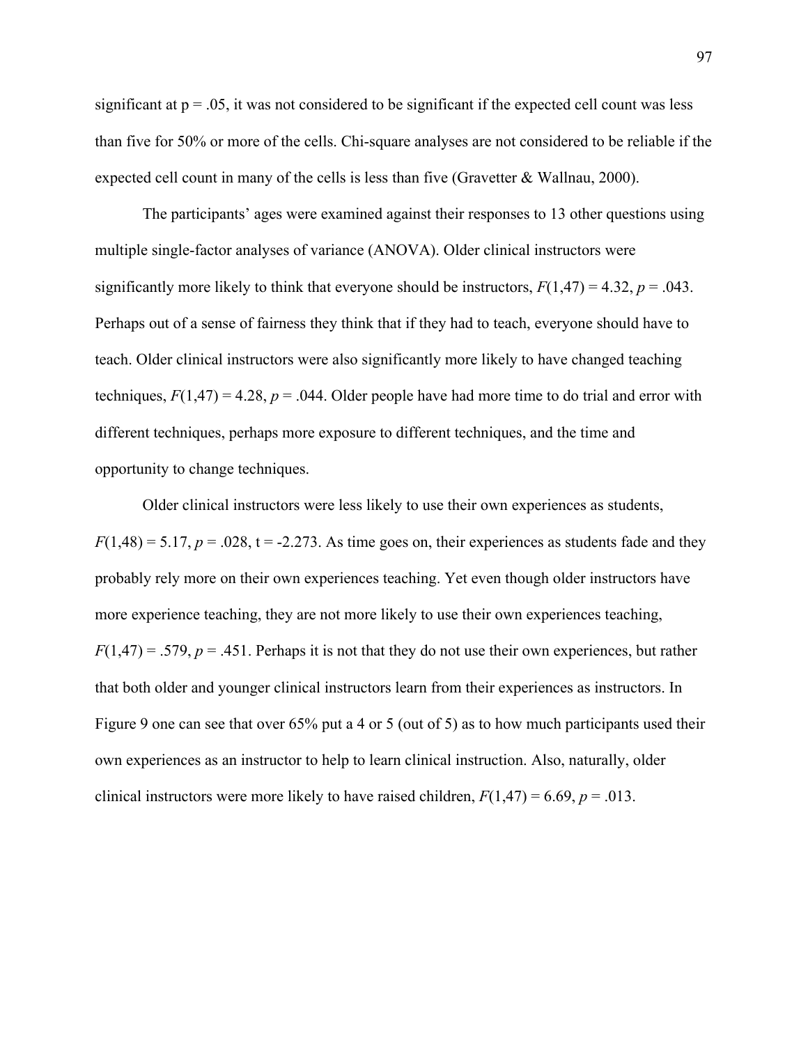significant at $p = .05$, it was not considered to be significant if the expected cell count was less than five for 50% or more of the cells. Chi-square analyses are not considered to be reliable if the expected cell count in many of the cells is less than five (Gravetter & Wallnau, 2000).

The participants' ages were examined against their responses to 13 other questions using multiple single-factor analyses of variance (ANOVA). Older clinical instructors were significantly more likely to think that everyone should be instructors, $F(1,47) = 4.32$, $p = .043$. Perhaps out of a sense of fairness they think that if they had to teach, everyone should have to teach. Older clinical instructors were also significantly more likely to have changed teaching techniques, $F(1,47) = 4.28$, $p = .044$. Older people have had more time to do trial and error with different techniques, perhaps more exposure to different techniques, and the time and opportunity to change techniques.

Older clinical instructors were less likely to use their own experiences as students, $F(1,48) = 5.17$, $p = .028$, $t = -2.273$. As time goes on, their experiences as students fade and they probably rely more on their own experiences teaching. Yet even though older instructors have more experience teaching, they are not more likely to use their own experiences teaching, $F(1,47) = .579$, $p = .451$. Perhaps it is not that they do not use their own experiences, but rather that both older and younger clinical instructors learn from their experiences as instructors. In Figure 9 one can see that over 65% put a 4 or 5 (out of 5) as to how much participants used their own experiences as an instructor to help to learn clinical instruction. Also, naturally, older clinical instructors were more likely to have raised children, $F(1,47) = 6.69$, $p = .013$.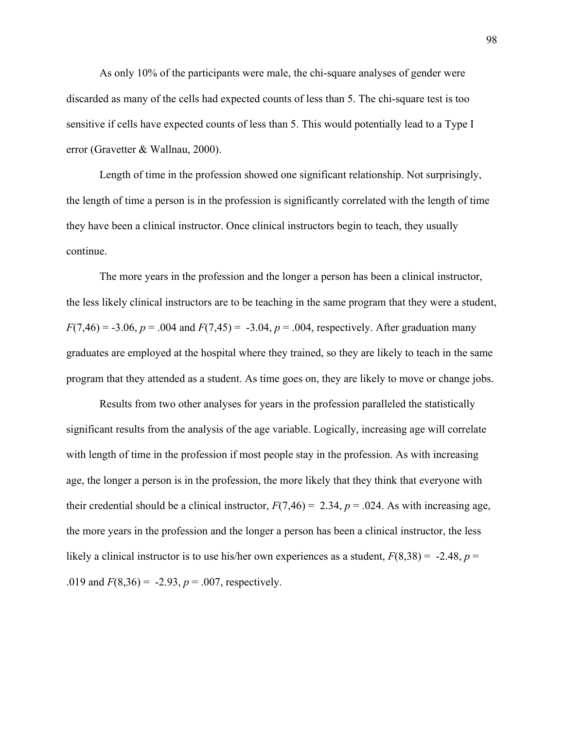As only 10% of the participants were male, the chi-square analyses of gender were discarded as many of the cells had expected counts of less than 5. The chi-square test is too sensitive if cells have expected counts of less than 5. This would potentially lead to a Type I error (Gravetter & Wallnau, 2000).

Length of time in the profession showed one significant relationship. Not surprisingly, the length of time a person is in the profession is significantly correlated with the length of time they have been a clinical instructor. Once clinical instructors begin to teach, they usually continue.

The more years in the profession and the longer a person has been a clinical instructor, the less likely clinical instructors are to be teaching in the same program that they were a student, $F(7,46) = -3.06$, $p = .004$ and $F(7,45) = -3.04$, $p = .004$, respectively. After graduation many graduates are employed at the hospital where they trained, so they are likely to teach in the same program that they attended as a student. As time goes on, they are likely to move or change jobs.

Results from two other analyses for years in the profession paralleled the statistically significant results from the analysis of the age variable. Logically, increasing age will correlate with length of time in the profession if most people stay in the profession. As with increasing age, the longer a person is in the profession, the more likely that they think that everyone with their credential should be a clinical instructor, $F(7,46) = 2.34$, $p = .024$. As with increasing age, the more years in the profession and the longer a person has been a clinical instructor, the less likely a clinical instructor is to use his/her own experiences as a student, $F(8,38) = -2.48$, $p = .019$ and $F(8,36) = -2.93$, $p = .007$, respectively.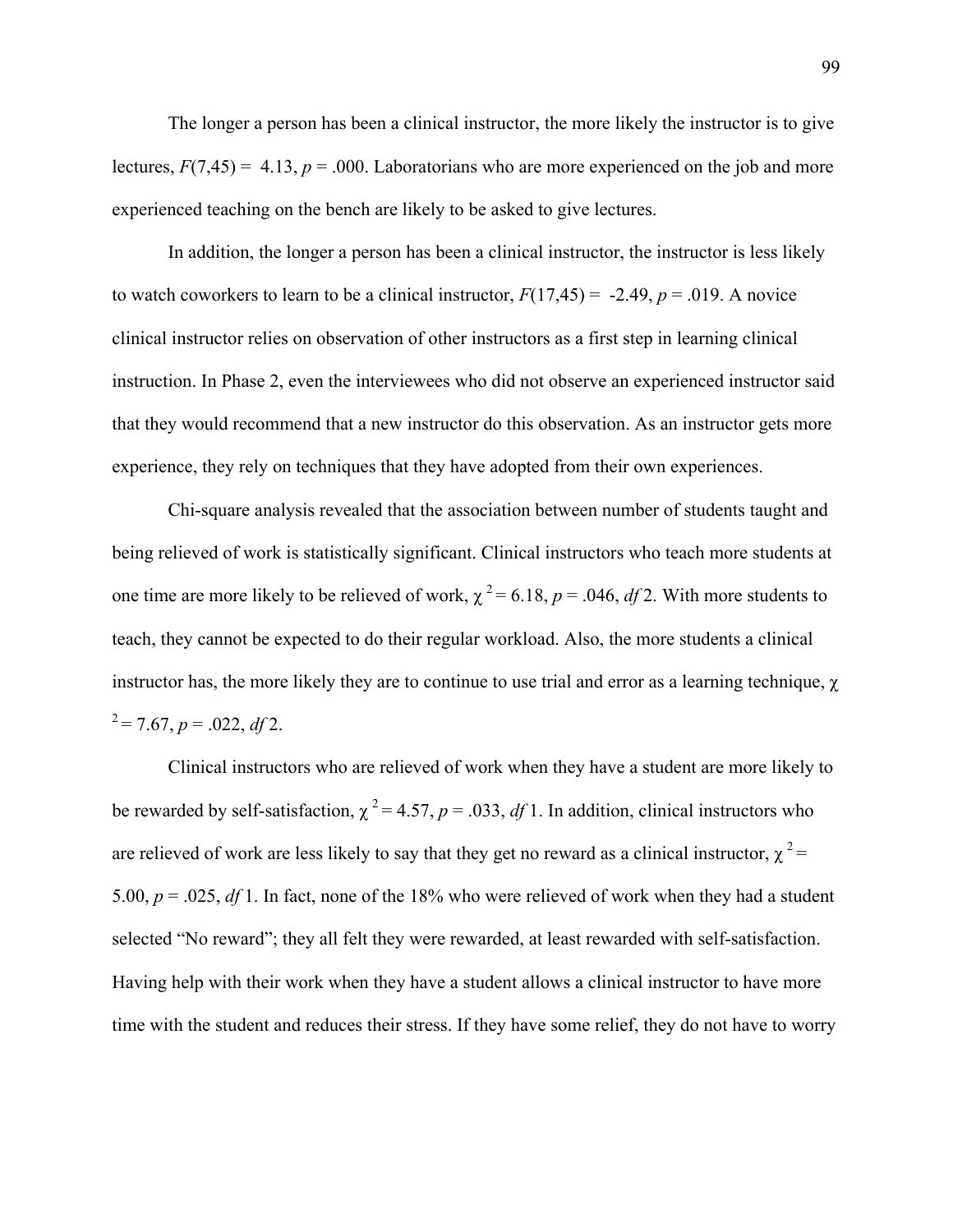The longer a person has been a clinical instructor, the more likely the instructor is to give lectures, $F(7,45) = 4.13$, $p = .000$. Laboratorians who are more experienced on the job and more experienced teaching on the bench are likely to be asked to give lectures.

In addition, the longer a person has been a clinical instructor, the instructor is less likely to watch coworkers to learn to be a clinical instructor, $F(17,45) = -2.49$, $p = .019$. A novice clinical instructor relies on observation of other instructors as a first step in learning clinical instruction. In Phase 2, even the interviewees who did not observe an experienced instructor said that they would recommend that a new instructor do this observation. As an instructor gets more experience, they rely on techniques that they have adopted from their own experiences.

Chi-square analysis revealed that the association between number of students taught and being relieved of work is statistically significant. Clinical instructors who teach more students at one time are more likely to be relieved of work, $\chi^2 = 6.18$, $p = .046$, $df$ 2. With more students to teach, they cannot be expected to do their regular workload. Also, the more students a clinical instructor has, the more likely they are to continue to use trial and error as a learning technique, $\chi^2 = 7.67$, $p = .022$, $df$ 2.

Clinical instructors who are relieved of work when they have a student are more likely to be rewarded by self-satisfaction, $\chi^2 = 4.57$, $p = .033$, $df$ 1. In addition, clinical instructors who are relieved of work are less likely to say that they get no reward as a clinical instructor, $\chi^2 = 5.00$, $p = .025$, $df$ 1. In fact, none of the 18% who were relieved of work when they had a student selected "No reward"; they all felt they were rewarded, at least rewarded with self-satisfaction. Having help with their work when they have a student allows a clinical instructor to have more time with the student and reduces their stress. If they have some relief, they do not have to worry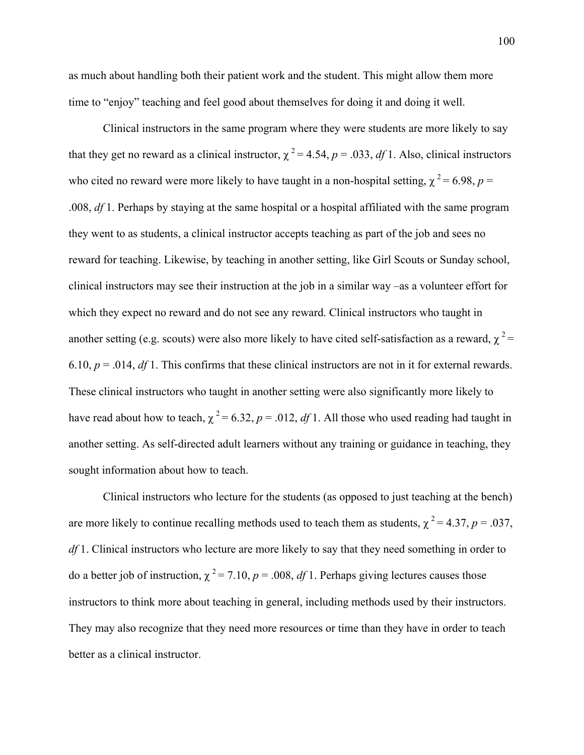as much about handling both their patient work and the student. This might allow them more time to "enjoy" teaching and feel good about themselves for doing it and doing it well.

Clinical instructors in the same program where they were students are more likely to say that they get no reward as a clinical instructor, $\chi^2 = 4.54$, $p = .033$, *df* 1. Also, clinical instructors who cited no reward were more likely to have taught in a non-hospital setting, $\chi^2 = 6.98$, $p = .008$, *df* 1. Perhaps by staying at the same hospital or a hospital affiliated with the same program they went to as students, a clinical instructor accepts teaching as part of the job and sees no reward for teaching. Likewise, by teaching in another setting, like Girl Scouts or Sunday school, clinical instructors may see their instruction at the job in a similar way –as a volunteer effort for which they expect no reward and do not see any reward. Clinical instructors who taught in another setting (e.g. scouts) were also more likely to have cited self-satisfaction as a reward, $\chi^2 = 6.10$, $p = .014$, *df* 1. This confirms that these clinical instructors are not in it for external rewards. These clinical instructors who taught in another setting were also significantly more likely to have read about how to teach, $\chi^2 = 6.32$, $p = .012$, *df* 1. All those who used reading had taught in another setting. As self-directed adult learners without any training or guidance in teaching, they sought information about how to teach.

Clinical instructors who lecture for the students (as opposed to just teaching at the bench) are more likely to continue recalling methods used to teach them as students, $\chi^2 = 4.37$, $p = .037$, *df* 1. Clinical instructors who lecture are more likely to say that they need something in order to do a better job of instruction, $\chi^2 = 7.10$, $p = .008$, *df* 1. Perhaps giving lectures causes those instructors to think more about teaching in general, including methods used by their instructors. They may also recognize that they need more resources or time than they have in order to teach better as a clinical instructor.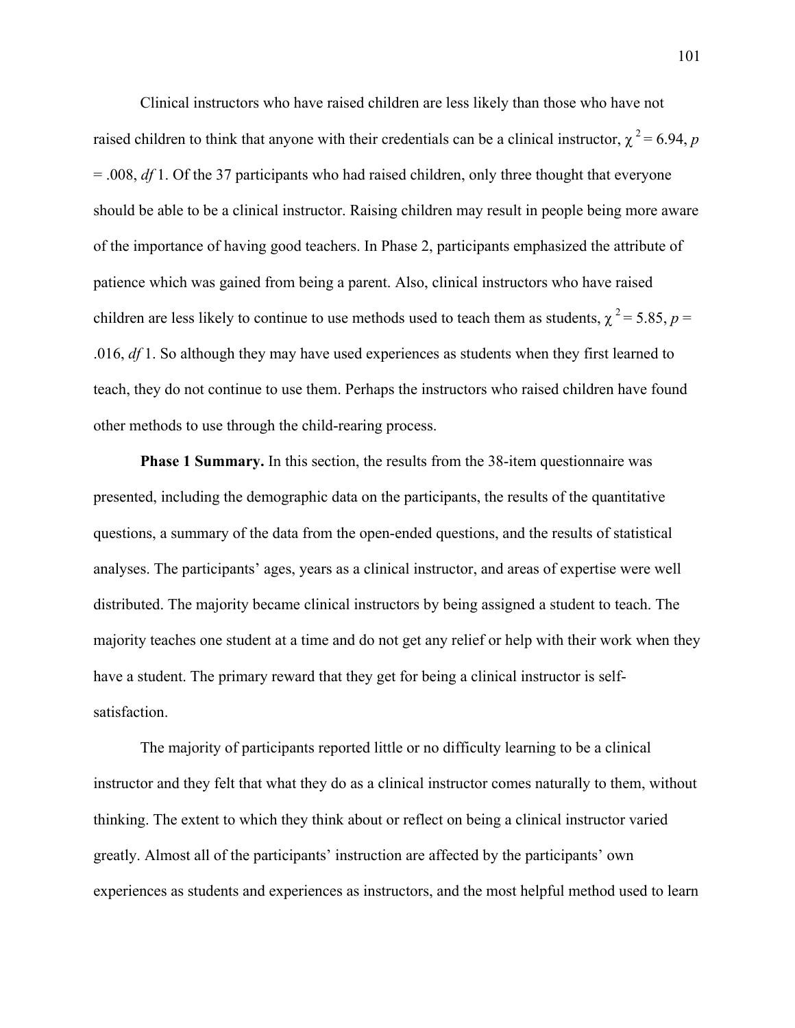Clinical instructors who have raised children are less likely than those who have not raised children to think that anyone with their credentials can be a clinical instructor, $\chi^2 = 6.94$, $p = .008$, *df* 1. Of the 37 participants who had raised children, only three thought that everyone should be able to be a clinical instructor. Raising children may result in people being more aware of the importance of having good teachers. In Phase 2, participants emphasized the attribute of patience which was gained from being a parent. Also, clinical instructors who have raised children are less likely to continue to use methods used to teach them as students, $\chi^2 = 5.85$, $p = .016$, *df* 1. So although they may have used experiences as students when they first learned to teach, they do not continue to use them. Perhaps the instructors who raised children have found other methods to use through the child-rearing process.

**Phase 1 Summary.** In this section, the results from the 38-item questionnaire was presented, including the demographic data on the participants, the results of the quantitative questions, a summary of the data from the open-ended questions, and the results of statistical analyses. The participants' ages, years as a clinical instructor, and areas of expertise were well distributed. The majority became clinical instructors by being assigned a student to teach. The majority teaches one student at a time and do not get any relief or help with their work when they have a student. The primary reward that they get for being a clinical instructor is self-satisfaction.

The majority of participants reported little or no difficulty learning to be a clinical instructor and they felt that what they do as a clinical instructor comes naturally to them, without thinking. The extent to which they think about or reflect on being a clinical instructor varied greatly. Almost all of the participants' instruction are affected by the participants' own experiences as students and experiences as instructors, and the most helpful method used to learn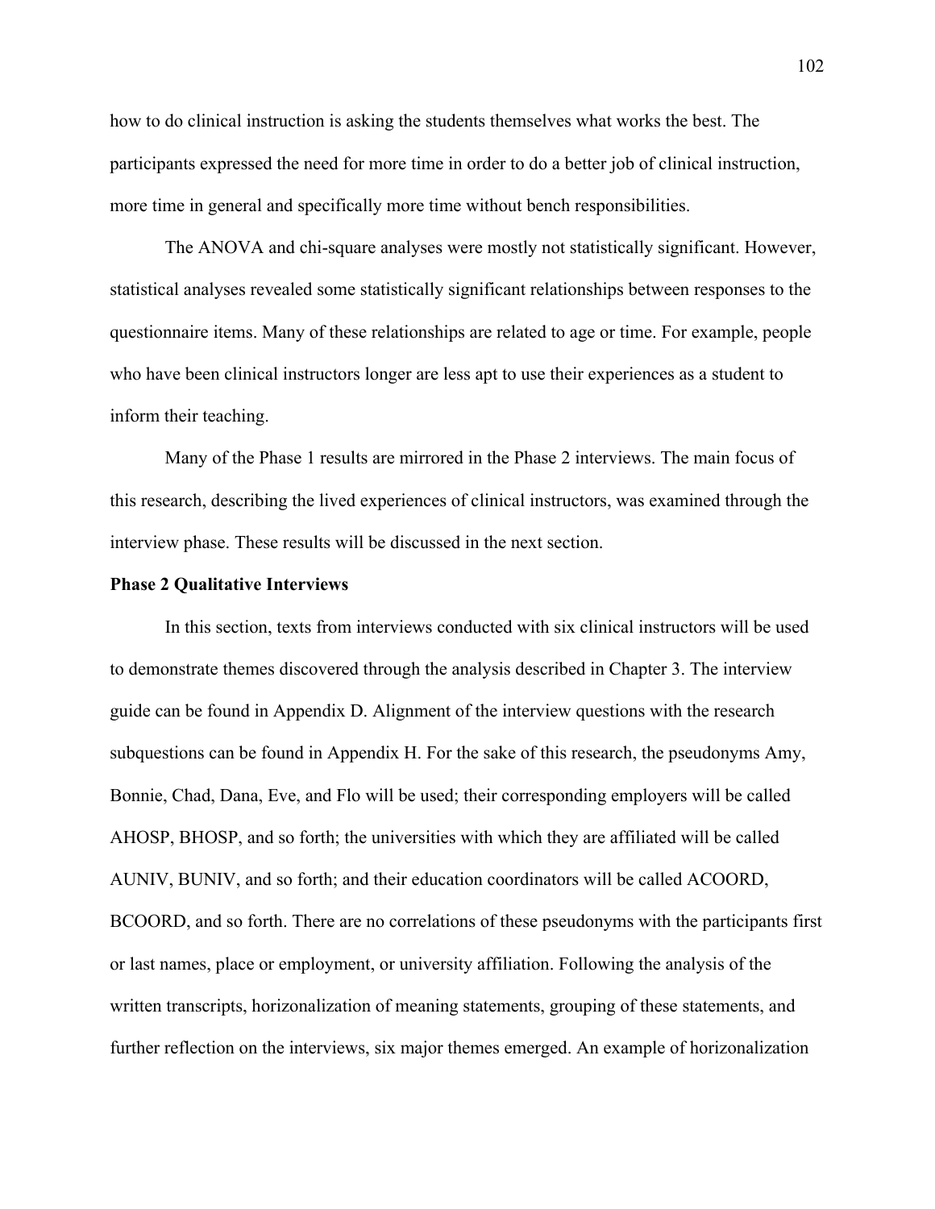how to do clinical instruction is asking the students themselves what works the best. The participants expressed the need for more time in order to do a better job of clinical instruction, more time in general and specifically more time without bench responsibilities.

The ANOVA and chi-square analyses were mostly not statistically significant. However, statistical analyses revealed some statistically significant relationships between responses to the questionnaire items. Many of these relationships are related to age or time. For example, people who have been clinical instructors longer are less apt to use their experiences as a student to inform their teaching.

Many of the Phase 1 results are mirrored in the Phase 2 interviews. The main focus of this research, describing the lived experiences of clinical instructors, was examined through the interview phase. These results will be discussed in the next section.

**Phase 2 Qualitative Interviews**

In this section, texts from interviews conducted with six clinical instructors will be used to demonstrate themes discovered through the analysis described in Chapter 3. The interview guide can be found in Appendix D. Alignment of the interview questions with the research subquestions can be found in Appendix H. For the sake of this research, the pseudonyms Amy, Bonnie, Chad, Dana, Eve, and Flo will be used; their corresponding employers will be called AHOSP, BHOSP, and so forth; the universities with which they are affiliated will be called AUNIV, BUNIV, and so forth; and their education coordinators will be called ACOORD, BCOORD, and so forth. There are no correlations of these pseudonyms with the participants first or last names, place or employment, or university affiliation. Following the analysis of the written transcripts, horizonalization of meaning statements, grouping of these statements, and further reflection on the interviews, six major themes emerged. An example of horizonalization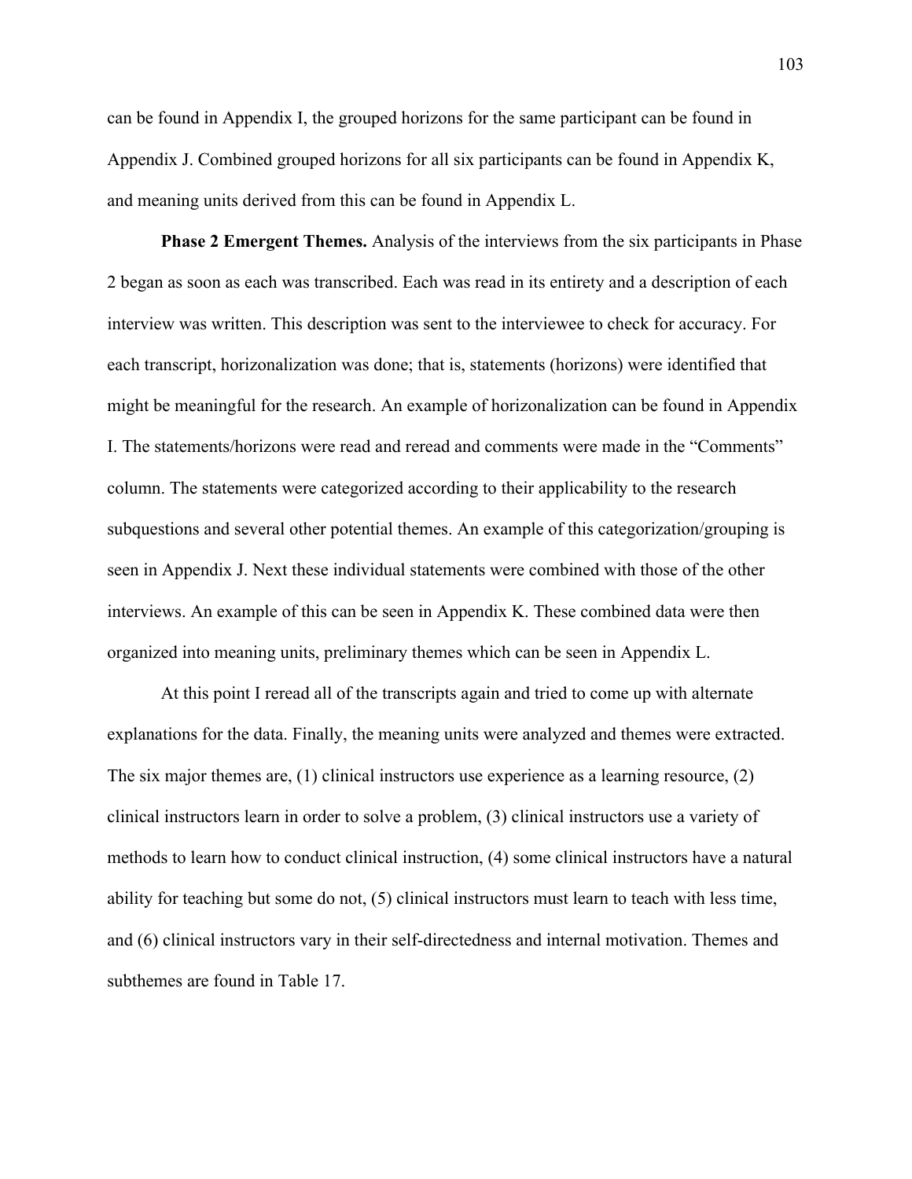can be found in Appendix I, the grouped horizons for the same participant can be found in Appendix J. Combined grouped horizons for all six participants can be found in Appendix K, and meaning units derived from this can be found in Appendix L.

**Phase 2 Emergent Themes.** Analysis of the interviews from the six participants in Phase 2 began as soon as each was transcribed. Each was read in its entirety and a description of each interview was written. This description was sent to the interviewee to check for accuracy. For each transcript, horizonalization was done; that is, statements (horizons) were identified that might be meaningful for the research. An example of horizonalization can be found in Appendix I. The statements/horizons were read and reread and comments were made in the "Comments" column. The statements were categorized according to their applicability to the research subquestions and several other potential themes. An example of this categorization/grouping is seen in Appendix J. Next these individual statements were combined with those of the other interviews. An example of this can be seen in Appendix K. These combined data were then organized into meaning units, preliminary themes which can be seen in Appendix L.

At this point I reread all of the transcripts again and tried to come up with alternate explanations for the data. Finally, the meaning units were analyzed and themes were extracted. The six major themes are, (1) clinical instructors use experience as a learning resource, (2) clinical instructors learn in order to solve a problem, (3) clinical instructors use a variety of methods to learn how to conduct clinical instruction, (4) some clinical instructors have a natural ability for teaching but some do not, (5) clinical instructors must learn to teach with less time, and (6) clinical instructors vary in their self-directedness and internal motivation. Themes and subthemes are found in Table 17.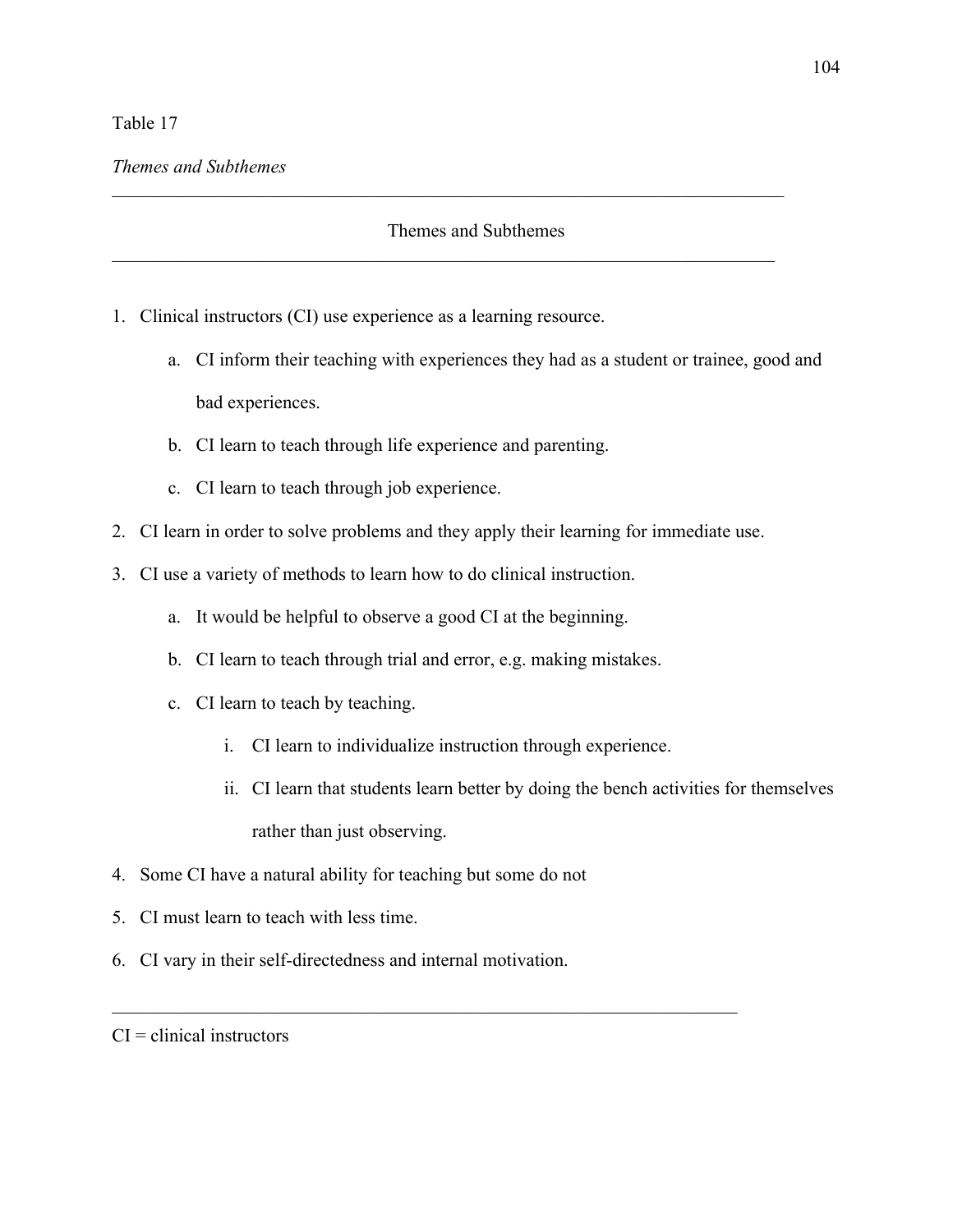Table 17

*Themes and Subthemes*

---

Themes and Subthemes

---

1. Clinical instructors (CI) use experience as a learning resource.
    a. CI inform their teaching with experiences they had as a student or trainee, good and bad experiences.
    b. CI learn to teach through life experience and parenting.
    c. CI learn to teach through job experience.
2. CI learn in order to solve problems and they apply their learning for immediate use.
3. CI use a variety of methods to learn how to do clinical instruction.
    a. It would be helpful to observe a good CI at the beginning.
    b. CI learn to teach through trial and error, e.g. making mistakes.
    c. CI learn to teach by teaching.
        i. CI learn to individualize instruction through experience.
        ii. CI learn that students learn better by doing the bench activities for themselves rather than just observing.
4. Some CI have a natural ability for teaching but some do not
5. CI must learn to teach with less time.
6. CI vary in their self-directedness and internal motivation.

---

CI = clinical instructors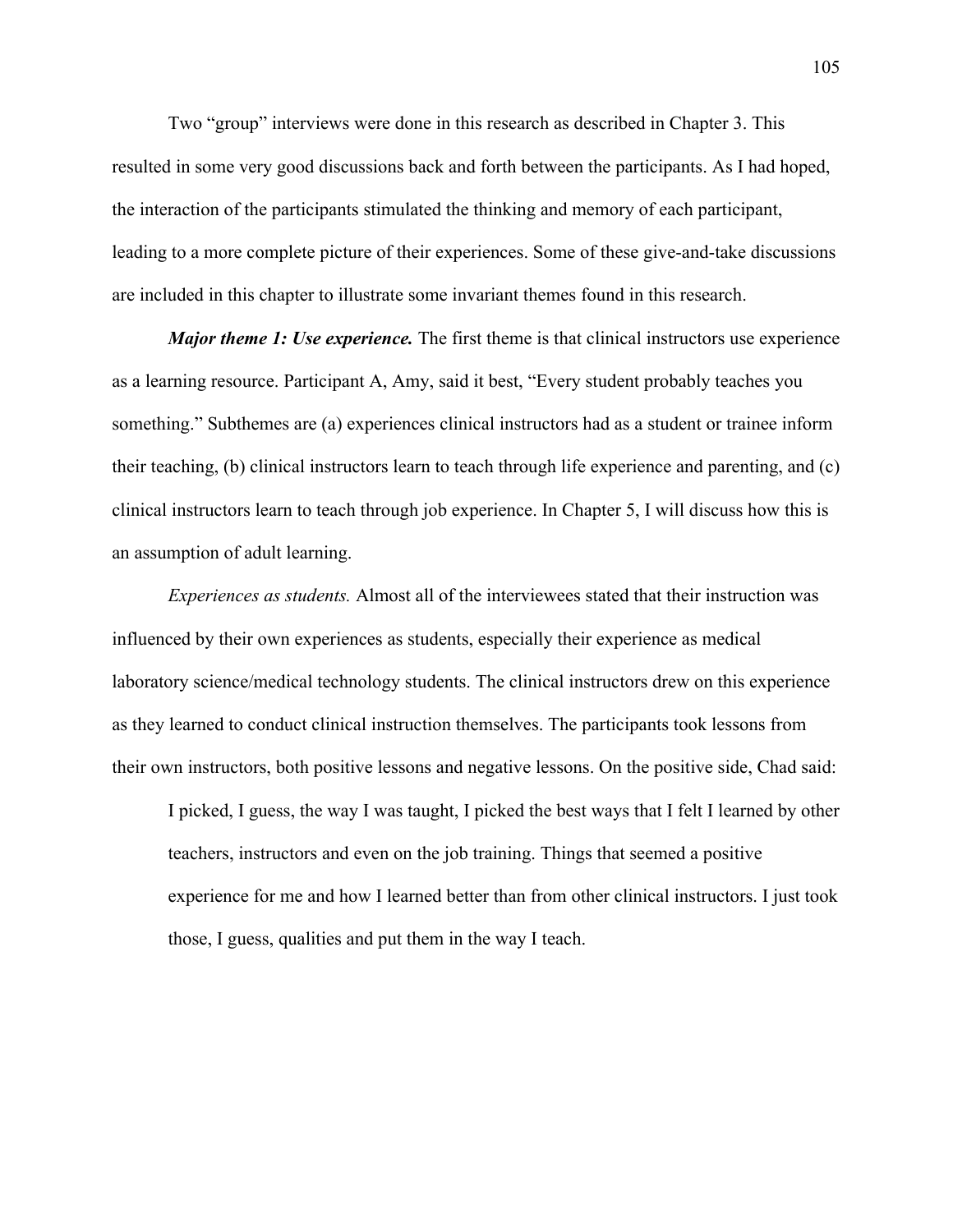Two “group” interviews were done in this research as described in Chapter 3. This resulted in some very good discussions back and forth between the participants. As I had hoped, the interaction of the participants stimulated the thinking and memory of each participant, leading to a more complete picture of their experiences. Some of these give-and-take discussions are included in this chapter to illustrate some invariant themes found in this research.

***Major theme 1: Use experience.*** The first theme is that clinical instructors use experience as a learning resource. Participant A, Amy, said it best, “Every student probably teaches you something.” Subthemes are (a) experiences clinical instructors had as a student or trainee inform their teaching, (b) clinical instructors learn to teach through life experience and parenting, and (c) clinical instructors learn to teach through job experience. In Chapter 5, I will discuss how this is an assumption of adult learning.

*Experiences as students.* Almost all of the interviewees stated that their instruction was influenced by their own experiences as students, especially their experience as medical laboratory science/medical technology students. The clinical instructors drew on this experience as they learned to conduct clinical instruction themselves. The participants took lessons from their own instructors, both positive lessons and negative lessons. On the positive side, Chad said:

> I picked, I guess, the way I was taught, I picked the best ways that I felt I learned by other teachers, instructors and even on the job training. Things that seemed a positive experience for me and how I learned better than from other clinical instructors. I just took those, I guess, qualities and put them in the way I teach.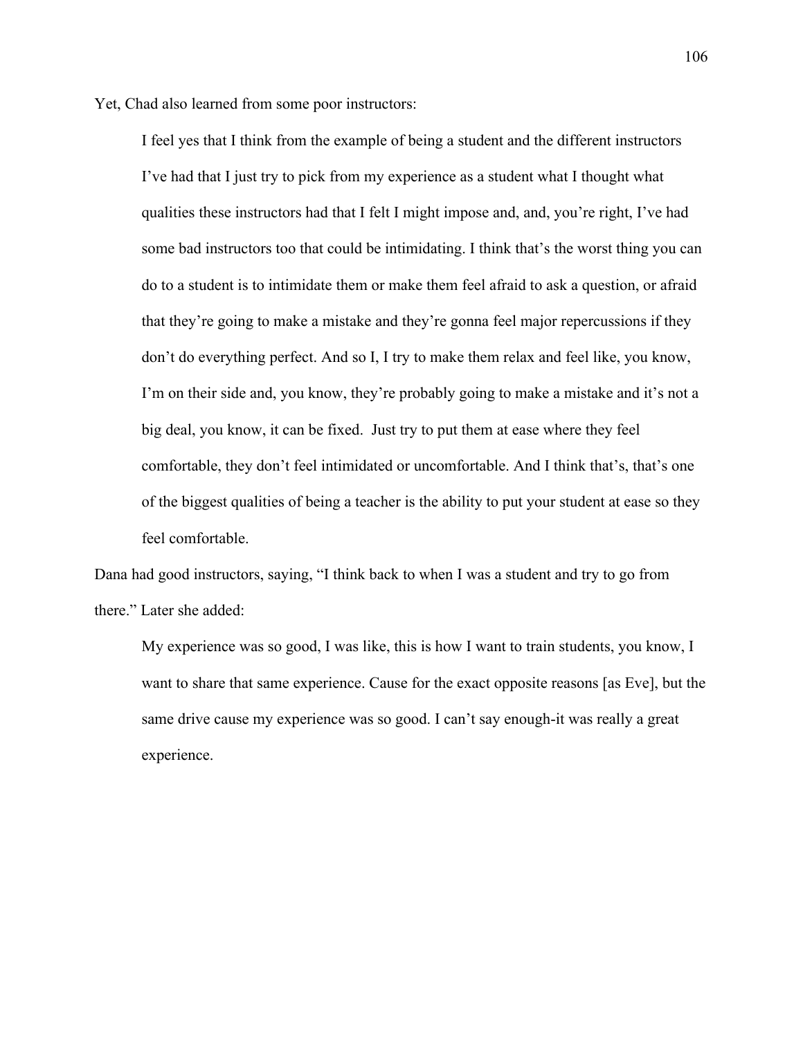Yet, Chad also learned from some poor instructors:

> I feel yes that I think from the example of being a student and the different instructors I've had that I just try to pick from my experience as a student what I thought what qualities these instructors had that I felt I might impose and, and, you're right, I've had some bad instructors too that could be intimidating. I think that's the worst thing you can do to a student is to intimidate them or make them feel afraid to ask a question, or afraid that they're going to make a mistake and they're gonna feel major repercussions if they don't do everything perfect. And so I, I try to make them relax and feel like, you know, I'm on their side and, you know, they're probably going to make a mistake and it's not a big deal, you know, it can be fixed. Just try to put them at ease where they feel comfortable, they don't feel intimidated or uncomfortable. And I think that's, that's one of the biggest qualities of being a teacher is the ability to put your student at ease so they feel comfortable.

Dana had good instructors, saying, "I think back to when I was a student and try to go from there." Later she added:

> My experience was so good, I was like, this is how I want to train students, you know, I want to share that same experience. Cause for the exact opposite reasons [as Eve], but the same drive cause my experience was so good. I can't say enough-it was really a great experience.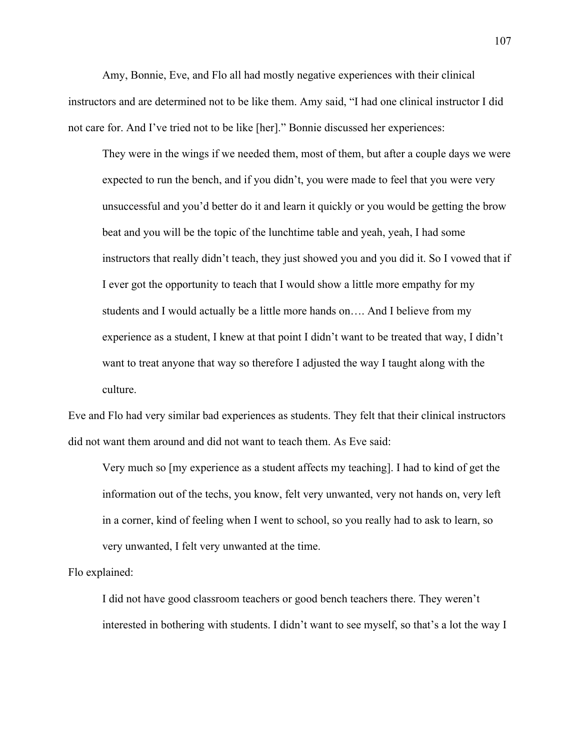Amy, Bonnie, Eve, and Flo all had mostly negative experiences with their clinical instructors and are determined not to be like them. Amy said, “I had one clinical instructor I did not care for. And I’ve tried not to be like [her].” Bonnie discussed her experiences:

> They were in the wings if we needed them, most of them, but after a couple days we were expected to run the bench, and if you didn’t, you were made to feel that you were very unsuccessful and you’d better do it and learn it quickly or you would be getting the brow beat and you will be the topic of the lunchtime table and yeah, yeah, I had some instructors that really didn’t teach, they just showed you and you did it. So I vowed that if I ever got the opportunity to teach that I would show a little more empathy for my students and I would actually be a little more hands on…. And I believe from my experience as a student, I knew at that point I didn’t want to be treated that way, I didn’t want to treat anyone that way so therefore I adjusted the way I taught along with the culture.

Eve and Flo had very similar bad experiences as students. They felt that their clinical instructors did not want them around and did not want to teach them. As Eve said:

> Very much so [my experience as a student affects my teaching]. I had to kind of get the information out of the techs, you know, felt very unwanted, very not hands on, very left in a corner, kind of feeling when I went to school, so you really had to ask to learn, so very unwanted, I felt very unwanted at the time.

Flo explained:

> I did not have good classroom teachers or good bench teachers there. They weren’t interested in bothering with students. I didn’t want to see myself, so that’s a lot the way I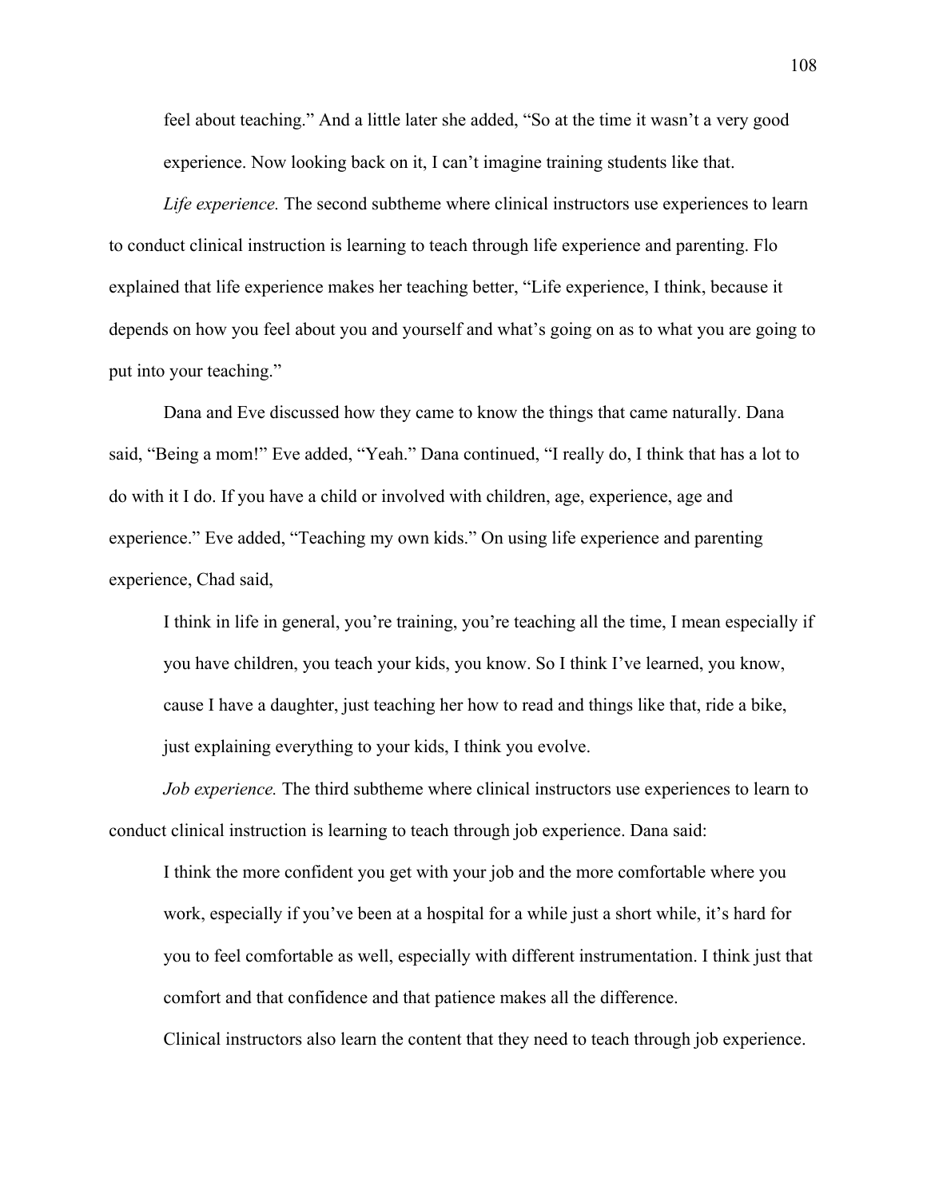feel about teaching." And a little later she added, "So at the time it wasn't a very good experience. Now looking back on it, I can't imagine training students like that.

*Life experience.* The second subtheme where clinical instructors use experiences to learn to conduct clinical instruction is learning to teach through life experience and parenting. Flo explained that life experience makes her teaching better, "Life experience, I think, because it depends on how you feel about you and yourself and what's going on as to what you are going to put into your teaching."

Dana and Eve discussed how they came to know the things that came naturally. Dana said, "Being a mom!" Eve added, "Yeah." Dana continued, "I really do, I think that has a lot to do with it I do. If you have a child or involved with children, age, experience, age and experience." Eve added, "Teaching my own kids." On using life experience and parenting experience, Chad said,

> I think in life in general, you're training, you're teaching all the time, I mean especially if you have children, you teach your kids, you know. So I think I've learned, you know, cause I have a daughter, just teaching her how to read and things like that, ride a bike, just explaining everything to your kids, I think you evolve.

*Job experience.* The third subtheme where clinical instructors use experiences to learn to conduct clinical instruction is learning to teach through job experience. Dana said:

> I think the more confident you get with your job and the more comfortable where you work, especially if you've been at a hospital for a while just a short while, it's hard for you to feel comfortable as well, especially with different instrumentation. I think just that comfort and that confidence and that patience makes all the difference.

Clinical instructors also learn the content that they need to teach through job experience.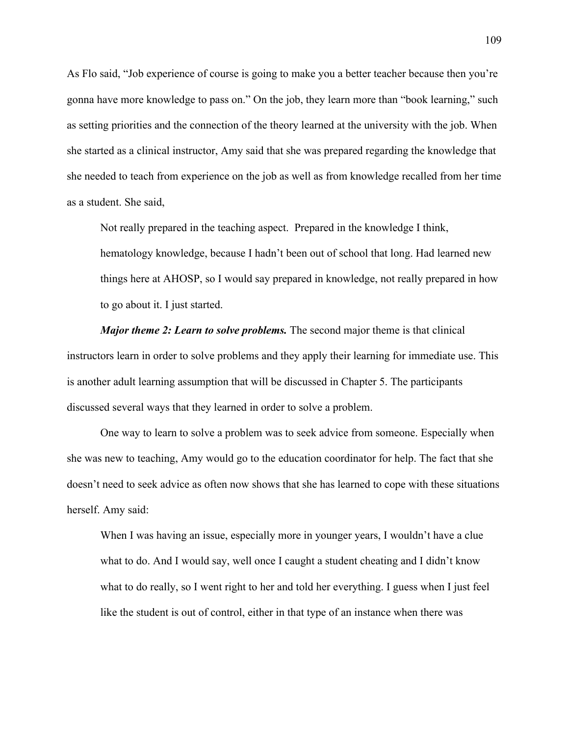As Flo said, “Job experience of course is going to make you a better teacher because then you’re gonna have more knowledge to pass on.” On the job, they learn more than “book learning,” such as setting priorities and the connection of the theory learned at the university with the job. When she started as a clinical instructor, Amy said that she was prepared regarding the knowledge that she needed to teach from experience on the job as well as from knowledge recalled from her time as a student. She said,

> Not really prepared in the teaching aspect. Prepared in the knowledge I think, hematology knowledge, because I hadn’t been out of school that long. Had learned new things here at AHOSP, so I would say prepared in knowledge, not really prepared in how to go about it. I just started.

***Major theme 2: Learn to solve problems.*** The second major theme is that clinical instructors learn in order to solve problems and they apply their learning for immediate use. This is another adult learning assumption that will be discussed in Chapter 5. The participants discussed several ways that they learned in order to solve a problem.

One way to learn to solve a problem was to seek advice from someone. Especially when she was new to teaching, Amy would go to the education coordinator for help. The fact that she doesn’t need to seek advice as often now shows that she has learned to cope with these situations herself. Amy said:

> When I was having an issue, especially more in younger years, I wouldn’t have a clue what to do. And I would say, well once I caught a student cheating and I didn’t know what to do really, so I went right to her and told her everything. I guess when I just feel like the student is out of control, either in that type of an instance when there was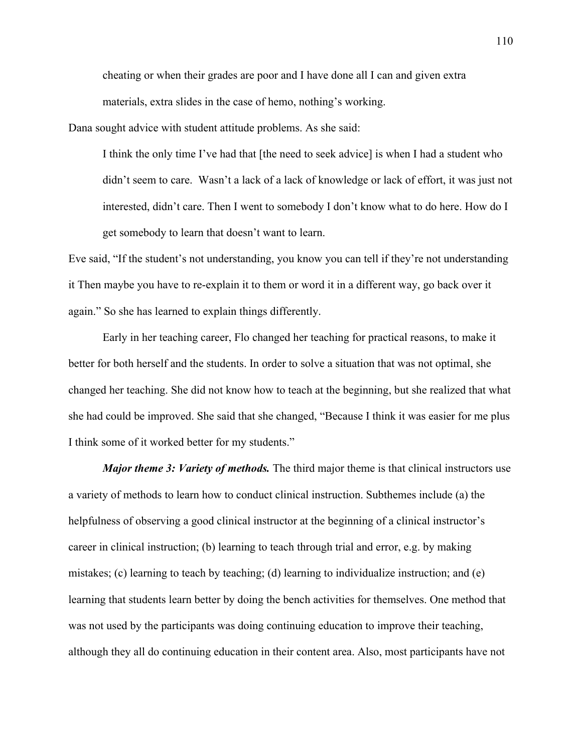> cheating or when their grades are poor and I have done all I can and given extra materials, extra slides in the case of hemo, nothing's working.

Dana sought advice with student attitude problems. As she said:

> I think the only time I've had that [the need to seek advice] is when I had a student who didn't seem to care. Wasn't a lack of a lack of knowledge or lack of effort, it was just not interested, didn't care. Then I went to somebody I don't know what to do here. How do I get somebody to learn that doesn't want to learn.

Eve said, "If the student's not understanding, you know you can tell if they're not understanding it Then maybe you have to re-explain it to them or word it in a different way, go back over it again." So she has learned to explain things differently.

Early in her teaching career, Flo changed her teaching for practical reasons, to make it better for both herself and the students. In order to solve a situation that was not optimal, she changed her teaching. She did not know how to teach at the beginning, but she realized that what she had could be improved. She said that she changed, "Because I think it was easier for me plus I think some of it worked better for my students."

***Major theme 3: Variety of methods.*** The third major theme is that clinical instructors use a variety of methods to learn how to conduct clinical instruction. Subthemes include (a) the helpfulness of observing a good clinical instructor at the beginning of a clinical instructor's career in clinical instruction; (b) learning to teach through trial and error, e.g. by making mistakes; (c) learning to teach by teaching; (d) learning to individualize instruction; and (e) learning that students learn better by doing the bench activities for themselves. One method that was not used by the participants was doing continuing education to improve their teaching, although they all do continuing education in their content area. Also, most participants have not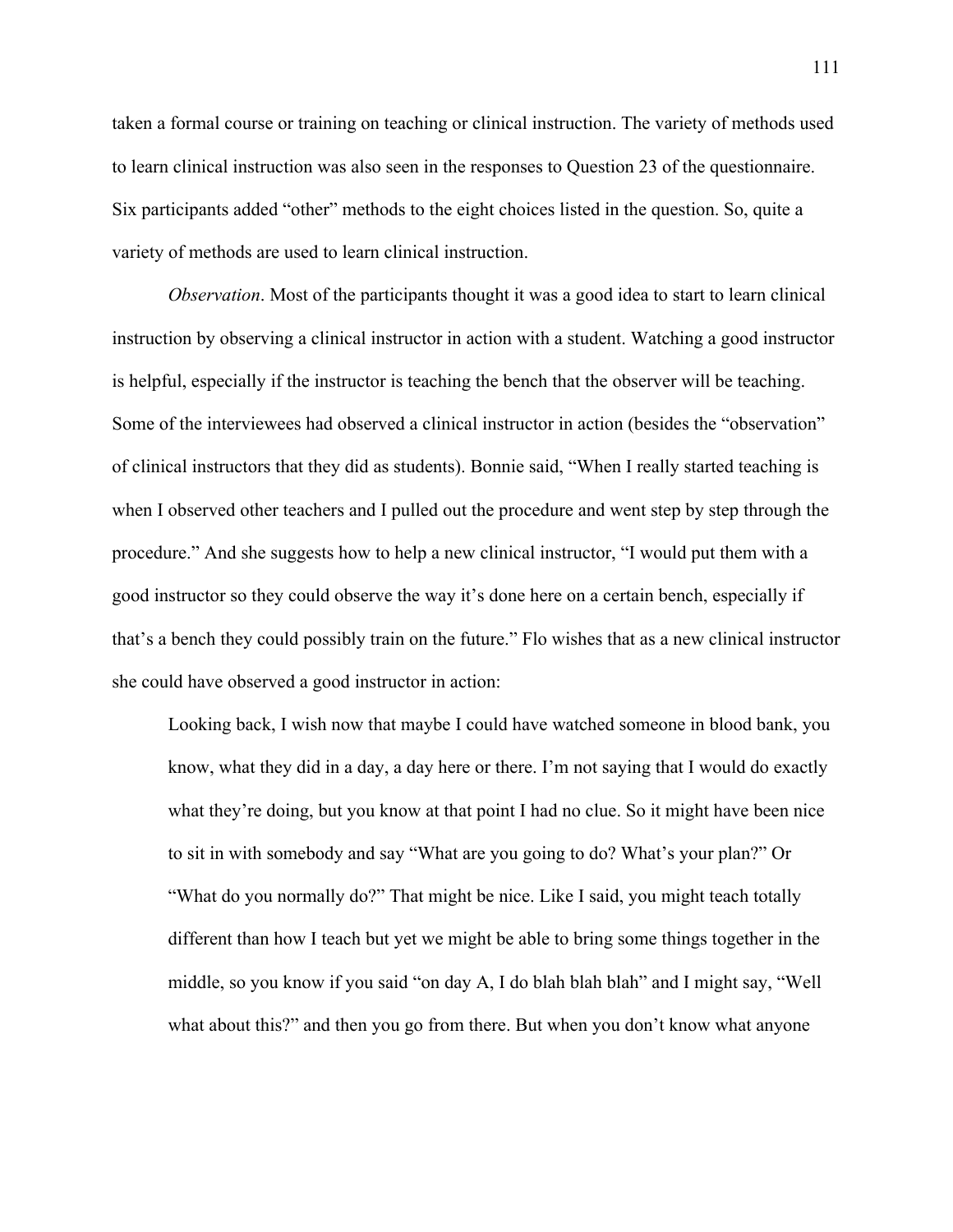taken a formal course or training on teaching or clinical instruction. The variety of methods used to learn clinical instruction was also seen in the responses to Question 23 of the questionnaire. Six participants added "other" methods to the eight choices listed in the question. So, quite a variety of methods are used to learn clinical instruction.

*Observation*. Most of the participants thought it was a good idea to start to learn clinical instruction by observing a clinical instructor in action with a student. Watching a good instructor is helpful, especially if the instructor is teaching the bench that the observer will be teaching. Some of the interviewees had observed a clinical instructor in action (besides the "observation" of clinical instructors that they did as students). Bonnie said, "When I really started teaching is when I observed other teachers and I pulled out the procedure and went step by step through the procedure." And she suggests how to help a new clinical instructor, "I would put them with a good instructor so they could observe the way it's done here on a certain bench, especially if that's a bench they could possibly train on the future." Flo wishes that as a new clinical instructor she could have observed a good instructor in action:

> Looking back, I wish now that maybe I could have watched someone in blood bank, you know, what they did in a day, a day here or there. I'm not saying that I would do exactly what they're doing, but you know at that point I had no clue. So it might have been nice to sit in with somebody and say "What are you going to do? What's your plan?" Or "What do you normally do?" That might be nice. Like I said, you might teach totally different than how I teach but yet we might be able to bring some things together in the middle, so you know if you said "on day A, I do blah blah blah" and I might say, "Well what about this?" and then you go from there. But when you don't know what anyone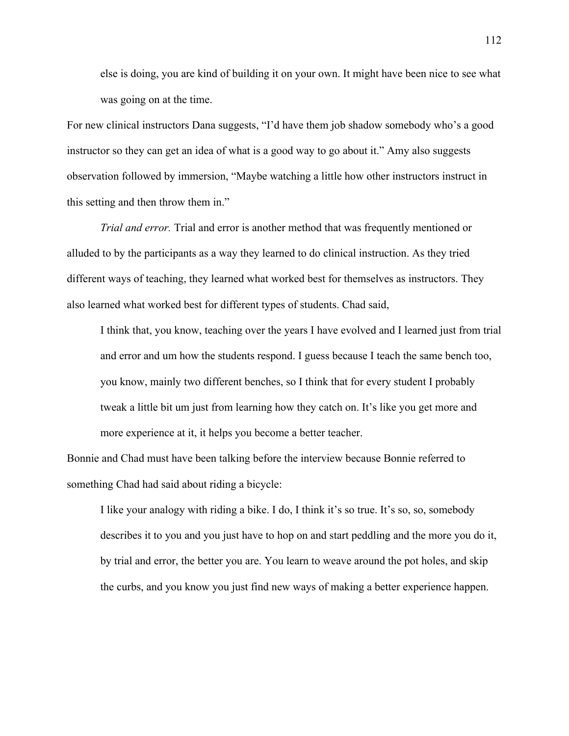> else is doing, you are kind of building it on your own. It might have been nice to see what was going on at the time.

For new clinical instructors Dana suggests, "I'd have them job shadow somebody who's a good instructor so they can get an idea of what is a good way to go about it." Amy also suggests observation followed by immersion, "Maybe watching a little how other instructors instruct in this setting and then throw them in."

*Trial and error.* Trial and error is another method that was frequently mentioned or alluded to by the participants as a way they learned to do clinical instruction. As they tried different ways of teaching, they learned what worked best for themselves as instructors. They also learned what worked best for different types of students. Chad said,

> I think that, you know, teaching over the years I have evolved and I learned just from trial and error and um how the students respond. I guess because I teach the same bench too, you know, mainly two different benches, so I think that for every student I probably tweak a little bit um just from learning how they catch on. It's like you get more and more experience at it, it helps you become a better teacher.

Bonnie and Chad must have been talking before the interview because Bonnie referred to something Chad had said about riding a bicycle:

> I like your analogy with riding a bike. I do, I think it's so true. It's so, so, somebody describes it to you and you just have to hop on and start peddling and the more you do it, by trial and error, the better you are. You learn to weave around the pot holes, and skip the curbs, and you know you just find new ways of making a better experience happen.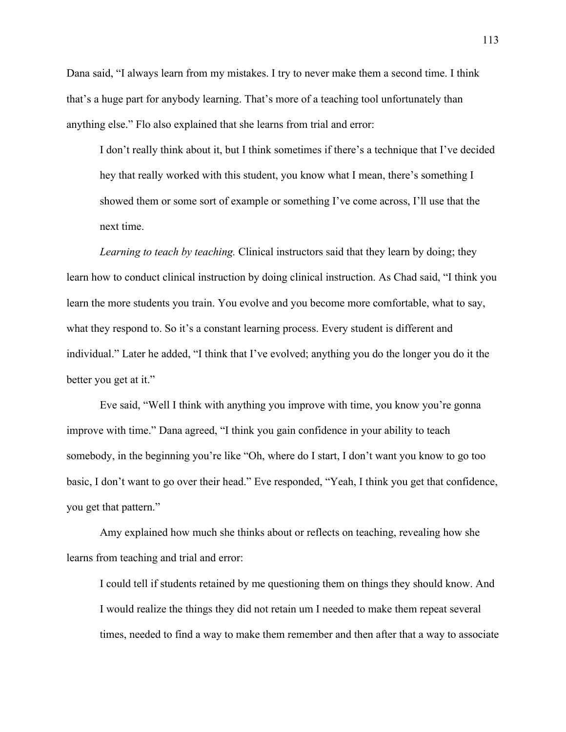Dana said, "I always learn from my mistakes. I try to never make them a second time. I think that's a huge part for anybody learning. That's more of a teaching tool unfortunately than anything else." Flo also explained that she learns from trial and error:

> I don't really think about it, but I think sometimes if there's a technique that I've decided hey that really worked with this student, you know what I mean, there's something I showed them or some sort of example or something I've come across, I'll use that the next time.

*Learning to teach by teaching.* Clinical instructors said that they learn by doing; they learn how to conduct clinical instruction by doing clinical instruction. As Chad said, "I think you learn the more students you train. You evolve and you become more comfortable, what to say, what they respond to. So it's a constant learning process. Every student is different and individual." Later he added, "I think that I've evolved; anything you do the longer you do it the better you get at it."

Eve said, "Well I think with anything you improve with time, you know you're gonna improve with time." Dana agreed, "I think you gain confidence in your ability to teach somebody, in the beginning you're like "Oh, where do I start, I don't want you know to go too basic, I don't want to go over their head." Eve responded, "Yeah, I think you get that confidence, you get that pattern."

Amy explained how much she thinks about or reflects on teaching, revealing how she learns from teaching and trial and error:

> I could tell if students retained by me questioning them on things they should know. And I would realize the things they did not retain um I needed to make them repeat several times, needed to find a way to make them remember and then after that a way to associate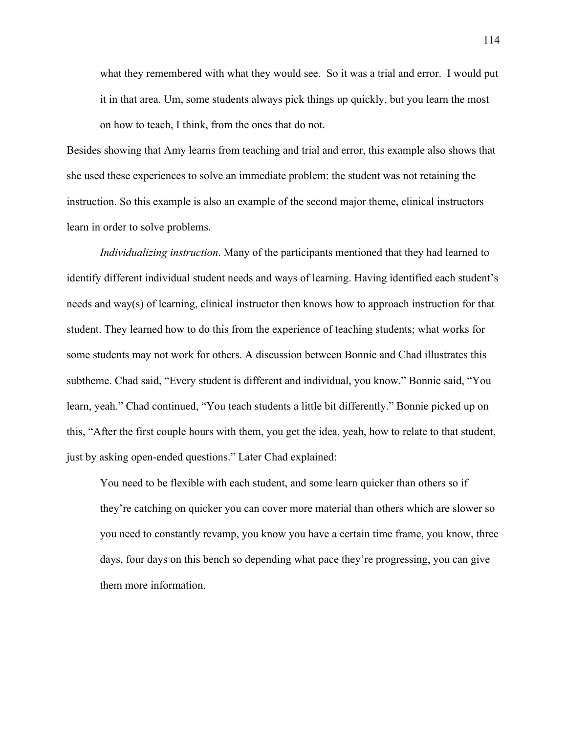> what they remembered with what they would see. So it was a trial and error. I would put it in that area. Um, some students always pick things up quickly, but you learn the most on how to teach, I think, from the ones that do not.

Besides showing that Amy learns from teaching and trial and error, this example also shows that she used these experiences to solve an immediate problem: the student was not retaining the instruction. So this example is also an example of the second major theme, clinical instructors learn in order to solve problems.

*Individualizing instruction*. Many of the participants mentioned that they had learned to identify different individual student needs and ways of learning. Having identified each student's needs and way(s) of learning, clinical instructor then knows how to approach instruction for that student. They learned how to do this from the experience of teaching students; what works for some students may not work for others. A discussion between Bonnie and Chad illustrates this subtheme. Chad said, "Every student is different and individual, you know." Bonnie said, "You learn, yeah." Chad continued, "You teach students a little bit differently." Bonnie picked up on this, "After the first couple hours with them, you get the idea, yeah, how to relate to that student, just by asking open-ended questions." Later Chad explained:

> You need to be flexible with each student, and some learn quicker than others so if they're catching on quicker you can cover more material than others which are slower so you need to constantly revamp, you know you have a certain time frame, you know, three days, four days on this bench so depending what pace they're progressing, you can give them more information.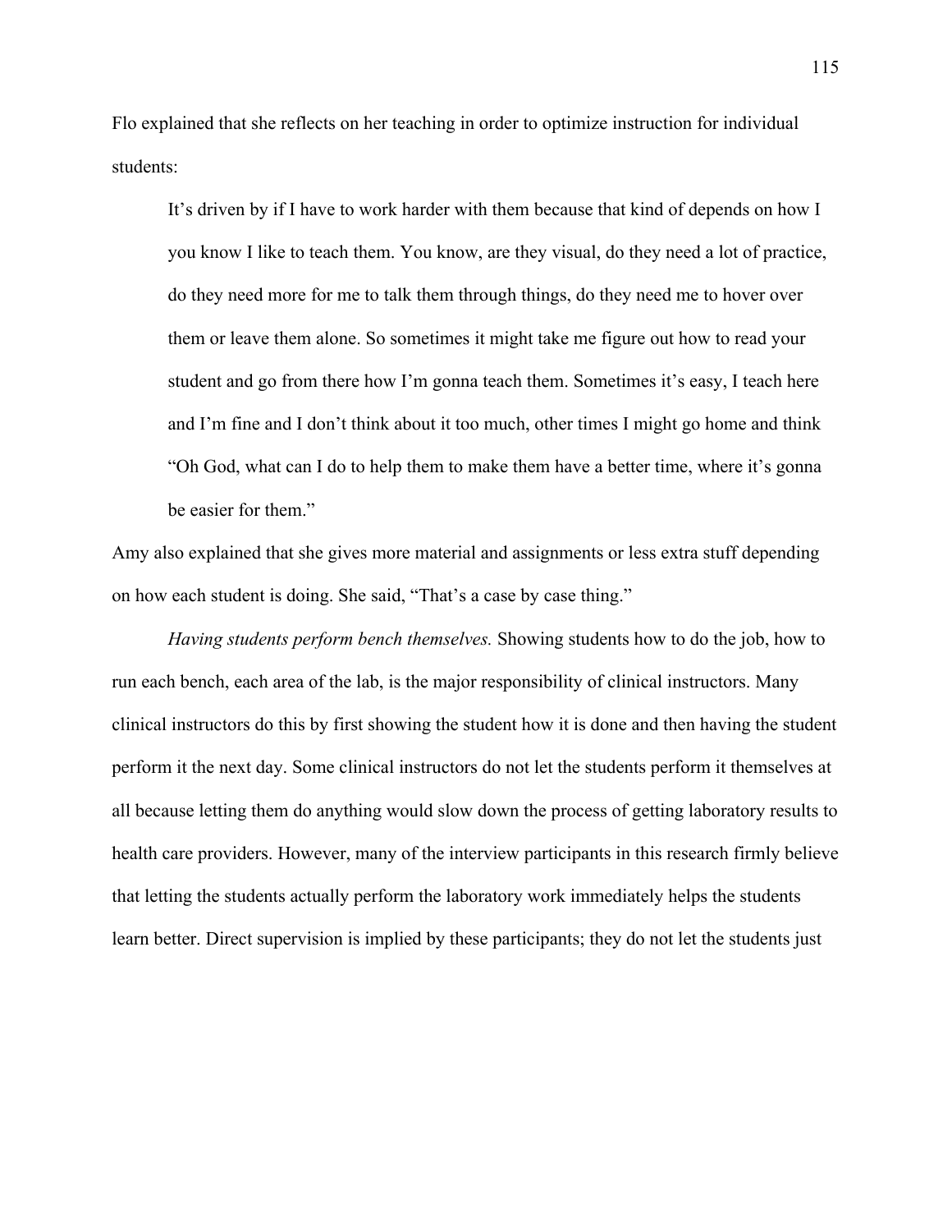Flo explained that she reflects on her teaching in order to optimize instruction for individual students:

> It's driven by if I have to work harder with them because that kind of depends on how I you know I like to teach them. You know, are they visual, do they need a lot of practice, do they need more for me to talk them through things, do they need me to hover over them or leave them alone. So sometimes it might take me figure out how to read your student and go from there how I'm gonna teach them. Sometimes it's easy, I teach here and I'm fine and I don't think about it too much, other times I might go home and think "Oh God, what can I do to help them to make them have a better time, where it's gonna be easier for them."

Amy also explained that she gives more material and assignments or less extra stuff depending on how each student is doing. She said, "That's a case by case thing."

*Having students perform bench themselves.* Showing students how to do the job, how to run each bench, each area of the lab, is the major responsibility of clinical instructors. Many clinical instructors do this by first showing the student how it is done and then having the student perform it the next day. Some clinical instructors do not let the students perform it themselves at all because letting them do anything would slow down the process of getting laboratory results to health care providers. However, many of the interview participants in this research firmly believe that letting the students actually perform the laboratory work immediately helps the students learn better. Direct supervision is implied by these participants; they do not let the students just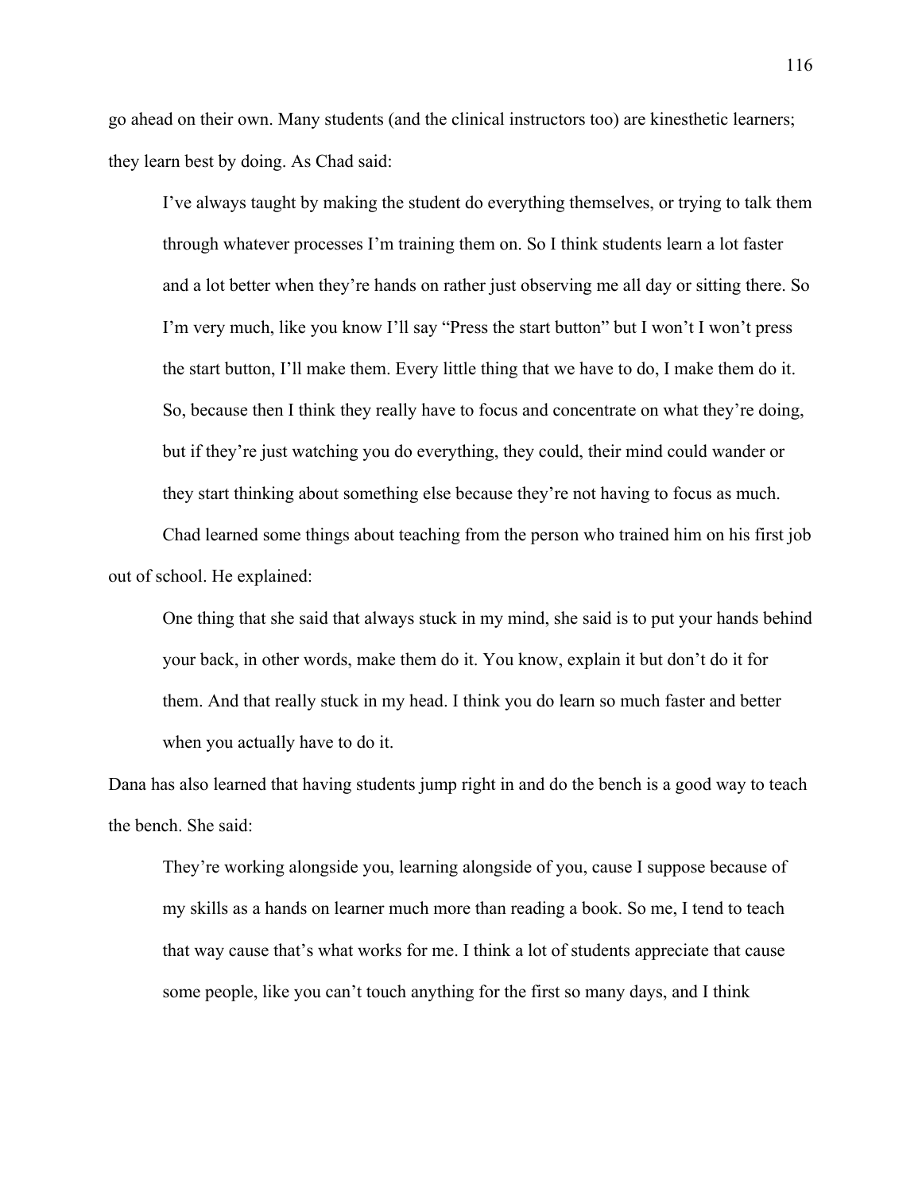go ahead on their own. Many students (and the clinical instructors too) are kinesthetic learners; they learn best by doing. As Chad said:

> I've always taught by making the student do everything themselves, or trying to talk them through whatever processes I'm training them on. So I think students learn a lot faster and a lot better when they're hands on rather just observing me all day or sitting there. So I'm very much, like you know I'll say "Press the start button" but I won't I won't press the start button, I'll make them. Every little thing that we have to do, I make them do it. So, because then I think they really have to focus and concentrate on what they're doing, but if they're just watching you do everything, they could, their mind could wander or they start thinking about something else because they're not having to focus as much.

Chad learned some things about teaching from the person who trained him on his first job out of school. He explained:

> One thing that she said that always stuck in my mind, she said is to put your hands behind your back, in other words, make them do it. You know, explain it but don't do it for them. And that really stuck in my head. I think you do learn so much faster and better when you actually have to do it.

Dana has also learned that having students jump right in and do the bench is a good way to teach the bench. She said:

> They're working alongside you, learning alongside of you, cause I suppose because of my skills as a hands on learner much more than reading a book. So me, I tend to teach that way cause that's what works for me. I think a lot of students appreciate that cause some people, like you can't touch anything for the first so many days, and I think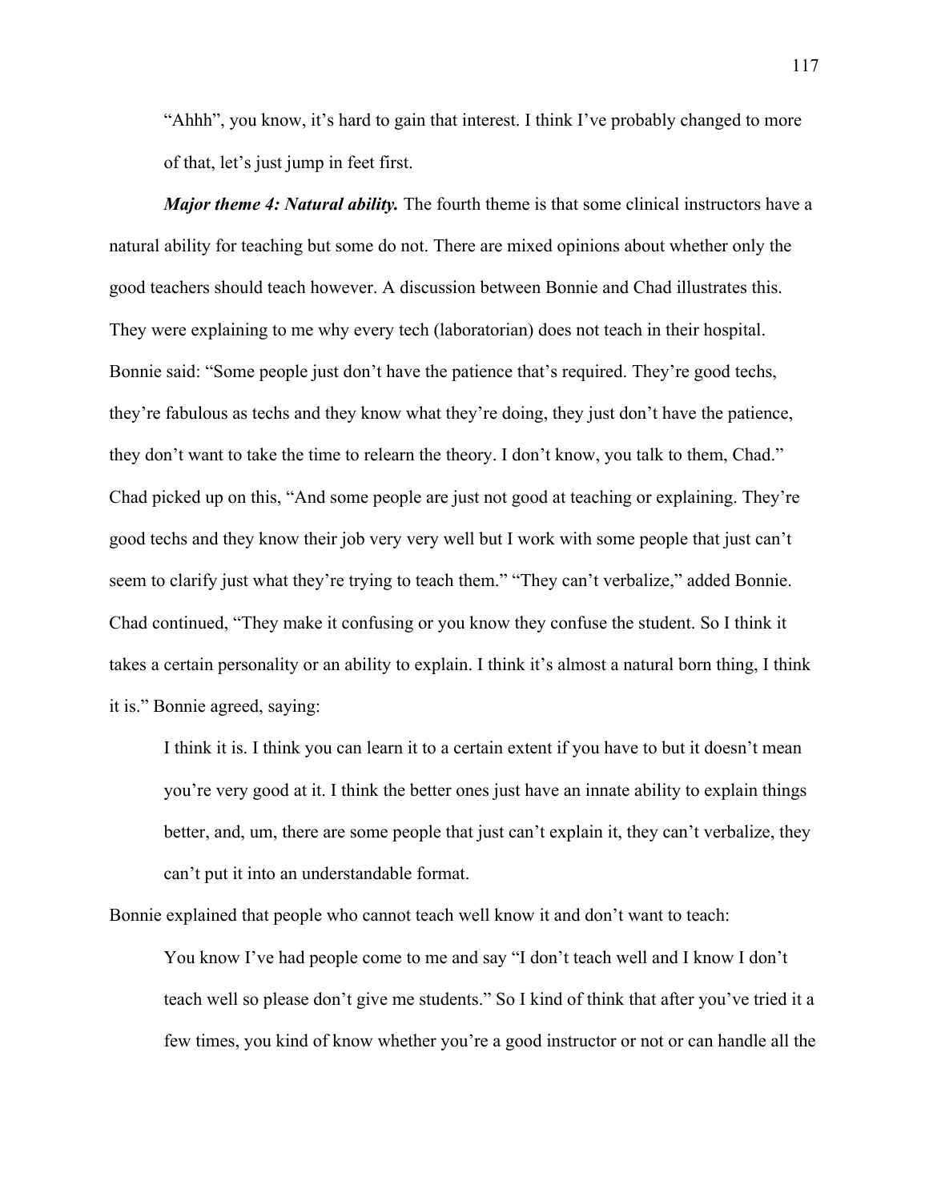"Ahhh", you know, it's hard to gain that interest. I think I've probably changed to more of that, let's just jump in feet first.

***Major theme 4: Natural ability.*** The fourth theme is that some clinical instructors have a natural ability for teaching but some do not. There are mixed opinions about whether only the good teachers should teach however. A discussion between Bonnie and Chad illustrates this. They were explaining to me why every tech (laboratorian) does not teach in their hospital. Bonnie said: "Some people just don't have the patience that's required. They're good techs, they're fabulous as techs and they know what they're doing, they just don't have the patience, they don't want to take the time to relearn the theory. I don't know, you talk to them, Chad." Chad picked up on this, "And some people are just not good at teaching or explaining. They're good techs and they know their job very very well but I work with some people that just can't seem to clarify just what they're trying to teach them." "They can't verbalize," added Bonnie. Chad continued, "They make it confusing or you know they confuse the student. So I think it takes a certain personality or an ability to explain. I think it's almost a natural born thing, I think it is." Bonnie agreed, saying:

> I think it is. I think you can learn it to a certain extent if you have to but it doesn't mean you're very good at it. I think the better ones just have an innate ability to explain things better, and, um, there are some people that just can't explain it, they can't verbalize, they can't put it into an understandable format.

Bonnie explained that people who cannot teach well know it and don't want to teach:

> You know I've had people come to me and say "I don't teach well and I know I don't teach well so please don't give me students." So I kind of think that after you've tried it a few times, you kind of know whether you're a good instructor or not or can handle all the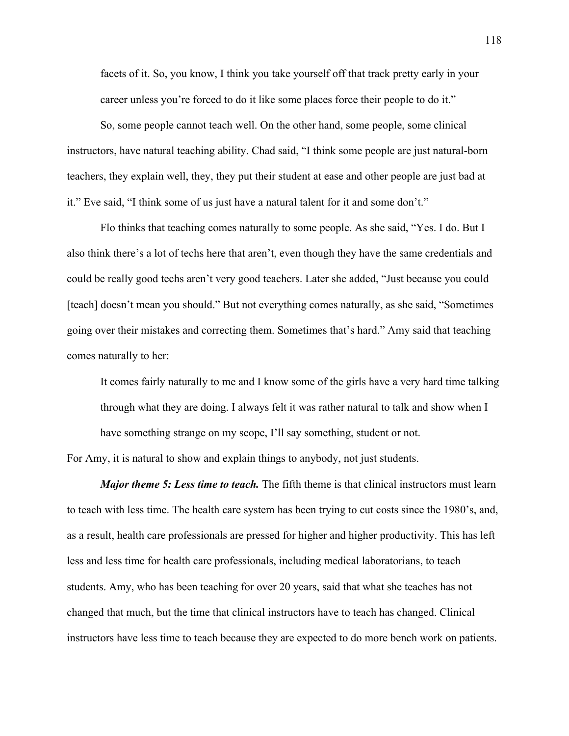facets of it. So, you know, I think you take yourself off that track pretty early in your career unless you're forced to do it like some places force their people to do it."

So, some people cannot teach well. On the other hand, some people, some clinical instructors, have natural teaching ability. Chad said, "I think some people are just natural-born teachers, they explain well, they, they put their student at ease and other people are just bad at it." Eve said, "I think some of us just have a natural talent for it and some don't."

Flo thinks that teaching comes naturally to some people. As she said, "Yes. I do. But I also think there's a lot of techs here that aren't, even though they have the same credentials and could be really good techs aren't very good teachers. Later she added, "Just because you could [teach] doesn't mean you should." But not everything comes naturally, as she said, "Sometimes going over their mistakes and correcting them. Sometimes that's hard." Amy said that teaching comes naturally to her:

> It comes fairly naturally to me and I know some of the girls have a very hard time talking through what they are doing. I always felt it was rather natural to talk and show when I have something strange on my scope, I'll say something, student or not.

For Amy, it is natural to show and explain things to anybody, not just students.

***Major theme 5: Less time to teach.*** The fifth theme is that clinical instructors must learn to teach with less time. The health care system has been trying to cut costs since the 1980's, and, as a result, health care professionals are pressed for higher and higher productivity. This has left less and less time for health care professionals, including medical laboratorians, to teach students. Amy, who has been teaching for over 20 years, said that what she teaches has not changed that much, but the time that clinical instructors have to teach has changed. Clinical instructors have less time to teach because they are expected to do more bench work on patients.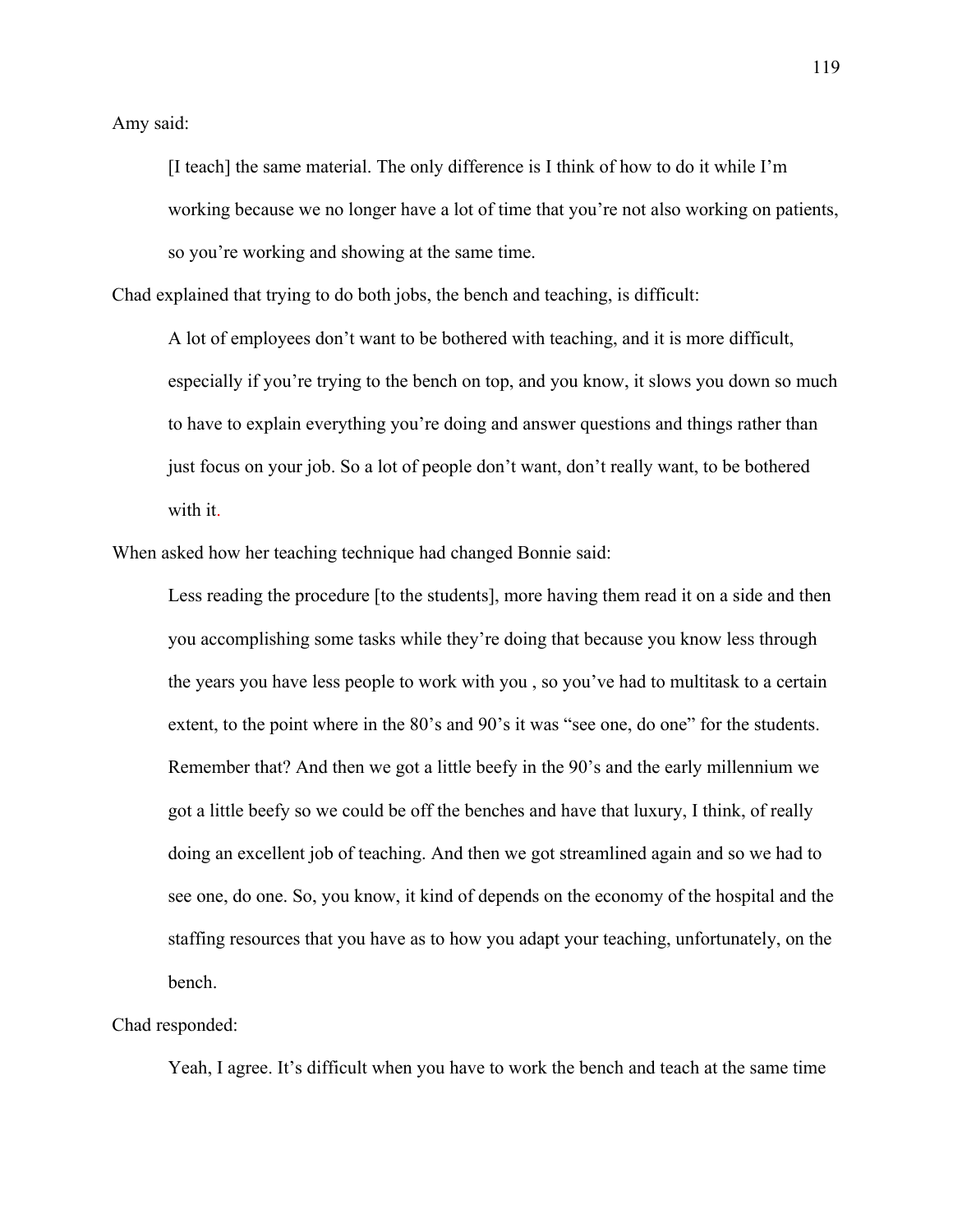Amy said:

> [I teach] the same material. The only difference is I think of how to do it while I'm working because we no longer have a lot of time that you're not also working on patients, so you're working and showing at the same time.

Chad explained that trying to do both jobs, the bench and teaching, is difficult:

> A lot of employees don't want to be bothered with teaching, and it is more difficult, especially if you're trying to the bench on top, and you know, it slows you down so much to have to explain everything you're doing and answer questions and things rather than just focus on your job. So a lot of people don't want, don't really want, to be bothered with it.

When asked how her teaching technique had changed Bonnie said:

> Less reading the procedure [to the students], more having them read it on a side and then you accomplishing some tasks while they're doing that because you know less through the years you have less people to work with you , so you've had to multitask to a certain extent, to the point where in the 80's and 90's it was "see one, do one" for the students. Remember that? And then we got a little beefy in the 90's and the early millennium we got a little beefy so we could be off the benches and have that luxury, I think, of really doing an excellent job of teaching. And then we got streamlined again and so we had to see one, do one. So, you know, it kind of depends on the economy of the hospital and the staffing resources that you have as to how you adapt your teaching, unfortunately, on the bench.

Chad responded:

> Yeah, I agree. It's difficult when you have to work the bench and teach at the same time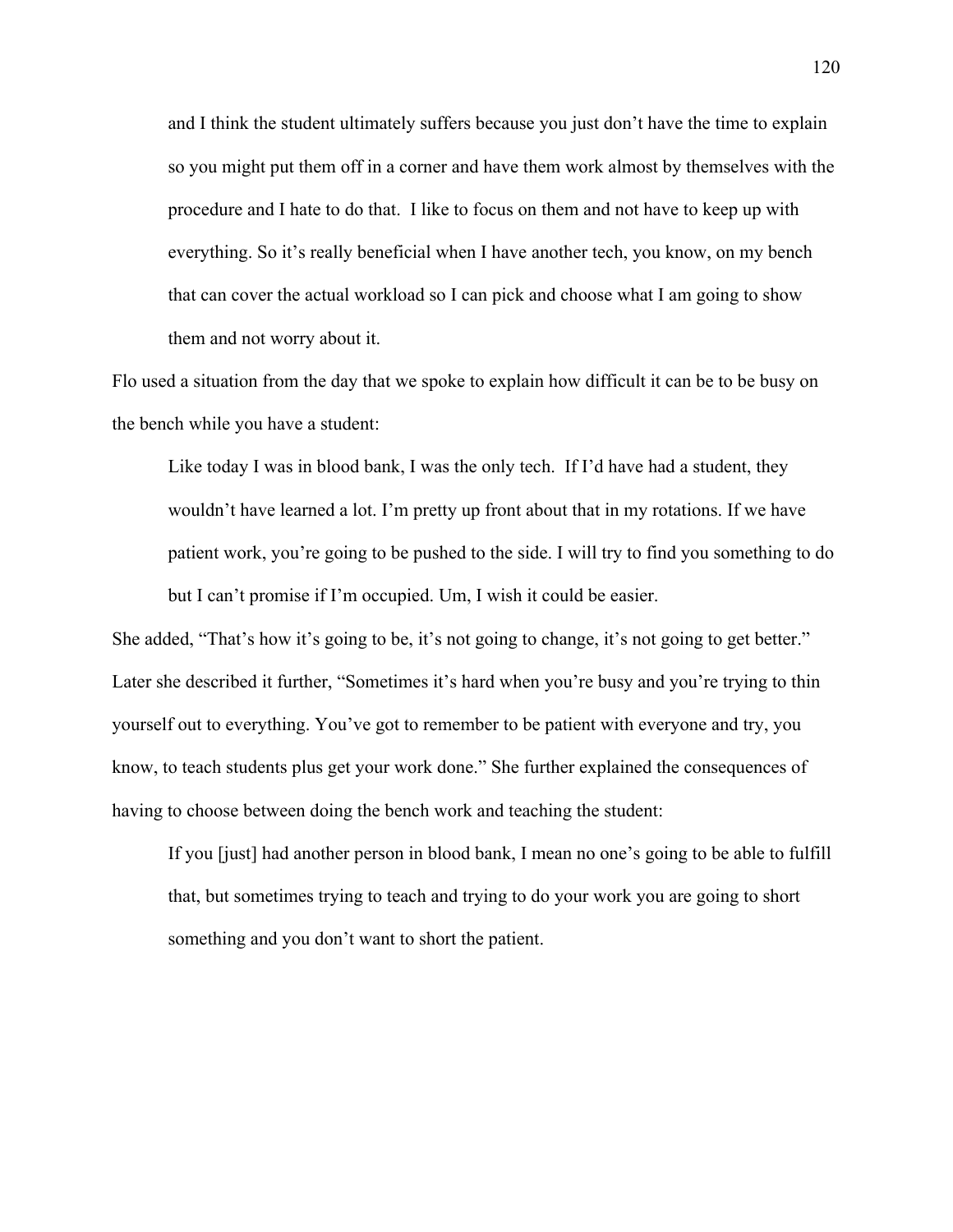> and I think the student ultimately suffers because you just don't have the time to explain so you might put them off in a corner and have them work almost by themselves with the procedure and I hate to do that. I like to focus on them and not have to keep up with everything. So it's really beneficial when I have another tech, you know, on my bench that can cover the actual workload so I can pick and choose what I am going to show them and not worry about it.

Flo used a situation from the day that we spoke to explain how difficult it can be to be busy on the bench while you have a student:

> Like today I was in blood bank, I was the only tech. If I'd have had a student, they wouldn't have learned a lot. I'm pretty up front about that in my rotations. If we have patient work, you're going to be pushed to the side. I will try to find you something to do but I can't promise if I'm occupied. Um, I wish it could be easier.

She added, "That's how it's going to be, it's not going to change, it's not going to get better." Later she described it further, "Sometimes it's hard when you're busy and you're trying to thin yourself out to everything. You've got to remember to be patient with everyone and try, you know, to teach students plus get your work done." She further explained the consequences of having to choose between doing the bench work and teaching the student:

> If you [just] had another person in blood bank, I mean no one's going to be able to fulfill that, but sometimes trying to teach and trying to do your work you are going to short something and you don't want to short the patient.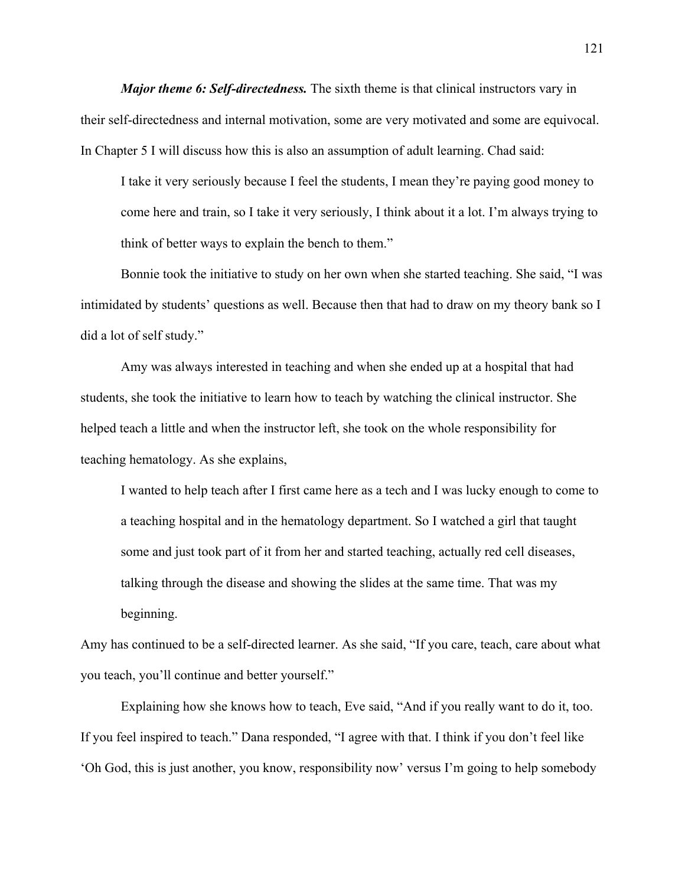***Major theme 6: Self-directedness.*** The sixth theme is that clinical instructors vary in their self-directedness and internal motivation, some are very motivated and some are equivocal. In Chapter 5 I will discuss how this is also an assumption of adult learning. Chad said:

> I take it very seriously because I feel the students, I mean they're paying good money to come here and train, so I take it very seriously, I think about it a lot. I'm always trying to think of better ways to explain the bench to them."

Bonnie took the initiative to study on her own when she started teaching. She said, "I was intimidated by students' questions as well. Because then that had to draw on my theory bank so I did a lot of self study."

Amy was always interested in teaching and when she ended up at a hospital that had students, she took the initiative to learn how to teach by watching the clinical instructor. She helped teach a little and when the instructor left, she took on the whole responsibility for teaching hematology. As she explains,

> I wanted to help teach after I first came here as a tech and I was lucky enough to come to a teaching hospital and in the hematology department. So I watched a girl that taught some and just took part of it from her and started teaching, actually red cell diseases, talking through the disease and showing the slides at the same time. That was my beginning.

Amy has continued to be a self-directed learner. As she said, "If you care, teach, care about what you teach, you'll continue and better yourself."

Explaining how she knows how to teach, Eve said, "And if you really want to do it, too. If you feel inspired to teach." Dana responded, "I agree with that. I think if you don't feel like 'Oh God, this is just another, you know, responsibility now' versus I'm going to help somebody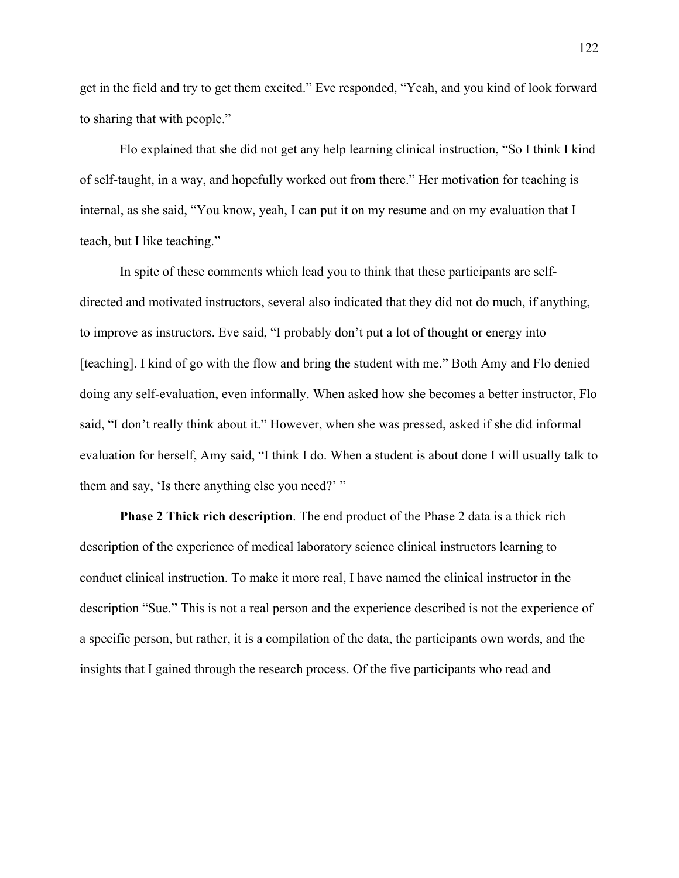get in the field and try to get them excited." Eve responded, "Yeah, and you kind of look forward to sharing that with people."

Flo explained that she did not get any help learning clinical instruction, "So I think I kind of self-taught, in a way, and hopefully worked out from there." Her motivation for teaching is internal, as she said, "You know, yeah, I can put it on my resume and on my evaluation that I teach, but I like teaching."

In spite of these comments which lead you to think that these participants are self-directed and motivated instructors, several also indicated that they did not do much, if anything, to improve as instructors. Eve said, "I probably don't put a lot of thought or energy into [teaching]. I kind of go with the flow and bring the student with me." Both Amy and Flo denied doing any self-evaluation, even informally. When asked how she becomes a better instructor, Flo said, "I don't really think about it." However, when she was pressed, asked if she did informal evaluation for herself, Amy said, "I think I do. When a student is about done I will usually talk to them and say, 'Is there anything else you need?' "

**Phase 2 Thick rich description**. The end product of the Phase 2 data is a thick rich description of the experience of medical laboratory science clinical instructors learning to conduct clinical instruction. To make it more real, I have named the clinical instructor in the description "Sue." This is not a real person and the experience described is not the experience of a specific person, but rather, it is a compilation of the data, the participants own words, and the insights that I gained through the research process. Of the five participants who read and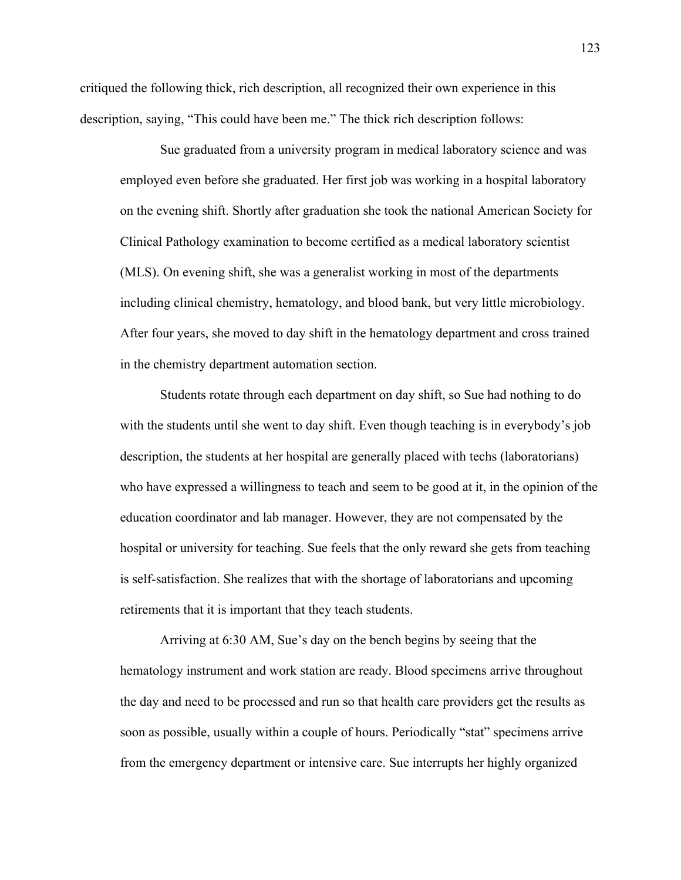critiqued the following thick, rich description, all recognized their own experience in this description, saying, “This could have been me.” The thick rich description follows:

> Sue graduated from a university program in medical laboratory science and was employed even before she graduated. Her first job was working in a hospital laboratory on the evening shift. Shortly after graduation she took the national American Society for Clinical Pathology examination to become certified as a medical laboratory scientist (MLS). On evening shift, she was a generalist working in most of the departments including clinical chemistry, hematology, and blood bank, but very little microbiology. After four years, she moved to day shift in the hematology department and cross trained in the chemistry department automation section.
>
> Students rotate through each department on day shift, so Sue had nothing to do with the students until she went to day shift. Even though teaching is in everybody’s job description, the students at her hospital are generally placed with techs (laboratorians) who have expressed a willingness to teach and seem to be good at it, in the opinion of the education coordinator and lab manager. However, they are not compensated by the hospital or university for teaching. Sue feels that the only reward she gets from teaching is self-satisfaction. She realizes that with the shortage of laboratorians and upcoming retirements that it is important that they teach students.
>
> Arriving at 6:30 AM, Sue’s day on the bench begins by seeing that the hematology instrument and work station are ready. Blood specimens arrive throughout the day and need to be processed and run so that health care providers get the results as soon as possible, usually within a couple of hours. Periodically “stat” specimens arrive from the emergency department or intensive care. Sue interrupts her highly organized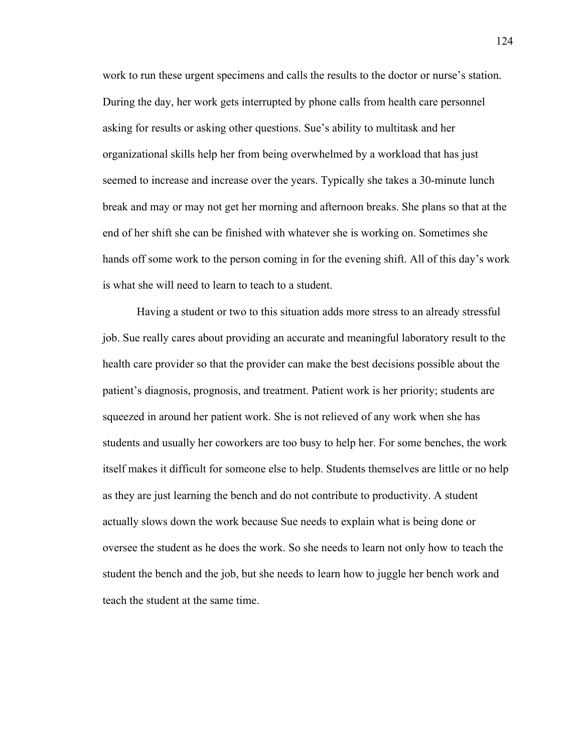work to run these urgent specimens and calls the results to the doctor or nurse's station. During the day, her work gets interrupted by phone calls from health care personnel asking for results or asking other questions. Sue's ability to multitask and her organizational skills help her from being overwhelmed by a workload that has just seemed to increase and increase over the years. Typically she takes a 30-minute lunch break and may or may not get her morning and afternoon breaks. She plans so that at the end of her shift she can be finished with whatever she is working on. Sometimes she hands off some work to the person coming in for the evening shift. All of this day's work is what she will need to learn to teach to a student.

Having a student or two to this situation adds more stress to an already stressful job. Sue really cares about providing an accurate and meaningful laboratory result to the health care provider so that the provider can make the best decisions possible about the patient's diagnosis, prognosis, and treatment. Patient work is her priority; students are squeezed in around her patient work. She is not relieved of any work when she has students and usually her coworkers are too busy to help her. For some benches, the work itself makes it difficult for someone else to help. Students themselves are little or no help as they are just learning the bench and do not contribute to productivity. A student actually slows down the work because Sue needs to explain what is being done or oversee the student as he does the work. So she needs to learn not only how to teach the student the bench and the job, but she needs to learn how to juggle her bench work and teach the student at the same time.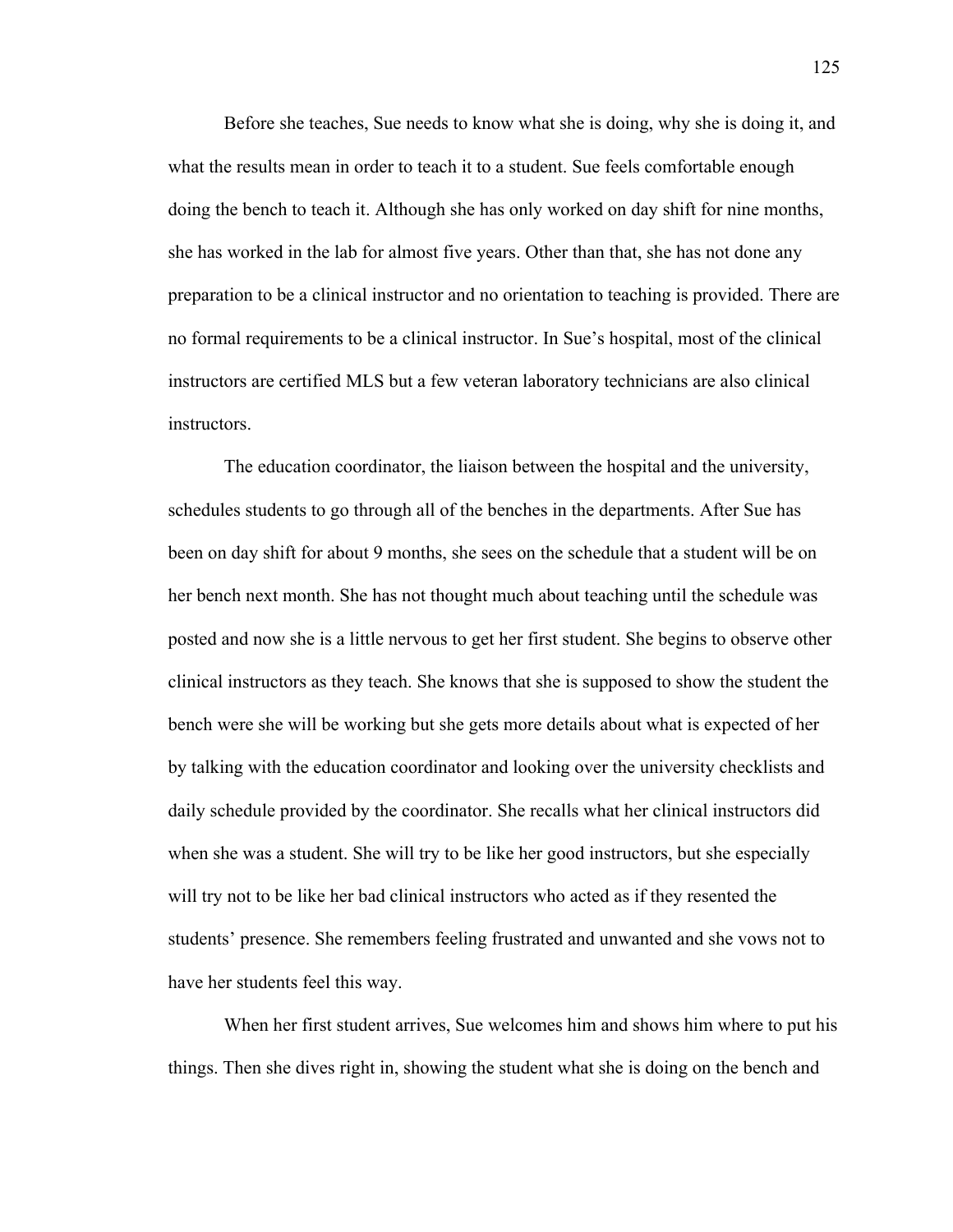Before she teaches, Sue needs to know what she is doing, why she is doing it, and what the results mean in order to teach it to a student. Sue feels comfortable enough doing the bench to teach it. Although she has only worked on day shift for nine months, she has worked in the lab for almost five years. Other than that, she has not done any preparation to be a clinical instructor and no orientation to teaching is provided. There are no formal requirements to be a clinical instructor. In Sue's hospital, most of the clinical instructors are certified MLS but a few veteran laboratory technicians are also clinical instructors.

The education coordinator, the liaison between the hospital and the university, schedules students to go through all of the benches in the departments. After Sue has been on day shift for about 9 months, she sees on the schedule that a student will be on her bench next month. She has not thought much about teaching until the schedule was posted and now she is a little nervous to get her first student. She begins to observe other clinical instructors as they teach. She knows that she is supposed to show the student the bench were she will be working but she gets more details about what is expected of her by talking with the education coordinator and looking over the university checklists and daily schedule provided by the coordinator. She recalls what her clinical instructors did when she was a student. She will try to be like her good instructors, but she especially will try not to be like her bad clinical instructors who acted as if they resented the students' presence. She remembers feeling frustrated and unwanted and she vows not to have her students feel this way.

When her first student arrives, Sue welcomes him and shows him where to put his things. Then she dives right in, showing the student what she is doing on the bench and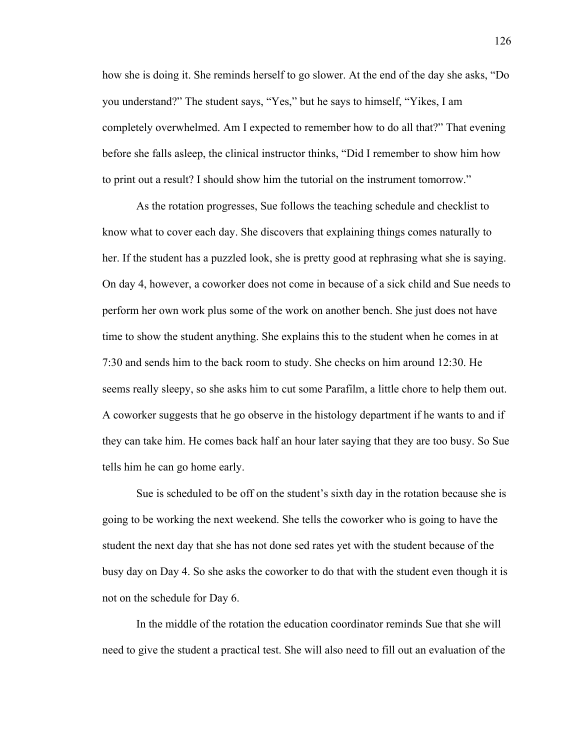how she is doing it. She reminds herself to go slower. At the end of the day she asks, "Do you understand?" The student says, "Yes," but he says to himself, "Yikes, I am completely overwhelmed. Am I expected to remember how to do all that?" That evening before she falls asleep, the clinical instructor thinks, "Did I remember to show him how to print out a result? I should show him the tutorial on the instrument tomorrow."

As the rotation progresses, Sue follows the teaching schedule and checklist to know what to cover each day. She discovers that explaining things comes naturally to her. If the student has a puzzled look, she is pretty good at rephrasing what she is saying. On day 4, however, a coworker does not come in because of a sick child and Sue needs to perform her own work plus some of the work on another bench. She just does not have time to show the student anything. She explains this to the student when he comes in at 7:30 and sends him to the back room to study. She checks on him around 12:30. He seems really sleepy, so she asks him to cut some Parafilm, a little chore to help them out. A coworker suggests that he go observe in the histology department if he wants to and if they can take him. He comes back half an hour later saying that they are too busy. So Sue tells him he can go home early.

Sue is scheduled to be off on the student's sixth day in the rotation because she is going to be working the next weekend. She tells the coworker who is going to have the student the next day that she has not done sed rates yet with the student because of the busy day on Day 4. So she asks the coworker to do that with the student even though it is not on the schedule for Day 6.

In the middle of the rotation the education coordinator reminds Sue that she will need to give the student a practical test. She will also need to fill out an evaluation of the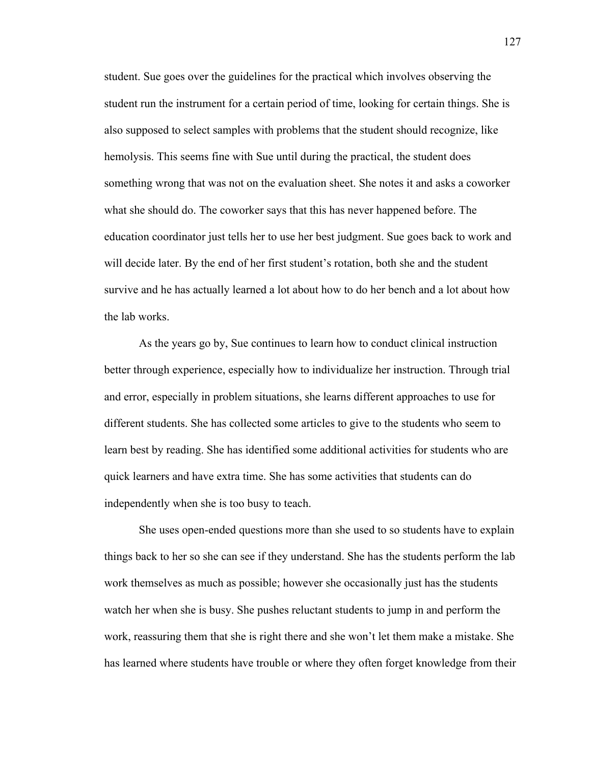student. Sue goes over the guidelines for the practical which involves observing the student run the instrument for a certain period of time, looking for certain things. She is also supposed to select samples with problems that the student should recognize, like hemolysis. This seems fine with Sue until during the practical, the student does something wrong that was not on the evaluation sheet. She notes it and asks a coworker what she should do. The coworker says that this has never happened before. The education coordinator just tells her to use her best judgment. Sue goes back to work and will decide later. By the end of her first student's rotation, both she and the student survive and he has actually learned a lot about how to do her bench and a lot about how the lab works.

As the years go by, Sue continues to learn how to conduct clinical instruction better through experience, especially how to individualize her instruction. Through trial and error, especially in problem situations, she learns different approaches to use for different students. She has collected some articles to give to the students who seem to learn best by reading. She has identified some additional activities for students who are quick learners and have extra time. She has some activities that students can do independently when she is too busy to teach.

She uses open-ended questions more than she used to so students have to explain things back to her so she can see if they understand. She has the students perform the lab work themselves as much as possible; however she occasionally just has the students watch her when she is busy. She pushes reluctant students to jump in and perform the work, reassuring them that she is right there and she won't let them make a mistake. She has learned where students have trouble or where they often forget knowledge from their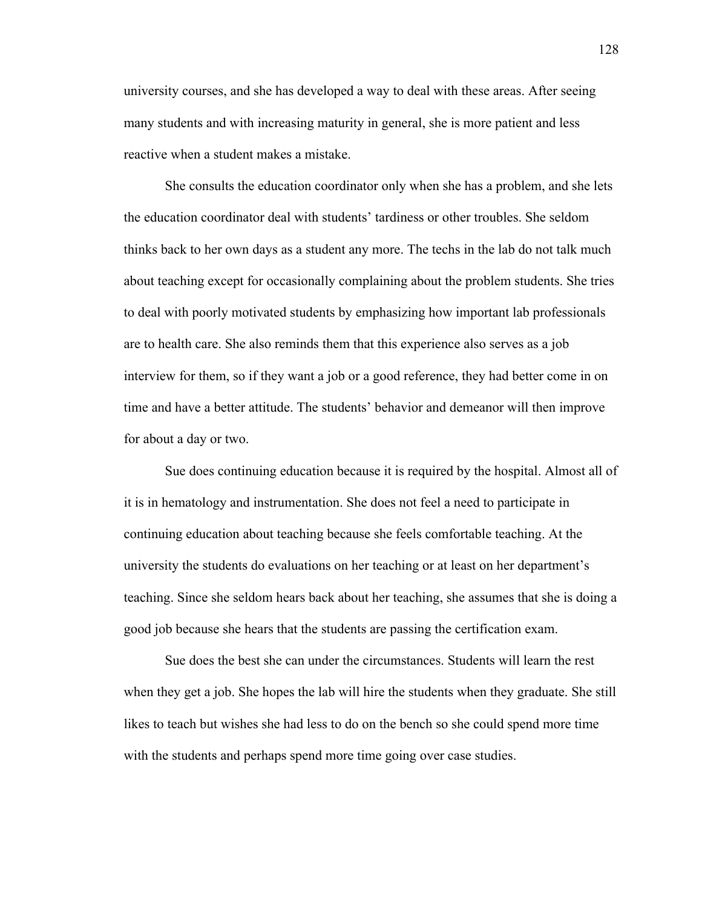university courses, and she has developed a way to deal with these areas. After seeing many students and with increasing maturity in general, she is more patient and less reactive when a student makes a mistake.

She consults the education coordinator only when she has a problem, and she lets the education coordinator deal with students' tardiness or other troubles. She seldom thinks back to her own days as a student any more. The techs in the lab do not talk much about teaching except for occasionally complaining about the problem students. She tries to deal with poorly motivated students by emphasizing how important lab professionals are to health care. She also reminds them that this experience also serves as a job interview for them, so if they want a job or a good reference, they had better come in on time and have a better attitude. The students' behavior and demeanor will then improve for about a day or two.

Sue does continuing education because it is required by the hospital. Almost all of it is in hematology and instrumentation. She does not feel a need to participate in continuing education about teaching because she feels comfortable teaching. At the university the students do evaluations on her teaching or at least on her department's teaching. Since she seldom hears back about her teaching, she assumes that she is doing a good job because she hears that the students are passing the certification exam.

Sue does the best she can under the circumstances. Students will learn the rest when they get a job. She hopes the lab will hire the students when they graduate. She still likes to teach but wishes she had less to do on the bench so she could spend more time with the students and perhaps spend more time going over case studies.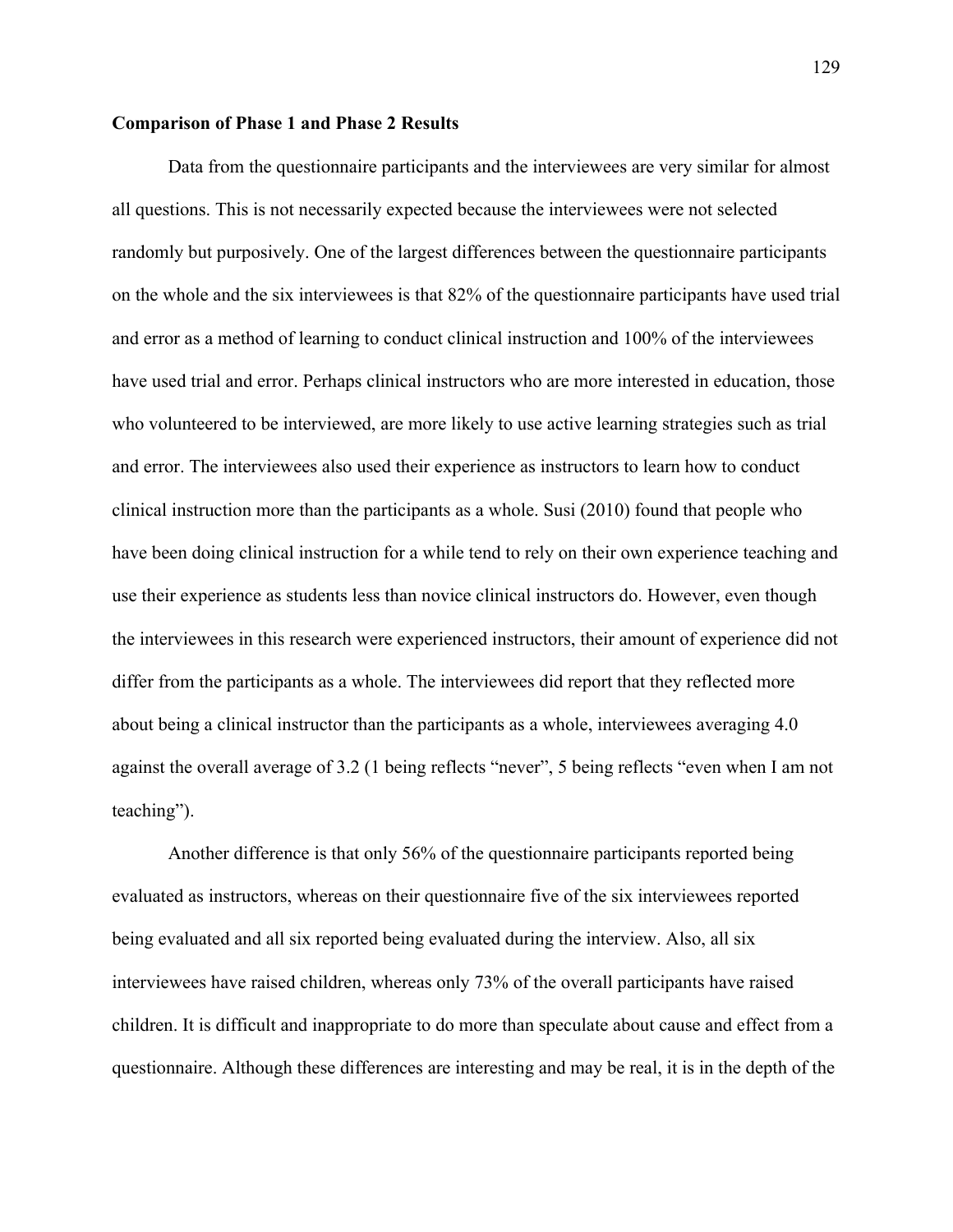**Comparison of Phase 1 and Phase 2 Results**

Data from the questionnaire participants and the interviewees are very similar for almost all questions. This is not necessarily expected because the interviewees were not selected randomly but purposively. One of the largest differences between the questionnaire participants on the whole and the six interviewees is that 82% of the questionnaire participants have used trial and error as a method of learning to conduct clinical instruction and 100% of the interviewees have used trial and error. Perhaps clinical instructors who are more interested in education, those who volunteered to be interviewed, are more likely to use active learning strategies such as trial and error. The interviewees also used their experience as instructors to learn how to conduct clinical instruction more than the participants as a whole. Susi (2010) found that people who have been doing clinical instruction for a while tend to rely on their own experience teaching and use their experience as students less than novice clinical instructors do. However, even though the interviewees in this research were experienced instructors, their amount of experience did not differ from the participants as a whole. The interviewees did report that they reflected more about being a clinical instructor than the participants as a whole, interviewees averaging 4.0 against the overall average of 3.2 (1 being reflects "never", 5 being reflects "even when I am not teaching").

Another difference is that only 56% of the questionnaire participants reported being evaluated as instructors, whereas on their questionnaire five of the six interviewees reported being evaluated and all six reported being evaluated during the interview. Also, all six interviewees have raised children, whereas only 73% of the overall participants have raised children. It is difficult and inappropriate to do more than speculate about cause and effect from a questionnaire. Although these differences are interesting and may be real, it is in the depth of the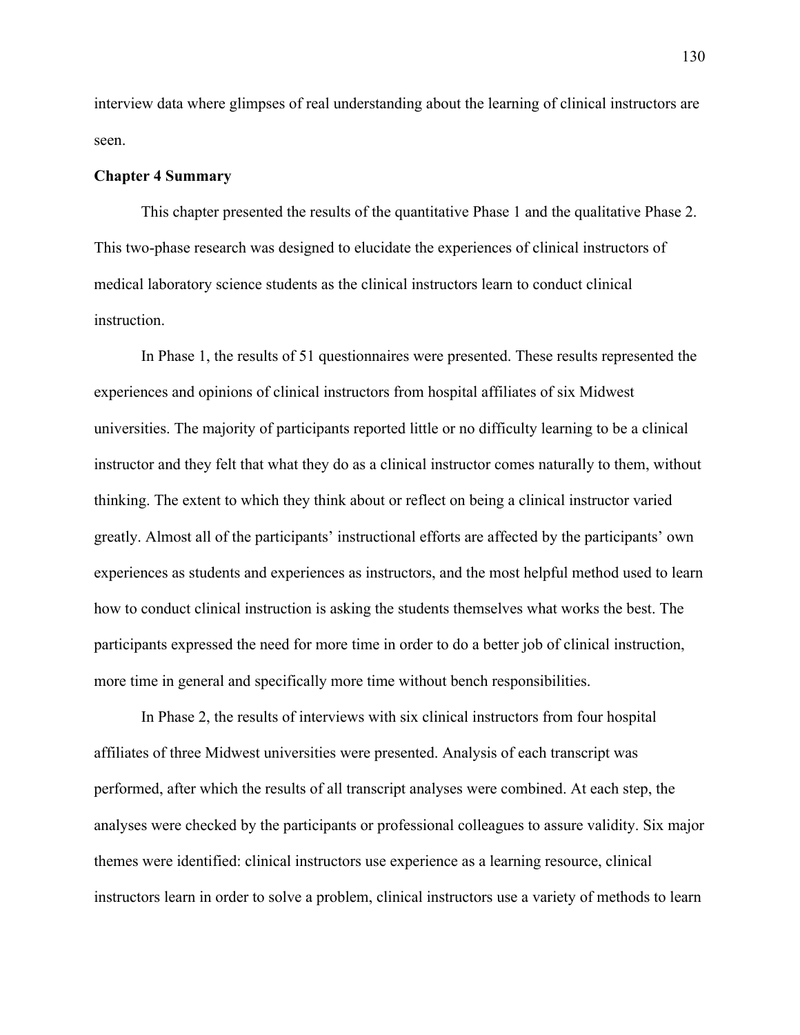interview data where glimpses of real understanding about the learning of clinical instructors are seen.

**Chapter 4 Summary**

This chapter presented the results of the quantitative Phase 1 and the qualitative Phase 2. This two-phase research was designed to elucidate the experiences of clinical instructors of medical laboratory science students as the clinical instructors learn to conduct clinical instruction.

In Phase 1, the results of 51 questionnaires were presented. These results represented the experiences and opinions of clinical instructors from hospital affiliates of six Midwest universities. The majority of participants reported little or no difficulty learning to be a clinical instructor and they felt that what they do as a clinical instructor comes naturally to them, without thinking. The extent to which they think about or reflect on being a clinical instructor varied greatly. Almost all of the participants' instructional efforts are affected by the participants' own experiences as students and experiences as instructors, and the most helpful method used to learn how to conduct clinical instruction is asking the students themselves what works the best. The participants expressed the need for more time in order to do a better job of clinical instruction, more time in general and specifically more time without bench responsibilities.

In Phase 2, the results of interviews with six clinical instructors from four hospital affiliates of three Midwest universities were presented. Analysis of each transcript was performed, after which the results of all transcript analyses were combined. At each step, the analyses were checked by the participants or professional colleagues to assure validity. Six major themes were identified: clinical instructors use experience as a learning resource, clinical instructors learn in order to solve a problem, clinical instructors use a variety of methods to learn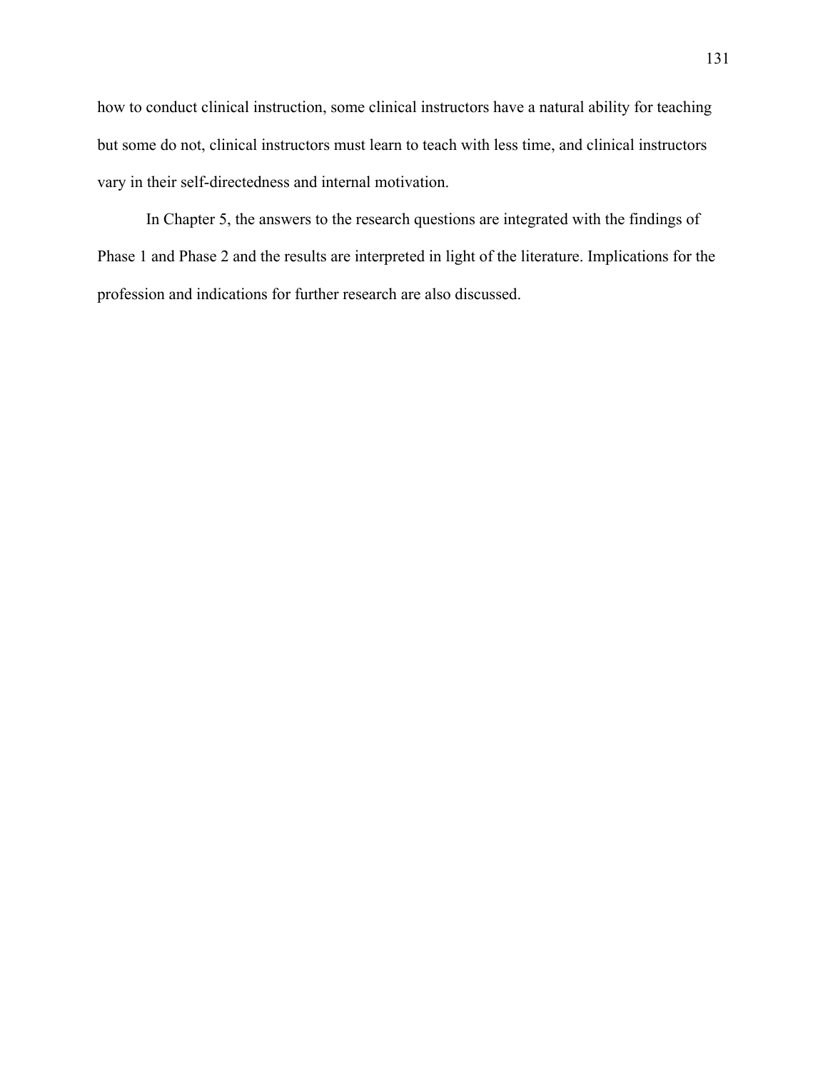how to conduct clinical instruction, some clinical instructors have a natural ability for teaching but some do not, clinical instructors must learn to teach with less time, and clinical instructors vary in their self-directedness and internal motivation.

In Chapter 5, the answers to the research questions are integrated with the findings of Phase 1 and Phase 2 and the results are interpreted in light of the literature. Implications for the profession and indications for further research are also discussed.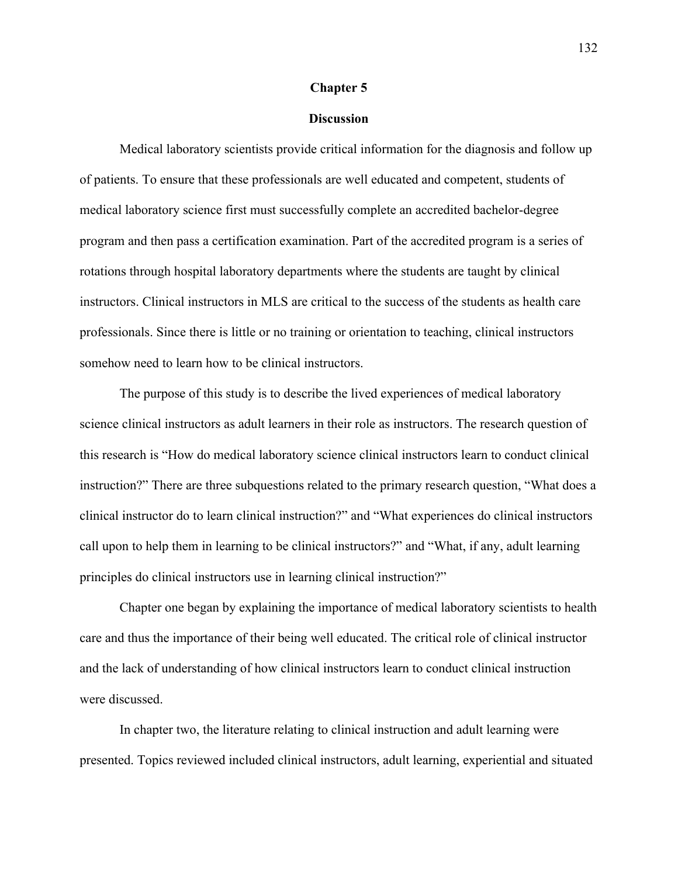# Chapter 5

## Discussion

Medical laboratory scientists provide critical information for the diagnosis and follow up of patients. To ensure that these professionals are well educated and competent, students of medical laboratory science first must successfully complete an accredited bachelor-degree program and then pass a certification examination. Part of the accredited program is a series of rotations through hospital laboratory departments where the students are taught by clinical instructors. Clinical instructors in MLS are critical to the success of the students as health care professionals. Since there is little or no training or orientation to teaching, clinical instructors somehow need to learn how to be clinical instructors.

The purpose of this study is to describe the lived experiences of medical laboratory science clinical instructors as adult learners in their role as instructors. The research question of this research is "How do medical laboratory science clinical instructors learn to conduct clinical instruction?" There are three subquestions related to the primary research question, "What does a clinical instructor do to learn clinical instruction?" and "What experiences do clinical instructors call upon to help them in learning to be clinical instructors?" and "What, if any, adult learning principles do clinical instructors use in learning clinical instruction?"

Chapter one began by explaining the importance of medical laboratory scientists to health care and thus the importance of their being well educated. The critical role of clinical instructor and the lack of understanding of how clinical instructors learn to conduct clinical instruction were discussed.

In chapter two, the literature relating to clinical instruction and adult learning were presented. Topics reviewed included clinical instructors, adult learning, experiential and situated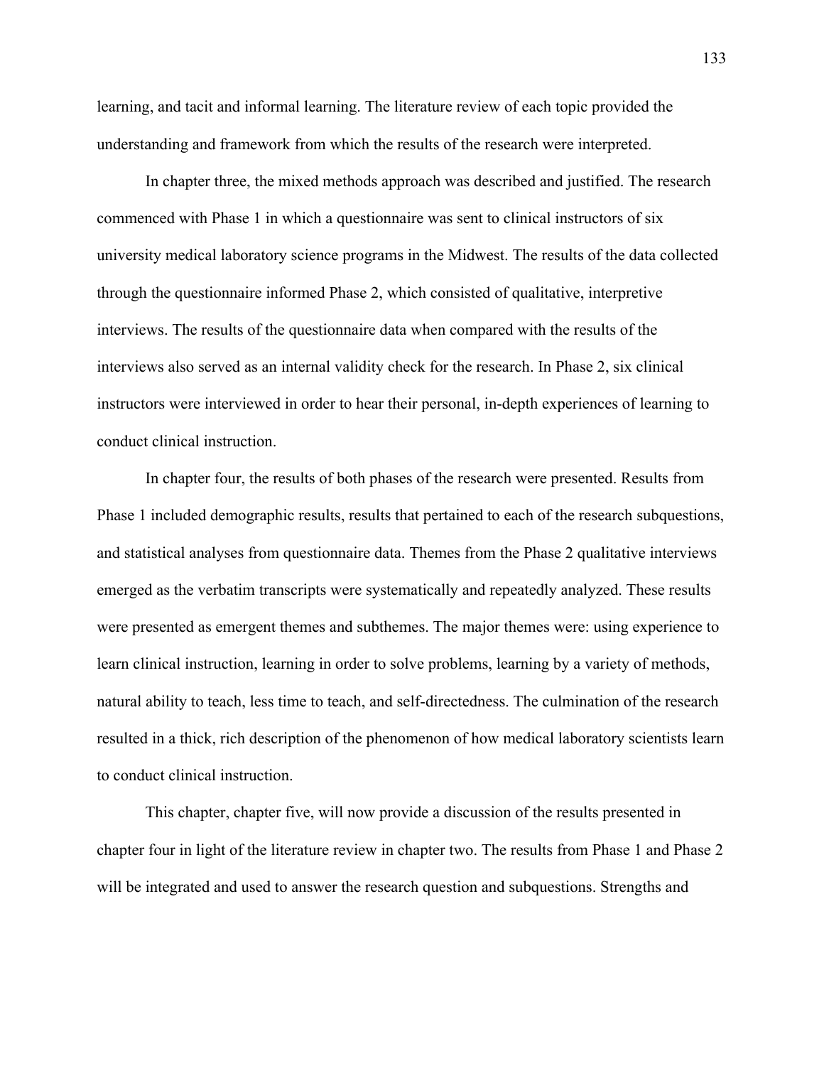learning, and tacit and informal learning. The literature review of each topic provided the understanding and framework from which the results of the research were interpreted.

In chapter three, the mixed methods approach was described and justified. The research commenced with Phase 1 in which a questionnaire was sent to clinical instructors of six university medical laboratory science programs in the Midwest. The results of the data collected through the questionnaire informed Phase 2, which consisted of qualitative, interpretive interviews. The results of the questionnaire data when compared with the results of the interviews also served as an internal validity check for the research. In Phase 2, six clinical instructors were interviewed in order to hear their personal, in-depth experiences of learning to conduct clinical instruction.

In chapter four, the results of both phases of the research were presented. Results from Phase 1 included demographic results, results that pertained to each of the research subquestions, and statistical analyses from questionnaire data. Themes from the Phase 2 qualitative interviews emerged as the verbatim transcripts were systematically and repeatedly analyzed. These results were presented as emergent themes and subthemes. The major themes were: using experience to learn clinical instruction, learning in order to solve problems, learning by a variety of methods, natural ability to teach, less time to teach, and self-directedness. The culmination of the research resulted in a thick, rich description of the phenomenon of how medical laboratory scientists learn to conduct clinical instruction.

This chapter, chapter five, will now provide a discussion of the results presented in chapter four in light of the literature review in chapter two. The results from Phase 1 and Phase 2 will be integrated and used to answer the research question and subquestions. Strengths and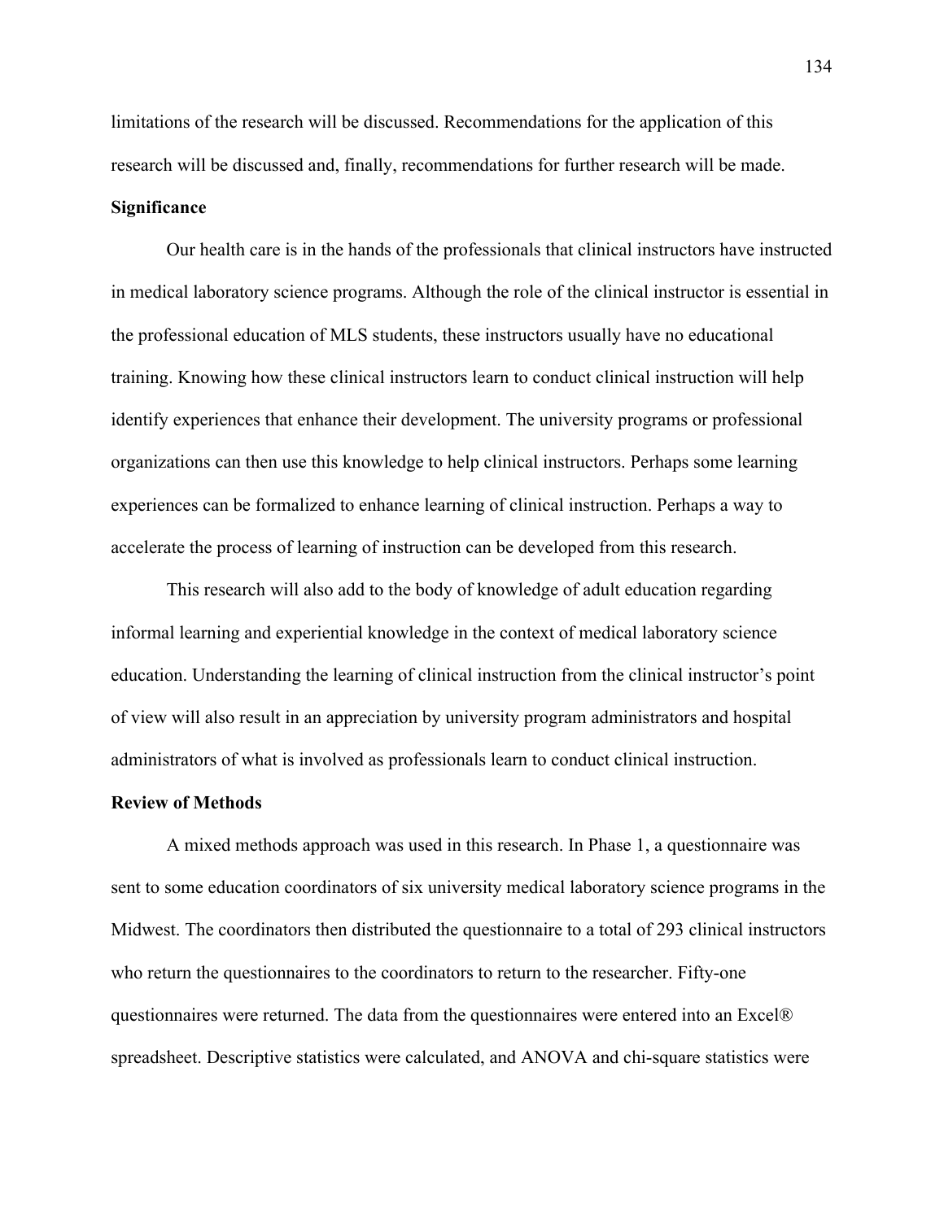limitations of the research will be discussed. Recommendations for the application of this research will be discussed and, finally, recommendations for further research will be made.

**Significance**

Our health care is in the hands of the professionals that clinical instructors have instructed in medical laboratory science programs. Although the role of the clinical instructor is essential in the professional education of MLS students, these instructors usually have no educational training. Knowing how these clinical instructors learn to conduct clinical instruction will help identify experiences that enhance their development. The university programs or professional organizations can then use this knowledge to help clinical instructors. Perhaps some learning experiences can be formalized to enhance learning of clinical instruction. Perhaps a way to accelerate the process of learning of instruction can be developed from this research.

This research will also add to the body of knowledge of adult education regarding informal learning and experiential knowledge in the context of medical laboratory science education. Understanding the learning of clinical instruction from the clinical instructor's point of view will also result in an appreciation by university program administrators and hospital administrators of what is involved as professionals learn to conduct clinical instruction.

**Review of Methods**

A mixed methods approach was used in this research. In Phase 1, a questionnaire was sent to some education coordinators of six university medical laboratory science programs in the Midwest. The coordinators then distributed the questionnaire to a total of 293 clinical instructors who return the questionnaires to the coordinators to return to the researcher. Fifty-one questionnaires were returned. The data from the questionnaires were entered into an Excel® spreadsheet. Descriptive statistics were calculated, and ANOVA and chi-square statistics were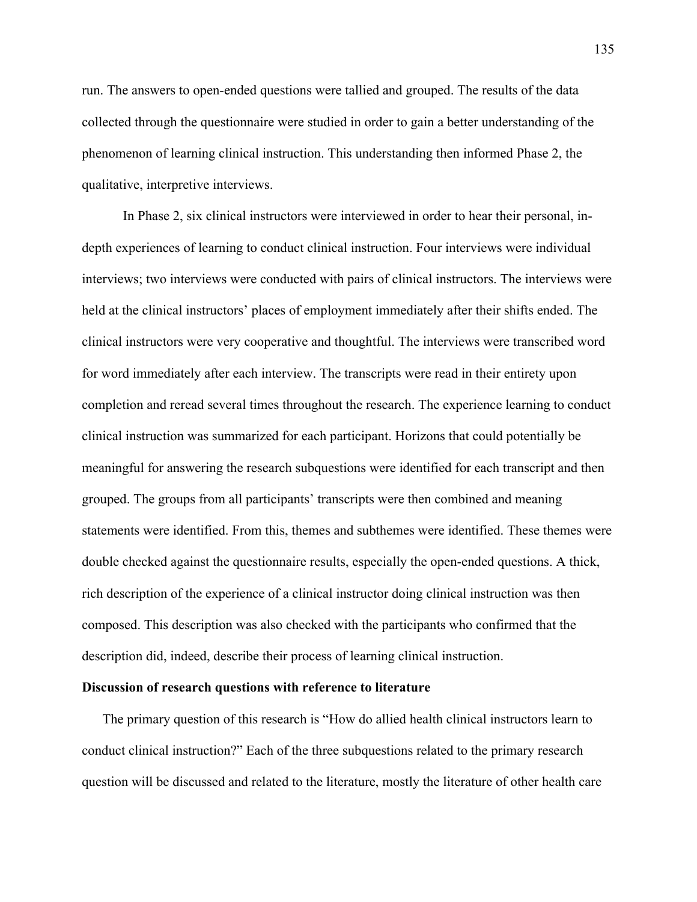run. The answers to open-ended questions were tallied and grouped. The results of the data collected through the questionnaire were studied in order to gain a better understanding of the phenomenon of learning clinical instruction. This understanding then informed Phase 2, the qualitative, interpretive interviews.

In Phase 2, six clinical instructors were interviewed in order to hear their personal, in-depth experiences of learning to conduct clinical instruction. Four interviews were individual interviews; two interviews were conducted with pairs of clinical instructors. The interviews were held at the clinical instructors' places of employment immediately after their shifts ended. The clinical instructors were very cooperative and thoughtful. The interviews were transcribed word for word immediately after each interview. The transcripts were read in their entirety upon completion and reread several times throughout the research. The experience learning to conduct clinical instruction was summarized for each participant. Horizons that could potentially be meaningful for answering the research subquestions were identified for each transcript and then grouped. The groups from all participants' transcripts were then combined and meaning statements were identified. From this, themes and subthemes were identified. These themes were double checked against the questionnaire results, especially the open-ended questions. A thick, rich description of the experience of a clinical instructor doing clinical instruction was then composed. This description was also checked with the participants who confirmed that the description did, indeed, describe their process of learning clinical instruction.

**Discussion of research questions with reference to literature**

The primary question of this research is "How do allied health clinical instructors learn to conduct clinical instruction?" Each of the three subquestions related to the primary research question will be discussed and related to the literature, mostly the literature of other health care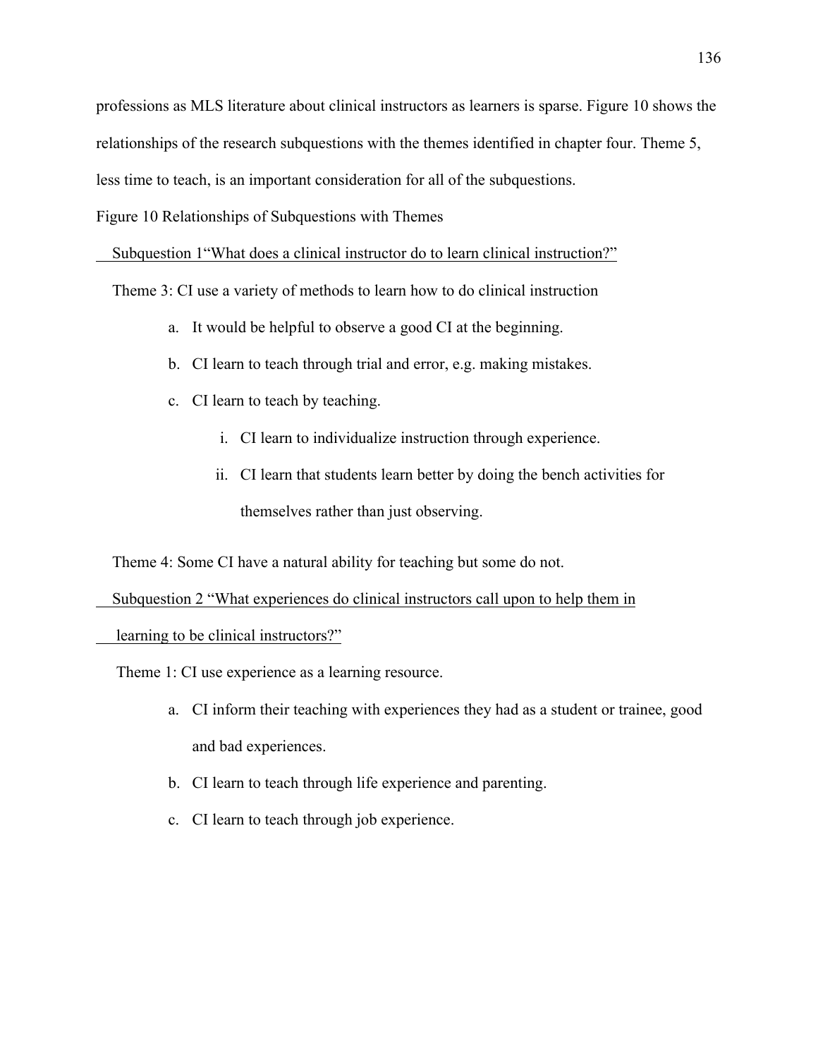professions as MLS literature about clinical instructors as learners is sparse. Figure 10 shows the relationships of the research subquestions with the themes identified in chapter four. Theme 5, less time to teach, is an important consideration for all of the subquestions.

Figure 10 Relationships of Subquestions with Themes

<u>Subquestion 1“What does a clinical instructor do to learn clinical instruction?”</u>

Theme 3: CI use a variety of methods to learn how to do clinical instruction

a. It would be helpful to observe a good CI at the beginning.
b. CI learn to teach through trial and error, e.g. making mistakes.
c. CI learn to teach by teaching.
    i. CI learn to individualize instruction through experience.
    ii. CI learn that students learn better by doing the bench activities for themselves rather than just observing.

Theme 4: Some CI have a natural ability for teaching but some do not.

<u>Subquestion 2 “What experiences do clinical instructors call upon to help them in learning to be clinical instructors?”</u>

Theme 1: CI use experience as a learning resource.

a. CI inform their teaching with experiences they had as a student or trainee, good and bad experiences.
b. CI learn to teach through life experience and parenting.
c. CI learn to teach through job experience.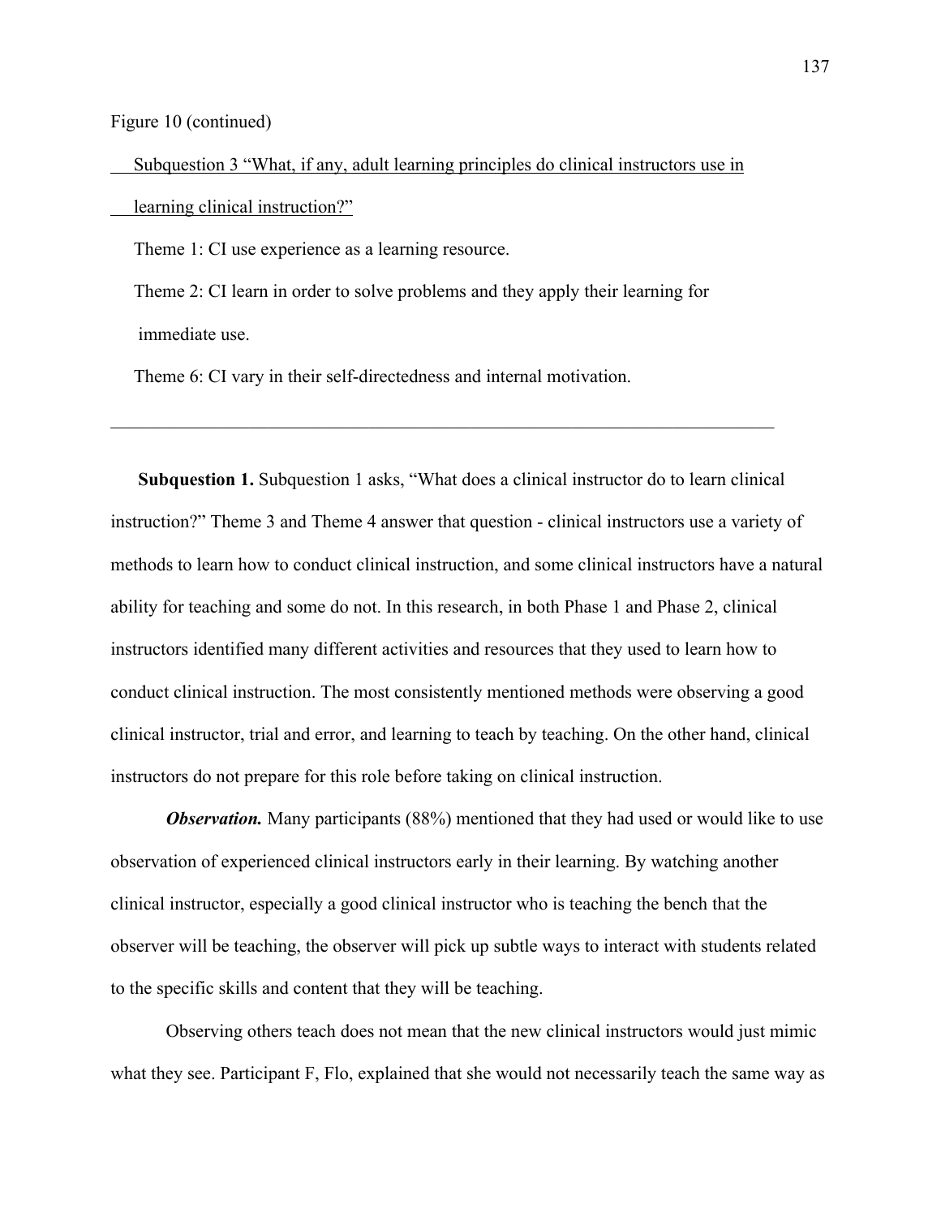Figure 10 (continued)

Subquestion 3 "What, if any, adult learning principles do clinical instructors use in learning clinical instruction?"

Theme 1: CI use experience as a learning resource.

Theme 2: CI learn in order to solve problems and they apply their learning for immediate use.

Theme 6: CI vary in their self-directedness and internal motivation.

---

**Subquestion 1.** Subquestion 1 asks, "What does a clinical instructor do to learn clinical instruction?" Theme 3 and Theme 4 answer that question - clinical instructors use a variety of methods to learn how to conduct clinical instruction, and some clinical instructors have a natural ability for teaching and some do not. In this research, in both Phase 1 and Phase 2, clinical instructors identified many different activities and resources that they used to learn how to conduct clinical instruction. The most consistently mentioned methods were observing a good clinical instructor, trial and error, and learning to teach by teaching. On the other hand, clinical instructors do not prepare for this role before taking on clinical instruction.

***Observation.*** Many participants (88%) mentioned that they had used or would like to use observation of experienced clinical instructors early in their learning. By watching another clinical instructor, especially a good clinical instructor who is teaching the bench that the observer will be teaching, the observer will pick up subtle ways to interact with students related to the specific skills and content that they will be teaching.

Observing others teach does not mean that the new clinical instructors would just mimic what they see. Participant F, Flo, explained that she would not necessarily teach the same way as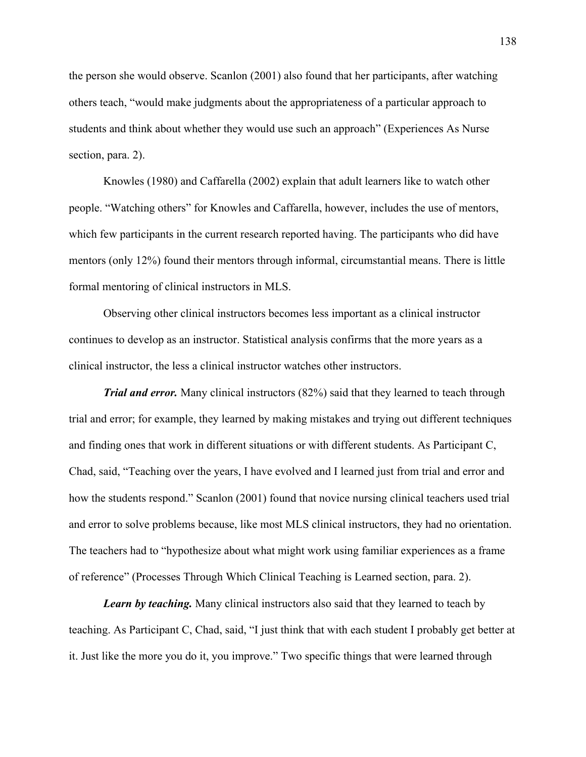the person she would observe. Scanlon (2001) also found that her participants, after watching others teach, "would make judgments about the appropriateness of a particular approach to students and think about whether they would use such an approach" (Experiences As Nurse section, para. 2).

Knowles (1980) and Caffarella (2002) explain that adult learners like to watch other people. "Watching others" for Knowles and Caffarella, however, includes the use of mentors, which few participants in the current research reported having. The participants who did have mentors (only 12%) found their mentors through informal, circumstantial means. There is little formal mentoring of clinical instructors in MLS.

Observing other clinical instructors becomes less important as a clinical instructor continues to develop as an instructor. Statistical analysis confirms that the more years as a clinical instructor, the less a clinical instructor watches other instructors.

***Trial and error.*** Many clinical instructors (82%) said that they learned to teach through trial and error; for example, they learned by making mistakes and trying out different techniques and finding ones that work in different situations or with different students. As Participant C, Chad, said, "Teaching over the years, I have evolved and I learned just from trial and error and how the students respond." Scanlon (2001) found that novice nursing clinical teachers used trial and error to solve problems because, like most MLS clinical instructors, they had no orientation. The teachers had to "hypothesize about what might work using familiar experiences as a frame of reference" (Processes Through Which Clinical Teaching is Learned section, para. 2).

***Learn by teaching.*** Many clinical instructors also said that they learned to teach by teaching. As Participant C, Chad, said, "I just think that with each student I probably get better at it. Just like the more you do it, you improve." Two specific things that were learned through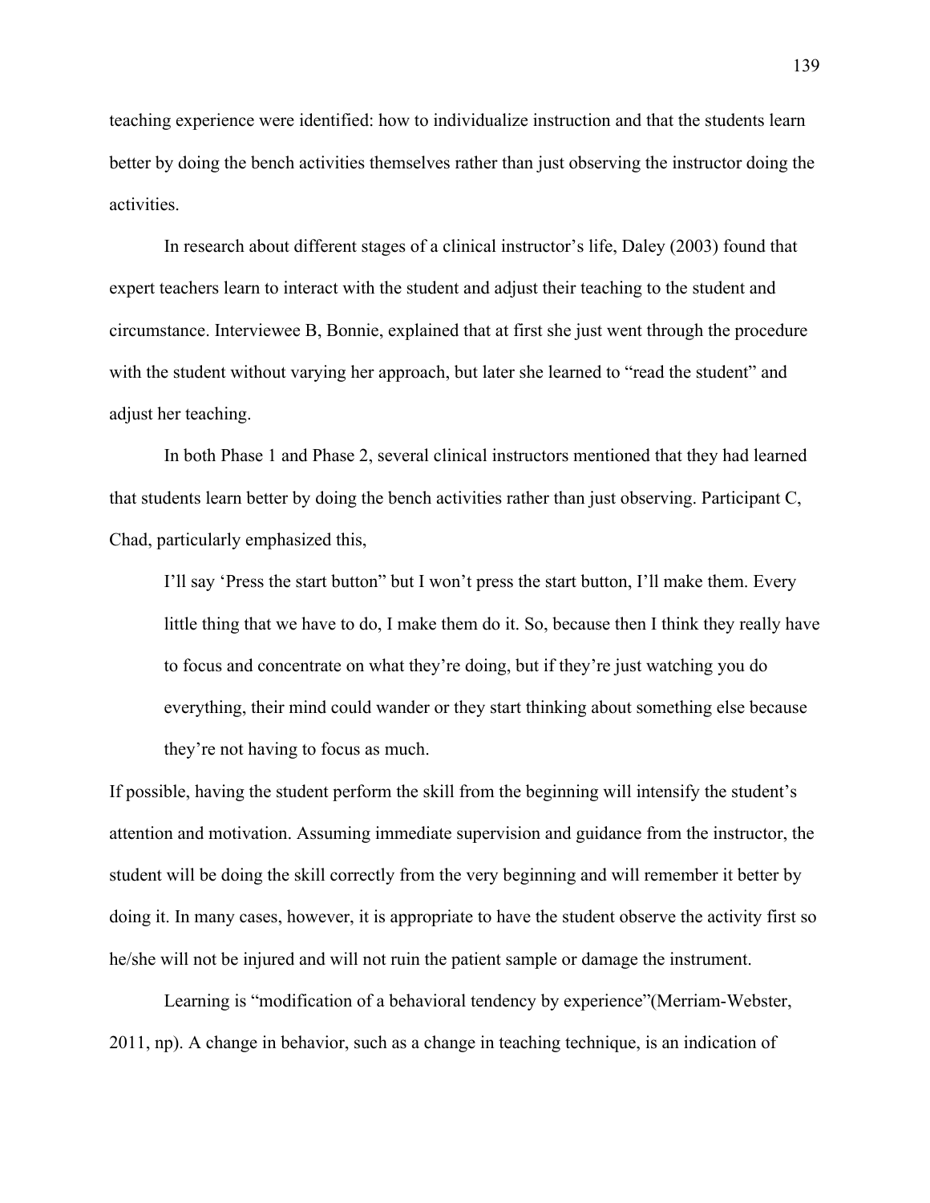teaching experience were identified: how to individualize instruction and that the students learn better by doing the bench activities themselves rather than just observing the instructor doing the activities.

In research about different stages of a clinical instructor's life, Daley (2003) found that expert teachers learn to interact with the student and adjust their teaching to the student and circumstance. Interviewee B, Bonnie, explained that at first she just went through the procedure with the student without varying her approach, but later she learned to "read the student" and adjust her teaching.

In both Phase 1 and Phase 2, several clinical instructors mentioned that they had learned that students learn better by doing the bench activities rather than just observing. Participant C, Chad, particularly emphasized this,

> I'll say 'Press the start button" but I won't press the start button, I'll make them. Every little thing that we have to do, I make them do it. So, because then I think they really have to focus and concentrate on what they're doing, but if they're just watching you do everything, their mind could wander or they start thinking about something else because they're not having to focus as much.

If possible, having the student perform the skill from the beginning will intensify the student's attention and motivation. Assuming immediate supervision and guidance from the instructor, the student will be doing the skill correctly from the very beginning and will remember it better by doing it. In many cases, however, it is appropriate to have the student observe the activity first so he/she will not be injured and will not ruin the patient sample or damage the instrument.

Learning is "modification of a behavioral tendency by experience"(Merriam-Webster, 2011, np). A change in behavior, such as a change in teaching technique, is an indication of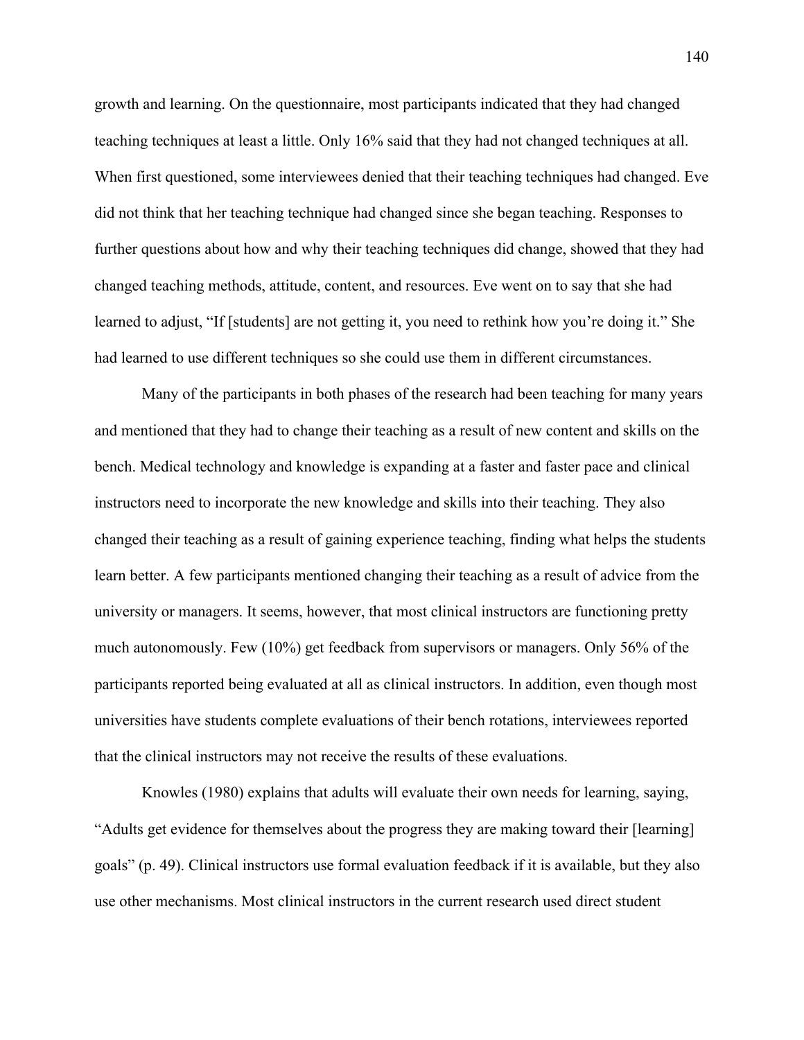growth and learning. On the questionnaire, most participants indicated that they had changed teaching techniques at least a little. Only 16% said that they had not changed techniques at all. When first questioned, some interviewees denied that their teaching techniques had changed. Eve did not think that her teaching technique had changed since she began teaching. Responses to further questions about how and why their teaching techniques did change, showed that they had changed teaching methods, attitude, content, and resources. Eve went on to say that she had learned to adjust, “If [students] are not getting it, you need to rethink how you’re doing it.” She had learned to use different techniques so she could use them in different circumstances.

Many of the participants in both phases of the research had been teaching for many years and mentioned that they had to change their teaching as a result of new content and skills on the bench. Medical technology and knowledge is expanding at a faster and faster pace and clinical instructors need to incorporate the new knowledge and skills into their teaching. They also changed their teaching as a result of gaining experience teaching, finding what helps the students learn better. A few participants mentioned changing their teaching as a result of advice from the university or managers. It seems, however, that most clinical instructors are functioning pretty much autonomously. Few (10%) get feedback from supervisors or managers. Only 56% of the participants reported being evaluated at all as clinical instructors. In addition, even though most universities have students complete evaluations of their bench rotations, interviewees reported that the clinical instructors may not receive the results of these evaluations.

Knowles (1980) explains that adults will evaluate their own needs for learning, saying, “Adults get evidence for themselves about the progress they are making toward their [learning] goals” (p. 49). Clinical instructors use formal evaluation feedback if it is available, but they also use other mechanisms. Most clinical instructors in the current research used direct student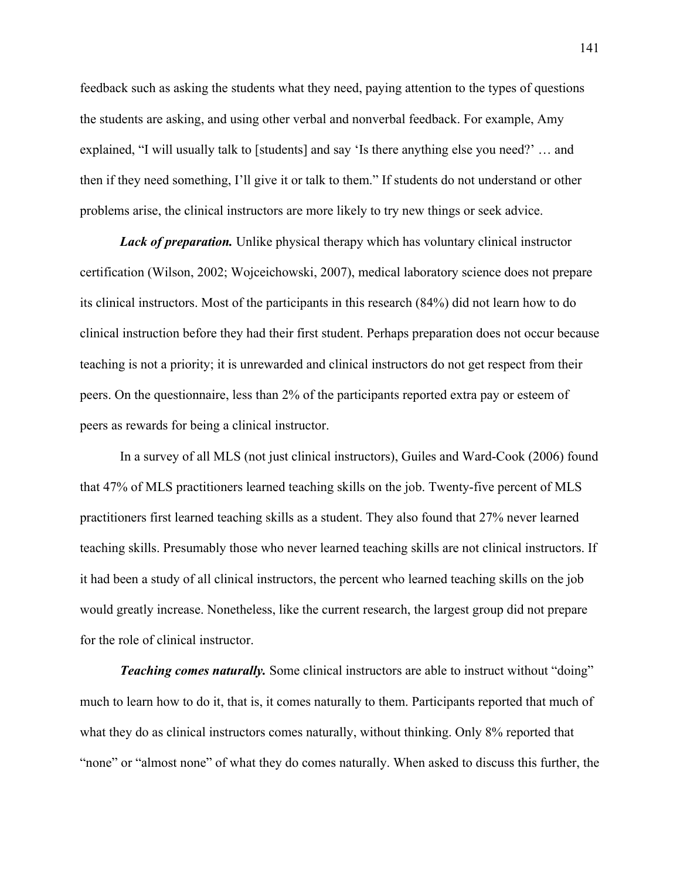feedback such as asking the students what they need, paying attention to the types of questions the students are asking, and using other verbal and nonverbal feedback. For example, Amy explained, "I will usually talk to [students] and say 'Is there anything else you need?' … and then if they need something, I'll give it or talk to them." If students do not understand or other problems arise, the clinical instructors are more likely to try new things or seek advice.

***Lack of preparation.*** Unlike physical therapy which has voluntary clinical instructor certification (Wilson, 2002; Wojceichowski, 2007), medical laboratory science does not prepare its clinical instructors. Most of the participants in this research (84%) did not learn how to do clinical instruction before they had their first student. Perhaps preparation does not occur because teaching is not a priority; it is unrewarded and clinical instructors do not get respect from their peers. On the questionnaire, less than 2% of the participants reported extra pay or esteem of peers as rewards for being a clinical instructor.

In a survey of all MLS (not just clinical instructors), Guiles and Ward-Cook (2006) found that 47% of MLS practitioners learned teaching skills on the job. Twenty-five percent of MLS practitioners first learned teaching skills as a student. They also found that 27% never learned teaching skills. Presumably those who never learned teaching skills are not clinical instructors. If it had been a study of all clinical instructors, the percent who learned teaching skills on the job would greatly increase. Nonetheless, like the current research, the largest group did not prepare for the role of clinical instructor.

***Teaching comes naturally.*** Some clinical instructors are able to instruct without "doing" much to learn how to do it, that is, it comes naturally to them. Participants reported that much of what they do as clinical instructors comes naturally, without thinking. Only 8% reported that "none" or "almost none" of what they do comes naturally. When asked to discuss this further, the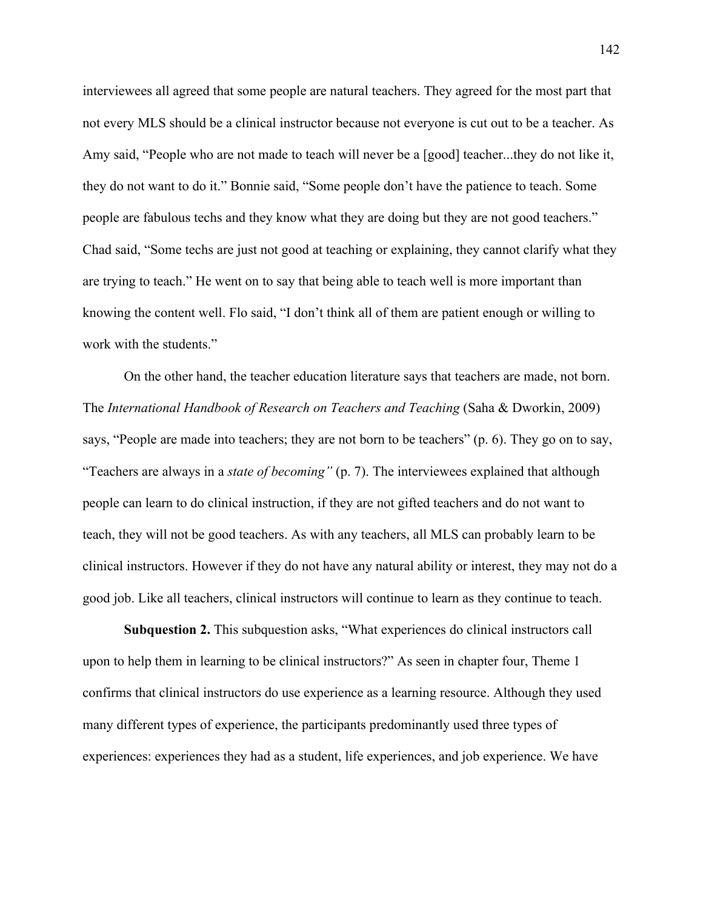interviewees all agreed that some people are natural teachers. They agreed for the most part that not every MLS should be a clinical instructor because not everyone is cut out to be a teacher. As Amy said, "People who are not made to teach will never be a [good] teacher...they do not like it, they do not want to do it." Bonnie said, "Some people don't have the patience to teach. Some people are fabulous techs and they know what they are doing but they are not good teachers." Chad said, "Some techs are just not good at teaching or explaining, they cannot clarify what they are trying to teach." He went on to say that being able to teach well is more important than knowing the content well. Flo said, "I don't think all of them are patient enough or willing to work with the students."

On the other hand, the teacher education literature says that teachers are made, not born. The *International Handbook of Research on Teachers and Teaching* (Saha & Dworkin, 2009) says, "People are made into teachers; they are not born to be teachers" (p. 6). They go on to say, "Teachers are always in a *state of becoming"* (p. 7). The interviewees explained that although people can learn to do clinical instruction, if they are not gifted teachers and do not want to teach, they will not be good teachers. As with any teachers, all MLS can probably learn to be clinical instructors. However if they do not have any natural ability or interest, they may not do a good job. Like all teachers, clinical instructors will continue to learn as they continue to teach.

**Subquestion 2.** This subquestion asks, "What experiences do clinical instructors call upon to help them in learning to be clinical instructors?" As seen in chapter four, Theme 1 confirms that clinical instructors do use experience as a learning resource. Although they used many different types of experience, the participants predominantly used three types of experiences: experiences they had as a student, life experiences, and job experience. We have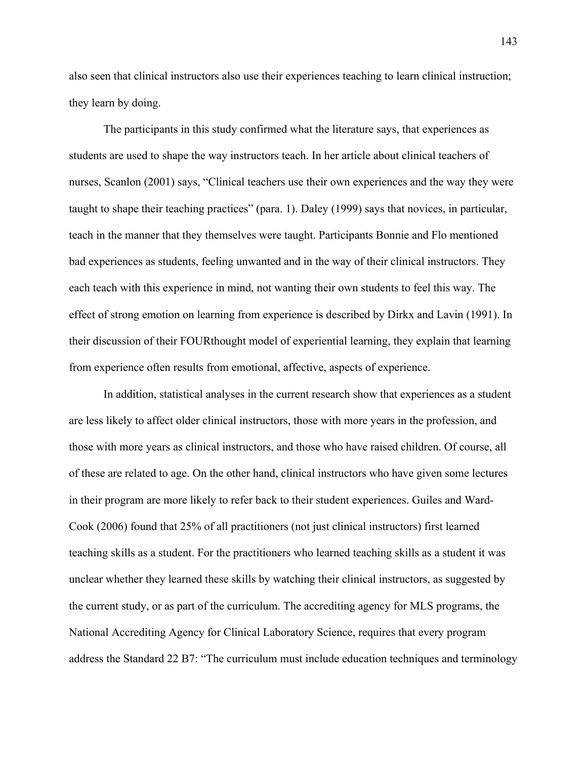also seen that clinical instructors also use their experiences teaching to learn clinical instruction; they learn by doing.

The participants in this study confirmed what the literature says, that experiences as students are used to shape the way instructors teach. In her article about clinical teachers of nurses, Scanlon (2001) says, "Clinical teachers use their own experiences and the way they were taught to shape their teaching practices" (para. 1). Daley (1999) says that novices, in particular, teach in the manner that they themselves were taught. Participants Bonnie and Flo mentioned bad experiences as students, feeling unwanted and in the way of their clinical instructors. They each teach with this experience in mind, not wanting their own students to feel this way. The effect of strong emotion on learning from experience is described by Dirkx and Lavin (1991). In their discussion of their FOURthought model of experiential learning, they explain that learning from experience often results from emotional, affective, aspects of experience.

In addition, statistical analyses in the current research show that experiences as a student are less likely to affect older clinical instructors, those with more years in the profession, and those with more years as clinical instructors, and those who have raised children. Of course, all of these are related to age. On the other hand, clinical instructors who have given some lectures in their program are more likely to refer back to their student experiences. Guiles and Ward-Cook (2006) found that 25% of all practitioners (not just clinical instructors) first learned teaching skills as a student. For the practitioners who learned teaching skills as a student it was unclear whether they learned these skills by watching their clinical instructors, as suggested by the current study, or as part of the curriculum. The accrediting agency for MLS programs, the National Accrediting Agency for Clinical Laboratory Science, requires that every program address the Standard 22 B7: "The curriculum must include education techniques and terminology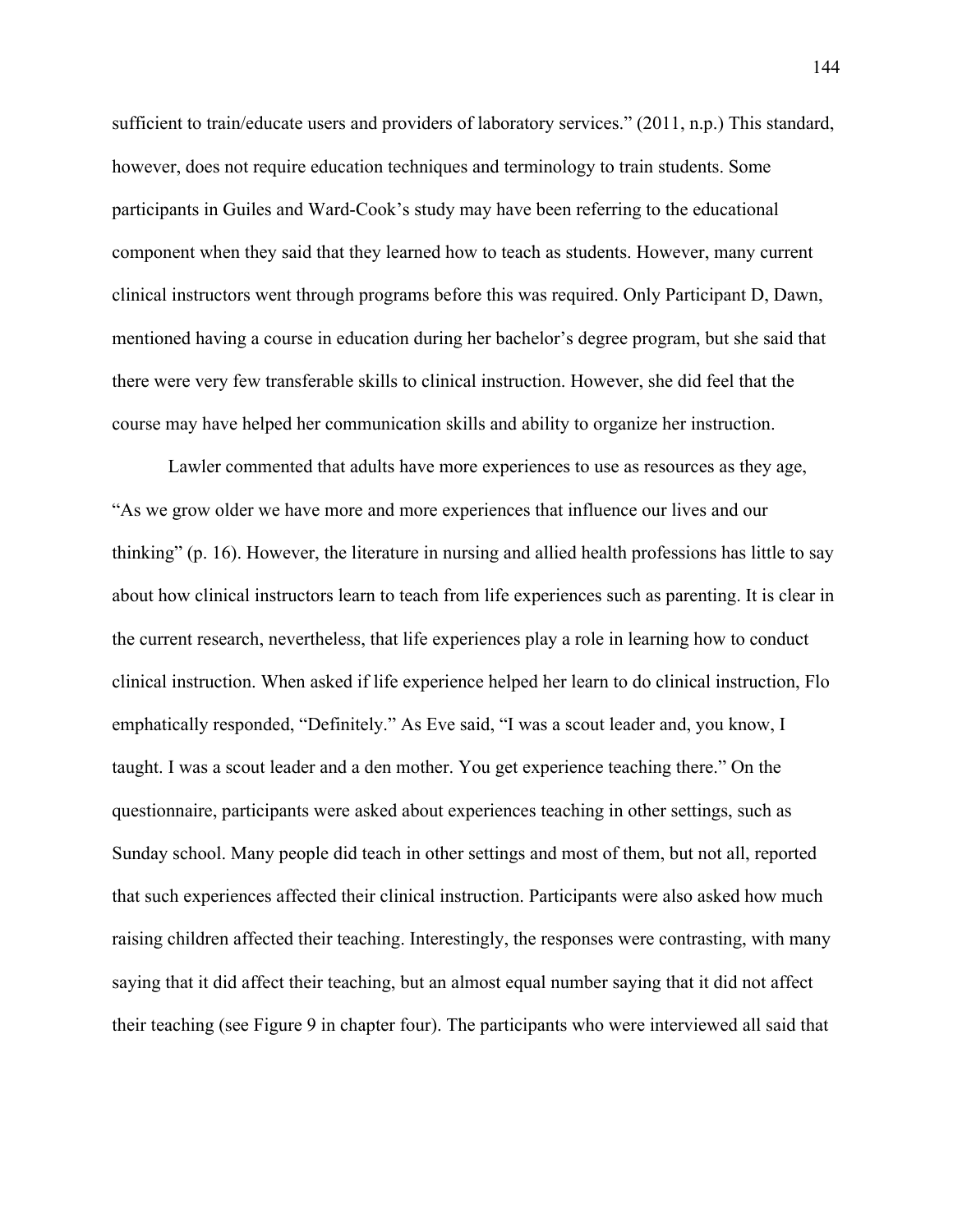sufficient to train/educate users and providers of laboratory services." (2011, n.p.) This standard, however, does not require education techniques and terminology to train students. Some participants in Guiles and Ward-Cook's study may have been referring to the educational component when they said that they learned how to teach as students. However, many current clinical instructors went through programs before this was required. Only Participant D, Dawn, mentioned having a course in education during her bachelor's degree program, but she said that there were very few transferable skills to clinical instruction. However, she did feel that the course may have helped her communication skills and ability to organize her instruction.

Lawler commented that adults have more experiences to use as resources as they age, "As we grow older we have more and more experiences that influence our lives and our thinking" (p. 16). However, the literature in nursing and allied health professions has little to say about how clinical instructors learn to teach from life experiences such as parenting. It is clear in the current research, nevertheless, that life experiences play a role in learning how to conduct clinical instruction. When asked if life experience helped her learn to do clinical instruction, Flo emphatically responded, "Definitely." As Eve said, "I was a scout leader and, you know, I taught. I was a scout leader and a den mother. You get experience teaching there." On the questionnaire, participants were asked about experiences teaching in other settings, such as Sunday school. Many people did teach in other settings and most of them, but not all, reported that such experiences affected their clinical instruction. Participants were also asked how much raising children affected their teaching. Interestingly, the responses were contrasting, with many saying that it did affect their teaching, but an almost equal number saying that it did not affect their teaching (see Figure 9 in chapter four). The participants who were interviewed all said that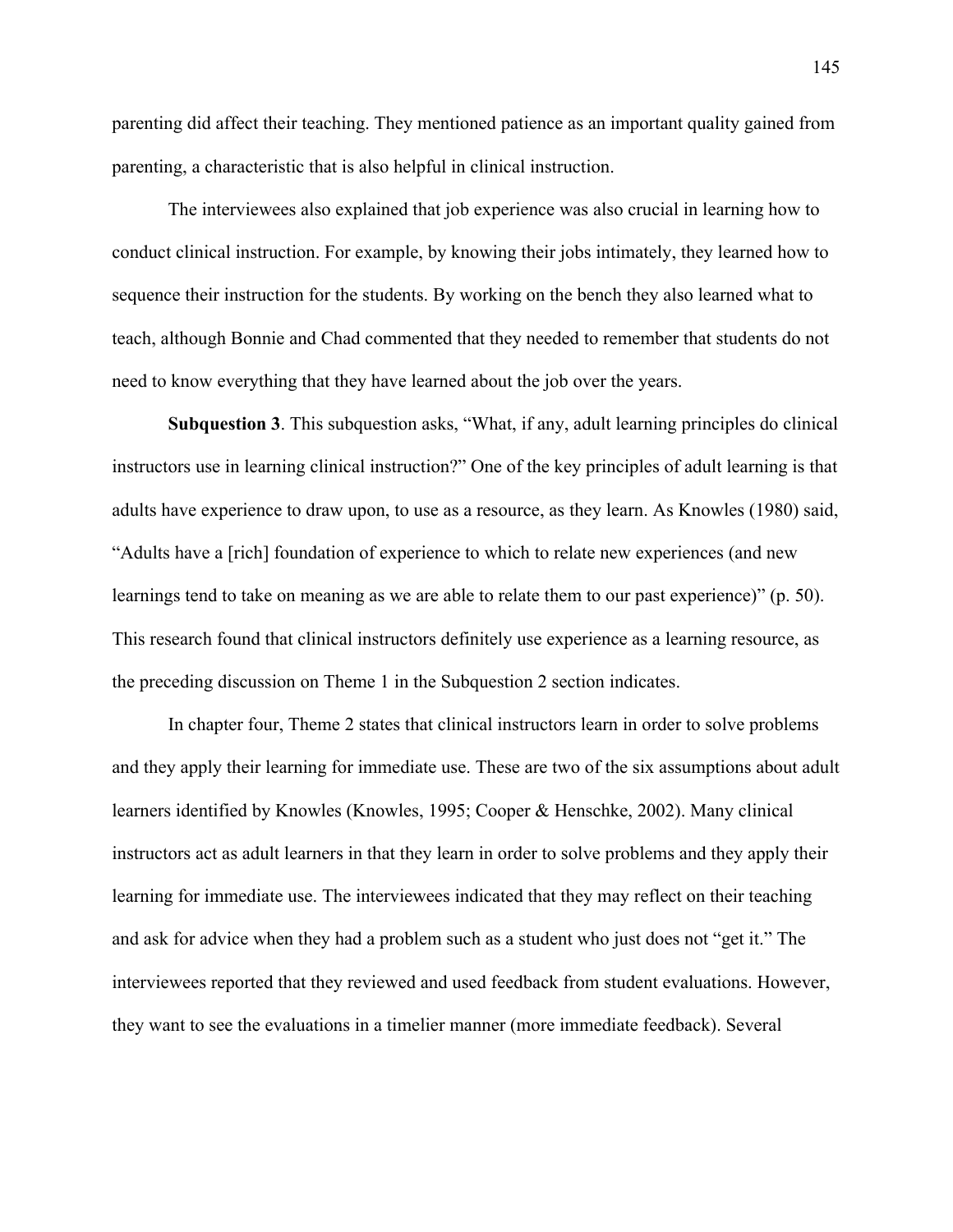parenting did affect their teaching. They mentioned patience as an important quality gained from parenting, a characteristic that is also helpful in clinical instruction.

The interviewees also explained that job experience was also crucial in learning how to conduct clinical instruction. For example, by knowing their jobs intimately, they learned how to sequence their instruction for the students. By working on the bench they also learned what to teach, although Bonnie and Chad commented that they needed to remember that students do not need to know everything that they have learned about the job over the years.

**Subquestion 3**. This subquestion asks, "What, if any, adult learning principles do clinical instructors use in learning clinical instruction?" One of the key principles of adult learning is that adults have experience to draw upon, to use as a resource, as they learn. As Knowles (1980) said, "Adults have a [rich] foundation of experience to which to relate new experiences (and new learnings tend to take on meaning as we are able to relate them to our past experience)" (p. 50). This research found that clinical instructors definitely use experience as a learning resource, as the preceding discussion on Theme 1 in the Subquestion 2 section indicates.

In chapter four, Theme 2 states that clinical instructors learn in order to solve problems and they apply their learning for immediate use. These are two of the six assumptions about adult learners identified by Knowles (Knowles, 1995; Cooper & Henschke, 2002). Many clinical instructors act as adult learners in that they learn in order to solve problems and they apply their learning for immediate use. The interviewees indicated that they may reflect on their teaching and ask for advice when they had a problem such as a student who just does not "get it." The interviewees reported that they reviewed and used feedback from student evaluations. However, they want to see the evaluations in a timelier manner (more immediate feedback). Several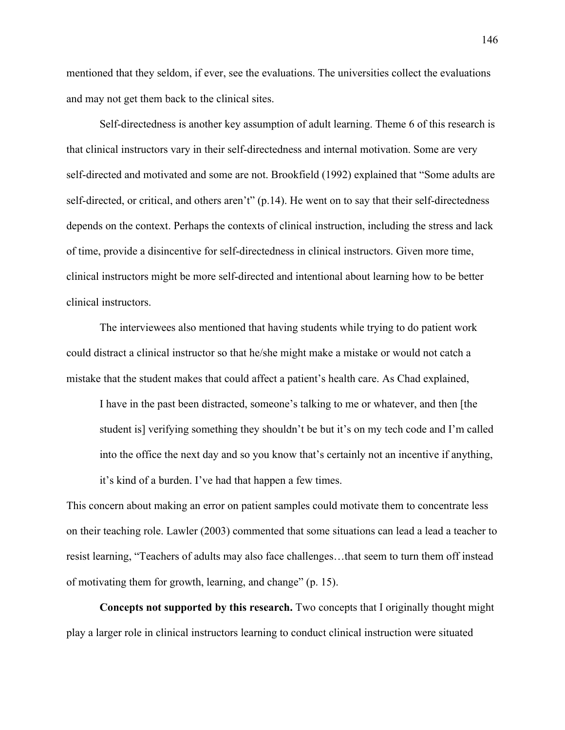mentioned that they seldom, if ever, see the evaluations. The universities collect the evaluations and may not get them back to the clinical sites.

Self-directedness is another key assumption of adult learning. Theme 6 of this research is that clinical instructors vary in their self-directedness and internal motivation. Some are very self-directed and motivated and some are not. Brookfield (1992) explained that "Some adults are self-directed, or critical, and others aren't" (p.14). He went on to say that their self-directedness depends on the context. Perhaps the contexts of clinical instruction, including the stress and lack of time, provide a disincentive for self-directedness in clinical instructors. Given more time, clinical instructors might be more self-directed and intentional about learning how to be better clinical instructors.

The interviewees also mentioned that having students while trying to do patient work could distract a clinical instructor so that he/she might make a mistake or would not catch a mistake that the student makes that could affect a patient's health care. As Chad explained,

> I have in the past been distracted, someone's talking to me or whatever, and then [the student is] verifying something they shouldn't be but it's on my tech code and I'm called into the office the next day and so you know that's certainly not an incentive if anything, it's kind of a burden. I've had that happen a few times.

This concern about making an error on patient samples could motivate them to concentrate less on their teaching role. Lawler (2003) commented that some situations can lead a lead a teacher to resist learning, "Teachers of adults may also face challenges…that seem to turn them off instead of motivating them for growth, learning, and change" (p. 15).

**Concepts not supported by this research.** Two concepts that I originally thought might play a larger role in clinical instructors learning to conduct clinical instruction were situated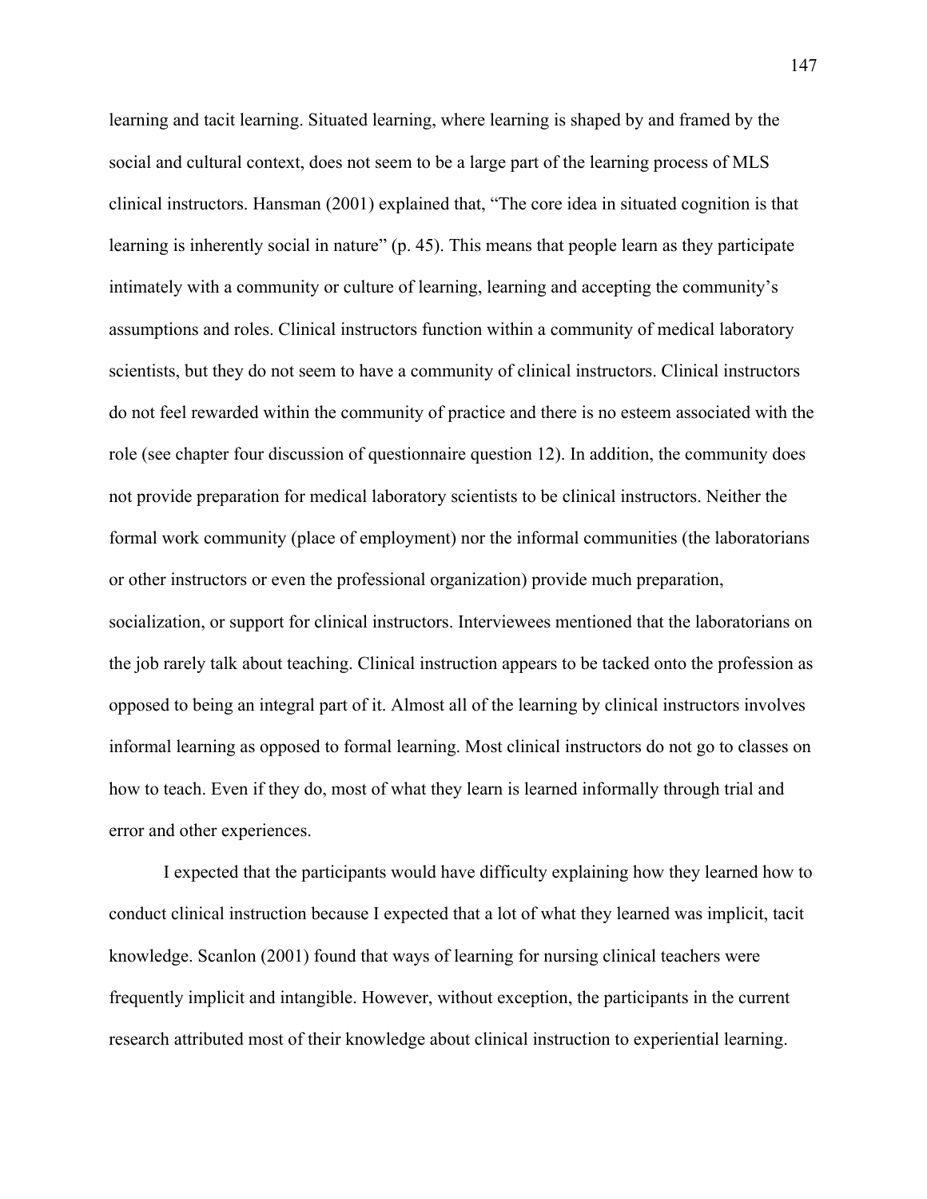learning and tacit learning. Situated learning, where learning is shaped by and framed by the social and cultural context, does not seem to be a large part of the learning process of MLS clinical instructors. Hansman (2001) explained that, "The core idea in situated cognition is that learning is inherently social in nature" (p. 45). This means that people learn as they participate intimately with a community or culture of learning, learning and accepting the community's assumptions and roles. Clinical instructors function within a community of medical laboratory scientists, but they do not seem to have a community of clinical instructors. Clinical instructors do not feel rewarded within the community of practice and there is no esteem associated with the role (see chapter four discussion of questionnaire question 12). In addition, the community does not provide preparation for medical laboratory scientists to be clinical instructors. Neither the formal work community (place of employment) nor the informal communities (the laboratorians or other instructors or even the professional organization) provide much preparation, socialization, or support for clinical instructors. Interviewees mentioned that the laboratorians on the job rarely talk about teaching. Clinical instruction appears to be tacked onto the profession as opposed to being an integral part of it. Almost all of the learning by clinical instructors involves informal learning as opposed to formal learning. Most clinical instructors do not go to classes on how to teach. Even if they do, most of what they learn is learned informally through trial and error and other experiences.

I expected that the participants would have difficulty explaining how they learned how to conduct clinical instruction because I expected that a lot of what they learned was implicit, tacit knowledge. Scanlon (2001) found that ways of learning for nursing clinical teachers were frequently implicit and intangible. However, without exception, the participants in the current research attributed most of their knowledge about clinical instruction to experiential learning.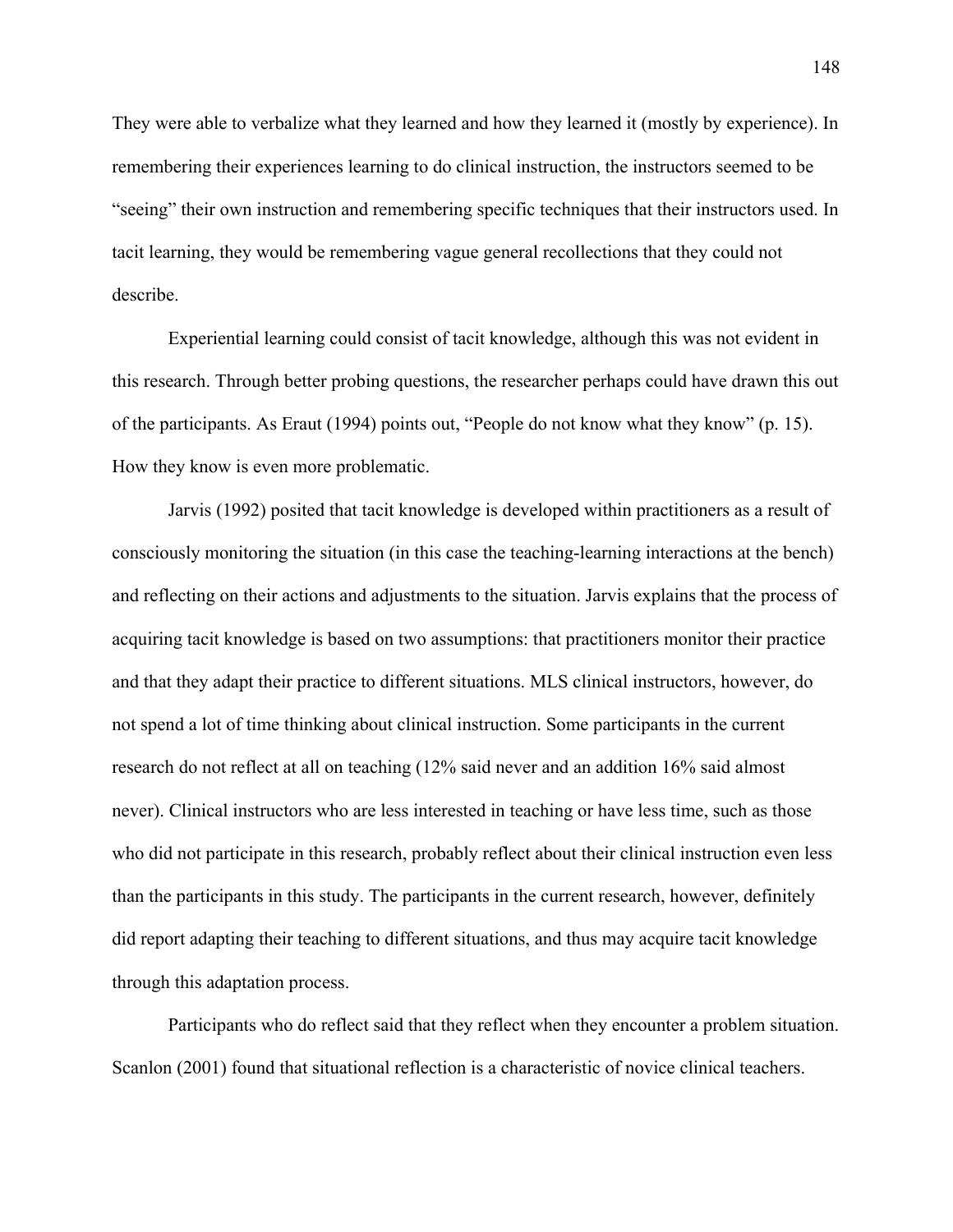They were able to verbalize what they learned and how they learned it (mostly by experience). In remembering their experiences learning to do clinical instruction, the instructors seemed to be "seeing" their own instruction and remembering specific techniques that their instructors used. In tacit learning, they would be remembering vague general recollections that they could not describe.

Experiential learning could consist of tacit knowledge, although this was not evident in this research. Through better probing questions, the researcher perhaps could have drawn this out of the participants. As Eraut (1994) points out, "People do not know what they know" (p. 15). How they know is even more problematic.

Jarvis (1992) posited that tacit knowledge is developed within practitioners as a result of consciously monitoring the situation (in this case the teaching-learning interactions at the bench) and reflecting on their actions and adjustments to the situation. Jarvis explains that the process of acquiring tacit knowledge is based on two assumptions: that practitioners monitor their practice and that they adapt their practice to different situations. MLS clinical instructors, however, do not spend a lot of time thinking about clinical instruction. Some participants in the current research do not reflect at all on teaching (12% said never and an addition 16% said almost never). Clinical instructors who are less interested in teaching or have less time, such as those who did not participate in this research, probably reflect about their clinical instruction even less than the participants in this study. The participants in the current research, however, definitely did report adapting their teaching to different situations, and thus may acquire tacit knowledge through this adaptation process.

Participants who do reflect said that they reflect when they encounter a problem situation. Scanlon (2001) found that situational reflection is a characteristic of novice clinical teachers.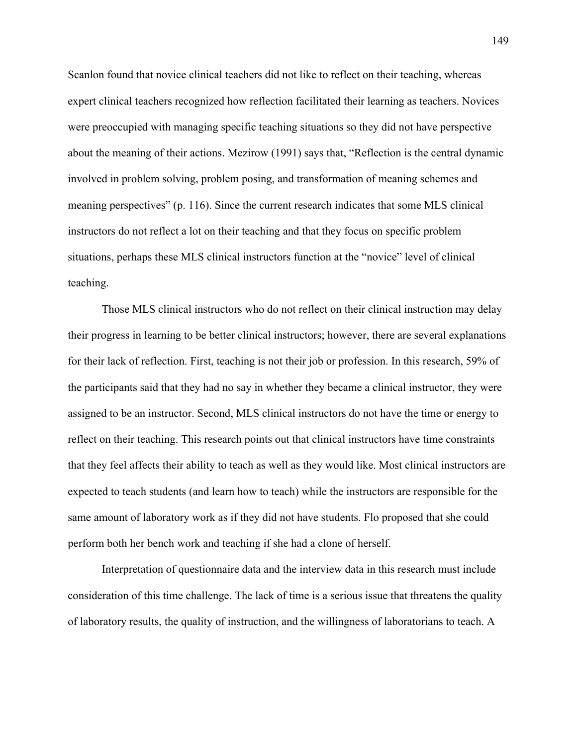Scanlon found that novice clinical teachers did not like to reflect on their teaching, whereas expert clinical teachers recognized how reflection facilitated their learning as teachers. Novices were preoccupied with managing specific teaching situations so they did not have perspective about the meaning of their actions. Mezirow (1991) says that, "Reflection is the central dynamic involved in problem solving, problem posing, and transformation of meaning schemes and meaning perspectives" (p. 116). Since the current research indicates that some MLS clinical instructors do not reflect a lot on their teaching and that they focus on specific problem situations, perhaps these MLS clinical instructors function at the "novice" level of clinical teaching.

Those MLS clinical instructors who do not reflect on their clinical instruction may delay their progress in learning to be better clinical instructors; however, there are several explanations for their lack of reflection. First, teaching is not their job or profession. In this research, 59% of the participants said that they had no say in whether they became a clinical instructor, they were assigned to be an instructor. Second, MLS clinical instructors do not have the time or energy to reflect on their teaching. This research points out that clinical instructors have time constraints that they feel affects their ability to teach as well as they would like. Most clinical instructors are expected to teach students (and learn how to teach) while the instructors are responsible for the same amount of laboratory work as if they did not have students. Flo proposed that she could perform both her bench work and teaching if she had a clone of herself.

Interpretation of questionnaire data and the interview data in this research must include consideration of this time challenge. The lack of time is a serious issue that threatens the quality of laboratory results, the quality of instruction, and the willingness of laboratorians to teach. A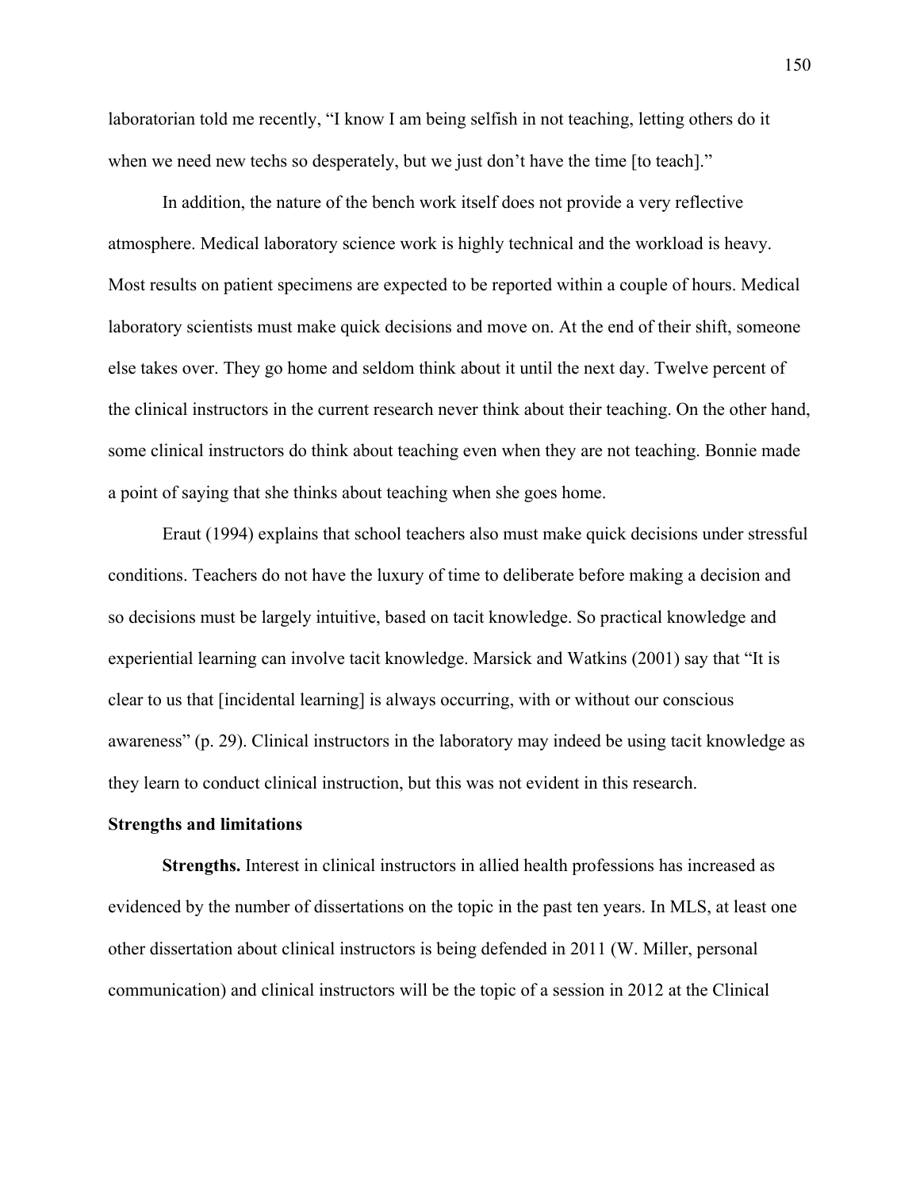laboratorian told me recently, "I know I am being selfish in not teaching, letting others do it when we need new techs so desperately, but we just don't have the time [to teach]."

In addition, the nature of the bench work itself does not provide a very reflective atmosphere. Medical laboratory science work is highly technical and the workload is heavy. Most results on patient specimens are expected to be reported within a couple of hours. Medical laboratory scientists must make quick decisions and move on. At the end of their shift, someone else takes over. They go home and seldom think about it until the next day. Twelve percent of the clinical instructors in the current research never think about their teaching. On the other hand, some clinical instructors do think about teaching even when they are not teaching. Bonnie made a point of saying that she thinks about teaching when she goes home.

Eraut (1994) explains that school teachers also must make quick decisions under stressful conditions. Teachers do not have the luxury of time to deliberate before making a decision and so decisions must be largely intuitive, based on tacit knowledge. So practical knowledge and experiential learning can involve tacit knowledge. Marsick and Watkins (2001) say that "It is clear to us that [incidental learning] is always occurring, with or without our conscious awareness" (p. 29). Clinical instructors in the laboratory may indeed be using tacit knowledge as they learn to conduct clinical instruction, but this was not evident in this research.

### Strengths and limitations

**Strengths.** Interest in clinical instructors in allied health professions has increased as evidenced by the number of dissertations on the topic in the past ten years. In MLS, at least one other dissertation about clinical instructors is being defended in 2011 (W. Miller, personal communication) and clinical instructors will be the topic of a session in 2012 at the Clinical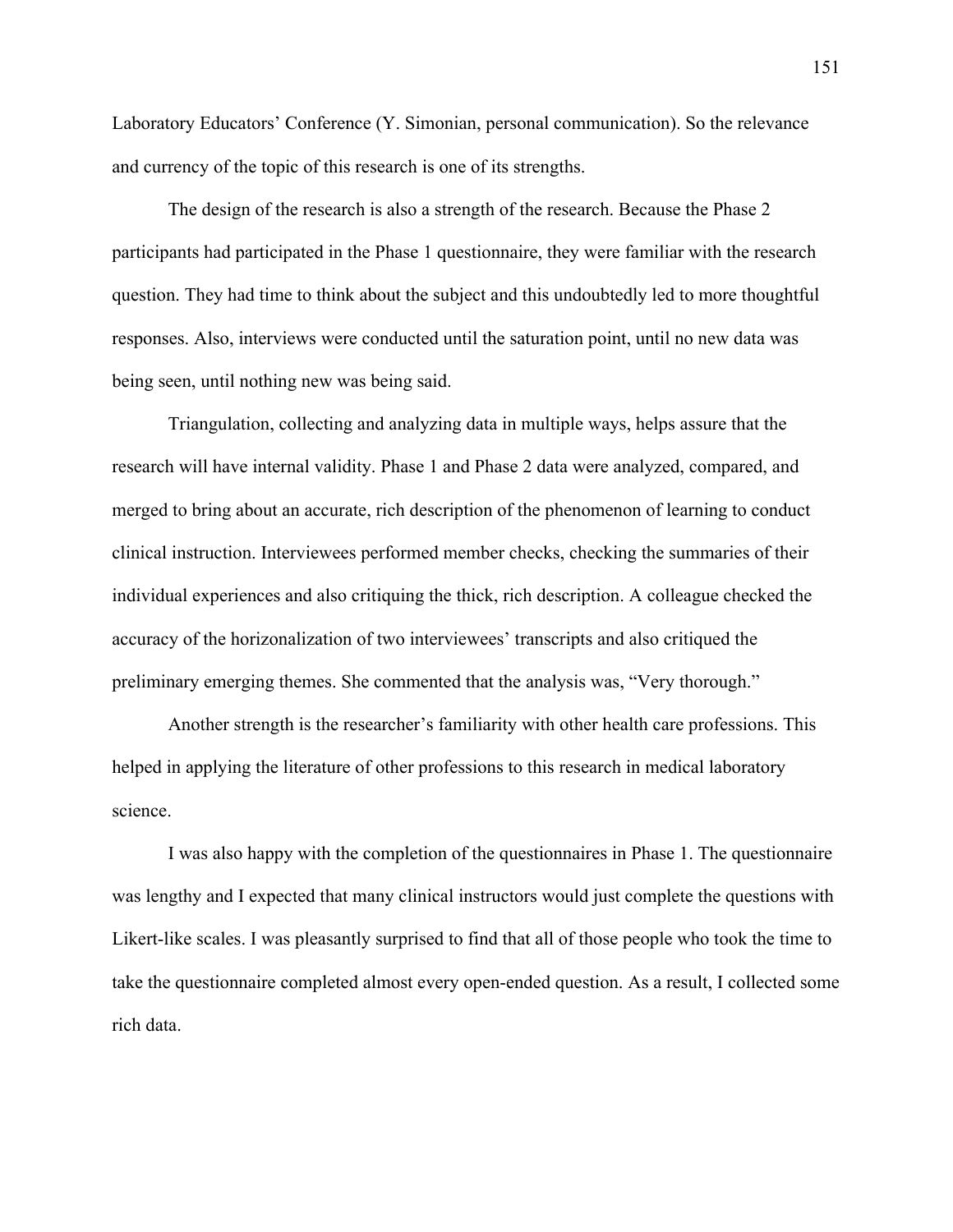Laboratory Educators' Conference (Y. Simonian, personal communication). So the relevance and currency of the topic of this research is one of its strengths.

The design of the research is also a strength of the research. Because the Phase 2 participants had participated in the Phase 1 questionnaire, they were familiar with the research question. They had time to think about the subject and this undoubtedly led to more thoughtful responses. Also, interviews were conducted until the saturation point, until no new data was being seen, until nothing new was being said.

Triangulation, collecting and analyzing data in multiple ways, helps assure that the research will have internal validity. Phase 1 and Phase 2 data were analyzed, compared, and merged to bring about an accurate, rich description of the phenomenon of learning to conduct clinical instruction. Interviewees performed member checks, checking the summaries of their individual experiences and also critiquing the thick, rich description. A colleague checked the accuracy of the horizonalization of two interviewees' transcripts and also critiqued the preliminary emerging themes. She commented that the analysis was, "Very thorough."

Another strength is the researcher's familiarity with other health care professions. This helped in applying the literature of other professions to this research in medical laboratory science.

I was also happy with the completion of the questionnaires in Phase 1. The questionnaire was lengthy and I expected that many clinical instructors would just complete the questions with Likert-like scales. I was pleasantly surprised to find that all of those people who took the time to take the questionnaire completed almost every open-ended question. As a result, I collected some rich data.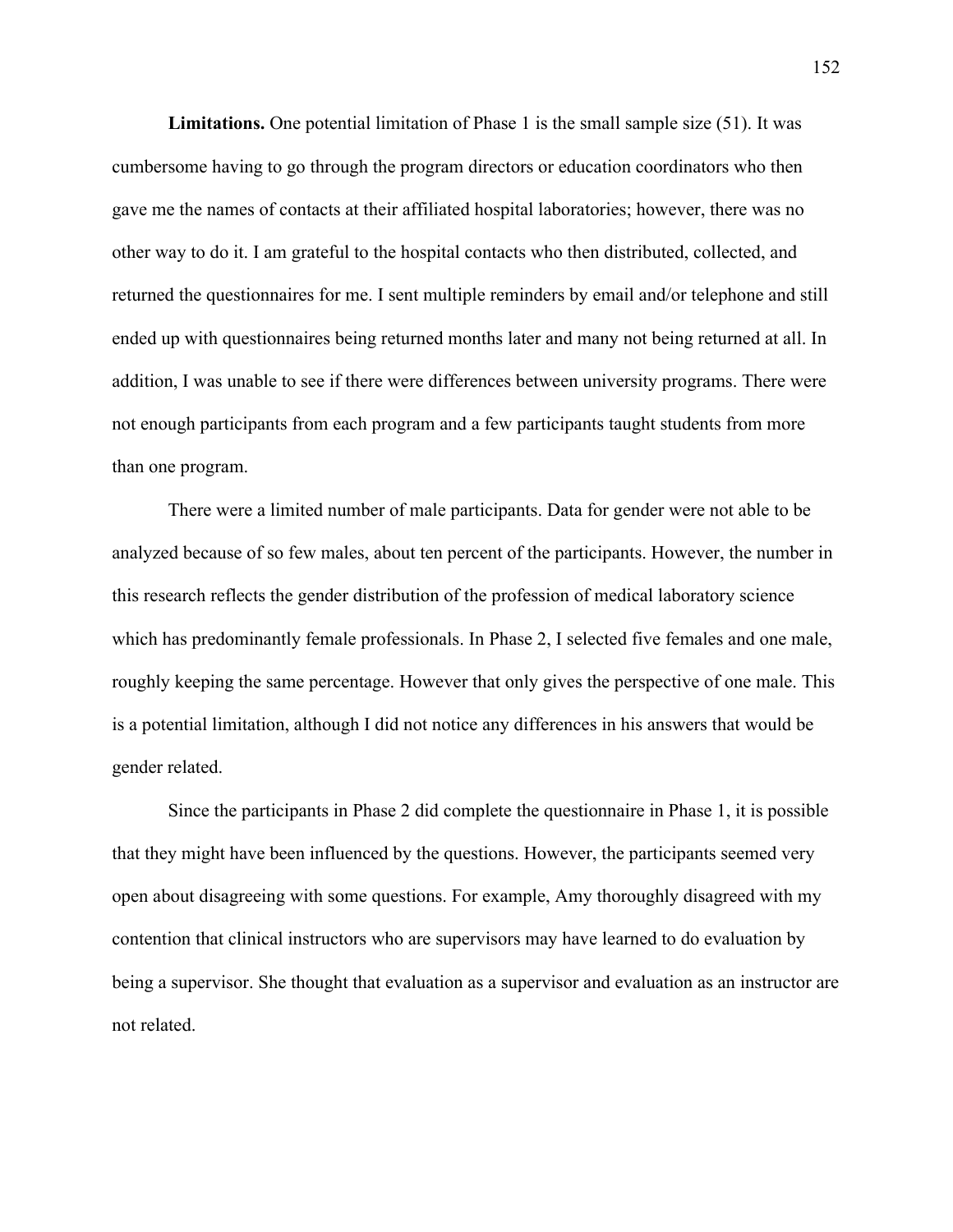**Limitations.** One potential limitation of Phase 1 is the small sample size (51). It was cumbersome having to go through the program directors or education coordinators who then gave me the names of contacts at their affiliated hospital laboratories; however, there was no other way to do it. I am grateful to the hospital contacts who then distributed, collected, and returned the questionnaires for me. I sent multiple reminders by email and/or telephone and still ended up with questionnaires being returned months later and many not being returned at all. In addition, I was unable to see if there were differences between university programs. There were not enough participants from each program and a few participants taught students from more than one program.

There were a limited number of male participants. Data for gender were not able to be analyzed because of so few males, about ten percent of the participants. However, the number in this research reflects the gender distribution of the profession of medical laboratory science which has predominantly female professionals. In Phase 2, I selected five females and one male, roughly keeping the same percentage. However that only gives the perspective of one male. This is a potential limitation, although I did not notice any differences in his answers that would be gender related.

Since the participants in Phase 2 did complete the questionnaire in Phase 1, it is possible that they might have been influenced by the questions. However, the participants seemed very open about disagreeing with some questions. For example, Amy thoroughly disagreed with my contention that clinical instructors who are supervisors may have learned to do evaluation by being a supervisor. She thought that evaluation as a supervisor and evaluation as an instructor are not related.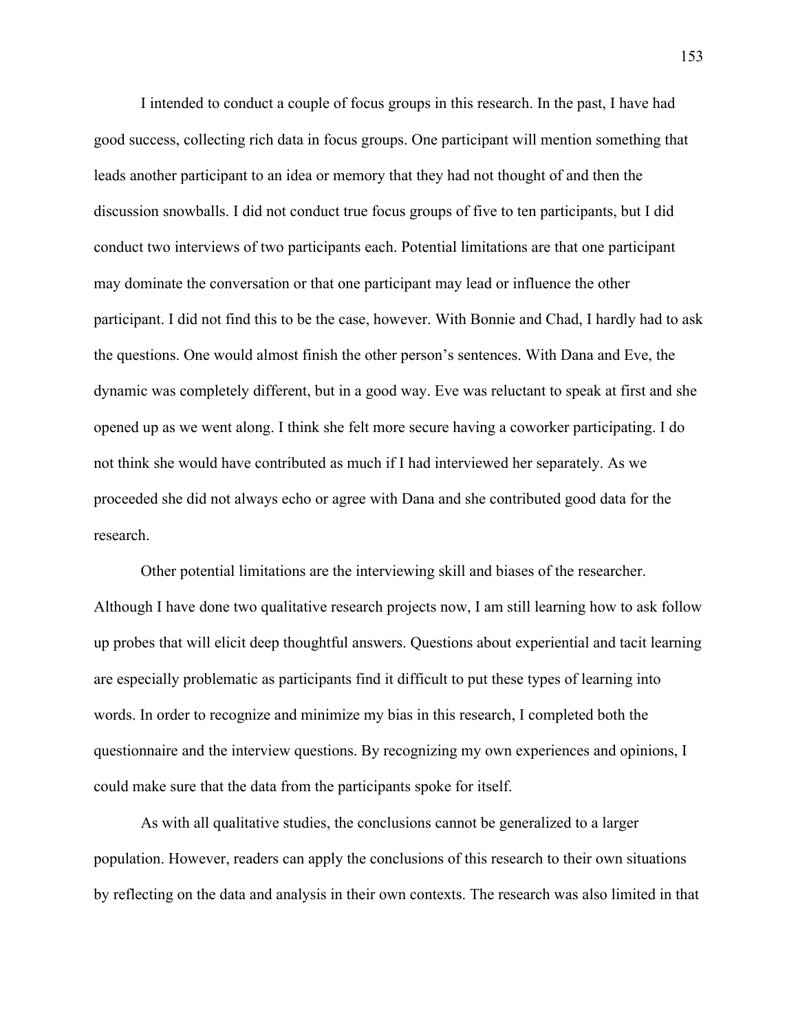I intended to conduct a couple of focus groups in this research. In the past, I have had good success, collecting rich data in focus groups. One participant will mention something that leads another participant to an idea or memory that they had not thought of and then the discussion snowballs. I did not conduct true focus groups of five to ten participants, but I did conduct two interviews of two participants each. Potential limitations are that one participant may dominate the conversation or that one participant may lead or influence the other participant. I did not find this to be the case, however. With Bonnie and Chad, I hardly had to ask the questions. One would almost finish the other person's sentences. With Dana and Eve, the dynamic was completely different, but in a good way. Eve was reluctant to speak at first and she opened up as we went along. I think she felt more secure having a coworker participating. I do not think she would have contributed as much if I had interviewed her separately. As we proceeded she did not always echo or agree with Dana and she contributed good data for the research.

Other potential limitations are the interviewing skill and biases of the researcher. Although I have done two qualitative research projects now, I am still learning how to ask follow up probes that will elicit deep thoughtful answers. Questions about experiential and tacit learning are especially problematic as participants find it difficult to put these types of learning into words. In order to recognize and minimize my bias in this research, I completed both the questionnaire and the interview questions. By recognizing my own experiences and opinions, I could make sure that the data from the participants spoke for itself.

As with all qualitative studies, the conclusions cannot be generalized to a larger population. However, readers can apply the conclusions of this research to their own situations by reflecting on the data and analysis in their own contexts. The research was also limited in that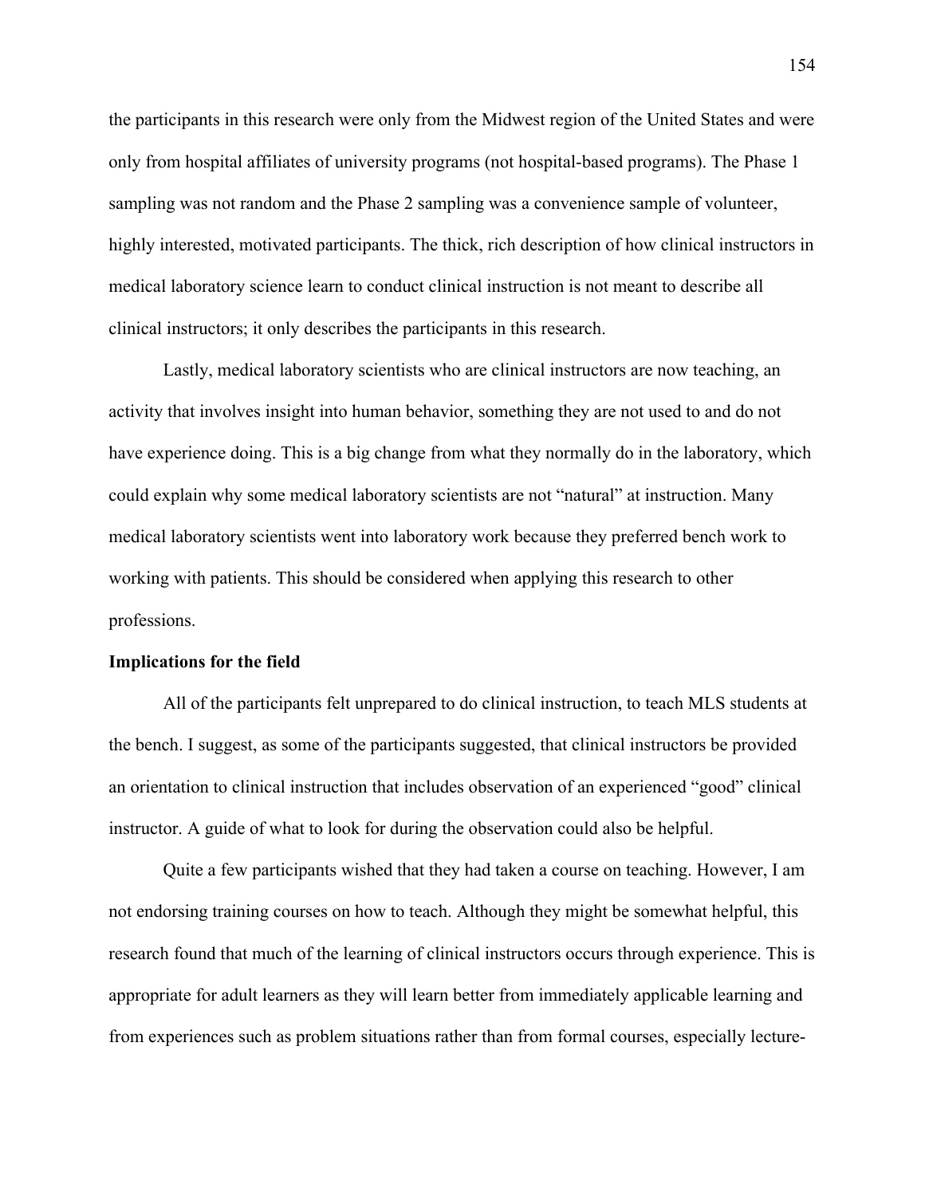the participants in this research were only from the Midwest region of the United States and were only from hospital affiliates of university programs (not hospital-based programs). The Phase 1 sampling was not random and the Phase 2 sampling was a convenience sample of volunteer, highly interested, motivated participants. The thick, rich description of how clinical instructors in medical laboratory science learn to conduct clinical instruction is not meant to describe all clinical instructors; it only describes the participants in this research.

Lastly, medical laboratory scientists who are clinical instructors are now teaching, an activity that involves insight into human behavior, something they are not used to and do not have experience doing. This is a big change from what they normally do in the laboratory, which could explain why some medical laboratory scientists are not "natural" at instruction. Many medical laboratory scientists went into laboratory work because they preferred bench work to working with patients. This should be considered when applying this research to other professions.

**Implications for the field**

All of the participants felt unprepared to do clinical instruction, to teach MLS students at the bench. I suggest, as some of the participants suggested, that clinical instructors be provided an orientation to clinical instruction that includes observation of an experienced "good" clinical instructor. A guide of what to look for during the observation could also be helpful.

Quite a few participants wished that they had taken a course on teaching. However, I am not endorsing training courses on how to teach. Although they might be somewhat helpful, this research found that much of the learning of clinical instructors occurs through experience. This is appropriate for adult learners as they will learn better from immediately applicable learning and from experiences such as problem situations rather than from formal courses, especially lecture-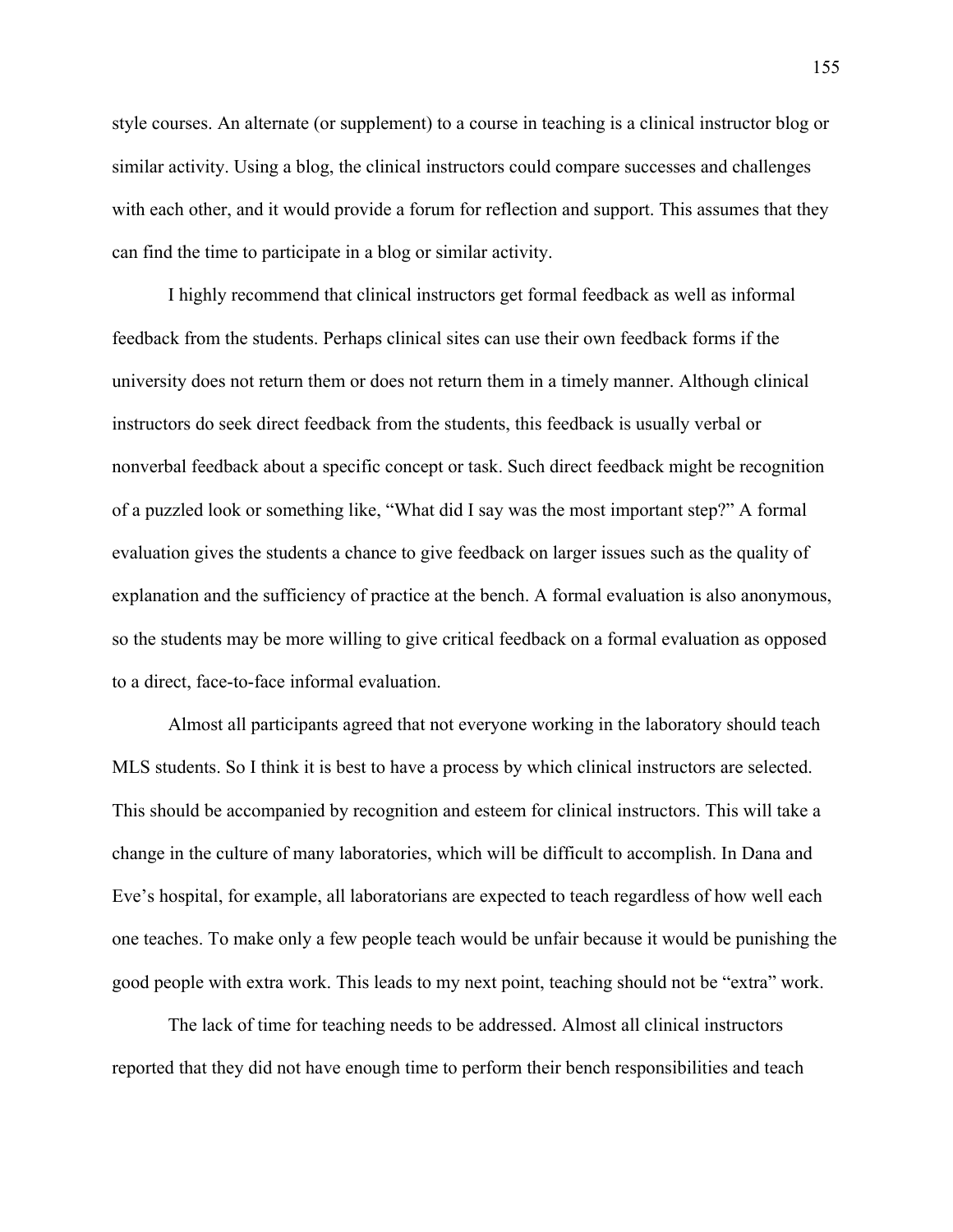style courses. An alternate (or supplement) to a course in teaching is a clinical instructor blog or similar activity. Using a blog, the clinical instructors could compare successes and challenges with each other, and it would provide a forum for reflection and support. This assumes that they can find the time to participate in a blog or similar activity.

I highly recommend that clinical instructors get formal feedback as well as informal feedback from the students. Perhaps clinical sites can use their own feedback forms if the university does not return them or does not return them in a timely manner. Although clinical instructors do seek direct feedback from the students, this feedback is usually verbal or nonverbal feedback about a specific concept or task. Such direct feedback might be recognition of a puzzled look or something like, “What did I say was the most important step?” A formal evaluation gives the students a chance to give feedback on larger issues such as the quality of explanation and the sufficiency of practice at the bench. A formal evaluation is also anonymous, so the students may be more willing to give critical feedback on a formal evaluation as opposed to a direct, face-to-face informal evaluation.

Almost all participants agreed that not everyone working in the laboratory should teach MLS students. So I think it is best to have a process by which clinical instructors are selected. This should be accompanied by recognition and esteem for clinical instructors. This will take a change in the culture of many laboratories, which will be difficult to accomplish. In Dana and Eve’s hospital, for example, all laboratorians are expected to teach regardless of how well each one teaches. To make only a few people teach would be unfair because it would be punishing the good people with extra work. This leads to my next point, teaching should not be “extra” work.

The lack of time for teaching needs to be addressed. Almost all clinical instructors reported that they did not have enough time to perform their bench responsibilities and teach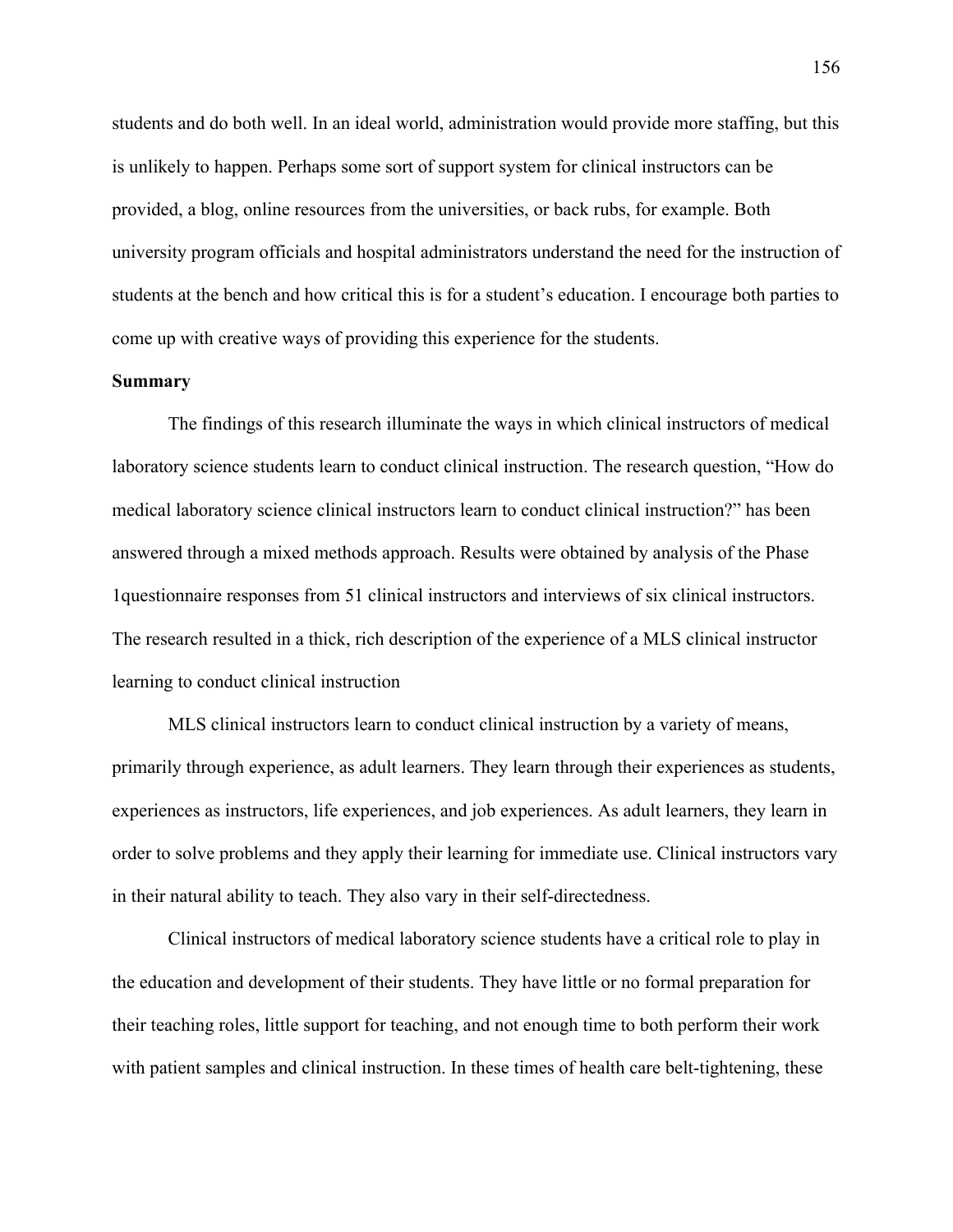students and do both well. In an ideal world, administration would provide more staffing, but this is unlikely to happen. Perhaps some sort of support system for clinical instructors can be provided, a blog, online resources from the universities, or back rubs, for example. Both university program officials and hospital administrators understand the need for the instruction of students at the bench and how critical this is for a student's education. I encourage both parties to come up with creative ways of providing this experience for the students.

**Summary**

The findings of this research illuminate the ways in which clinical instructors of medical laboratory science students learn to conduct clinical instruction. The research question, "How do medical laboratory science clinical instructors learn to conduct clinical instruction?" has been answered through a mixed methods approach. Results were obtained by analysis of the Phase 1questionnaire responses from 51 clinical instructors and interviews of six clinical instructors. The research resulted in a thick, rich description of the experience of a MLS clinical instructor learning to conduct clinical instruction

MLS clinical instructors learn to conduct clinical instruction by a variety of means, primarily through experience, as adult learners. They learn through their experiences as students, experiences as instructors, life experiences, and job experiences. As adult learners, they learn in order to solve problems and they apply their learning for immediate use. Clinical instructors vary in their natural ability to teach. They also vary in their self-directedness.

Clinical instructors of medical laboratory science students have a critical role to play in the education and development of their students. They have little or no formal preparation for their teaching roles, little support for teaching, and not enough time to both perform their work with patient samples and clinical instruction. In these times of health care belt-tightening, these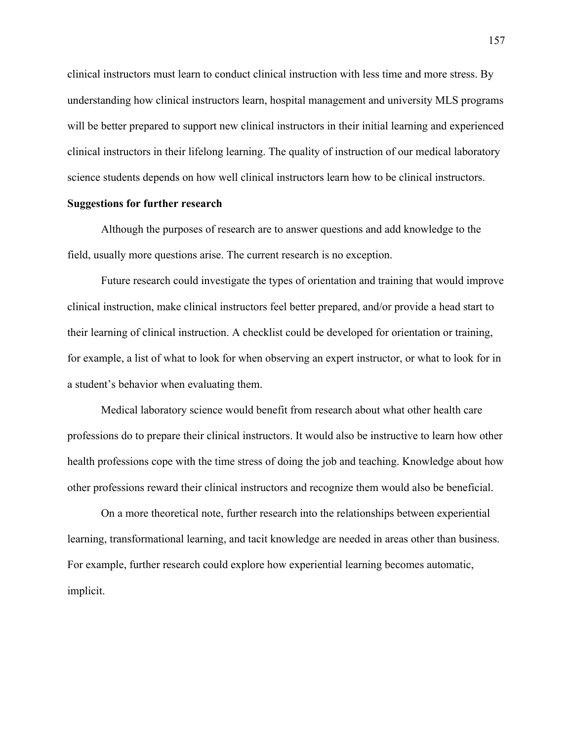clinical instructors must learn to conduct clinical instruction with less time and more stress. By understanding how clinical instructors learn, hospital management and university MLS programs will be better prepared to support new clinical instructors in their initial learning and experienced clinical instructors in their lifelong learning. The quality of instruction of our medical laboratory science students depends on how well clinical instructors learn how to be clinical instructors.

**Suggestions for further research**

Although the purposes of research are to answer questions and add knowledge to the field, usually more questions arise. The current research is no exception.

Future research could investigate the types of orientation and training that would improve clinical instruction, make clinical instructors feel better prepared, and/or provide a head start to their learning of clinical instruction. A checklist could be developed for orientation or training, for example, a list of what to look for when observing an expert instructor, or what to look for in a student's behavior when evaluating them.

Medical laboratory science would benefit from research about what other health care professions do to prepare their clinical instructors. It would also be instructive to learn how other health professions cope with the time stress of doing the job and teaching. Knowledge about how other professions reward their clinical instructors and recognize them would also be beneficial.

On a more theoretical note, further research into the relationships between experiential learning, transformational learning, and tacit knowledge are needed in areas other than business. For example, further research could explore how experiential learning becomes automatic, implicit.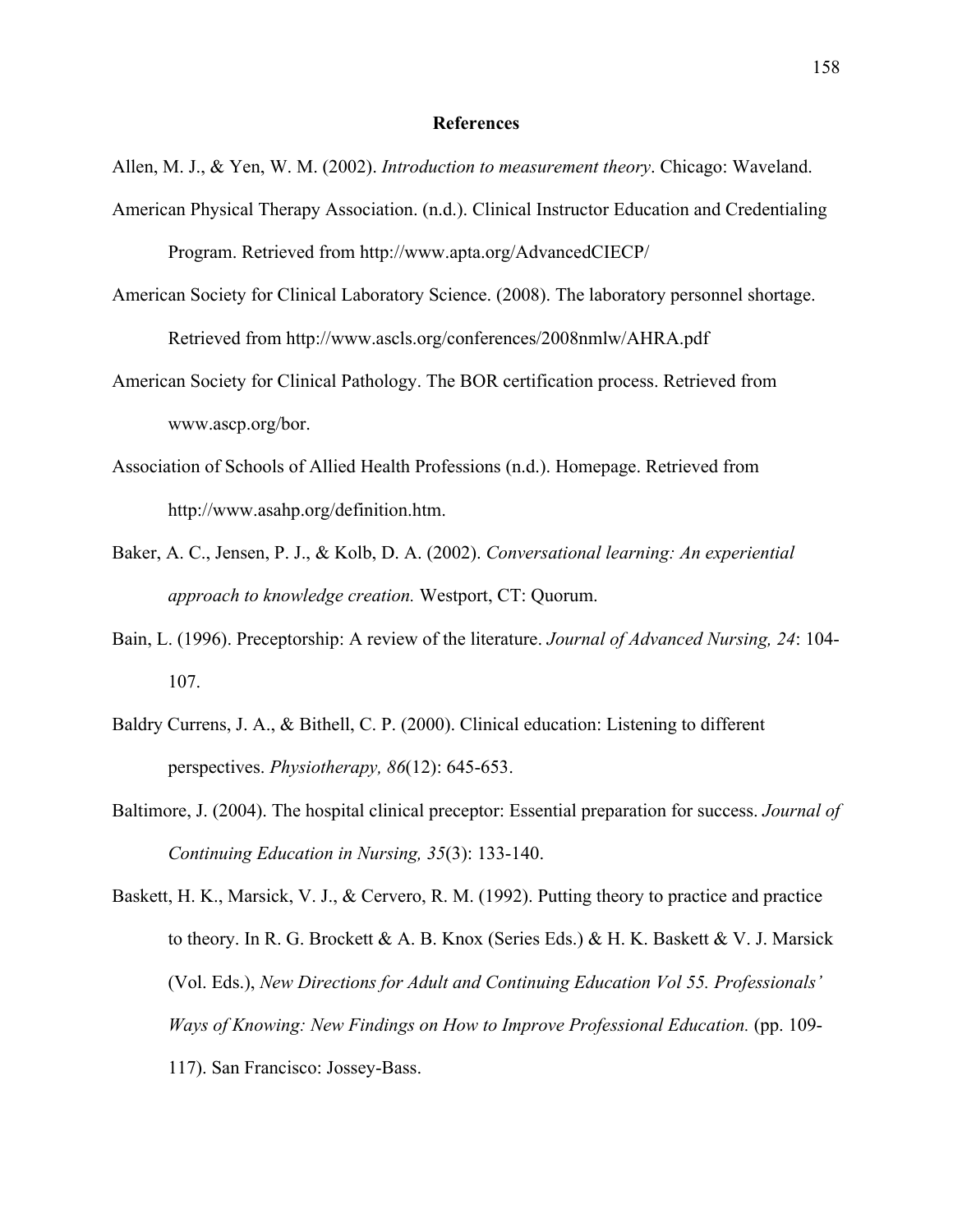# References

Allen, M. J., & Yen, W. M. (2002). *Introduction to measurement theory*. Chicago: Waveland.

American Physical Therapy Association. (n.d.). Clinical Instructor Education and Credentialing Program. Retrieved from http://www.apta.org/AdvancedCIECP/

American Society for Clinical Laboratory Science. (2008). The laboratory personnel shortage. Retrieved from http://www.ascls.org/conferences/2008nmlw/AHRA.pdf

American Society for Clinical Pathology. The BOR certification process. Retrieved from www.ascp.org/bor.

Association of Schools of Allied Health Professions (n.d.). Homepage. Retrieved from http://www.asahp.org/definition.htm.

Baker, A. C., Jensen, P. J., & Kolb, D. A. (2002). *Conversational learning: An experiential approach to knowledge creation.* Westport, CT: Quorum.

Bain, L. (1996). Preceptorship: A review of the literature. *Journal of Advanced Nursing, 24*: 104-107.

Baldry Currens, J. A., & Bithell, C. P. (2000). Clinical education: Listening to different perspectives. *Physiotherapy, 86*(12): 645-653.

Baltimore, J. (2004). The hospital clinical preceptor: Essential preparation for success. *Journal of Continuing Education in Nursing, 35*(3): 133-140.

Baskett, H. K., Marsick, V. J., & Cervero, R. M. (1992). Putting theory to practice and practice to theory. In R. G. Brockett & A. B. Knox (Series Eds.) & H. K. Baskett & V. J. Marsick (Vol. Eds.), *New Directions for Adult and Continuing Education Vol 55. Professionals' Ways of Knowing: New Findings on How to Improve Professional Education.* (pp. 109-117). San Francisco: Jossey-Bass.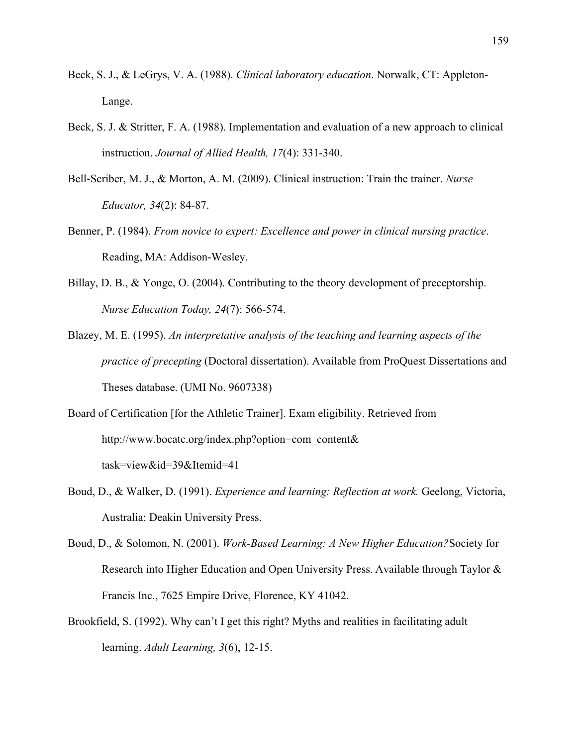Beck, S. J., & LeGrys, V. A. (1988). *Clinical laboratory education*. Norwalk, CT: Appleton-Lange.

Beck, S. J. & Stritter, F. A. (1988). Implementation and evaluation of a new approach to clinical instruction. *Journal of Allied Health, 17*(4): 331-340.

Bell-Scriber, M. J., & Morton, A. M. (2009). Clinical instruction: Train the trainer. *Nurse Educator, 34*(2): 84-87.

Benner, P. (1984). *From novice to expert: Excellence and power in clinical nursing practice*. Reading, MA: Addison-Wesley.

Billay, D. B., & Yonge, O. (2004). Contributing to the theory development of preceptorship. *Nurse Education Today, 24*(7): 566-574.

Blazey, M. E. (1995). *An interpretative analysis of the teaching and learning aspects of the practice of precepting* (Doctoral dissertation). Available from ProQuest Dissertations and Theses database. (UMI No. 9607338)

Board of Certification [for the Athletic Trainer]. Exam eligibility. Retrieved from http://www.bocatc.org/index.php?option=com_content&task=view&id=39&Itemid=41

Boud, D., & Walker, D. (1991). *Experience and learning: Reflection at work.* Geelong, Victoria, Australia: Deakin University Press.

Boud, D., & Solomon, N. (2001). *Work-Based Learning: A New Higher Education?*Society for Research into Higher Education and Open University Press. Available through Taylor & Francis Inc., 7625 Empire Drive, Florence, KY 41042.

Brookfield, S. (1992). Why can't I get this right? Myths and realities in facilitating adult learning. *Adult Learning, 3*(6), 12-15.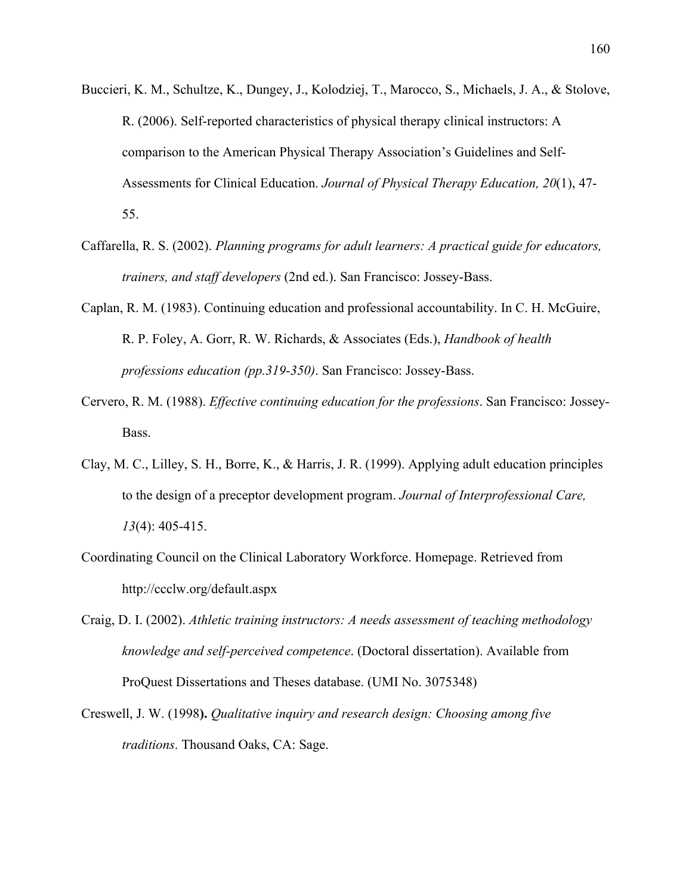Buccieri, K. M., Schultze, K., Dungey, J., Kolodziej, T., Marocco, S., Michaels, J. A., & Stolove, R. (2006). Self-reported characteristics of physical therapy clinical instructors: A comparison to the American Physical Therapy Association's Guidelines and Self-Assessments for Clinical Education. *Journal of Physical Therapy Education, 20*(1), 47-55.

Caffarella, R. S. (2002). *Planning programs for adult learners: A practical guide for educators, trainers, and staff developers* (2nd ed.). San Francisco: Jossey-Bass.

Caplan, R. M. (1983). Continuing education and professional accountability. In C. H. McGuire, R. P. Foley, A. Gorr, R. W. Richards, & Associates (Eds.), *Handbook of health professions education (pp.319-350)*. San Francisco: Jossey-Bass.

Cervero, R. M. (1988). *Effective continuing education for the professions*. San Francisco: Jossey-Bass.

Clay, M. C., Lilley, S. H., Borre, K., & Harris, J. R. (1999). Applying adult education principles to the design of a preceptor development program. *Journal of Interprofessional Care, 13*(4): 405-415.

Coordinating Council on the Clinical Laboratory Workforce. Homepage. Retrieved from http://ccclw.org/default.aspx

Craig, D. I. (2002). *Athletic training instructors: A needs assessment of teaching methodology knowledge and self-perceived competence*. (Doctoral dissertation). Available from ProQuest Dissertations and Theses database. (UMI No. 3075348)

Creswell, J. W. (1998**).** *Qualitative inquiry and research design: Choosing among five traditions*. Thousand Oaks, CA: Sage.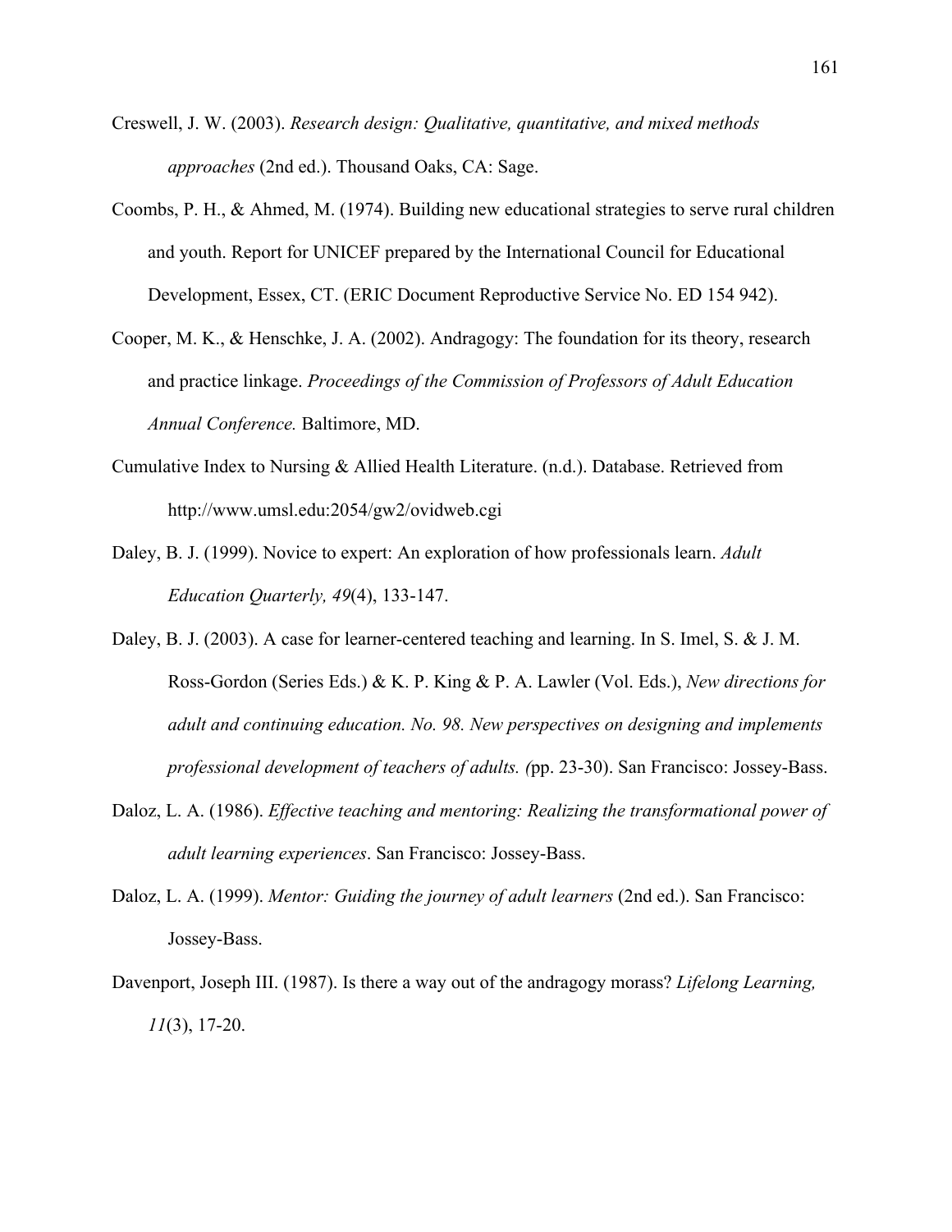Creswell, J. W. (2003). *Research design: Qualitative, quantitative, and mixed methods approaches* (2nd ed.). Thousand Oaks, CA: Sage.

Coombs, P. H., & Ahmed, M. (1974). Building new educational strategies to serve rural children and youth. Report for UNICEF prepared by the International Council for Educational Development, Essex, CT. (ERIC Document Reproductive Service No. ED 154 942).

Cooper, M. K., & Henschke, J. A. (2002). Andragogy: The foundation for its theory, research and practice linkage. *Proceedings of the Commission of Professors of Adult Education Annual Conference.* Baltimore, MD.

Cumulative Index to Nursing & Allied Health Literature. (n.d.). Database. Retrieved from http://www.umsl.edu:2054/gw2/ovidweb.cgi

Daley, B. J. (1999). Novice to expert: An exploration of how professionals learn. *Adult Education Quarterly, 49*(4), 133-147.

Daley, B. J. (2003). A case for learner-centered teaching and learning. In S. Imel, S. & J. M. Ross-Gordon (Series Eds.) & K. P. King & P. A. Lawler (Vol. Eds.), *New directions for adult and continuing education. No. 98. New perspectives on designing and implements professional development of teachers of adults. (*pp. 23-30). San Francisco: Jossey-Bass.

Daloz, L. A. (1986). *Effective teaching and mentoring: Realizing the transformational power of adult learning experiences*. San Francisco: Jossey-Bass.

Daloz, L. A. (1999). *Mentor: Guiding the journey of adult learners* (2nd ed.). San Francisco: Jossey-Bass.

Davenport, Joseph III. (1987). Is there a way out of the andragogy morass? *Lifelong Learning, 11*(3), 17-20.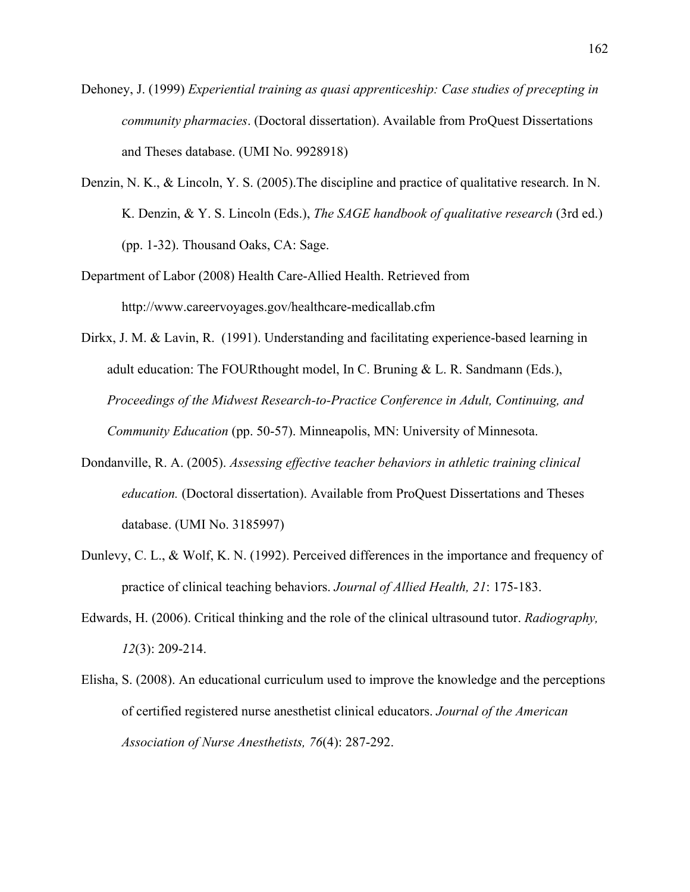Dehoney, J. (1999) *Experiential training as quasi apprenticeship: Case studies of precepting in community pharmacies*. (Doctoral dissertation). Available from ProQuest Dissertations and Theses database. (UMI No. 9928918)

Denzin, N. K., & Lincoln, Y. S. (2005).The discipline and practice of qualitative research. In N. K. Denzin, & Y. S. Lincoln (Eds.), *The SAGE handbook of qualitative research* (3rd ed.) (pp. 1-32). Thousand Oaks, CA: Sage.

Department of Labor (2008) Health Care-Allied Health. Retrieved from http://www.careervoyages.gov/healthcare-medicallab.cfm

Dirkx, J. M. & Lavin, R. (1991). Understanding and facilitating experience-based learning in adult education: The FOURthought model, In C. Bruning & L. R. Sandmann (Eds.), *Proceedings of the Midwest Research-to-Practice Conference in Adult, Continuing, and Community Education* (pp. 50-57). Minneapolis, MN: University of Minnesota.

Dondanville, R. A. (2005). *Assessing effective teacher behaviors in athletic training clinical education.* (Doctoral dissertation). Available from ProQuest Dissertations and Theses database. (UMI No. 3185997)

Dunlevy, C. L., & Wolf, K. N. (1992). Perceived differences in the importance and frequency of practice of clinical teaching behaviors. *Journal of Allied Health, 21*: 175-183.

Edwards, H. (2006). Critical thinking and the role of the clinical ultrasound tutor. *Radiography, 12*(3): 209-214.

Elisha, S. (2008). An educational curriculum used to improve the knowledge and the perceptions of certified registered nurse anesthetist clinical educators. *Journal of the American Association of Nurse Anesthetists, 76*(4): 287-292.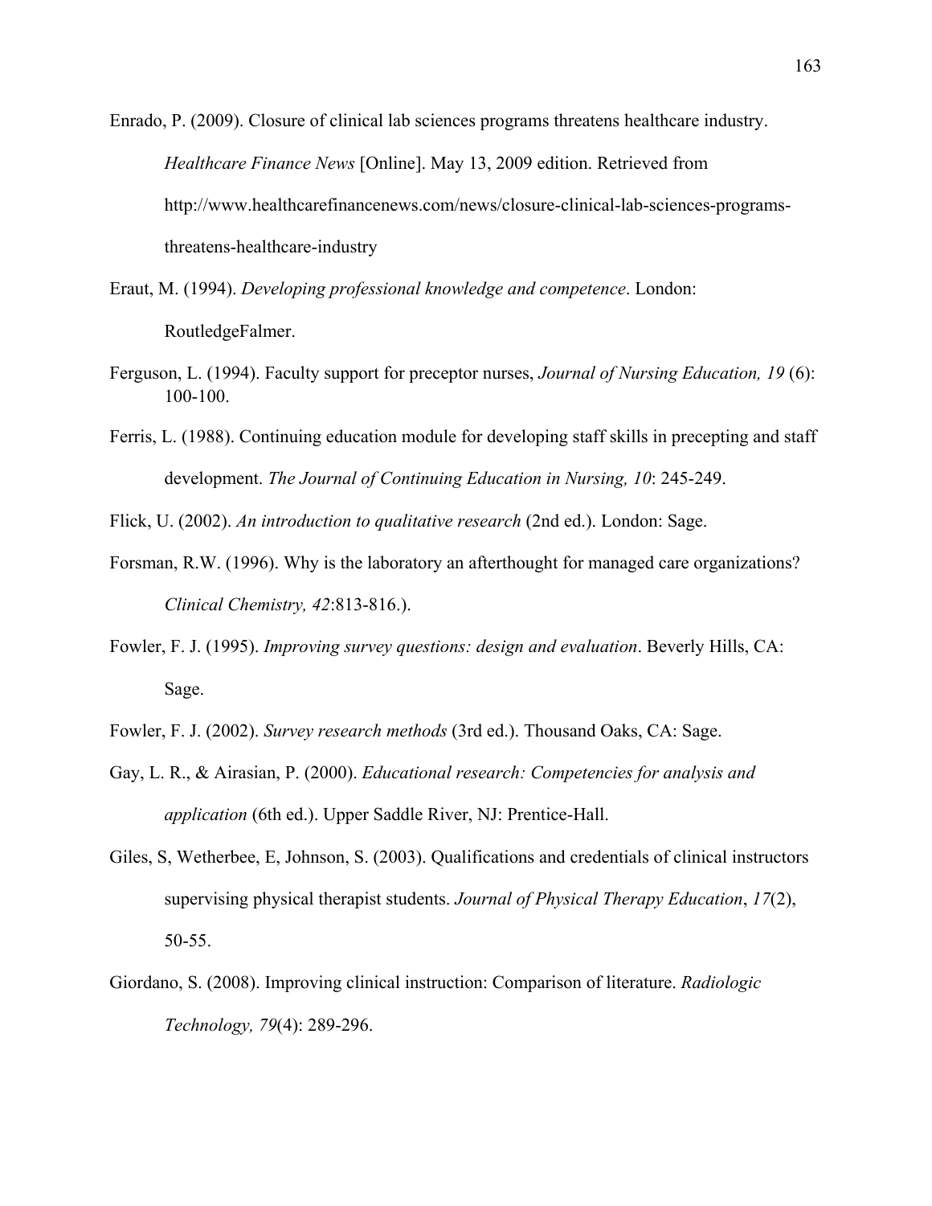Enrado, P. (2009). Closure of clinical lab sciences programs threatens healthcare industry. *Healthcare Finance News* [Online]. May 13, 2009 edition. Retrieved from http://www.healthcarefinancenews.com/news/closure-clinical-lab-sciences-programs-threatens-healthcare-industry

Eraut, M. (1994). *Developing professional knowledge and competence*. London: RoutledgeFalmer.

Ferguson, L. (1994). Faculty support for preceptor nurses, *Journal of Nursing Education, 19* (6): 100-100.

Ferris, L. (1988). Continuing education module for developing staff skills in precepting and staff development. *The Journal of Continuing Education in Nursing, 10*: 245-249.

Flick, U. (2002). *An introduction to qualitative research* (2nd ed.). London: Sage.

Forsman, R.W. (1996). Why is the laboratory an afterthought for managed care organizations? *Clinical Chemistry, 42*:813-816.).

Fowler, F. J. (1995). *Improving survey questions: design and evaluation*. Beverly Hills, CA: Sage.

Fowler, F. J. (2002). *Survey research methods* (3rd ed.). Thousand Oaks, CA: Sage.

Gay, L. R., & Airasian, P. (2000). *Educational research: Competencies for analysis and application* (6th ed.). Upper Saddle River, NJ: Prentice-Hall.

Giles, S, Wetherbee, E, Johnson, S. (2003). Qualifications and credentials of clinical instructors supervising physical therapist students. *Journal of Physical Therapy Education*, *17*(2), 50-55.

Giordano, S. (2008). Improving clinical instruction: Comparison of literature. *Radiologic Technology, 79*(4): 289-296.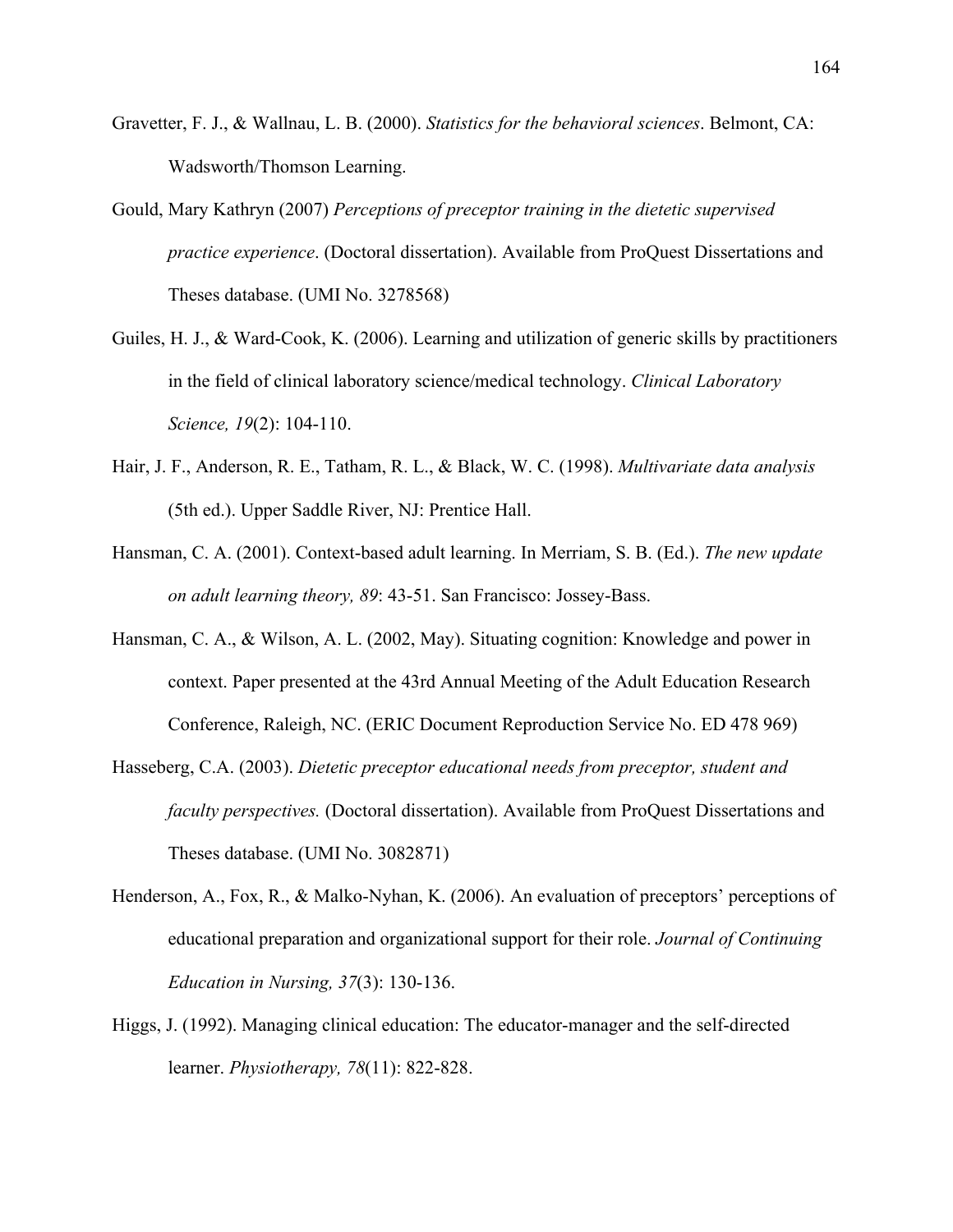Gravetter, F. J., & Wallnau, L. B. (2000). *Statistics for the behavioral sciences*. Belmont, CA: Wadsworth/Thomson Learning.

Gould, Mary Kathryn (2007) *Perceptions of preceptor training in the dietetic supervised practice experience*. (Doctoral dissertation). Available from ProQuest Dissertations and Theses database. (UMI No. 3278568)

Guiles, H. J., & Ward-Cook, K. (2006). Learning and utilization of generic skills by practitioners in the field of clinical laboratory science/medical technology. *Clinical Laboratory Science, 19*(2): 104-110.

Hair, J. F., Anderson, R. E., Tatham, R. L., & Black, W. C. (1998). *Multivariate data analysis* (5th ed.). Upper Saddle River, NJ: Prentice Hall.

Hansman, C. A. (2001). Context-based adult learning. In Merriam, S. B. (Ed.). *The new update on adult learning theory, 89*: 43-51. San Francisco: Jossey-Bass.

Hansman, C. A., & Wilson, A. L. (2002, May). Situating cognition: Knowledge and power in context. Paper presented at the 43rd Annual Meeting of the Adult Education Research Conference, Raleigh, NC. (ERIC Document Reproduction Service No. ED 478 969)

Hasseberg, C.A. (2003). *Dietetic preceptor educational needs from preceptor, student and faculty perspectives.* (Doctoral dissertation). Available from ProQuest Dissertations and Theses database. (UMI No. 3082871)

Henderson, A., Fox, R., & Malko-Nyhan, K. (2006). An evaluation of preceptors' perceptions of educational preparation and organizational support for their role. *Journal of Continuing Education in Nursing, 37*(3): 130-136.

Higgs, J. (1992). Managing clinical education: The educator-manager and the self-directed learner. *Physiotherapy, 78*(11): 822-828.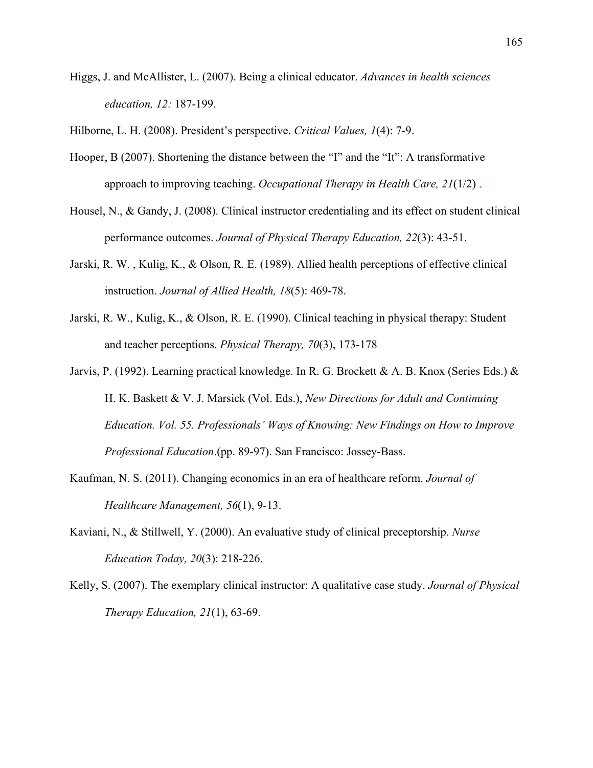Higgs, J. and McAllister, L. (2007). Being a clinical educator. *Advances in health sciences education, 12:* 187-199.

Hilborne, L. H. (2008). President's perspective. *Critical Values, 1*(4): 7-9.

Hooper, B (2007). Shortening the distance between the "I" and the "It": A transformative approach to improving teaching. *Occupational Therapy in Health Care, 21*(1/2) .

Housel, N., & Gandy, J. (2008). Clinical instructor credentialing and its effect on student clinical performance outcomes. *Journal of Physical Therapy Education, 22*(3): 43-51.

Jarski, R. W. , Kulig, K., & Olson, R. E. (1989). Allied health perceptions of effective clinical instruction. *Journal of Allied Health, 18*(5): 469-78.

Jarski, R. W., Kulig, K., & Olson, R. E. (1990). Clinical teaching in physical therapy: Student and teacher perceptions. *Physical Therapy, 70*(3), 173-178

Jarvis, P. (1992). Learning practical knowledge. In R. G. Brockett & A. B. Knox (Series Eds.) & H. K. Baskett & V. J. Marsick (Vol. Eds.), *New Directions for Adult and Continuing Education. Vol. 55. Professionals' Ways of Knowing: New Findings on How to Improve Professional Education*.(pp. 89-97). San Francisco: Jossey-Bass.

Kaufman, N. S. (2011). Changing economics in an era of healthcare reform. *Journal of Healthcare Management, 56*(1), 9-13.

Kaviani, N., & Stillwell, Y. (2000). An evaluative study of clinical preceptorship. *Nurse Education Today, 20*(3): 218-226.

Kelly, S. (2007). The exemplary clinical instructor: A qualitative case study. *Journal of Physical Therapy Education, 21*(1), 63-69.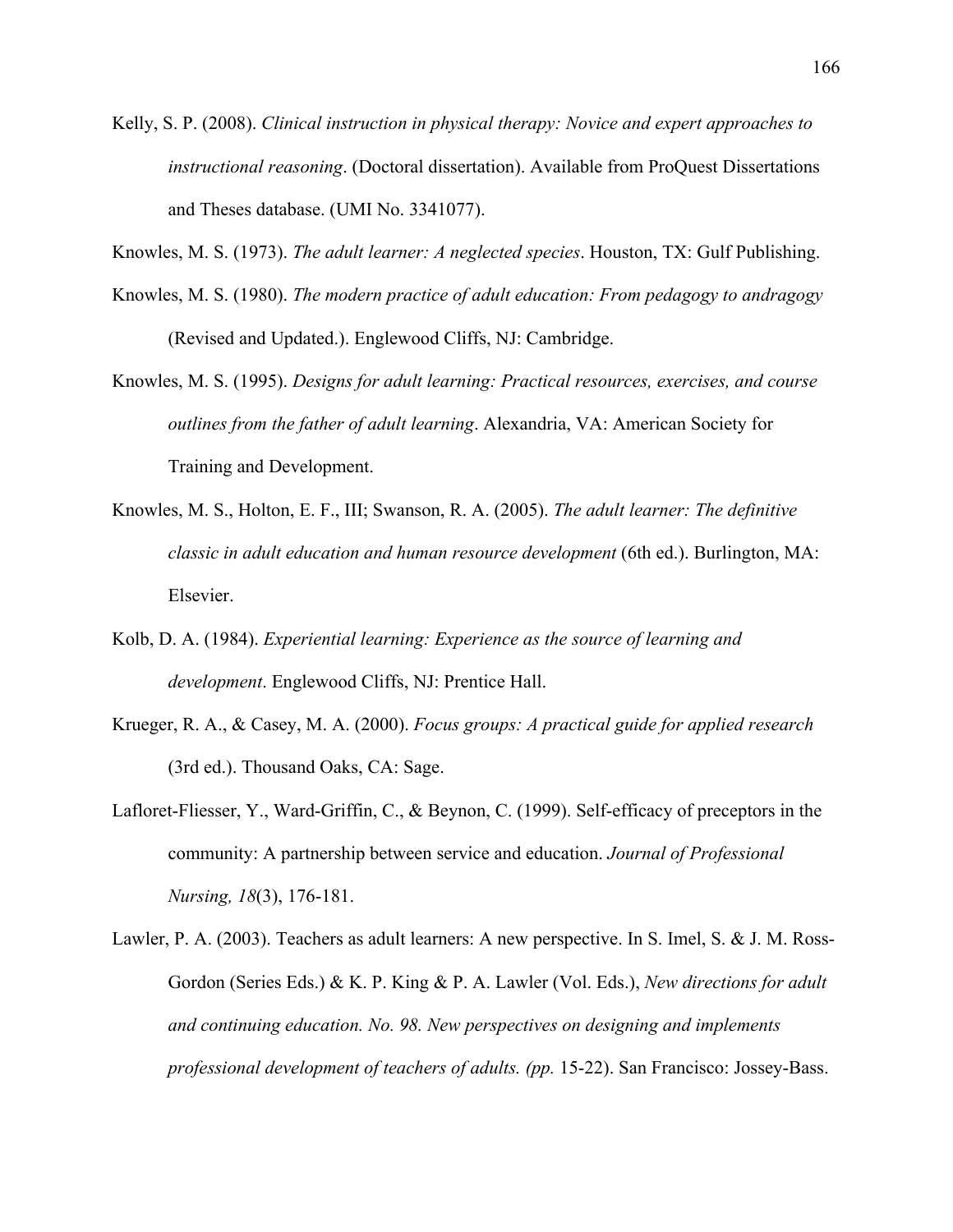Kelly, S. P. (2008). *Clinical instruction in physical therapy: Novice and expert approaches to instructional reasoning*. (Doctoral dissertation). Available from ProQuest Dissertations and Theses database. (UMI No. 3341077).

Knowles, M. S. (1973). *The adult learner: A neglected species*. Houston, TX: Gulf Publishing.

Knowles, M. S. (1980). *The modern practice of adult education: From pedagogy to andragogy* (Revised and Updated.). Englewood Cliffs, NJ: Cambridge.

Knowles, M. S. (1995). *Designs for adult learning: Practical resources, exercises, and course outlines from the father of adult learning*. Alexandria, VA: American Society for Training and Development.

Knowles, M. S., Holton, E. F., III; Swanson, R. A. (2005). *The adult learner: The definitive classic in adult education and human resource development* (6th ed.). Burlington, MA: Elsevier.

Kolb, D. A. (1984). *Experiential learning: Experience as the source of learning and development*. Englewood Cliffs, NJ: Prentice Hall.

Krueger, R. A., & Casey, M. A. (2000). *Focus groups: A practical guide for applied research* (3rd ed.). Thousand Oaks, CA: Sage.

Lafloret-Fliesser, Y., Ward-Griffin, C., & Beynon, C. (1999). Self-efficacy of preceptors in the community: A partnership between service and education. *Journal of Professional Nursing, 18*(3), 176-181.

Lawler, P. A. (2003). Teachers as adult learners: A new perspective. In S. Imel, S. & J. M. Ross-Gordon (Series Eds.) & K. P. King & P. A. Lawler (Vol. Eds.), *New directions for adult and continuing education. No. 98. New perspectives on designing and implements professional development of teachers of adults. (pp.* 15-22). San Francisco: Jossey-Bass.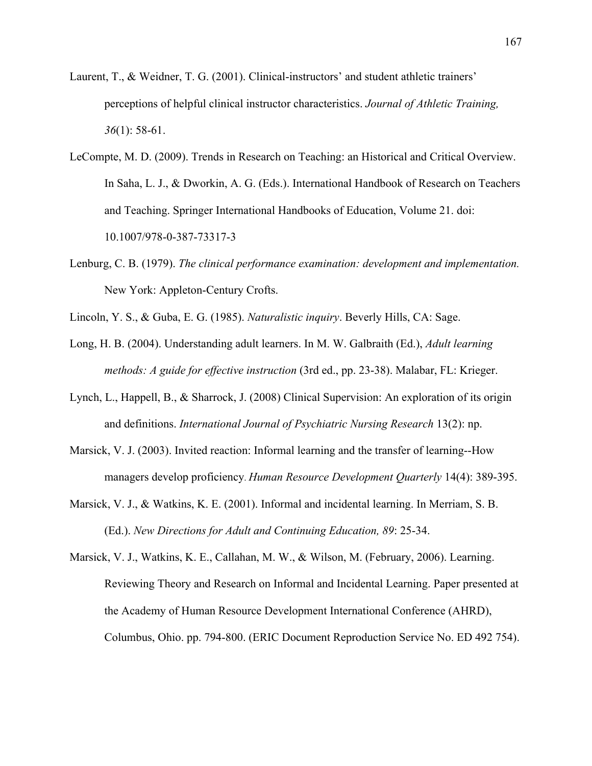Laurent, T., & Weidner, T. G. (2001). Clinical-instructors' and student athletic trainers' perceptions of helpful clinical instructor characteristics. *Journal of Athletic Training, 36*(1): 58-61.

LeCompte, M. D. (2009). Trends in Research on Teaching: an Historical and Critical Overview. In Saha, L. J., & Dworkin, A. G. (Eds.). International Handbook of Research on Teachers and Teaching. Springer International Handbooks of Education, Volume 21. doi: 10.1007/978-0-387-73317-3

Lenburg, C. B. (1979). *The clinical performance examination: development and implementation.* New York: Appleton-Century Crofts.

Lincoln, Y. S., & Guba, E. G. (1985). *Naturalistic inquiry*. Beverly Hills, CA: Sage.

Long, H. B. (2004). Understanding adult learners. In M. W. Galbraith (Ed.), *Adult learning methods: A guide for effective instruction* (3rd ed., pp. 23-38). Malabar, FL: Krieger.

Lynch, L., Happell, B., & Sharrock, J. (2008) Clinical Supervision: An exploration of its origin and definitions. *International Journal of Psychiatric Nursing Research* 13(2): np.

Marsick, V. J. (2003). Invited reaction: Informal learning and the transfer of learning--How managers develop proficiency. *Human Resource Development Quarterly* 14(4): 389-395.

Marsick, V. J., & Watkins, K. E. (2001). Informal and incidental learning. In Merriam, S. B. (Ed.). *New Directions for Adult and Continuing Education, 89*: 25-34.

Marsick, V. J., Watkins, K. E., Callahan, M. W., & Wilson, M. (February, 2006). Learning. Reviewing Theory and Research on Informal and Incidental Learning. Paper presented at the Academy of Human Resource Development International Conference (AHRD), Columbus, Ohio. pp. 794-800. (ERIC Document Reproduction Service No. ED 492 754).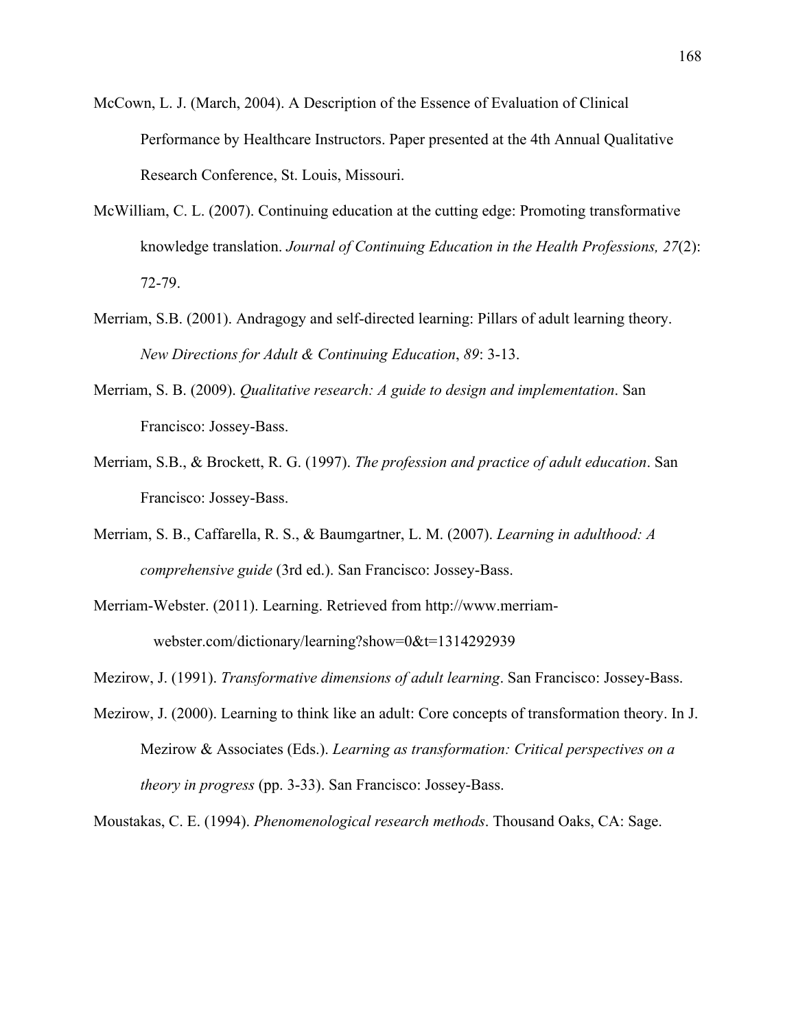McCown, L. J. (March, 2004). A Description of the Essence of Evaluation of Clinical Performance by Healthcare Instructors. Paper presented at the 4th Annual Qualitative Research Conference, St. Louis, Missouri.

McWilliam, C. L. (2007). Continuing education at the cutting edge: Promoting transformative knowledge translation. *Journal of Continuing Education in the Health Professions, 27*(2): 72-79.

Merriam, S.B. (2001). Andragogy and self-directed learning: Pillars of adult learning theory. *New Directions for Adult & Continuing Education*, *89*: 3-13.

Merriam, S. B. (2009). *Qualitative research: A guide to design and implementation*. San Francisco: Jossey-Bass.

Merriam, S.B., & Brockett, R. G. (1997). *The profession and practice of adult education*. San Francisco: Jossey-Bass.

Merriam, S. B., Caffarella, R. S., & Baumgartner, L. M. (2007). *Learning in adulthood: A comprehensive guide* (3rd ed.). San Francisco: Jossey-Bass.

Merriam-Webster. (2011). Learning. Retrieved from http://www.merriam-webster.com/dictionary/learning?show=0&t=1314292939

Mezirow, J. (1991). *Transformative dimensions of adult learning*. San Francisco: Jossey-Bass.

Mezirow, J. (2000). Learning to think like an adult: Core concepts of transformation theory. In J. Mezirow & Associates (Eds.). *Learning as transformation: Critical perspectives on a theory in progress* (pp. 3-33). San Francisco: Jossey-Bass.

Moustakas, C. E. (1994). *Phenomenological research methods*. Thousand Oaks, CA: Sage.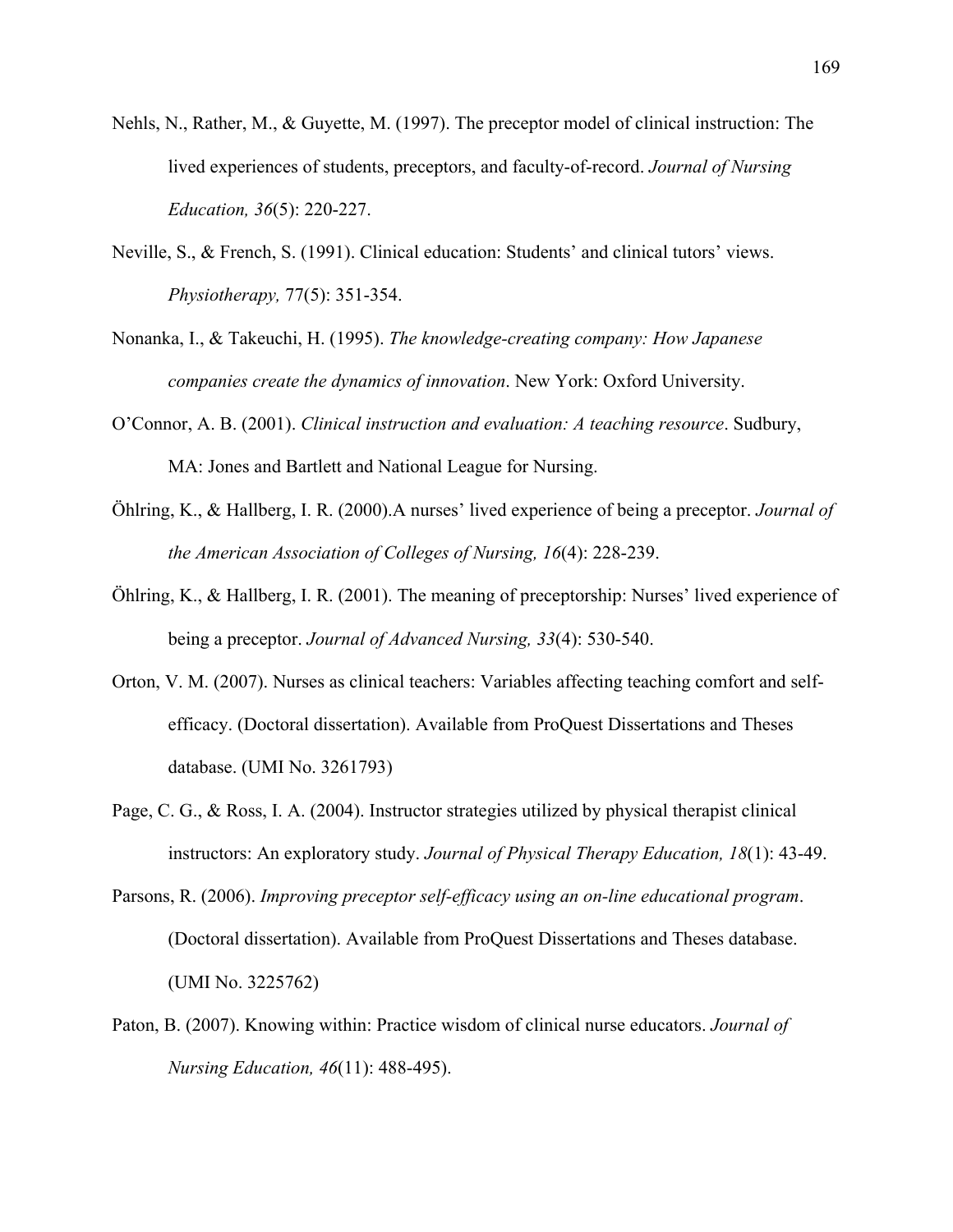Nehls, N., Rather, M., & Guyette, M. (1997). The preceptor model of clinical instruction: The lived experiences of students, preceptors, and faculty-of-record. *Journal of Nursing Education, 36*(5): 220-227.

Neville, S., & French, S. (1991). Clinical education: Students' and clinical tutors' views. *Physiotherapy,* 77(5): 351-354.

Nonanka, I., & Takeuchi, H. (1995). *The knowledge-creating company: How Japanese companies create the dynamics of innovation*. New York: Oxford University.

O'Connor, A. B. (2001). *Clinical instruction and evaluation: A teaching resource*. Sudbury, MA: Jones and Bartlett and National League for Nursing.

Öhlring, K., & Hallberg, I. R. (2000).A nurses' lived experience of being a preceptor. *Journal of the American Association of Colleges of Nursing, 16*(4): 228-239.

Öhlring, K., & Hallberg, I. R. (2001). The meaning of preceptorship: Nurses' lived experience of being a preceptor. *Journal of Advanced Nursing, 33*(4): 530-540.

Orton, V. M. (2007). Nurses as clinical teachers: Variables affecting teaching comfort and self-efficacy. (Doctoral dissertation). Available from ProQuest Dissertations and Theses database. (UMI No. 3261793)

Page, C. G., & Ross, I. A. (2004). Instructor strategies utilized by physical therapist clinical instructors: An exploratory study. *Journal of Physical Therapy Education, 18*(1): 43-49.

Parsons, R. (2006). *Improving preceptor self-efficacy using an on-line educational program*. (Doctoral dissertation). Available from ProQuest Dissertations and Theses database. (UMI No. 3225762)

Paton, B. (2007). Knowing within: Practice wisdom of clinical nurse educators. *Journal of Nursing Education, 46*(11): 488-495).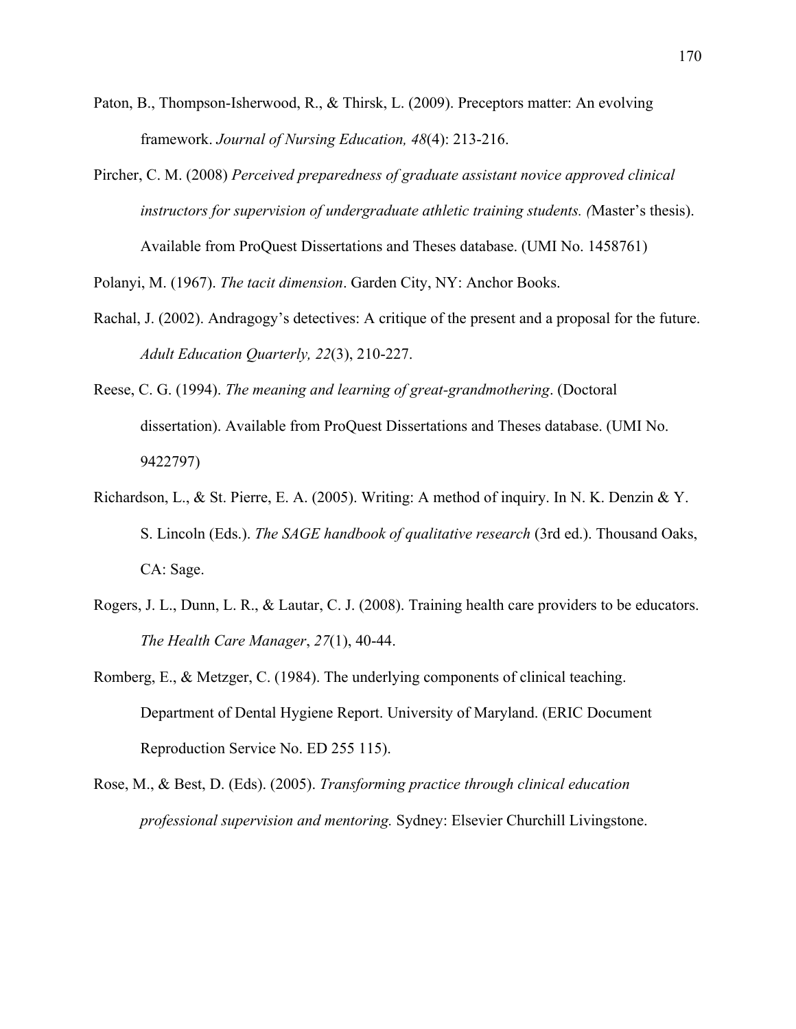Paton, B., Thompson-Isherwood, R., & Thirsk, L. (2009). Preceptors matter: An evolving framework. *Journal of Nursing Education, 48*(4): 213-216.

Pircher, C. M. (2008) *Perceived preparedness of graduate assistant novice approved clinical instructors for supervision of undergraduate athletic training students. (*Master's thesis). Available from ProQuest Dissertations and Theses database. (UMI No. 1458761)

Polanyi, M. (1967). *The tacit dimension*. Garden City, NY: Anchor Books.

Rachal, J. (2002). Andragogy's detectives: A critique of the present and a proposal for the future. *Adult Education Quarterly, 22*(3), 210-227.

Reese, C. G. (1994). *The meaning and learning of great-grandmothering*. (Doctoral dissertation). Available from ProQuest Dissertations and Theses database. (UMI No. 9422797)

Richardson, L., & St. Pierre, E. A. (2005). Writing: A method of inquiry. In N. K. Denzin & Y. S. Lincoln (Eds.). *The SAGE handbook of qualitative research* (3rd ed.). Thousand Oaks, CA: Sage.

Rogers, J. L., Dunn, L. R., & Lautar, C. J. (2008). Training health care providers to be educators. *The Health Care Manager*, *27*(1), 40-44.

Romberg, E., & Metzger, C. (1984). The underlying components of clinical teaching. Department of Dental Hygiene Report. University of Maryland. (ERIC Document Reproduction Service No. ED 255 115).

Rose, M., & Best, D. (Eds). (2005). *Transforming practice through clinical education professional supervision and mentoring.* Sydney: Elsevier Churchill Livingstone.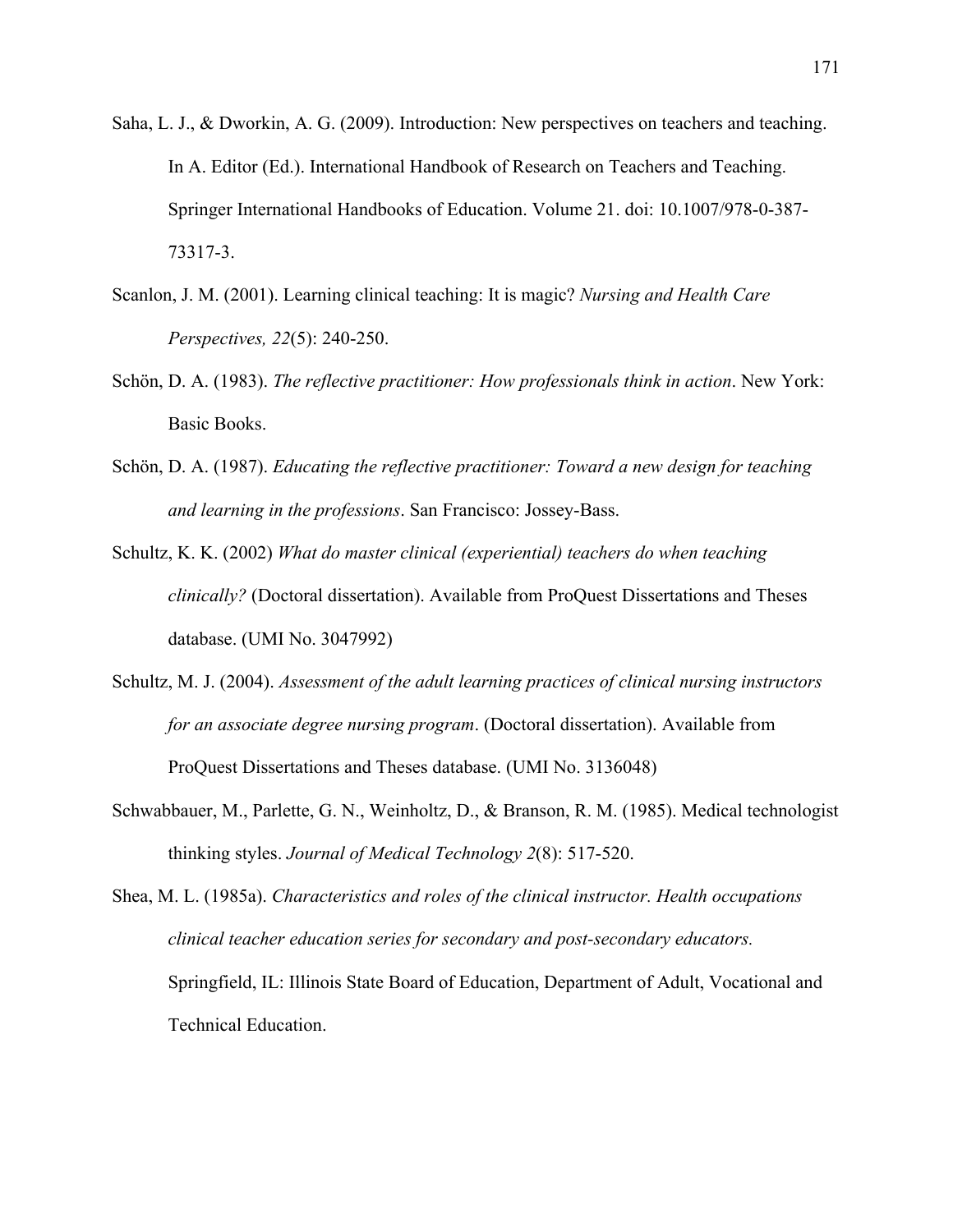Saha, L. J., & Dworkin, A. G. (2009). Introduction: New perspectives on teachers and teaching. In A. Editor (Ed.). International Handbook of Research on Teachers and Teaching. Springer International Handbooks of Education. Volume 21. doi: 10.1007/978-0-387-73317-3.

Scanlon, J. M. (2001). Learning clinical teaching: It is magic? *Nursing and Health Care Perspectives, 22*(5): 240-250.

Schön, D. A. (1983). *The reflective practitioner: How professionals think in action*. New York: Basic Books.

Schön, D. A. (1987). *Educating the reflective practitioner: Toward a new design for teaching and learning in the professions*. San Francisco: Jossey-Bass.

Schultz, K. K. (2002) *What do master clinical (experiential) teachers do when teaching clinically?* (Doctoral dissertation). Available from ProQuest Dissertations and Theses database. (UMI No. 3047992)

Schultz, M. J. (2004). *Assessment of the adult learning practices of clinical nursing instructors for an associate degree nursing program*. (Doctoral dissertation). Available from ProQuest Dissertations and Theses database. (UMI No. 3136048)

Schwabbauer, M., Parlette, G. N., Weinholtz, D., & Branson, R. M. (1985). Medical technologist thinking styles. *Journal of Medical Technology 2*(8): 517-520.

Shea, M. L. (1985a). *Characteristics and roles of the clinical instructor. Health occupations clinical teacher education series for secondary and post-secondary educators.* Springfield, IL: Illinois State Board of Education, Department of Adult, Vocational and Technical Education.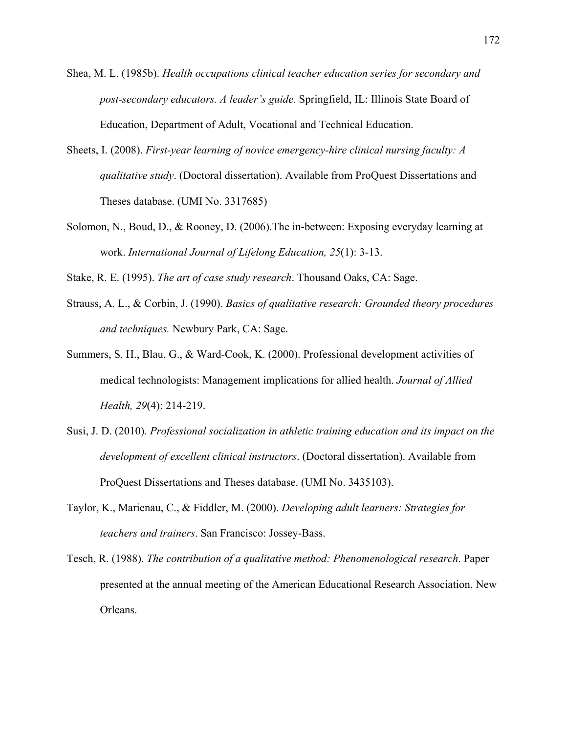Shea, M. L. (1985b). *Health occupations clinical teacher education series for secondary and post-secondary educators. A leader's guide.* Springfield, IL: Illinois State Board of Education, Department of Adult, Vocational and Technical Education.

Sheets, I. (2008). *First-year learning of novice emergency-hire clinical nursing faculty: A qualitative study*. (Doctoral dissertation). Available from ProQuest Dissertations and Theses database. (UMI No. 3317685)

Solomon, N., Boud, D., & Rooney, D. (2006).The in-between: Exposing everyday learning at work. *International Journal of Lifelong Education, 25*(1): 3-13.

Stake, R. E. (1995). *The art of case study research*. Thousand Oaks, CA: Sage.

Strauss, A. L., & Corbin, J. (1990). *Basics of qualitative research: Grounded theory procedures and techniques.* Newbury Park, CA: Sage.

Summers, S. H., Blau, G., & Ward-Cook, K. (2000). Professional development activities of medical technologists: Management implications for allied health. *Journal of Allied Health, 29*(4): 214-219.

Susi, J. D. (2010). *Professional socialization in athletic training education and its impact on the development of excellent clinical instructors*. (Doctoral dissertation). Available from ProQuest Dissertations and Theses database. (UMI No. 3435103).

Taylor, K., Marienau, C., & Fiddler, M. (2000). *Developing adult learners: Strategies for teachers and trainers*. San Francisco: Jossey-Bass.

Tesch, R. (1988). *The contribution of a qualitative method: Phenomenological research*. Paper presented at the annual meeting of the American Educational Research Association, New Orleans.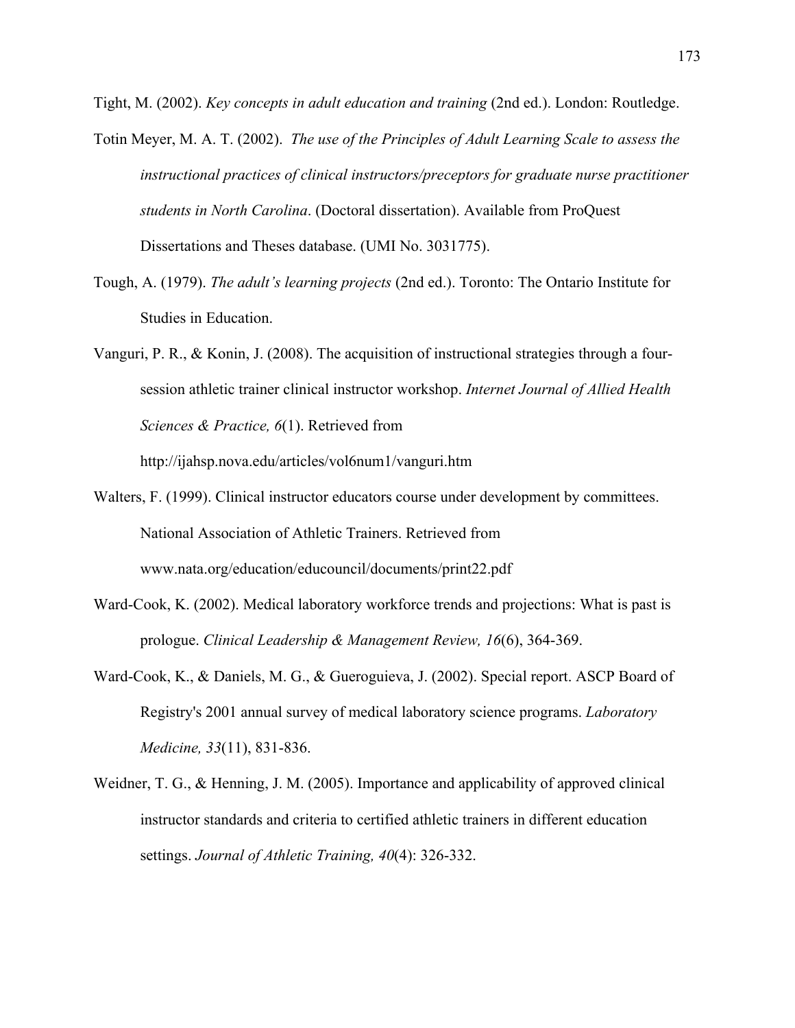Tight, M. (2002). *Key concepts in adult education and training* (2nd ed.). London: Routledge.

Totin Meyer, M. A. T. (2002). *The use of the Principles of Adult Learning Scale to assess the instructional practices of clinical instructors/preceptors for graduate nurse practitioner students in North Carolina*. (Doctoral dissertation). Available from ProQuest Dissertations and Theses database. (UMI No. 3031775).

Tough, A. (1979). *The adult's learning projects* (2nd ed.). Toronto: The Ontario Institute for Studies in Education.

Vanguri, P. R., & Konin, J. (2008). The acquisition of instructional strategies through a four-session athletic trainer clinical instructor workshop. *Internet Journal of Allied Health Sciences & Practice, 6*(1). Retrieved from http://ijahsp.nova.edu/articles/vol6num1/vanguri.htm

Walters, F. (1999). Clinical instructor educators course under development by committees. National Association of Athletic Trainers. Retrieved from www.nata.org/education/educouncil/documents/print22.pdf

Ward-Cook, K. (2002). Medical laboratory workforce trends and projections: What is past is prologue. *Clinical Leadership & Management Review, 16*(6), 364-369.

Ward-Cook, K., & Daniels, M. G., & Gueroguieva, J. (2002). Special report. ASCP Board of Registry's 2001 annual survey of medical laboratory science programs. *Laboratory Medicine, 33*(11), 831-836.

Weidner, T. G., & Henning, J. M. (2005). Importance and applicability of approved clinical instructor standards and criteria to certified athletic trainers in different education settings. *Journal of Athletic Training, 40*(4): 326-332.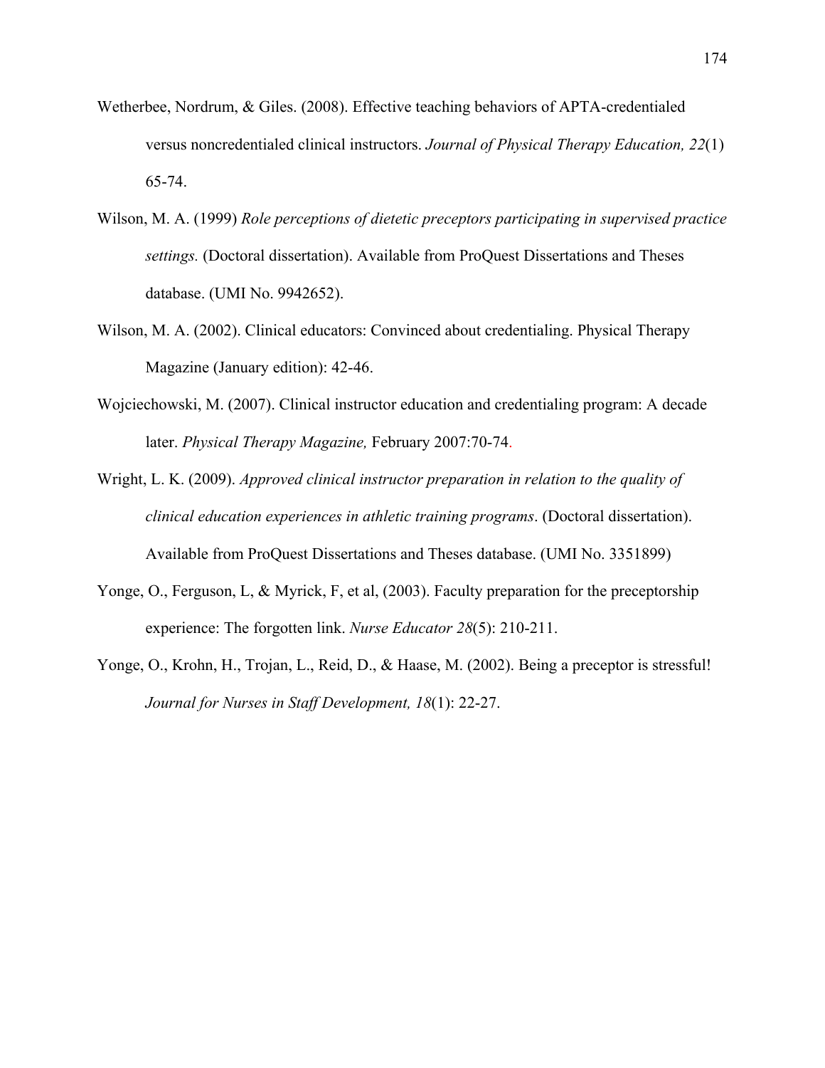Wetherbee, Nordrum, & Giles. (2008). Effective teaching behaviors of APTA-credentialed versus noncredentialed clinical instructors. *Journal of Physical Therapy Education, 22*(1) 65-74.

Wilson, M. A. (1999) *Role perceptions of dietetic preceptors participating in supervised practice settings.* (Doctoral dissertation). Available from ProQuest Dissertations and Theses database. (UMI No. 9942652).

Wilson, M. A. (2002). Clinical educators: Convinced about credentialing. Physical Therapy Magazine (January edition): 42-46.

Wojciechowski, M. (2007). Clinical instructor education and credentialing program: A decade later. *Physical Therapy Magazine,* February 2007:70-74.

Wright, L. K. (2009). *Approved clinical instructor preparation in relation to the quality of clinical education experiences in athletic training programs*. (Doctoral dissertation). Available from ProQuest Dissertations and Theses database. (UMI No. 3351899)

Yonge, O., Ferguson, L, & Myrick, F, et al, (2003). Faculty preparation for the preceptorship experience: The forgotten link. *Nurse Educator 28*(5): 210-211.

Yonge, O., Krohn, H., Trojan, L., Reid, D., & Haase, M. (2002). Being a preceptor is stressful! *Journal for Nurses in Staff Development, 18*(1): 22-27.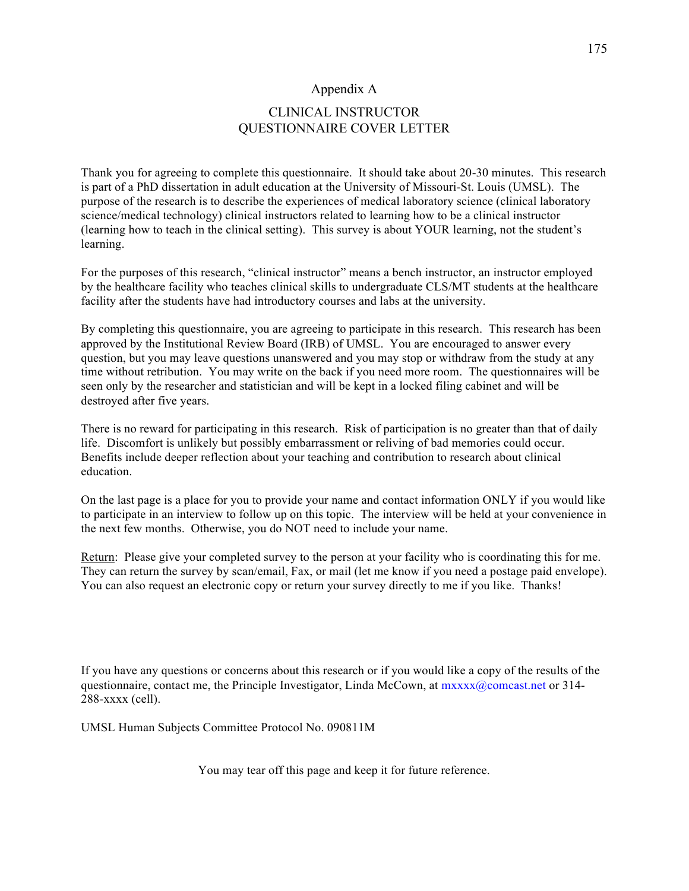# Appendix A

## CLINICAL INSTRUCTOR
## QUESTIONNAIRE COVER LETTER

Thank you for agreeing to complete this questionnaire. It should take about 20-30 minutes. This research is part of a PhD dissertation in adult education at the University of Missouri-St. Louis (UMSL). The purpose of the research is to describe the experiences of medical laboratory science (clinical laboratory science/medical technology) clinical instructors related to learning how to be a clinical instructor (learning how to teach in the clinical setting). This survey is about YOUR learning, not the student's learning.

For the purposes of this research, "clinical instructor" means a bench instructor, an instructor employed by the healthcare facility who teaches clinical skills to undergraduate CLS/MT students at the healthcare facility after the students have had introductory courses and labs at the university.

By completing this questionnaire, you are agreeing to participate in this research. This research has been approved by the Institutional Review Board (IRB) of UMSL. You are encouraged to answer every question, but you may leave questions unanswered and you may stop or withdraw from the study at any time without retribution. You may write on the back if you need more room. The questionnaires will be seen only by the researcher and statistician and will be kept in a locked filing cabinet and will be destroyed after five years.

There is no reward for participating in this research. Risk of participation is no greater than that of daily life. Discomfort is unlikely but possibly embarrassment or reliving of bad memories could occur. Benefits include deeper reflection about your teaching and contribution to research about clinical education.

On the last page is a place for you to provide your name and contact information ONLY if you would like to participate in an interview to follow up on this topic. The interview will be held at your convenience in the next few months. Otherwise, you do NOT need to include your name.

<u>Return</u>: Please give your completed survey to the person at your facility who is coordinating this for me. They can return the survey by scan/email, Fax, or mail (let me know if you need a postage paid envelope). You can also request an electronic copy or return your survey directly to me if you like. Thanks!

If you have any questions or concerns about this research or if you would like a copy of the results of the questionnaire, contact me, the Principle Investigator, Linda McCown, at mxxxx@comcast.net or 314-288-xxxx (cell).

UMSL Human Subjects Committee Protocol No. 090811M

You may tear off this page and keep it for future reference.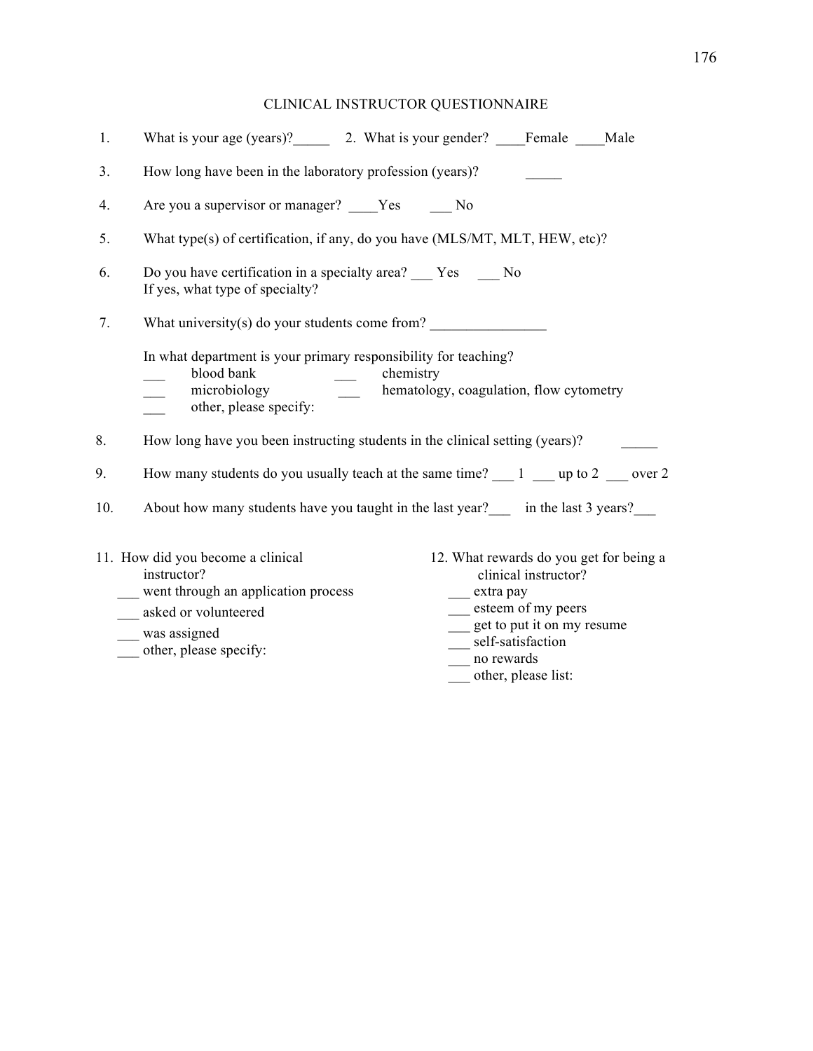## CLINICAL INSTRUCTOR QUESTIONNAIRE

1. What is your age (years)?_____ 2. What is your gender? ____Female ____Male

3. How long have been in the laboratory profession (years)? _____

4. Are you a supervisor or manager? ____Yes ___ No

5. What type(s) of certification, if any, do you have (MLS/MT, MLT, HEW, etc)?

6. Do you have certification in a specialty area? ___ Yes ___ No
   If yes, what type of specialty?

7. What university(s) do your students come from? ________________

   In what department is your primary responsibility for teaching?
   - ___ blood bank
   - ___ chemistry
   - ___ microbiology
   - ___ hematology, coagulation, flow cytometry
   - ___ other, please specify:

8. How long have you been instructing students in the clinical setting (years)? _____

9. How many students do you usually teach at the same time? ___ 1 ___ up to 2 ___ over 2

10. About how many students have you taught in the last year?___ in the last 3 years?___

11. How did you become a clinical instructor?
    - ___ went through an application process
    - ___ asked or volunteered
    - ___ was assigned
    - ___ other, please specify:

12. What rewards do you get for being a clinical instructor?
    - ___ extra pay
    - ___ esteem of my peers
    - ___ get to put it on my resume
    - ___ self-satisfaction
    - ___ no rewards
    - ___ other, please list: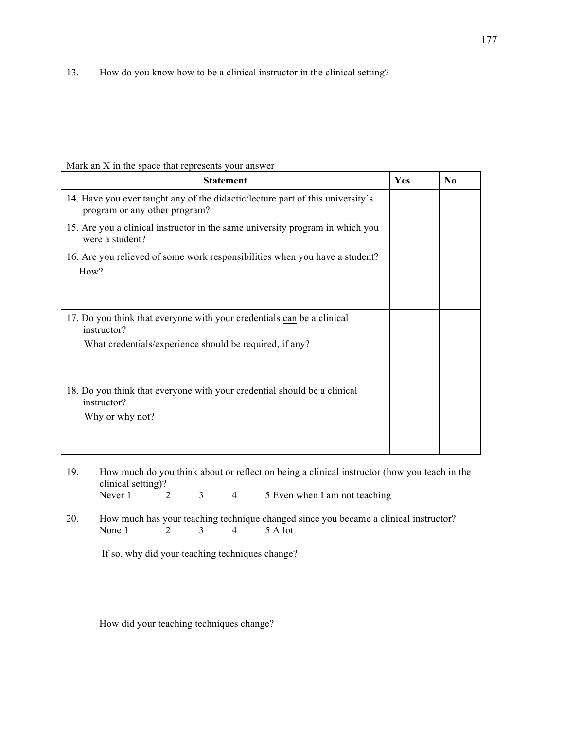13. How do you know how to be a clinical instructor in the clinical setting?

Mark an X in the space that represents your answer

| Statement | Yes | No |
|---|---|---|
| 14. Have you ever taught any of the didactic/lecture part of this university's program or any other program? | | |
| 15. Are you a clinical instructor in the same university program in which you were a student? | | |
| 16. Are you relieved of some work responsibilities when you have a student? How? | | |
| 17. Do you think that everyone with your credentials <u>can</u> be a clinical instructor? What credentials/experience should be required, if any? | | |
| 18. Do you think that everyone with your credential <u>should</u> be a clinical instructor? Why or why not? | | |

19. How much do you think about or reflect on being a clinical instructor (<u>how</u> you teach in the clinical setting)?
    Never 1 &nbsp;&nbsp; 2 &nbsp;&nbsp; 3 &nbsp;&nbsp; 4 &nbsp;&nbsp; 5 Even when I am not teaching

20. How much has your teaching technique changed since you became a clinical instructor?
    None 1 &nbsp;&nbsp; 2 &nbsp;&nbsp; 3 &nbsp;&nbsp; 4 &nbsp;&nbsp; 5 A lot

    If so, why did your teaching techniques change?

    How did your teaching techniques change?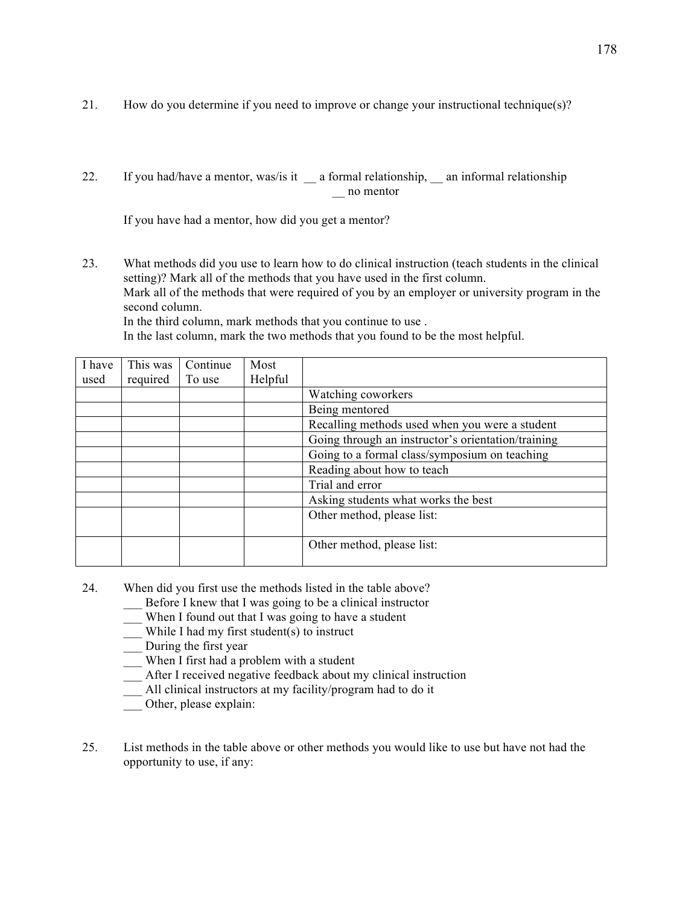21. How do you determine if you need to improve or change your instructional technique(s)?

22. If you had/have a mentor, was/is it __ a formal relationship, __ an informal relationship __ no mentor

    If you have had a mentor, how did you get a mentor?

23. What methods did you use to learn how to do clinical instruction (teach students in the clinical setting)? Mark all of the methods that you have used in the first column.
    Mark all of the methods that were required of you by an employer or university program in the second column.
    In the third column, mark methods that you continue to use .
    In the last column, mark the two methods that you found to be the most helpful.

| I have used | This was required | Continue To use | Most Helpful | |
|---|---|---|---|---|
| | | | | Watching coworkers |
| | | | | Being mentored |
| | | | | Recalling methods used when you were a student |
| | | | | Going through an instructor's orientation/training |
| | | | | Going to a formal class/symposium on teaching |
| | | | | Reading about how to teach |
| | | | | Trial and error |
| | | | | Asking students what works the best |
| | | | | Other method, please list: |
| | | | | Other method, please list: |

24. When did you first use the methods listed in the table above?
    ___ Before I knew that I was going to be a clinical instructor
    ___ When I found out that I was going to have a student
    ___ While I had my first student(s) to instruct
    ___ During the first year
    ___ When I first had a problem with a student
    ___ After I received negative feedback about my clinical instruction
    ___ All clinical instructors at my facility/program had to do it
    ___ Other, please explain:

25. List methods in the table above or other methods you would like to use but have not had the opportunity to use, if any: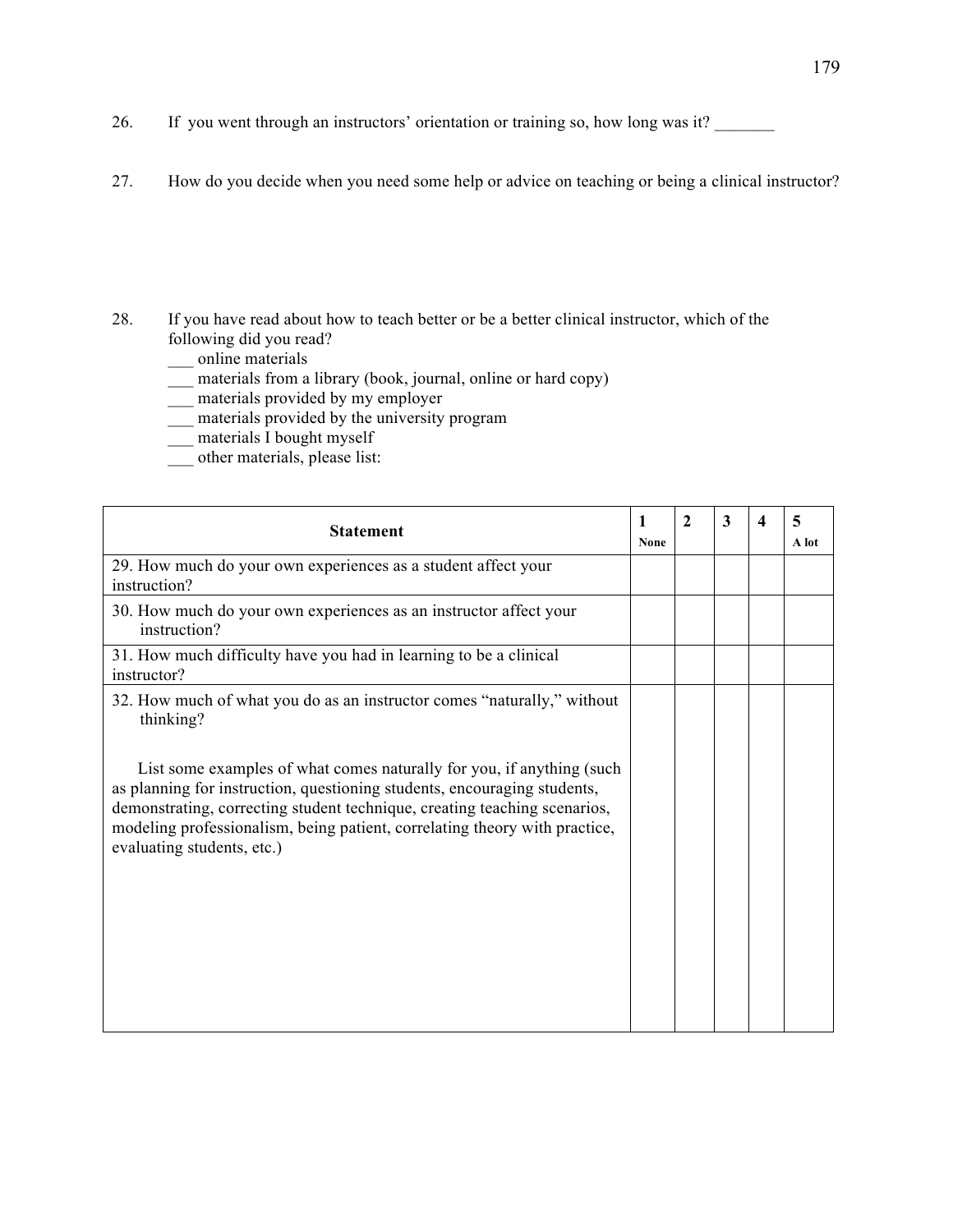26. If you went through an instructors' orientation or training so, how long was it? _______

27. How do you decide when you need some help or advice on teaching or being a clinical instructor?

28. If you have read about how to teach better or be a better clinical instructor, which of the following did you read?
    ___ online materials
    ___ materials from a library (book, journal, online or hard copy)
    ___ materials provided by my employer
    ___ materials provided by the university program
    ___ materials I bought myself
    ___ other materials, please list:

| Statement | 1 None | 2 | 3 | 4 | 5 A lot |
|---|---|---|---|---|---|
| 29. How much do your own experiences as a student affect your instruction? | | | | | |
| 30. How much do your own experiences as an instructor affect your instruction? | | | | | |
| 31. How much difficulty have you had in learning to be a clinical instructor? | | | | | |
| 32. How much of what you do as an instructor comes "naturally," without thinking? List some examples of what comes naturally for you, if anything (such as planning for instruction, questioning students, encouraging students, demonstrating, correcting student technique, creating teaching scenarios, modeling professionalism, being patient, correlating theory with practice, evaluating students, etc.) | | | | | |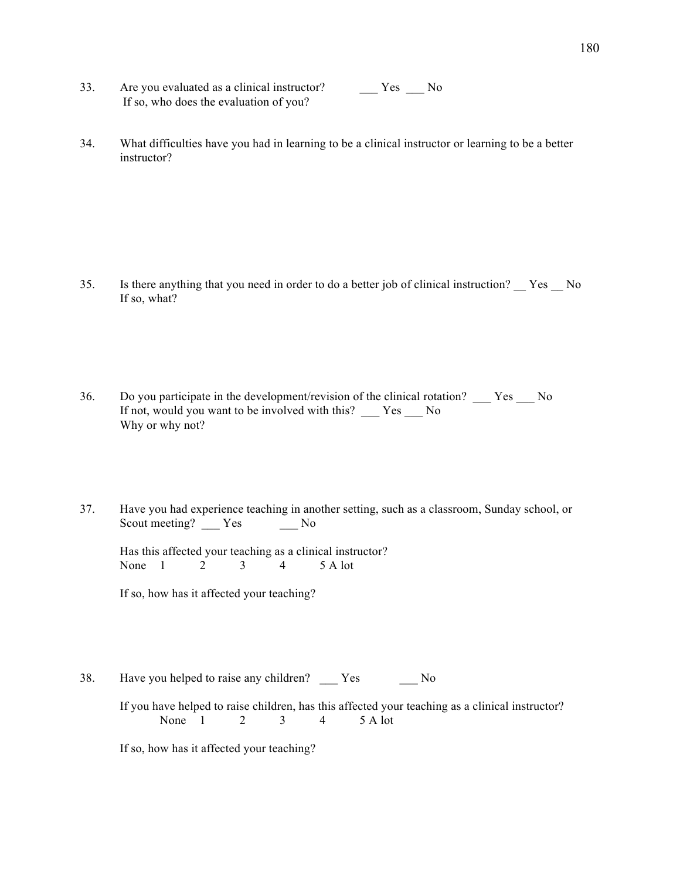33. Are you evaluated as a clinical instructor? ___ Yes ___ No
    If so, who does the evaluation of you?

34. What difficulties have you had in learning to be a clinical instructor or learning to be a better instructor?

35. Is there anything that you need in order to do a better job of clinical instruction? __ Yes __ No
    If so, what?

36. Do you participate in the development/revision of the clinical rotation? ___ Yes ___ No
    If not, would you want to be involved with this? ___ Yes ___ No
    Why or why not?

37. Have you had experience teaching in another setting, such as a classroom, Sunday school, or Scout meeting? ___ Yes ___ No

    Has this affected your teaching as a clinical instructor?
    None 1 2 3 4 5 A lot

    If so, how has it affected your teaching?

38. Have you helped to raise any children? ___ Yes ___ No

    If you have helped to raise children, has this affected your teaching as a clinical instructor?
    None 1 2 3 4 5 A lot

    If so, how has it affected your teaching?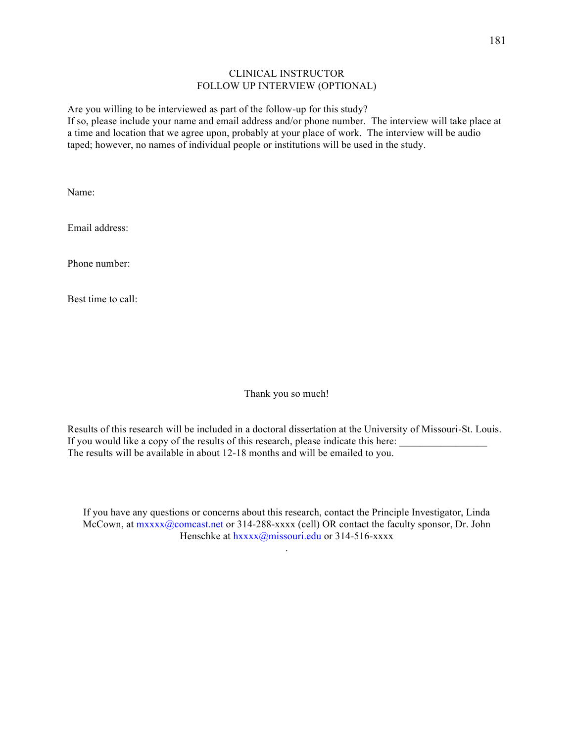# CLINICAL INSTRUCTOR
## FOLLOW UP INTERVIEW (OPTIONAL)

Are you willing to be interviewed as part of the follow-up for this study?
If so, please include your name and email address and/or phone number. The interview will take place at a time and location that we agree upon, probably at your place of work. The interview will be audio taped; however, no names of individual people or institutions will be used in the study.

Name:

Email address:

Phone number:

Best time to call:

Thank you so much!

Results of this research will be included in a doctoral dissertation at the University of Missouri-St. Louis.
If you would like a copy of the results of this research, please indicate this here: ________________
The results will be available in about 12-18 months and will be emailed to you.

If you have any questions or concerns about this research, contact the Principle Investigator, Linda McCown, at mxxxx@comcast.net or 314-288-xxxx (cell) OR contact the faculty sponsor, Dr. John Henschke at hxxxx@missouri.edu or 314-516-xxxx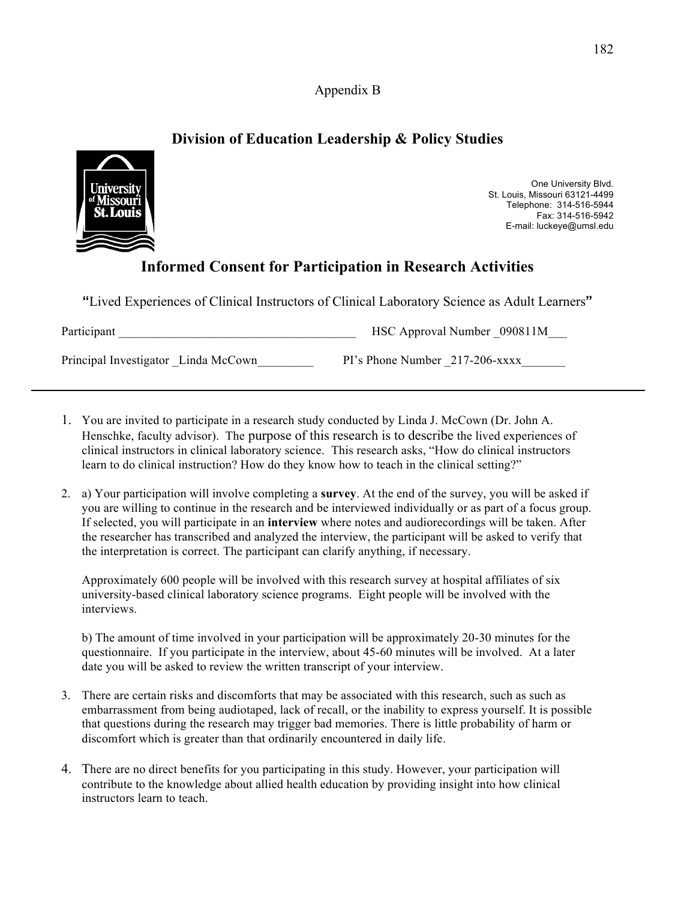Appendix B

## Division of Education Leadership & Policy Studies

One University Blvd.
St. Louis, Missouri 63121-4499
Telephone: 314-516-5944
Fax: 314-516-5942
E-mail: luckeye@umsl.edu

## Informed Consent for Participation in Research Activities

"Lived Experiences of Clinical Instructors of Clinical Laboratory Science as Adult Learners"

Participant ______________________________________ HSC Approval Number _090811M___

Principal Investigator _Linda McCown_________ PI's Phone Number _217-206-xxxx_______

---

1. You are invited to participate in a research study conducted by Linda J. McCown (Dr. John A. Henschke, faculty advisor). The purpose of this research is to describe the lived experiences of clinical instructors in clinical laboratory science. This research asks, "How do clinical instructors learn to do clinical instruction? How do they know how to teach in the clinical setting?"

2. a) Your participation will involve completing a **survey**. At the end of the survey, you will be asked if you are willing to continue in the research and be interviewed individually or as part of a focus group. If selected, you will participate in an **interview** where notes and audiorecordings will be taken. After the researcher has transcribed and analyzed the interview, the participant will be asked to verify that the interpretation is correct. The participant can clarify anything, if necessary.

   Approximately 600 people will be involved with this research survey at hospital affiliates of six university-based clinical laboratory science programs. Eight people will be involved with the interviews.

   b) The amount of time involved in your participation will be approximately 20-30 minutes for the questionnaire. If you participate in the interview, about 45-60 minutes will be involved. At a later date you will be asked to review the written transcript of your interview.

3. There are certain risks and discomforts that may be associated with this research, such as such as embarrassment from being audiotaped, lack of recall, or the inability to express yourself. It is possible that questions during the research may trigger bad memories. There is little probability of harm or discomfort which is greater than that ordinarily encountered in daily life.

4. There are no direct benefits for you participating in this study. However, your participation will contribute to the knowledge about allied health education by providing insight into how clinical instructors learn to teach.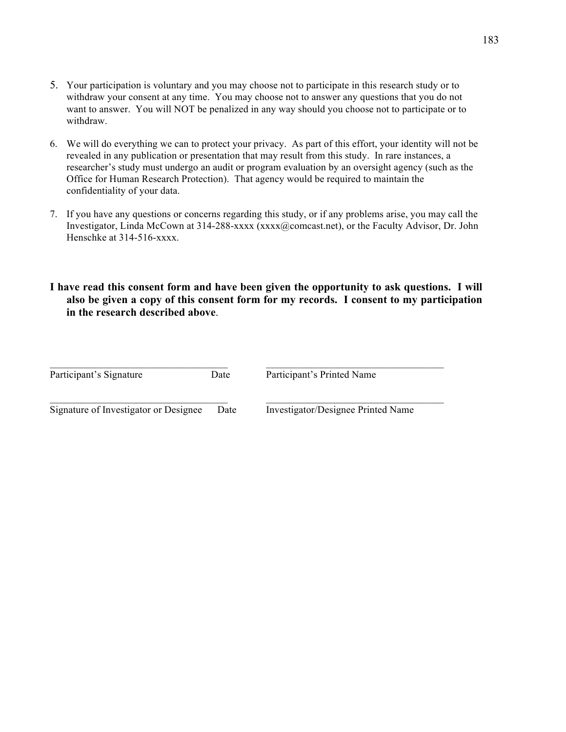5. Your participation is voluntary and you may choose not to participate in this research study or to withdraw your consent at any time. You may choose not to answer any questions that you do not want to answer. You will NOT be penalized in any way should you choose not to participate or to withdraw.

6. We will do everything we can to protect your privacy. As part of this effort, your identity will not be revealed in any publication or presentation that may result from this study. In rare instances, a researcher's study must undergo an audit or program evaluation by an oversight agency (such as the Office for Human Research Protection). That agency would be required to maintain the confidentiality of your data.

7. If you have any questions or concerns regarding this study, or if any problems arise, you may call the Investigator, Linda McCown at 314-288-xxxx (xxxx@comcast.net), or the Faculty Advisor, Dr. John Henschke at 314-516-xxxx.

**I have read this consent form and have been given the opportunity to ask questions. I will also be given a copy of this consent form for my records. I consent to my participation in the research described above**.

_____________________________________ &nbsp;&nbsp;&nbsp;&nbsp; _____________________________________

Participant's Signature &nbsp;&nbsp;&nbsp;&nbsp; Date &nbsp;&nbsp;&nbsp;&nbsp; Participant's Printed Name

_____________________________________ &nbsp;&nbsp;&nbsp;&nbsp; _____________________________________

Signature of Investigator or Designee &nbsp;&nbsp;&nbsp;&nbsp; Date &nbsp;&nbsp;&nbsp;&nbsp; Investigator/Designee Printed Name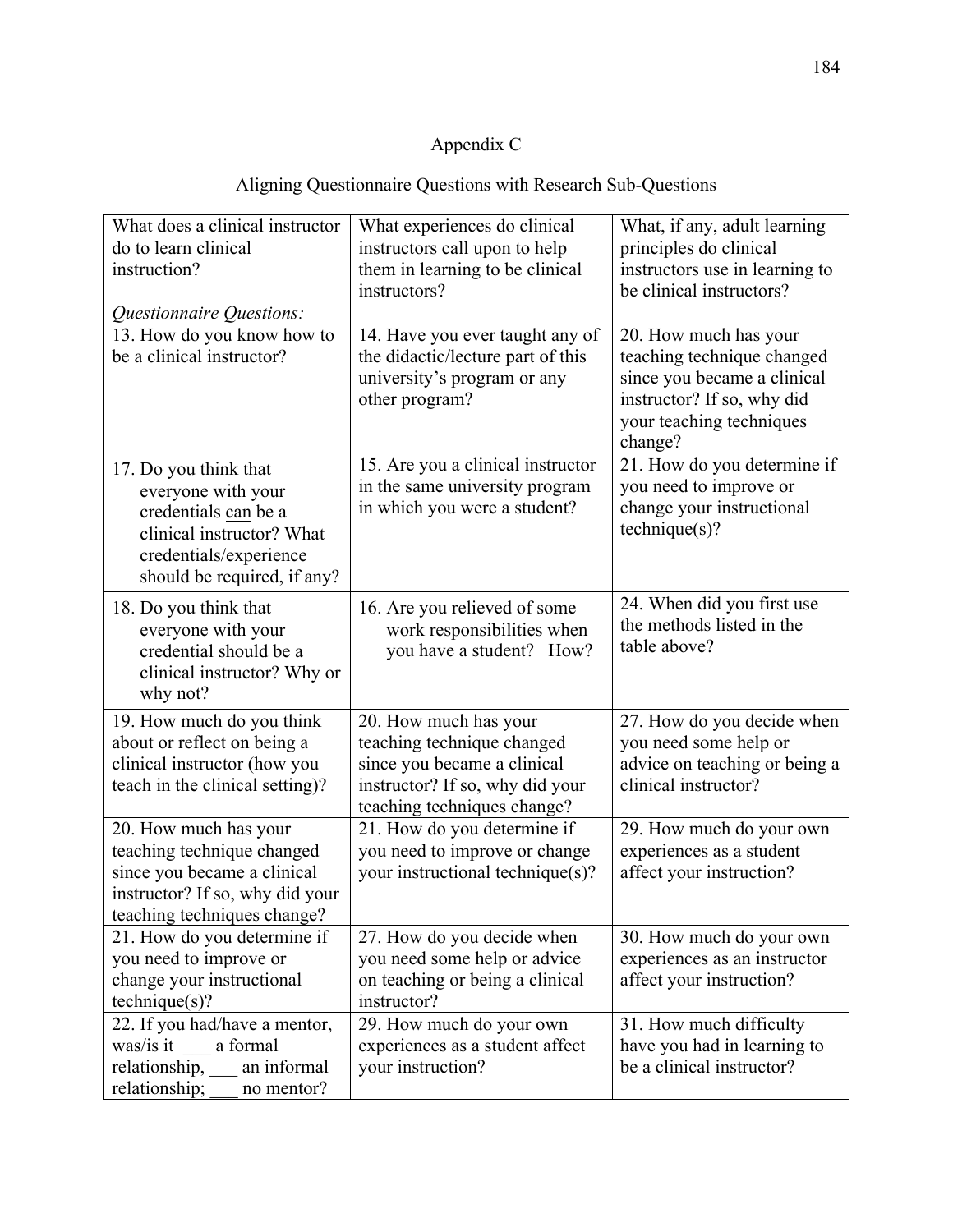# Appendix C

## Aligning Questionnaire Questions with Research Sub-Questions

| What does a clinical instructor do to learn clinical instruction? | What experiences do clinical instructors call upon to help them in learning to be clinical instructors? | What, if any, adult learning principles do clinical instructors use in learning to be clinical instructors? |
|---|---|---|
| *Questionnaire Questions:* | | |
| 13. How do you know how to be a clinical instructor? | 14. Have you ever taught any of the didactic/lecture part of this university's program or any other program? | 20. How much has your teaching technique changed since you became a clinical instructor? If so, why did your teaching techniques change? |
| 17. Do you think that everyone with your credentials <u>can</u> be a clinical instructor? What credentials/experience should be required, if any? | 15. Are you a clinical instructor in the same university program in which you were a student? | 21. How do you determine if you need to improve or change your instructional technique(s)? |
| 18. Do you think that everyone with your credential <u>should</u> be a clinical instructor? Why or why not? | 16. Are you relieved of some work responsibilities when you have a student? How? | 24. When did you first use the methods listed in the table above? |
| 19. How much do you think about or reflect on being a clinical instructor (how you teach in the clinical setting)? | 20. How much has your teaching technique changed since you became a clinical instructor? If so, why did your teaching techniques change? | 27. How do you decide when you need some help or advice on teaching or being a clinical instructor? |
| 20. How much has your teaching technique changed since you became a clinical instructor? If so, why did your teaching techniques change? | 21. How do you determine if you need to improve or change your instructional technique(s)? | 29. How much do your own experiences as a student affect your instruction? |
| 21. How do you determine if you need to improve or change your instructional technique(s)? | 27. How do you decide when you need some help or advice on teaching or being a clinical instructor? | 30. How much do your own experiences as an instructor affect your instruction? |
| 22. If you had/have a mentor, was/is it ___ a formal relationship, ___ an informal relationship; ___ no mentor? | 29. How much do your own experiences as a student affect your instruction? | 31. How much difficulty have you had in learning to be a clinical instructor? |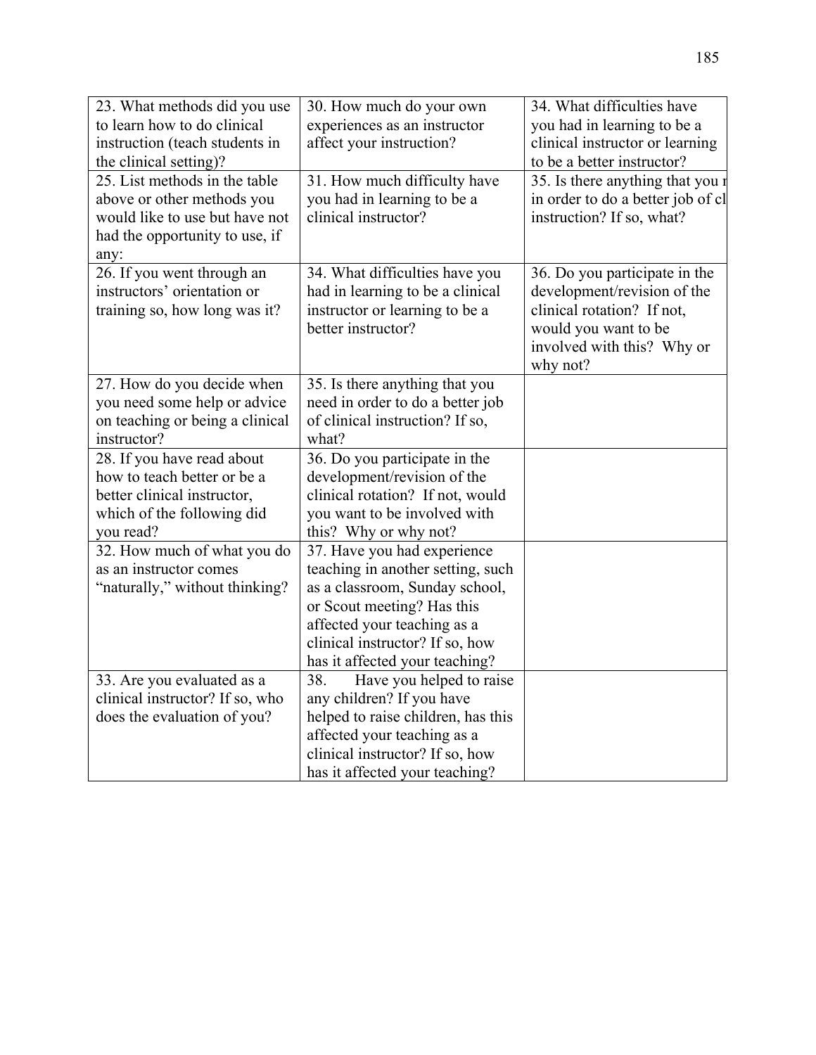| 23. What methods did you use to learn how to do clinical instruction (teach students in the clinical setting)? | 30. How much do your own experiences as an instructor affect your instruction? | 34. What difficulties have you had in learning to be a clinical instructor or learning to be a better instructor? |
|---|---|---|
| 25. List methods in the table above or other methods you would like to use but have not had the opportunity to use, if any: | 31. How much difficulty have you had in learning to be a clinical instructor? | 35. Is there anything that you n in order to do a better job of cl instruction? If so, what? |
| 26. If you went through an instructors' orientation or training so, how long was it? | 34. What difficulties have you had in learning to be a clinical instructor or learning to be a better instructor? | 36. Do you participate in the development/revision of the clinical rotation? If not, would you want to be involved with this? Why or why not? |
| 27. How do you decide when you need some help or advice on teaching or being a clinical instructor? | 35. Is there anything that you need in order to do a better job of clinical instruction? If so, what? | |
| 28. If you have read about how to teach better or be a better clinical instructor, which of the following did you read? | 36. Do you participate in the development/revision of the clinical rotation? If not, would you want to be involved with this? Why or why not? | |
| 32. How much of what you do as an instructor comes "naturally," without thinking? | 37. Have you had experience teaching in another setting, such as a classroom, Sunday school, or Scout meeting? Has this affected your teaching as a clinical instructor? If so, how has it affected your teaching? | |
| 33. Are you evaluated as a clinical instructor? If so, who does the evaluation of you? | 38. Have you helped to raise any children? If you have helped to raise children, has this affected your teaching as a clinical instructor? If so, how has it affected your teaching? | |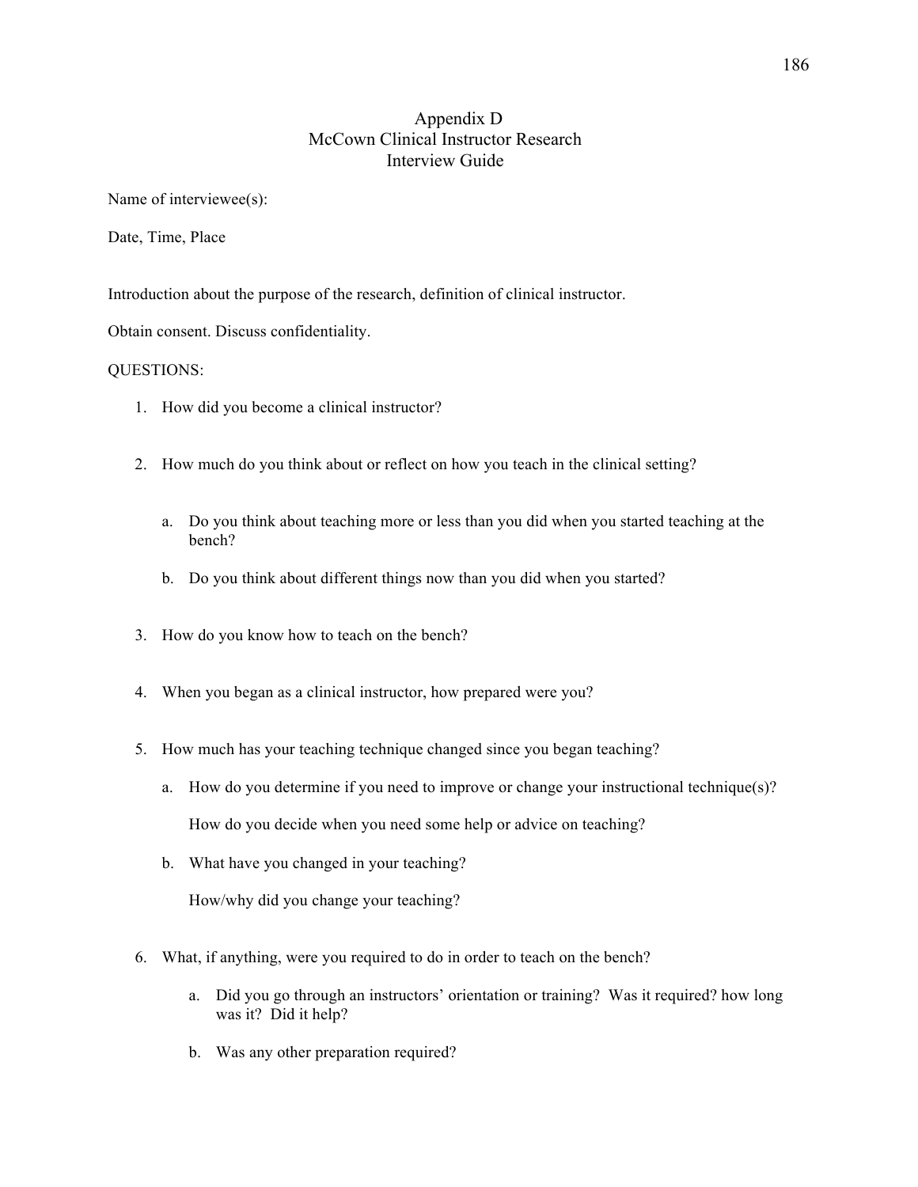# Appendix D
## McCown Clinical Instructor Research
## Interview Guide

Name of interviewee(s):

Date, Time, Place

Introduction about the purpose of the research, definition of clinical instructor.

Obtain consent. Discuss confidentiality.

QUESTIONS:

1. How did you become a clinical instructor?

2. How much do you think about or reflect on how you teach in the clinical setting?

   a. Do you think about teaching more or less than you did when you started teaching at the bench?

   b. Do you think about different things now than you did when you started?

3. How do you know how to teach on the bench?

4. When you began as a clinical instructor, how prepared were you?

5. How much has your teaching technique changed since you began teaching?

   a. How do you determine if you need to improve or change your instructional technique(s)?

      How do you decide when you need some help or advice on teaching?

   b. What have you changed in your teaching?

      How/why did you change your teaching?

6. What, if anything, were you required to do in order to teach on the bench?

   a. Did you go through an instructors' orientation or training? Was it required? how long was it? Did it help?

   b. Was any other preparation required?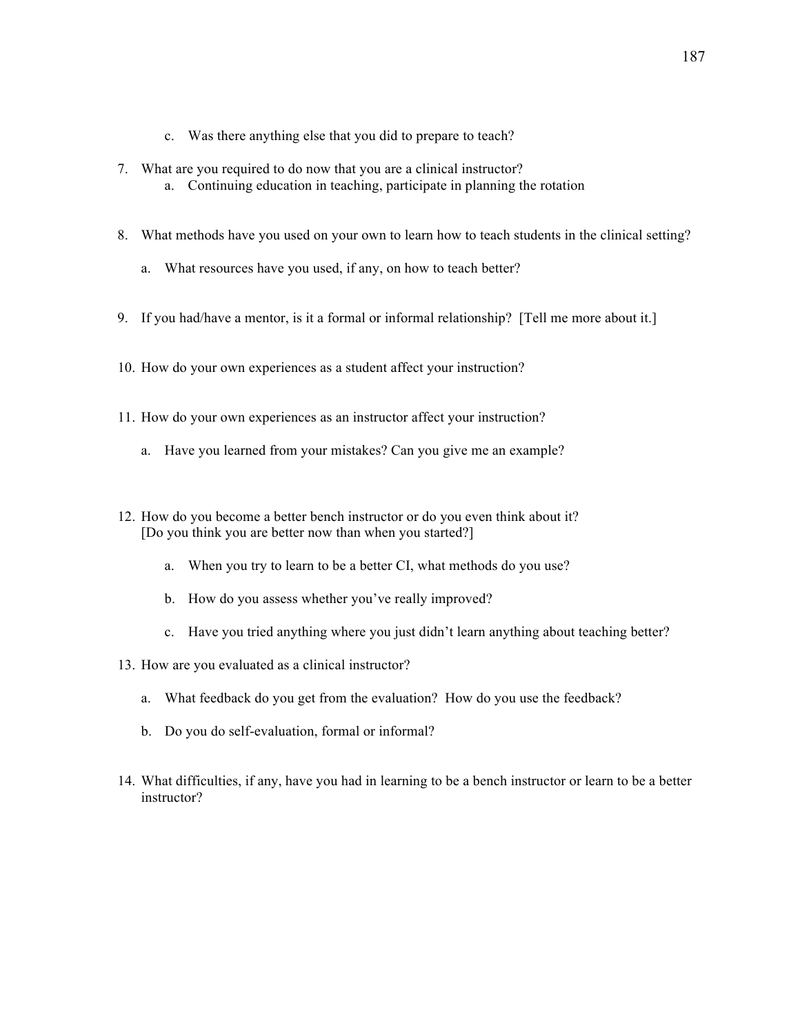c. Was there anything else that you did to prepare to teach?

7. What are you required to do now that you are a clinical instructor?
   a. Continuing education in teaching, participate in planning the rotation

8. What methods have you used on your own to learn how to teach students in the clinical setting?

   a. What resources have you used, if any, on how to teach better?

9. If you had/have a mentor, is it a formal or informal relationship? [Tell me more about it.]

10. How do your own experiences as a student affect your instruction?

11. How do your own experiences as an instructor affect your instruction?

    a. Have you learned from your mistakes? Can you give me an example?

12. How do you become a better bench instructor or do you even think about it? [Do you think you are better now than when you started?]

    a. When you try to learn to be a better CI, what methods do you use?

    b. How do you assess whether you've really improved?

    c. Have you tried anything where you just didn't learn anything about teaching better?

13. How are you evaluated as a clinical instructor?

    a. What feedback do you get from the evaluation? How do you use the feedback?

    b. Do you do self-evaluation, formal or informal?

14. What difficulties, if any, have you had in learning to be a bench instructor or learn to be a better instructor?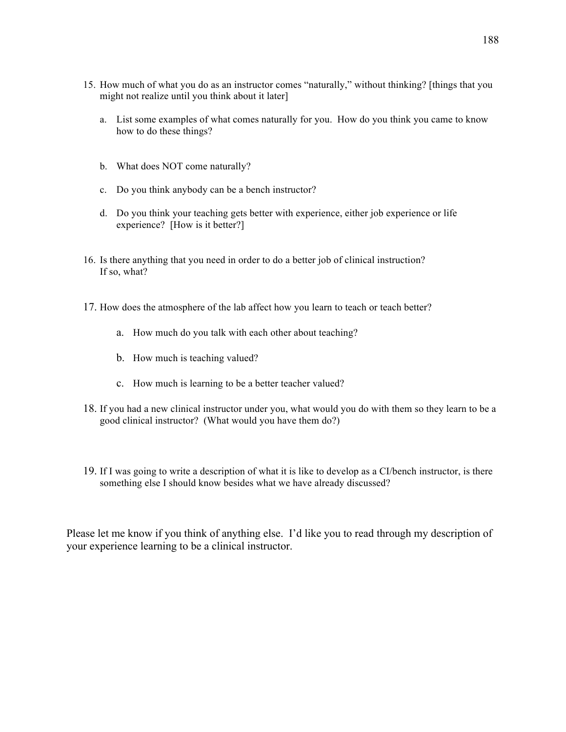15. How much of what you do as an instructor comes "naturally," without thinking? [things that you might not realize until you think about it later]

    a. List some examples of what comes naturally for you. How do you think you came to know how to do these things?

    b. What does NOT come naturally?

    c. Do you think anybody can be a bench instructor?

    d. Do you think your teaching gets better with experience, either job experience or life experience? [How is it better?]

16. Is there anything that you need in order to do a better job of clinical instruction? If so, what?

17. How does the atmosphere of the lab affect how you learn to teach or teach better?

    a. How much do you talk with each other about teaching?

    b. How much is teaching valued?

    c. How much is learning to be a better teacher valued?

18. If you had a new clinical instructor under you, what would you do with them so they learn to be a good clinical instructor? (What would you have them do?)

19. If I was going to write a description of what it is like to develop as a CI/bench instructor, is there something else I should know besides what we have already discussed?

Please let me know if you think of anything else. I'd like you to read through my description of your experience learning to be a clinical instructor.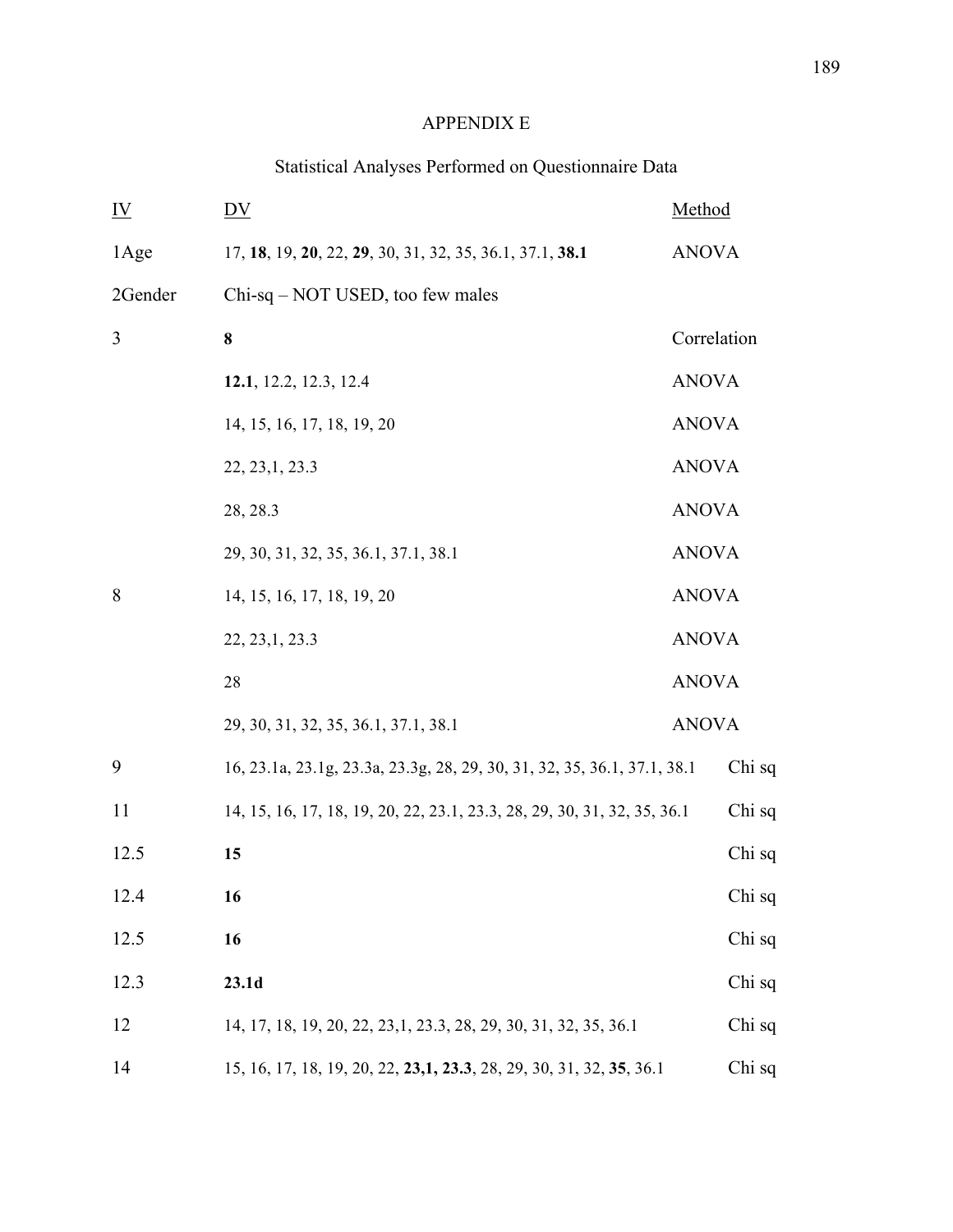# APPENDIX E

## Statistical Analyses Performed on Questionnaire Data

| IV | DV | Method |
|---|---|---|
| 1Age | 17, **18**, 19, **20**, 22, **29**, 30, 31, 32, 35, 36.1, 37.1, **38.1** | ANOVA |
| 2Gender | Chi-sq – NOT USED, too few males | |
| 3 | **8** | Correlation |
| | **12.1**, 12.2, 12.3, 12.4 | ANOVA |
| | 14, 15, 16, 17, 18, 19, 20 | ANOVA |
| | 22, 23,1, 23.3 | ANOVA |
| | 28, 28.3 | ANOVA |
| | 29, 30, 31, 32, 35, 36.1, 37.1, 38.1 | ANOVA |
| 8 | 14, 15, 16, 17, 18, 19, 20 | ANOVA |
| | 22, 23,1, 23.3 | ANOVA |
| | 28 | ANOVA |
| | 29, 30, 31, 32, 35, 36.1, 37.1, 38.1 | ANOVA |
| 9 | 16, 23.1a, 23.1g, 23.3a, 23.3g, 28, 29, 30, 31, 32, 35, 36.1, 37.1, 38.1 | Chi sq |
| 11 | 14, 15, 16, 17, 18, 19, 20, 22, 23.1, 23.3, 28, 29, 30, 31, 32, 35, 36.1 | Chi sq |
| 12.5 | **15** | Chi sq |
| 12.4 | **16** | Chi sq |
| 12.5 | **16** | Chi sq |
| 12.3 | **23.1d** | Chi sq |
| 12 | 14, 17, 18, 19, 20, 22, 23,1, 23.3, 28, 29, 30, 31, 32, 35, 36.1 | Chi sq |
| 14 | 15, 16, 17, 18, 19, 20, 22, **23,1, 23.3**, 28, 29, 30, 31, 32, **35**, 36.1 | Chi sq |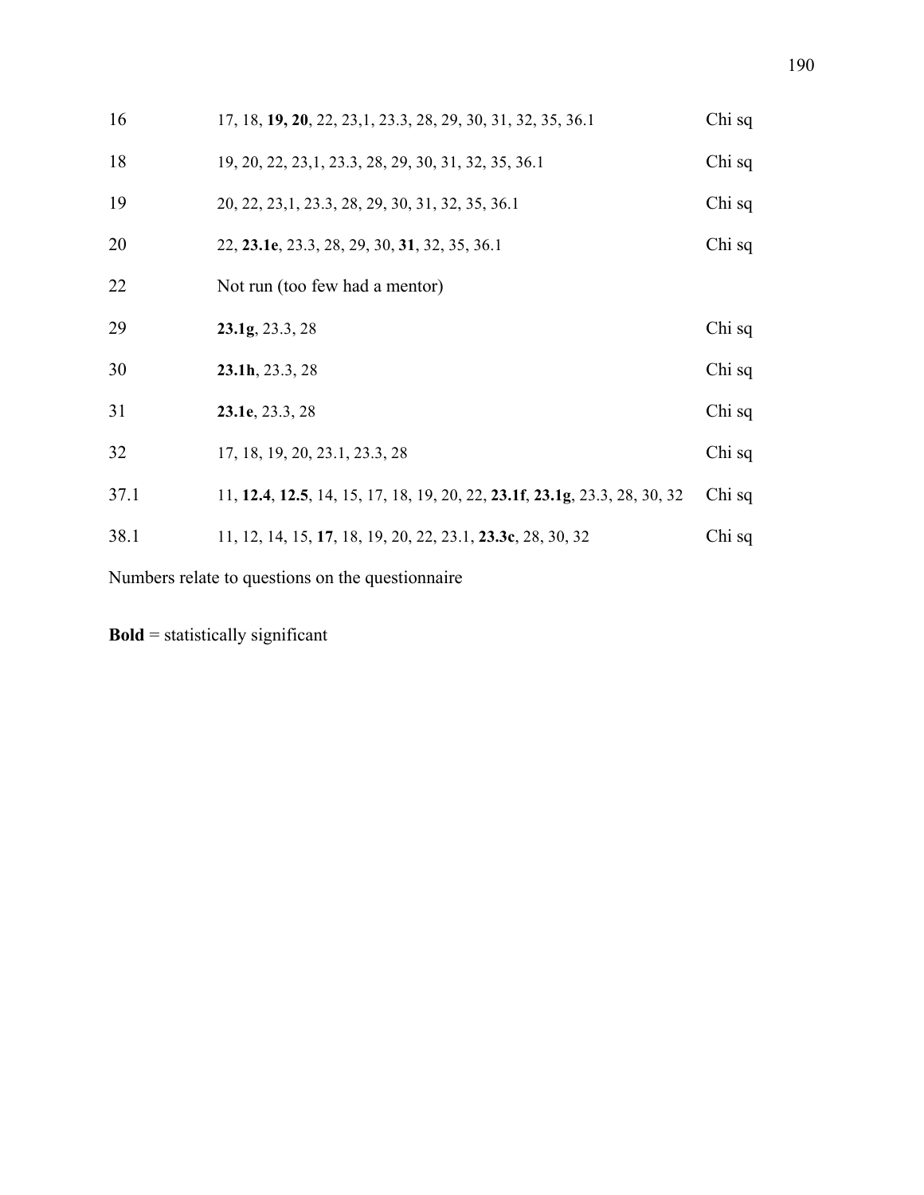| | | |
|---|---|---|
| 16 | 17, 18, **19, 20**, 22, 23,1, 23.3, 28, 29, 30, 31, 32, 35, 36.1 | Chi sq |
| 18 | 19, 20, 22, 23,1, 23.3, 28, 29, 30, 31, 32, 35, 36.1 | Chi sq |
| 19 | 20, 22, 23,1, 23.3, 28, 29, 30, 31, 32, 35, 36.1 | Chi sq |
| 20 | 22, **23.1e**, 23.3, 28, 29, 30, **31**, 32, 35, 36.1 | Chi sq |
| 22 | Not run (too few had a mentor) | |
| 29 | **23.1g**, 23.3, 28 | Chi sq |
| 30 | **23.1h**, 23.3, 28 | Chi sq |
| 31 | **23.1e**, 23.3, 28 | Chi sq |
| 32 | 17, 18, 19, 20, 23.1, 23.3, 28 | Chi sq |
| 37.1 | 11, **12.4**, **12.5**, 14, 15, 17, 18, 19, 20, 22, **23.1f**, **23.1g**, 23.3, 28, 30, 32 | Chi sq |
| 38.1 | 11, 12, 14, 15, **17**, 18, 19, 20, 22, 23.1, **23.3c**, 28, 30, 32 | Chi sq |

Numbers relate to questions on the questionnaire

**Bold** = statistically significant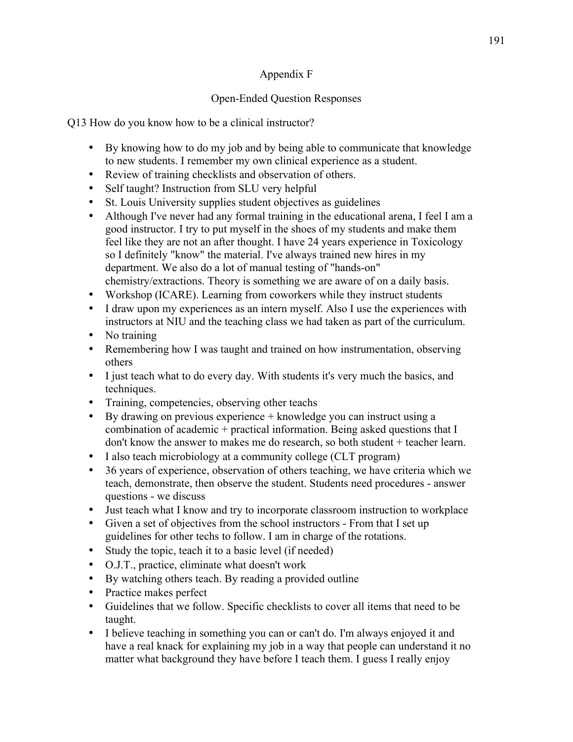# Appendix F

## Open-Ended Question Responses

Q13 How do you know how to be a clinical instructor?

- By knowing how to do my job and by being able to communicate that knowledge to new students. I remember my own clinical experience as a student.
- Review of training checklists and observation of others.
- Self taught? Instruction from SLU very helpful
- St. Louis University supplies student objectives as guidelines
- Although I've never had any formal training in the educational arena, I feel I am a good instructor. I try to put myself in the shoes of my students and make them feel like they are not an after thought. I have 24 years experience in Toxicology so I definitely "know" the material. I've always trained new hires in my department. We also do a lot of manual testing of "hands-on" chemistry/extractions. Theory is something we are aware of on a daily basis.
- Workshop (ICARE). Learning from coworkers while they instruct students
- I draw upon my experiences as an intern myself. Also I use the experiences with instructors at NIU and the teaching class we had taken as part of the curriculum.
- No training
- Remembering how I was taught and trained on how instrumentation, observing others
- I just teach what to do every day. With students it's very much the basics, and techniques.
- Training, competencies, observing other teachs
- By drawing on previous experience + knowledge you can instruct using a combination of academic + practical information. Being asked questions that I don't know the answer to makes me do research, so both student + teacher learn.
- I also teach microbiology at a community college (CLT program)
- 36 years of experience, observation of others teaching, we have criteria which we teach, demonstrate, then observe the student. Students need procedures - answer questions - we discuss
- Just teach what I know and try to incorporate classroom instruction to workplace
- Given a set of objectives from the school instructors - From that I set up guidelines for other techs to follow. I am in charge of the rotations.
- Study the topic, teach it to a basic level (if needed)
- O.J.T., practice, eliminate what doesn't work
- By watching others teach. By reading a provided outline
- Practice makes perfect
- Guidelines that we follow. Specific checklists to cover all items that need to be taught.
- I believe teaching in something you can or can't do. I'm always enjoyed it and have a real knack for explaining my job in a way that people can understand it no matter what background they have before I teach them. I guess I really enjoy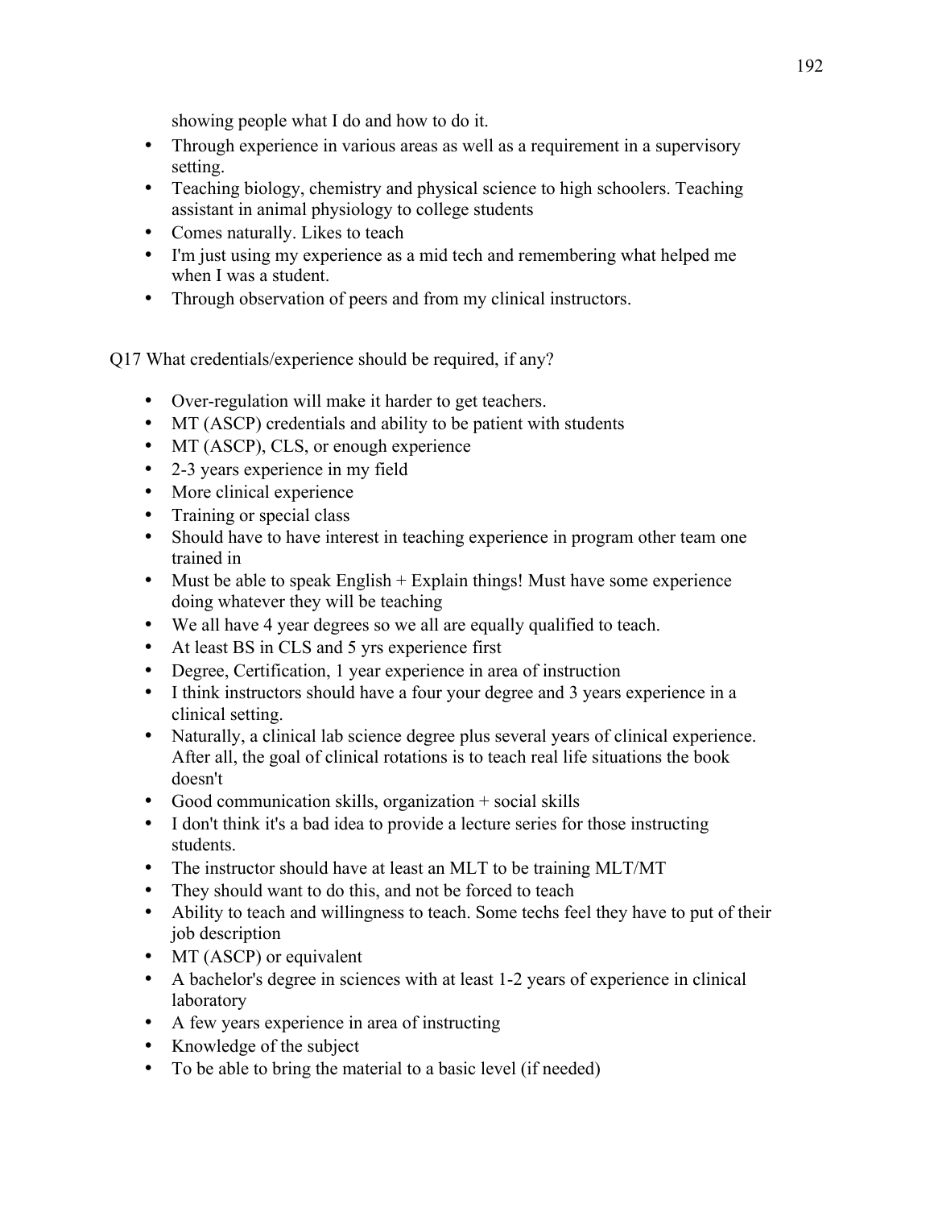showing people what I do and how to do it.

- Through experience in various areas as well as a requirement in a supervisory setting.
- Teaching biology, chemistry and physical science to high schoolers. Teaching assistant in animal physiology to college students
- Comes naturally. Likes to teach
- I'm just using my experience as a mid tech and remembering what helped me when I was a student.
- Through observation of peers and from my clinical instructors.

Q17 What credentials/experience should be required, if any?

- Over-regulation will make it harder to get teachers.
- MT (ASCP) credentials and ability to be patient with students
- MT (ASCP), CLS, or enough experience
- 2-3 years experience in my field
- More clinical experience
- Training or special class
- Should have to have interest in teaching experience in program other team one trained in
- Must be able to speak English + Explain things! Must have some experience doing whatever they will be teaching
- We all have 4 year degrees so we all are equally qualified to teach.
- At least BS in CLS and 5 yrs experience first
- Degree, Certification, 1 year experience in area of instruction
- I think instructors should have a four your degree and 3 years experience in a clinical setting.
- Naturally, a clinical lab science degree plus several years of clinical experience. After all, the goal of clinical rotations is to teach real life situations the book doesn't
- Good communication skills, organization + social skills
- I don't think it's a bad idea to provide a lecture series for those instructing students.
- The instructor should have at least an MLT to be training MLT/MT
- They should want to do this, and not be forced to teach
- Ability to teach and willingness to teach. Some techs feel they have to put of their job description
- MT (ASCP) or equivalent
- A bachelor's degree in sciences with at least 1-2 years of experience in clinical laboratory
- A few years experience in area of instructing
- Knowledge of the subject
- To be able to bring the material to a basic level (if needed)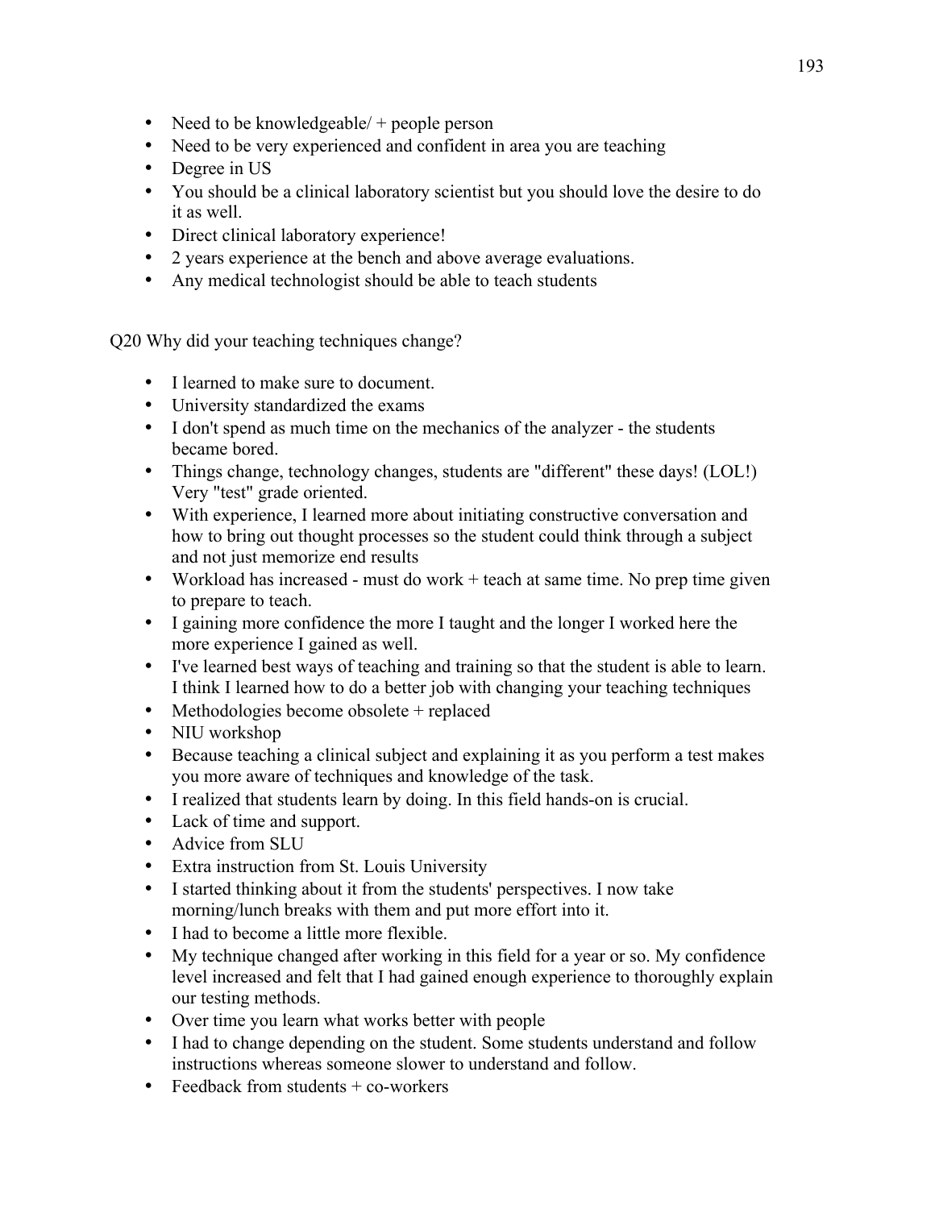- Need to be knowledgeable/ + people person
- Need to be very experienced and confident in area you are teaching
- Degree in US
- You should be a clinical laboratory scientist but you should love the desire to do it as well.
- Direct clinical laboratory experience!
- 2 years experience at the bench and above average evaluations.
- Any medical technologist should be able to teach students

Q20 Why did your teaching techniques change?

- I learned to make sure to document.
- University standardized the exams
- I don't spend as much time on the mechanics of the analyzer - the students became bored.
- Things change, technology changes, students are "different" these days! (LOL!) Very "test" grade oriented.
- With experience, I learned more about initiating constructive conversation and how to bring out thought processes so the student could think through a subject and not just memorize end results
- Workload has increased - must do work + teach at same time. No prep time given to prepare to teach.
- I gaining more confidence the more I taught and the longer I worked here the more experience I gained as well.
- I've learned best ways of teaching and training so that the student is able to learn. I think I learned how to do a better job with changing your teaching techniques
- Methodologies become obsolete + replaced
- NIU workshop
- Because teaching a clinical subject and explaining it as you perform a test makes you more aware of techniques and knowledge of the task.
- I realized that students learn by doing. In this field hands-on is crucial.
- Lack of time and support.
- Advice from SLU
- Extra instruction from St. Louis University
- I started thinking about it from the students' perspectives. I now take morning/lunch breaks with them and put more effort into it.
- I had to become a little more flexible.
- My technique changed after working in this field for a year or so. My confidence level increased and felt that I had gained enough experience to thoroughly explain our testing methods.
- Over time you learn what works better with people
- I had to change depending on the student. Some students understand and follow instructions whereas someone slower to understand and follow.
- Feedback from students + co-workers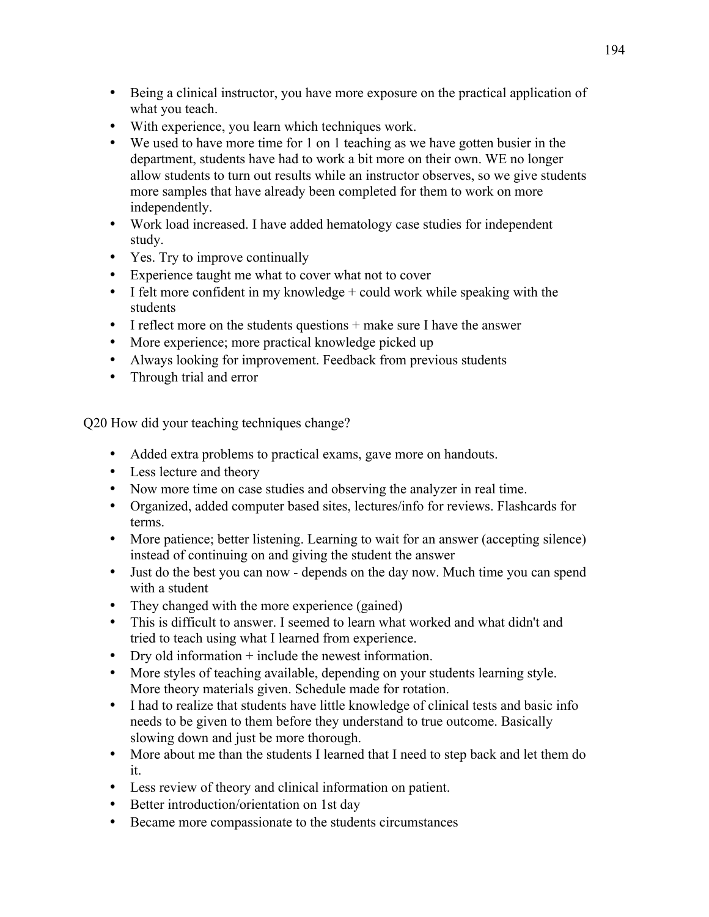- Being a clinical instructor, you have more exposure on the practical application of what you teach.
- With experience, you learn which techniques work.
- We used to have more time for 1 on 1 teaching as we have gotten busier in the department, students have had to work a bit more on their own. WE no longer allow students to turn out results while an instructor observes, so we give students more samples that have already been completed for them to work on more independently.
- Work load increased. I have added hematology case studies for independent study.
- Yes. Try to improve continually
- Experience taught me what to cover what not to cover
- I felt more confident in my knowledge + could work while speaking with the students
- I reflect more on the students questions + make sure I have the answer
- More experience; more practical knowledge picked up
- Always looking for improvement. Feedback from previous students
- Through trial and error

Q20 How did your teaching techniques change?

- Added extra problems to practical exams, gave more on handouts.
- Less lecture and theory
- Now more time on case studies and observing the analyzer in real time.
- Organized, added computer based sites, lectures/info for reviews. Flashcards for terms.
- More patience; better listening. Learning to wait for an answer (accepting silence) instead of continuing on and giving the student the answer
- Just do the best you can now - depends on the day now. Much time you can spend with a student
- They changed with the more experience (gained)
- This is difficult to answer. I seemed to learn what worked and what didn't and tried to teach using what I learned from experience.
- Dry old information + include the newest information.
- More styles of teaching available, depending on your students learning style. More theory materials given. Schedule made for rotation.
- I had to realize that students have little knowledge of clinical tests and basic info needs to be given to them before they understand to true outcome. Basically slowing down and just be more thorough.
- More about me than the students I learned that I need to step back and let them do it.
- Less review of theory and clinical information on patient.
- Better introduction/orientation on 1st day
- Became more compassionate to the students circumstances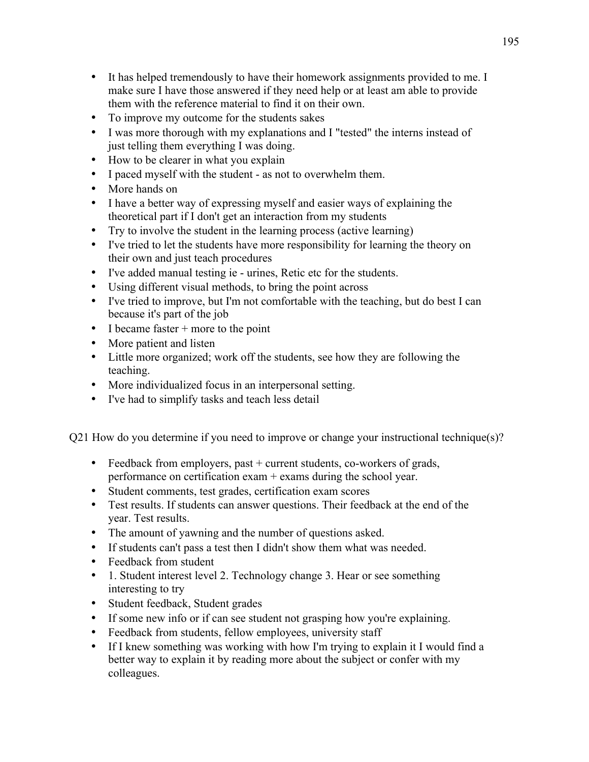- It has helped tremendously to have their homework assignments provided to me. I make sure I have those answered if they need help or at least am able to provide them with the reference material to find it on their own.
- To improve my outcome for the students sakes
- I was more thorough with my explanations and I "tested" the interns instead of just telling them everything I was doing.
- How to be clearer in what you explain
- I paced myself with the student - as not to overwhelm them.
- More hands on
- I have a better way of expressing myself and easier ways of explaining the theoretical part if I don't get an interaction from my students
- Try to involve the student in the learning process (active learning)
- I've tried to let the students have more responsibility for learning the theory on their own and just teach procedures
- I've added manual testing ie - urines, Retic etc for the students.
- Using different visual methods, to bring the point across
- I've tried to improve, but I'm not comfortable with the teaching, but do best I can because it's part of the job
- I became faster + more to the point
- More patient and listen
- Little more organized; work off the students, see how they are following the teaching.
- More individualized focus in an interpersonal setting.
- I've had to simplify tasks and teach less detail

Q21 How do you determine if you need to improve or change your instructional technique(s)?

- Feedback from employers, past + current students, co-workers of grads, performance on certification exam + exams during the school year.
- Student comments, test grades, certification exam scores
- Test results. If students can answer questions. Their feedback at the end of the year. Test results.
- The amount of yawning and the number of questions asked.
- If students can't pass a test then I didn't show them what was needed.
- Feedback from student
- 1. Student interest level 2. Technology change 3. Hear or see something interesting to try
- Student feedback, Student grades
- If some new info or if can see student not grasping how you're explaining.
- Feedback from students, fellow employees, university staff
- If I knew something was working with how I'm trying to explain it I would find a better way to explain it by reading more about the subject or confer with my colleagues.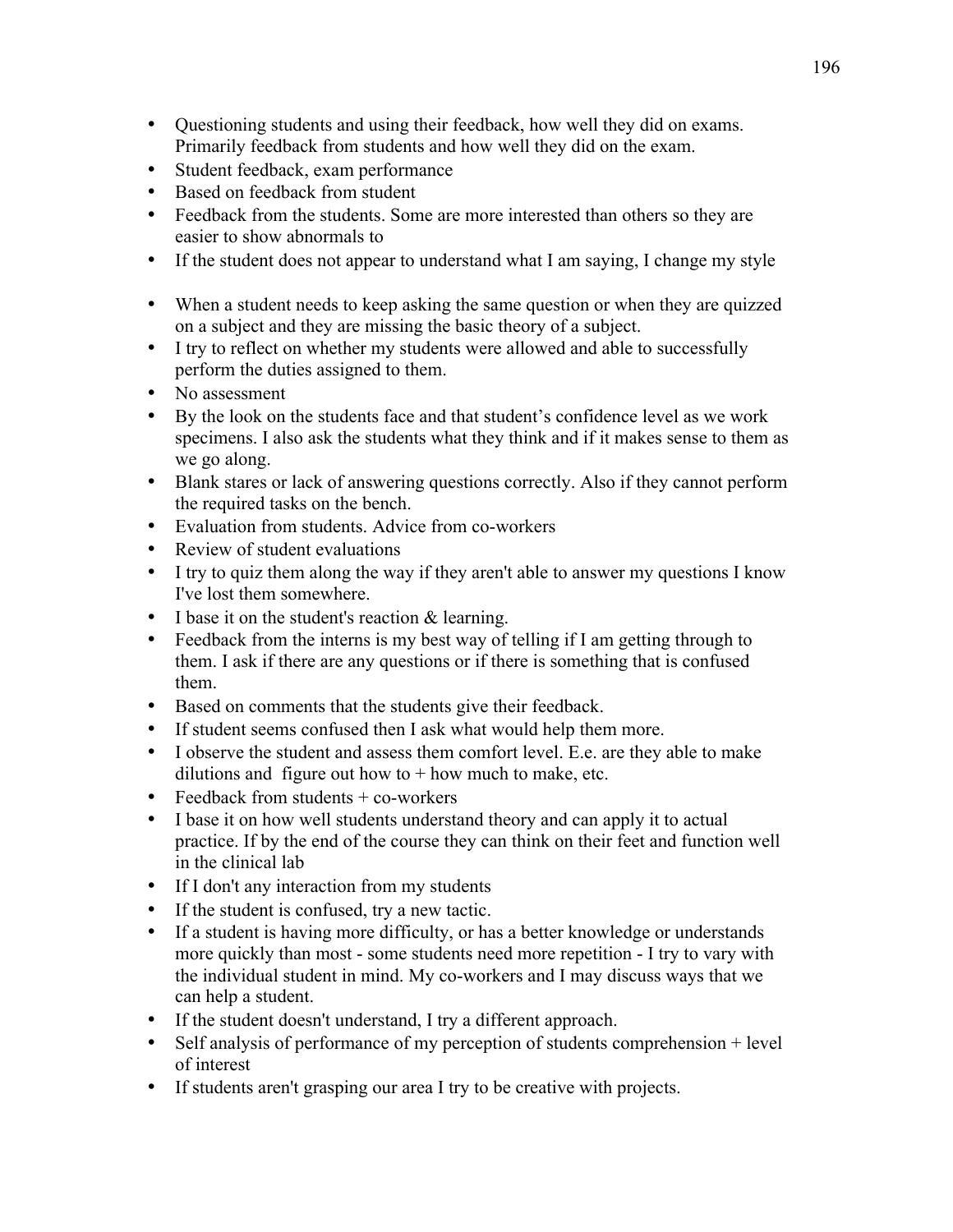- Questioning students and using their feedback, how well they did on exams. Primarily feedback from students and how well they did on the exam.
- Student feedback, exam performance
- Based on feedback from student
- Feedback from the students. Some are more interested than others so they are easier to show abnormals to
- If the student does not appear to understand what I am saying, I change my style
- When a student needs to keep asking the same question or when they are quizzed on a subject and they are missing the basic theory of a subject.
- I try to reflect on whether my students were allowed and able to successfully perform the duties assigned to them.
- No assessment
- By the look on the students face and that student's confidence level as we work specimens. I also ask the students what they think and if it makes sense to them as we go along.
- Blank stares or lack of answering questions correctly. Also if they cannot perform the required tasks on the bench.
- Evaluation from students. Advice from co-workers
- Review of student evaluations
- I try to quiz them along the way if they aren't able to answer my questions I know I've lost them somewhere.
- I base it on the student's reaction & learning.
- Feedback from the interns is my best way of telling if I am getting through to them. I ask if there are any questions or if there is something that is confused them.
- Based on comments that the students give their feedback.
- If student seems confused then I ask what would help them more.
- I observe the student and assess them comfort level. E.e. are they able to make dilutions and figure out how to + how much to make, etc.
- Feedback from students + co-workers
- I base it on how well students understand theory and can apply it to actual practice. If by the end of the course they can think on their feet and function well in the clinical lab
- If I don't any interaction from my students
- If the student is confused, try a new tactic.
- If a student is having more difficulty, or has a better knowledge or understands more quickly than most - some students need more repetition - I try to vary with the individual student in mind. My co-workers and I may discuss ways that we can help a student.
- If the student doesn't understand, I try a different approach.
- Self analysis of performance of my perception of students comprehension + level of interest
- If students aren't grasping our area I try to be creative with projects.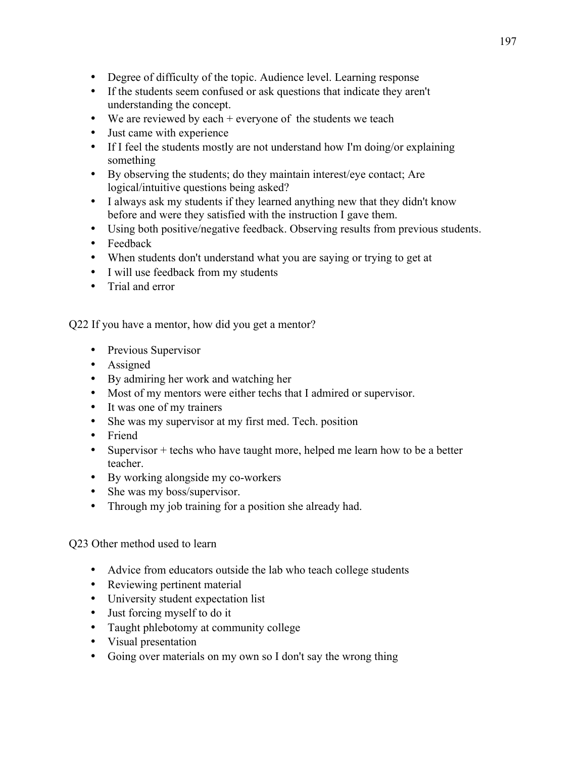- Degree of difficulty of the topic. Audience level. Learning response
- If the students seem confused or ask questions that indicate they aren't understanding the concept.
- We are reviewed by each + everyone of the students we teach
- Just came with experience
- If I feel the students mostly are not understand how I'm doing/or explaining something
- By observing the students; do they maintain interest/eye contact; Are logical/intuitive questions being asked?
- I always ask my students if they learned anything new that they didn't know before and were they satisfied with the instruction I gave them.
- Using both positive/negative feedback. Observing results from previous students.
- Feedback
- When students don't understand what you are saying or trying to get at
- I will use feedback from my students
- Trial and error

Q22 If you have a mentor, how did you get a mentor?

- Previous Supervisor
- Assigned
- By admiring her work and watching her
- Most of my mentors were either techs that I admired or supervisor.
- It was one of my trainers
- She was my supervisor at my first med. Tech. position
- Friend
- Supervisor + techs who have taught more, helped me learn how to be a better teacher.
- By working alongside my co-workers
- She was my boss/supervisor.
- Through my job training for a position she already had.

Q23 Other method used to learn

- Advice from educators outside the lab who teach college students
- Reviewing pertinent material
- University student expectation list
- Just forcing myself to do it
- Taught phlebotomy at community college
- Visual presentation
- Going over materials on my own so I don't say the wrong thing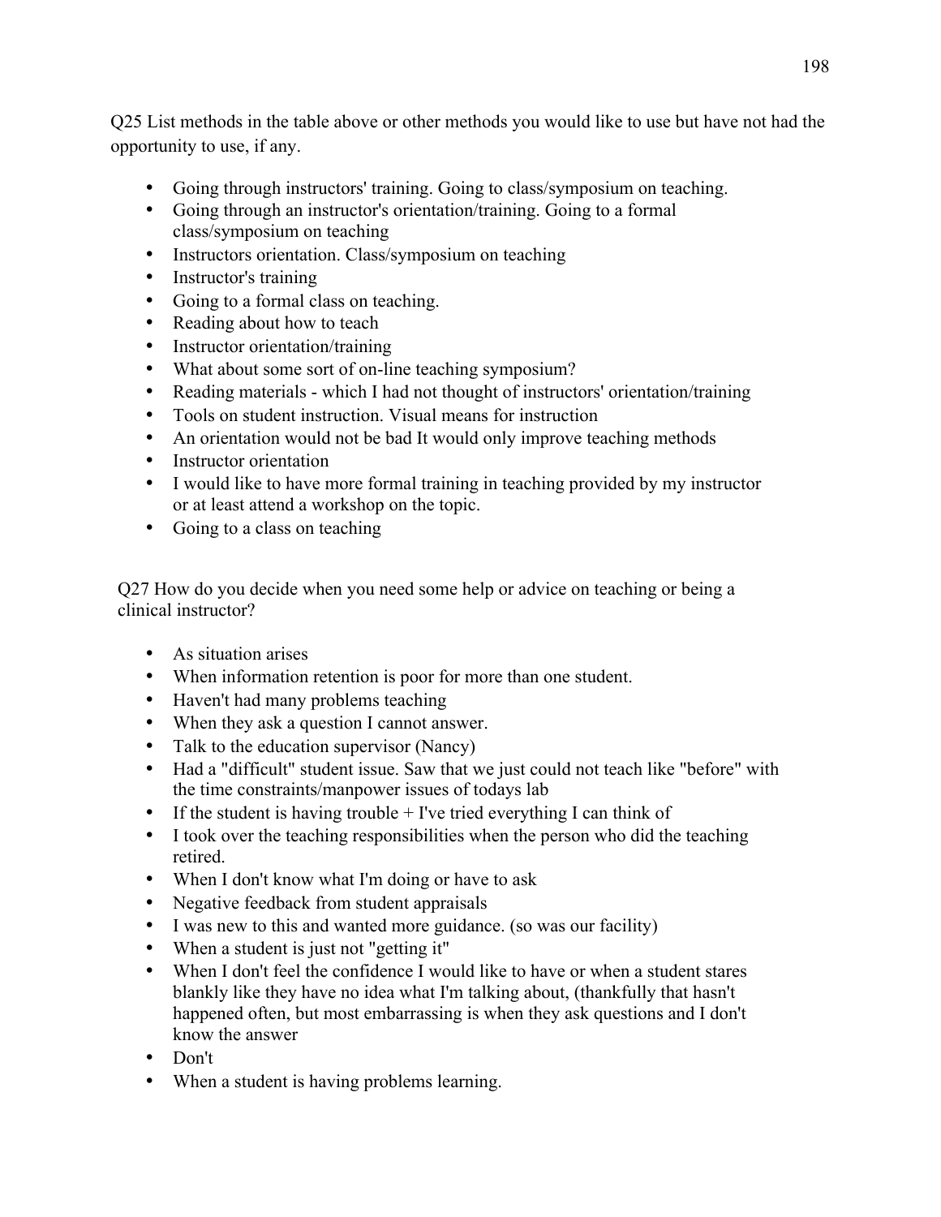Q25 List methods in the table above or other methods you would like to use but have not had the opportunity to use, if any.

- Going through instructors' training. Going to class/symposium on teaching.
- Going through an instructor's orientation/training. Going to a formal class/symposium on teaching
- Instructors orientation. Class/symposium on teaching
- Instructor's training
- Going to a formal class on teaching.
- Reading about how to teach
- Instructor orientation/training
- What about some sort of on-line teaching symposium?
- Reading materials - which I had not thought of instructors' orientation/training
- Tools on student instruction. Visual means for instruction
- An orientation would not be bad It would only improve teaching methods
- Instructor orientation
- I would like to have more formal training in teaching provided by my instructor or at least attend a workshop on the topic.
- Going to a class on teaching

Q27 How do you decide when you need some help or advice on teaching or being a clinical instructor?

- As situation arises
- When information retention is poor for more than one student.
- Haven't had many problems teaching
- When they ask a question I cannot answer.
- Talk to the education supervisor (Nancy)
- Had a "difficult" student issue. Saw that we just could not teach like "before" with the time constraints/manpower issues of todays lab
- If the student is having trouble + I've tried everything I can think of
- I took over the teaching responsibilities when the person who did the teaching retired.
- When I don't know what I'm doing or have to ask
- Negative feedback from student appraisals
- I was new to this and wanted more guidance. (so was our facility)
- When a student is just not "getting it"
- When I don't feel the confidence I would like to have or when a student stares blankly like they have no idea what I'm talking about, (thankfully that hasn't happened often, but most embarrassing is when they ask questions and I don't know the answer
- Don't
- When a student is having problems learning.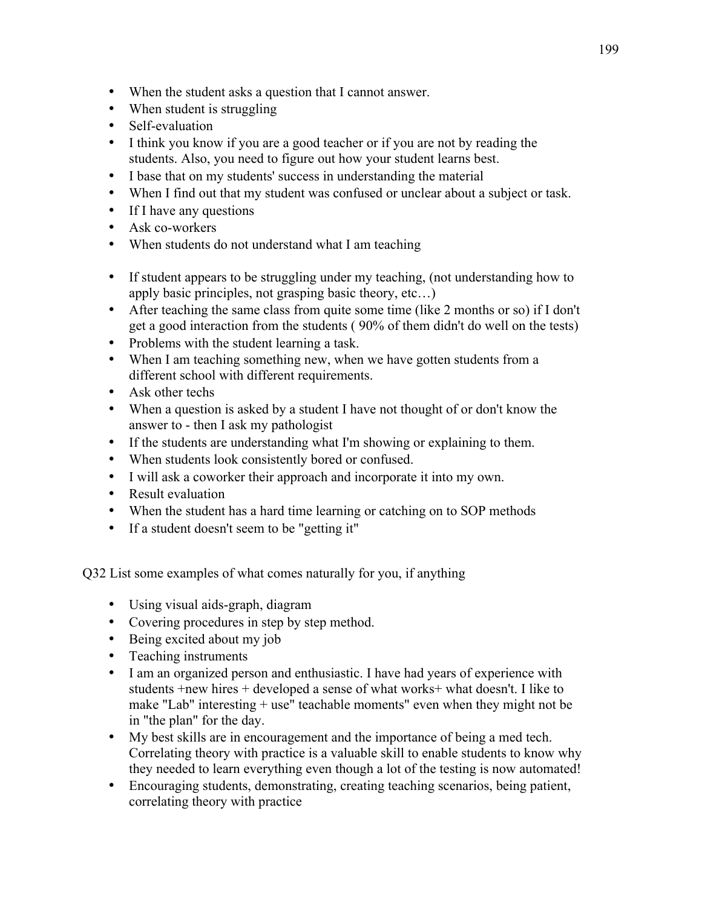- When the student asks a question that I cannot answer.
- When student is struggling
- Self-evaluation
- I think you know if you are a good teacher or if you are not by reading the students. Also, you need to figure out how your student learns best.
- I base that on my students' success in understanding the material
- When I find out that my student was confused or unclear about a subject or task.
- If I have any questions
- Ask co-workers
- When students do not understand what I am teaching

- If student appears to be struggling under my teaching, (not understanding how to apply basic principles, not grasping basic theory, etc…)
- After teaching the same class from quite some time (like 2 months or so) if I don't get a good interaction from the students ( 90% of them didn't do well on the tests)
- Problems with the student learning a task.
- When I am teaching something new, when we have gotten students from a different school with different requirements.
- Ask other techs
- When a question is asked by a student I have not thought of or don't know the answer to - then I ask my pathologist
- If the students are understanding what I'm showing or explaining to them.
- When students look consistently bored or confused.
- I will ask a coworker their approach and incorporate it into my own.
- Result evaluation
- When the student has a hard time learning or catching on to SOP methods
- If a student doesn't seem to be "getting it"

Q32 List some examples of what comes naturally for you, if anything

- Using visual aids-graph, diagram
- Covering procedures in step by step method.
- Being excited about my job
- Teaching instruments
- I am an organized person and enthusiastic. I have had years of experience with students +new hires + developed a sense of what works+ what doesn't. I like to make "Lab" interesting + use" teachable moments" even when they might not be in "the plan" for the day.
- My best skills are in encouragement and the importance of being a med tech. Correlating theory with practice is a valuable skill to enable students to know why they needed to learn everything even though a lot of the testing is now automated!
- Encouraging students, demonstrating, creating teaching scenarios, being patient, correlating theory with practice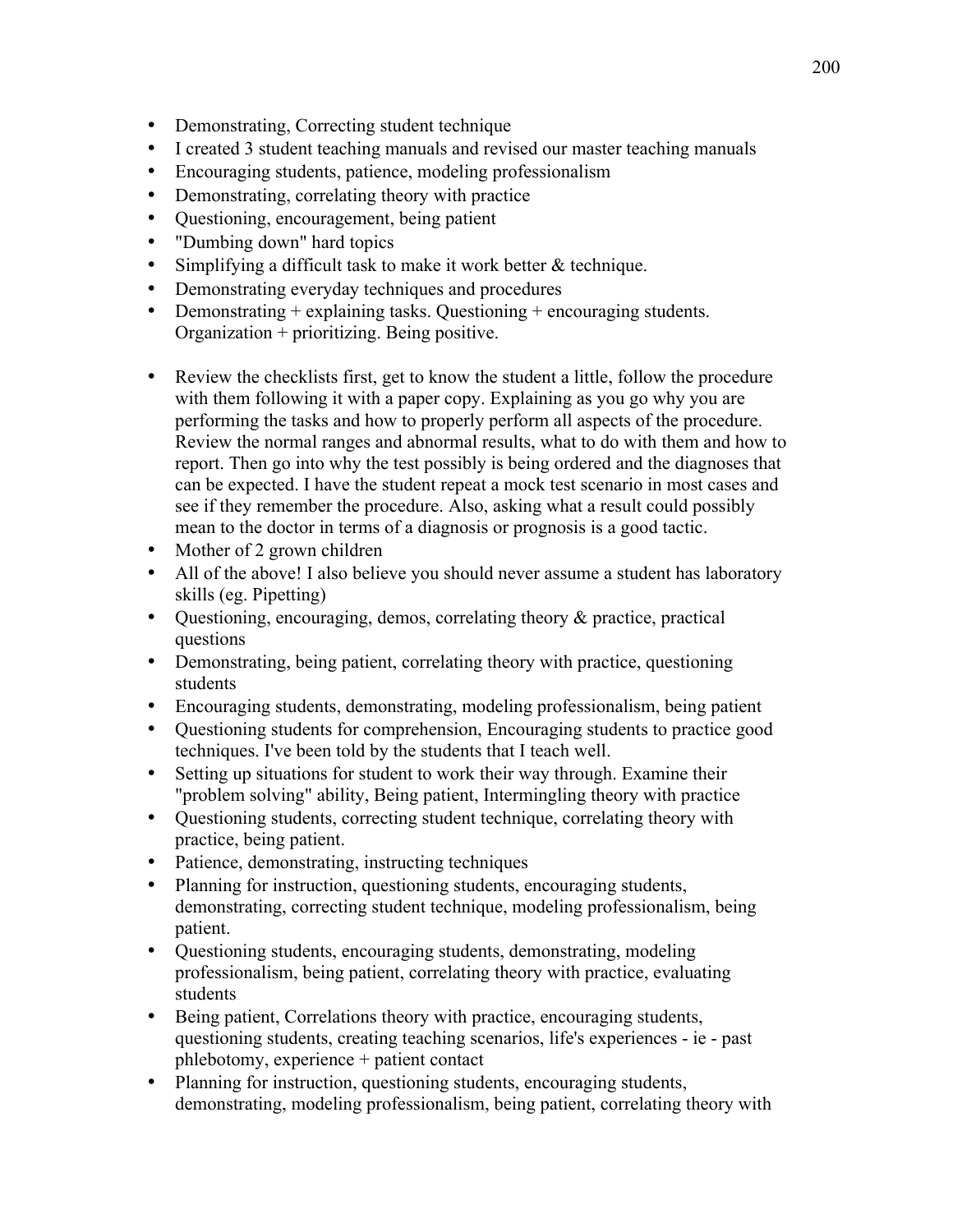- Demonstrating, Correcting student technique
- I created 3 student teaching manuals and revised our master teaching manuals
- Encouraging students, patience, modeling professionalism
- Demonstrating, correlating theory with practice
- Questioning, encouragement, being patient
- "Dumbing down" hard topics
- Simplifying a difficult task to make it work better & technique.
- Demonstrating everyday techniques and procedures
- Demonstrating + explaining tasks. Questioning + encouraging students. Organization + prioritizing. Being positive.

- Review the checklists first, get to know the student a little, follow the procedure with them following it with a paper copy. Explaining as you go why you are performing the tasks and how to properly perform all aspects of the procedure. Review the normal ranges and abnormal results, what to do with them and how to report. Then go into why the test possibly is being ordered and the diagnoses that can be expected. I have the student repeat a mock test scenario in most cases and see if they remember the procedure. Also, asking what a result could possibly mean to the doctor in terms of a diagnosis or prognosis is a good tactic.
- Mother of 2 grown children
- All of the above! I also believe you should never assume a student has laboratory skills (eg. Pipetting)
- Questioning, encouraging, demos, correlating theory & practice, practical questions
- Demonstrating, being patient, correlating theory with practice, questioning students
- Encouraging students, demonstrating, modeling professionalism, being patient
- Questioning students for comprehension, Encouraging students to practice good techniques. I've been told by the students that I teach well.
- Setting up situations for student to work their way through. Examine their "problem solving" ability, Being patient, Intermingling theory with practice
- Questioning students, correcting student technique, correlating theory with practice, being patient.
- Patience, demonstrating, instructing techniques
- Planning for instruction, questioning students, encouraging students, demonstrating, correcting student technique, modeling professionalism, being patient.
- Questioning students, encouraging students, demonstrating, modeling professionalism, being patient, correlating theory with practice, evaluating students
- Being patient, Correlations theory with practice, encouraging students, questioning students, creating teaching scenarios, life's experiences - ie - past phlebotomy, experience + patient contact
- Planning for instruction, questioning students, encouraging students, demonstrating, modeling professionalism, being patient, correlating theory with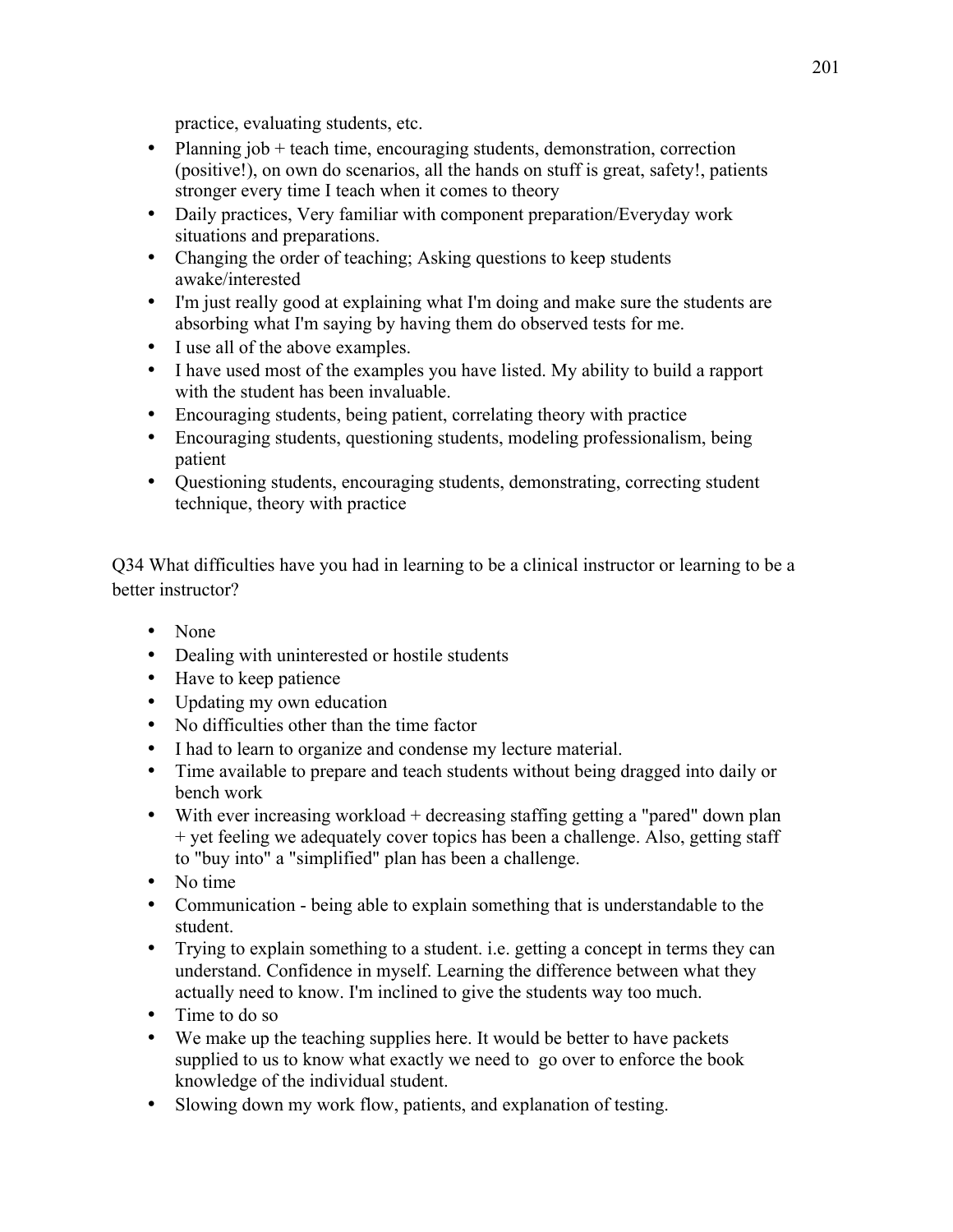practice, evaluating students, etc.

- Planning job + teach time, encouraging students, demonstration, correction (positive!), on own do scenarios, all the hands on stuff is great, safety!, patients stronger every time I teach when it comes to theory
- Daily practices, Very familiar with component preparation/Everyday work situations and preparations.
- Changing the order of teaching; Asking questions to keep students awake/interested
- I'm just really good at explaining what I'm doing and make sure the students are absorbing what I'm saying by having them do observed tests for me.
- I use all of the above examples.
- I have used most of the examples you have listed. My ability to build a rapport with the student has been invaluable.
- Encouraging students, being patient, correlating theory with practice
- Encouraging students, questioning students, modeling professionalism, being patient
- Questioning students, encouraging students, demonstrating, correcting student technique, theory with practice

Q34 What difficulties have you had in learning to be a clinical instructor or learning to be a better instructor?

- None
- Dealing with uninterested or hostile students
- Have to keep patience
- Updating my own education
- No difficulties other than the time factor
- I had to learn to organize and condense my lecture material.
- Time available to prepare and teach students without being dragged into daily or bench work
- With ever increasing workload + decreasing staffing getting a "pared" down plan + yet feeling we adequately cover topics has been a challenge. Also, getting staff to "buy into" a "simplified" plan has been a challenge.
- No time
- Communication - being able to explain something that is understandable to the student.
- Trying to explain something to a student. i.e. getting a concept in terms they can understand. Confidence in myself. Learning the difference between what they actually need to know. I'm inclined to give the students way too much.
- Time to do so
- We make up the teaching supplies here. It would be better to have packets supplied to us to know what exactly we need to go over to enforce the book knowledge of the individual student.
- Slowing down my work flow, patients, and explanation of testing.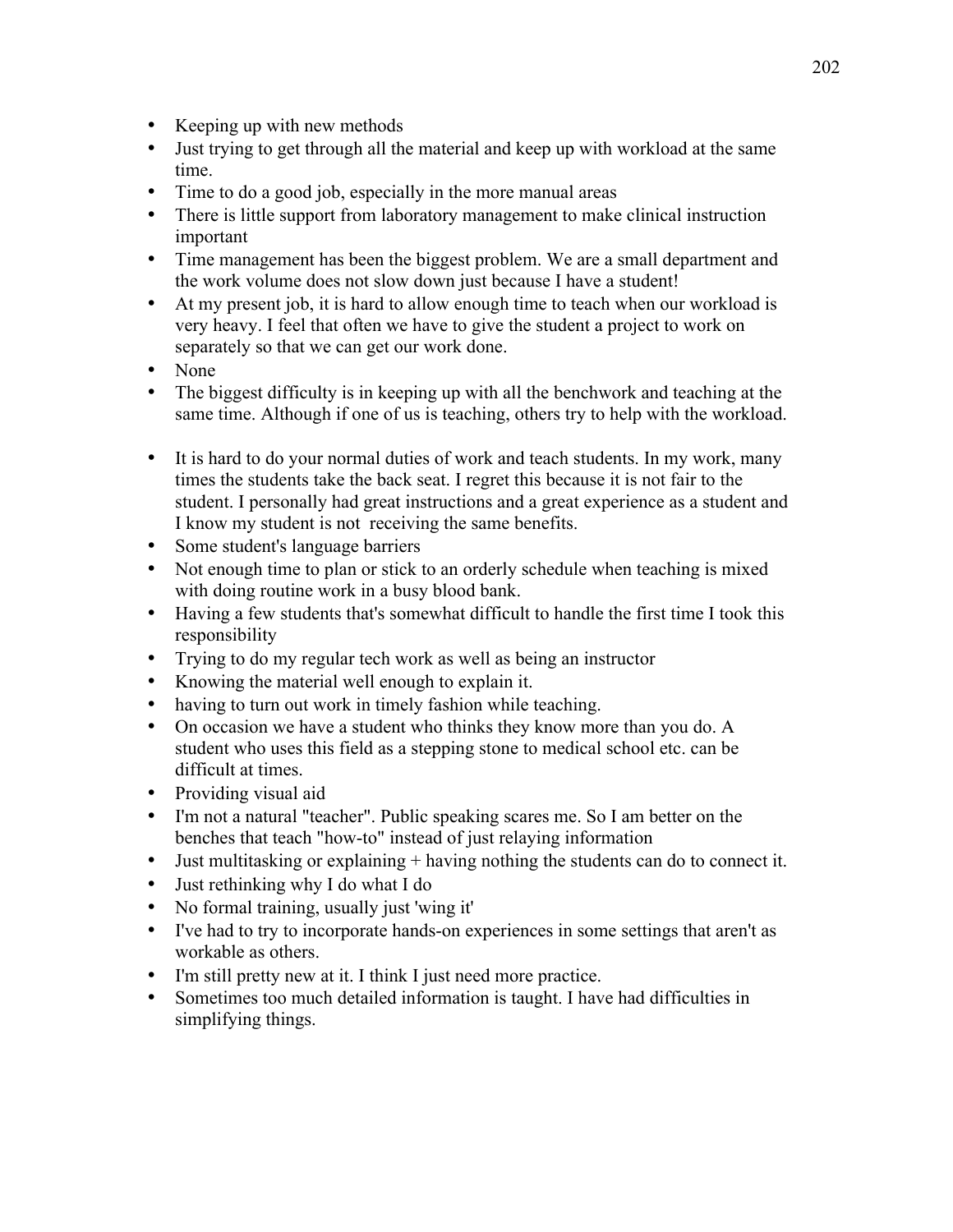- Keeping up with new methods
- Just trying to get through all the material and keep up with workload at the same time.
- Time to do a good job, especially in the more manual areas
- There is little support from laboratory management to make clinical instruction important
- Time management has been the biggest problem. We are a small department and the work volume does not slow down just because I have a student!
- At my present job, it is hard to allow enough time to teach when our workload is very heavy. I feel that often we have to give the student a project to work on separately so that we can get our work done.
- None
- The biggest difficulty is in keeping up with all the benchwork and teaching at the same time. Although if one of us is teaching, others try to help with the workload.
- It is hard to do your normal duties of work and teach students. In my work, many times the students take the back seat. I regret this because it is not fair to the student. I personally had great instructions and a great experience as a student and I know my student is not receiving the same benefits.
- Some student's language barriers
- Not enough time to plan or stick to an orderly schedule when teaching is mixed with doing routine work in a busy blood bank.
- Having a few students that's somewhat difficult to handle the first time I took this responsibility
- Trying to do my regular tech work as well as being an instructor
- Knowing the material well enough to explain it.
- having to turn out work in timely fashion while teaching.
- On occasion we have a student who thinks they know more than you do. A student who uses this field as a stepping stone to medical school etc. can be difficult at times.
- Providing visual aid
- I'm not a natural "teacher". Public speaking scares me. So I am better on the benches that teach "how-to" instead of just relaying information
- Just multitasking or explaining + having nothing the students can do to connect it.
- Just rethinking why I do what I do
- No formal training, usually just 'wing it'
- I've had to try to incorporate hands-on experiences in some settings that aren't as workable as others.
- I'm still pretty new at it. I think I just need more practice.
- Sometimes too much detailed information is taught. I have had difficulties in simplifying things.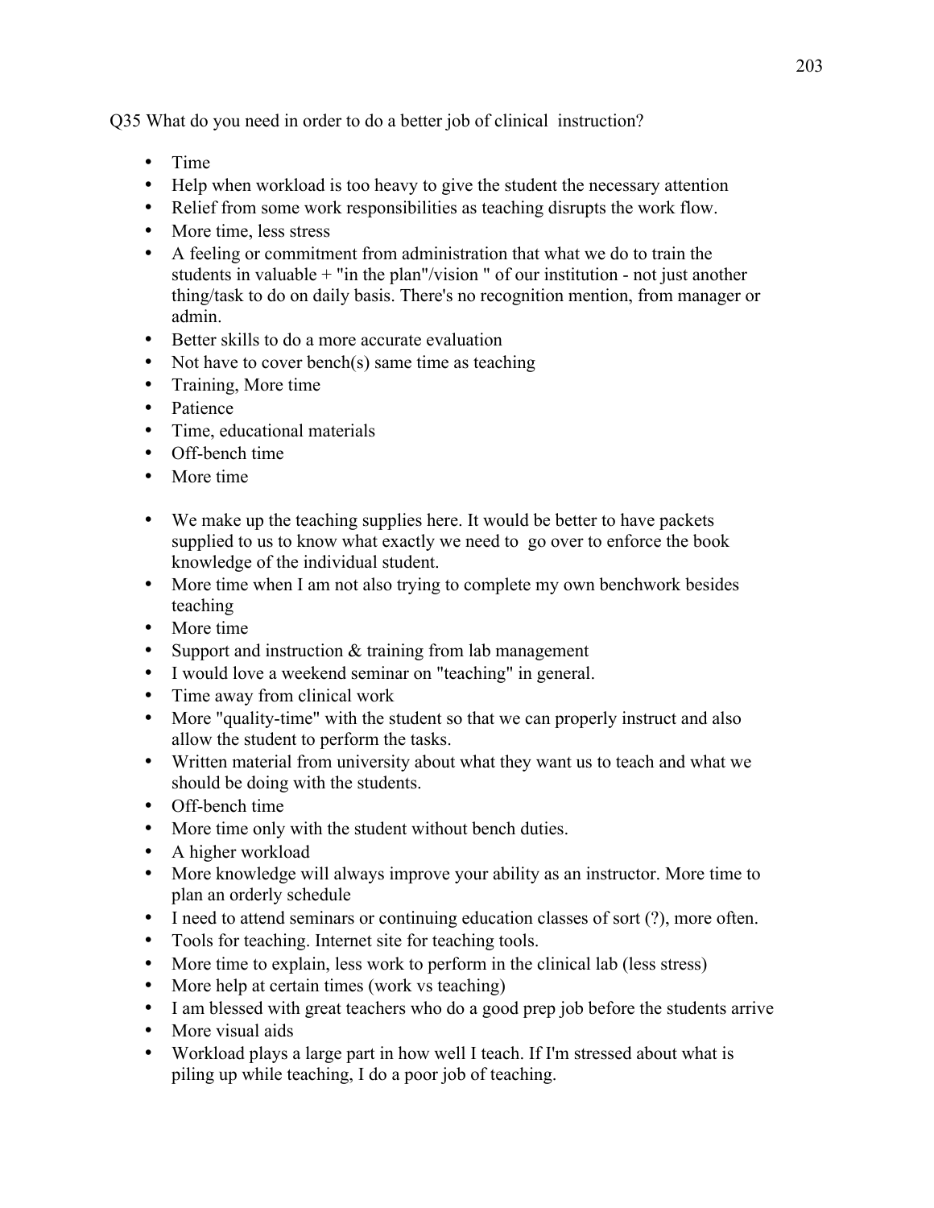Q35 What do you need in order to do a better job of clinical instruction?

- Time
- Help when workload is too heavy to give the student the necessary attention
- Relief from some work responsibilities as teaching disrupts the work flow.
- More time, less stress
- A feeling or commitment from administration that what we do to train the students in valuable + "in the plan"/vision " of our institution - not just another thing/task to do on daily basis. There's no recognition mention, from manager or admin.
- Better skills to do a more accurate evaluation
- Not have to cover bench(s) same time as teaching
- Training, More time
- Patience
- Time, educational materials
- Off-bench time
- More time
- We make up the teaching supplies here. It would be better to have packets supplied to us to know what exactly we need to go over to enforce the book knowledge of the individual student.
- More time when I am not also trying to complete my own benchwork besides teaching
- More time
- Support and instruction & training from lab management
- I would love a weekend seminar on "teaching" in general.
- Time away from clinical work
- More "quality-time" with the student so that we can properly instruct and also allow the student to perform the tasks.
- Written material from university about what they want us to teach and what we should be doing with the students.
- Off-bench time
- More time only with the student without bench duties.
- A higher workload
- More knowledge will always improve your ability as an instructor. More time to plan an orderly schedule
- I need to attend seminars or continuing education classes of sort (?), more often.
- Tools for teaching. Internet site for teaching tools.
- More time to explain, less work to perform in the clinical lab (less stress)
- More help at certain times (work vs teaching)
- I am blessed with great teachers who do a good prep job before the students arrive
- More visual aids
- Workload plays a large part in how well I teach. If I'm stressed about what is piling up while teaching, I do a poor job of teaching.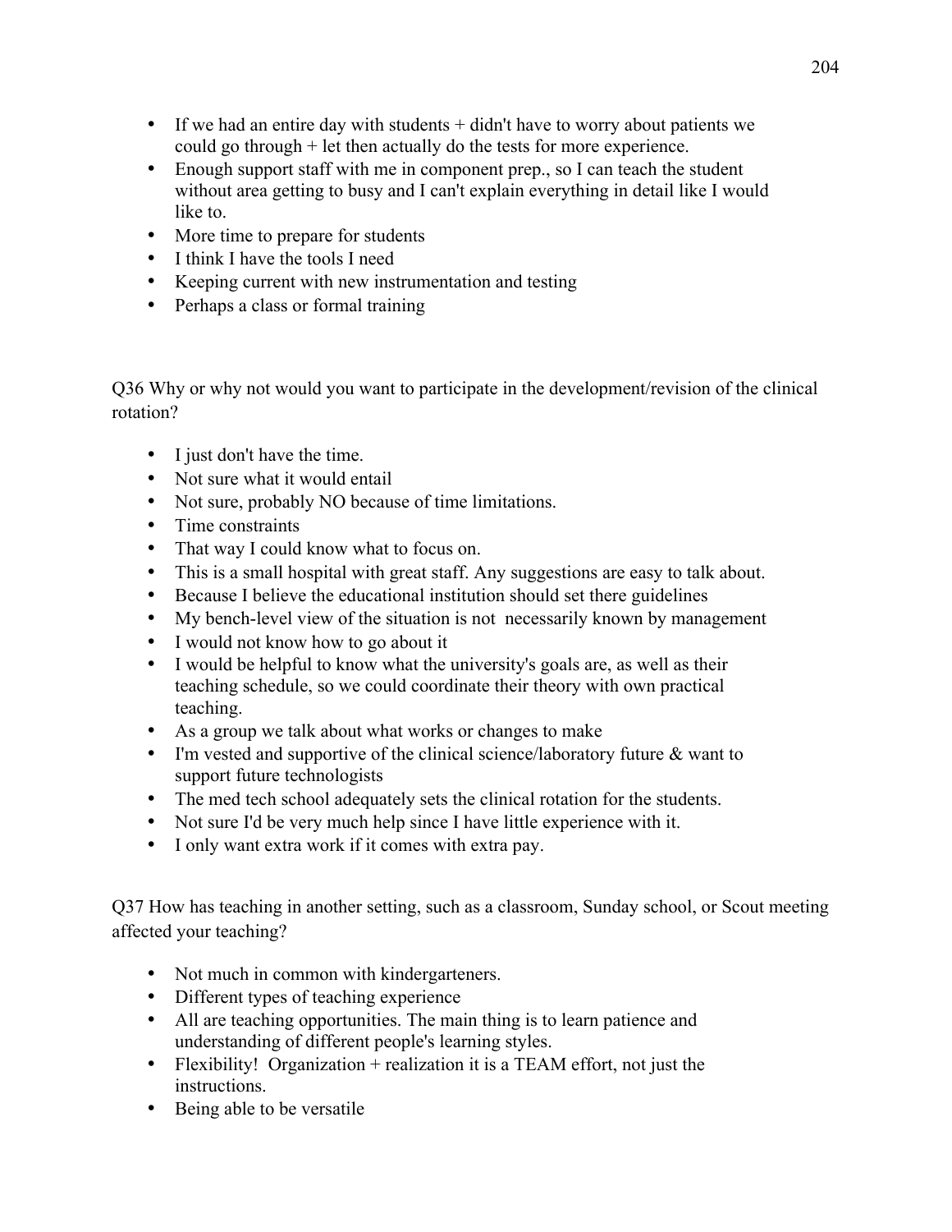- If we had an entire day with students + didn't have to worry about patients we could go through + let then actually do the tests for more experience.
- Enough support staff with me in component prep., so I can teach the student without area getting to busy and I can't explain everything in detail like I would like to.
- More time to prepare for students
- I think I have the tools I need
- Keeping current with new instrumentation and testing
- Perhaps a class or formal training

Q36 Why or why not would you want to participate in the development/revision of the clinical rotation?

- I just don't have the time.
- Not sure what it would entail
- Not sure, probably NO because of time limitations.
- Time constraints
- That way I could know what to focus on.
- This is a small hospital with great staff. Any suggestions are easy to talk about.
- Because I believe the educational institution should set there guidelines
- My bench-level view of the situation is not necessarily known by management
- I would not know how to go about it
- I would be helpful to know what the university's goals are, as well as their teaching schedule, so we could coordinate their theory with own practical teaching.
- As a group we talk about what works or changes to make
- I'm vested and supportive of the clinical science/laboratory future & want to support future technologists
- The med tech school adequately sets the clinical rotation for the students.
- Not sure I'd be very much help since I have little experience with it.
- I only want extra work if it comes with extra pay.

Q37 How has teaching in another setting, such as a classroom, Sunday school, or Scout meeting affected your teaching?

- Not much in common with kindergarteners.
- Different types of teaching experience
- All are teaching opportunities. The main thing is to learn patience and understanding of different people's learning styles.
- Flexibility! Organization + realization it is a TEAM effort, not just the instructions.
- Being able to be versatile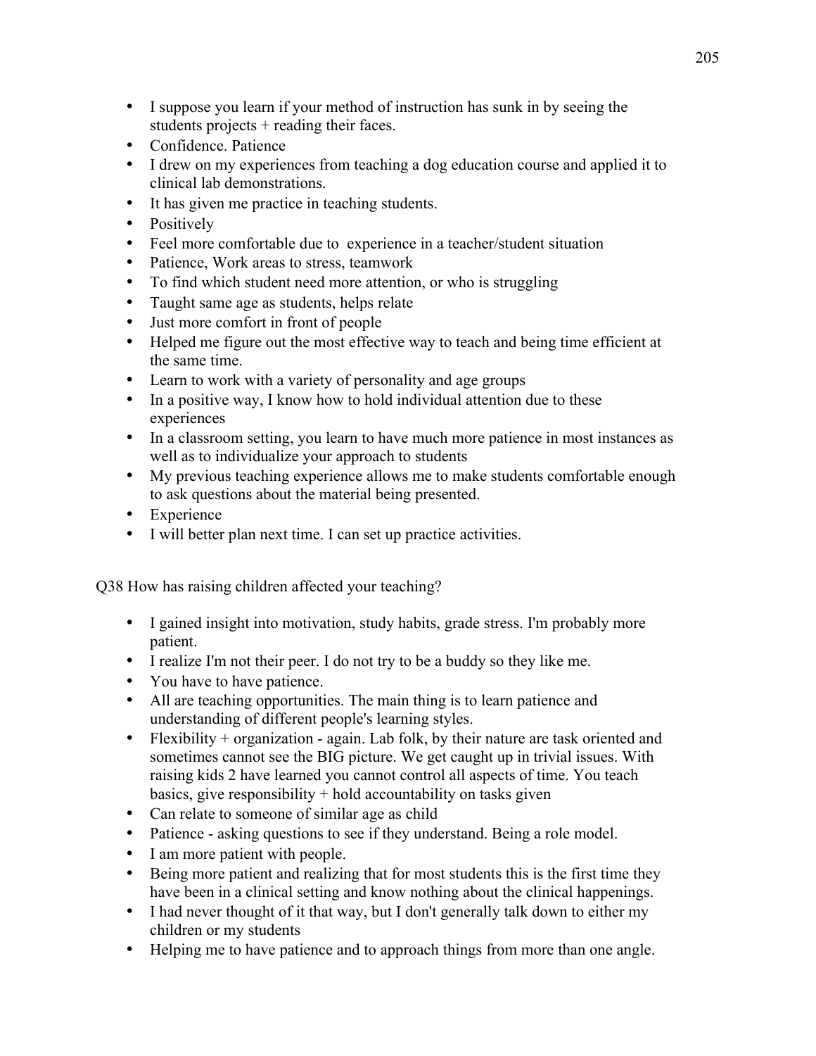- I suppose you learn if your method of instruction has sunk in by seeing the students projects + reading their faces.
- Confidence. Patience
- I drew on my experiences from teaching a dog education course and applied it to clinical lab demonstrations.
- It has given me practice in teaching students.
- Positively
- Feel more comfortable due to experience in a teacher/student situation
- Patience, Work areas to stress, teamwork
- To find which student need more attention, or who is struggling
- Taught same age as students, helps relate
- Just more comfort in front of people
- Helped me figure out the most effective way to teach and being time efficient at the same time.
- Learn to work with a variety of personality and age groups
- In a positive way, I know how to hold individual attention due to these experiences
- In a classroom setting, you learn to have much more patience in most instances as well as to individualize your approach to students
- My previous teaching experience allows me to make students comfortable enough to ask questions about the material being presented.
- Experience
- I will better plan next time. I can set up practice activities.

Q38 How has raising children affected your teaching?

- I gained insight into motivation, study habits, grade stress. I'm probably more patient.
- I realize I'm not their peer. I do not try to be a buddy so they like me.
- You have to have patience.
- All are teaching opportunities. The main thing is to learn patience and understanding of different people's learning styles.
- Flexibility + organization - again. Lab folk, by their nature are task oriented and sometimes cannot see the BIG picture. We get caught up in trivial issues. With raising kids 2 have learned you cannot control all aspects of time. You teach basics, give responsibility + hold accountability on tasks given
- Can relate to someone of similar age as child
- Patience - asking questions to see if they understand. Being a role model.
- I am more patient with people.
- Being more patient and realizing that for most students this is the first time they have been in a clinical setting and know nothing about the clinical happenings.
- I had never thought of it that way, but I don't generally talk down to either my children or my students
- Helping me to have patience and to approach things from more than one angle.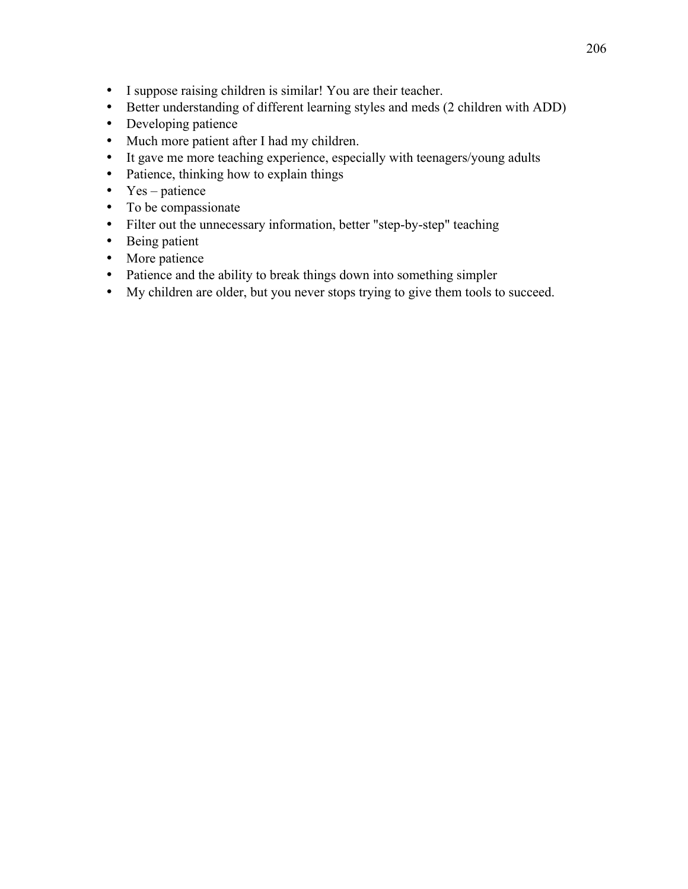- I suppose raising children is similar! You are their teacher.
- Better understanding of different learning styles and meds (2 children with ADD)
- Developing patience
- Much more patient after I had my children.
- It gave me more teaching experience, especially with teenagers/young adults
- Patience, thinking how to explain things
- Yes – patience
- To be compassionate
- Filter out the unnecessary information, better "step-by-step" teaching
- Being patient
- More patience
- Patience and the ability to break things down into something simpler
- My children are older, but you never stops trying to give them tools to succeed.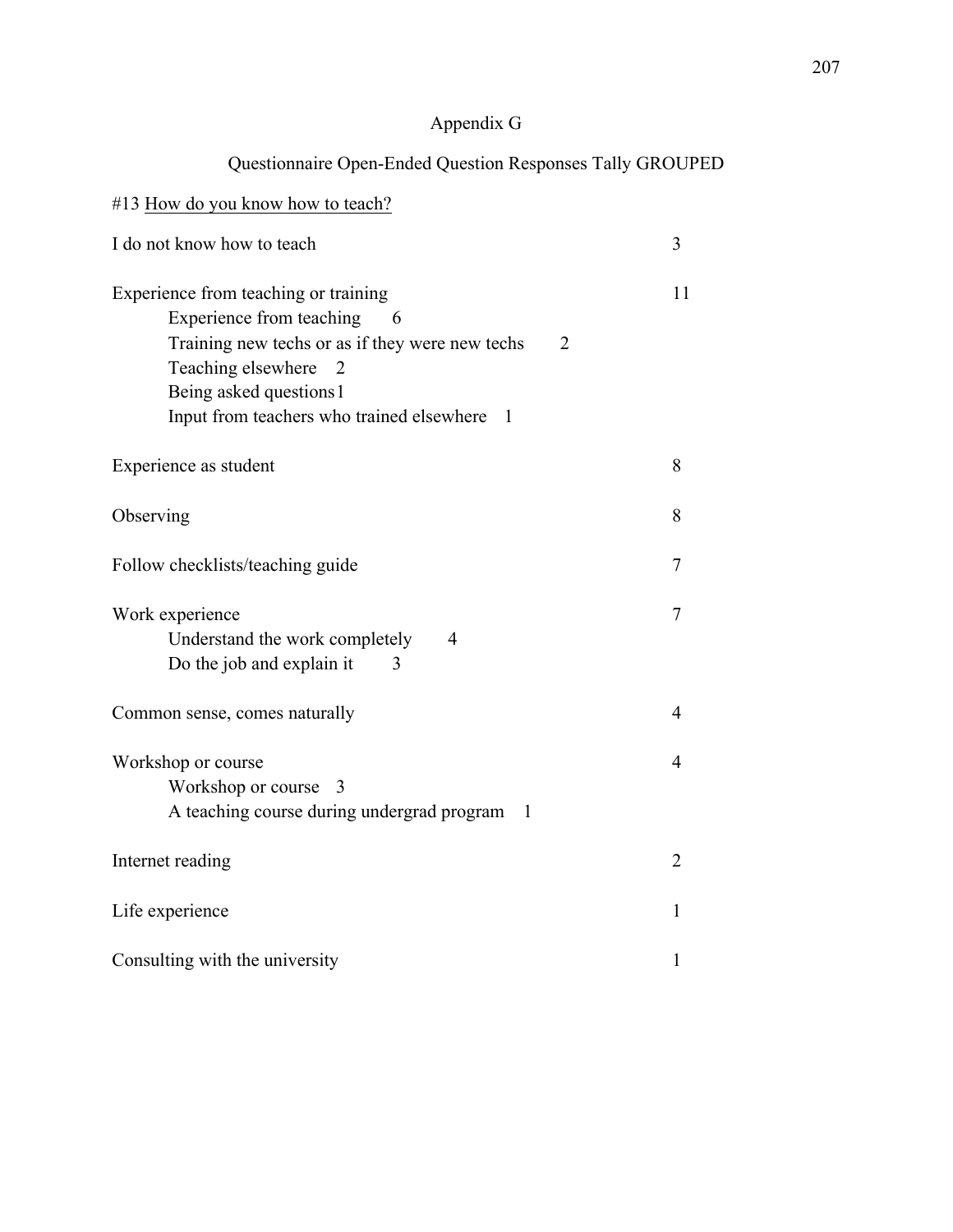## Appendix G

### Questionnaire Open-Ended Question Responses Tally GROUPED

#13 How do you know how to teach?

| Response | Subcount | Count |
|---|---|---|
| I do not know how to teach | | 3 |
| Experience from teaching or training | | 11 |
| Experience from teaching | 6 | |
| Training new techs or as if they were new techs | 2 | |
| Teaching elsewhere | 2 | |
| Being asked questions | 1 | |
| Input from teachers who trained elsewhere | 1 | |
| Experience as student | | 8 |
| Observing | | 8 |
| Follow checklists/teaching guide | | 7 |
| Work experience | | 7 |
| Understand the work completely | 4 | |
| Do the job and explain it | 3 | |
| Common sense, comes naturally | | 4 |
| Workshop or course | | 4 |
| Workshop or course | 3 | |
| A teaching course during undergrad program | 1 | |
| Internet reading | | 2 |
| Life experience | | 1 |
| Consulting with the university | | 1 |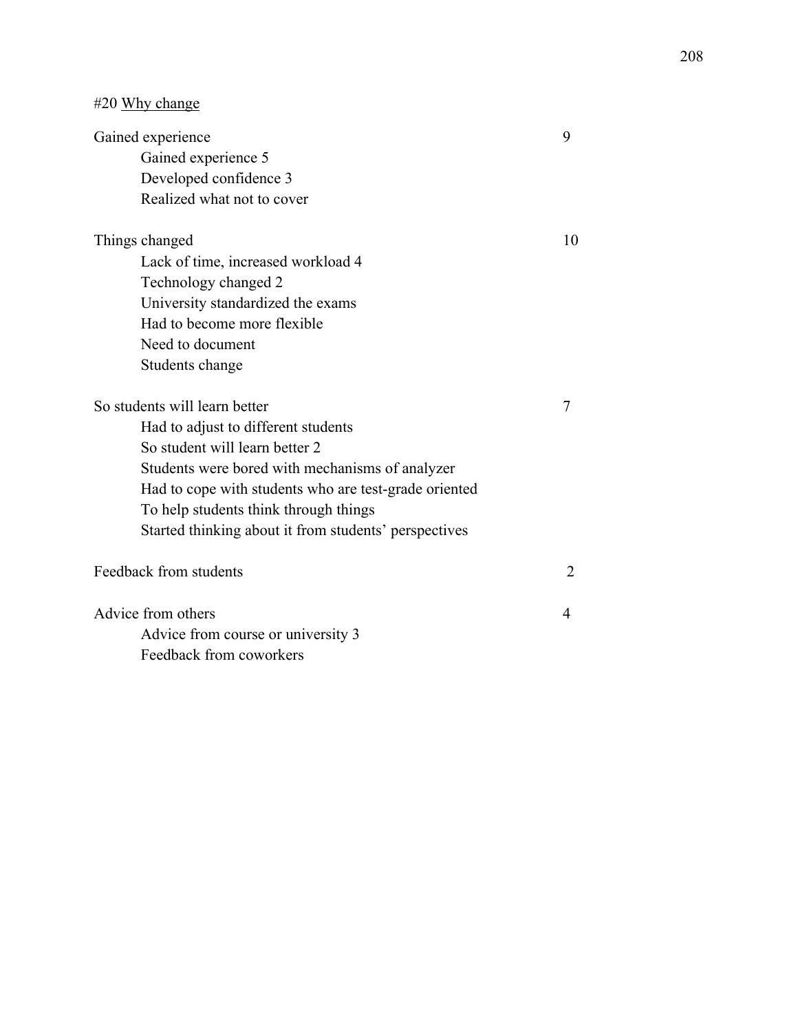#20 <u>Why change</u>

| | |
|---|---|
| Gained experience | 9 |
| Gained experience 5 | |
| Developed confidence 3 | |
| Realized what not to cover | |
| Things changed | 10 |
| Lack of time, increased workload 4 | |
| Technology changed 2 | |
| University standardized the exams | |
| Had to become more flexible | |
| Need to document | |
| Students change | |
| So students will learn better | 7 |
| Had to adjust to different students | |
| So student will learn better 2 | |
| Students were bored with mechanisms of analyzer | |
| Had to cope with students who are test-grade oriented | |
| To help students think through things | |
| Started thinking about it from students' perspectives | |
| Feedback from students | 2 |
| Advice from others | 4 |
| Advice from course or university 3 | |
| Feedback from coworkers | |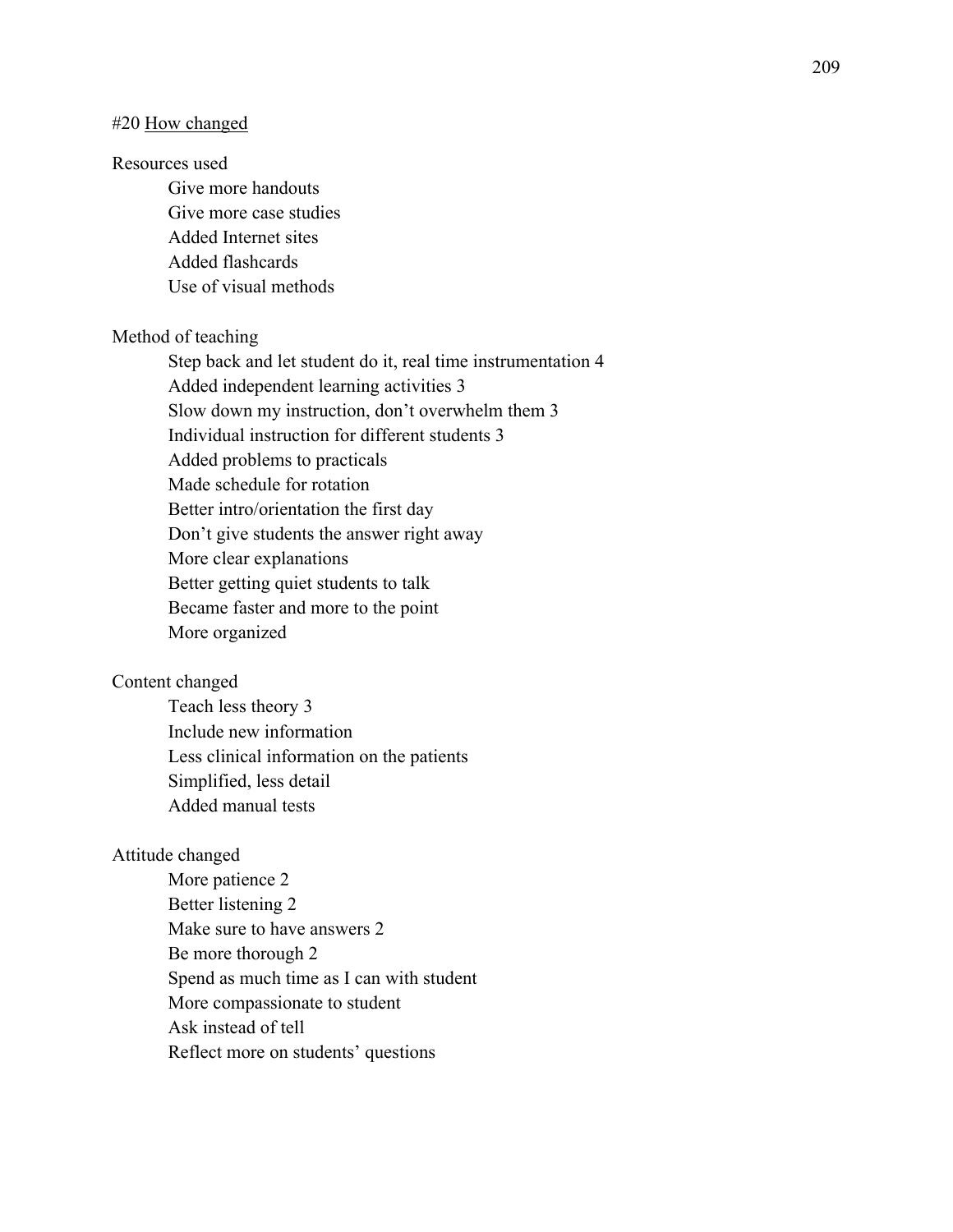#20 <u>How changed</u>

Resources used

- Give more handouts
- Give more case studies
- Added Internet sites
- Added flashcards
- Use of visual methods

Method of teaching

- Step back and let student do it, real time instrumentation 4
- Added independent learning activities 3
- Slow down my instruction, don't overwhelm them 3
- Individual instruction for different students 3
- Added problems to practicals
- Made schedule for rotation
- Better intro/orientation the first day
- Don't give students the answer right away
- More clear explanations
- Better getting quiet students to talk
- Became faster and more to the point
- More organized

Content changed

- Teach less theory 3
- Include new information
- Less clinical information on the patients
- Simplified, less detail
- Added manual tests

Attitude changed

- More patience 2
- Better listening 2
- Make sure to have answers 2
- Be more thorough 2
- Spend as much time as I can with student
- More compassionate to student
- Ask instead of tell
- Reflect more on students' questions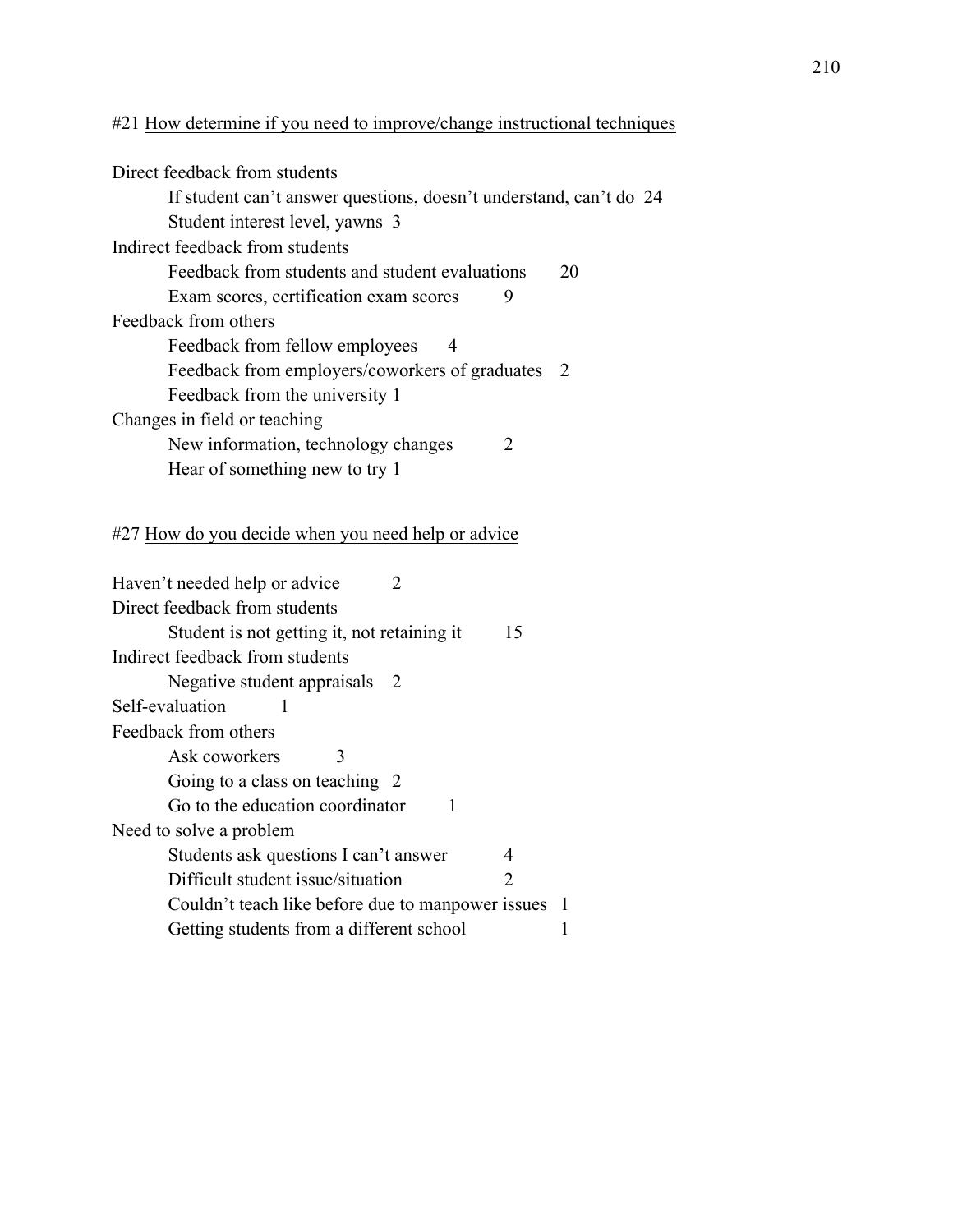#21 <u>How determine if you need to improve/change instructional techniques</u>

Direct feedback from students
- If student can't answer questions, doesn't understand, can't do 24
- Student interest level, yawns 3

Indirect feedback from students
- Feedback from students and student evaluations 20
- Exam scores, certification exam scores 9

Feedback from others
- Feedback from fellow employees 4
- Feedback from employers/coworkers of graduates 2
- Feedback from the university 1

Changes in field or teaching
- New information, technology changes 2
- Hear of something new to try 1

#27 <u>How do you decide when you need help or advice</u>

Haven't needed help or advice 2

Direct feedback from students
- Student is not getting it, not retaining it 15

Indirect feedback from students
- Negative student appraisals 2

Self-evaluation 1

Feedback from others
- Ask coworkers 3
- Going to a class on teaching 2
- Go to the education coordinator 1

Need to solve a problem
- Students ask questions I can't answer 4
- Difficult student issue/situation 2
- Couldn't teach like before due to manpower issues 1
- Getting students from a different school 1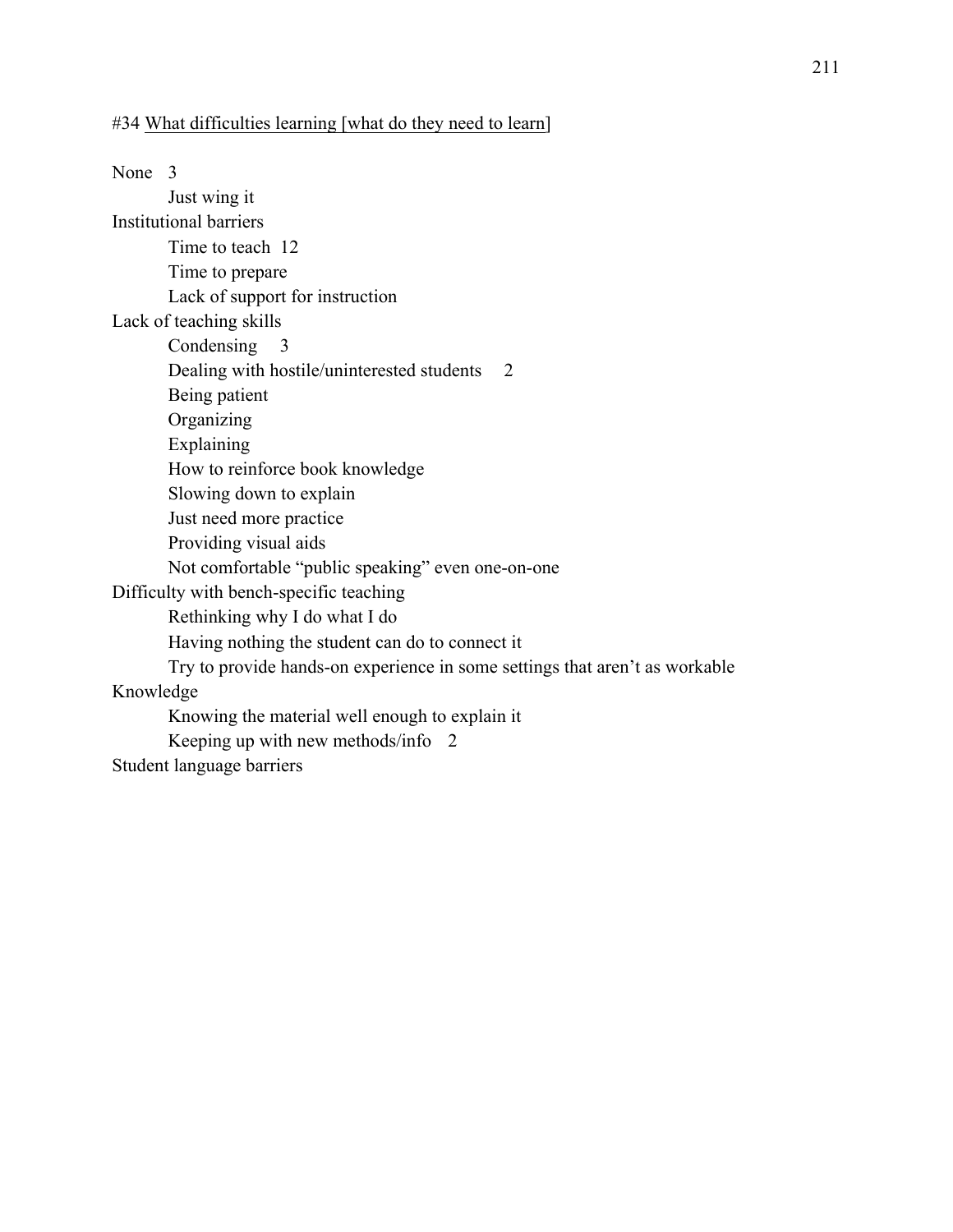#34 <u>What difficulties learning [what do they need to learn]</u>

None 3
- Just wing it

Institutional barriers
- Time to teach 12
- Time to prepare
- Lack of support for instruction

Lack of teaching skills
- Condensing 3
- Dealing with hostile/uninterested students 2
- Being patient
- Organizing
- Explaining
- How to reinforce book knowledge
- Slowing down to explain
- Just need more practice
- Providing visual aids
- Not comfortable "public speaking" even one-on-one

Difficulty with bench-specific teaching
- Rethinking why I do what I do
- Having nothing the student can do to connect it
- Try to provide hands-on experience in some settings that aren't as workable

Knowledge
- Knowing the material well enough to explain it
- Keeping up with new methods/info 2

Student language barriers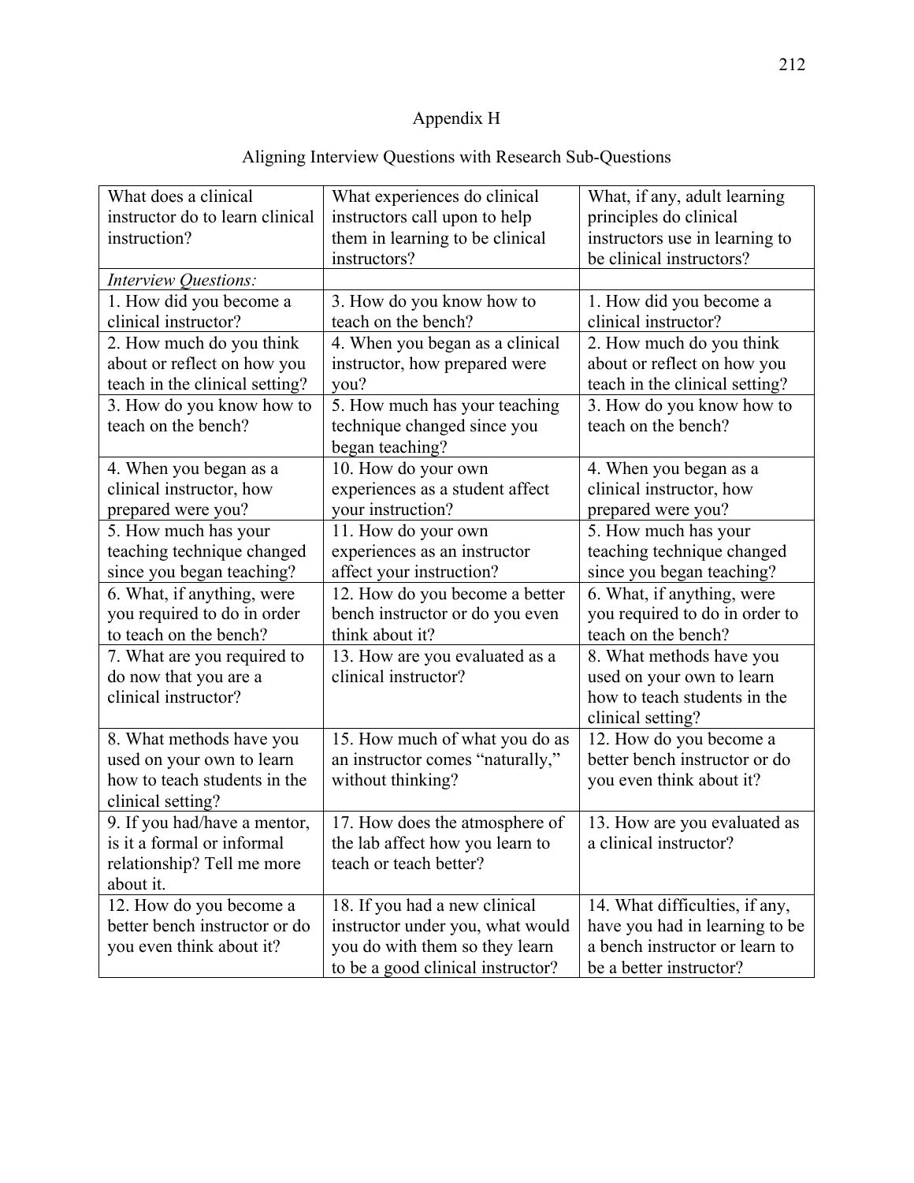# Appendix H

## Aligning Interview Questions with Research Sub-Questions

| What does a clinical instructor do to learn clinical instruction? | What experiences do clinical instructors call upon to help them in learning to be clinical instructors? | What, if any, adult learning principles do clinical instructors use in learning to be clinical instructors? |
|---|---|---|
| *Interview Questions:* | | |
| 1. How did you become a clinical instructor? | 3. How do you know how to teach on the bench? | 1. How did you become a clinical instructor? |
| 2. How much do you think about or reflect on how you teach in the clinical setting? | 4. When you began as a clinical instructor, how prepared were you? | 2. How much do you think about or reflect on how you teach in the clinical setting? |
| 3. How do you know how to teach on the bench? | 5. How much has your teaching technique changed since you began teaching? | 3. How do you know how to teach on the bench? |
| 4. When you began as a clinical instructor, how prepared were you? | 10. How do your own experiences as a student affect your instruction? | 4. When you began as a clinical instructor, how prepared were you? |
| 5. How much has your teaching technique changed since you began teaching? | 11. How do your own experiences as an instructor affect your instruction? | 5. How much has your teaching technique changed since you began teaching? |
| 6. What, if anything, were you required to do in order to teach on the bench? | 12. How do you become a better bench instructor or do you even think about it? | 6. What, if anything, were you required to do in order to teach on the bench? |
| 7. What are you required to do now that you are a clinical instructor? | 13. How are you evaluated as a clinical instructor? | 8. What methods have you used on your own to learn how to teach students in the clinical setting? |
| 8. What methods have you used on your own to learn how to teach students in the clinical setting? | 15. How much of what you do as an instructor comes "naturally," without thinking? | 12. How do you become a better bench instructor or do you even think about it? |
| 9. If you had/have a mentor, is it a formal or informal relationship? Tell me more about it. | 17. How does the atmosphere of the lab affect how you learn to teach or teach better? | 13. How are you evaluated as a clinical instructor? |
| 12. How do you become a better bench instructor or do you even think about it? | 18. If you had a new clinical instructor under you, what would you do with them so they learn to be a good clinical instructor? | 14. What difficulties, if any, have you had in learning to be a bench instructor or learn to be a better instructor? |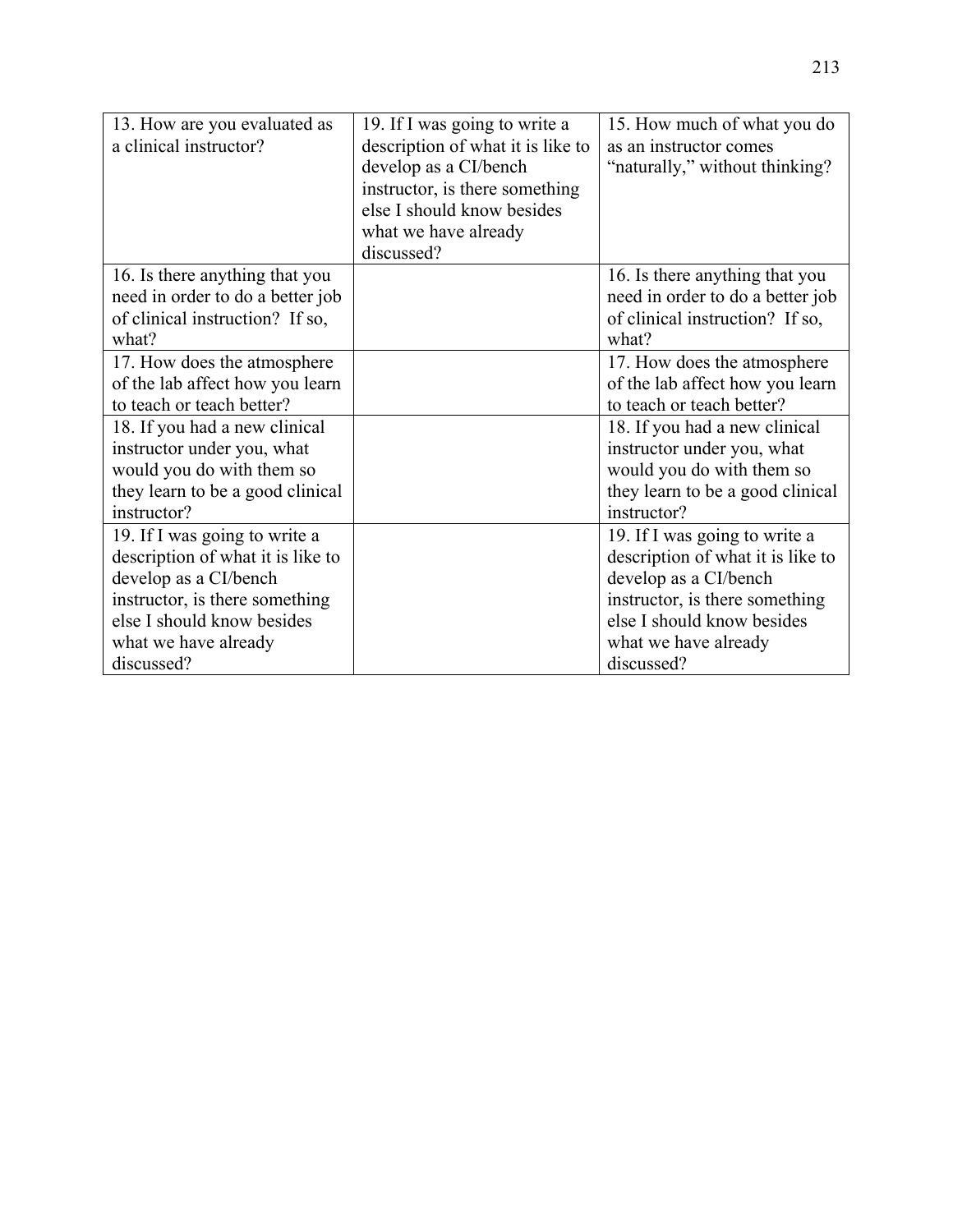| 13. How are you evaluated as a clinical instructor? | 19. If I was going to write a description of what it is like to develop as a CI/bench instructor, is there something else I should know besides what we have already discussed? | 15. How much of what you do as an instructor comes “naturally,” without thinking? |
|---|---|---|
| 16. Is there anything that you need in order to do a better job of clinical instruction? If so, what? | | 16. Is there anything that you need in order to do a better job of clinical instruction? If so, what? |
| 17. How does the atmosphere of the lab affect how you learn to teach or teach better? | | 17. How does the atmosphere of the lab affect how you learn to teach or teach better? |
| 18. If you had a new clinical instructor under you, what would you do with them so they learn to be a good clinical instructor? | | 18. If you had a new clinical instructor under you, what would you do with them so they learn to be a good clinical instructor? |
| 19. If I was going to write a description of what it is like to develop as a CI/bench instructor, is there something else I should know besides what we have already discussed? | | 19. If I was going to write a description of what it is like to develop as a CI/bench instructor, is there something else I should know besides what we have already discussed? |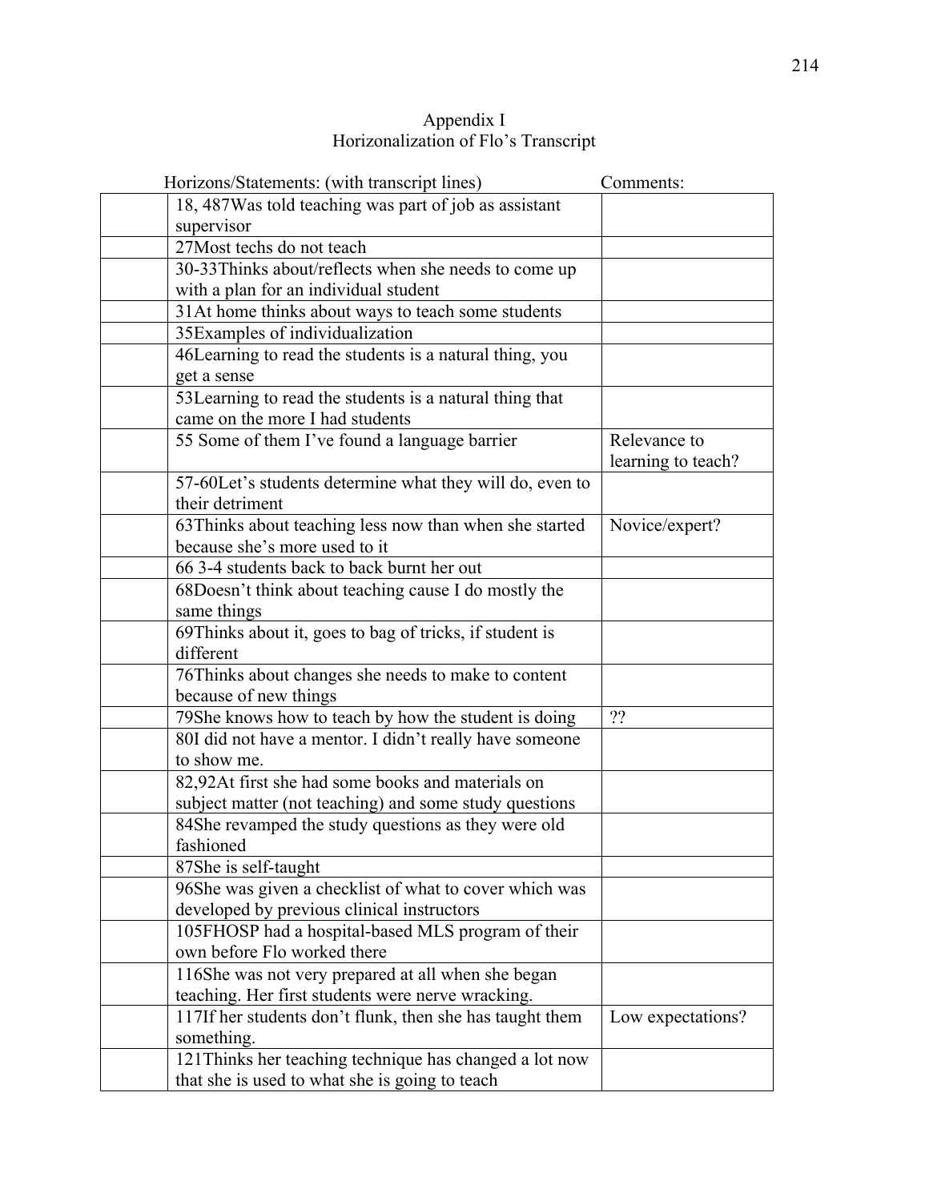# Appendix I
## Horizonalization of Flo's Transcript

| | Horizons/Statements: (with transcript lines) | Comments: |
|---|---|---|
| | 18, 487Was told teaching was part of job as assistant supervisor | |
| | 27Most techs do not teach | |
| | 30-33Thinks about/reflects when she needs to come up with a plan for an individual student | |
| | 31At home thinks about ways to teach some students | |
| | 35Examples of individualization | |
| | 46Learning to read the students is a natural thing, you get a sense | |
| | 53Learning to read the students is a natural thing that came on the more I had students | |
| | 55 Some of them I've found a language barrier | Relevance to learning to teach? |
| | 57-60Let's students determine what they will do, even to their detriment | |
| | 63Thinks about teaching less now than when she started because she's more used to it | Novice/expert? |
| | 66 3-4 students back to back burnt her out | |
| | 68Doesn't think about teaching cause I do mostly the same things | |
| | 69Thinks about it, goes to bag of tricks, if student is different | |
| | 76Thinks about changes she needs to make to content because of new things | |
| | 79She knows how to teach by how the student is doing | ?? |
| | 80I did not have a mentor. I didn't really have someone to show me. | |
| | 82,92At first she had some books and materials on subject matter (not teaching) and some study questions | |
| | 84She revamped the study questions as they were old fashioned | |
| | 87She is self-taught | |
| | 96She was given a checklist of what to cover which was developed by previous clinical instructors | |
| | 105FHOSP had a hospital-based MLS program of their own before Flo worked there | |
| | 116She was not very prepared at all when she began teaching. Her first students were nerve wracking. | |
| | 117If her students don't flunk, then she has taught them something. | Low expectations? |
| | 121Thinks her teaching technique has changed a lot now that she is used to what she is going to teach | |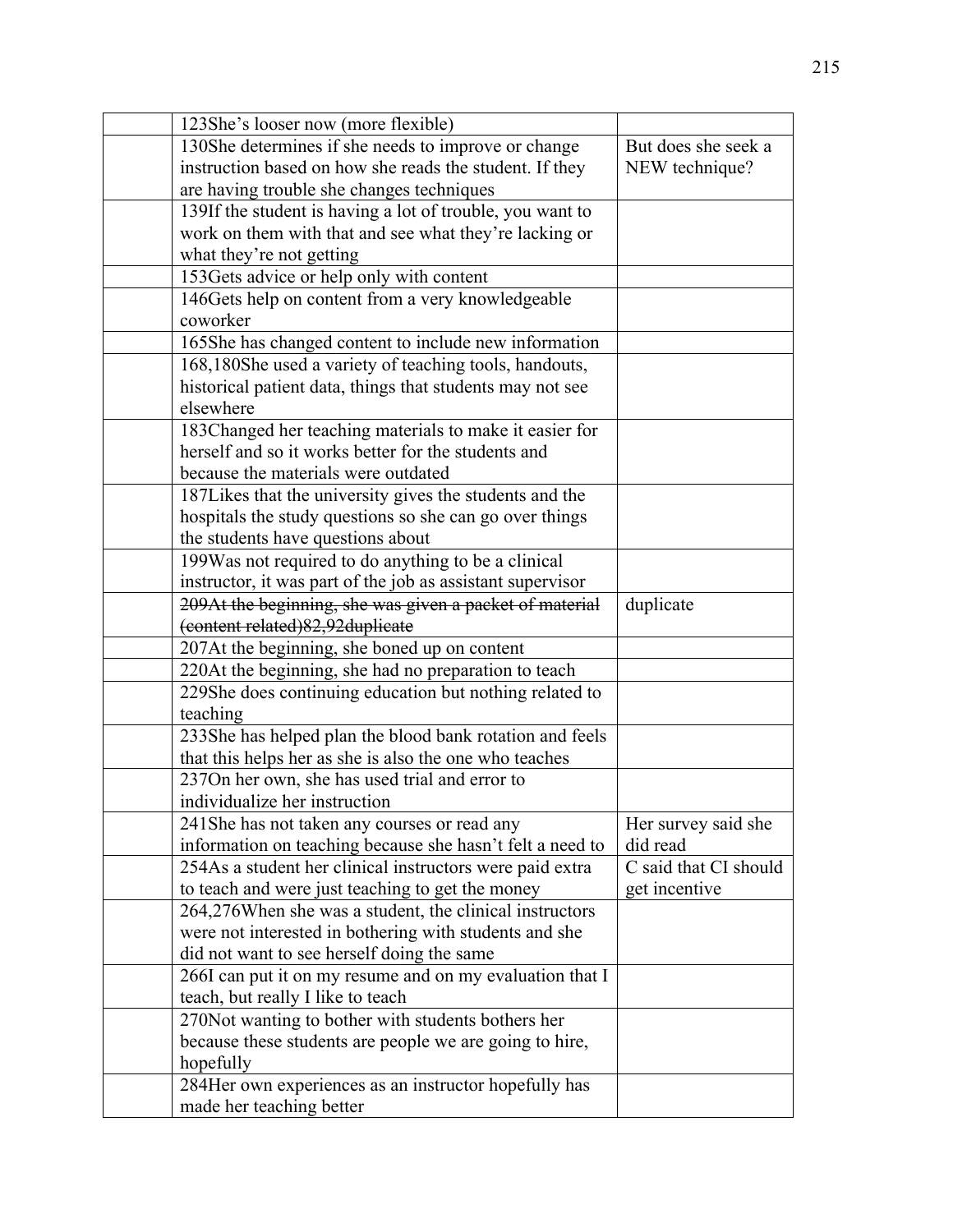| | | |
|---|---|---|
| | 123She's looser now (more flexible) | |
| | 130She determines if she needs to improve or change instruction based on how she reads the student. If they are having trouble she changes techniques | But does she seek a NEW technique? |
| | 139If the student is having a lot of trouble, you want to work on them with that and see what they're lacking or what they're not getting | |
| | 153Gets advice or help only with content | |
| | 146Gets help on content from a very knowledgeable coworker | |
| | 165She has changed content to include new information | |
| | 168,180She used a variety of teaching tools, handouts, historical patient data, things that students may not see elsewhere | |
| | 183Changed her teaching materials to make it easier for herself and so it works better for the students and because the materials were outdated | |
| | 187Likes that the university gives the students and the hospitals the study questions so she can go over things the students have questions about | |
| | 199Was not required to do anything to be a clinical instructor, it was part of the job as assistant supervisor | |
| | ~~209At the beginning, she was given a packet of material (content related)82,92duplicate~~ | duplicate |
| | 207At the beginning, she boned up on content | |
| | 220At the beginning, she had no preparation to teach | |
| | 229She does continuing education but nothing related to teaching | |
| | 233She has helped plan the blood bank rotation and feels that this helps her as she is also the one who teaches | |
| | 237On her own, she has used trial and error to individualize her instruction | |
| | 241She has not taken any courses or read any information on teaching because she hasn't felt a need to | Her survey said she did read |
| | 254As a student her clinical instructors were paid extra to teach and were just teaching to get the money | C said that CI should get incentive |
| | 264,276When she was a student, the clinical instructors were not interested in bothering with students and she did not want to see herself doing the same | |
| | 266I can put it on my resume and on my evaluation that I teach, but really I like to teach | |
| | 270Not wanting to bother with students bothers her because these students are people we are going to hire, hopefully | |
| | 284Her own experiences as an instructor hopefully has made her teaching better | |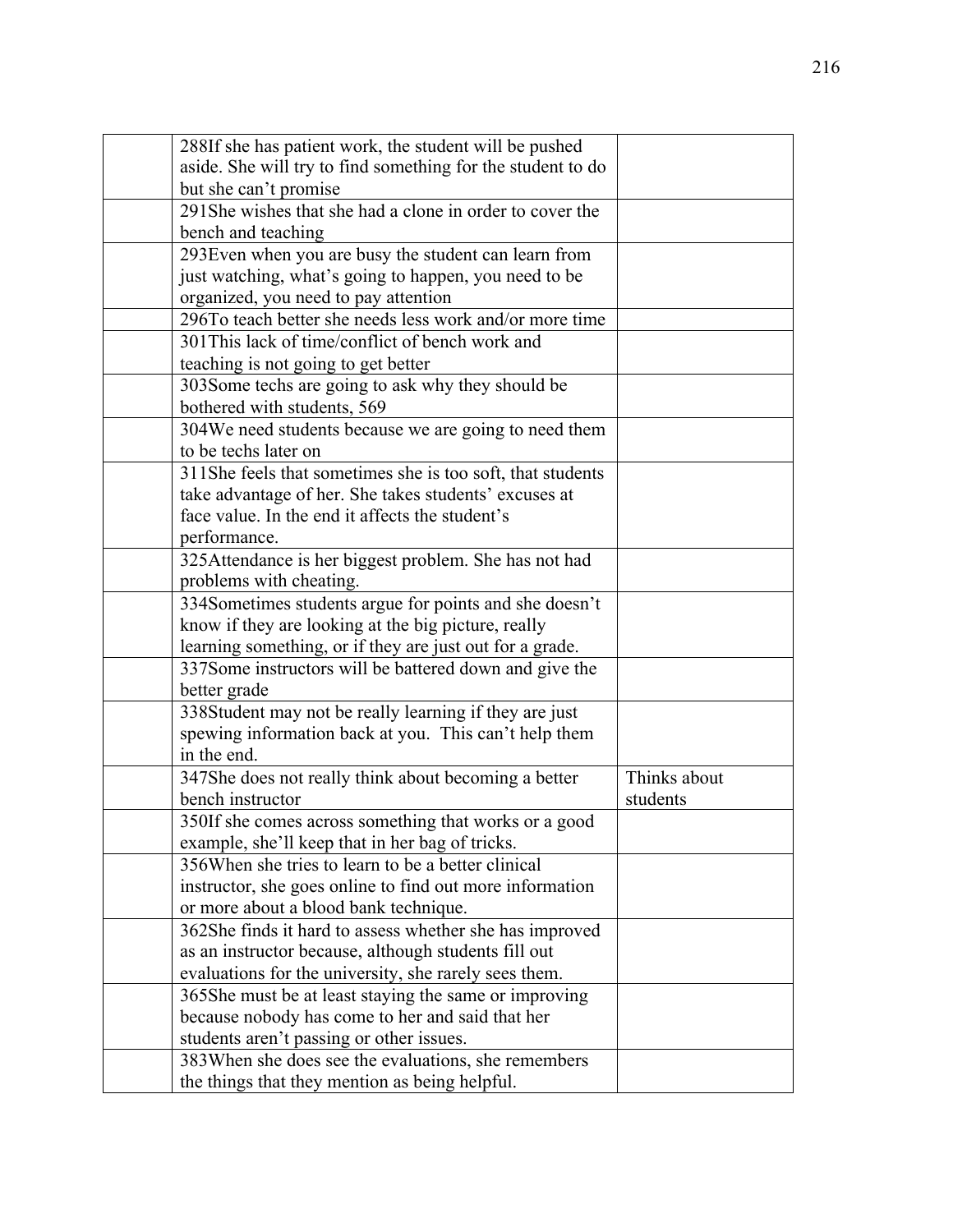| | | |
|---|---|---|
| | 288If she has patient work, the student will be pushed aside. She will try to find something for the student to do but she can't promise | |
| | 291She wishes that she had a clone in order to cover the bench and teaching | |
| | 293Even when you are busy the student can learn from just watching, what's going to happen, you need to be organized, you need to pay attention | |
| | 296To teach better she needs less work and/or more time | |
| | 301This lack of time/conflict of bench work and teaching is not going to get better | |
| | 303Some techs are going to ask why they should be bothered with students, 569 | |
| | 304We need students because we are going to need them to be techs later on | |
| | 311She feels that sometimes she is too soft, that students take advantage of her. She takes students' excuses at face value. In the end it affects the student's performance. | |
| | 325Attendance is her biggest problem. She has not had problems with cheating. | |
| | 334Sometimes students argue for points and she doesn't know if they are looking at the big picture, really learning something, or if they are just out for a grade. | |
| | 337Some instructors will be battered down and give the better grade | |
| | 338Student may not be really learning if they are just spewing information back at you. This can't help them in the end. | |
| | 347She does not really think about becoming a better bench instructor | Thinks about students |
| | 350If she comes across something that works or a good example, she'll keep that in her bag of tricks. | |
| | 356When she tries to learn to be a better clinical instructor, she goes online to find out more information or more about a blood bank technique. | |
| | 362She finds it hard to assess whether she has improved as an instructor because, although students fill out evaluations for the university, she rarely sees them. | |
| | 365She must be at least staying the same or improving because nobody has come to her and said that her students aren't passing or other issues. | |
| | 383When she does see the evaluations, she remembers the things that they mention as being helpful. | |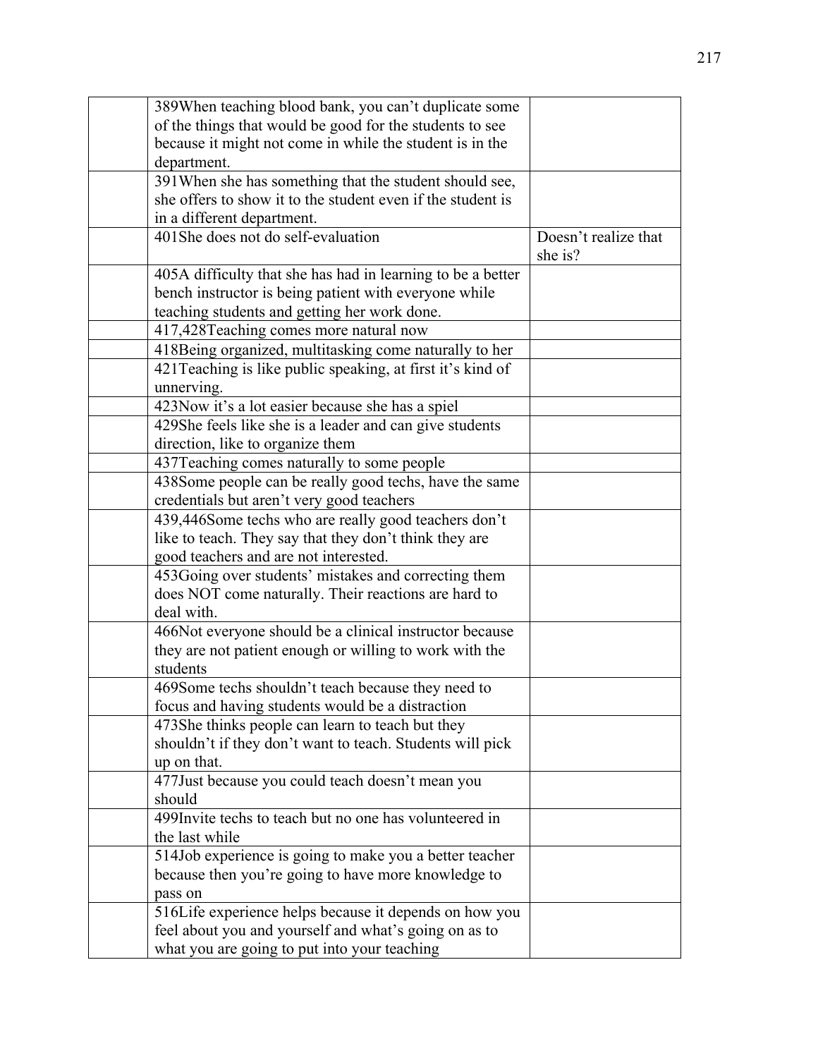| | | |
|---|---|---|
| | 389When teaching blood bank, you can’t duplicate some of the things that would be good for the students to see because it might not come in while the student is in the department. | |
| | 391When she has something that the student should see, she offers to show it to the student even if the student is in a different department. | |
| | 401She does not do self-evaluation | Doesn’t realize that she is? |
| | 405A difficulty that she has had in learning to be a better bench instructor is being patient with everyone while teaching students and getting her work done. | |
| | 417,428Teaching comes more natural now | |
| | 418Being organized, multitasking come naturally to her | |
| | 421Teaching is like public speaking, at first it’s kind of unnerving. | |
| | 423Now it’s a lot easier because she has a spiel | |
| | 429She feels like she is a leader and can give students direction, like to organize them | |
| | 437Teaching comes naturally to some people | |
| | 438Some people can be really good techs, have the same credentials but aren’t very good teachers | |
| | 439,446Some techs who are really good teachers don’t like to teach. They say that they don’t think they are good teachers and are not interested. | |
| | 453Going over students’ mistakes and correcting them does NOT come naturally. Their reactions are hard to deal with. | |
| | 466Not everyone should be a clinical instructor because they are not patient enough or willing to work with the students | |
| | 469Some techs shouldn’t teach because they need to focus and having students would be a distraction | |
| | 473She thinks people can learn to teach but they shouldn’t if they don’t want to teach. Students will pick up on that. | |
| | 477Just because you could teach doesn’t mean you should | |
| | 499Invite techs to teach but no one has volunteered in the last while | |
| | 514Job experience is going to make you a better teacher because then you’re going to have more knowledge to pass on | |
| | 516Life experience helps because it depends on how you feel about you and yourself and what’s going on as to what you are going to put into your teaching | |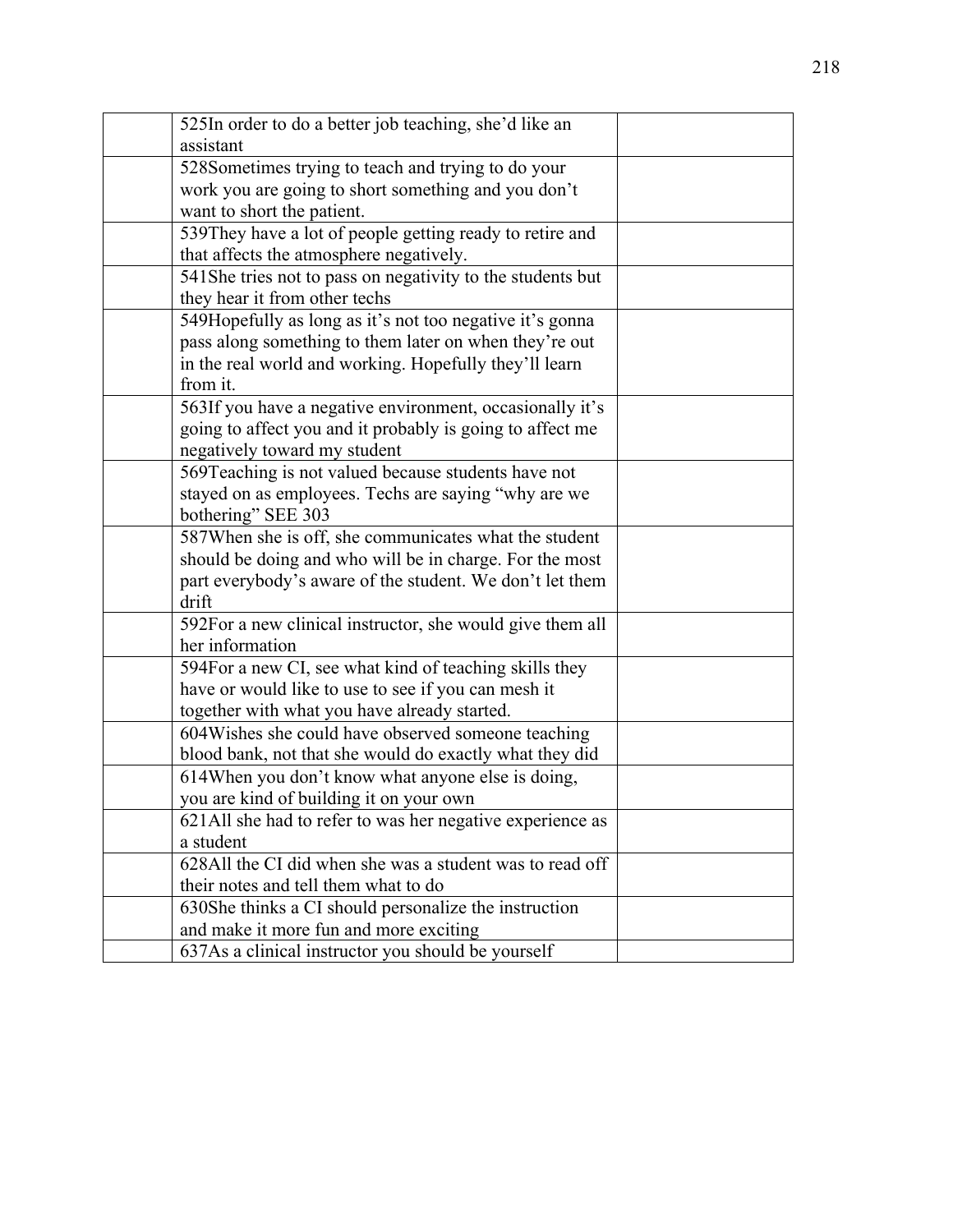| | | |
|---|---|---|
| | 525In order to do a better job teaching, she'd like an assistant | |
| | 528Sometimes trying to teach and trying to do your work you are going to short something and you don't want to short the patient. | |
| | 539They have a lot of people getting ready to retire and that affects the atmosphere negatively. | |
| | 541She tries not to pass on negativity to the students but they hear it from other techs | |
| | 549Hopefully as long as it's not too negative it's gonna pass along something to them later on when they're out in the real world and working. Hopefully they'll learn from it. | |
| | 563If you have a negative environment, occasionally it's going to affect you and it probably is going to affect me negatively toward my student | |
| | 569Teaching is not valued because students have not stayed on as employees. Techs are saying "why are we bothering" SEE 303 | |
| | 587When she is off, she communicates what the student should be doing and who will be in charge. For the most part everybody's aware of the student. We don't let them drift | |
| | 592For a new clinical instructor, she would give them all her information | |
| | 594For a new CI, see what kind of teaching skills they have or would like to use to see if you can mesh it together with what you have already started. | |
| | 604Wishes she could have observed someone teaching blood bank, not that she would do exactly what they did | |
| | 614When you don't know what anyone else is doing, you are kind of building it on your own | |
| | 621All she had to refer to was her negative experience as a student | |
| | 628All the CI did when she was a student was to read off their notes and tell them what to do | |
| | 630She thinks a CI should personalize the instruction and make it more fun and more exciting | |
| | 637As a clinical instructor you should be yourself | |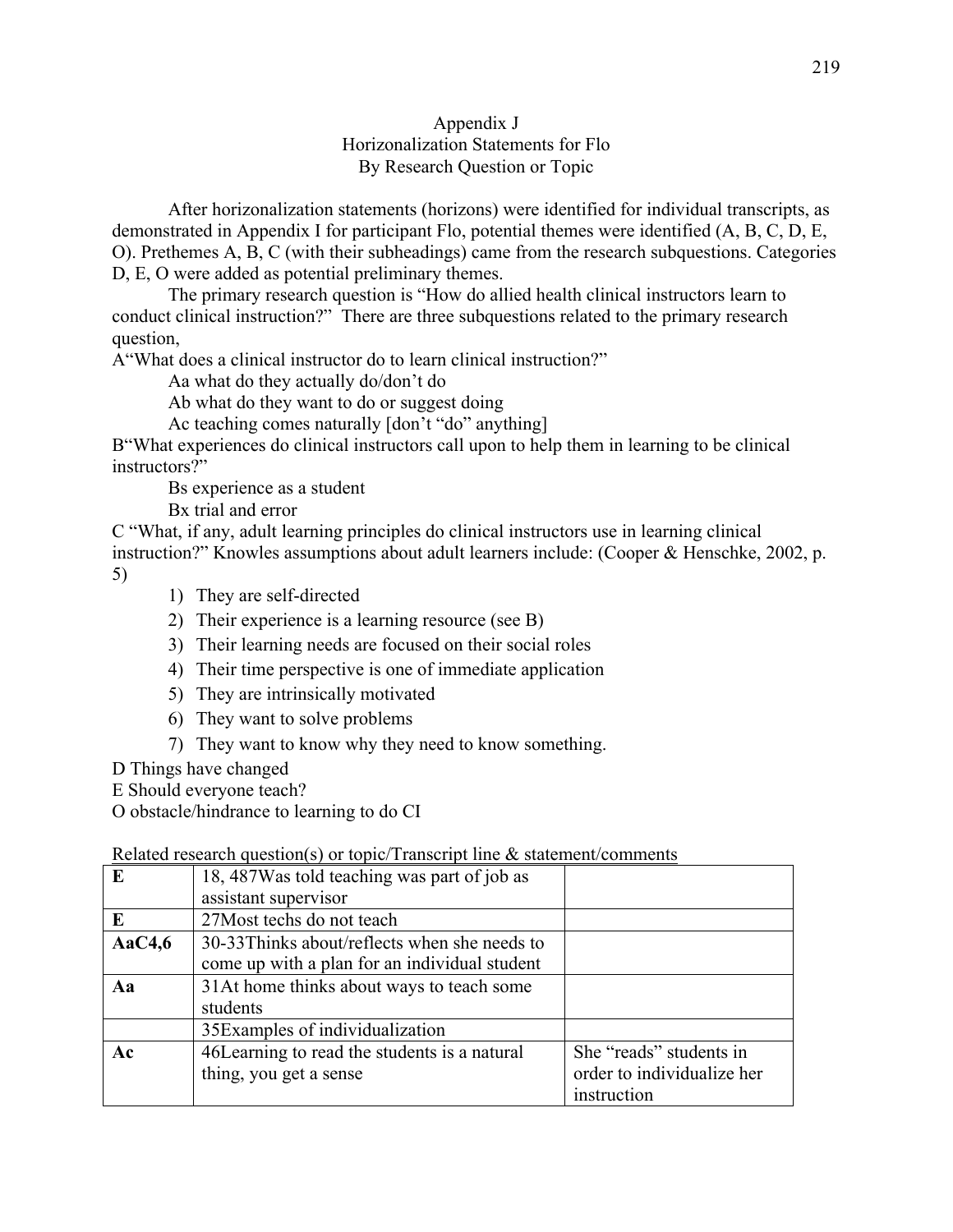# Appendix J
## Horizonalization Statements for Flo
### By Research Question or Topic

After horizonalization statements (horizons) were identified for individual transcripts, as demonstrated in Appendix I for participant Flo, potential themes were identified (A, B, C, D, E, O). Prethemes A, B, C (with their subheadings) came from the research subquestions. Categories D, E, O were added as potential preliminary themes.

The primary research question is "How do allied health clinical instructors learn to conduct clinical instruction?" There are three subquestions related to the primary research question,

A"What does a clinical instructor do to learn clinical instruction?"

Aa what do they actually do/don't do

Ab what do they want to do or suggest doing

Ac teaching comes naturally [don't "do" anything]

B"What experiences do clinical instructors call upon to help them in learning to be clinical instructors?"

Bs experience as a student

Bx trial and error

C "What, if any, adult learning principles do clinical instructors use in learning clinical instruction?" Knowles assumptions about adult learners include: (Cooper & Henschke, 2002, p. 5)

1) They are self-directed
2) Their experience is a learning resource (see B)
3) Their learning needs are focused on their social roles
4) Their time perspective is one of immediate application
5) They are intrinsically motivated
6) They want to solve problems
7) They want to know why they need to know something.

D Things have changed

E Should everyone teach?

O obstacle/hindrance to learning to do CI

Related research question(s) or topic/Transcript line & statement/comments

| | | |
|---|---|---|
| **E** | 18, 487Was told teaching was part of job as assistant supervisor | |
| **E** | 27Most techs do not teach | |
| **AaC4,6** | 30-33Thinks about/reflects when she needs to come up with a plan for an individual student | |
| **Aa** | 31At home thinks about ways to teach some students | |
| | 35Examples of individualization | |
| **Ac** | 46Learning to read the students is a natural thing, you get a sense | She "reads" students in order to individualize her instruction |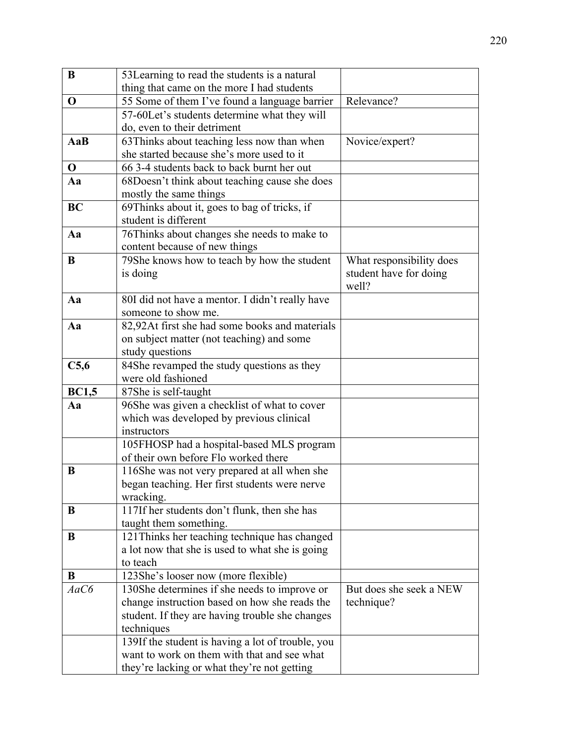| | | |
|---|---|---|
| **B** | 53Learning to read the students is a natural thing that came on the more I had students | |
| **O** | 55 Some of them I've found a language barrier | Relevance? |
| | 57-60Let's students determine what they will do, even to their detriment | |
| **AaB** | 63Thinks about teaching less now than when she started because she's more used to it | Novice/expert? |
| **O** | 66 3-4 students back to back burnt her out | |
| **Aa** | 68Doesn't think about teaching cause she does mostly the same things | |
| **BC** | 69Thinks about it, goes to bag of tricks, if student is different | |
| **Aa** | 76Thinks about changes she needs to make to content because of new things | |
| **B** | 79She knows how to teach by how the student is doing | What responsibility does student have for doing well? |
| **Aa** | 80I did not have a mentor. I didn't really have someone to show me. | |
| **Aa** | 82,92At first she had some books and materials on subject matter (not teaching) and some study questions | |
| **C5,6** | 84She revamped the study questions as they were old fashioned | |
| **BC1,5** | 87She is self-taught | |
| **Aa** | 96She was given a checklist of what to cover which was developed by previous clinical instructors | |
| | 105FHOSP had a hospital-based MLS program of their own before Flo worked there | |
| **B** | 116She was not very prepared at all when she began teaching. Her first students were nerve wracking. | |
| **B** | 117If her students don't flunk, then she has taught them something. | |
| **B** | 121Thinks her teaching technique has changed a lot now that she is used to what she is going to teach | |
| **B** | 123She's looser now (more flexible) | |
| *AaC6* | 130She determines if she needs to improve or change instruction based on how she reads the student. If they are having trouble she changes techniques | But does she seek a NEW technique? |
| | 139If the student is having a lot of trouble, you want to work on them with that and see what they're lacking or what they're not getting | |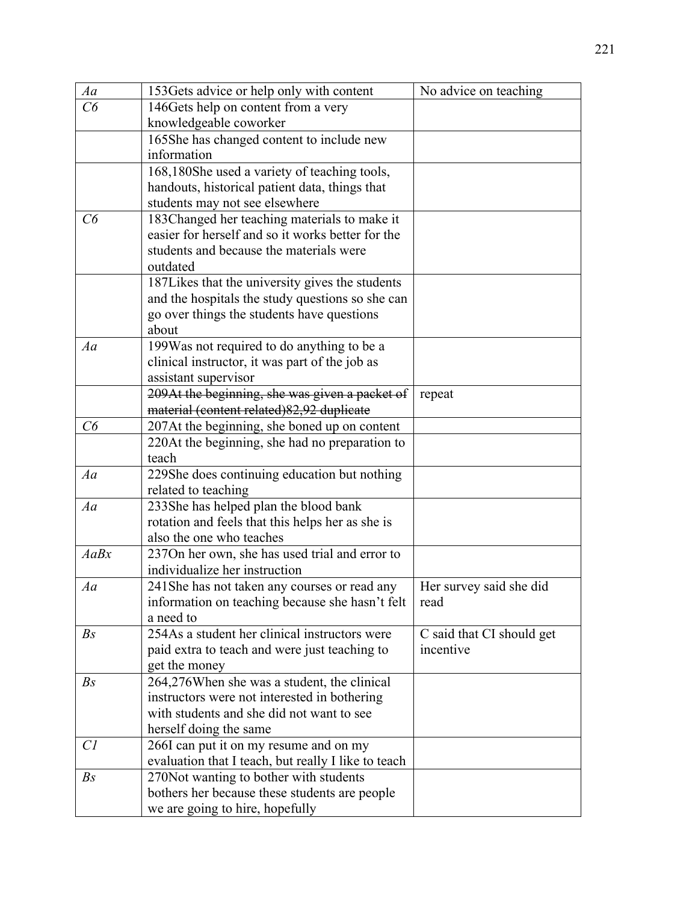| | | |
|---|---|---|
| *Aa* | 153Gets advice or help only with content | No advice on teaching |
| *C6* | 146Gets help on content from a very knowledgeable coworker | |
| | 165She has changed content to include new information | |
| | 168,180She used a variety of teaching tools, handouts, historical patient data, things that students may not see elsewhere | |
| *C6* | 183Changed her teaching materials to make it easier for herself and so it works better for the students and because the materials were outdated | |
| | 187Likes that the university gives the students and the hospitals the study questions so she can go over things the students have questions about | |
| *Aa* | 199Was not required to do anything to be a clinical instructor, it was part of the job as assistant supervisor | |
| | ~~209At the beginning, she was given a packet of material (content related)82,92 duplicate~~ | repeat |
| *C6* | 207At the beginning, she boned up on content | |
| | 220At the beginning, she had no preparation to teach | |
| *Aa* | 229She does continuing education but nothing related to teaching | |
| *Aa* | 233She has helped plan the blood bank rotation and feels that this helps her as she is also the one who teaches | |
| *AaBx* | 237On her own, she has used trial and error to individualize her instruction | |
| *Aa* | 241She has not taken any courses or read any information on teaching because she hasn't felt a need to | Her survey said she did read |
| *Bs* | 254As a student her clinical instructors were paid extra to teach and were just teaching to get the money | C said that CI should get incentive |
| *Bs* | 264,276When she was a student, the clinical instructors were not interested in bothering with students and she did not want to see herself doing the same | |
| *C1* | 266I can put it on my resume and on my evaluation that I teach, but really I like to teach | |
| *Bs* | 270Not wanting to bother with students bothers her because these students are people we are going to hire, hopefully | |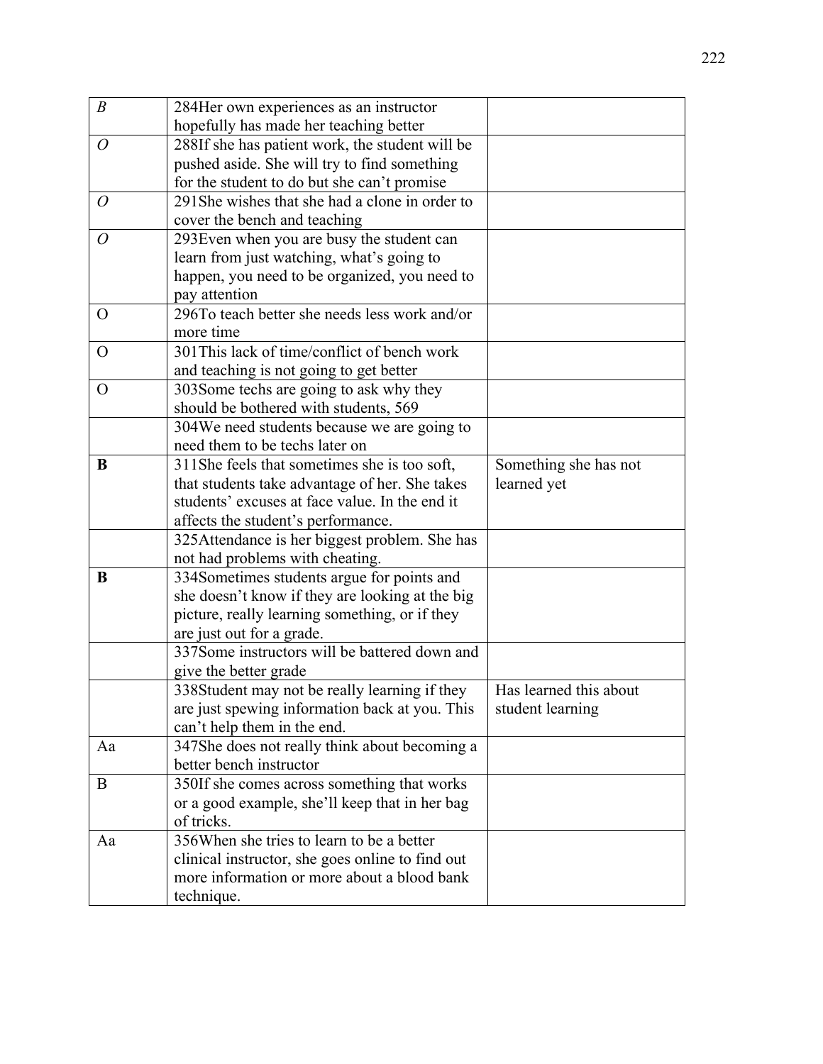| | | |
|---|---|---|
| *B* | 284Her own experiences as an instructor hopefully has made her teaching better | |
| *O* | 288If she has patient work, the student will be pushed aside. She will try to find something for the student to do but she can't promise | |
| *O* | 291She wishes that she had a clone in order to cover the bench and teaching | |
| *O* | 293Even when you are busy the student can learn from just watching, what's going to happen, you need to be organized, you need to pay attention | |
| O | 296To teach better she needs less work and/or more time | |
| O | 301This lack of time/conflict of bench work and teaching is not going to get better | |
| O | 303Some techs are going to ask why they should be bothered with students, 569 | |
| | 304We need students because we are going to need them to be techs later on | |
| **B** | 311She feels that sometimes she is too soft, that students take advantage of her. She takes students' excuses at face value. In the end it affects the student's performance. | Something she has not learned yet |
| | 325Attendance is her biggest problem. She has not had problems with cheating. | |
| **B** | 334Sometimes students argue for points and she doesn't know if they are looking at the big picture, really learning something, or if they are just out for a grade. | |
| | 337Some instructors will be battered down and give the better grade | |
| | 338Student may not be really learning if they are just spewing information back at you. This can't help them in the end. | Has learned this about student learning |
| Aa | 347She does not really think about becoming a better bench instructor | |
| B | 350If she comes across something that works or a good example, she'll keep that in her bag of tricks. | |
| Aa | 356When she tries to learn to be a better clinical instructor, she goes online to find out more information or more about a blood bank technique. | |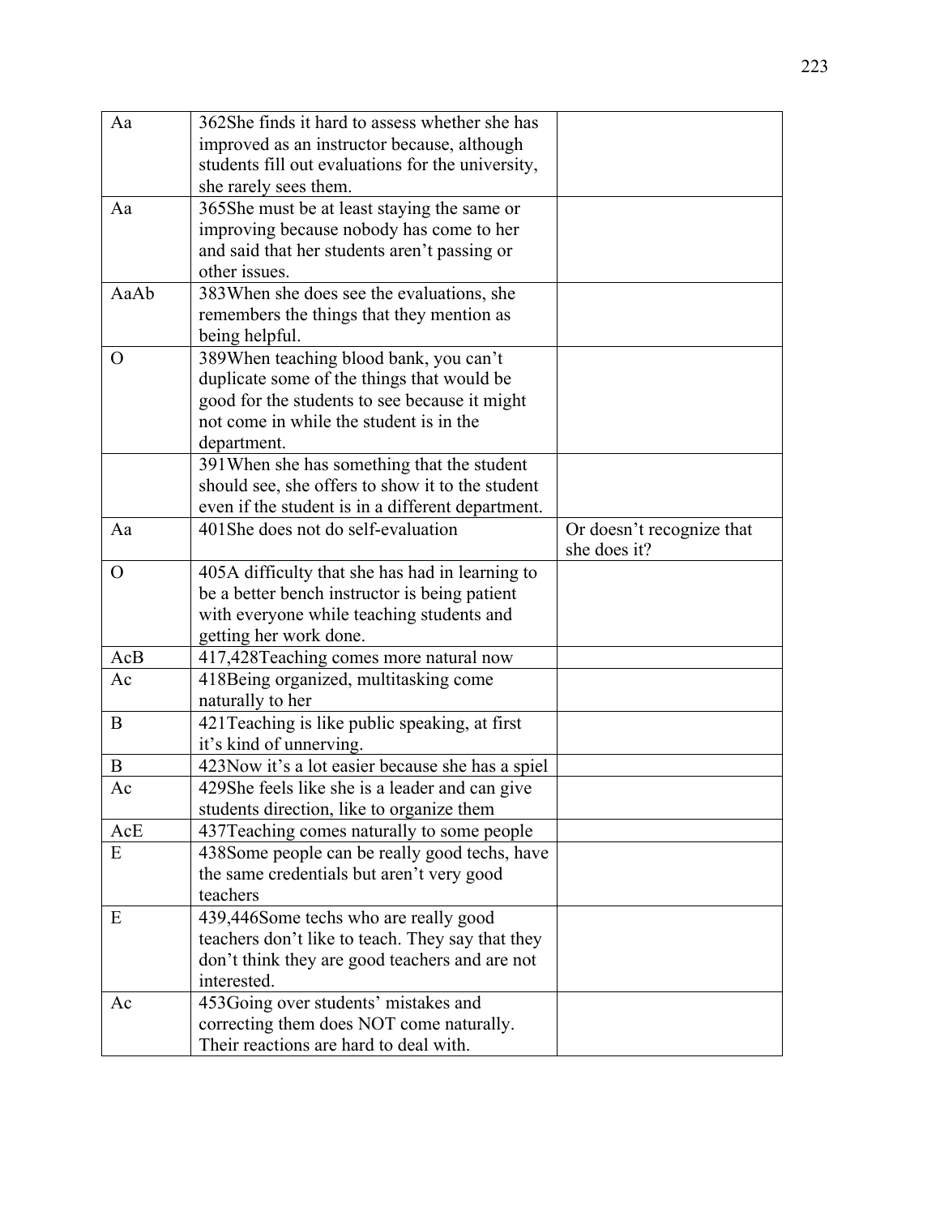| | | |
|---|---|---|
| Aa | 362She finds it hard to assess whether she has improved as an instructor because, although students fill out evaluations for the university, she rarely sees them. | |
| Aa | 365She must be at least staying the same or improving because nobody has come to her and said that her students aren't passing or other issues. | |
| AaAb | 383When she does see the evaluations, she remembers the things that they mention as being helpful. | |
| O | 389When teaching blood bank, you can't duplicate some of the things that would be good for the students to see because it might not come in while the student is in the department. | |
| | 391When she has something that the student should see, she offers to show it to the student even if the student is in a different department. | |
| Aa | 401She does not do self-evaluation | Or doesn't recognize that she does it? |
| O | 405A difficulty that she has had in learning to be a better bench instructor is being patient with everyone while teaching students and getting her work done. | |
| AcB | 417,428Teaching comes more natural now | |
| Ac | 418Being organized, multitasking come naturally to her | |
| B | 421Teaching is like public speaking, at first it's kind of unnerving. | |
| B | 423Now it's a lot easier because she has a spiel | |
| Ac | 429She feels like she is a leader and can give students direction, like to organize them | |
| AcE | 437Teaching comes naturally to some people | |
| E | 438Some people can be really good techs, have the same credentials but aren't very good teachers | |
| E | 439,446Some techs who are really good teachers don't like to teach. They say that they don't think they are good teachers and are not interested. | |
| Ac | 453Going over students' mistakes and correcting them does NOT come naturally. Their reactions are hard to deal with. | |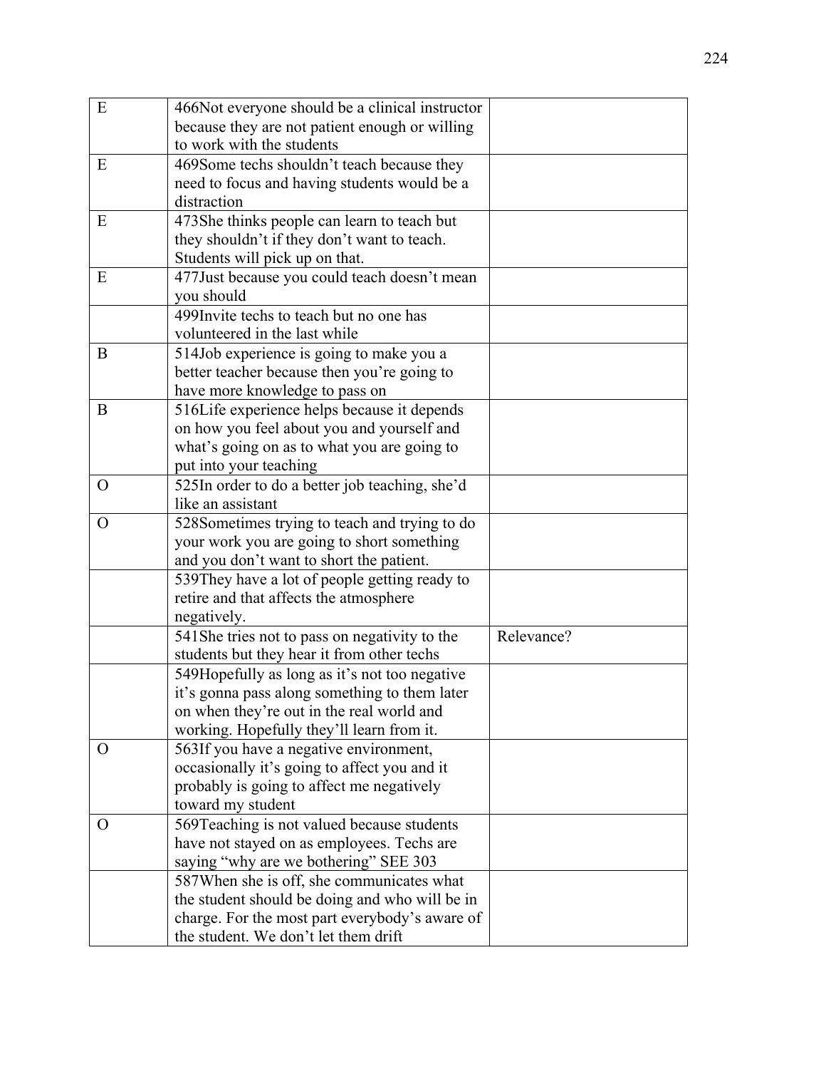| | | |
|---|---|---|
| E | 466Not everyone should be a clinical instructor because they are not patient enough or willing to work with the students | |
| E | 469Some techs shouldn't teach because they need to focus and having students would be a distraction | |
| E | 473She thinks people can learn to teach but they shouldn't if they don't want to teach. Students will pick up on that. | |
| E | 477Just because you could teach doesn't mean you should | |
| | 499Invite techs to teach but no one has volunteered in the last while | |
| B | 514Job experience is going to make you a better teacher because then you're going to have more knowledge to pass on | |
| B | 516Life experience helps because it depends on how you feel about you and yourself and what's going on as to what you are going to put into your teaching | |
| O | 525In order to do a better job teaching, she'd like an assistant | |
| O | 528Sometimes trying to teach and trying to do your work you are going to short something and you don't want to short the patient. | |
| | 539They have a lot of people getting ready to retire and that affects the atmosphere negatively. | |
| | 541She tries not to pass on negativity to the students but they hear it from other techs | Relevance? |
| | 549Hopefully as long as it's not too negative it's gonna pass along something to them later on when they're out in the real world and working. Hopefully they'll learn from it. | |
| O | 563If you have a negative environment, occasionally it's going to affect you and it probably is going to affect me negatively toward my student | |
| O | 569Teaching is not valued because students have not stayed on as employees. Techs are saying "why are we bothering" SEE 303 | |
| | 587When she is off, she communicates what the student should be doing and who will be in charge. For the most part everybody's aware of the student. We don't let them drift | |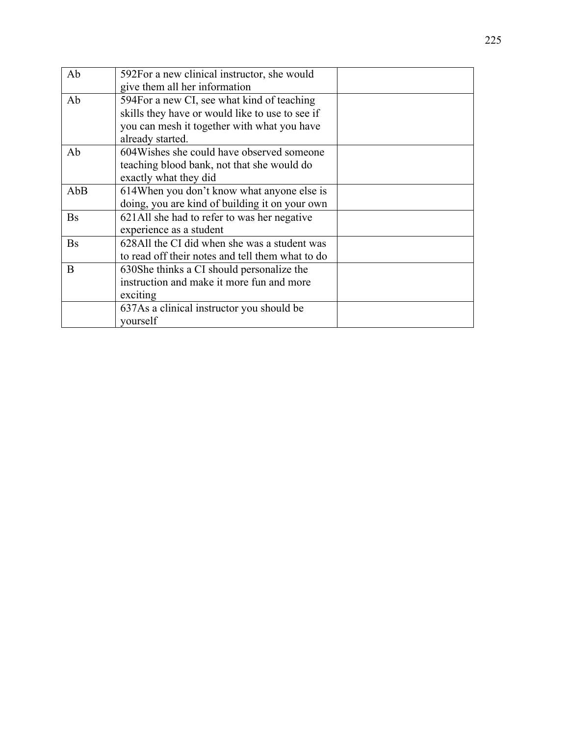| Ab | 592For a new clinical instructor, she would give them all her information | |
|---|---|---|
| Ab | 594For a new CI, see what kind of teaching skills they have or would like to use to see if you can mesh it together with what you have already started. | |
| Ab | 604Wishes she could have observed someone teaching blood bank, not that she would do exactly what they did | |
| AbB | 614When you don't know what anyone else is doing, you are kind of building it on your own | |
| Bs | 621All she had to refer to was her negative experience as a student | |
| Bs | 628All the CI did when she was a student was to read off their notes and tell them what to do | |
| B | 630She thinks a CI should personalize the instruction and make it more fun and more exciting | |
| | 637As a clinical instructor you should be yourself | |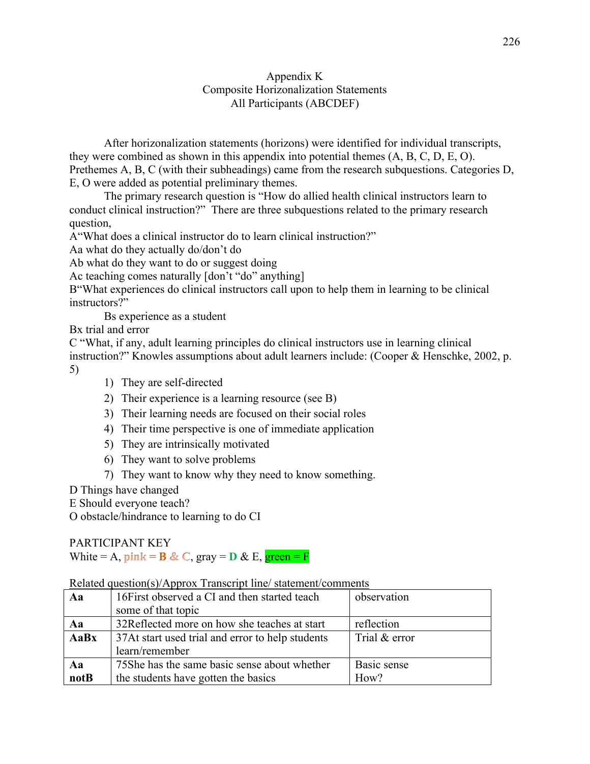# Appendix K
## Composite Horizonalization Statements
### All Participants (ABCDEF)

After horizonalization statements (horizons) were identified for individual transcripts, they were combined as shown in this appendix into potential themes (A, B, C, D, E, O). Prethemes A, B, C (with their subheadings) came from the research subquestions. Categories D, E, O were added as potential preliminary themes.

The primary research question is "How do allied health clinical instructors learn to conduct clinical instruction?" There are three subquestions related to the primary research question,

A"What does a clinical instructor do to learn clinical instruction?"
Aa what do they actually do/don't do
Ab what do they want to do or suggest doing
Ac teaching comes naturally [don't "do" anything]
B"What experiences do clinical instructors call upon to help them in learning to be clinical instructors?"
Bs experience as a student
Bx trial and error
C "What, if any, adult learning principles do clinical instructors use in learning clinical instruction?" Knowles assumptions about adult learners include: (Cooper & Henschke, 2002, p. 5)

1) They are self-directed
2) Their experience is a learning resource (see B)
3) Their learning needs are focused on their social roles
4) Their time perspective is one of immediate application
5) They are intrinsically motivated
6) They want to solve problems
7) They want to know why they need to know something.

D Things have changed
E Should everyone teach?
O obstacle/hindrance to learning to do CI

PARTICIPANT KEY
White = A, pink = **B** & C, gray = **D** & E, green = F

Related question(s)/Approx Transcript line/ statement/comments

| | | |
|---|---|---|
| **Aa** | 16First observed a CI and then started teach some of that topic | observation |
| **Aa** | 32Reflected more on how she teaches at start | reflection |
| **AaBx** | 37At start used trial and error to help students learn/remember | Trial & error |
| **Aa notB** | 75She has the same basic sense about whether the students have gotten the basics | Basic sense How? |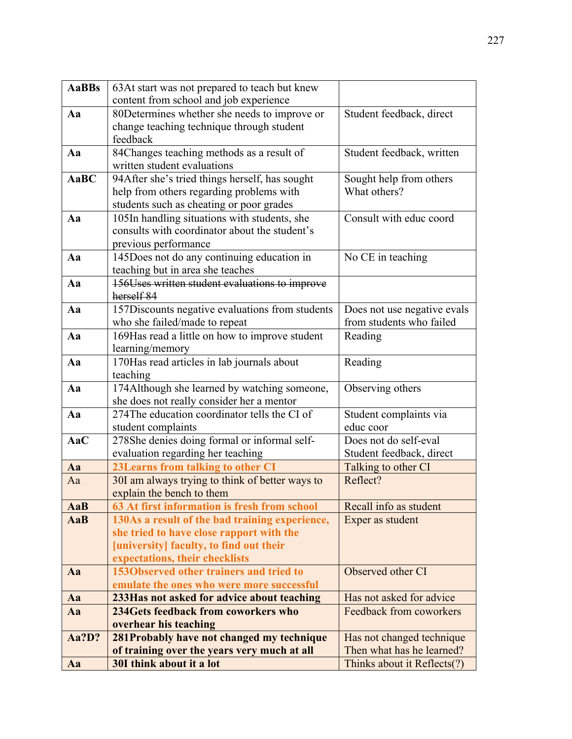| AaBBs | 63At start was not prepared to teach but knew content from school and job experience | |
|---|---|---|
| **Aa** | 80Determines whether she needs to improve or change teaching technique through student feedback | Student feedback, direct |
| **Aa** | 84Changes teaching methods as a result of written student evaluations | Student feedback, written |
| **AaBC** | 94After she's tried things herself, has sought help from others regarding problems with students such as cheating or poor grades | Sought help from others What others? |
| **Aa** | 105In handling situations with students, she consults with coordinator about the student's previous performance | Consult with educ coord |
| **Aa** | 145Does not do any continuing education in teaching but in area she teaches | No CE in teaching |
| **Aa** | ~~156Uses written student evaluations to improve herself 84~~ | |
| **Aa** | 157Discounts negative evaluations from students who she failed/made to repeat | Does not use negative evals from students who failed |
| **Aa** | 169Has read a little on how to improve student learning/memory | Reading |
| **Aa** | 170Has read articles in lab journals about teaching | Reading |
| **Aa** | 174Although she learned by watching someone, she does not really consider her a mentor | Observing others |
| **Aa** | 274The education coordinator tells the CI of student complaints | Student complaints via educ coor |
| **AaC** | 278She denies doing formal or informal self-evaluation regarding her teaching | Does not do self-eval Student feedback, direct |
| **Aa** | **23Learns from talking to other CI** | Talking to other CI |
| Aa | 30I am always trying to think of better ways to explain the bench to them | Reflect? |
| **AaB** | **63 At first information is fresh from school** | Recall info as student |
| **AaB** | **130As a result of the bad training experience, she tried to have close rapport with the [university] faculty, to find out their expectations, their checklists** | Exper as student |
| **Aa** | **153Observed other trainers and tried to emulate the ones who were more successful** | Observed other CI |
| **Aa** | **233Has not asked for advice about teaching** | Has not asked for advice |
| **Aa** | **234Gets feedback from coworkers who overhear his teaching** | Feedback from coworkers |
| **Aa?D?** | **281Probably have not changed my technique of training over the years very much at all** | Has not changed technique Then what has he learned? |
| **Aa** | **30I think about it a lot** | Thinks about it Reflects(?) |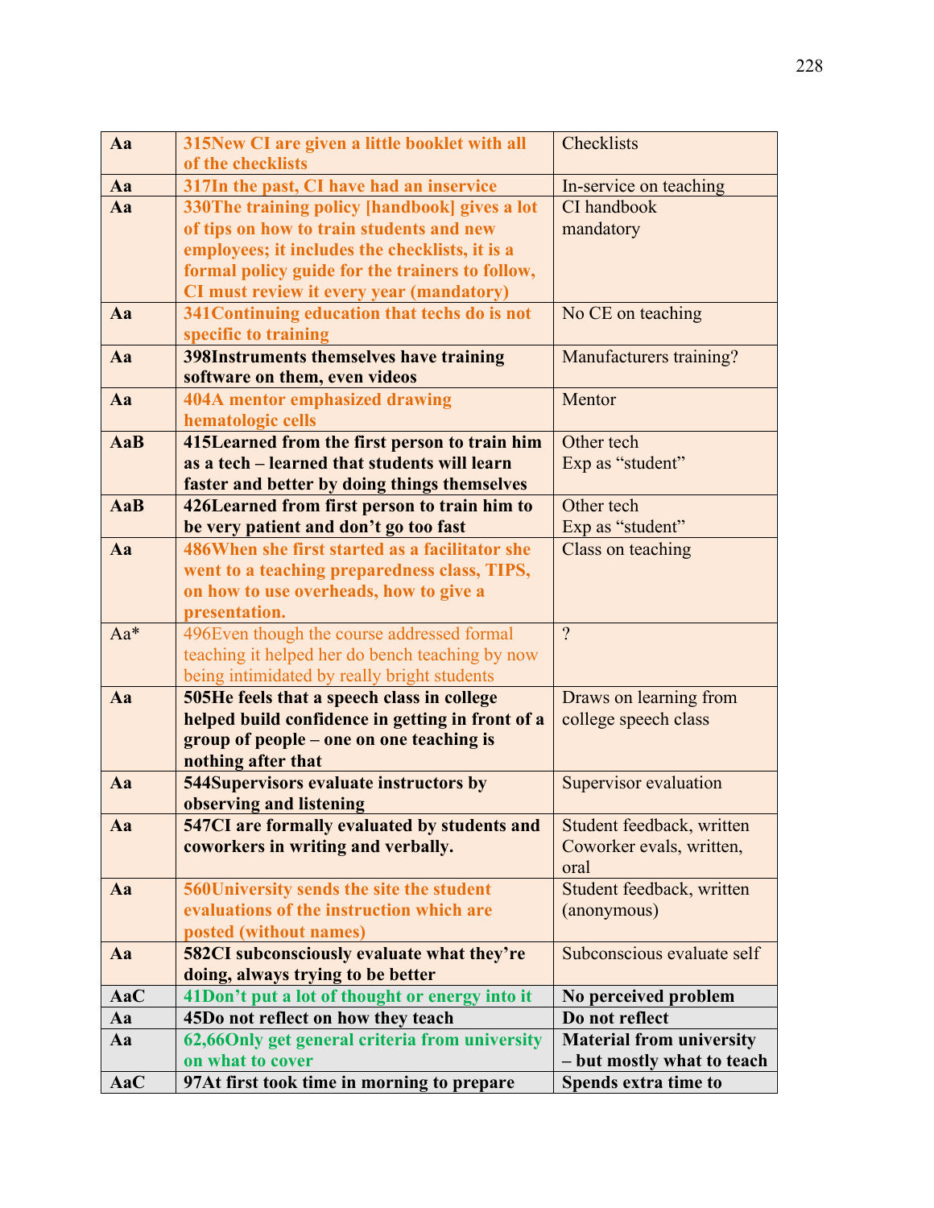| Aa | 315New CI are given a little booklet with all of the checklists | Checklists |
|---|---|---|
| Aa | 317In the past, CI have had an inservice | In-service on teaching |
| Aa | 330The training policy [handbook] gives a lot of tips on how to train students and new employees; it includes the checklists, it is a formal policy guide for the trainers to follow, CI must review it every year (mandatory) | CI handbook mandatory |
| Aa | 341Continuing education that techs do is not specific to training | No CE on teaching |
| Aa | **398Instruments themselves have training software on them, even videos** | Manufacturers training? |
| Aa | 404A mentor emphasized drawing hematologic cells | Mentor |
| AaB | **415Learned from the first person to train him as a tech – learned that students will learn faster and better by doing things themselves** | Other tech<br>Exp as "student" |
| AaB | **426Learned from first person to train him to be very patient and don't go too fast** | Other tech<br>Exp as "student" |
| Aa | 486When she first started as a facilitator she went to a teaching preparedness class, TIPS, on how to use overheads, how to give a presentation. | Class on teaching |
| Aa* | 496Even though the course addressed formal teaching it helped her do bench teaching by now being intimidated by really bright students | ? |
| Aa | **505He feels that a speech class in college helped build confidence in getting in front of a group of people – one on one teaching is nothing after that** | Draws on learning from college speech class |
| Aa | **544Supervisors evaluate instructors by observing and listening** | Supervisor evaluation |
| Aa | **547CI are formally evaluated by students and coworkers in writing and verbally.** | Student feedback, written<br>Coworker evals, written, oral |
| Aa | 560University sends the site the student evaluations of the instruction which are posted (without names) | Student feedback, written (anonymous) |
| Aa | **582CI subconsciously evaluate what they're doing, always trying to be better** | Subconscious evaluate self |
| AaC | 41Don't put a lot of thought or energy into it | **No perceived problem** |
| Aa | **45Do not reflect on how they teach** | **Do not reflect** |
| Aa | 62,66Only get general criteria from university on what to cover | **Material from university – but mostly what to teach** |
| AaC | **97At first took time in morning to prepare** | **Spends extra time to** |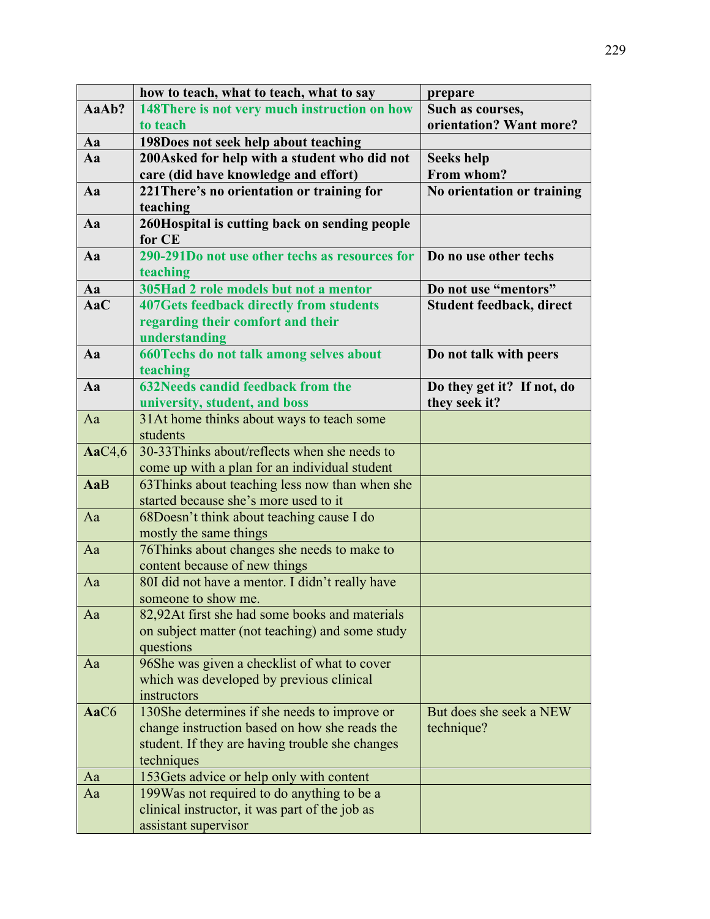| | how to teach, what to teach, what to say | prepare |
|---|---|---|
| **AaAb?** | **148There is not very much instruction on how to teach** | **Such as courses, orientation? Want more?** |
| **Aa** | **198Does not seek help about teaching** | |
| **Aa** | **200Asked for help with a student who did not care (did have knowledge and effort)** | **Seeks help From whom?** |
| **Aa** | **221There's no orientation or training for teaching** | **No orientation or training** |
| **Aa** | **260Hospital is cutting back on sending people for CE** | |
| **Aa** | **290-291Do not use other techs as resources for teaching** | **Do no use other techs** |
| **Aa** | **305Had 2 role models but not a mentor** | **Do not use "mentors"** |
| **AaC** | **407Gets feedback directly from students regarding their comfort and their understanding** | **Student feedback, direct** |
| **Aa** | **660Techs do not talk among selves about teaching** | **Do not talk with peers** |
| **Aa** | **632Needs candid feedback from the university, student, and boss** | **Do they get it? If not, do they seek it?** |
| Aa | 31At home thinks about ways to teach some students | |
| **Aa**C4,6 | 30-33Thinks about/reflects when she needs to come up with a plan for an individual student | |
| **Aa**B | 63Thinks about teaching less now than when she started because she's more used to it | |
| Aa | 68Doesn't think about teaching cause I do mostly the same things | |
| Aa | 76Thinks about changes she needs to make to content because of new things | |
| Aa | 80I did not have a mentor. I didn't really have someone to show me. | |
| Aa | 82,92At first she had some books and materials on subject matter (not teaching) and some study questions | |
| Aa | 96She was given a checklist of what to cover which was developed by previous clinical instructors | |
| **Aa**C6 | 130She determines if she needs to improve or change instruction based on how she reads the student. If they are having trouble she changes techniques | But does she seek a NEW technique? |
| Aa | 153Gets advice or help only with content | |
| Aa | 199Was not required to do anything to be a clinical instructor, it was part of the job as assistant supervisor | |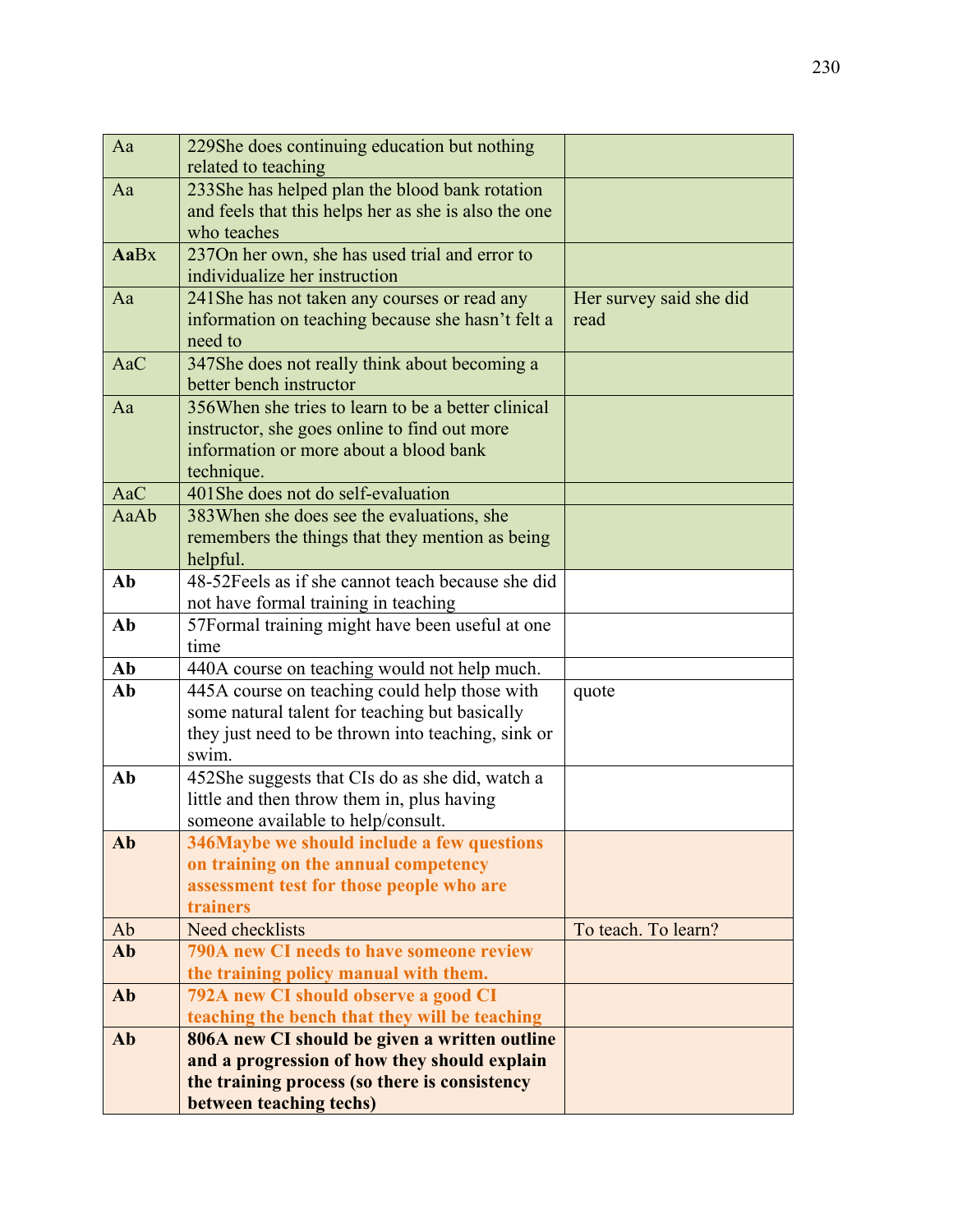| | | |
|---|---|---|
| Aa | 229She does continuing education but nothing related to teaching | |
| Aa | 233She has helped plan the blood bank rotation and feels that this helps her as she is also the one who teaches | |
| **Aa**Bx | 237On her own, she has used trial and error to individualize her instruction | |
| Aa | 241She has not taken any courses or read any information on teaching because she hasn't felt a need to | Her survey said she did read |
| AaC | 347She does not really think about becoming a better bench instructor | |
| Aa | 356When she tries to learn to be a better clinical instructor, she goes online to find out more information or more about a blood bank technique. | |
| AaC | 401She does not do self-evaluation | |
| AaAb | 383When she does see the evaluations, she remembers the things that they mention as being helpful. | |
| **Ab** | 48-52Feels as if she cannot teach because she did not have formal training in teaching | |
| **Ab** | 57Formal training might have been useful at one time | |
| **Ab** | 440A course on teaching would not help much. | |
| **Ab** | 445A course on teaching could help those with some natural talent for teaching but basically they just need to be thrown into teaching, sink or swim. | quote |
| **Ab** | 452She suggests that CIs do as she did, watch a little and then throw them in, plus having someone available to help/consult. | |
| **Ab** | **346Maybe we should include a few questions on training on the annual competency assessment test for those people who are trainers** | |
| Ab | Need checklists | To teach. To learn? |
| **Ab** | **790A new CI needs to have someone review the training policy manual with them.** | |
| **Ab** | **792A new CI should observe a good CI teaching the bench that they will be teaching** | |
| **Ab** | **806A new CI should be given a written outline and a progression of how they should explain the training process (so there is consistency between teaching techs)** | |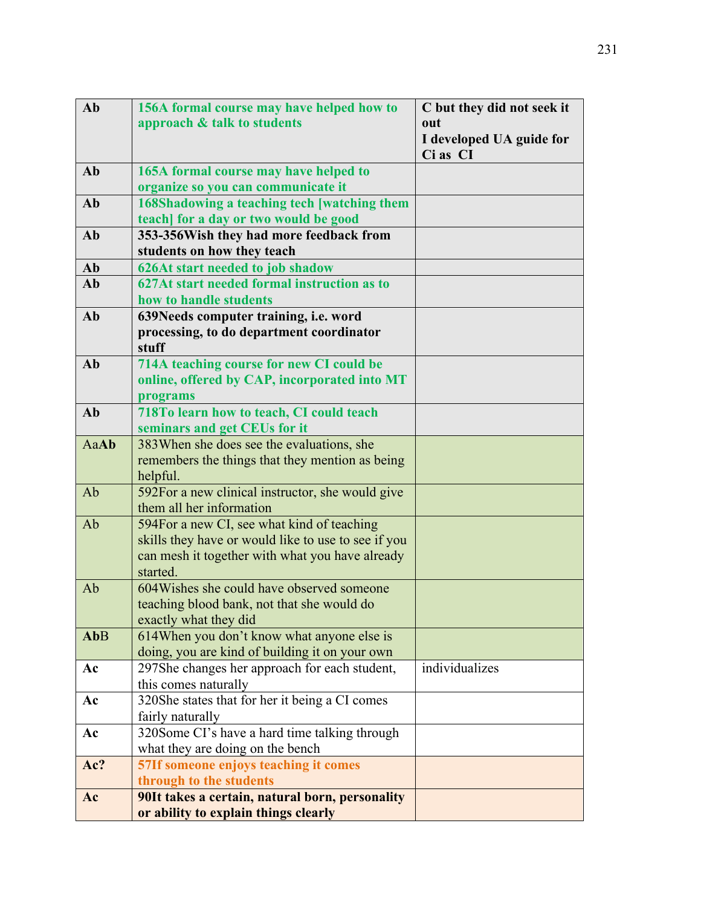| | | |
|---|---|---|
| **Ab** | **156A formal course may have helped how to approach & talk to students** | **C but they did not seek it out**<br>**I developed UA guide for Ci as CI** |
| **Ab** | **165A formal course may have helped to organize so you can communicate it** | |
| **Ab** | **168Shadowing a teaching tech [watching them teach] for a day or two would be good** | |
| **Ab** | **353-356Wish they had more feedback from students on how they teach** | |
| **Ab** | **626At start needed to job shadow** | |
| **Ab** | **627At start needed formal instruction as to how to handle students** | |
| **Ab** | **639Needs computer training, i.e. word processing, to do department coordinator stuff** | |
| **Ab** | **714A teaching course for new CI could be online, offered by CAP, incorporated into MT programs** | |
| **Ab** | **718To learn how to teach, CI could teach seminars and get CEUs for it** | |
| Aa**Ab** | 383When she does see the evaluations, she remembers the things that they mention as being helpful. | |
| Ab | 592For a new clinical instructor, she would give them all her information | |
| Ab | 594For a new CI, see what kind of teaching skills they have or would like to use to see if you can mesh it together with what you have already started. | |
| Ab | 604Wishes she could have observed someone teaching blood bank, not that she would do exactly what they did | |
| **Ab**B | 614When you don't know what anyone else is doing, you are kind of building it on your own | |
| **Ac** | 297She changes her approach for each student, this comes naturally | individualizes |
| **Ac** | 320She states that for her it being a CI comes fairly naturally | |
| **Ac** | 320Some CI's have a hard time talking through what they are doing on the bench | |
| **Ac?** | **57If someone enjoys teaching it comes through to the students** | |
| **Ac** | **90It takes a certain, natural born, personality or ability to explain things clearly** | |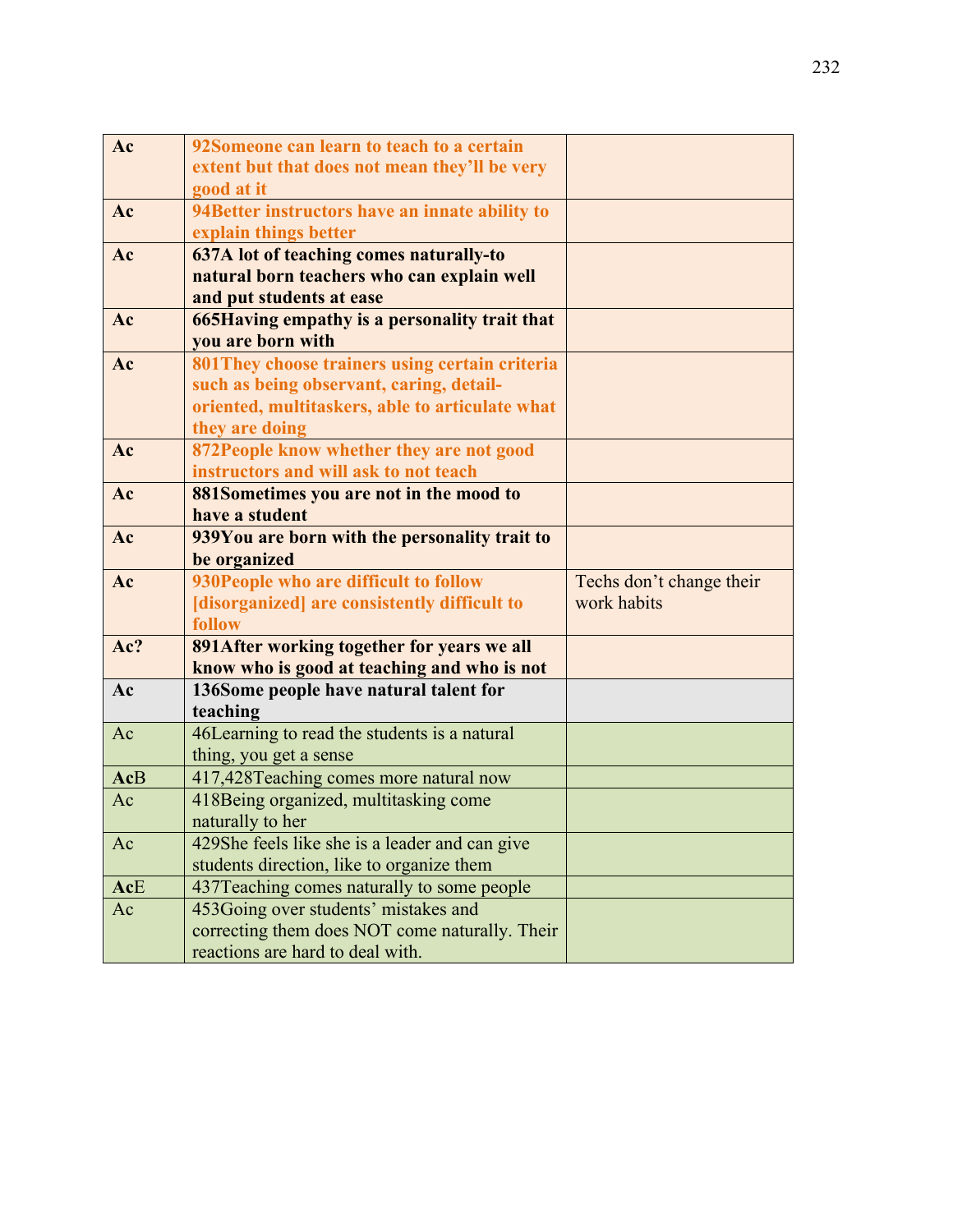| | | |
|---|---|---|
| **Ac** | **92Someone can learn to teach to a certain extent but that does not mean they'll be very good at it** | |
| **Ac** | **94Better instructors have an innate ability to explain things better** | |
| **Ac** | **637A lot of teaching comes naturally-to natural born teachers who can explain well and put students at ease** | |
| **Ac** | **665Having empathy is a personality trait that you are born with** | |
| **Ac** | **801They choose trainers using certain criteria such as being observant, caring, detail-oriented, multitaskers, able to articulate what they are doing** | |
| **Ac** | **872People know whether they are not good instructors and will ask to not teach** | |
| **Ac** | **881Sometimes you are not in the mood to have a student** | |
| **Ac** | **939You are born with the personality trait to be organized** | |
| **Ac** | **930People who are difficult to follow [disorganized] are consistently difficult to follow** | Techs don't change their work habits |
| **Ac?** | **891After working together for years we all know who is good at teaching and who is not** | |
| **Ac** | **136Some people have natural talent for teaching** | |
| Ac | 46Learning to read the students is a natural thing, you get a sense | |
| **Ac**B | 417,428Teaching comes more natural now | |
| Ac | 418Being organized, multitasking come naturally to her | |
| Ac | 429She feels like she is a leader and can give students direction, like to organize them | |
| **Ac**E | 437Teaching comes naturally to some people | |
| Ac | 453Going over students' mistakes and correcting them does NOT come naturally. Their reactions are hard to deal with. | |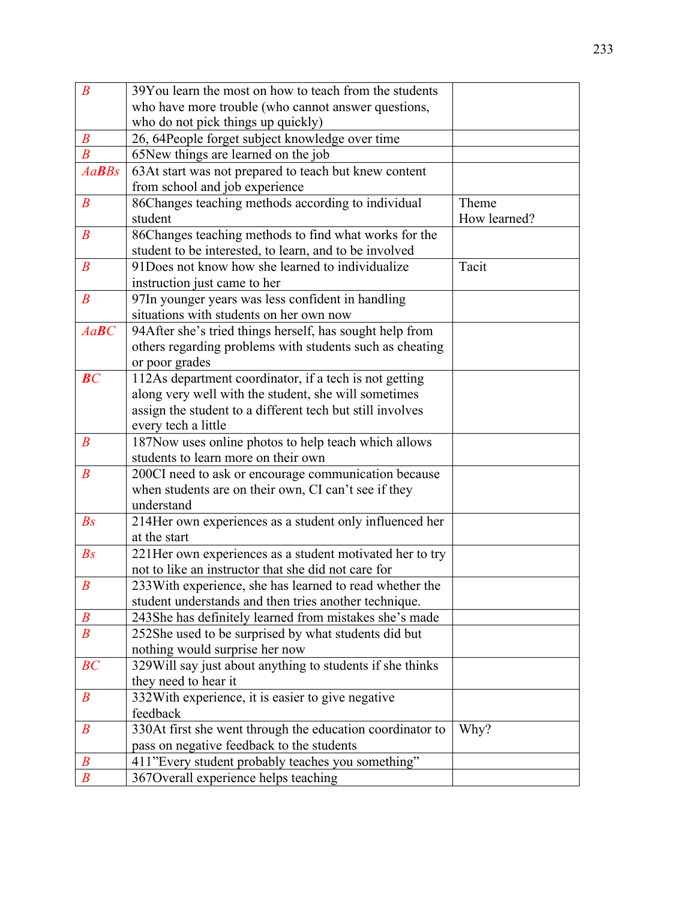| | | |
|---|---|---|
| *B* | 39You learn the most on how to teach from the students who have more trouble (who cannot answer questions, who do not pick things up quickly) | |
| *B* | 26, 64People forget subject knowledge over time | |
| *B* | 65New things are learned on the job | |
| *Aa**BB**s* | 63At start was not prepared to teach but knew content from school and job experience | |
| *B* | 86Changes teaching methods according to individual student | Theme How learned? |
| *B* | 86Changes teaching methods to find what works for the student to be interested, to learn, and to be involved | |
| *B* | 91Does not know how she learned to individualize instruction just came to her | Tacit |
| *B* | 97In younger years was less confident in handling situations with students on her own now | |
| *Aa**BC*** | 94After she's tried things herself, has sought help from others regarding problems with students such as cheating or poor grades | |
| ***B**C* | 112As department coordinator, if a tech is not getting along very well with the student, she will sometimes assign the student to a different tech but still involves every tech a little | |
| *B* | 187Now uses online photos to help teach which allows students to learn more on their own | |
| *B* | 200CI need to ask or encourage communication because when students are on their own, CI can't see if they understand | |
| *Bs* | 214Her own experiences as a student only influenced her at the start | |
| *Bs* | 221Her own experiences as a student motivated her to try not to like an instructor that she did not care for | |
| *B* | 233With experience, she has learned to read whether the student understands and then tries another technique. | |
| *B* | 243She has definitely learned from mistakes she's made | |
| *B* | 252She used to be surprised by what students did but nothing would surprise her now | |
| *BC* | 329Will say just about anything to students if she thinks they need to hear it | |
| *B* | 332With experience, it is easier to give negative feedback | |
| *B* | 330At first she went through the education coordinator to pass on negative feedback to the students | Why? |
| *B* | 411"Every student probably teaches you something" | |
| *B* | 367Overall experience helps teaching | |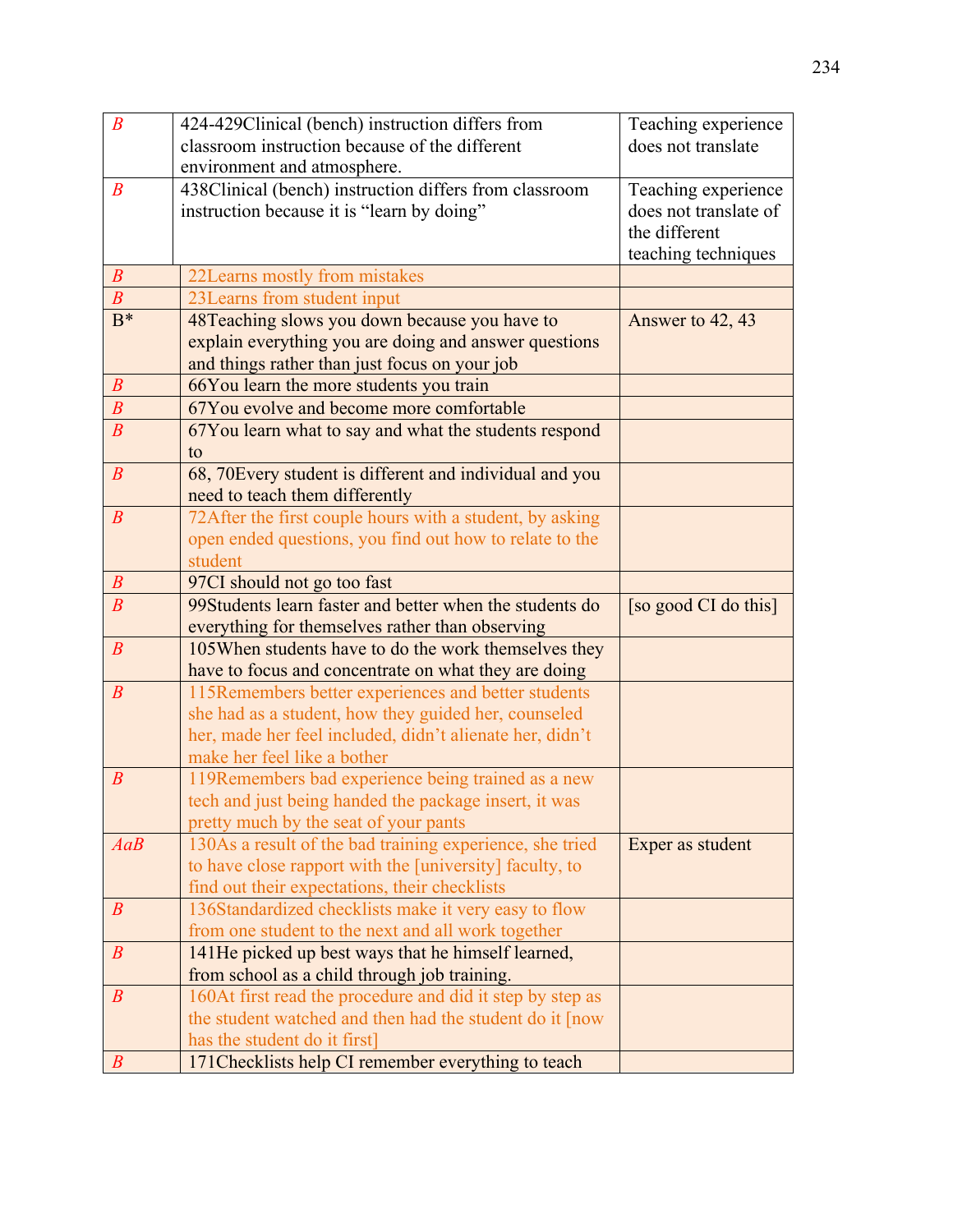| | | |
|---|---|---|
| *B* | 424-429Clinical (bench) instruction differs from classroom instruction because of the different environment and atmosphere. | Teaching experience does not translate |
| *B* | 438Clinical (bench) instruction differs from classroom instruction because it is "learn by doing" | Teaching experience does not translate of the different teaching techniques |
| *B* | 22Learns mostly from mistakes | |
| *B* | 23Learns from student input | |
| B* | 48Teaching slows you down because you have to explain everything you are doing and answer questions and things rather than just focus on your job | Answer to 42, 43 |
| *B* | 66You learn the more students you train | |
| *B* | 67You evolve and become more comfortable | |
| *B* | 67You learn what to say and what the students respond to | |
| *B* | 68, 70Every student is different and individual and you need to teach them differently | |
| *B* | 72After the first couple hours with a student, by asking open ended questions, you find out how to relate to the student | |
| *B* | 97CI should not go too fast | |
| *B* | 99Students learn faster and better when the students do everything for themselves rather than observing | [so good CI do this] |
| *B* | 105When students have to do the work themselves they have to focus and concentrate on what they are doing | |
| *B* | 115Remembers better experiences and better students she had as a student, how they guided her, counseled her, made her feel included, didn't alienate her, didn't make her feel like a bother | |
| *B* | 119Remembers bad experience being trained as a new tech and just being handed the package insert, it was pretty much by the seat of your pants | |
| *AaB* | 130As a result of the bad training experience, she tried to have close rapport with the [university] faculty, to find out their expectations, their checklists | Exper as student |
| *B* | 136Standardized checklists make it very easy to flow from one student to the next and all work together | |
| *B* | 141He picked up best ways that he himself learned, from school as a child through job training. | |
| *B* | 160At first read the procedure and did it step by step as the student watched and then had the student do it [now has the student do it first] | |
| *B* | 171Checklists help CI remember everything to teach | |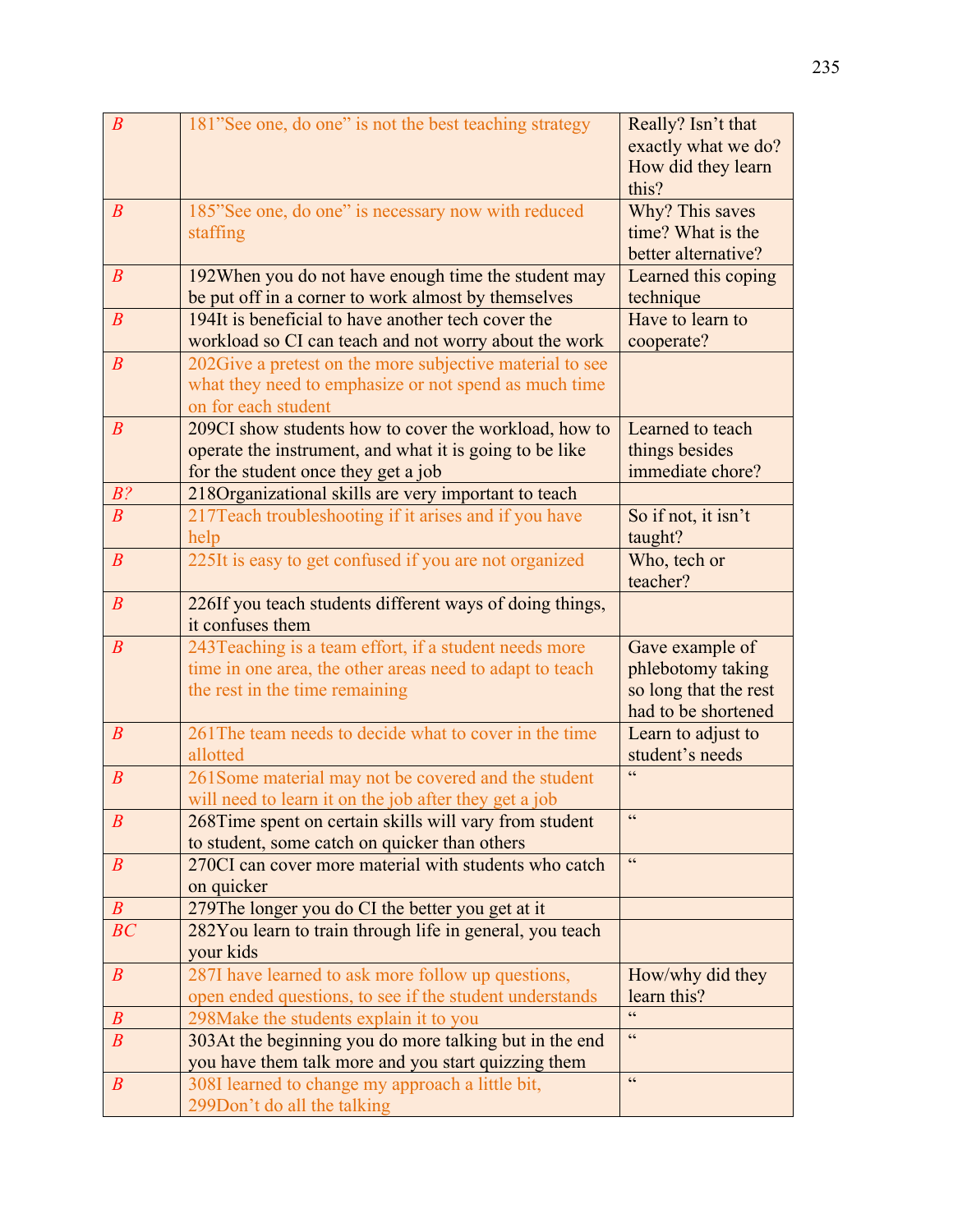| | | |
|---|---|---|
| *B* | 181"See one, do one" is not the best teaching strategy | Really? Isn't that exactly what we do? How did they learn this? |
| *B* | 185"See one, do one" is necessary now with reduced staffing | Why? This saves time? What is the better alternative? |
| *B* | 192When you do not have enough time the student may be put off in a corner to work almost by themselves | Learned this coping technique |
| *B* | 194It is beneficial to have another tech cover the workload so CI can teach and not worry about the work | Have to learn to cooperate? |
| *B* | 202Give a pretest on the more subjective material to see what they need to emphasize or not spend as much time on for each student | |
| *B* | 209CI show students how to cover the workload, how to operate the instrument, and what it is going to be like for the student once they get a job | Learned to teach things besides immediate chore? |
| *B?* | 218Organizational skills are very important to teach | |
| *B* | 217Teach troubleshooting if it arises and if you have help | So if not, it isn't taught? |
| *B* | 225It is easy to get confused if you are not organized | Who, tech or teacher? |
| *B* | 226If you teach students different ways of doing things, it confuses them | |
| *B* | 243Teaching is a team effort, if a student needs more time in one area, the other areas need to adapt to teach the rest in the time remaining | Gave example of phlebotomy taking so long that the rest had to be shortened |
| *B* | 261The team needs to decide what to cover in the time allotted | Learn to adjust to student's needs |
| *B* | 261Some material may not be covered and the student will need to learn it on the job after they get a job | " |
| *B* | 268Time spent on certain skills will vary from student to student, some catch on quicker than others | " |
| *B* | 270CI can cover more material with students who catch on quicker | " |
| *B* | 279The longer you do CI the better you get at it | |
| *BC* | 282You learn to train through life in general, you teach your kids | |
| *B* | 287I have learned to ask more follow up questions, open ended questions, to see if the student understands | How/why did they learn this? |
| *B* | 298Make the students explain it to you | " |
| *B* | 303At the beginning you do more talking but in the end you have them talk more and you start quizzing them | " |
| *B* | 308I learned to change my approach a little bit, 299Don't do all the talking | " |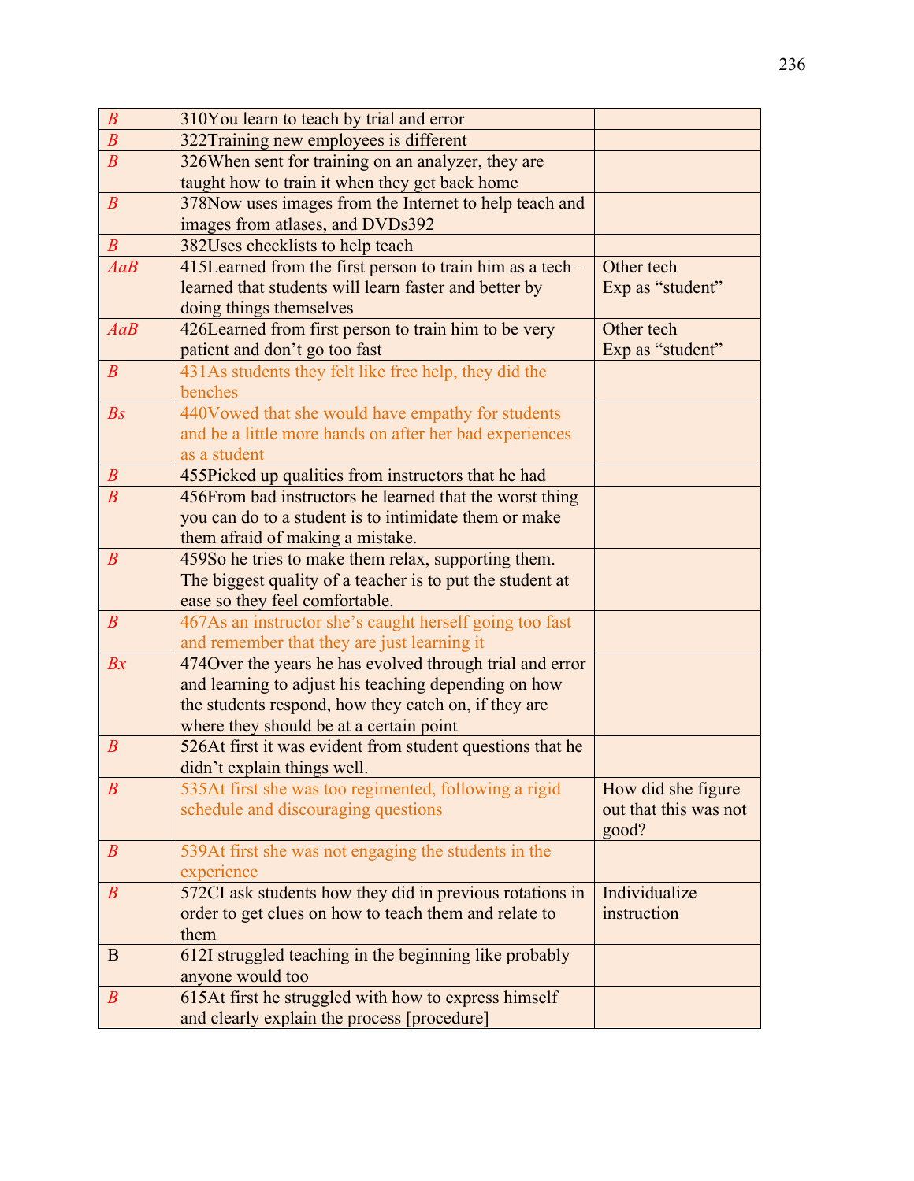| | | |
|---|---|---|
| *B* | 310You learn to teach by trial and error | |
| *B* | 322Training new employees is different | |
| *B* | 326When sent for training on an analyzer, they are taught how to train it when they get back home | |
| *B* | 378Now uses images from the Internet to help teach and images from atlases, and DVDs392 | |
| *B* | 382Uses checklists to help teach | |
| *AaB* | 415Learned from the first person to train him as a tech – learned that students will learn faster and better by doing things themselves | Other tech Exp as “student” |
| *AaB* | 426Learned from first person to train him to be very patient and don’t go too fast | Other tech Exp as “student” |
| *B* | 431As students they felt like free help, they did the benches | |
| *Bs* | 440Vowed that she would have empathy for students and be a little more hands on after her bad experiences as a student | |
| *B* | 455Picked up qualities from instructors that he had | |
| *B* | 456From bad instructors he learned that the worst thing you can do to a student is to intimidate them or make them afraid of making a mistake. | |
| *B* | 459So he tries to make them relax, supporting them. The biggest quality of a teacher is to put the student at ease so they feel comfortable. | |
| *B* | 467As an instructor she’s caught herself going too fast and remember that they are just learning it | |
| *Bx* | 474Over the years he has evolved through trial and error and learning to adjust his teaching depending on how the students respond, how they catch on, if they are where they should be at a certain point | |
| *B* | 526At first it was evident from student questions that he didn’t explain things well. | |
| *B* | 535At first she was too regimented, following a rigid schedule and discouraging questions | How did she figure out that this was not good? |
| *B* | 539At first she was not engaging the students in the experience | |
| *B* | 572CI ask students how they did in previous rotations in order to get clues on how to teach them and relate to them | Individualize instruction |
| B | 612I struggled teaching in the beginning like probably anyone would too | |
| *B* | 615At first he struggled with how to express himself and clearly explain the process [procedure] | |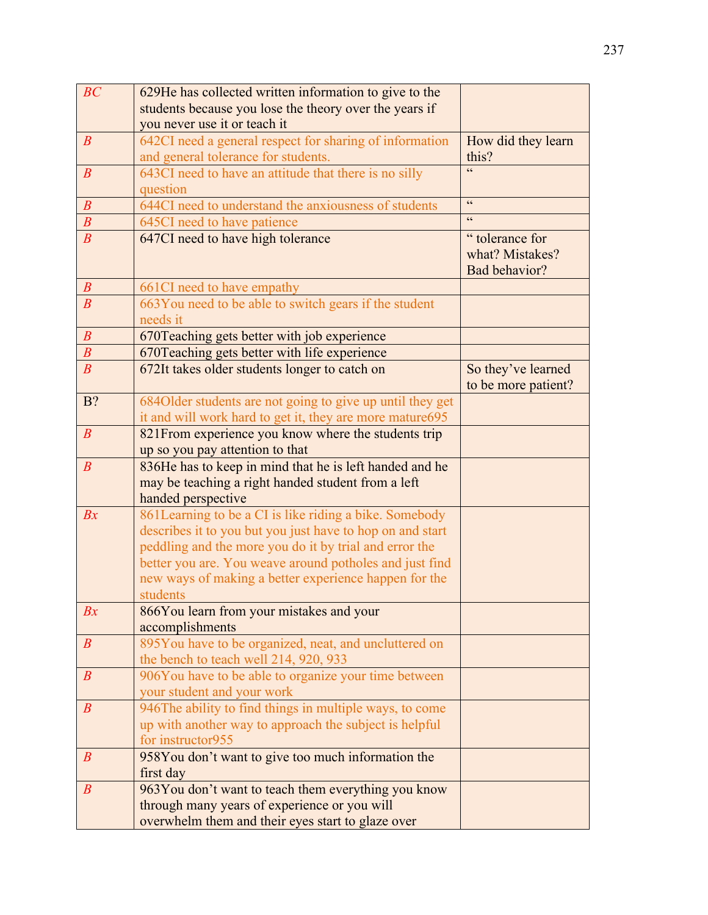| | | |
|---|---|---|
| BC | 629He has collected written information to give to the students because you lose the theory over the years if you never use it or teach it | |
| B | 642CI need a general respect for sharing of information and general tolerance for students. | How did they learn this? |
| B | 643CI need to have an attitude that there is no silly question | " |
| B | 644CI need to understand the anxiousness of students | " |
| B | 645CI need to have patience | " |
| B | 647CI need to have high tolerance | " tolerance for what? Mistakes? Bad behavior? |
| B | 661CI need to have empathy | |
| B | 663You need to be able to switch gears if the student needs it | |
| B | 670Teaching gets better with job experience | |
| B | 670Teaching gets better with life experience | |
| B | 672It takes older students longer to catch on | So they've learned to be more patient? |
| B? | 684Older students are not going to give up until they get it and will work hard to get it, they are more mature695 | |
| B | 821From experience you know where the students trip up so you pay attention to that | |
| B | 836He has to keep in mind that he is left handed and he may be teaching a right handed student from a left handed perspective | |
| Bx | 861Learning to be a CI is like riding a bike. Somebody describes it to you but you just have to hop on and start peddling and the more you do it by trial and error the better you are. You weave around potholes and just find new ways of making a better experience happen for the students | |
| Bx | 866You learn from your mistakes and your accomplishments | |
| B | 895You have to be organized, neat, and uncluttered on the bench to teach well 214, 920, 933 | |
| B | 906You have to be able to organize your time between your student and your work | |
| B | 946The ability to find things in multiple ways, to come up with another way to approach the subject is helpful for instructor955 | |
| B | 958You don't want to give too much information the first day | |
| B | 963You don't want to teach them everything you know through many years of experience or you will overwhelm them and their eyes start to glaze over | |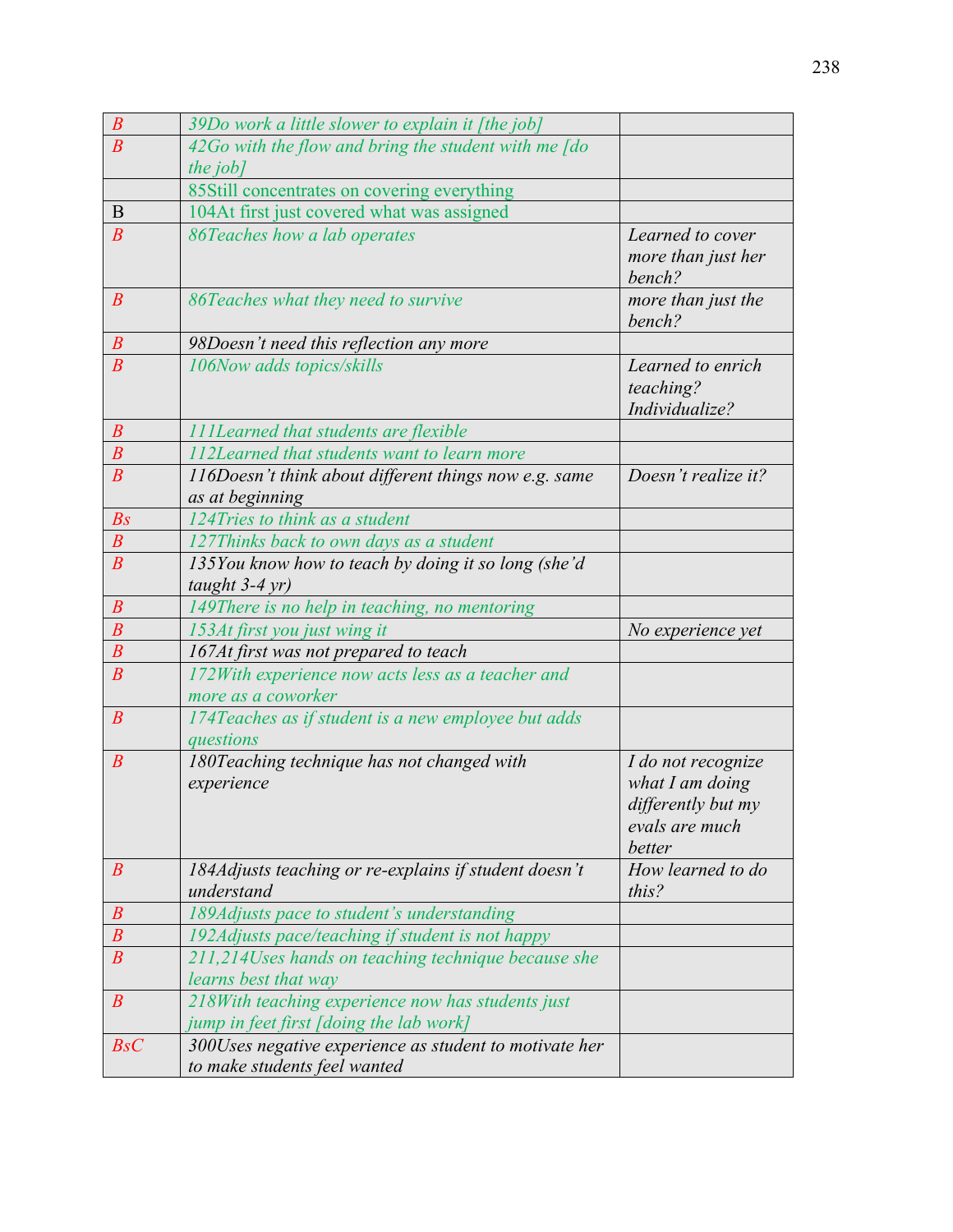| | | |
|---|---|---|
| *B* | *39Do work a little slower to explain it [the job]* | |
| *B* | *42Go with the flow and bring the student with me [do the job]* | |
| | 85Still concentrates on covering everything | |
| B | 104At first just covered what was assigned | |
| *B* | *86Teaches how a lab operates* | *Learned to cover more than just her bench?* |
| *B* | *86Teaches what they need to survive* | *more than just the bench?* |
| *B* | *98Doesn't need this reflection any more* | |
| *B* | *106Now adds topics/skills* | *Learned to enrich teaching? Individualize?* |
| *B* | *111Learned that students are flexible* | |
| *B* | *112Learned that students want to learn more* | |
| *B* | *116Doesn't think about different things now e.g. same as at beginning* | *Doesn't realize it?* |
| *Bs* | *124Tries to think as a student* | |
| *B* | *127Thinks back to own days as a student* | |
| *B* | *135You know how to teach by doing it so long (she'd taught 3-4 yr)* | |
| *B* | *149There is no help in teaching, no mentoring* | |
| *B* | *153At first you just wing it* | *No experience yet* |
| *B* | *167At first was not prepared to teach* | |
| *B* | *172With experience now acts less as a teacher and more as a coworker* | |
| *B* | *174Teaches as if student is a new employee but adds questions* | |
| *B* | *180Teaching technique has not changed with experience* | *I do not recognize what I am doing differently but my evals are much better* |
| *B* | *184Adjusts teaching or re-explains if student doesn't understand* | *How learned to do this?* |
| *B* | *189Adjusts pace to student's understanding* | |
| *B* | *192Adjusts pace/teaching if student is not happy* | |
| *B* | *211,214Uses hands on teaching technique because she learns best that way* | |
| *B* | *218With teaching experience now has students just jump in feet first [doing the lab work]* | |
| *BsC* | *300Uses negative experience as student to motivate her to make students feel wanted* | |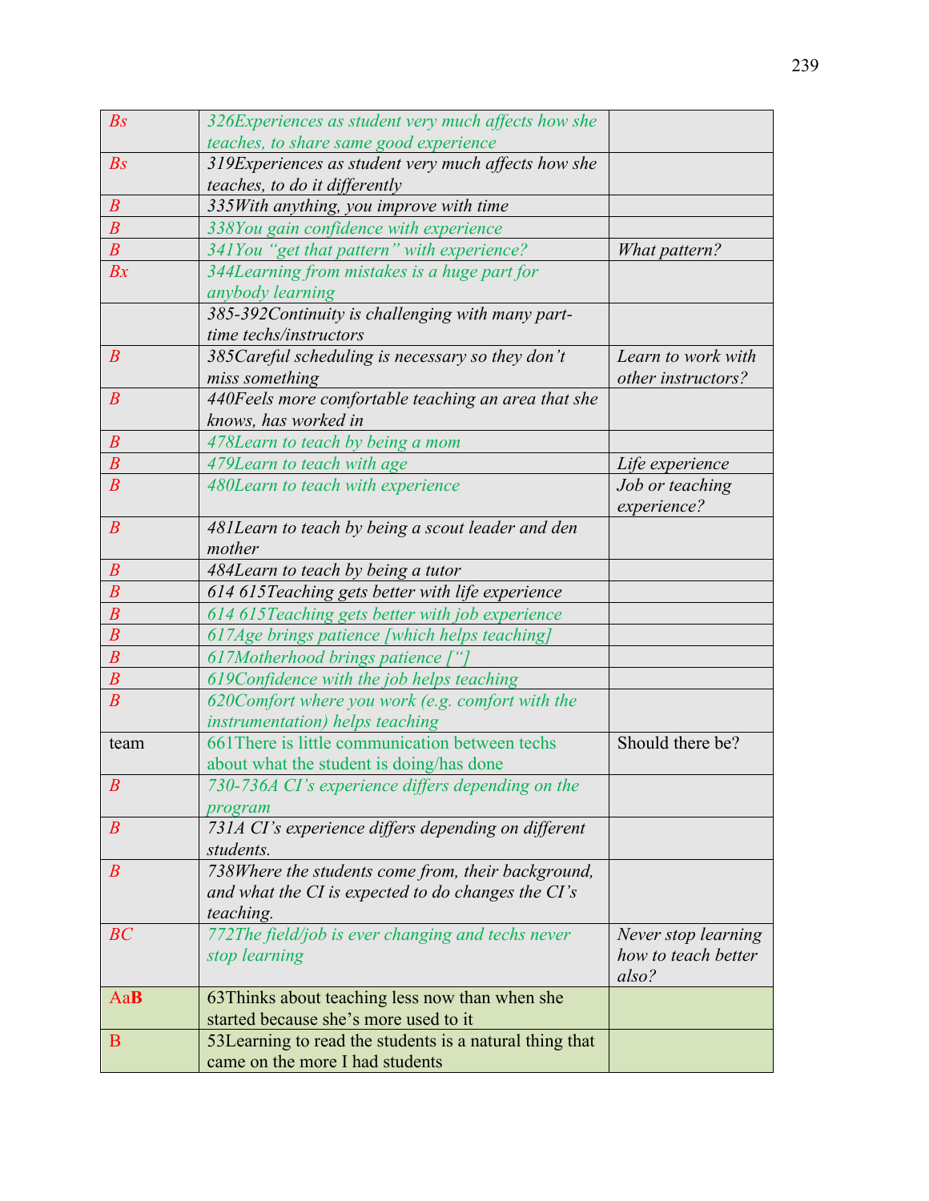| | | |
|---|---|---|
| *Bs* | *326Experiences as student very much affects how she teaches, to share same good experience* | |
| *Bs* | *319Experiences as student very much affects how she teaches, to do it differently* | |
| *B* | *335With anything, you improve with time* | |
| *B* | *338You gain confidence with experience* | |
| *B* | *341You "get that pattern" with experience?* | *What pattern?* |
| *Bx* | *344Learning from mistakes is a huge part for anybody learning* | |
| | *385-392Continuity is challenging with many part-time techs/instructors* | |
| *B* | *385Careful scheduling is necessary so they don't miss something* | *Learn to work with other instructors?* |
| *B* | *440Feels more comfortable teaching an area that she knows, has worked in* | |
| *B* | *478Learn to teach by being a mom* | |
| *B* | *479Learn to teach with age* | *Life experience* |
| *B* | *480Learn to teach with experience* | *Job or teaching experience?* |
| *B* | *481Learn to teach by being a scout leader and den mother* | |
| *B* | *484Learn to teach by being a tutor* | |
| *B* | *614 615Teaching gets better with life experience* | |
| *B* | *614 615Teaching gets better with job experience* | |
| *B* | *617Age brings patience [which helps teaching]* | |
| *B* | *617Motherhood brings patience ["]* | |
| *B* | *619Confidence with the job helps teaching* | |
| *B* | *620Comfort where you work (e.g. comfort with the instrumentation) helps teaching* | |
| team | 661There is little communication between techs about what the student is doing/has done | Should there be? |
| *B* | *730-736A CI's experience differs depending on the program* | |
| *B* | *731A CI's experience differs depending on different students.* | |
| *B* | *738Where the students come from, their background, and what the CI is expected to do changes the CI's teaching.* | |
| *BC* | *772The field/job is ever changing and techs never stop learning* | *Never stop learning how to teach better also?* |
| Aa**B** | 63Thinks about teaching less now than when she started because she's more used to it | |
| B | 53Learning to read the students is a natural thing that came on the more I had students | |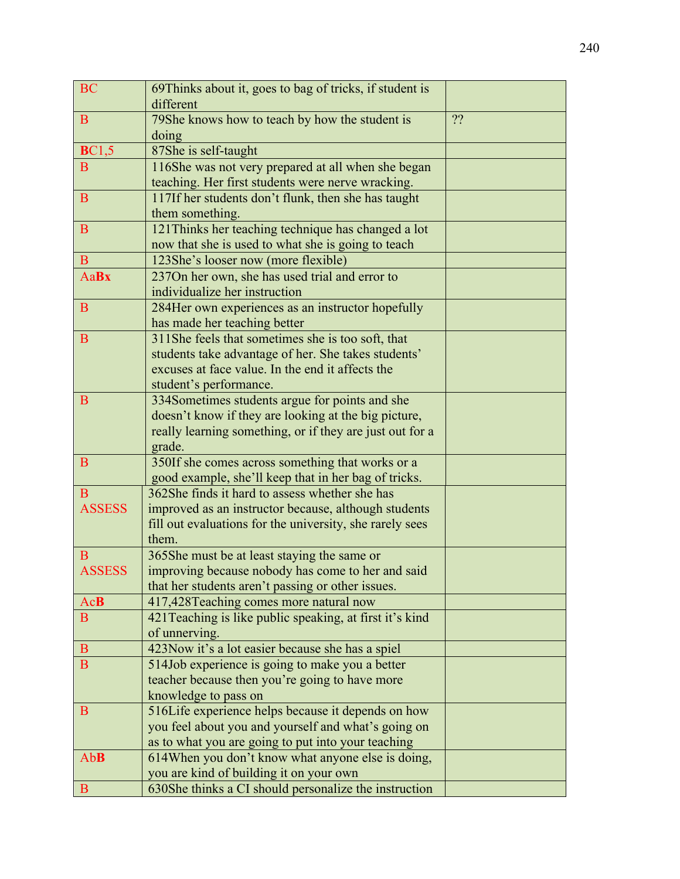| | | |
|---|---|---|
| BC | 69Thinks about it, goes to bag of tricks, if student is different | |
| B | 79She knows how to teach by how the student is doing | ?? |
| **B**C1,5 | 87She is self-taught | |
| B | 116She was not very prepared at all when she began teaching. Her first students were nerve wracking. | |
| B | 117If her students don't flunk, then she has taught them something. | |
| B | 121Thinks her teaching technique has changed a lot now that she is used to what she is going to teach | |
| B | 123She's looser now (more flexible) | |
| Aa**Bx** | 237On her own, she has used trial and error to individualize her instruction | |
| B | 284Her own experiences as an instructor hopefully has made her teaching better | |
| B | 311She feels that sometimes she is too soft, that students take advantage of her. She takes students' excuses at face value. In the end it affects the student's performance. | |
| B | 334Sometimes students argue for points and she doesn't know if they are looking at the big picture, really learning something, or if they are just out for a grade. | |
| B | 350If she comes across something that works or a good example, she'll keep that in her bag of tricks. | |
| B ASSESS | 362She finds it hard to assess whether she has improved as an instructor because, although students fill out evaluations for the university, she rarely sees them. | |
| B ASSESS | 365She must be at least staying the same or improving because nobody has come to her and said that her students aren't passing or other issues. | |
| Ac**B** | 417,428Teaching comes more natural now | |
| B | 421Teaching is like public speaking, at first it's kind of unnerving. | |
| B | 423Now it's a lot easier because she has a spiel | |
| B | 514Job experience is going to make you a better teacher because then you're going to have more knowledge to pass on | |
| B | 516Life experience helps because it depends on how you feel about you and yourself and what's going on as to what you are going to put into your teaching | |
| Ab**B** | 614When you don't know what anyone else is doing, you are kind of building it on your own | |
| B | 630She thinks a CI should personalize the instruction | |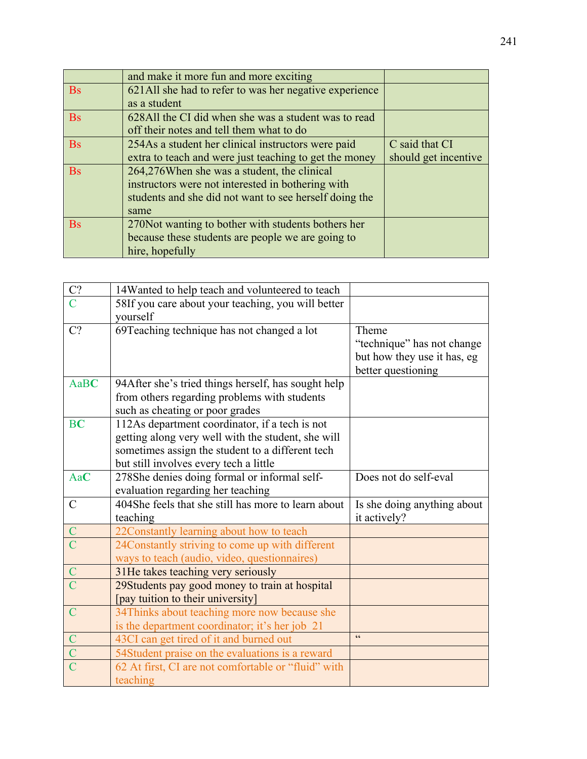| | | |
|---|---|---|
| | and make it more fun and more exciting | |
| Bs | 621All she had to refer to was her negative experience as a student | |
| Bs | 628All the CI did when she was a student was to read off their notes and tell them what to do | |
| Bs | 254As a student her clinical instructors were paid extra to teach and were just teaching to get the money | C said that CI should get incentive |
| Bs | 264,276When she was a student, the clinical instructors were not interested in bothering with students and she did not want to see herself doing the same | |
| Bs | 270Not wanting to bother with students bothers her because these students are people we are going to hire, hopefully | |

| | | |
|---|---|---|
| C? | 14Wanted to help teach and volunteered to teach | |
| C | 58If you care about your teaching, you will better yourself | |
| C? | 69Teaching technique has not changed a lot | Theme "technique" has not change but how they use it has, eg better questioning |
| AaB**C** | 94After she's tried things herself, has sought help from others regarding problems with students such as cheating or poor grades | |
| B**C** | 112As department coordinator, if a tech is not getting along very well with the student, she will sometimes assign the student to a different tech but still involves every tech a little | |
| Aa**C** | 278She denies doing formal or informal self-evaluation regarding her teaching | Does not do self-eval |
| C | 404She feels that she still has more to learn about teaching | Is she doing anything about it actively? |
| C | 22Constantly learning about how to teach | |
| C | 24Constantly striving to come up with different ways to teach (audio, video, questionnaires) | |
| C | 31He takes teaching very seriously | |
| C | 29Students pay good money to train at hospital [pay tuition to their university] | |
| C | 34Thinks about teaching more now because she is the department coordinator; it's her job 21 | |
| C | 43CI can get tired of it and burned out | " |
| C | 54Student praise on the evaluations is a reward | |
| C | 62 At first, CI are not comfortable or "fluid" with teaching | |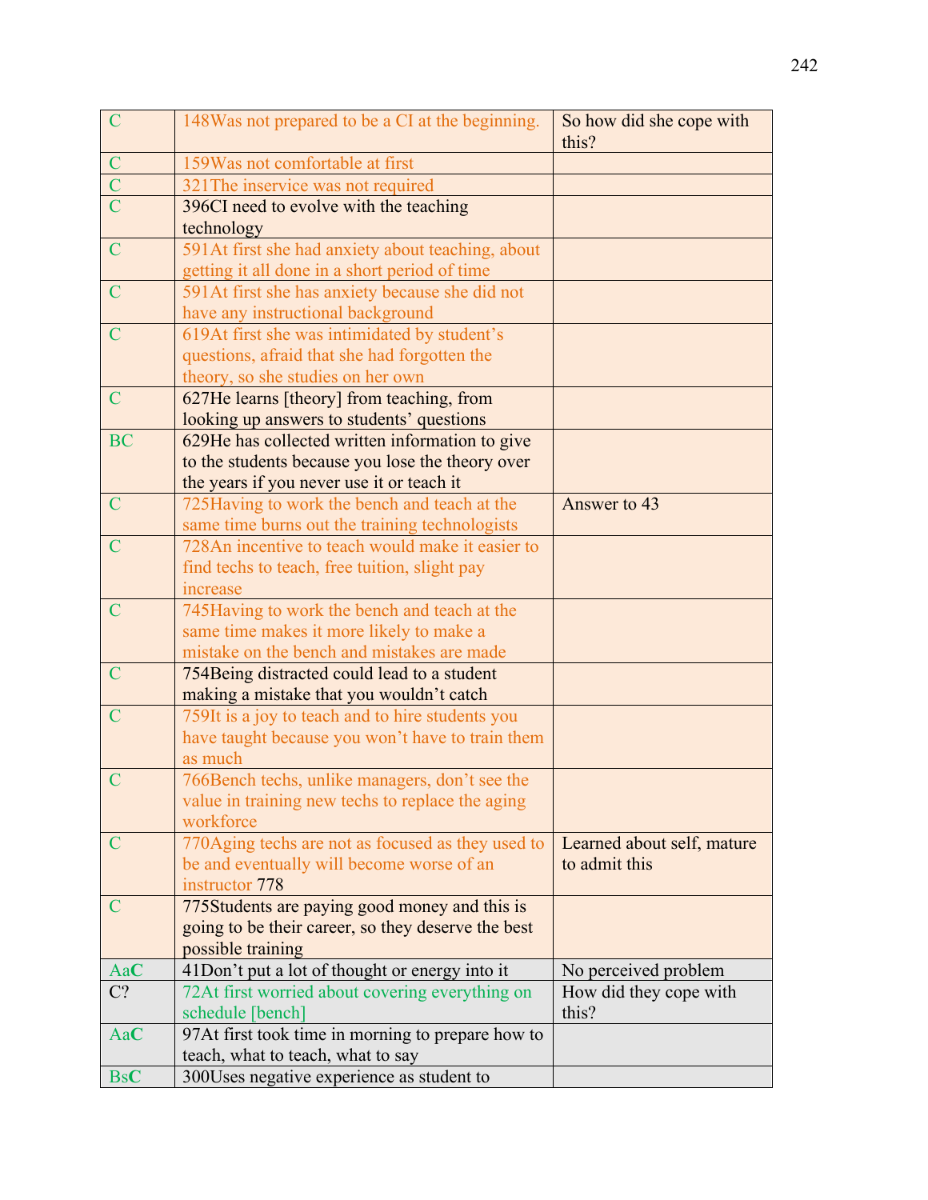| | | |
|---|---|---|
| C | 148Was not prepared to be a CI at the beginning. | So how did she cope with this? |
| C | 159Was not comfortable at first | |
| C | 321The inservice was not required | |
| C | 396CI need to evolve with the teaching technology | |
| C | 591At first she had anxiety about teaching, about getting it all done in a short period of time | |
| C | 591At first she has anxiety because she did not have any instructional background | |
| C | 619At first she was intimidated by student's questions, afraid that she had forgotten the theory, so she studies on her own | |
| C | 627He learns [theory] from teaching, from looking up answers to students' questions | |
| BC | 629He has collected written information to give to the students because you lose the theory over the years if you never use it or teach it | |
| C | 725Having to work the bench and teach at the same time burns out the training technologists | Answer to 43 |
| C | 728An incentive to teach would make it easier to find techs to teach, free tuition, slight pay increase | |
| C | 745Having to work the bench and teach at the same time makes it more likely to make a mistake on the bench and mistakes are made | |
| C | 754Being distracted could lead to a student making a mistake that you wouldn't catch | |
| C | 759It is a joy to teach and to hire students you have taught because you won't have to train them as much | |
| C | 766Bench techs, unlike managers, don't see the value in training new techs to replace the aging workforce | |
| C | 770Aging techs are not as focused as they used to be and eventually will become worse of an instructor 778 | Learned about self, mature to admit this |
| C | 775Students are paying good money and this is going to be their career, so they deserve the best possible training | |
| Aa**C** | 41Don't put a lot of thought or energy into it | No perceived problem |
| C? | 72At first worried about covering everything on schedule [bench] | How did they cope with this? |
| Aa**C** | 97At first took time in morning to prepare how to teach, what to teach, what to say | |
| Bs**C** | 300Uses negative experience as student to | |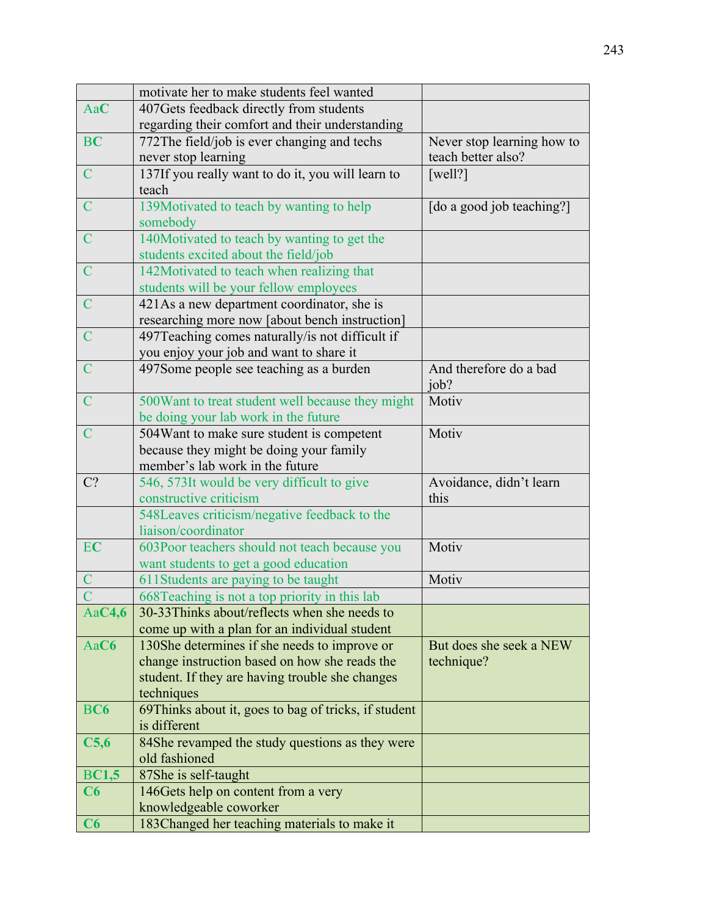| | motivate her to make students feel wanted | |
|---|---|---|
| AaC | 407Gets feedback directly from students regarding their comfort and their understanding | |
| BC | 772The field/job is ever changing and techs never stop learning | Never stop learning how to teach better also? |
| C | 137If you really want to do it, you will learn to teach | [well?] |
| C | 139Motivated to teach by wanting to help somebody | [do a good job teaching?] |
| C | 140Motivated to teach by wanting to get the students excited about the field/job | |
| C | 142Motivated to teach when realizing that students will be your fellow employees | |
| C | 421As a new department coordinator, she is researching more now [about bench instruction] | |
| C | 497Teaching comes naturally/is not difficult if you enjoy your job and want to share it | |
| C | 497Some people see teaching as a burden | And therefore do a bad job? |
| C | 500Want to treat student well because they might be doing your lab work in the future | Motiv |
| C | 504Want to make sure student is competent because they might be doing your family member's lab work in the future | Motiv |
| C? | 546, 573It would be very difficult to give constructive criticism | Avoidance, didn't learn this |
| | 548Leaves criticism/negative feedback to the liaison/coordinator | |
| EC | 603Poor teachers should not teach because you want students to get a good education | Motiv |
| C | 611Students are paying to be taught | Motiv |
| C | 668Teaching is not a top priority in this lab | |
| AaC4,6 | 30-33Thinks about/reflects when she needs to come up with a plan for an individual student | |
| AaC6 | 130She determines if she needs to improve or change instruction based on how she reads the student. If they are having trouble she changes techniques | But does she seek a NEW technique? |
| BC6 | 69Thinks about it, goes to bag of tricks, if student is different | |
| C5,6 | 84She revamped the study questions as they were old fashioned | |
| BC1,5 | 87She is self-taught | |
| C6 | 146Gets help on content from a very knowledgeable coworker | |
| C6 | 183Changed her teaching materials to make it | |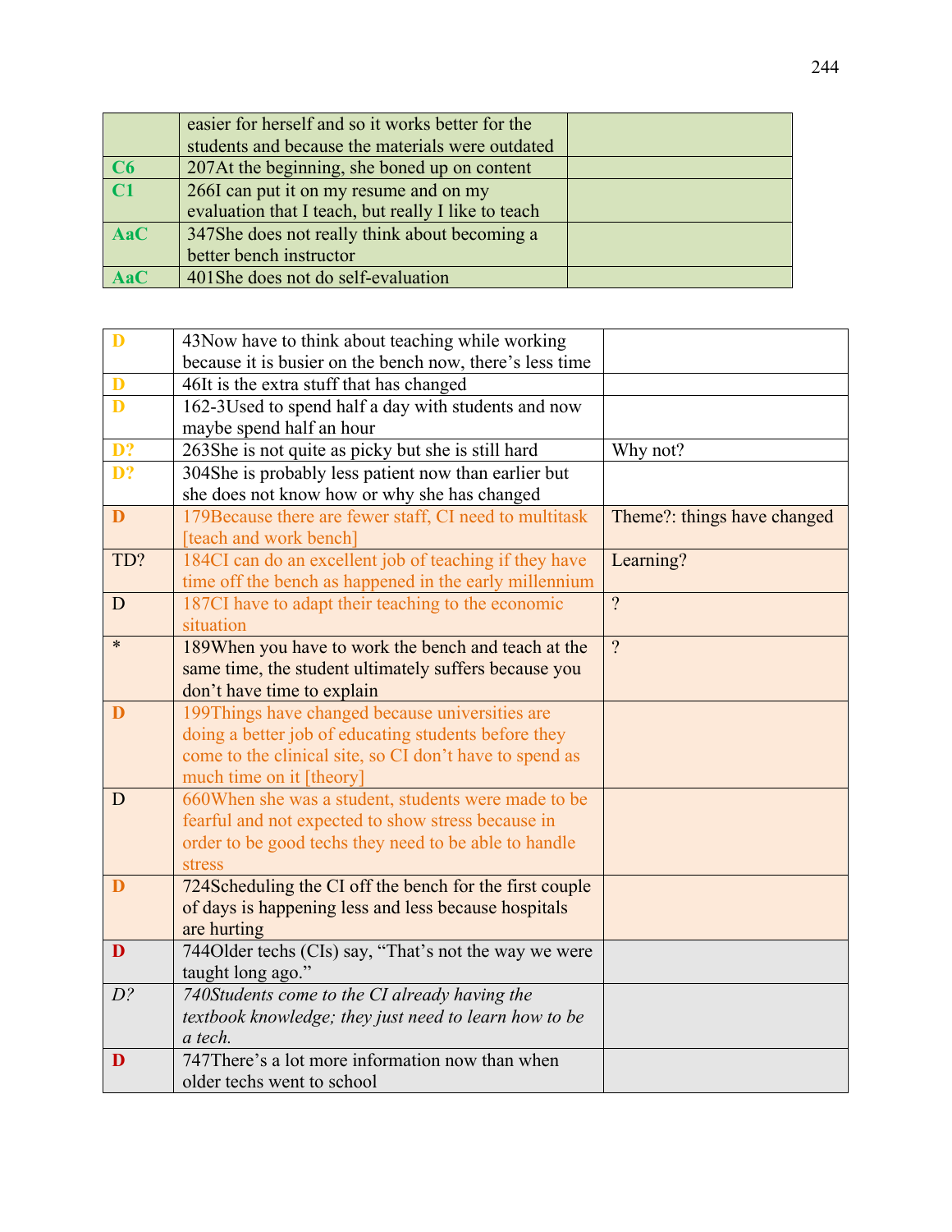| | | |
|---|---|---|
| | easier for herself and so it works better for the students and because the materials were outdated | |
| C6 | 207At the beginning, she boned up on content | |
| C1 | 266I can put it on my resume and on my evaluation that I teach, but really I like to teach | |
| AaC | 347She does not really think about becoming a better bench instructor | |
| AaC | 401She does not do self-evaluation | |

| | | |
|---|---|---|
| D | 43Now have to think about teaching while working because it is busier on the bench now, there's less time | |
| D | 46It is the extra stuff that has changed | |
| D | 162-3Used to spend half a day with students and now maybe spend half an hour | |
| D? | 263She is not quite as picky but she is still hard | Why not? |
| D? | 304She is probably less patient now than earlier but she does not know how or why she has changed | |
| D | 179Because there are fewer staff, CI need to multitask [teach and work bench] | Theme?: things have changed |
| TD? | 184CI can do an excellent job of teaching if they have time off the bench as happened in the early millennium | Learning? |
| D | 187CI have to adapt their teaching to the economic situation | ? |
| * | 189When you have to work the bench and teach at the same time, the student ultimately suffers because you don't have time to explain | ? |
| D | 199Things have changed because universities are doing a better job of educating students before they come to the clinical site, so CI don't have to spend as much time on it [theory] | |
| D | 660When she was a student, students were made to be fearful and not expected to show stress because in order to be good techs they need to be able to handle stress | |
| D | 724Scheduling the CI off the bench for the first couple of days is happening less and less because hospitals are hurting | |
| D | 744Older techs (CIs) say, "That's not the way we were taught long ago." | |
| *D?* | *740Students come to the CI already having the textbook knowledge; they just need to learn how to be a tech.* | |
| D | 747There's a lot more information now than when older techs went to school | |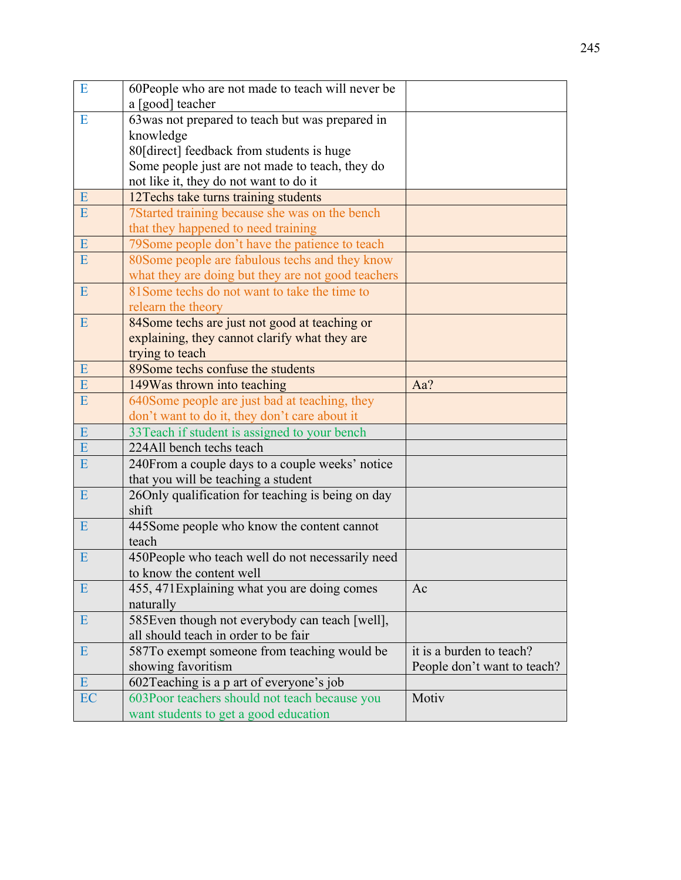| | | |
|---|---|---|
| E | 60People who are not made to teach will never be a [good] teacher | |
| E | 63was not prepared to teach but was prepared in knowledge<br>80[direct] feedback from students is huge<br>Some people just are not made to teach, they do not like it, they do not want to do it | |
| E | 12Techs take turns training students | |
| E | 7Started training because she was on the bench that they happened to need training | |
| E | 79Some people don't have the patience to teach | |
| E | 80Some people are fabulous techs and they know what they are doing but they are not good teachers | |
| E | 81Some techs do not want to take the time to relearn the theory | |
| E | 84Some techs are just not good at teaching or explaining, they cannot clarify what they are trying to teach | |
| E | 89Some techs confuse the students | |
| E | 149Was thrown into teaching | Aa? |
| E | 640Some people are just bad at teaching, they don't want to do it, they don't care about it | |
| E | 33Teach if student is assigned to your bench | |
| E | 224All bench techs teach | |
| E | 240From a couple days to a couple weeks' notice that you will be teaching a student | |
| E | 26Only qualification for teaching is being on day shift | |
| E | 445Some people who know the content cannot teach | |
| E | 450People who teach well do not necessarily need to know the content well | |
| E | 455, 471Explaining what you are doing comes naturally | Ac |
| E | 585Even though not everybody can teach [well], all should teach in order to be fair | |
| E | 587To exempt someone from teaching would be showing favoritism | it is a burden to teach? People don't want to teach? |
| E | 602Teaching is a p art of everyone's job | |
| EC | 603Poor teachers should not teach because you want students to get a good education | Motiv |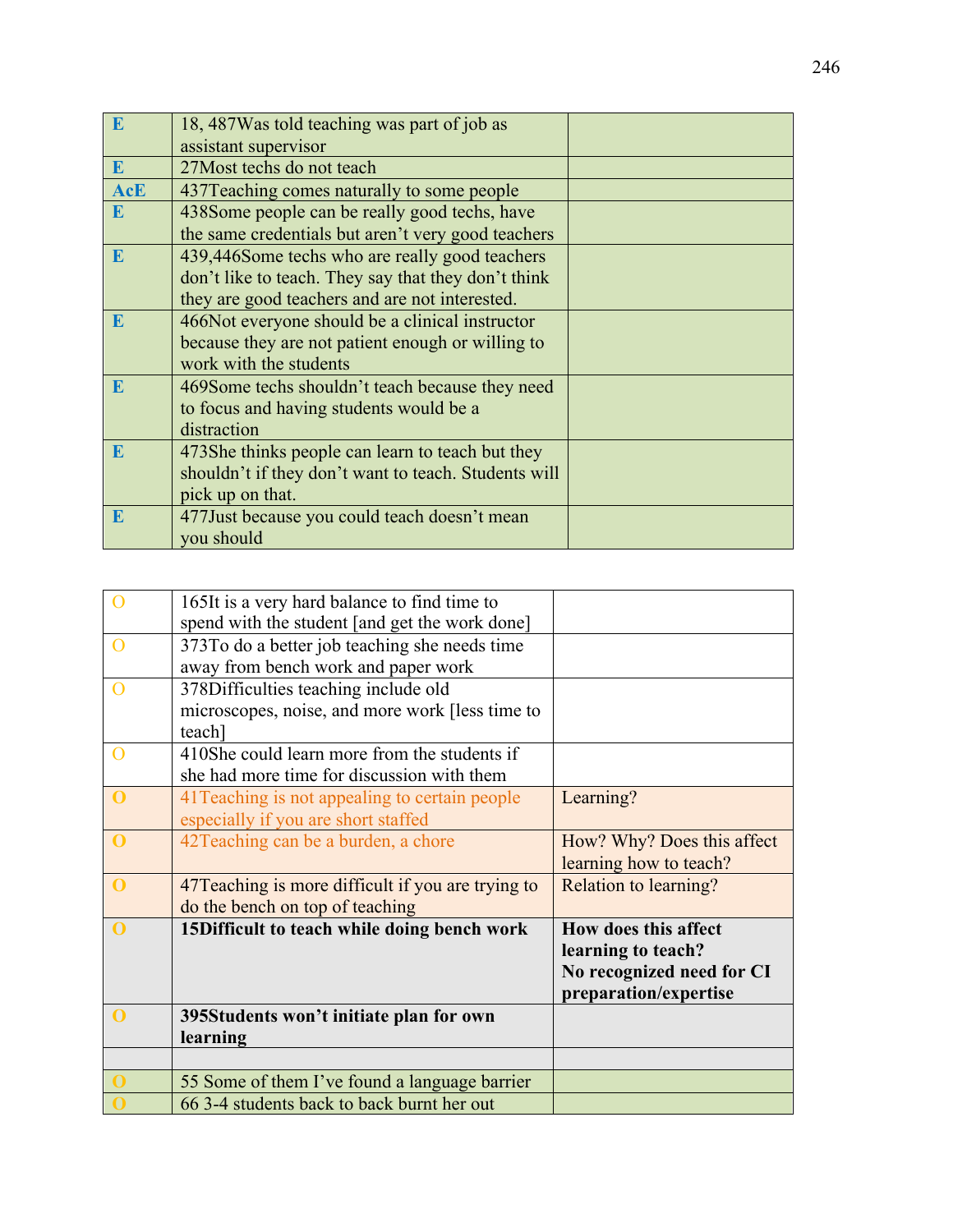| | | |
|---|---|---|
| E | 18, 487Was told teaching was part of job as assistant supervisor | |
| E | 27Most techs do not teach | |
| AcE | 437Teaching comes naturally to some people | |
| E | 438Some people can be really good techs, have the same credentials but aren't very good teachers | |
| E | 439,446Some techs who are really good teachers don't like to teach. They say that they don't think they are good teachers and are not interested. | |
| E | 466Not everyone should be a clinical instructor because they are not patient enough or willing to work with the students | |
| E | 469Some techs shouldn't teach because they need to focus and having students would be a distraction | |
| E | 473She thinks people can learn to teach but they shouldn't if they don't want to teach. Students will pick up on that. | |
| E | 477Just because you could teach doesn't mean you should | |

| | | |
|---|---|---|
| O | 165It is a very hard balance to find time to spend with the student [and get the work done] | |
| O | 373To do a better job teaching she needs time away from bench work and paper work | |
| O | 378Difficulties teaching include old microscopes, noise, and more work [less time to teach] | |
| O | 410She could learn more from the students if she had more time for discussion with them | |
| **O** | 41Teaching is not appealing to certain people especially if you are short staffed | Learning? |
| **O** | 42Teaching can be a burden, a chore | How? Why? Does this affect learning how to teach? |
| **O** | 47Teaching is more difficult if you are trying to do the bench on top of teaching | Relation to learning? |
| **O** | **15Difficult to teach while doing bench work** | **How does this affect learning to teach? No recognized need for CI preparation/expertise** |
| **O** | **395Students won't initiate plan for own learning** | |
| | | |
| **O** | 55 Some of them I've found a language barrier | |
| **O** | 66 3-4 students back to back burnt her out | |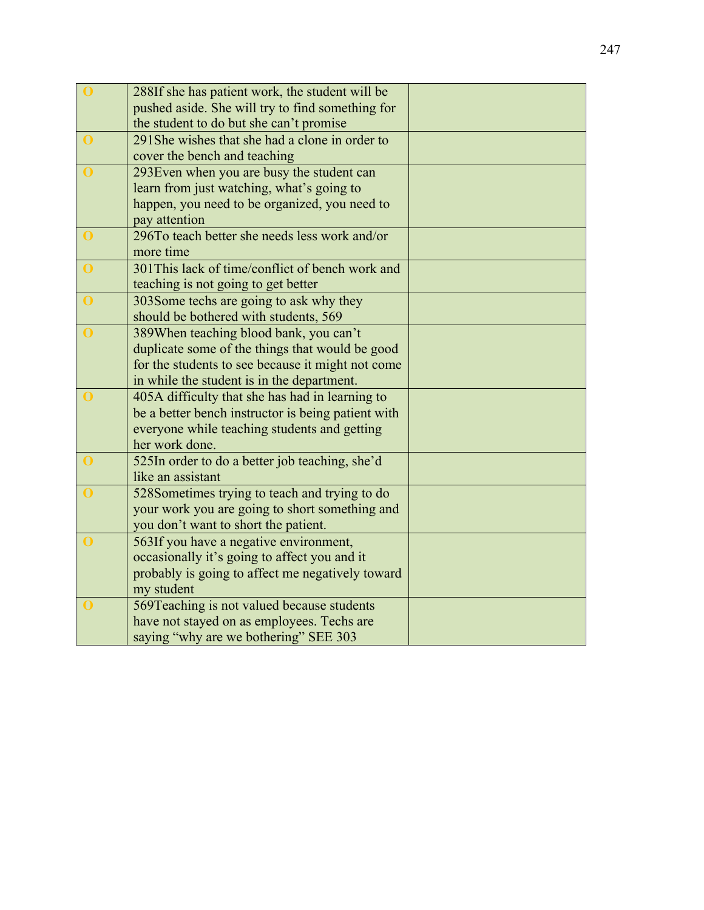| | | |
|---|---|---|
| O | 288If she has patient work, the student will be pushed aside. She will try to find something for the student to do but she can't promise | |
| O | 291She wishes that she had a clone in order to cover the bench and teaching | |
| O | 293Even when you are busy the student can learn from just watching, what's going to happen, you need to be organized, you need to pay attention | |
| O | 296To teach better she needs less work and/or more time | |
| O | 301This lack of time/conflict of bench work and teaching is not going to get better | |
| O | 303Some techs are going to ask why they should be bothered with students, 569 | |
| O | 389When teaching blood bank, you can't duplicate some of the things that would be good for the students to see because it might not come in while the student is in the department. | |
| O | 405A difficulty that she has had in learning to be a better bench instructor is being patient with everyone while teaching students and getting her work done. | |
| O | 525In order to do a better job teaching, she'd like an assistant | |
| O | 528Sometimes trying to teach and trying to do your work you are going to short something and you don't want to short the patient. | |
| O | 563If you have a negative environment, occasionally it's going to affect you and it probably is going to affect me negatively toward my student | |
| O | 569Teaching is not valued because students have not stayed on as employees. Techs are saying "why are we bothering" SEE 303 | |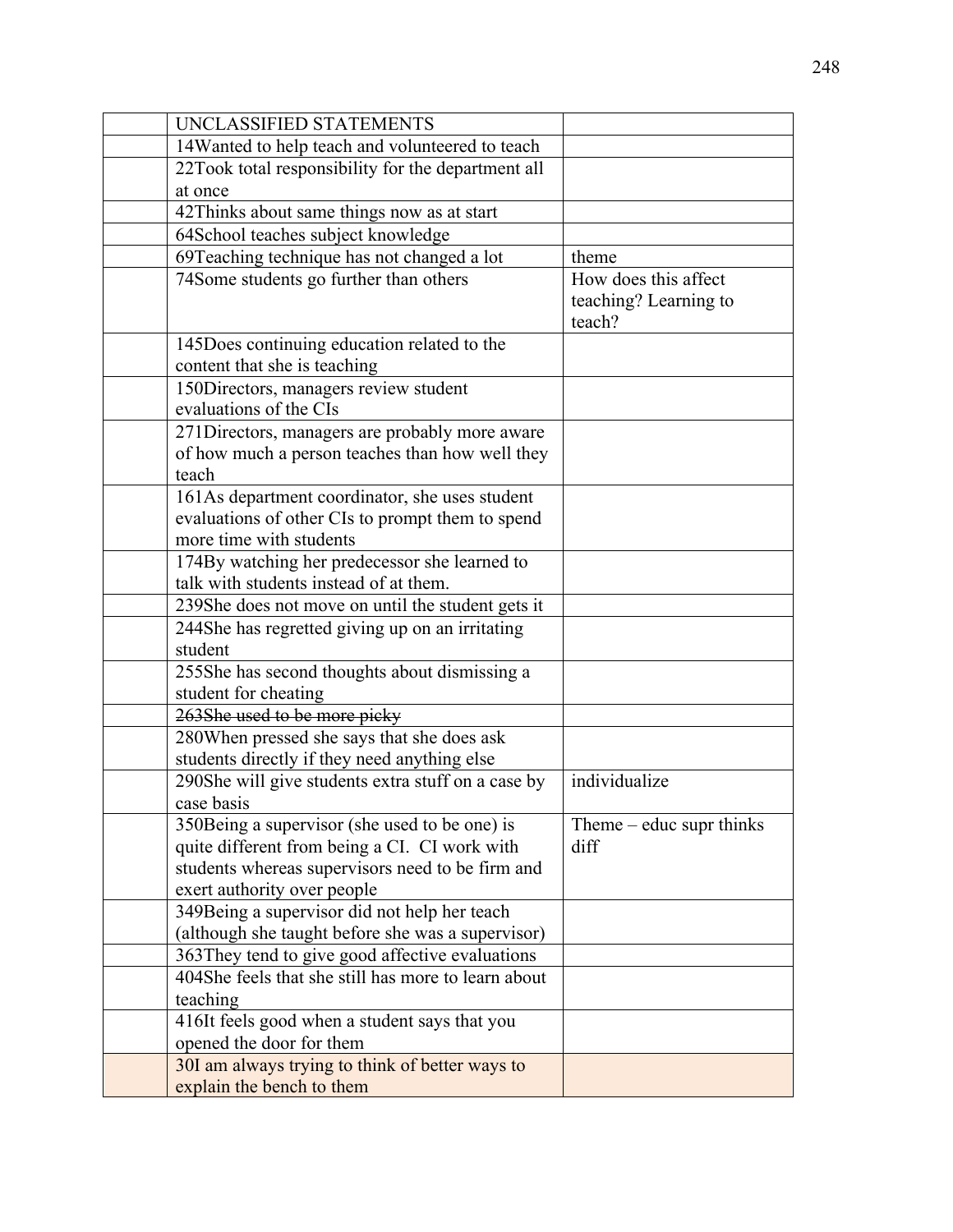| | UNCLASSIFIED STATEMENTS | |
|---|---|---|
| | 14Wanted to help teach and volunteered to teach | |
| | 22Took total responsibility for the department all at once | |
| | 42Thinks about same things now as at start | |
| | 64School teaches subject knowledge | |
| | 69Teaching technique has not changed a lot | theme |
| | 74Some students go further than others | How does this affect teaching? Learning to teach? |
| | 145Does continuing education related to the content that she is teaching | |
| | 150Directors, managers review student evaluations of the CIs | |
| | 271Directors, managers are probably more aware of how much a person teaches than how well they teach | |
| | 161As department coordinator, she uses student evaluations of other CIs to prompt them to spend more time with students | |
| | 174By watching her predecessor she learned to talk with students instead of at them. | |
| | 239She does not move on until the student gets it | |
| | 244She has regretted giving up on an irritating student | |
| | 255She has second thoughts about dismissing a student for cheating | |
| | ~~263She used to be more picky~~ | |
| | 280When pressed she says that she does ask students directly if they need anything else | |
| | 290She will give students extra stuff on a case by case basis | individualize |
| | 350Being a supervisor (she used to be one) is quite different from being a CI. CI work with students whereas supervisors need to be firm and exert authority over people | Theme – educ supr thinks diff |
| | 349Being a supervisor did not help her teach (although she taught before she was a supervisor) | |
| | 363They tend to give good affective evaluations | |
| | 404She feels that she still has more to learn about teaching | |
| | 416It feels good when a student says that you opened the door for them | |
| | 30I am always trying to think of better ways to explain the bench to them | |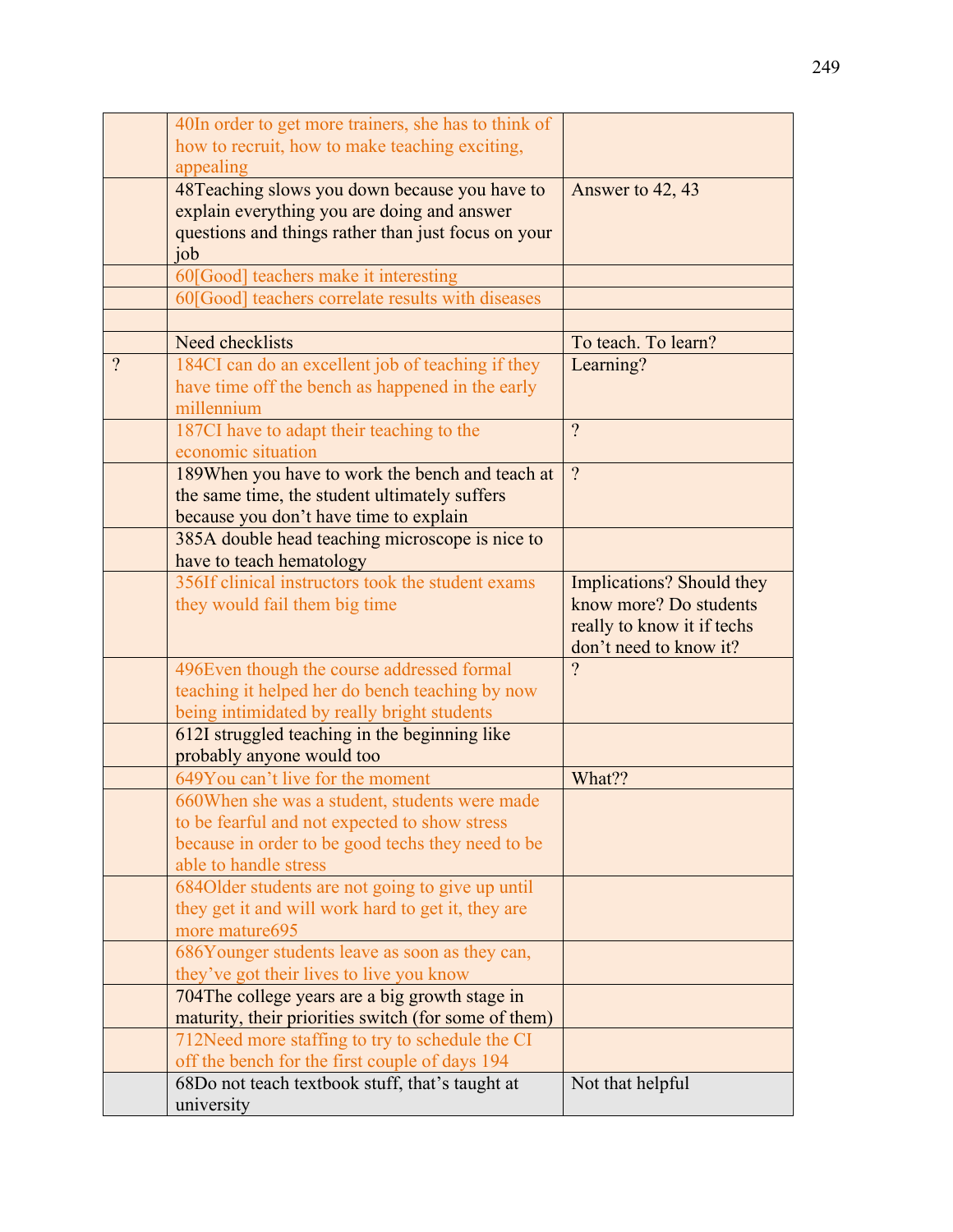| | | |
|---|---|---|
| | 40In order to get more trainers, she has to think of how to recruit, how to make teaching exciting, appealing | |
| | 48Teaching slows you down because you have to explain everything you are doing and answer questions and things rather than just focus on your job | Answer to 42, 43 |
| | 60[Good] teachers make it interesting | |
| | 60[Good] teachers correlate results with diseases | |
| | | |
| | Need checklists | To teach. To learn? |
| ? | 184CI can do an excellent job of teaching if they have time off the bench as happened in the early millennium | Learning? |
| | 187CI have to adapt their teaching to the economic situation | ? |
| | 189When you have to work the bench and teach at the same time, the student ultimately suffers because you don't have time to explain | ? |
| | 385A double head teaching microscope is nice to have to teach hematology | |
| | 356If clinical instructors took the student exams they would fail them big time | Implications? Should they know more? Do students really to know it if techs don't need to know it? |
| | 496Even though the course addressed formal teaching it helped her do bench teaching by now being intimidated by really bright students | ? |
| | 612I struggled teaching in the beginning like probably anyone would too | |
| | 649You can't live for the moment | What?? |
| | 660When she was a student, students were made to be fearful and not expected to show stress because in order to be good techs they need to be able to handle stress | |
| | 684Older students are not going to give up until they get it and will work hard to get it, they are more mature695 | |
| | 686Younger students leave as soon as they can, they've got their lives to live you know | |
| | 704The college years are a big growth stage in maturity, their priorities switch (for some of them) | |
| | 712Need more staffing to try to schedule the CI off the bench for the first couple of days 194 | |
| | 68Do not teach textbook stuff, that's taught at university | Not that helpful |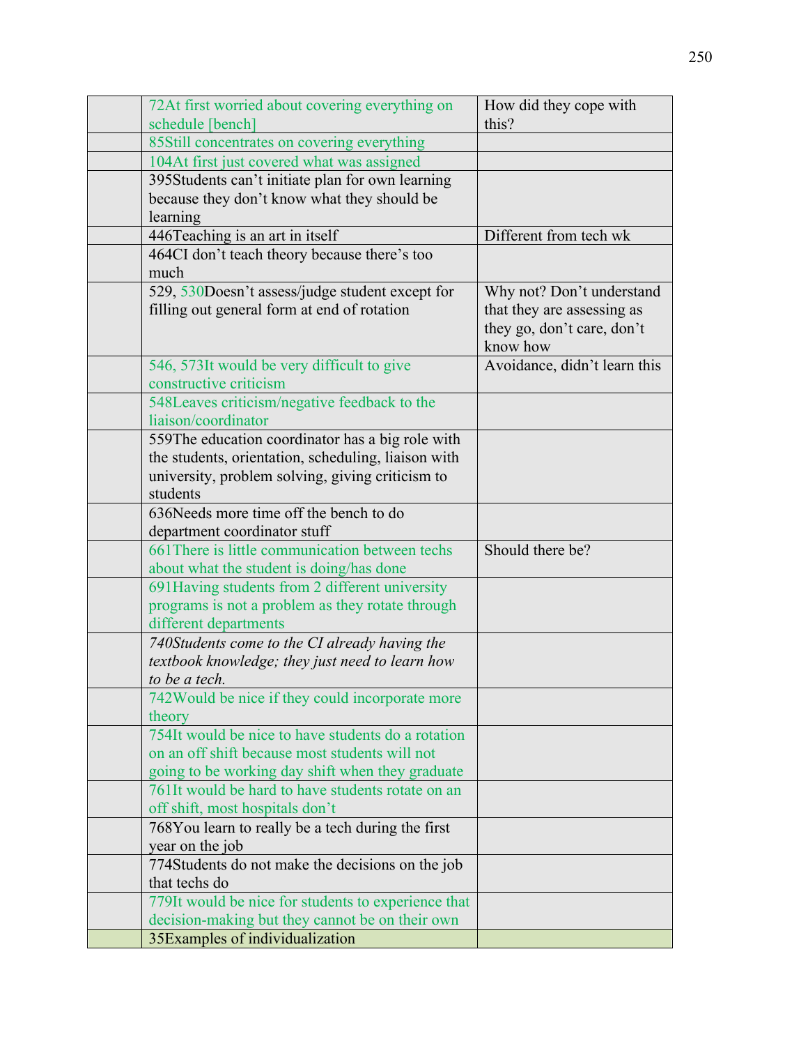| | | |
|---|---|---|
| | 72At first worried about covering everything on schedule [bench] | How did they cope with this? |
| | 85Still concentrates on covering everything | |
| | 104At first just covered what was assigned | |
| | 395Students can't initiate plan for own learning because they don't know what they should be learning | |
| | 446Teaching is an art in itself | Different from tech wk |
| | 464CI don't teach theory because there's too much | |
| | 529, 530Doesn't assess/judge student except for filling out general form at end of rotation | Why not? Don't understand that they are assessing as they go, don't care, don't know how |
| | 546, 573It would be very difficult to give constructive criticism | Avoidance, didn't learn this |
| | 548Leaves criticism/negative feedback to the liaison/coordinator | |
| | 559The education coordinator has a big role with the students, orientation, scheduling, liaison with university, problem solving, giving criticism to students | |
| | 636Needs more time off the bench to do department coordinator stuff | |
| | 661There is little communication between techs about what the student is doing/has done | Should there be? |
| | 691Having students from 2 different university programs is not a problem as they rotate through different departments | |
| | *740Students come to the CI already having the textbook knowledge; they just need to learn how to be a tech.* | |
| | 742Would be nice if they could incorporate more theory | |
| | 754It would be nice to have students do a rotation on an off shift because most students will not going to be working day shift when they graduate | |
| | 761It would be hard to have students rotate on an off shift, most hospitals don't | |
| | 768You learn to really be a tech during the first year on the job | |
| | 774Students do not make the decisions on the job that techs do | |
| | 779It would be nice for students to experience that decision-making but they cannot be on their own | |
| | 35Examples of individualization | |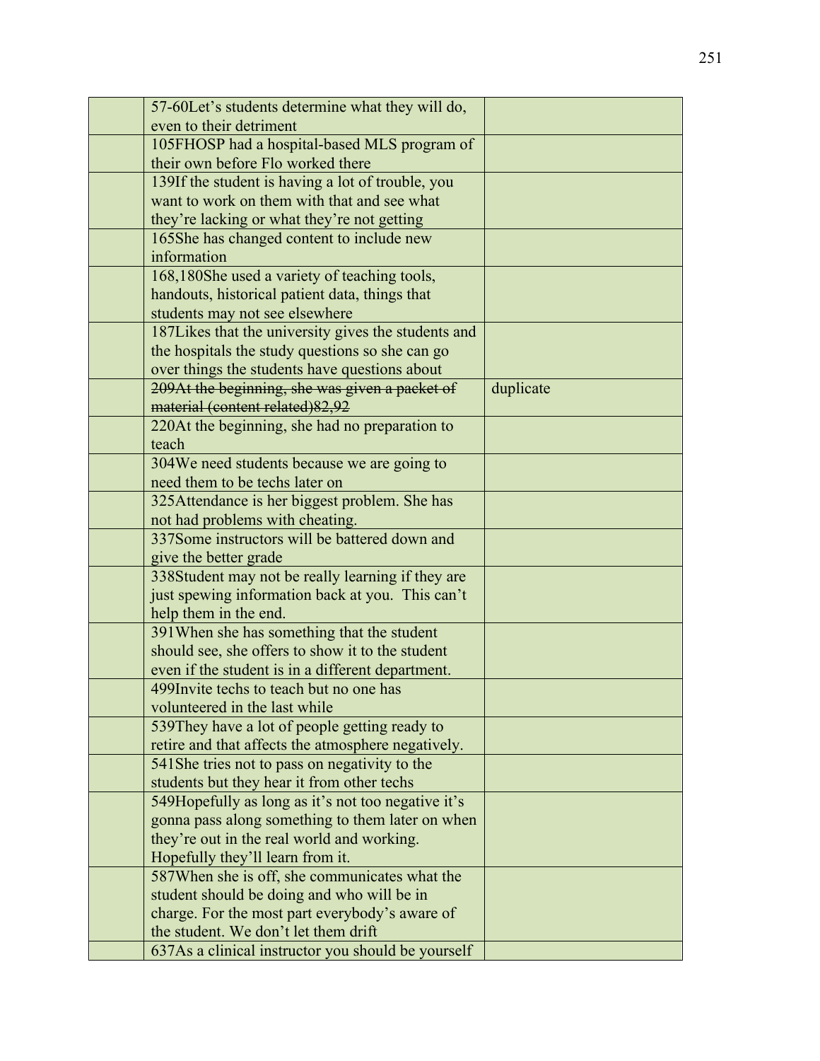| | | |
|---|---|---|
| | 57-60Let's students determine what they will do, even to their detriment | |
| | 105FHOSP had a hospital-based MLS program of their own before Flo worked there | |
| | 139If the student is having a lot of trouble, you want to work on them with that and see what they're lacking or what they're not getting | |
| | 165She has changed content to include new information | |
| | 168,180She used a variety of teaching tools, handouts, historical patient data, things that students may not see elsewhere | |
| | 187Likes that the university gives the students and the hospitals the study questions so she can go over things the students have questions about | |
| | ~~209At the beginning, she was given a packet of material (content related)82,92~~ | duplicate |
| | 220At the beginning, she had no preparation to teach | |
| | 304We need students because we are going to need them to be techs later on | |
| | 325Attendance is her biggest problem. She has not had problems with cheating. | |
| | 337Some instructors will be battered down and give the better grade | |
| | 338Student may not be really learning if they are just spewing information back at you. This can't help them in the end. | |
| | 391When she has something that the student should see, she offers to show it to the student even if the student is in a different department. | |
| | 499Invite techs to teach but no one has volunteered in the last while | |
| | 539They have a lot of people getting ready to retire and that affects the atmosphere negatively. | |
| | 541She tries not to pass on negativity to the students but they hear it from other techs | |
| | 549Hopefully as long as it's not too negative it's gonna pass along something to them later on when they're out in the real world and working. Hopefully they'll learn from it. | |
| | 587When she is off, she communicates what the student should be doing and who will be in charge. For the most part everybody's aware of the student. We don't let them drift | |
| | 637As a clinical instructor you should be yourself | |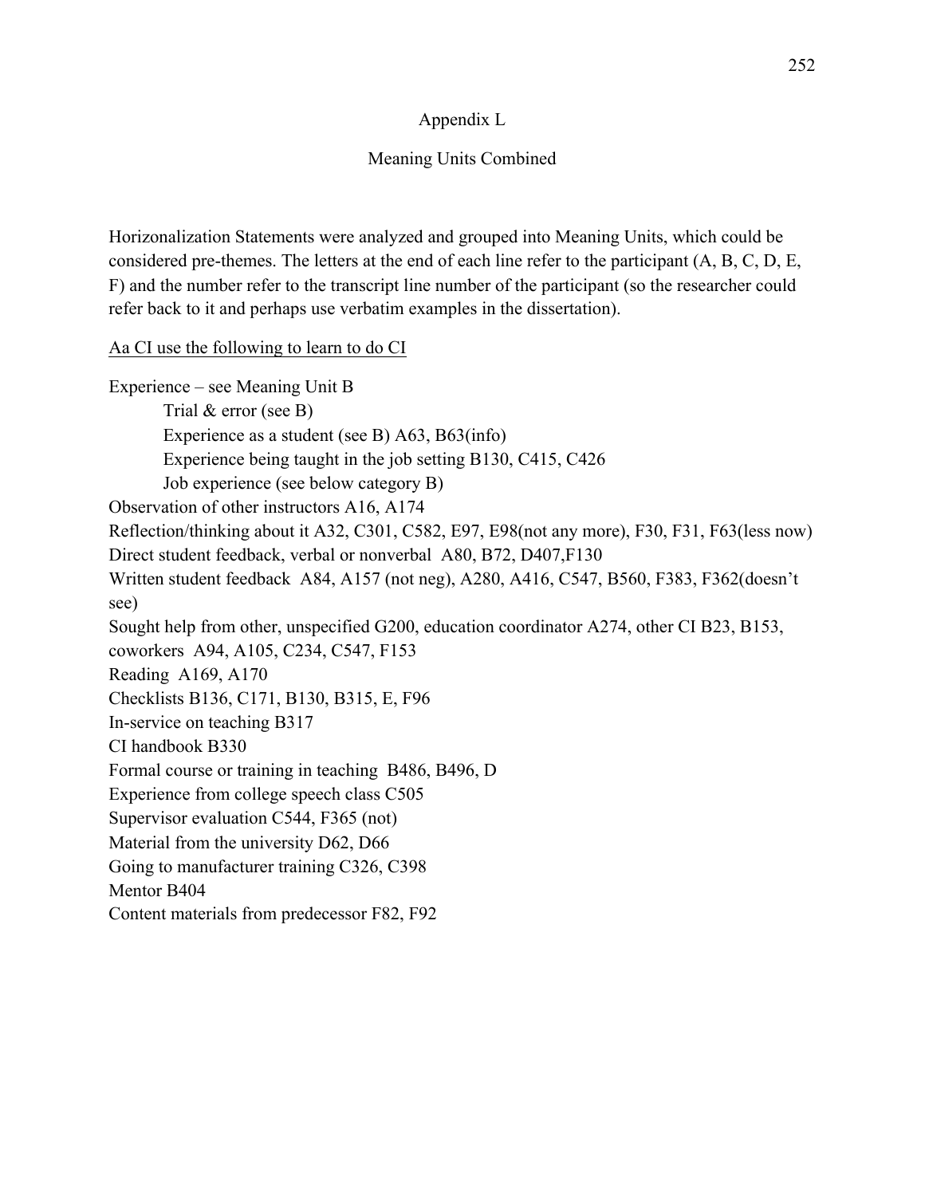# Appendix L

## Meaning Units Combined

Horizonalization Statements were analyzed and grouped into Meaning Units, which could be considered pre-themes. The letters at the end of each line refer to the participant (A, B, C, D, E, F) and the number refer to the transcript line number of the participant (so the researcher could refer back to it and perhaps use verbatim examples in the dissertation).

<u>Aa CI use the following to learn to do CI</u>

Experience – see Meaning Unit B
- Trial & error (see B)
- Experience as a student (see B) A63, B63(info)
- Experience being taught in the job setting B130, C415, C426
- Job experience (see below category B)

Observation of other instructors A16, A174

Reflection/thinking about it A32, C301, C582, E97, E98(not any more), F30, F31, F63(less now)

Direct student feedback, verbal or nonverbal A80, B72, D407,F130

Written student feedback A84, A157 (not neg), A280, A416, C547, B560, F383, F362(doesn't see)

Sought help from other, unspecified G200, education coordinator A274, other CI B23, B153, coworkers A94, A105, C234, C547, F153

Reading A169, A170

Checklists B136, C171, B130, B315, E, F96

In-service on teaching B317

CI handbook B330

Formal course or training in teaching B486, B496, D

Experience from college speech class C505

Supervisor evaluation C544, F365 (not)

Material from the university D62, D66

Going to manufacturer training C326, C398

Mentor B404

Content materials from predecessor F82, F92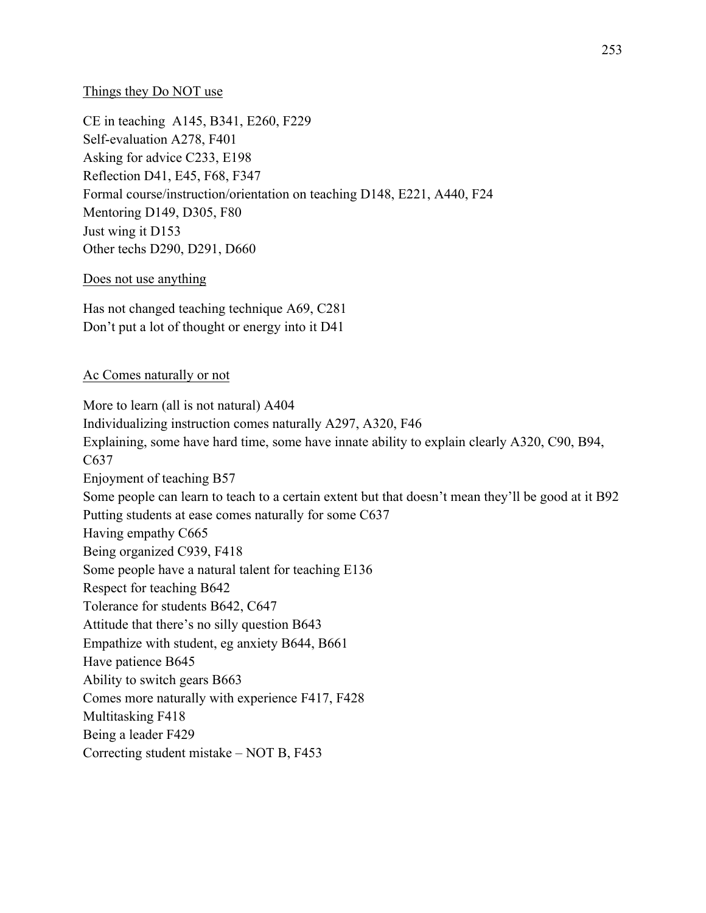Things they Do NOT use

CE in teaching A145, B341, E260, F229
Self-evaluation A278, F401
Asking for advice C233, E198
Reflection D41, E45, F68, F347
Formal course/instruction/orientation on teaching D148, E221, A440, F24
Mentoring D149, D305, F80
Just wing it D153
Other techs D290, D291, D660

Does not use anything

Has not changed teaching technique A69, C281
Don't put a lot of thought or energy into it D41

Ac Comes naturally or not

More to learn (all is not natural) A404
Individualizing instruction comes naturally A297, A320, F46
Explaining, some have hard time, some have innate ability to explain clearly A320, C90, B94, C637
Enjoyment of teaching B57
Some people can learn to teach to a certain extent but that doesn't mean they'll be good at it B92
Putting students at ease comes naturally for some C637
Having empathy C665
Being organized C939, F418
Some people have a natural talent for teaching E136
Respect for teaching B642
Tolerance for students B642, C647
Attitude that there's no silly question B643
Empathize with student, eg anxiety B644, B661
Have patience B645
Ability to switch gears B663
Comes more naturally with experience F417, F428
Multitasking F418
Being a leader F429
Correcting student mistake – NOT B, F453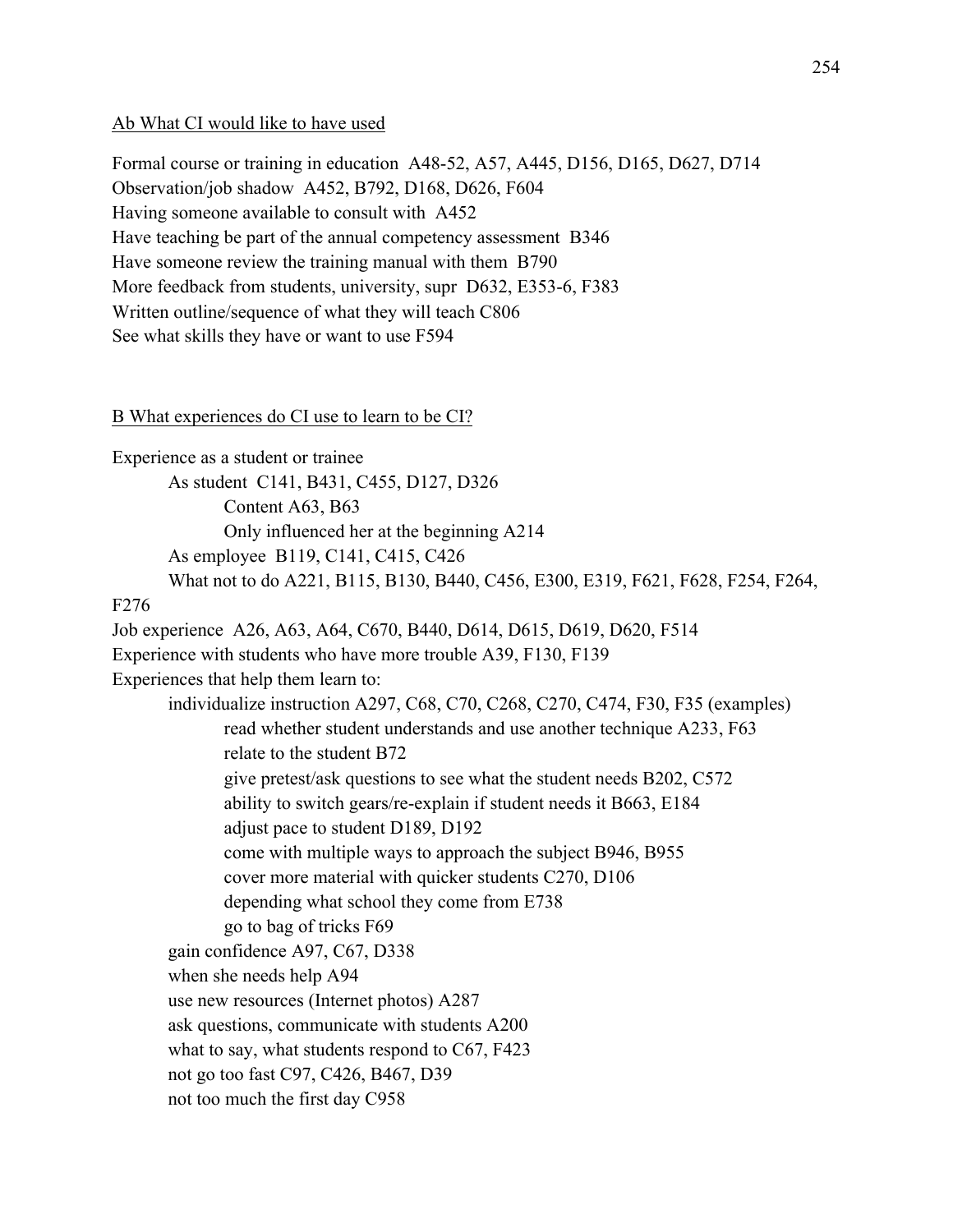<u>Ab What CI would like to have used</u>

Formal course or training in education A48-52, A57, A445, D156, D165, D627, D714
Observation/job shadow A452, B792, D168, D626, F604
Having someone available to consult with A452
Have teaching be part of the annual competency assessment B346
Have someone review the training manual with them B790
More feedback from students, university, supr D632, E353-6, F383
Written outline/sequence of what they will teach C806
See what skills they have or want to use F594

<u>B What experiences do CI use to learn to be CI?</u>

- Experience as a student or trainee
  - As student C141, B431, C455, D127, D326
    - Content A63, B63
    - Only influenced her at the beginning A214
  - As employee B119, C141, C415, C426
  - What not to do A221, B115, B130, B440, C456, E300, E319, F621, F628, F254, F264, F276
- Job experience A26, A63, A64, C670, B440, D614, D615, D619, D620, F514
- Experience with students who have more trouble A39, F130, F139
- Experiences that help them learn to:
  - individualize instruction A297, C68, C70, C268, C270, C474, F30, F35 (examples)
    - read whether student understands and use another technique A233, F63
    - relate to the student B72
    - give pretest/ask questions to see what the student needs B202, C572
    - ability to switch gears/re-explain if student needs it B663, E184
    - adjust pace to student D189, D192
    - come with multiple ways to approach the subject B946, B955
    - cover more material with quicker students C270, D106
    - depending what school they come from E738
    - go to bag of tricks F69
  - gain confidence A97, C67, D338
  - when she needs help A94
  - use new resources (Internet photos) A287
  - ask questions, communicate with students A200
  - what to say, what students respond to C67, F423
  - not go too fast C97, C426, B467, D39
  - not too much the first day C958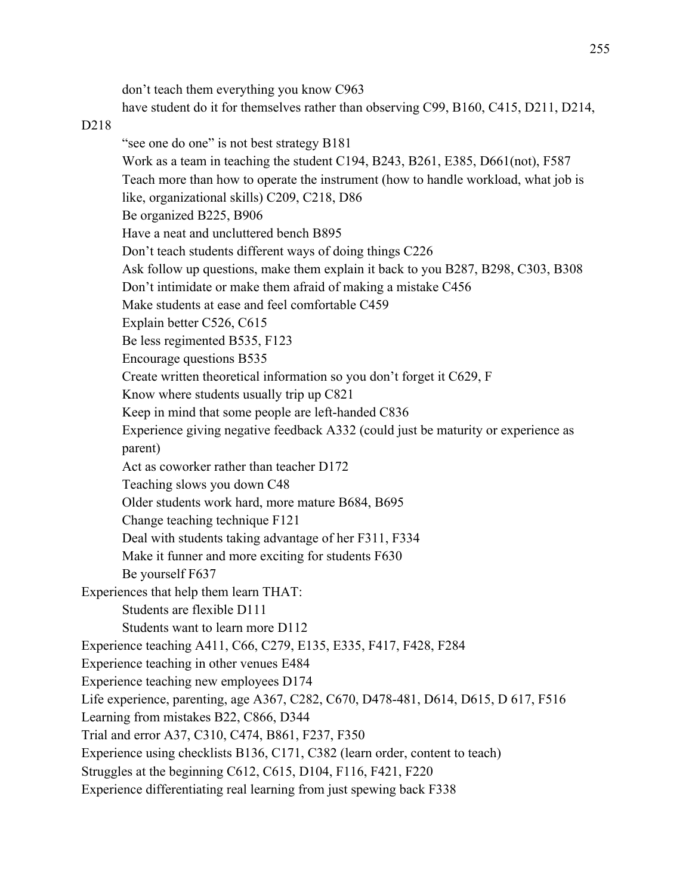- don't teach them everything you know C963
- have student do it for themselves rather than observing C99, B160, C415, D211, D214, D218
- "see one do one" is not best strategy B181
- Work as a team in teaching the student C194, B243, B261, E385, D661(not), F587
- Teach more than how to operate the instrument (how to handle workload, what job is like, organizational skills) C209, C218, D86
- Be organized B225, B906
- Have a neat and uncluttered bench B895
- Don't teach students different ways of doing things C226
- Ask follow up questions, make them explain it back to you B287, B298, C303, B308
- Don't intimidate or make them afraid of making a mistake C456
- Make students at ease and feel comfortable C459
- Explain better C526, C615
- Be less regimented B535, F123
- Encourage questions B535
- Create written theoretical information so you don't forget it C629, F
- Know where students usually trip up C821
- Keep in mind that some people are left-handed C836
- Experience giving negative feedback A332 (could just be maturity or experience as parent)
- Act as coworker rather than teacher D172
- Teaching slows you down C48
- Older students work hard, more mature B684, B695
- Change teaching technique F121
- Deal with students taking advantage of her F311, F334
- Make it funner and more exciting for students F630
- Be yourself F637

Experiences that help them learn THAT:

- Students are flexible D111
- Students want to learn more D112

Experience teaching A411, C66, C279, E135, E335, F417, F428, F284

Experience teaching in other venues E484

Experience teaching new employees D174

Life experience, parenting, age A367, C282, C670, D478-481, D614, D615, D 617, F516

Learning from mistakes B22, C866, D344

Trial and error A37, C310, C474, B861, F237, F350

Experience using checklists B136, C171, C382 (learn order, content to teach)

Struggles at the beginning C612, C615, D104, F116, F421, F220

Experience differentiating real learning from just spewing back F338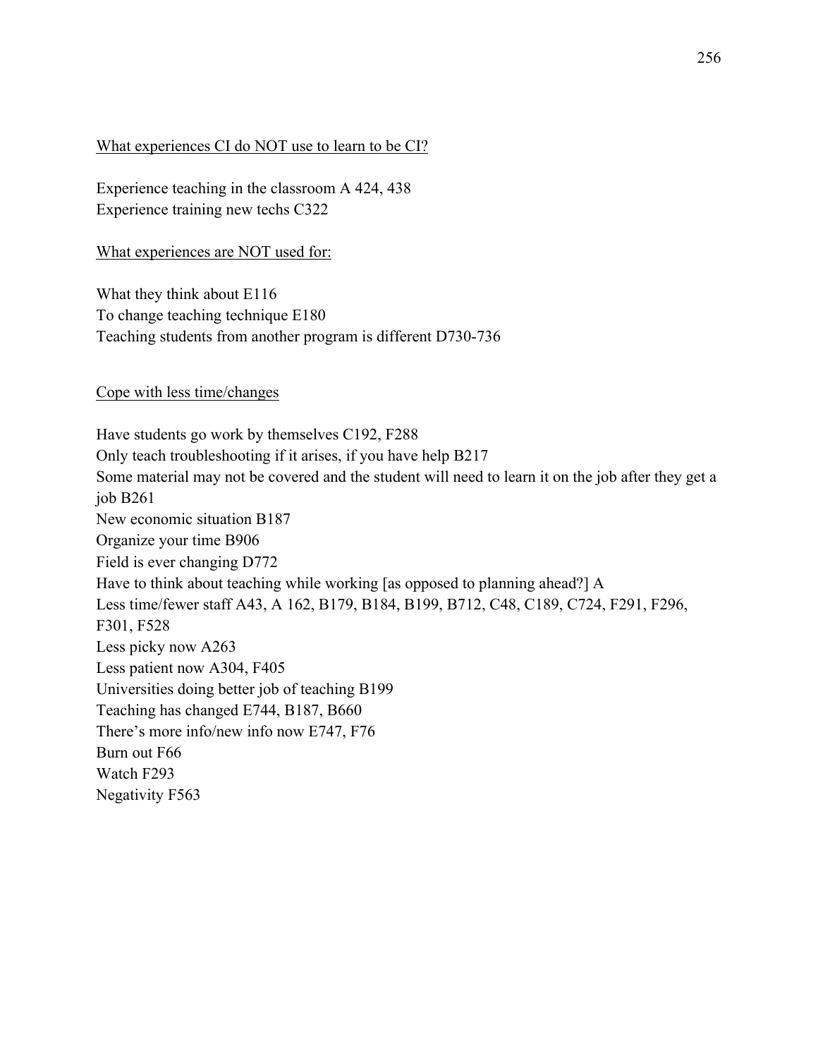<u>What experiences CI do NOT use to learn to be CI?</u>

Experience teaching in the classroom A 424, 438
Experience training new techs C322

<u>What experiences are NOT used for:</u>

What they think about E116
To change teaching technique E180
Teaching students from another program is different D730-736

<u>Cope with less time/changes</u>

Have students go work by themselves C192, F288
Only teach troubleshooting if it arises, if you have help B217
Some material may not be covered and the student will need to learn it on the job after they get a job B261
New economic situation B187
Organize your time B906
Field is ever changing D772
Have to think about teaching while working [as opposed to planning ahead?] A
Less time/fewer staff A43, A 162, B179, B184, B199, B712, C48, C189, C724, F291, F296, F301, F528
Less picky now A263
Less patient now A304, F405
Universities doing better job of teaching B199
Teaching has changed E744, B187, B660
There's more info/new info now E747, F76
Burn out F66
Watch F293
Negativity F563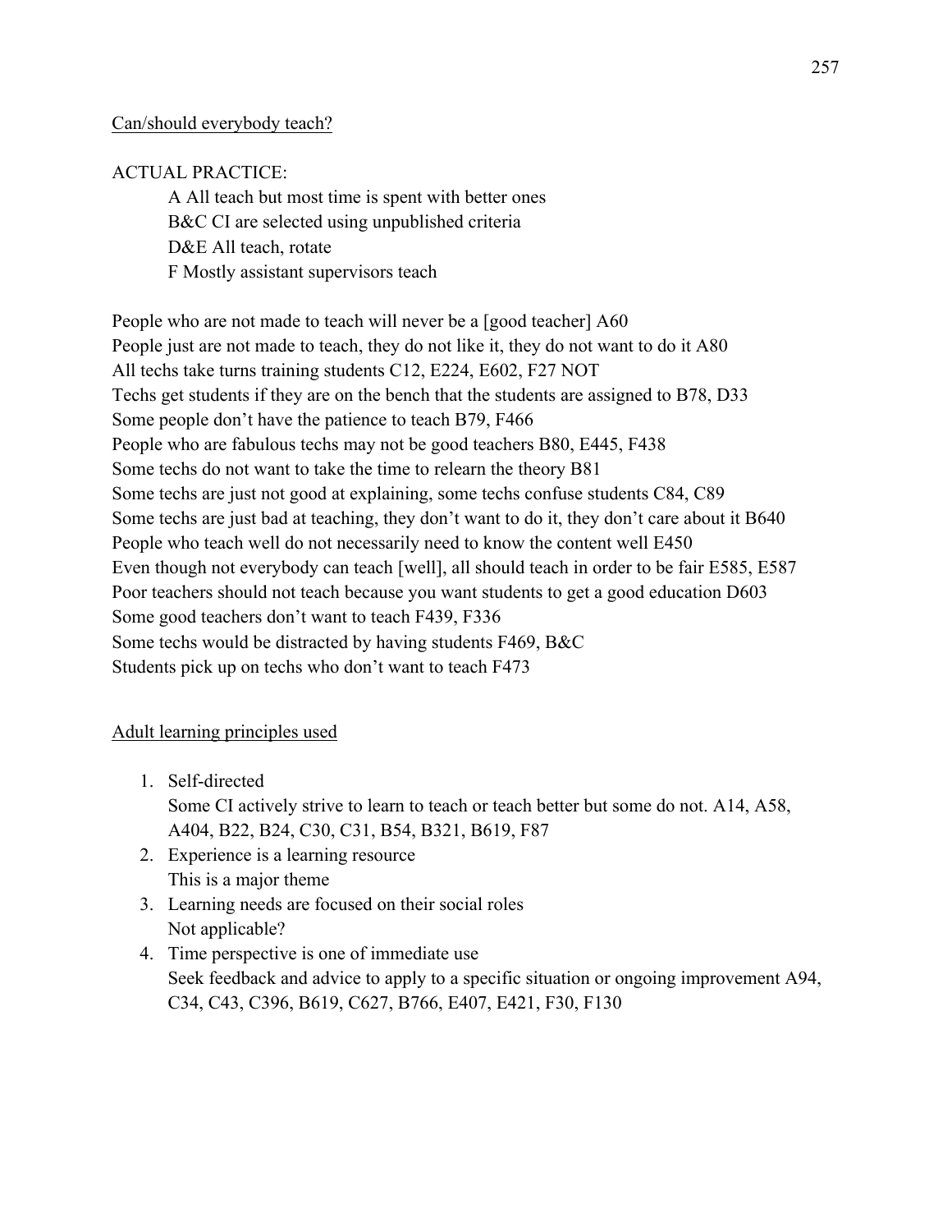Can/should everybody teach?

ACTUAL PRACTICE:

A All teach but most time is spent with better ones
B&C CI are selected using unpublished criteria
D&E All teach, rotate
F Mostly assistant supervisors teach

People who are not made to teach will never be a [good teacher] A60
People just are not made to teach, they do not like it, they do not want to do it A80
All techs take turns training students C12, E224, E602, F27 NOT
Techs get students if they are on the bench that the students are assigned to B78, D33
Some people don't have the patience to teach B79, F466
People who are fabulous techs may not be good teachers B80, E445, F438
Some techs do not want to take the time to relearn the theory B81
Some techs are just not good at explaining, some techs confuse students C84, C89
Some techs are just bad at teaching, they don't want to do it, they don't care about it B640
People who teach well do not necessarily need to know the content well E450
Even though not everybody can teach [well], all should teach in order to be fair E585, E587
Poor teachers should not teach because you want students to get a good education D603
Some good teachers don't want to teach F439, F336
Some techs would be distracted by having students F469, B&C
Students pick up on techs who don't want to teach F473

Adult learning principles used

1. Self-directed
   Some CI actively strive to learn to teach or teach better but some do not. A14, A58, A404, B22, B24, C30, C31, B54, B321, B619, F87
2. Experience is a learning resource
   This is a major theme
3. Learning needs are focused on their social roles
   Not applicable?
4. Time perspective is one of immediate use
   Seek feedback and advice to apply to a specific situation or ongoing improvement A94, C34, C43, C396, B619, C627, B766, E407, E421, F30, F130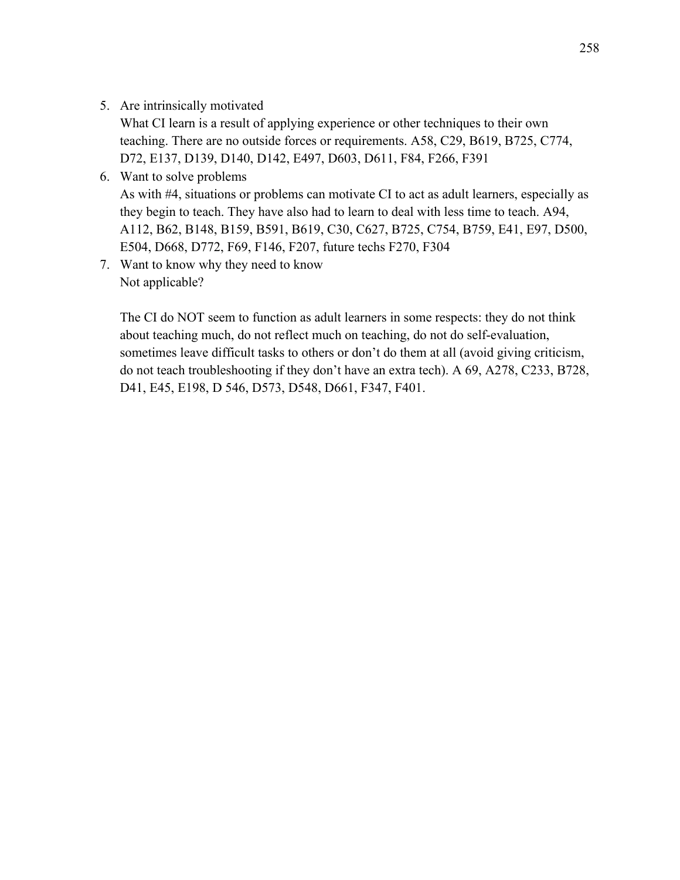5. Are intrinsically motivated
   What CI learn is a result of applying experience or other techniques to their own teaching. There are no outside forces or requirements. A58, C29, B619, B725, C774, D72, E137, D139, D140, D142, E497, D603, D611, F84, F266, F391
6. Want to solve problems
   As with #4, situations or problems can motivate CI to act as adult learners, especially as they begin to teach. They have also had to learn to deal with less time to teach. A94, A112, B62, B148, B159, B591, B619, C30, C627, B725, C754, B759, E41, E97, D500, E504, D668, D772, F69, F146, F207, future techs F270, F304
7. Want to know why they need to know
   Not applicable?

   The CI do NOT seem to function as adult learners in some respects: they do not think about teaching much, do not reflect much on teaching, do not do self-evaluation, sometimes leave difficult tasks to others or don't do them at all (avoid giving criticism, do not teach troubleshooting if they don't have an extra tech). A 69, A278, C233, B728, D41, E45, E198, D 546, D573, D548, D661, F347, F401.